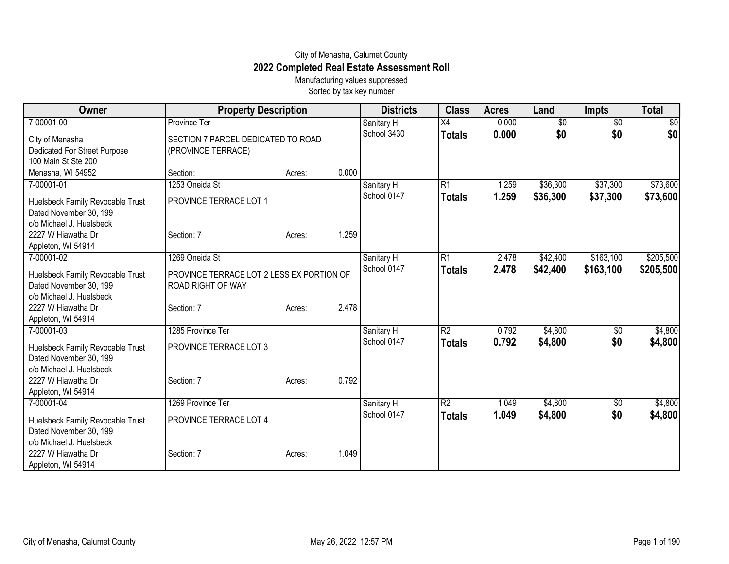City of Menasha, Calumet County

# 2022 Completed Real Estate Assessment Roll

Manufacturing values suppressed

Sorted by tax key number

| Owner | Property Description | Districts | Class | Acres | Land | Impts | Total |
|---|---|---|---|---|---|---|---|
| 7-00001-00<br>City of Menasha<br>Dedicated For Street Purpose<br>100 Main St Ste 200<br>Menasha, WI 54952 | Province Ter<br>SECTION 7 PARCEL DEDICATED TO ROAD (PROVINCE TERRACE)<br>Section: Acres: 0.000 | Sanitary H<br>School 3430 | X4<br>**Totals** | 0.000<br>**0.000** | $0<br>**$0** | $0<br>**$0** | $0<br>**$0** |
| 7-00001-01<br>Huelsbeck Family Revocable Trust<br>Dated November 30, 199<br>c/o Michael J. Huelsbeck<br>2227 W Hiawatha Dr<br>Appleton, WI 54914 | 1253 Oneida St<br>PROVINCE TERRACE LOT 1<br>Section: 7 Acres: 1.259 | Sanitary H<br>School 0147 | R1<br>**Totals** | 1.259<br>**1.259** | $36,300<br>**$36,300** | $37,300<br>**$37,300** | $73,600<br>**$73,600** |
| 7-00001-02<br>Huelsbeck Family Revocable Trust<br>Dated November 30, 199<br>c/o Michael J. Huelsbeck<br>2227 W Hiawatha Dr<br>Appleton, WI 54914 | 1269 Oneida St<br>PROVINCE TERRACE LOT 2 LESS EX PORTION OF ROAD RIGHT OF WAY<br>Section: 7 Acres: 2.478 | Sanitary H<br>School 0147 | R1<br>**Totals** | 2.478<br>**2.478** | $42,400<br>**$42,400** | $163,100<br>**$163,100** | $205,500<br>**$205,500** |
| 7-00001-03<br>Huelsbeck Family Revocable Trust<br>Dated November 30, 199<br>c/o Michael J. Huelsbeck<br>2227 W Hiawatha Dr<br>Appleton, WI 54914 | 1285 Province Ter<br>PROVINCE TERRACE LOT 3<br>Section: 7 Acres: 0.792 | Sanitary H<br>School 0147 | R2<br>**Totals** | 0.792<br>**0.792** | $4,800<br>**$4,800** | $0<br>**$0** | $4,800<br>**$4,800** |
| 7-00001-04<br>Huelsbeck Family Revocable Trust<br>Dated November 30, 199<br>c/o Michael J. Huelsbeck<br>2227 W Hiawatha Dr<br>Appleton, WI 54914 | 1269 Province Ter<br>PROVINCE TERRACE LOT 4<br>Section: 7 Acres: 1.049 | Sanitary H<br>School 0147 | R2<br>**Totals** | 1.049<br>**1.049** | $4,800<br>**$4,800** | $0<br>**$0** | $4,800<br>**$4,800** |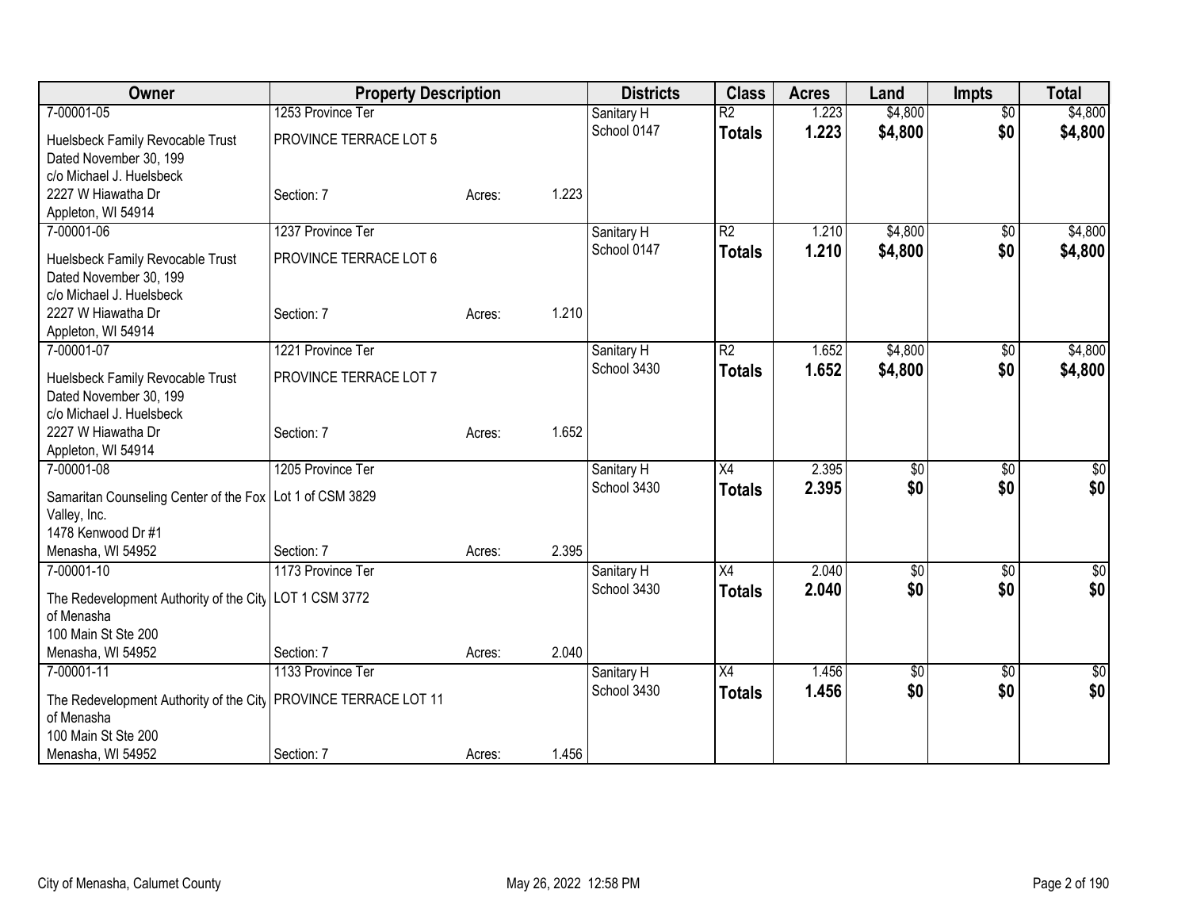| Owner | Property Description | | | Districts | Class | Acres | Land | Impts | Total |
|---|---|---|---|---|---|---|---|---|---|
| 7-00001-05 | 1253 Province Ter | | | Sanitary H | R2 | 1.223 | $4,800 | $0 | $4,800 |
| Huelsbeck Family Revocable Trust Dated November 30, 199 c/o Michael J. Huelsbeck 2227 W Hiawatha Dr Appleton, WI 54914 | PROVINCE TERRACE LOT 5 Section: 7 | Acres: | 1.223 | School 0147 | **Totals** | **1.223** | **$4,800** | **$0** | **$4,800** |
| 7-00001-06 | 1237 Province Ter | | | Sanitary H | R2 | 1.210 | $4,800 | $0 | $4,800 |
| Huelsbeck Family Revocable Trust Dated November 30, 199 c/o Michael J. Huelsbeck 2227 W Hiawatha Dr Appleton, WI 54914 | PROVINCE TERRACE LOT 6 Section: 7 | Acres: | 1.210 | School 0147 | **Totals** | **1.210** | **$4,800** | **$0** | **$4,800** |
| 7-00001-07 | 1221 Province Ter | | | Sanitary H | R2 | 1.652 | $4,800 | $0 | $4,800 |
| Huelsbeck Family Revocable Trust Dated November 30, 199 c/o Michael J. Huelsbeck 2227 W Hiawatha Dr Appleton, WI 54914 | PROVINCE TERRACE LOT 7 Section: 7 | Acres: | 1.652 | School 3430 | **Totals** | **1.652** | **$4,800** | **$0** | **$4,800** |
| 7-00001-08 | 1205 Province Ter | | | Sanitary H | X4 | 2.395 | $0 | $0 | $0 |
| Samaritan Counseling Center of the Fox Valley, Inc. 1478 Kenwood Dr #1 Menasha, WI 54952 | Lot 1 of CSM 3829 Section: 7 | Acres: | 2.395 | School 3430 | **Totals** | **2.395** | **$0** | **$0** | **$0** |
| 7-00001-10 | 1173 Province Ter | | | Sanitary H | X4 | 2.040 | $0 | $0 | $0 |
| The Redevelopment Authority of the City of Menasha 100 Main St Ste 200 Menasha, WI 54952 | LOT 1 CSM 3772 Section: 7 | Acres: | 2.040 | School 3430 | **Totals** | **2.040** | **$0** | **$0** | **$0** |
| 7-00001-11 | 1133 Province Ter | | | Sanitary H | X4 | 1.456 | $0 | $0 | $0 |
| The Redevelopment Authority of the City of Menasha 100 Main St Ste 200 Menasha, WI 54952 | PROVINCE TERRACE LOT 11 Section: 7 | Acres: | 1.456 | School 3430 | **Totals** | **1.456** | **$0** | **$0** | **$0** |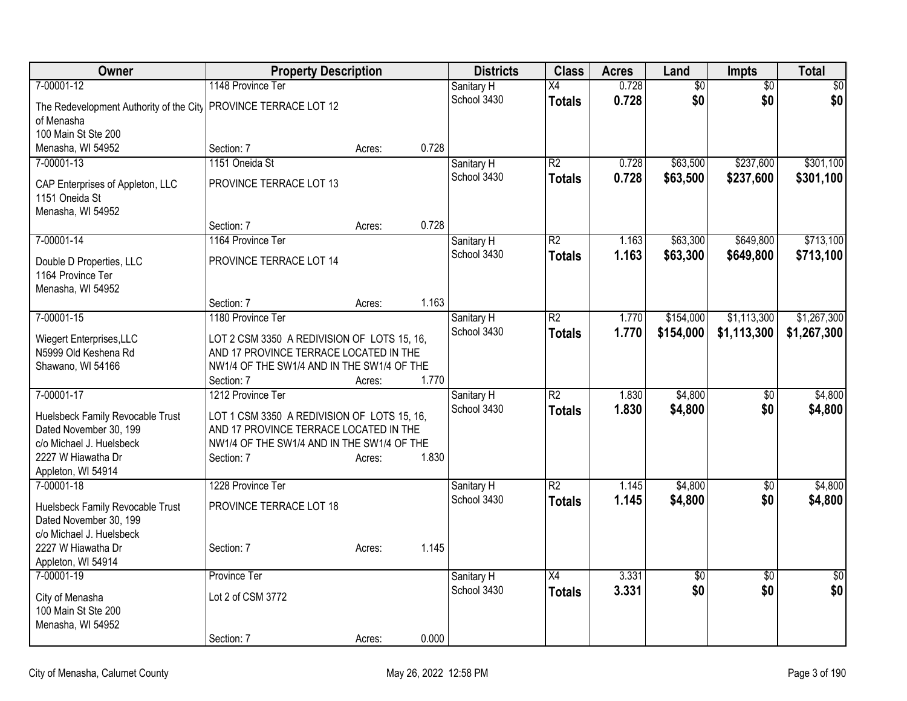| Owner | Property Description | | | Districts | Class | Acres | Land | Impts | Total |
|---|---|---|---|---|---|---|---|---|---|
| 7-00001-12<br>The Redevelopment Authority of the City of Menasha<br>100 Main St Ste 200<br>Menasha, WI 54952 | 1148 Province Ter<br>PROVINCE TERRACE LOT 12<br>Section: 7 | Acres: | 0.728 | Sanitary H<br>School 3430 | X4<br>**Totals** | 0.728<br>**0.728** | $0<br>**$0** | $0<br>**$0** | $0<br>**$0** |
| 7-00001-13<br>CAP Enterprises of Appleton, LLC<br>1151 Oneida St<br>Menasha, WI 54952 | 1151 Oneida St<br>PROVINCE TERRACE LOT 13<br>Section: 7 | Acres: | 0.728 | Sanitary H<br>School 3430 | R2<br>**Totals** | 0.728<br>**0.728** | $63,500<br>**$63,500** | $237,600<br>**$237,600** | $301,100<br>**$301,100** |
| 7-00001-14<br>Double D Properties, LLC<br>1164 Province Ter<br>Menasha, WI 54952 | 1164 Province Ter<br>PROVINCE TERRACE LOT 14<br>Section: 7 | Acres: | 1.163 | Sanitary H<br>School 3430 | R2<br>**Totals** | 1.163<br>**1.163** | $63,300<br>**$63,300** | $649,800<br>**$649,800** | $713,100<br>**$713,100** |
| 7-00001-15<br>Wiegert Enterprises,LLC<br>N5999 Old Keshena Rd<br>Shawano, WI 54166 | 1180 Province Ter<br>LOT 2 CSM 3350 A REDIVISION OF LOTS 15, 16, AND 17 PROVINCE TERRACE LOCATED IN THE NW1/4 OF THE SW1/4 AND IN THE SW1/4 OF THE<br>Section: 7 | Acres: | 1.770 | Sanitary H<br>School 3430 | R2<br>**Totals** | 1.770<br>**1.770** | $154,000<br>**$154,000** | $1,113,300<br>**$1,113,300** | $1,267,300<br>**$1,267,300** |
| 7-00001-17<br>Huelsbeck Family Revocable Trust<br>Dated November 30, 199<br>c/o Michael J. Huelsbeck<br>2227 W Hiawatha Dr<br>Appleton, WI 54914 | 1212 Province Ter<br>LOT 1 CSM 3350 A REDIVISION OF LOTS 15, 16, AND 17 PROVINCE TERRACE LOCATED IN THE NW1/4 OF THE SW1/4 AND IN THE SW1/4 OF THE<br>Section: 7 | Acres: | 1.830 | Sanitary H<br>School 3430 | R2<br>**Totals** | 1.830<br>**1.830** | $4,800<br>**$4,800** | $0<br>**$0** | $4,800<br>**$4,800** |
| 7-00001-18<br>Huelsbeck Family Revocable Trust<br>Dated November 30, 199<br>c/o Michael J. Huelsbeck<br>2227 W Hiawatha Dr<br>Appleton, WI 54914 | 1228 Province Ter<br>PROVINCE TERRACE LOT 18<br>Section: 7 | Acres: | 1.145 | Sanitary H<br>School 3430 | R2<br>**Totals** | 1.145<br>**1.145** | $4,800<br>**$4,800** | $0<br>**$0** | $4,800<br>**$4,800** |
| 7-00001-19<br>City of Menasha<br>100 Main St Ste 200<br>Menasha, WI 54952 | Province Ter<br>Lot 2 of CSM 3772<br>Section: 7 | Acres: | 0.000 | Sanitary H<br>School 3430 | X4<br>**Totals** | 3.331<br>**3.331** | $0<br>**$0** | $0<br>**$0** | $0<br>**$0** |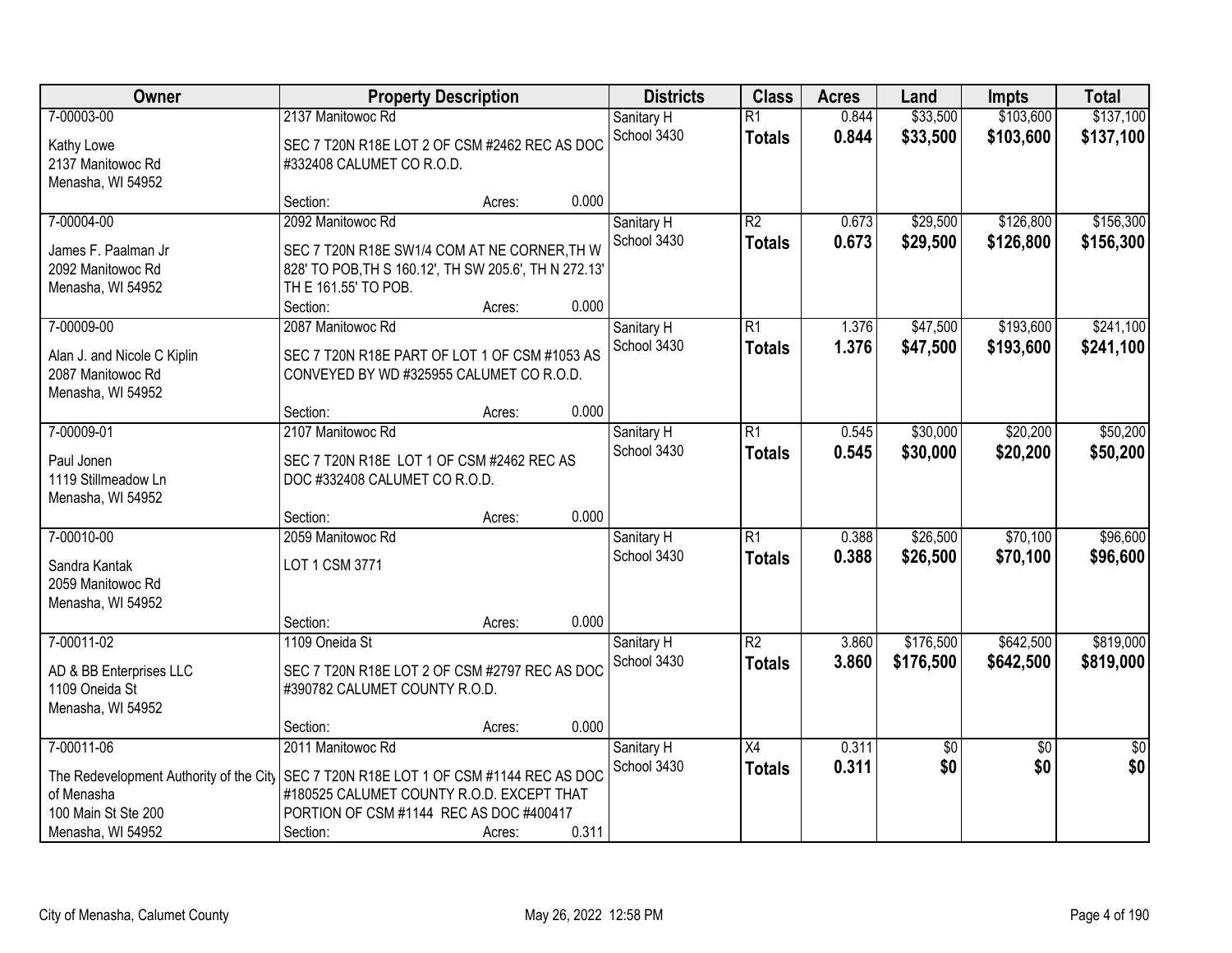| Owner | Property Description | Districts | Class | Acres | Land | Impts | Total |
|---|---|---|---|---|---|---|---|
| 7-00003-00<br>Kathy Lowe<br>2137 Manitowoc Rd<br>Menasha, WI 54952 | 2137 Manitowoc Rd<br>SEC 7 T20N R18E LOT 2 OF CSM #2462 REC AS DOC #332408 CALUMET CO R.O.D.<br>Section: Acres: 0.000 | Sanitary H<br>School 3430 | R1<br>**Totals** | 0.844<br>**0.844** | $33,500<br>**$33,500** | $103,600<br>**$103,600** | $137,100<br>**$137,100** |
| 7-00004-00<br>James F. Paalman Jr<br>2092 Manitowoc Rd<br>Menasha, WI 54952 | 2092 Manitowoc Rd<br>SEC 7 T20N R18E SW1/4 COM AT NE CORNER,TH W 828' TO POB,TH S 160.12', TH SW 205.6', TH N 272.13' TH E 161.55' TO POB.<br>Section: Acres: 0.000 | Sanitary H<br>School 3430 | R2<br>**Totals** | 0.673<br>**0.673** | $29,500<br>**$29,500** | $126,800<br>**$126,800** | $156,300<br>**$156,300** |
| 7-00009-00<br>Alan J. and Nicole C Kiplin<br>2087 Manitowoc Rd<br>Menasha, WI 54952 | 2087 Manitowoc Rd<br>SEC 7 T20N R18E PART OF LOT 1 OF CSM #1053 AS CONVEYED BY WD #325955 CALUMET CO R.O.D.<br>Section: Acres: 0.000 | Sanitary H<br>School 3430 | R1<br>**Totals** | 1.376<br>**1.376** | $47,500<br>**$47,500** | $193,600<br>**$193,600** | $241,100<br>**$241,100** |
| 7-00009-01<br>Paul Jonen<br>1119 Stillmeadow Ln<br>Menasha, WI 54952 | 2107 Manitowoc Rd<br>SEC 7 T20N R18E LOT 1 OF CSM #2462 REC AS DOC #332408 CALUMET CO R.O.D.<br>Section: Acres: 0.000 | Sanitary H<br>School 3430 | R1<br>**Totals** | 0.545<br>**0.545** | $30,000<br>**$30,000** | $20,200<br>**$20,200** | $50,200<br>**$50,200** |
| 7-00010-00<br>Sandra Kantak<br>2059 Manitowoc Rd<br>Menasha, WI 54952 | 2059 Manitowoc Rd<br>LOT 1 CSM 3771<br>Section: Acres: 0.000 | Sanitary H<br>School 3430 | R1<br>**Totals** | 0.388<br>**0.388** | $26,500<br>**$26,500** | $70,100<br>**$70,100** | $96,600<br>**$96,600** |
| 7-00011-02<br>AD & BB Enterprises LLC<br>1109 Oneida St<br>Menasha, WI 54952 | 1109 Oneida St<br>SEC 7 T20N R18E LOT 2 OF CSM #2797 REC AS DOC #390782 CALUMET COUNTY R.O.D.<br>Section: Acres: 0.000 | Sanitary H<br>School 3430 | R2<br>**Totals** | 3.860<br>**3.860** | $176,500<br>**$176,500** | $642,500<br>**$642,500** | $819,000<br>**$819,000** |
| 7-00011-06<br>The Redevelopment Authority of the City of Menasha<br>100 Main St Ste 200<br>Menasha, WI 54952 | 2011 Manitowoc Rd<br>SEC 7 T20N R18E LOT 1 OF CSM #1144 REC AS DOC #180525 CALUMET COUNTY R.O.D. EXCEPT THAT PORTION OF CSM #1144 REC AS DOC #400417<br>Section: Acres: 0.311 | Sanitary H<br>School 3430 | X4<br>**Totals** | 0.311<br>**0.311** | $0<br>**$0** | $0<br>**$0** | $0<br>**$0** |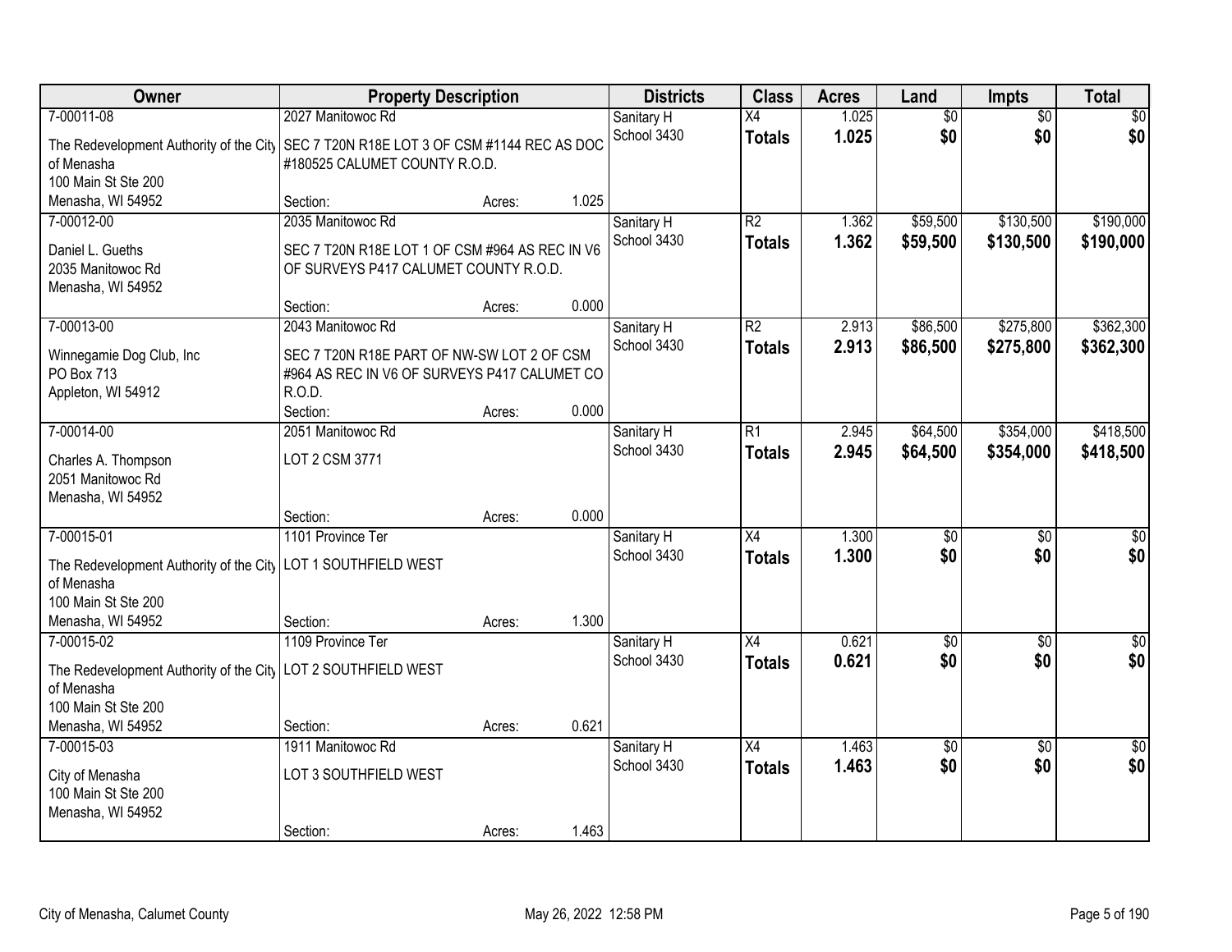| Owner | Property Description | | | Districts | Class | Acres | Land | Impts | Total |
|---|---|---|---|---|---|---|---|---|---|
| 7-00011-08<br>The Redevelopment Authority of the City of Menasha<br>100 Main St Ste 200<br>Menasha, WI 54952 | 2027 Manitowoc Rd<br>SEC 7 T20N R18E LOT 3 OF CSM #1144 REC AS DOC #180525 CALUMET COUNTY R.O.D.<br>Section: | Acres: | 1.025 | Sanitary H<br>School 3430 | X4<br>**Totals** | 1.025<br>**1.025** | $0<br>**$0** | $0<br>**$0** | $0<br>**$0** |
| 7-00012-00<br>Daniel L. Gueths<br>2035 Manitowoc Rd<br>Menasha, WI 54952 | 2035 Manitowoc Rd<br>SEC 7 T20N R18E LOT 1 OF CSM #964 AS REC IN V6 OF SURVEYS P417 CALUMET COUNTY R.O.D.<br>Section: | Acres: | 0.000 | Sanitary H<br>School 3430 | R2<br>**Totals** | 1.362<br>**1.362** | $59,500<br>**$59,500** | $130,500<br>**$130,500** | $190,000<br>**$190,000** |
| 7-00013-00<br>Winnegamie Dog Club, Inc<br>PO Box 713<br>Appleton, WI 54912 | 2043 Manitowoc Rd<br>SEC 7 T20N R18E PART OF NW-SW LOT 2 OF CSM #964 AS REC IN V6 OF SURVEYS P417 CALUMET CO R.O.D.<br>Section: | Acres: | 0.000 | Sanitary H<br>School 3430 | R2<br>**Totals** | 2.913<br>**2.913** | $86,500<br>**$86,500** | $275,800<br>**$275,800** | $362,300<br>**$362,300** |
| 7-00014-00<br>Charles A. Thompson<br>2051 Manitowoc Rd<br>Menasha, WI 54952 | 2051 Manitowoc Rd<br>LOT 2 CSM 3771<br>Section: | Acres: | 0.000 | Sanitary H<br>School 3430 | R1<br>**Totals** | 2.945<br>**2.945** | $64,500<br>**$64,500** | $354,000<br>**$354,000** | $418,500<br>**$418,500** |
| 7-00015-01<br>The Redevelopment Authority of the City of Menasha<br>100 Main St Ste 200<br>Menasha, WI 54952 | 1101 Province Ter<br>LOT 1 SOUTHFIELD WEST<br>Section: | Acres: | 1.300 | Sanitary H<br>School 3430 | X4<br>**Totals** | 1.300<br>**1.300** | $0<br>**$0** | $0<br>**$0** | $0<br>**$0** |
| 7-00015-02<br>The Redevelopment Authority of the City of Menasha<br>100 Main St Ste 200<br>Menasha, WI 54952 | 1109 Province Ter<br>LOT 2 SOUTHFIELD WEST<br>Section: | Acres: | 0.621 | Sanitary H<br>School 3430 | X4<br>**Totals** | 0.621<br>**0.621** | $0<br>**$0** | $0<br>**$0** | $0<br>**$0** |
| 7-00015-03<br>City of Menasha<br>100 Main St Ste 200<br>Menasha, WI 54952 | 1911 Manitowoc Rd<br>LOT 3 SOUTHFIELD WEST<br>Section: | Acres: | 1.463 | Sanitary H<br>School 3430 | X4<br>**Totals** | 1.463<br>**1.463** | $0<br>**$0** | $0<br>**$0** | $0<br>**$0** |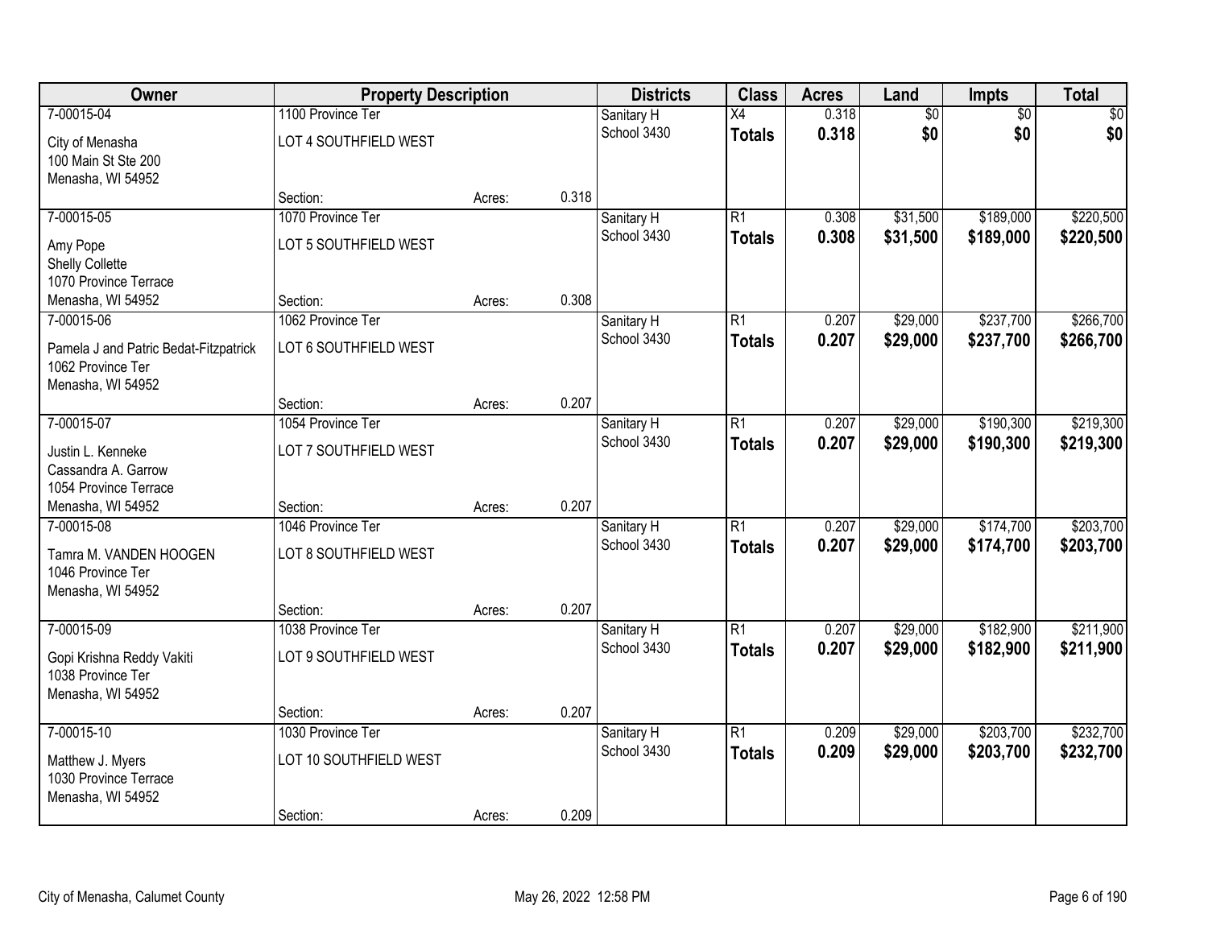| Owner | Property Description | | | Districts | Class | Acres | Land | Impts | Total |
|---|---|---|---|---|---|---|---|---|---|
| 7-00015-04 | 1100 Province Ter | | | Sanitary H | X4 | 0.318 | $0 | $0 | $0 |
| City of Menasha<br>100 Main St Ste 200<br>Menasha, WI 54952 | LOT 4 SOUTHFIELD WEST | | | School 3430 | **Totals** | **0.318** | **$0** | **$0** | **$0** |
| | Section: | Acres: | 0.318 | | | | | | |
| 7-00015-05 | 1070 Province Ter | | | Sanitary H | R1 | 0.308 | $31,500 | $189,000 | $220,500 |
| Amy Pope<br>Shelly Collette<br>1070 Province Terrace<br>Menasha, WI 54952 | LOT 5 SOUTHFIELD WEST | | | School 3430 | **Totals** | **0.308** | **$31,500** | **$189,000** | **$220,500** |
| | Section: | Acres: | 0.308 | | | | | | |
| 7-00015-06 | 1062 Province Ter | | | Sanitary H | R1 | 0.207 | $29,000 | $237,700 | $266,700 |
| Pamela J and Patric Bedat-Fitzpatrick<br>1062 Province Ter<br>Menasha, WI 54952 | LOT 6 SOUTHFIELD WEST | | | School 3430 | **Totals** | **0.207** | **$29,000** | **$237,700** | **$266,700** |
| | Section: | Acres: | 0.207 | | | | | | |
| 7-00015-07 | 1054 Province Ter | | | Sanitary H | R1 | 0.207 | $29,000 | $190,300 | $219,300 |
| Justin L. Kenneke<br>Cassandra A. Garrow<br>1054 Province Terrace<br>Menasha, WI 54952 | LOT 7 SOUTHFIELD WEST | | | School 3430 | **Totals** | **0.207** | **$29,000** | **$190,300** | **$219,300** |
| | Section: | Acres: | 0.207 | | | | | | |
| 7-00015-08 | 1046 Province Ter | | | Sanitary H | R1 | 0.207 | $29,000 | $174,700 | $203,700 |
| Tamra M. VANDEN HOOGEN<br>1046 Province Ter<br>Menasha, WI 54952 | LOT 8 SOUTHFIELD WEST | | | School 3430 | **Totals** | **0.207** | **$29,000** | **$174,700** | **$203,700** |
| | Section: | Acres: | 0.207 | | | | | | |
| 7-00015-09 | 1038 Province Ter | | | Sanitary H | R1 | 0.207 | $29,000 | $182,900 | $211,900 |
| Gopi Krishna Reddy Vakiti<br>1038 Province Ter<br>Menasha, WI 54952 | LOT 9 SOUTHFIELD WEST | | | School 3430 | **Totals** | **0.207** | **$29,000** | **$182,900** | **$211,900** |
| | Section: | Acres: | 0.207 | | | | | | |
| 7-00015-10 | 1030 Province Ter | | | Sanitary H | R1 | 0.209 | $29,000 | $203,700 | $232,700 |
| Matthew J. Myers<br>1030 Province Terrace<br>Menasha, WI 54952 | LOT 10 SOUTHFIELD WEST | | | School 3430 | **Totals** | **0.209** | **$29,000** | **$203,700** | **$232,700** |
| | Section: | Acres: | 0.209 | | | | | | |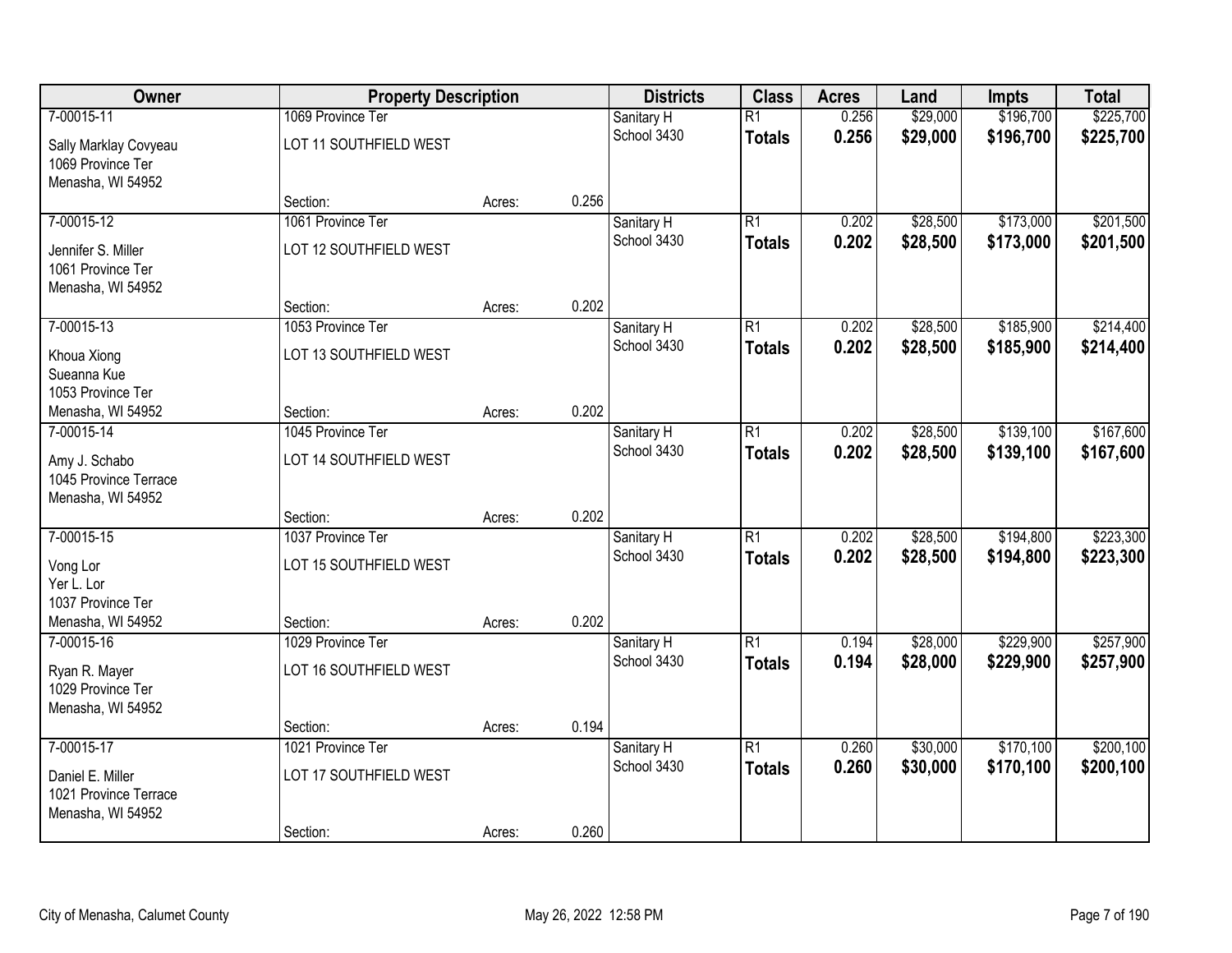| Owner | Property Description | | | Districts | Class | Acres | Land | Impts | Total |
|---|---|---|---|---|---|---|---|---|---|
| 7-00015-11 | 1069 Province Ter | | | Sanitary H | R1 | 0.256 | $29,000 | $196,700 | $225,700 |
| Sally Marklay Covyeau<br>1069 Province Ter<br>Menasha, WI 54952 | LOT 11 SOUTHFIELD WEST | | | School 3430 | **Totals** | **0.256** | **$29,000** | **$196,700** | **$225,700** |
| | Section: | Acres: | 0.256 | | | | | | |
| 7-00015-12 | 1061 Province Ter | | | Sanitary H | R1 | 0.202 | $28,500 | $173,000 | $201,500 |
| Jennifer S. Miller<br>1061 Province Ter<br>Menasha, WI 54952 | LOT 12 SOUTHFIELD WEST | | | School 3430 | **Totals** | **0.202** | **$28,500** | **$173,000** | **$201,500** |
| | Section: | Acres: | 0.202 | | | | | | |
| 7-00015-13 | 1053 Province Ter | | | Sanitary H | R1 | 0.202 | $28,500 | $185,900 | $214,400 |
| Khoua Xiong<br>Sueanna Kue<br>1053 Province Ter<br>Menasha, WI 54952 | LOT 13 SOUTHFIELD WEST | | | School 3430 | **Totals** | **0.202** | **$28,500** | **$185,900** | **$214,400** |
| | Section: | Acres: | 0.202 | | | | | | |
| 7-00015-14 | 1045 Province Ter | | | Sanitary H | R1 | 0.202 | $28,500 | $139,100 | $167,600 |
| Amy J. Schabo<br>1045 Province Terrace<br>Menasha, WI 54952 | LOT 14 SOUTHFIELD WEST | | | School 3430 | **Totals** | **0.202** | **$28,500** | **$139,100** | **$167,600** |
| | Section: | Acres: | 0.202 | | | | | | |
| 7-00015-15 | 1037 Province Ter | | | Sanitary H | R1 | 0.202 | $28,500 | $194,800 | $223,300 |
| Vong Lor<br>Yer L. Lor<br>1037 Province Ter<br>Menasha, WI 54952 | LOT 15 SOUTHFIELD WEST | | | School 3430 | **Totals** | **0.202** | **$28,500** | **$194,800** | **$223,300** |
| | Section: | Acres: | 0.202 | | | | | | |
| 7-00015-16 | 1029 Province Ter | | | Sanitary H | R1 | 0.194 | $28,000 | $229,900 | $257,900 |
| Ryan R. Mayer<br>1029 Province Ter<br>Menasha, WI 54952 | LOT 16 SOUTHFIELD WEST | | | School 3430 | **Totals** | **0.194** | **$28,000** | **$229,900** | **$257,900** |
| | Section: | Acres: | 0.194 | | | | | | |
| 7-00015-17 | 1021 Province Ter | | | Sanitary H | R1 | 0.260 | $30,000 | $170,100 | $200,100 |
| Daniel E. Miller<br>1021 Province Terrace<br>Menasha, WI 54952 | LOT 17 SOUTHFIELD WEST | | | School 3430 | **Totals** | **0.260** | **$30,000** | **$170,100** | **$200,100** |
| | Section: | Acres: | 0.260 | | | | | | |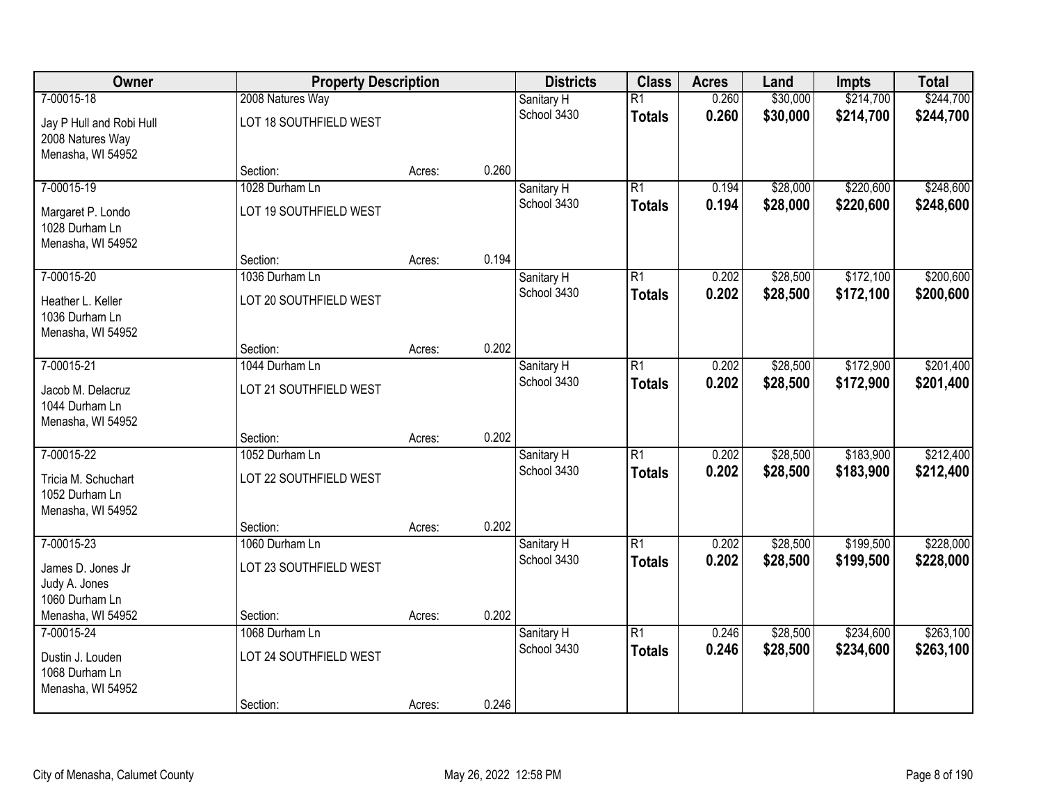| Owner | Property Description | | | Districts | Class | Acres | Land | Impts | Total |
|---|---|---|---|---|---|---|---|---|---|
| 7-00015-18 | 2008 Natures Way | | | Sanitary H | R1 | 0.260 | $30,000 | $214,700 | $244,700 |
| Jay P Hull and Robi Hull<br>2008 Natures Way<br>Menasha, WI 54952 | LOT 18 SOUTHFIELD WEST | | | School 3430 | **Totals** | **0.260** | **$30,000** | **$214,700** | **$244,700** |
| | Section: | Acres: | 0.260 | | | | | | |
| 7-00015-19 | 1028 Durham Ln | | | Sanitary H | R1 | 0.194 | $28,000 | $220,600 | $248,600 |
| Margaret P. Londo<br>1028 Durham Ln<br>Menasha, WI 54952 | LOT 19 SOUTHFIELD WEST | | | School 3430 | **Totals** | **0.194** | **$28,000** | **$220,600** | **$248,600** |
| | Section: | Acres: | 0.194 | | | | | | |
| 7-00015-20 | 1036 Durham Ln | | | Sanitary H | R1 | 0.202 | $28,500 | $172,100 | $200,600 |
| Heather L. Keller<br>1036 Durham Ln<br>Menasha, WI 54952 | LOT 20 SOUTHFIELD WEST | | | School 3430 | **Totals** | **0.202** | **$28,500** | **$172,100** | **$200,600** |
| | Section: | Acres: | 0.202 | | | | | | |
| 7-00015-21 | 1044 Durham Ln | | | Sanitary H | R1 | 0.202 | $28,500 | $172,900 | $201,400 |
| Jacob M. Delacruz<br>1044 Durham Ln<br>Menasha, WI 54952 | LOT 21 SOUTHFIELD WEST | | | School 3430 | **Totals** | **0.202** | **$28,500** | **$172,900** | **$201,400** |
| | Section: | Acres: | 0.202 | | | | | | |
| 7-00015-22 | 1052 Durham Ln | | | Sanitary H | R1 | 0.202 | $28,500 | $183,900 | $212,400 |
| Tricia M. Schuchart<br>1052 Durham Ln<br>Menasha, WI 54952 | LOT 22 SOUTHFIELD WEST | | | School 3430 | **Totals** | **0.202** | **$28,500** | **$183,900** | **$212,400** |
| | Section: | Acres: | 0.202 | | | | | | |
| 7-00015-23 | 1060 Durham Ln | | | Sanitary H | R1 | 0.202 | $28,500 | $199,500 | $228,000 |
| James D. Jones Jr<br>Judy A. Jones<br>1060 Durham Ln<br>Menasha, WI 54952 | LOT 23 SOUTHFIELD WEST | | | School 3430 | **Totals** | **0.202** | **$28,500** | **$199,500** | **$228,000** |
| | Section: | Acres: | 0.202 | | | | | | |
| 7-00015-24 | 1068 Durham Ln | | | Sanitary H | R1 | 0.246 | $28,500 | $234,600 | $263,100 |
| Dustin J. Louden<br>1068 Durham Ln<br>Menasha, WI 54952 | LOT 24 SOUTHFIELD WEST | | | School 3430 | **Totals** | **0.246** | **$28,500** | **$234,600** | **$263,100** |
| | Section: | Acres: | 0.246 | | | | | | |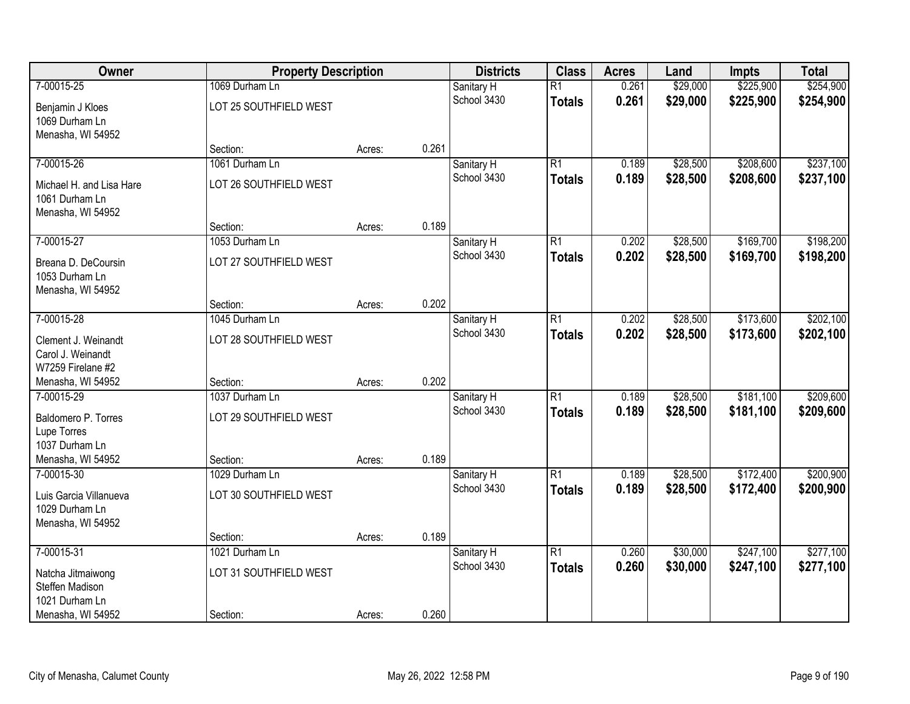| Owner | Property Description | | | Districts | Class | Acres | Land | Impts | Total |
|---|---|---|---|---|---|---|---|---|---|
| 7-00015-25 | 1069 Durham Ln | | | Sanitary H | R1 | 0.261 | $29,000 | $225,900 | $254,900 |
| Benjamin J Kloes<br>1069 Durham Ln<br>Menasha, WI 54952 | LOT 25 SOUTHFIELD WEST | | | School 3430 | **Totals** | **0.261** | **$29,000** | **$225,900** | **$254,900** |
| | Section: | Acres: | 0.261 | | | | | | |
| 7-00015-26 | 1061 Durham Ln | | | Sanitary H | R1 | 0.189 | $28,500 | $208,600 | $237,100 |
| Michael H. and Lisa Hare<br>1061 Durham Ln<br>Menasha, WI 54952 | LOT 26 SOUTHFIELD WEST | | | School 3430 | **Totals** | **0.189** | **$28,500** | **$208,600** | **$237,100** |
| | Section: | Acres: | 0.189 | | | | | | |
| 7-00015-27 | 1053 Durham Ln | | | Sanitary H | R1 | 0.202 | $28,500 | $169,700 | $198,200 |
| Breana D. DeCoursin<br>1053 Durham Ln<br>Menasha, WI 54952 | LOT 27 SOUTHFIELD WEST | | | School 3430 | **Totals** | **0.202** | **$28,500** | **$169,700** | **$198,200** |
| | Section: | Acres: | 0.202 | | | | | | |
| 7-00015-28 | 1045 Durham Ln | | | Sanitary H | R1 | 0.202 | $28,500 | $173,600 | $202,100 |
| Clement J. Weinandt<br>Carol J. Weinandt<br>W7259 Firelane #2<br>Menasha, WI 54952 | LOT 28 SOUTHFIELD WEST | | | School 3430 | **Totals** | **0.202** | **$28,500** | **$173,600** | **$202,100** |
| | Section: | Acres: | 0.202 | | | | | | |
| 7-00015-29 | 1037 Durham Ln | | | Sanitary H | R1 | 0.189 | $28,500 | $181,100 | $209,600 |
| Baldomero P. Torres<br>Lupe Torres<br>1037 Durham Ln<br>Menasha, WI 54952 | LOT 29 SOUTHFIELD WEST | | | School 3430 | **Totals** | **0.189** | **$28,500** | **$181,100** | **$209,600** |
| | Section: | Acres: | 0.189 | | | | | | |
| 7-00015-30 | 1029 Durham Ln | | | Sanitary H | R1 | 0.189 | $28,500 | $172,400 | $200,900 |
| Luis Garcia Villanueva<br>1029 Durham Ln<br>Menasha, WI 54952 | LOT 30 SOUTHFIELD WEST | | | School 3430 | **Totals** | **0.189** | **$28,500** | **$172,400** | **$200,900** |
| | Section: | Acres: | 0.189 | | | | | | |
| 7-00015-31 | 1021 Durham Ln | | | Sanitary H | R1 | 0.260 | $30,000 | $247,100 | $277,100 |
| Natcha Jitmaiwong<br>Steffen Madison<br>1021 Durham Ln<br>Menasha, WI 54952 | LOT 31 SOUTHFIELD WEST | | | School 3430 | **Totals** | **0.260** | **$30,000** | **$247,100** | **$277,100** |
| | Section: | Acres: | 0.260 | | | | | | |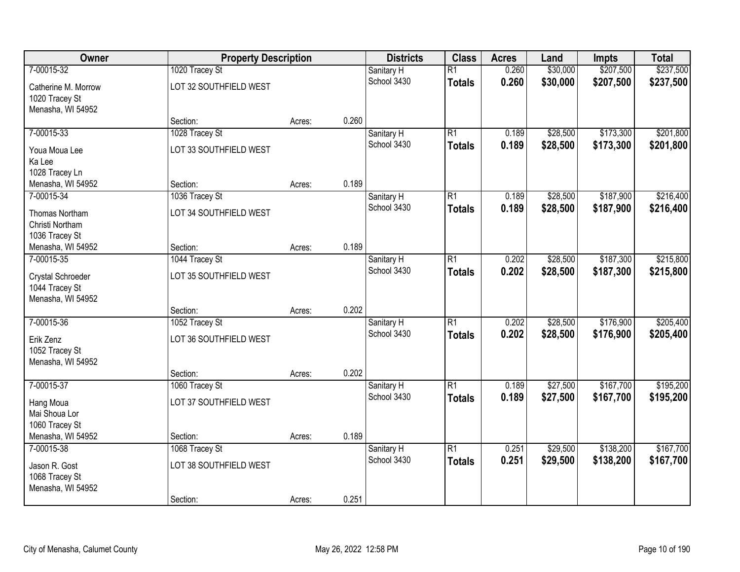| Owner | Property Description | | | Districts | Class | Acres | Land | Impts | Total |
|---|---|---|---|---|---|---|---|---|---|
| 7-00015-32 | 1020 Tracey St | | | Sanitary H | R1 | 0.260 | $30,000 | $207,500 | $237,500 |
| Catherine M. Morrow<br>1020 Tracey St<br>Menasha, WI 54952 | LOT 32 SOUTHFIELD WEST | | | School 3430 | **Totals** | **0.260** | **$30,000** | **$207,500** | **$237,500** |
| | Section: | Acres: | 0.260 | | | | | | |
| 7-00015-33 | 1028 Tracey St | | | Sanitary H | R1 | 0.189 | $28,500 | $173,300 | $201,800 |
| Youa Moua Lee<br>Ka Lee<br>1028 Tracey Ln<br>Menasha, WI 54952 | LOT 33 SOUTHFIELD WEST | | | School 3430 | **Totals** | **0.189** | **$28,500** | **$173,300** | **$201,800** |
| | Section: | Acres: | 0.189 | | | | | | |
| 7-00015-34 | 1036 Tracey St | | | Sanitary H | R1 | 0.189 | $28,500 | $187,900 | $216,400 |
| Thomas Northam<br>Christi Northam<br>1036 Tracey St<br>Menasha, WI 54952 | LOT 34 SOUTHFIELD WEST | | | School 3430 | **Totals** | **0.189** | **$28,500** | **$187,900** | **$216,400** |
| | Section: | Acres: | 0.189 | | | | | | |
| 7-00015-35 | 1044 Tracey St | | | Sanitary H | R1 | 0.202 | $28,500 | $187,300 | $215,800 |
| Crystal Schroeder<br>1044 Tracey St<br>Menasha, WI 54952 | LOT 35 SOUTHFIELD WEST | | | School 3430 | **Totals** | **0.202** | **$28,500** | **$187,300** | **$215,800** |
| | Section: | Acres: | 0.202 | | | | | | |
| 7-00015-36 | 1052 Tracey St | | | Sanitary H | R1 | 0.202 | $28,500 | $176,900 | $205,400 |
| Erik Zenz<br>1052 Tracey St<br>Menasha, WI 54952 | LOT 36 SOUTHFIELD WEST | | | School 3430 | **Totals** | **0.202** | **$28,500** | **$176,900** | **$205,400** |
| | Section: | Acres: | 0.202 | | | | | | |
| 7-00015-37 | 1060 Tracey St | | | Sanitary H | R1 | 0.189 | $27,500 | $167,700 | $195,200 |
| Hang Moua<br>Mai Shoua Lor<br>1060 Tracey St<br>Menasha, WI 54952 | LOT 37 SOUTHFIELD WEST | | | School 3430 | **Totals** | **0.189** | **$27,500** | **$167,700** | **$195,200** |
| | Section: | Acres: | 0.189 | | | | | | |
| 7-00015-38 | 1068 Tracey St | | | Sanitary H | R1 | 0.251 | $29,500 | $138,200 | $167,700 |
| Jason R. Gost<br>1068 Tracey St<br>Menasha, WI 54952 | LOT 38 SOUTHFIELD WEST | | | School 3430 | **Totals** | **0.251** | **$29,500** | **$138,200** | **$167,700** |
| | Section: | Acres: | 0.251 | | | | | | |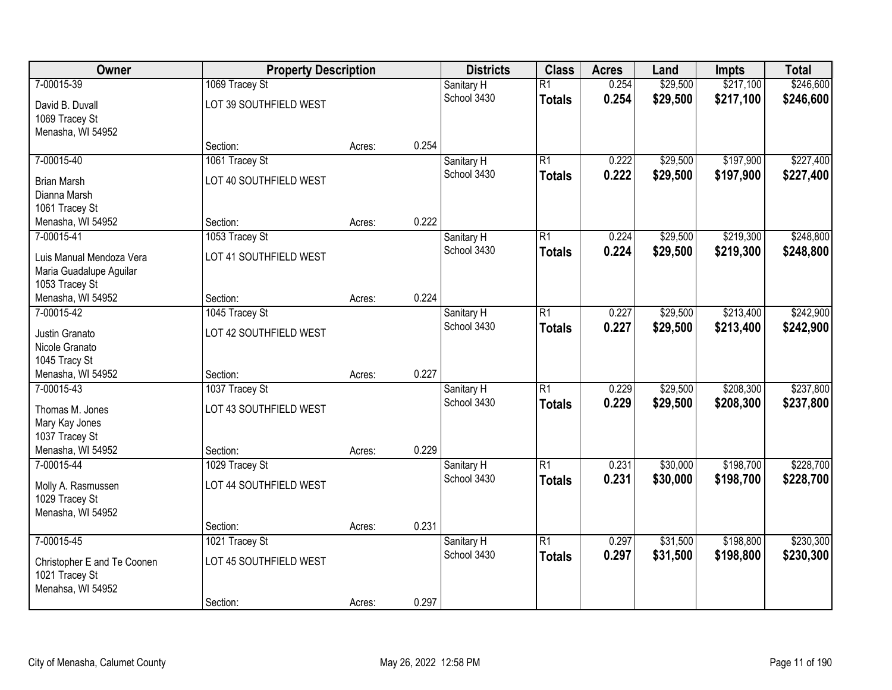| Owner | Property Description | | | Districts | Class | Acres | Land | Impts | Total |
|---|---|---|---|---|---|---|---|---|---|
| 7-00015-39 | 1069 Tracey St | | | Sanitary H | R1 | 0.254 | $29,500 | $217,100 | $246,600 |
| David B. Duvall<br>1069 Tracey St<br>Menasha, WI 54952 | LOT 39 SOUTHFIELD WEST | | | School 3430 | **Totals** | **0.254** | **$29,500** | **$217,100** | **$246,600** |
| | Section: | Acres: | 0.254 | | | | | | |
| 7-00015-40 | 1061 Tracey St | | | Sanitary H | R1 | 0.222 | $29,500 | $197,900 | $227,400 |
| Brian Marsh<br>Dianna Marsh<br>1061 Tracey St<br>Menasha, WI 54952 | LOT 40 SOUTHFIELD WEST | | | School 3430 | **Totals** | **0.222** | **$29,500** | **$197,900** | **$227,400** |
| | Section: | Acres: | 0.222 | | | | | | |
| 7-00015-41 | 1053 Tracey St | | | Sanitary H | R1 | 0.224 | $29,500 | $219,300 | $248,800 |
| Luis Manual Mendoza Vera<br>Maria Guadalupe Aguilar<br>1053 Tracey St<br>Menasha, WI 54952 | LOT 41 SOUTHFIELD WEST | | | School 3430 | **Totals** | **0.224** | **$29,500** | **$219,300** | **$248,800** |
| | Section: | Acres: | 0.224 | | | | | | |
| 7-00015-42 | 1045 Tracey St | | | Sanitary H | R1 | 0.227 | $29,500 | $213,400 | $242,900 |
| Justin Granato<br>Nicole Granato<br>1045 Tracy St<br>Menasha, WI 54952 | LOT 42 SOUTHFIELD WEST | | | School 3430 | **Totals** | **0.227** | **$29,500** | **$213,400** | **$242,900** |
| | Section: | Acres: | 0.227 | | | | | | |
| 7-00015-43 | 1037 Tracey St | | | Sanitary H | R1 | 0.229 | $29,500 | $208,300 | $237,800 |
| Thomas M. Jones<br>Mary Kay Jones<br>1037 Tracey St<br>Menasha, WI 54952 | LOT 43 SOUTHFIELD WEST | | | School 3430 | **Totals** | **0.229** | **$29,500** | **$208,300** | **$237,800** |
| | Section: | Acres: | 0.229 | | | | | | |
| 7-00015-44 | 1029 Tracey St | | | Sanitary H | R1 | 0.231 | $30,000 | $198,700 | $228,700 |
| Molly A. Rasmussen<br>1029 Tracey St<br>Menasha, WI 54952 | LOT 44 SOUTHFIELD WEST | | | School 3430 | **Totals** | **0.231** | **$30,000** | **$198,700** | **$228,700** |
| | Section: | Acres: | 0.231 | | | | | | |
| 7-00015-45 | 1021 Tracey St | | | Sanitary H | R1 | 0.297 | $31,500 | $198,800 | $230,300 |
| Christopher E and Te Coonen<br>1021 Tracey St<br>Menahsa, WI 54952 | LOT 45 SOUTHFIELD WEST | | | School 3430 | **Totals** | **0.297** | **$31,500** | **$198,800** | **$230,300** |
| | Section: | Acres: | 0.297 | | | | | | |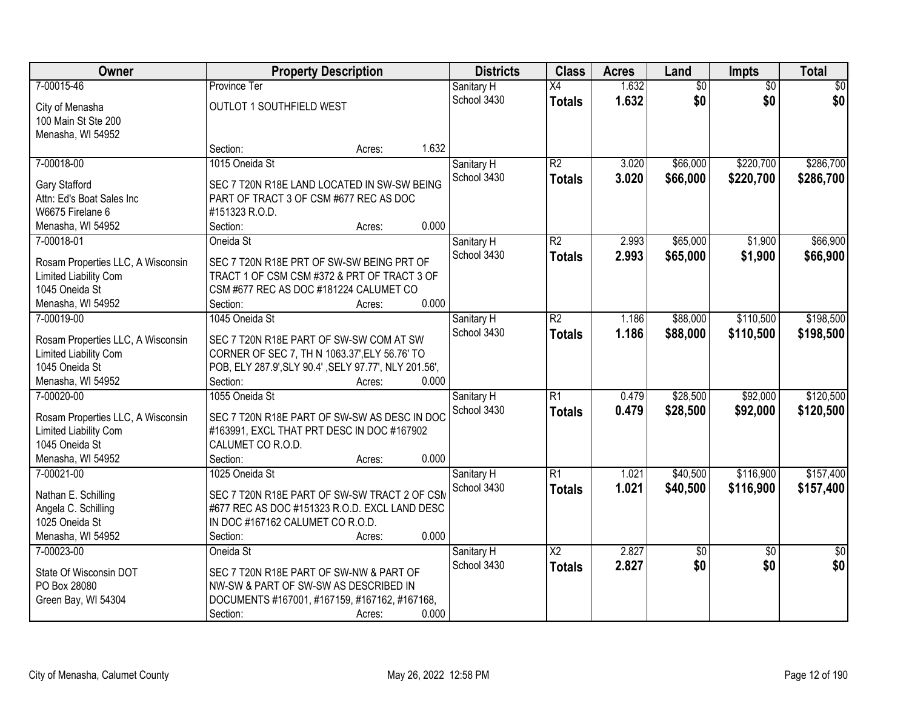| Owner | Property Description | Districts | Class | Acres | Land | Impts | Total |
|---|---|---|---|---|---|---|---|
| 7-00015-46<br>City of Menasha<br>100 Main St Ste 200<br>Menasha, WI 54952 | Province Ter<br>OUTLOT 1 SOUTHFIELD WEST<br>Section: Acres: 1.632 | Sanitary H<br>School 3430 | X4<br>**Totals** | 1.632<br>**1.632** | $0<br>**$0** | $0<br>**$0** | $0<br>**$0** |
| 7-00018-00<br>Gary Stafford<br>Attn: Ed's Boat Sales Inc<br>W6675 Firelane 6<br>Menasha, WI 54952 | 1015 Oneida St<br>SEC 7 T20N R18E LAND LOCATED IN SW-SW BEING PART OF TRACT 3 OF CSM #677 REC AS DOC #151323 R.O.D.<br>Section: Acres: 0.000 | Sanitary H<br>School 3430 | R2<br>**Totals** | 3.020<br>**3.020** | $66,000<br>**$66,000** | $220,700<br>**$220,700** | $286,700<br>**$286,700** |
| 7-00018-01<br>Rosam Properties LLC, A Wisconsin Limited Liability Com<br>1045 Oneida St<br>Menasha, WI 54952 | Oneida St<br>SEC 7 T20N R18E PRT OF SW-SW BEING PRT OF TRACT 1 OF CSM CSM #372 & PRT OF TRACT 3 OF CSM #677 REC AS DOC #181224 CALUMET CO<br>Section: Acres: 0.000 | Sanitary H<br>School 3430 | R2<br>**Totals** | 2.993<br>**2.993** | $65,000<br>**$65,000** | $1,900<br>**$1,900** | $66,900<br>**$66,900** |
| 7-00019-00<br>Rosam Properties LLC, A Wisconsin Limited Liability Com<br>1045 Oneida St<br>Menasha, WI 54952 | 1045 Oneida St<br>SEC 7 T20N R18E PART OF SW-SW COM AT SW CORNER OF SEC 7, TH N 1063.37',ELY 56.76' TO POB, ELY 287.9',SLY 90.4' ,SELY 97.77', NLY 201.56',<br>Section: Acres: 0.000 | Sanitary H<br>School 3430 | R2<br>**Totals** | 1.186<br>**1.186** | $88,000<br>**$88,000** | $110,500<br>**$110,500** | $198,500<br>**$198,500** |
| 7-00020-00<br>Rosam Properties LLC, A Wisconsin Limited Liability Com<br>1045 Oneida St<br>Menasha, WI 54952 | 1055 Oneida St<br>SEC 7 T20N R18E PART OF SW-SW AS DESC IN DOC #163991, EXCL THAT PRT DESC IN DOC #167902 CALUMET CO R.O.D.<br>Section: Acres: 0.000 | Sanitary H<br>School 3430 | R1<br>**Totals** | 0.479<br>**0.479** | $28,500<br>**$28,500** | $92,000<br>**$92,000** | $120,500<br>**$120,500** |
| 7-00021-00<br>Nathan E. Schilling<br>Angela C. Schilling<br>1025 Oneida St<br>Menasha, WI 54952 | 1025 Oneida St<br>SEC 7 T20N R18E PART OF SW-SW TRACT 2 OF CSM #677 REC AS DOC #151323 R.O.D. EXCL LAND DESC IN DOC #167162 CALUMET CO R.O.D.<br>Section: Acres: 0.000 | Sanitary H<br>School 3430 | R1<br>**Totals** | 1.021<br>**1.021** | $40,500<br>**$40,500** | $116,900<br>**$116,900** | $157,400<br>**$157,400** |
| 7-00023-00<br>State Of Wisconsin DOT<br>PO Box 28080<br>Green Bay, WI 54304 | Oneida St<br>SEC 7 T20N R18E PART OF SW-NW & PART OF NW-SW & PART OF SW-SW AS DESCRIBED IN DOCUMENTS #167001, #167159, #167162, #167168,<br>Section: Acres: 0.000 | Sanitary H<br>School 3430 | X2<br>**Totals** | 2.827<br>**2.827** | $0<br>**$0** | $0<br>**$0** | $0<br>**$0** |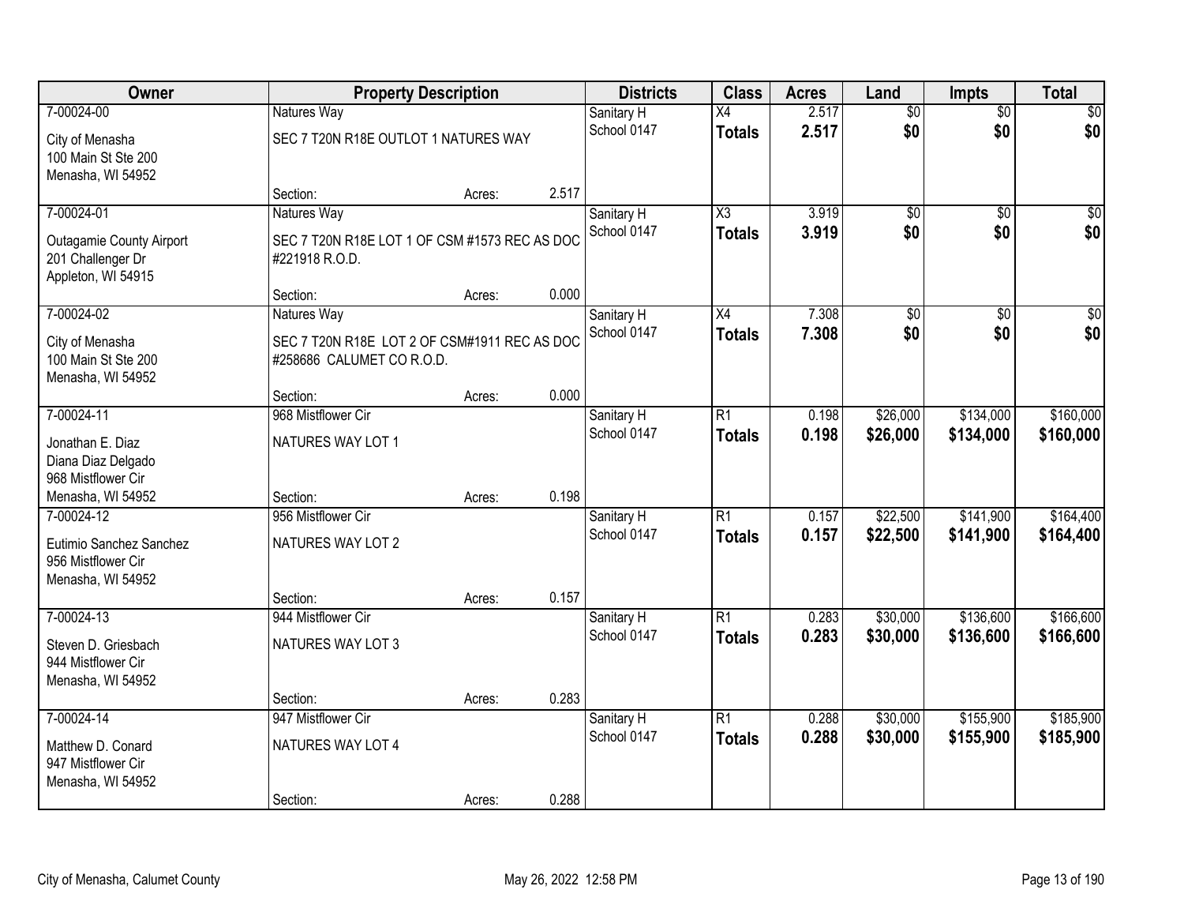| Owner | Property Description | | | Districts | Class | Acres | Land | Impts | Total |
|---|---|---|---|---|---|---|---|---|---|
| 7-00024-00 | Natures Way | | | Sanitary H | X4 | 2.517 | $0 | $0 | $0 |
| City of Menasha<br>100 Main St Ste 200<br>Menasha, WI 54952 | SEC 7 T20N R18E OUTLOT 1 NATURES WAY | | | School 0147 | **Totals** | **2.517** | **$0** | **$0** | **$0** |
| | Section: | Acres: | 2.517 | | | | | | |
| 7-00024-01 | Natures Way | | | Sanitary H | X3 | 3.919 | $0 | $0 | $0 |
| Outagamie County Airport<br>201 Challenger Dr<br>Appleton, WI 54915 | SEC 7 T20N R18E LOT 1 OF CSM #1573 REC AS DOC #221918 R.O.D. | | | School 0147 | **Totals** | **3.919** | **$0** | **$0** | **$0** |
| | Section: | Acres: | 0.000 | | | | | | |
| 7-00024-02 | Natures Way | | | Sanitary H | X4 | 7.308 | $0 | $0 | $0 |
| City of Menasha<br>100 Main St Ste 200<br>Menasha, WI 54952 | SEC 7 T20N R18E LOT 2 OF CSM#1911 REC AS DOC #258686 CALUMET CO R.O.D. | | | School 0147 | **Totals** | **7.308** | **$0** | **$0** | **$0** |
| | Section: | Acres: | 0.000 | | | | | | |
| 7-00024-11 | 968 Mistflower Cir | | | Sanitary H | R1 | 0.198 | $26,000 | $134,000 | $160,000 |
| Jonathan E. Diaz<br>Diana Diaz Delgado<br>968 Mistflower Cir<br>Menasha, WI 54952 | NATURES WAY LOT 1 | | | School 0147 | **Totals** | **0.198** | **$26,000** | **$134,000** | **$160,000** |
| | Section: | Acres: | 0.198 | | | | | | |
| 7-00024-12 | 956 Mistflower Cir | | | Sanitary H | R1 | 0.157 | $22,500 | $141,900 | $164,400 |
| Eutimio Sanchez Sanchez<br>956 Mistflower Cir<br>Menasha, WI 54952 | NATURES WAY LOT 2 | | | School 0147 | **Totals** | **0.157** | **$22,500** | **$141,900** | **$164,400** |
| | Section: | Acres: | 0.157 | | | | | | |
| 7-00024-13 | 944 Mistflower Cir | | | Sanitary H | R1 | 0.283 | $30,000 | $136,600 | $166,600 |
| Steven D. Griesbach<br>944 Mistflower Cir<br>Menasha, WI 54952 | NATURES WAY LOT 3 | | | School 0147 | **Totals** | **0.283** | **$30,000** | **$136,600** | **$166,600** |
| | Section: | Acres: | 0.283 | | | | | | |
| 7-00024-14 | 947 Mistflower Cir | | | Sanitary H | R1 | 0.288 | $30,000 | $155,900 | $185,900 |
| Matthew D. Conard<br>947 Mistflower Cir<br>Menasha, WI 54952 | NATURES WAY LOT 4 | | | School 0147 | **Totals** | **0.288** | **$30,000** | **$155,900** | **$185,900** |
| | Section: | Acres: | 0.288 | | | | | | |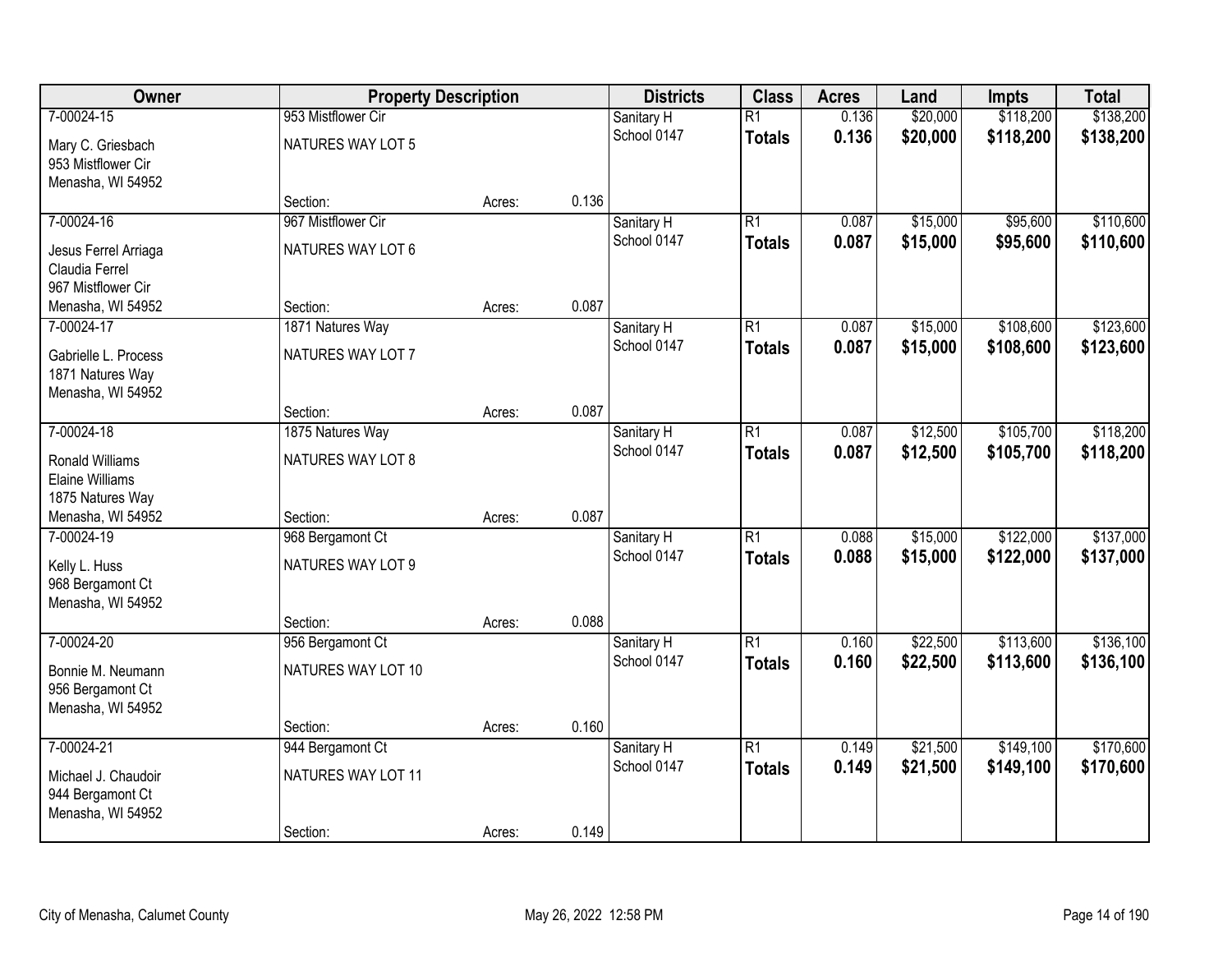| Owner | Property Description | | | Districts | Class | Acres | Land | Impts | Total |
|---|---|---|---|---|---|---|---|---|---|
| 7-00024-15 | 953 Mistflower Cir | | | Sanitary H | R1 | 0.136 | $20,000 | $118,200 | $138,200 |
| Mary C. Griesbach<br>953 Mistflower Cir<br>Menasha, WI 54952 | NATURES WAY LOT 5 | | | School 0147 | **Totals** | **0.136** | **$20,000** | **$118,200** | **$138,200** |
| | Section: | Acres: | 0.136 | | | | | | |
| 7-00024-16 | 967 Mistflower Cir | | | Sanitary H | R1 | 0.087 | $15,000 | $95,600 | $110,600 |
| Jesus Ferrel Arriaga<br>Claudia Ferrel<br>967 Mistflower Cir<br>Menasha, WI 54952 | NATURES WAY LOT 6 | | | School 0147 | **Totals** | **0.087** | **$15,000** | **$95,600** | **$110,600** |
| | Section: | Acres: | 0.087 | | | | | | |
| 7-00024-17 | 1871 Natures Way | | | Sanitary H | R1 | 0.087 | $15,000 | $108,600 | $123,600 |
| Gabrielle L. Process<br>1871 Natures Way<br>Menasha, WI 54952 | NATURES WAY LOT 7 | | | School 0147 | **Totals** | **0.087** | **$15,000** | **$108,600** | **$123,600** |
| | Section: | Acres: | 0.087 | | | | | | |
| 7-00024-18 | 1875 Natures Way | | | Sanitary H | R1 | 0.087 | $12,500 | $105,700 | $118,200 |
| Ronald Williams<br>Elaine Williams<br>1875 Natures Way<br>Menasha, WI 54952 | NATURES WAY LOT 8 | | | School 0147 | **Totals** | **0.087** | **$12,500** | **$105,700** | **$118,200** |
| | Section: | Acres: | 0.087 | | | | | | |
| 7-00024-19 | 968 Bergamont Ct | | | Sanitary H | R1 | 0.088 | $15,000 | $122,000 | $137,000 |
| Kelly L. Huss<br>968 Bergamont Ct<br>Menasha, WI 54952 | NATURES WAY LOT 9 | | | School 0147 | **Totals** | **0.088** | **$15,000** | **$122,000** | **$137,000** |
| | Section: | Acres: | 0.088 | | | | | | |
| 7-00024-20 | 956 Bergamont Ct | | | Sanitary H | R1 | 0.160 | $22,500 | $113,600 | $136,100 |
| Bonnie M. Neumann<br>956 Bergamont Ct<br>Menasha, WI 54952 | NATURES WAY LOT 10 | | | School 0147 | **Totals** | **0.160** | **$22,500** | **$113,600** | **$136,100** |
| | Section: | Acres: | 0.160 | | | | | | |
| 7-00024-21 | 944 Bergamont Ct | | | Sanitary H | R1 | 0.149 | $21,500 | $149,100 | $170,600 |
| Michael J. Chaudoir<br>944 Bergamont Ct<br>Menasha, WI 54952 | NATURES WAY LOT 11 | | | School 0147 | **Totals** | **0.149** | **$21,500** | **$149,100** | **$170,600** |
| | Section: | Acres: | 0.149 | | | | | | |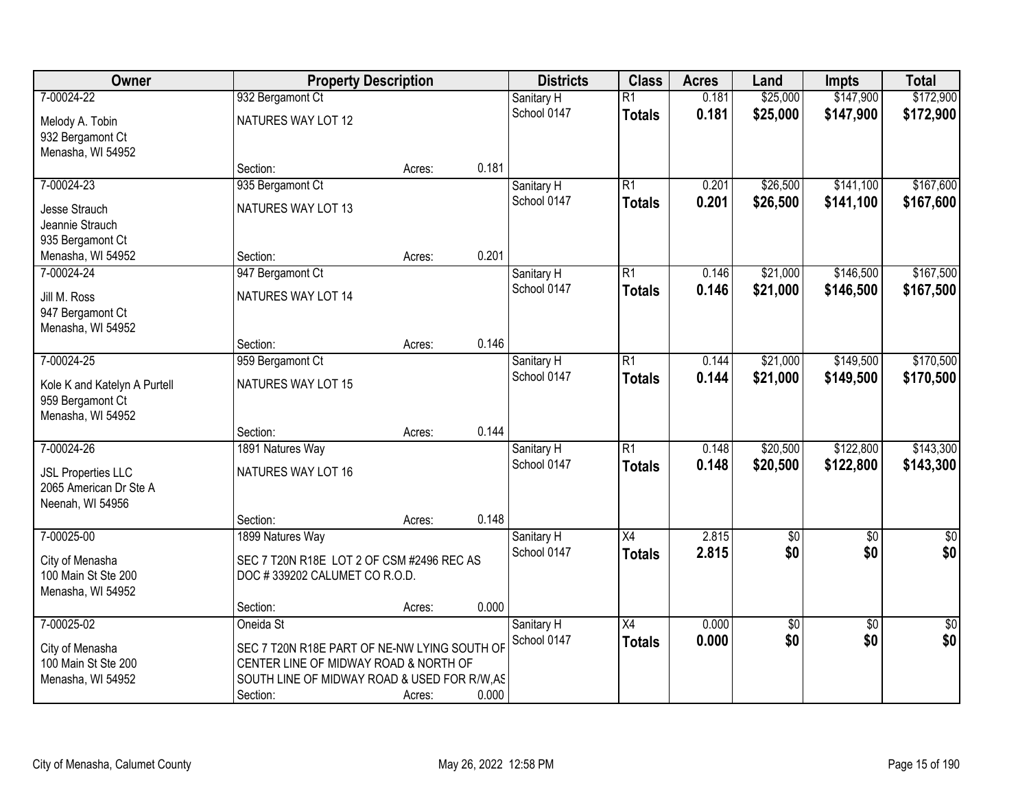| Owner | Property Description | | | Districts | Class | Acres | Land | Impts | Total |
|---|---|---|---|---|---|---|---|---|---|
| 7-00024-22 | 932 Bergamont Ct | | | Sanitary H | R1 | 0.181 | $25,000 | $147,900 | $172,900 |
| Melody A. Tobin<br>932 Bergamont Ct<br>Menasha, WI 54952 | NATURES WAY LOT 12 | | | School 0147 | **Totals** | **0.181** | **$25,000** | **$147,900** | **$172,900** |
| | Section: | Acres: | 0.181 | | | | | | |
| 7-00024-23 | 935 Bergamont Ct | | | Sanitary H | R1 | 0.201 | $26,500 | $141,100 | $167,600 |
| Jesse Strauch<br>Jeannie Strauch<br>935 Bergamont Ct<br>Menasha, WI 54952 | NATURES WAY LOT 13 | | | School 0147 | **Totals** | **0.201** | **$26,500** | **$141,100** | **$167,600** |
| | Section: | Acres: | 0.201 | | | | | | |
| 7-00024-24 | 947 Bergamont Ct | | | Sanitary H | R1 | 0.146 | $21,000 | $146,500 | $167,500 |
| Jill M. Ross<br>947 Bergamont Ct<br>Menasha, WI 54952 | NATURES WAY LOT 14 | | | School 0147 | **Totals** | **0.146** | **$21,000** | **$146,500** | **$167,500** |
| | Section: | Acres: | 0.146 | | | | | | |
| 7-00024-25 | 959 Bergamont Ct | | | Sanitary H | R1 | 0.144 | $21,000 | $149,500 | $170,500 |
| Kole K and Katelyn A Purtell<br>959 Bergamont Ct<br>Menasha, WI 54952 | NATURES WAY LOT 15 | | | School 0147 | **Totals** | **0.144** | **$21,000** | **$149,500** | **$170,500** |
| | Section: | Acres: | 0.144 | | | | | | |
| 7-00024-26 | 1891 Natures Way | | | Sanitary H | R1 | 0.148 | $20,500 | $122,800 | $143,300 |
| JSL Properties LLC<br>2065 American Dr Ste A<br>Neenah, WI 54956 | NATURES WAY LOT 16 | | | School 0147 | **Totals** | **0.148** | **$20,500** | **$122,800** | **$143,300** |
| | Section: | Acres: | 0.148 | | | | | | |
| 7-00025-00 | 1899 Natures Way | | | Sanitary H | X4 | 2.815 | $0 | $0 | $0 |
| City of Menasha<br>100 Main St Ste 200<br>Menasha, WI 54952 | SEC 7 T20N R18E LOT 2 OF CSM #2496 REC AS DOC # 339202 CALUMET CO R.O.D. | | | School 0147 | **Totals** | **2.815** | **$0** | **$0** | **$0** |
| | Section: | Acres: | 0.000 | | | | | | |
| 7-00025-02 | Oneida St | | | Sanitary H | X4 | 0.000 | $0 | $0 | $0 |
| City of Menasha<br>100 Main St Ste 200<br>Menasha, WI 54952 | SEC 7 T20N R18E PART OF NE-NW LYING SOUTH OF CENTER LINE OF MIDWAY ROAD & NORTH OF SOUTH LINE OF MIDWAY ROAD & USED FOR R/W,AS | | | School 0147 | **Totals** | **0.000** | **$0** | **$0** | **$0** |
| | Section: | Acres: | 0.000 | | | | | | |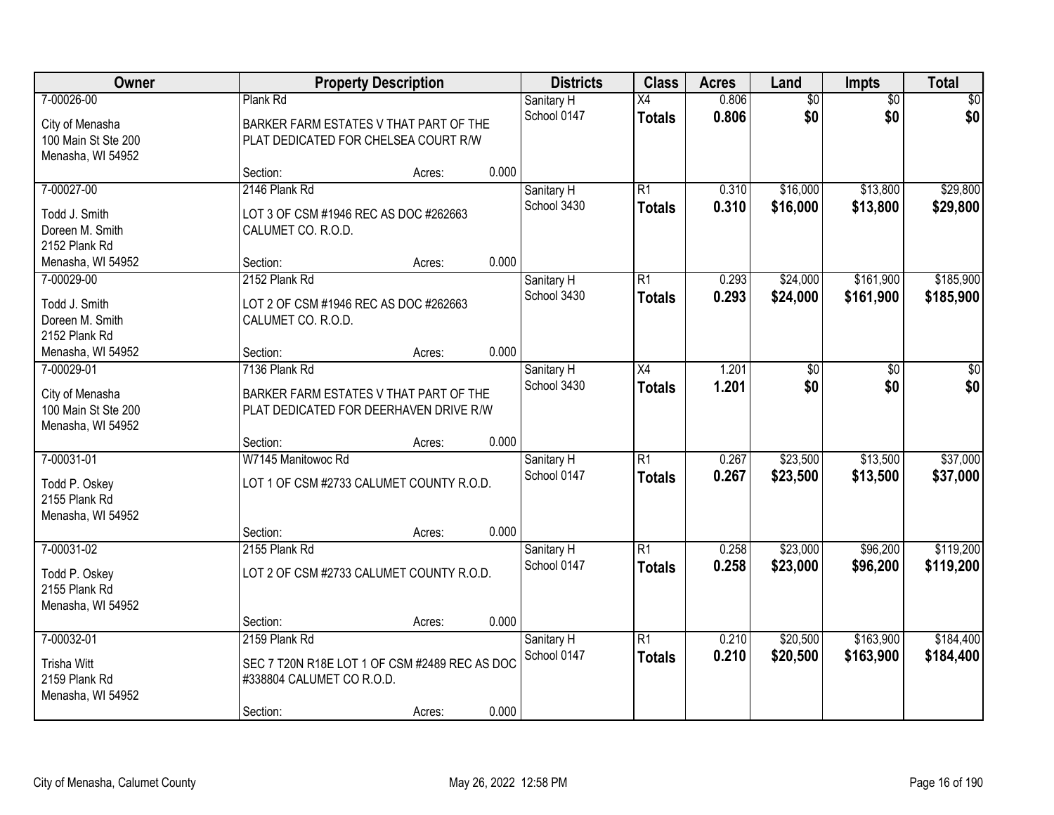| Owner | Property Description | Districts | Class | Acres | Land | Impts | Total |
|---|---|---|---|---|---|---|---|
| 7-00026-00<br>City of Menasha<br>100 Main St Ste 200<br>Menasha, WI 54952 | Plank Rd<br>BARKER FARM ESTATES V THAT PART OF THE PLAT DEDICATED FOR CHELSEA COURT R/W<br>Section: Acres: 0.000 | Sanitary H<br>School 0147 | X4<br>**Totals** | 0.806<br>**0.806** | $0<br>**$0** | $0<br>**$0** | $0<br>**$0** |
| 7-00027-00<br>Todd J. Smith<br>Doreen M. Smith<br>2152 Plank Rd<br>Menasha, WI 54952 | 2146 Plank Rd<br>LOT 3 OF CSM #1946 REC AS DOC #262663 CALUMET CO. R.O.D.<br>Section: Acres: 0.000 | Sanitary H<br>School 3430 | R1<br>**Totals** | 0.310<br>**0.310** | $16,000<br>**$16,000** | $13,800<br>**$13,800** | $29,800<br>**$29,800** |
| 7-00029-00<br>Todd J. Smith<br>Doreen M. Smith<br>2152 Plank Rd<br>Menasha, WI 54952 | 2152 Plank Rd<br>LOT 2 OF CSM #1946 REC AS DOC #262663 CALUMET CO. R.O.D.<br>Section: Acres: 0.000 | Sanitary H<br>School 3430 | R1<br>**Totals** | 0.293<br>**0.293** | $24,000<br>**$24,000** | $161,900<br>**$161,900** | $185,900<br>**$185,900** |
| 7-00029-01<br>City of Menasha<br>100 Main St Ste 200<br>Menasha, WI 54952 | 7136 Plank Rd<br>BARKER FARM ESTATES V THAT PART OF THE PLAT DEDICATED FOR DEERHAVEN DRIVE R/W<br>Section: Acres: 0.000 | Sanitary H<br>School 3430 | X4<br>**Totals** | 1.201<br>**1.201** | $0<br>**$0** | $0<br>**$0** | $0<br>**$0** |
| 7-00031-01<br>Todd P. Oskey<br>2155 Plank Rd<br>Menasha, WI 54952 | W7145 Manitowoc Rd<br>LOT 1 OF CSM #2733 CALUMET COUNTY R.O.D.<br>Section: Acres: 0.000 | Sanitary H<br>School 0147 | R1<br>**Totals** | 0.267<br>**0.267** | $23,500<br>**$23,500** | $13,500<br>**$13,500** | $37,000<br>**$37,000** |
| 7-00031-02<br>Todd P. Oskey<br>2155 Plank Rd<br>Menasha, WI 54952 | 2155 Plank Rd<br>LOT 2 OF CSM #2733 CALUMET COUNTY R.O.D.<br>Section: Acres: 0.000 | Sanitary H<br>School 0147 | R1<br>**Totals** | 0.258<br>**0.258** | $23,000<br>**$23,000** | $96,200<br>**$96,200** | $119,200<br>**$119,200** |
| 7-00032-01<br>Trisha Witt<br>2159 Plank Rd<br>Menasha, WI 54952 | 2159 Plank Rd<br>SEC 7 T20N R18E LOT 1 OF CSM #2489 REC AS DOC #338804 CALUMET CO R.O.D.<br>Section: Acres: 0.000 | Sanitary H<br>School 0147 | R1<br>**Totals** | 0.210<br>**0.210** | $20,500<br>**$20,500** | $163,900<br>**$163,900** | $184,400<br>**$184,400** |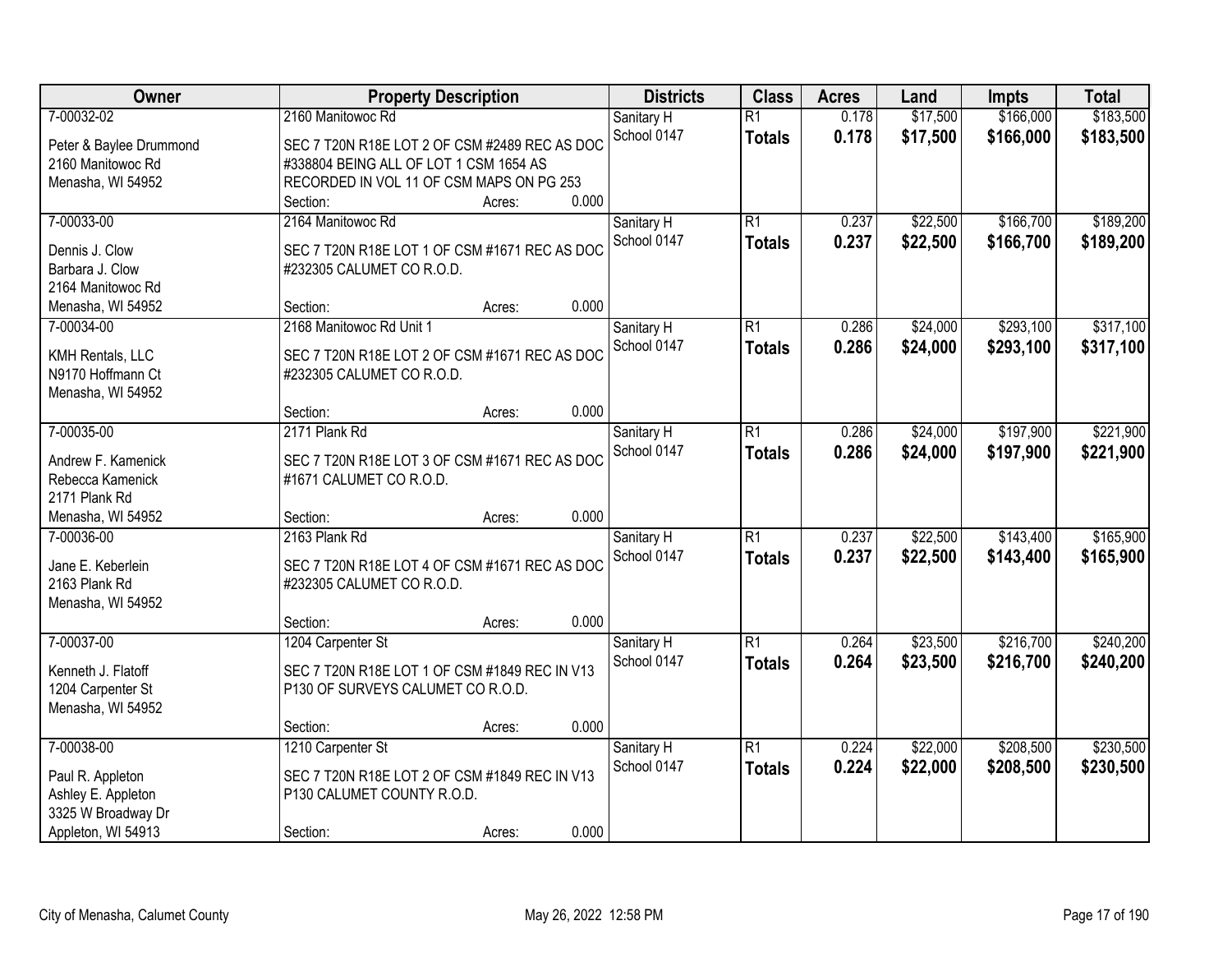| Owner | Property Description | Districts | Class | Acres | Land | Impts | Total |
|---|---|---|---|---|---|---|---|
| 7-00032-02<br>Peter & Baylee Drummond<br>2160 Manitowoc Rd<br>Menasha, WI 54952 | 2160 Manitowoc Rd<br>SEC 7 T20N R18E LOT 2 OF CSM #2489 REC AS DOC #338804 BEING ALL OF LOT 1 CSM 1654 AS RECORDED IN VOL 11 OF CSM MAPS ON PG 253<br>Section: Acres: 0.000 | Sanitary H<br>School 0147 | R1<br>**Totals** | 0.178<br>**0.178** | $17,500<br>**$17,500** | $166,000<br>**$166,000** | $183,500<br>**$183,500** |
| 7-00033-00<br>Dennis J. Clow<br>Barbara J. Clow<br>2164 Manitowoc Rd<br>Menasha, WI 54952 | 2164 Manitowoc Rd<br>SEC 7 T20N R18E LOT 1 OF CSM #1671 REC AS DOC #232305 CALUMET CO R.O.D.<br>Section: Acres: 0.000 | Sanitary H<br>School 0147 | R1<br>**Totals** | 0.237<br>**0.237** | $22,500<br>**$22,500** | $166,700<br>**$166,700** | $189,200<br>**$189,200** |
| 7-00034-00<br>KMH Rentals, LLC<br>N9170 Hoffmann Ct<br>Menasha, WI 54952 | 2168 Manitowoc Rd Unit 1<br>SEC 7 T20N R18E LOT 2 OF CSM #1671 REC AS DOC #232305 CALUMET CO R.O.D.<br>Section: Acres: 0.000 | Sanitary H<br>School 0147 | R1<br>**Totals** | 0.286<br>**0.286** | $24,000<br>**$24,000** | $293,100<br>**$293,100** | $317,100<br>**$317,100** |
| 7-00035-00<br>Andrew F. Kamenick<br>Rebecca Kamenick<br>2171 Plank Rd<br>Menasha, WI 54952 | 2171 Plank Rd<br>SEC 7 T20N R18E LOT 3 OF CSM #1671 REC AS DOC #1671 CALUMET CO R.O.D.<br>Section: Acres: 0.000 | Sanitary H<br>School 0147 | R1<br>**Totals** | 0.286<br>**0.286** | $24,000<br>**$24,000** | $197,900<br>**$197,900** | $221,900<br>**$221,900** |
| 7-00036-00<br>Jane E. Keberlein<br>2163 Plank Rd<br>Menasha, WI 54952 | 2163 Plank Rd<br>SEC 7 T20N R18E LOT 4 OF CSM #1671 REC AS DOC #232305 CALUMET CO R.O.D.<br>Section: Acres: 0.000 | Sanitary H<br>School 0147 | R1<br>**Totals** | 0.237<br>**0.237** | $22,500<br>**$22,500** | $143,400<br>**$143,400** | $165,900<br>**$165,900** |
| 7-00037-00<br>Kenneth J. Flatoff<br>1204 Carpenter St<br>Menasha, WI 54952 | 1204 Carpenter St<br>SEC 7 T20N R18E LOT 1 OF CSM #1849 REC IN V13 P130 OF SURVEYS CALUMET CO R.O.D.<br>Section: Acres: 0.000 | Sanitary H<br>School 0147 | R1<br>**Totals** | 0.264<br>**0.264** | $23,500<br>**$23,500** | $216,700<br>**$216,700** | $240,200<br>**$240,200** |
| 7-00038-00<br>Paul R. Appleton<br>Ashley E. Appleton<br>3325 W Broadway Dr<br>Appleton, WI 54913 | 1210 Carpenter St<br>SEC 7 T20N R18E LOT 2 OF CSM #1849 REC IN V13 P130 CALUMET COUNTY R.O.D.<br>Section: Acres: 0.000 | Sanitary H<br>School 0147 | R1<br>**Totals** | 0.224<br>**0.224** | $22,000<br>**$22,000** | $208,500<br>**$208,500** | $230,500<br>**$230,500** |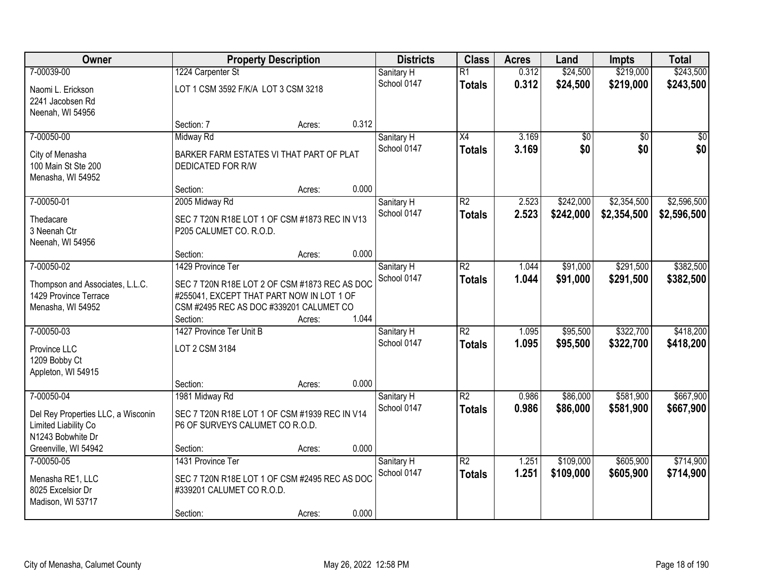| Owner | Property Description | | | Districts | Class | Acres | Land | Impts | Total |
|---|---|---|---|---|---|---|---|---|---|
| 7-00039-00 | 1224 Carpenter St | | | Sanitary H | R1 | 0.312 | $24,500 | $219,000 | $243,500 |
| Naomi L. Erickson<br>2241 Jacobsen Rd<br>Neenah, WI 54956 | LOT 1 CSM 3592 F/K/A LOT 3 CSM 3218 | | | School 0147 | **Totals** | **0.312** | **$24,500** | **$219,000** | **$243,500** |
| | Section: 7 | Acres: | 0.312 | | | | | | |
| 7-00050-00 | Midway Rd | | | Sanitary H | X4 | 3.169 | $0 | $0 | $0 |
| City of Menasha<br>100 Main St Ste 200<br>Menasha, WI 54952 | BARKER FARM ESTATES VI THAT PART OF PLAT DEDICATED FOR R/W | | | School 0147 | **Totals** | **3.169** | **$0** | **$0** | **$0** |
| | Section: | Acres: | 0.000 | | | | | | |
| 7-00050-01 | 2005 Midway Rd | | | Sanitary H | R2 | 2.523 | $242,000 | $2,354,500 | $2,596,500 |
| Thedacare<br>3 Neenah Ctr<br>Neenah, WI 54956 | SEC 7 T20N R18E LOT 1 OF CSM #1873 REC IN V13 P205 CALUMET CO. R.O.D. | | | School 0147 | **Totals** | **2.523** | **$242,000** | **$2,354,500** | **$2,596,500** |
| | Section: | Acres: | 0.000 | | | | | | |
| 7-00050-02 | 1429 Province Ter | | | Sanitary H | R2 | 1.044 | $91,000 | $291,500 | $382,500 |
| Thompson and Associates, L.L.C.<br>1429 Province Terrace<br>Menasha, WI 54952 | SEC 7 T20N R18E LOT 2 OF CSM #1873 REC AS DOC #255041, EXCEPT THAT PART NOW IN LOT 1 OF CSM #2495 REC AS DOC #339201 CALUMET CO | | | School 0147 | **Totals** | **1.044** | **$91,000** | **$291,500** | **$382,500** |
| | Section: | Acres: | 1.044 | | | | | | |
| 7-00050-03 | 1427 Province Ter Unit B | | | Sanitary H | R2 | 1.095 | $95,500 | $322,700 | $418,200 |
| Province LLC<br>1209 Bobby Ct<br>Appleton, WI 54915 | LOT 2 CSM 3184 | | | School 0147 | **Totals** | **1.095** | **$95,500** | **$322,700** | **$418,200** |
| | Section: | Acres: | 0.000 | | | | | | |
| 7-00050-04 | 1981 Midway Rd | | | Sanitary H | R2 | 0.986 | $86,000 | $581,900 | $667,900 |
| Del Rey Properties LLC, a Wisconin Limited Liability Co<br>N1243 Bobwhite Dr<br>Greenville, WI 54942 | SEC 7 T20N R18E LOT 1 OF CSM #1939 REC IN V14 P6 OF SURVEYS CALUMET CO R.O.D. | | | School 0147 | **Totals** | **0.986** | **$86,000** | **$581,900** | **$667,900** |
| | Section: | Acres: | 0.000 | | | | | | |
| 7-00050-05 | 1431 Province Ter | | | Sanitary H | R2 | 1.251 | $109,000 | $605,900 | $714,900 |
| Menasha RE1, LLC<br>8025 Excelsior Dr<br>Madison, WI 53717 | SEC 7 T20N R18E LOT 1 OF CSM #2495 REC AS DOC #339201 CALUMET CO R.O.D. | | | School 0147 | **Totals** | **1.251** | **$109,000** | **$605,900** | **$714,900** |
| | Section: | Acres: | 0.000 | | | | | | |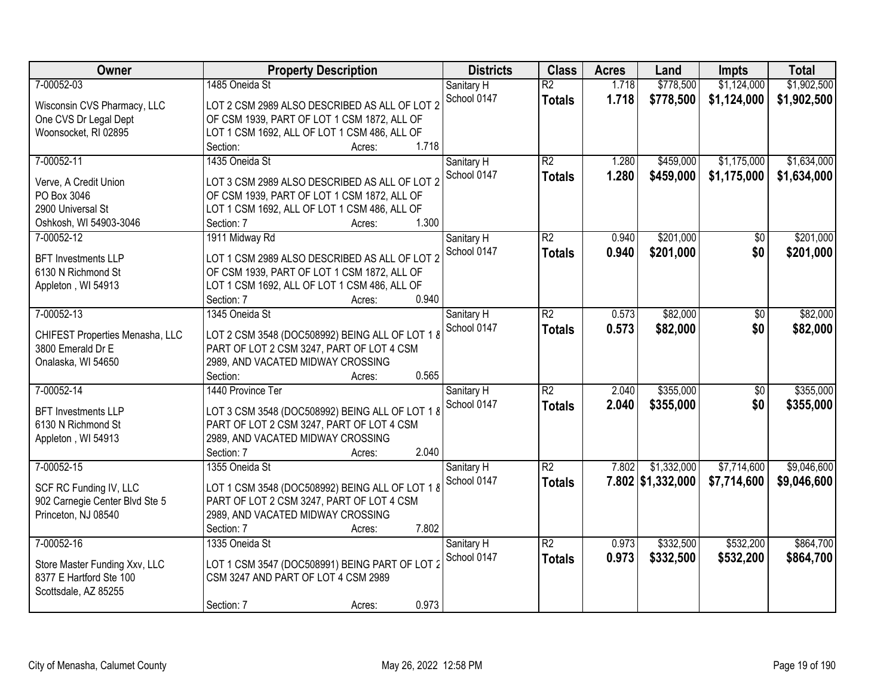| Owner | Property Description | Districts | Class | Acres | Land | Impts | Total |
|---|---|---|---|---|---|---|---|
| 7-00052-03<br>Wisconsin CVS Pharmacy, LLC<br>One CVS Dr Legal Dept<br>Woonsocket, RI 02895 | 1485 Oneida St<br>LOT 2 CSM 2989 ALSO DESCRIBED AS ALL OF LOT 2 OF CSM 1939, PART OF LOT 1 CSM 1872, ALL OF LOT 1 CSM 1692, ALL OF LOT 1 CSM 486, ALL OF<br>Section: Acres: 1.718 | Sanitary H<br>School 0147 | R2<br>**Totals** | 1.718<br>**1.718** | $778,500<br>**$778,500** | $1,124,000<br>**$1,124,000** | $1,902,500<br>**$1,902,500** |
| 7-00052-11<br>Verve, A Credit Union<br>PO Box 3046<br>2900 Universal St<br>Oshkosh, WI 54903-3046 | 1435 Oneida St<br>LOT 3 CSM 2989 ALSO DESCRIBED AS ALL OF LOT 2 OF CSM 1939, PART OF LOT 1 CSM 1872, ALL OF LOT 1 CSM 1692, ALL OF LOT 1 CSM 486, ALL OF<br>Section: 7 Acres: 1.300 | Sanitary H<br>School 0147 | R2<br>**Totals** | 1.280<br>**1.280** | $459,000<br>**$459,000** | $1,175,000<br>**$1,175,000** | $1,634,000<br>**$1,634,000** |
| 7-00052-12<br>BFT Investments LLP<br>6130 N Richmond St<br>Appleton , WI 54913 | 1911 Midway Rd<br>LOT 1 CSM 2989 ALSO DESCRIBED AS ALL OF LOT 2 OF CSM 1939, PART OF LOT 1 CSM 1872, ALL OF LOT 1 CSM 1692, ALL OF LOT 1 CSM 486, ALL OF<br>Section: 7 Acres: 0.940 | Sanitary H<br>School 0147 | R2<br>**Totals** | 0.940<br>**0.940** | $201,000<br>**$201,000** | $0<br>**$0** | $201,000<br>**$201,000** |
| 7-00052-13<br>CHIFEST Properties Menasha, LLC<br>3800 Emerald Dr E<br>Onalaska, WI 54650 | 1345 Oneida St<br>LOT 2 CSM 3548 (DOC508992) BEING ALL OF LOT 1 & PART OF LOT 2 CSM 3247, PART OF LOT 4 CSM 2989, AND VACATED MIDWAY CROSSING<br>Section: Acres: 0.565 | Sanitary H<br>School 0147 | R2<br>**Totals** | 0.573<br>**0.573** | $82,000<br>**$82,000** | $0<br>**$0** | $82,000<br>**$82,000** |
| 7-00052-14<br>BFT Investments LLP<br>6130 N Richmond St<br>Appleton , WI 54913 | 1440 Province Ter<br>LOT 3 CSM 3548 (DOC508992) BEING ALL OF LOT 1 & PART OF LOT 2 CSM 3247, PART OF LOT 4 CSM 2989, AND VACATED MIDWAY CROSSING<br>Section: 7 Acres: 2.040 | Sanitary H<br>School 0147 | R2<br>**Totals** | 2.040<br>**2.040** | $355,000<br>**$355,000** | $0<br>**$0** | $355,000<br>**$355,000** |
| 7-00052-15<br>SCF RC Funding IV, LLC<br>902 Carnegie Center Blvd Ste 5<br>Princeton, NJ 08540 | 1355 Oneida St<br>LOT 1 CSM 3548 (DOC508992) BEING ALL OF LOT 1 & PART OF LOT 2 CSM 3247, PART OF LOT 4 CSM 2989, AND VACATED MIDWAY CROSSING<br>Section: 7 Acres: 7.802 | Sanitary H<br>School 0147 | R2<br>**Totals** | 7.802<br>**7.802** | $1,332,000<br>**$1,332,000** | $7,714,600<br>**$7,714,600** | $9,046,600<br>**$9,046,600** |
| 7-00052-16<br>Store Master Funding Xxv, LLC<br>8377 E Hartford Ste 100<br>Scottsdale, AZ 85255 | 1335 Oneida St<br>LOT 1 CSM 3547 (DOC508991) BEING PART OF LOT 2 CSM 3247 AND PART OF LOT 4 CSM 2989<br>Section: 7 Acres: 0.973 | Sanitary H<br>School 0147 | R2<br>**Totals** | 0.973<br>**0.973** | $332,500<br>**$332,500** | $532,200<br>**$532,200** | $864,700<br>**$864,700** |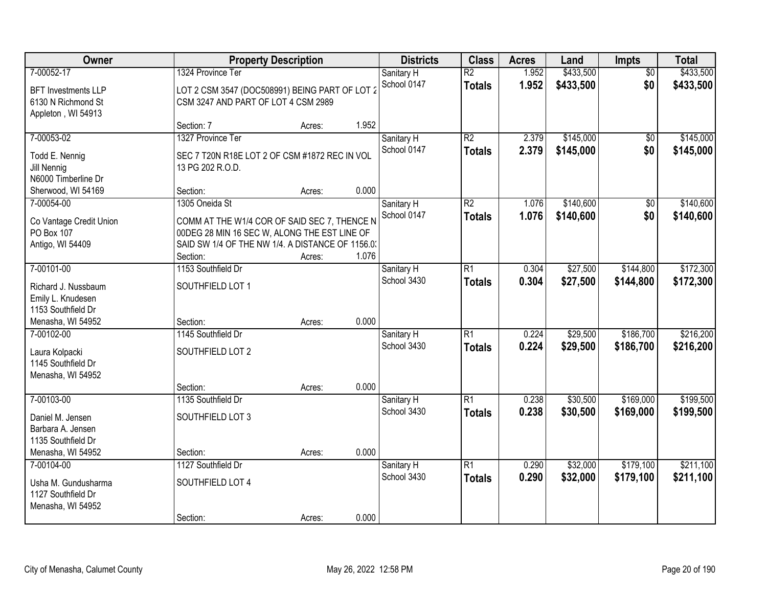| Owner | Property Description | Districts | Class | Acres | Land | Impts | Total |
|---|---|---|---|---|---|---|---|
| 7-00052-17<br>BFT Investments LLP<br>6130 N Richmond St<br>Appleton , WI 54913 | 1324 Province Ter<br>LOT 2 CSM 3547 (DOC508991) BEING PART OF LOT 2 CSM 3247 AND PART OF LOT 4 CSM 2989<br>Section: 7 Acres: 1.952 | Sanitary H<br>School 0147 | R2<br>**Totals** | 1.952<br>**1.952** | $433,500<br>**$433,500** | $0<br>**$0** | $433,500<br>**$433,500** |
| 7-00053-02<br>Todd E. Nennig<br>Jill Nennig<br>N6000 Timberline Dr<br>Sherwood, WI 54169 | 1327 Province Ter<br>SEC 7 T20N R18E LOT 2 OF CSM #1872 REC IN VOL 13 PG 202 R.O.D.<br>Section: Acres: 0.000 | Sanitary H<br>School 0147 | R2<br>**Totals** | 2.379<br>**2.379** | $145,000<br>**$145,000** | $0<br>**$0** | $145,000<br>**$145,000** |
| 7-00054-00<br>Co Vantage Credit Union<br>PO Box 107<br>Antigo, WI 54409 | 1305 Oneida St<br>COMM AT THE W1/4 COR OF SAID SEC 7, THENCE N 00DEG 28 MIN 16 SEC W, ALONG THE EST LINE OF SAID SW 1/4 OF THE NW 1/4. A DISTANCE OF 1156.03<br>Section: Acres: 1.076 | Sanitary H<br>School 0147 | R2<br>**Totals** | 1.076<br>**1.076** | $140,600<br>**$140,600** | $0<br>**$0** | $140,600<br>**$140,600** |
| 7-00101-00<br>Richard J. Nussbaum<br>Emily L. Knudesen<br>1153 Southfield Dr<br>Menasha, WI 54952 | 1153 Southfield Dr<br>SOUTHFIELD LOT 1<br>Section: Acres: 0.000 | Sanitary H<br>School 3430 | R1<br>**Totals** | 0.304<br>**0.304** | $27,500<br>**$27,500** | $144,800<br>**$144,800** | $172,300<br>**$172,300** |
| 7-00102-00<br>Laura Kolpacki<br>1145 Southfield Dr<br>Menasha, WI 54952 | 1145 Southfield Dr<br>SOUTHFIELD LOT 2<br>Section: Acres: 0.000 | Sanitary H<br>School 3430 | R1<br>**Totals** | 0.224<br>**0.224** | $29,500<br>**$29,500** | $186,700<br>**$186,700** | $216,200<br>**$216,200** |
| 7-00103-00<br>Daniel M. Jensen<br>Barbara A. Jensen<br>1135 Southfield Dr<br>Menasha, WI 54952 | 1135 Southfield Dr<br>SOUTHFIELD LOT 3<br>Section: Acres: 0.000 | Sanitary H<br>School 3430 | R1<br>**Totals** | 0.238<br>**0.238** | $30,500<br>**$30,500** | $169,000<br>**$169,000** | $199,500<br>**$199,500** |
| 7-00104-00<br>Usha M. Gundusharma<br>1127 Southfield Dr<br>Menasha, WI 54952 | 1127 Southfield Dr<br>SOUTHFIELD LOT 4<br>Section: Acres: 0.000 | Sanitary H<br>School 3430 | R1<br>**Totals** | 0.290<br>**0.290** | $32,000<br>**$32,000** | $179,100<br>**$179,100** | $211,100<br>**$211,100** |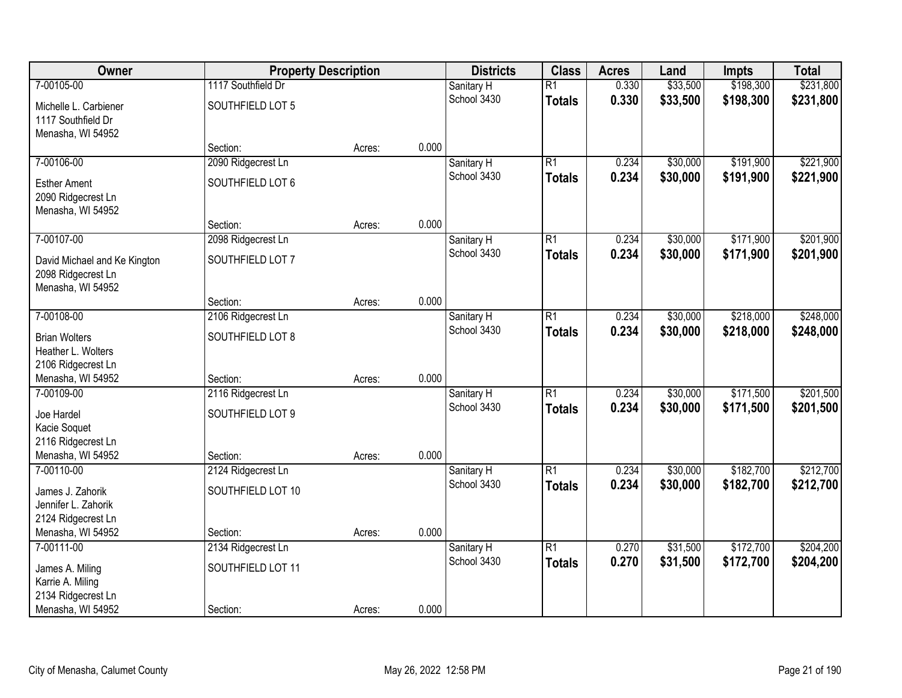| Owner | Property Description | | | Districts | Class | Acres | Land | Impts | Total |
|---|---|---|---|---|---|---|---|---|---|
| 7-00105-00 | 1117 Southfield Dr | | | Sanitary H | R1 | 0.330 | $33,500 | $198,300 | $231,800 |
| Michelle L. Carbiener<br>1117 Southfield Dr<br>Menasha, WI 54952 | SOUTHFIELD LOT 5 | | | School 3430 | **Totals** | **0.330** | **$33,500** | **$198,300** | **$231,800** |
| | Section: | Acres: | 0.000 | | | | | | |
| 7-00106-00 | 2090 Ridgecrest Ln | | | Sanitary H | R1 | 0.234 | $30,000 | $191,900 | $221,900 |
| Esther Ament<br>2090 Ridgecrest Ln<br>Menasha, WI 54952 | SOUTHFIELD LOT 6 | | | School 3430 | **Totals** | **0.234** | **$30,000** | **$191,900** | **$221,900** |
| | Section: | Acres: | 0.000 | | | | | | |
| 7-00107-00 | 2098 Ridgecrest Ln | | | Sanitary H | R1 | 0.234 | $30,000 | $171,900 | $201,900 |
| David Michael and Ke Kington<br>2098 Ridgecrest Ln<br>Menasha, WI 54952 | SOUTHFIELD LOT 7 | | | School 3430 | **Totals** | **0.234** | **$30,000** | **$171,900** | **$201,900** |
| | Section: | Acres: | 0.000 | | | | | | |
| 7-00108-00 | 2106 Ridgecrest Ln | | | Sanitary H | R1 | 0.234 | $30,000 | $218,000 | $248,000 |
| Brian Wolters<br>Heather L. Wolters<br>2106 Ridgecrest Ln<br>Menasha, WI 54952 | SOUTHFIELD LOT 8 | | | School 3430 | **Totals** | **0.234** | **$30,000** | **$218,000** | **$248,000** |
| | Section: | Acres: | 0.000 | | | | | | |
| 7-00109-00 | 2116 Ridgecrest Ln | | | Sanitary H | R1 | 0.234 | $30,000 | $171,500 | $201,500 |
| Joe Hardel<br>Kacie Soquet<br>2116 Ridgecrest Ln<br>Menasha, WI 54952 | SOUTHFIELD LOT 9 | | | School 3430 | **Totals** | **0.234** | **$30,000** | **$171,500** | **$201,500** |
| | Section: | Acres: | 0.000 | | | | | | |
| 7-00110-00 | 2124 Ridgecrest Ln | | | Sanitary H | R1 | 0.234 | $30,000 | $182,700 | $212,700 |
| James J. Zahorik<br>Jennifer L. Zahorik<br>2124 Ridgecrest Ln<br>Menasha, WI 54952 | SOUTHFIELD LOT 10 | | | School 3430 | **Totals** | **0.234** | **$30,000** | **$182,700** | **$212,700** |
| | Section: | Acres: | 0.000 | | | | | | |
| 7-00111-00 | 2134 Ridgecrest Ln | | | Sanitary H | R1 | 0.270 | $31,500 | $172,700 | $204,200 |
| James A. Miling<br>Karrie A. Miling<br>2134 Ridgecrest Ln<br>Menasha, WI 54952 | SOUTHFIELD LOT 11 | | | School 3430 | **Totals** | **0.270** | **$31,500** | **$172,700** | **$204,200** |
| | Section: | Acres: | 0.000 | | | | | | |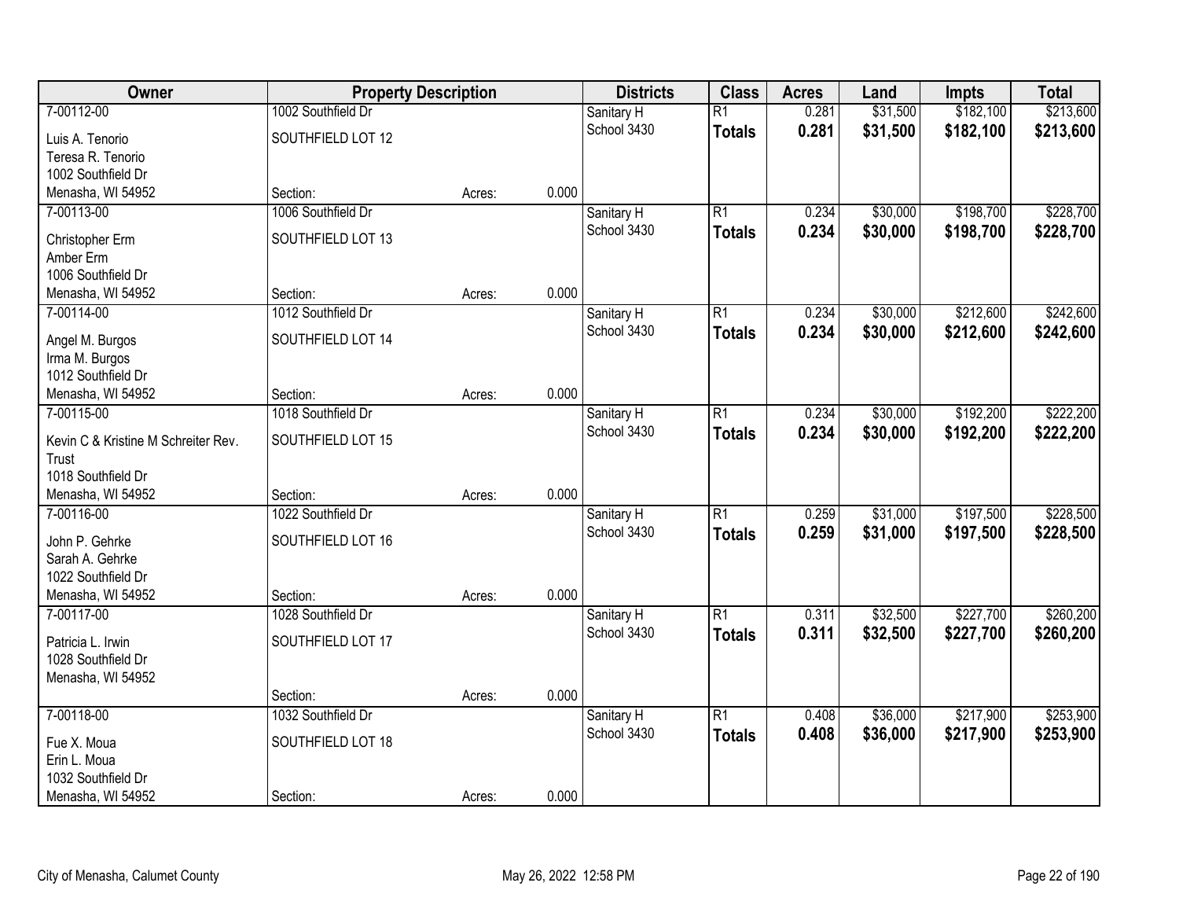| Owner | Property Description | | | Districts | Class | Acres | Land | Impts | Total |
|---|---|---|---|---|---|---|---|---|---|
| 7-00112-00 | 1002 Southfield Dr | | | Sanitary H | R1 | 0.281 | $31,500 | $182,100 | $213,600 |
| Luis A. Tenorio<br>Teresa R. Tenorio<br>1002 Southfield Dr<br>Menasha, WI 54952 | SOUTHFIELD LOT 12 | | | School 3430 | **Totals** | **0.281** | **$31,500** | **$182,100** | **$213,600** |
| | Section: | Acres: | 0.000 | | | | | | |
| 7-00113-00 | 1006 Southfield Dr | | | Sanitary H | R1 | 0.234 | $30,000 | $198,700 | $228,700 |
| Christopher Erm<br>Amber Erm<br>1006 Southfield Dr<br>Menasha, WI 54952 | SOUTHFIELD LOT 13 | | | School 3430 | **Totals** | **0.234** | **$30,000** | **$198,700** | **$228,700** |
| | Section: | Acres: | 0.000 | | | | | | |
| 7-00114-00 | 1012 Southfield Dr | | | Sanitary H | R1 | 0.234 | $30,000 | $212,600 | $242,600 |
| Angel M. Burgos<br>Irma M. Burgos<br>1012 Southfield Dr<br>Menasha, WI 54952 | SOUTHFIELD LOT 14 | | | School 3430 | **Totals** | **0.234** | **$30,000** | **$212,600** | **$242,600** |
| | Section: | Acres: | 0.000 | | | | | | |
| 7-00115-00 | 1018 Southfield Dr | | | Sanitary H | R1 | 0.234 | $30,000 | $192,200 | $222,200 |
| Kevin C & Kristine M Schreiter Rev. Trust<br>1018 Southfield Dr<br>Menasha, WI 54952 | SOUTHFIELD LOT 15 | | | School 3430 | **Totals** | **0.234** | **$30,000** | **$192,200** | **$222,200** |
| | Section: | Acres: | 0.000 | | | | | | |
| 7-00116-00 | 1022 Southfield Dr | | | Sanitary H | R1 | 0.259 | $31,000 | $197,500 | $228,500 |
| John P. Gehrke<br>Sarah A. Gehrke<br>1022 Southfield Dr<br>Menasha, WI 54952 | SOUTHFIELD LOT 16 | | | School 3430 | **Totals** | **0.259** | **$31,000** | **$197,500** | **$228,500** |
| | Section: | Acres: | 0.000 | | | | | | |
| 7-00117-00 | 1028 Southfield Dr | | | Sanitary H | R1 | 0.311 | $32,500 | $227,700 | $260,200 |
| Patricia L. Irwin<br>1028 Southfield Dr<br>Menasha, WI 54952 | SOUTHFIELD LOT 17 | | | School 3430 | **Totals** | **0.311** | **$32,500** | **$227,700** | **$260,200** |
| | Section: | Acres: | 0.000 | | | | | | |
| 7-00118-00 | 1032 Southfield Dr | | | Sanitary H | R1 | 0.408 | $36,000 | $217,900 | $253,900 |
| Fue X. Moua<br>Erin L. Moua<br>1032 Southfield Dr<br>Menasha, WI 54952 | SOUTHFIELD LOT 18 | | | School 3430 | **Totals** | **0.408** | **$36,000** | **$217,900** | **$253,900** |
| | Section: | Acres: | 0.000 | | | | | | |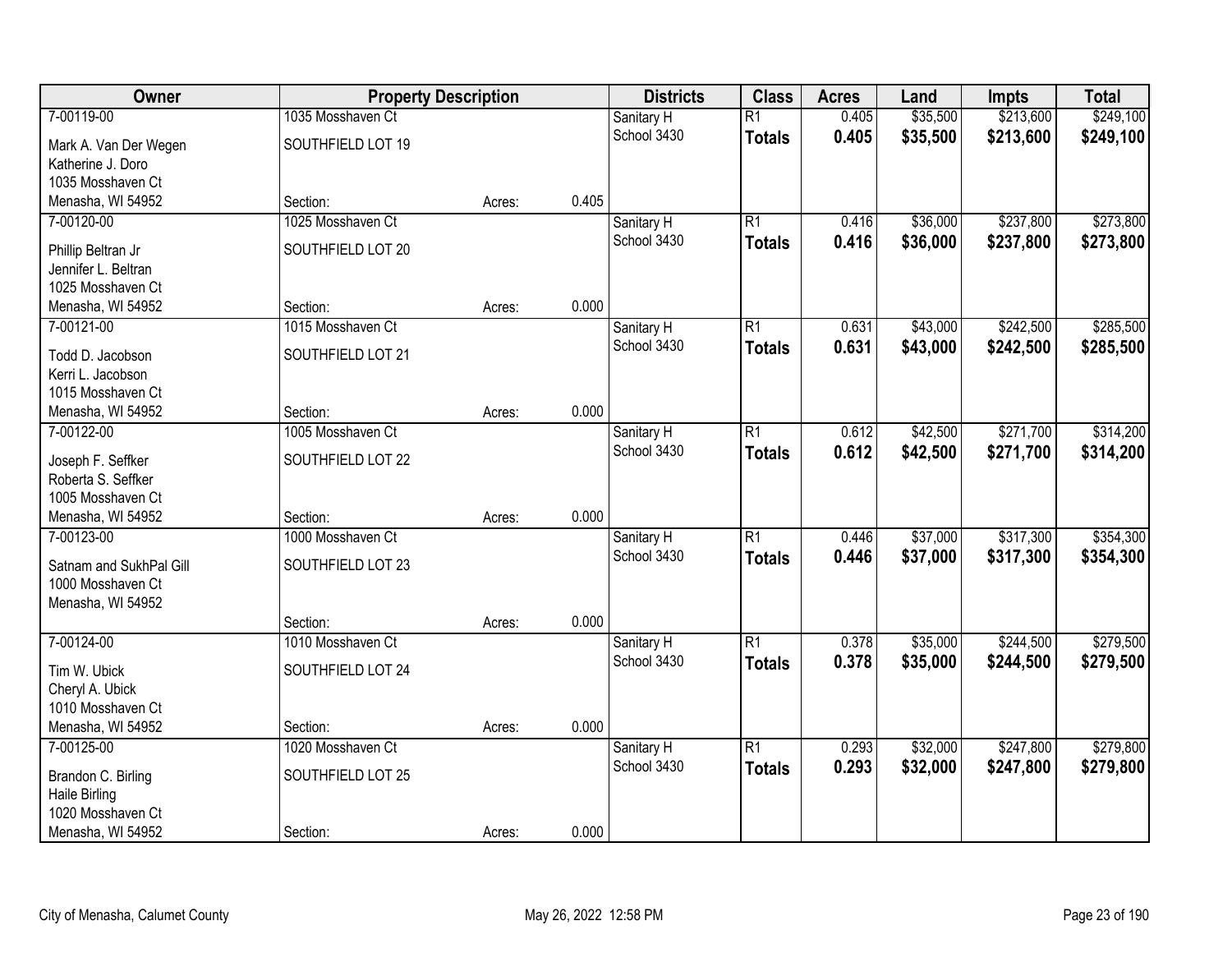| Owner | Property Description | | | Districts | Class | Acres | Land | Impts | Total |
|---|---|---|---|---|---|---|---|---|---|
| 7-00119-00 | 1035 Mosshaven Ct | | | Sanitary H | R1 | 0.405 | $35,500 | $213,600 | $249,100 |
| Mark A. Van Der Wegen<br>Katherine J. Doro<br>1035 Mosshaven Ct<br>Menasha, WI 54952 | SOUTHFIELD LOT 19 | | | School 3430 | **Totals** | **0.405** | **$35,500** | **$213,600** | **$249,100** |
| | Section: | Acres: | 0.405 | | | | | | |
| 7-00120-00 | 1025 Mosshaven Ct | | | Sanitary H | R1 | 0.416 | $36,000 | $237,800 | $273,800 |
| Phillip Beltran Jr<br>Jennifer L. Beltran<br>1025 Mosshaven Ct<br>Menasha, WI 54952 | SOUTHFIELD LOT 20 | | | School 3430 | **Totals** | **0.416** | **$36,000** | **$237,800** | **$273,800** |
| | Section: | Acres: | 0.000 | | | | | | |
| 7-00121-00 | 1015 Mosshaven Ct | | | Sanitary H | R1 | 0.631 | $43,000 | $242,500 | $285,500 |
| Todd D. Jacobson<br>Kerri L. Jacobson<br>1015 Mosshaven Ct<br>Menasha, WI 54952 | SOUTHFIELD LOT 21 | | | School 3430 | **Totals** | **0.631** | **$43,000** | **$242,500** | **$285,500** |
| | Section: | Acres: | 0.000 | | | | | | |
| 7-00122-00 | 1005 Mosshaven Ct | | | Sanitary H | R1 | 0.612 | $42,500 | $271,700 | $314,200 |
| Joseph F. Seffker<br>Roberta S. Seffker<br>1005 Mosshaven Ct<br>Menasha, WI 54952 | SOUTHFIELD LOT 22 | | | School 3430 | **Totals** | **0.612** | **$42,500** | **$271,700** | **$314,200** |
| | Section: | Acres: | 0.000 | | | | | | |
| 7-00123-00 | 1000 Mosshaven Ct | | | Sanitary H | R1 | 0.446 | $37,000 | $317,300 | $354,300 |
| Satnam and SukhPal Gill<br>1000 Mosshaven Ct<br>Menasha, WI 54952 | SOUTHFIELD LOT 23 | | | School 3430 | **Totals** | **0.446** | **$37,000** | **$317,300** | **$354,300** |
| | Section: | Acres: | 0.000 | | | | | | |
| 7-00124-00 | 1010 Mosshaven Ct | | | Sanitary H | R1 | 0.378 | $35,000 | $244,500 | $279,500 |
| Tim W. Ubick<br>Cheryl A. Ubick<br>1010 Mosshaven Ct<br>Menasha, WI 54952 | SOUTHFIELD LOT 24 | | | School 3430 | **Totals** | **0.378** | **$35,000** | **$244,500** | **$279,500** |
| | Section: | Acres: | 0.000 | | | | | | |
| 7-00125-00 | 1020 Mosshaven Ct | | | Sanitary H | R1 | 0.293 | $32,000 | $247,800 | $279,800 |
| Brandon C. Birling<br>Haile Birling<br>1020 Mosshaven Ct<br>Menasha, WI 54952 | SOUTHFIELD LOT 25 | | | School 3430 | **Totals** | **0.293** | **$32,000** | **$247,800** | **$279,800** |
| | Section: | Acres: | 0.000 | | | | | | |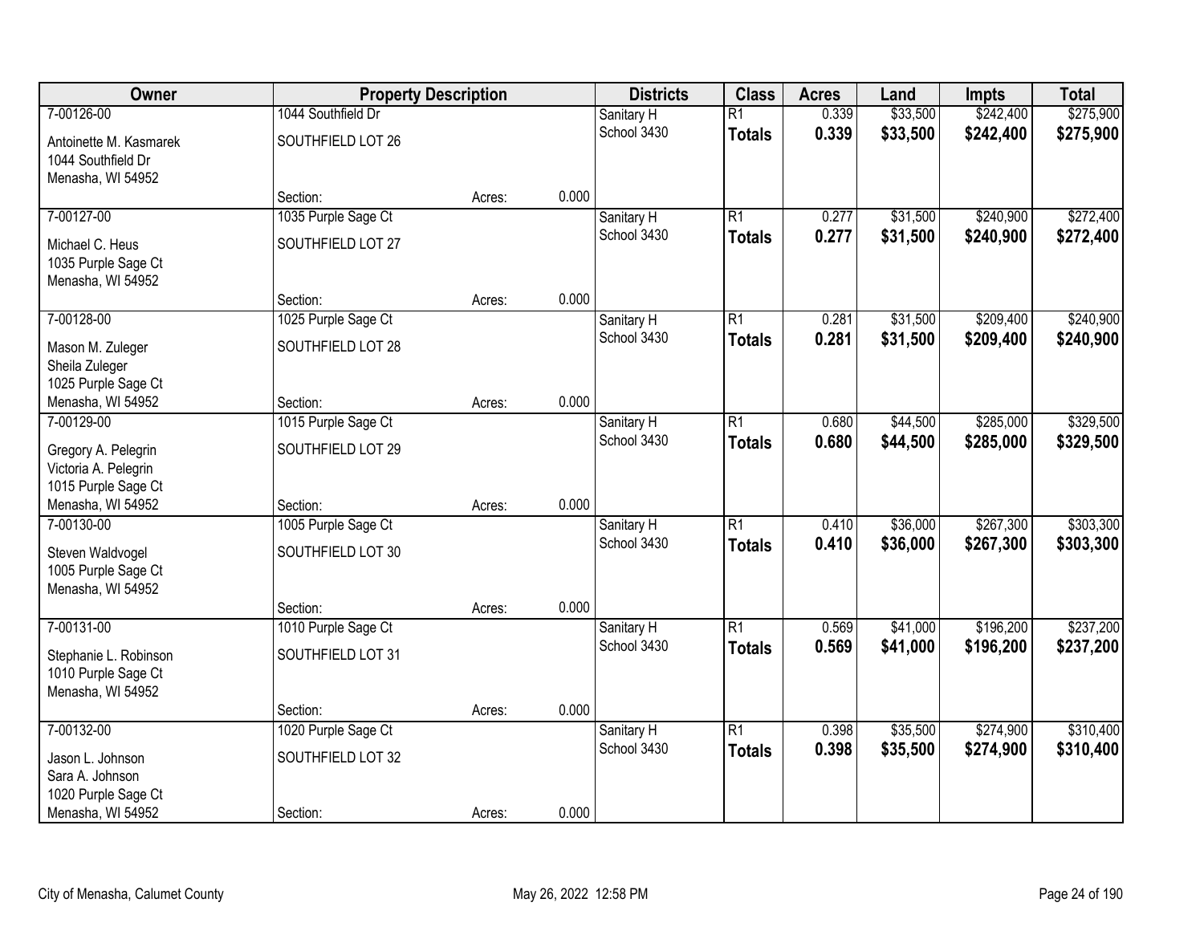| Owner | Property Description | | | Districts | Class | Acres | Land | Impts | Total |
|---|---|---|---|---|---|---|---|---|---|
| 7-00126-00 | 1044 Southfield Dr | | | Sanitary H | R1 | 0.339 | $33,500 | $242,400 | $275,900 |
| Antoinette M. Kasmarek<br>1044 Southfield Dr<br>Menasha, WI 54952 | SOUTHFIELD LOT 26 | | | School 3430 | **Totals** | **0.339** | **$33,500** | **$242,400** | **$275,900** |
| | Section: | Acres: | 0.000 | | | | | | |
| 7-00127-00 | 1035 Purple Sage Ct | | | Sanitary H | R1 | 0.277 | $31,500 | $240,900 | $272,400 |
| Michael C. Heus<br>1035 Purple Sage Ct<br>Menasha, WI 54952 | SOUTHFIELD LOT 27 | | | School 3430 | **Totals** | **0.277** | **$31,500** | **$240,900** | **$272,400** |
| | Section: | Acres: | 0.000 | | | | | | |
| 7-00128-00 | 1025 Purple Sage Ct | | | Sanitary H | R1 | 0.281 | $31,500 | $209,400 | $240,900 |
| Mason M. Zuleger<br>Sheila Zuleger<br>1025 Purple Sage Ct<br>Menasha, WI 54952 | SOUTHFIELD LOT 28 | | | School 3430 | **Totals** | **0.281** | **$31,500** | **$209,400** | **$240,900** |
| | Section: | Acres: | 0.000 | | | | | | |
| 7-00129-00 | 1015 Purple Sage Ct | | | Sanitary H | R1 | 0.680 | $44,500 | $285,000 | $329,500 |
| Gregory A. Pelegrin<br>Victoria A. Pelegrin<br>1015 Purple Sage Ct<br>Menasha, WI 54952 | SOUTHFIELD LOT 29 | | | School 3430 | **Totals** | **0.680** | **$44,500** | **$285,000** | **$329,500** |
| | Section: | Acres: | 0.000 | | | | | | |
| 7-00130-00 | 1005 Purple Sage Ct | | | Sanitary H | R1 | 0.410 | $36,000 | $267,300 | $303,300 |
| Steven Waldvogel<br>1005 Purple Sage Ct<br>Menasha, WI 54952 | SOUTHFIELD LOT 30 | | | School 3430 | **Totals** | **0.410** | **$36,000** | **$267,300** | **$303,300** |
| | Section: | Acres: | 0.000 | | | | | | |
| 7-00131-00 | 1010 Purple Sage Ct | | | Sanitary H | R1 | 0.569 | $41,000 | $196,200 | $237,200 |
| Stephanie L. Robinson<br>1010 Purple Sage Ct<br>Menasha, WI 54952 | SOUTHFIELD LOT 31 | | | School 3430 | **Totals** | **0.569** | **$41,000** | **$196,200** | **$237,200** |
| | Section: | Acres: | 0.000 | | | | | | |
| 7-00132-00 | 1020 Purple Sage Ct | | | Sanitary H | R1 | 0.398 | $35,500 | $274,900 | $310,400 |
| Jason L. Johnson<br>Sara A. Johnson<br>1020 Purple Sage Ct<br>Menasha, WI 54952 | SOUTHFIELD LOT 32 | | | School 3430 | **Totals** | **0.398** | **$35,500** | **$274,900** | **$310,400** |
| | Section: | Acres: | 0.000 | | | | | | |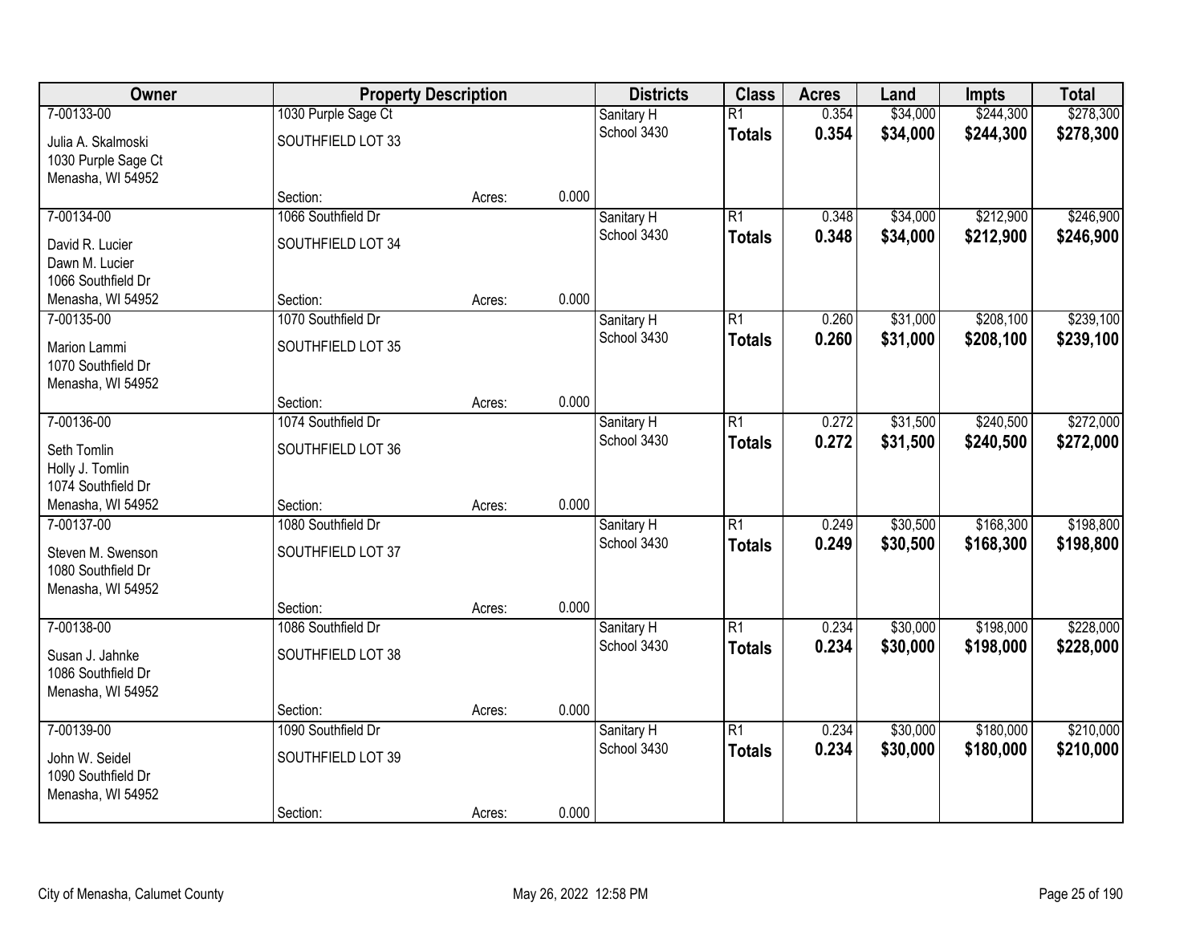| Owner | Property Description | | | Districts | Class | Acres | Land | Impts | Total |
|---|---|---|---|---|---|---|---|---|---|
| 7-00133-00 | 1030 Purple Sage Ct | | | Sanitary H | R1 | 0.354 | $34,000 | $244,300 | $278,300 |
| Julia A. Skalmoski<br>1030 Purple Sage Ct<br>Menasha, WI 54952 | SOUTHFIELD LOT 33 | | | School 3430 | **Totals** | **0.354** | **$34,000** | **$244,300** | **$278,300** |
| | Section: | Acres: | 0.000 | | | | | | |
| 7-00134-00 | 1066 Southfield Dr | | | Sanitary H | R1 | 0.348 | $34,000 | $212,900 | $246,900 |
| David R. Lucier<br>Dawn M. Lucier<br>1066 Southfield Dr<br>Menasha, WI 54952 | SOUTHFIELD LOT 34 | | | School 3430 | **Totals** | **0.348** | **$34,000** | **$212,900** | **$246,900** |
| | Section: | Acres: | 0.000 | | | | | | |
| 7-00135-00 | 1070 Southfield Dr | | | Sanitary H | R1 | 0.260 | $31,000 | $208,100 | $239,100 |
| Marion Lammi<br>1070 Southfield Dr<br>Menasha, WI 54952 | SOUTHFIELD LOT 35 | | | School 3430 | **Totals** | **0.260** | **$31,000** | **$208,100** | **$239,100** |
| | Section: | Acres: | 0.000 | | | | | | |
| 7-00136-00 | 1074 Southfield Dr | | | Sanitary H | R1 | 0.272 | $31,500 | $240,500 | $272,000 |
| Seth Tomlin<br>Holly J. Tomlin<br>1074 Southfield Dr<br>Menasha, WI 54952 | SOUTHFIELD LOT 36 | | | School 3430 | **Totals** | **0.272** | **$31,500** | **$240,500** | **$272,000** |
| | Section: | Acres: | 0.000 | | | | | | |
| 7-00137-00 | 1080 Southfield Dr | | | Sanitary H | R1 | 0.249 | $30,500 | $168,300 | $198,800 |
| Steven M. Swenson<br>1080 Southfield Dr<br>Menasha, WI 54952 | SOUTHFIELD LOT 37 | | | School 3430 | **Totals** | **0.249** | **$30,500** | **$168,300** | **$198,800** |
| | Section: | Acres: | 0.000 | | | | | | |
| 7-00138-00 | 1086 Southfield Dr | | | Sanitary H | R1 | 0.234 | $30,000 | $198,000 | $228,000 |
| Susan J. Jahnke<br>1086 Southfield Dr<br>Menasha, WI 54952 | SOUTHFIELD LOT 38 | | | School 3430 | **Totals** | **0.234** | **$30,000** | **$198,000** | **$228,000** |
| | Section: | Acres: | 0.000 | | | | | | |
| 7-00139-00 | 1090 Southfield Dr | | | Sanitary H | R1 | 0.234 | $30,000 | $180,000 | $210,000 |
| John W. Seidel<br>1090 Southfield Dr<br>Menasha, WI 54952 | SOUTHFIELD LOT 39 | | | School 3430 | **Totals** | **0.234** | **$30,000** | **$180,000** | **$210,000** |
| | Section: | Acres: | 0.000 | | | | | | |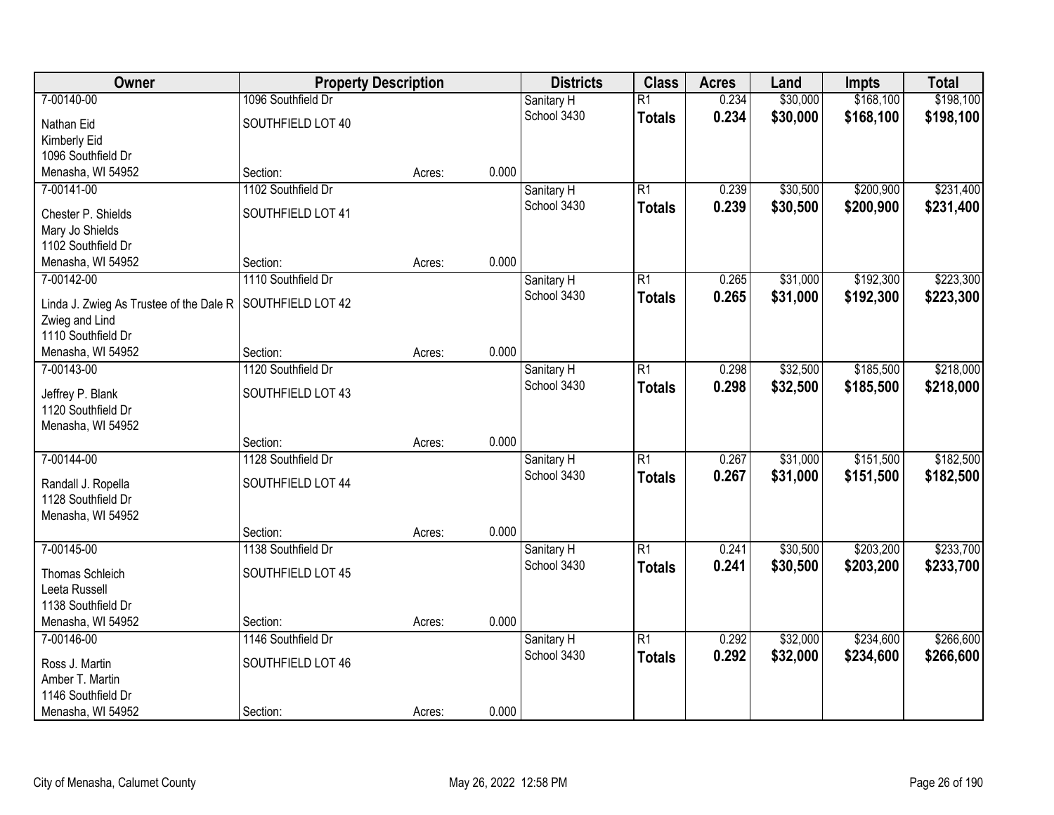| Owner | Property Description | | | Districts | Class | Acres | Land | Impts | Total |
|---|---|---|---|---|---|---|---|---|---|
| 7-00140-00 | 1096 Southfield Dr | | | Sanitary H | R1 | 0.234 | $30,000 | $168,100 | $198,100 |
| Nathan Eid<br>Kimberly Eid<br>1096 Southfield Dr<br>Menasha, WI 54952 | SOUTHFIELD LOT 40 | | | School 3430 | **Totals** | **0.234** | **$30,000** | **$168,100** | **$198,100** |
| | Section: | Acres: | 0.000 | | | | | | |
| 7-00141-00 | 1102 Southfield Dr | | | Sanitary H | R1 | 0.239 | $30,500 | $200,900 | $231,400 |
| Chester P. Shields<br>Mary Jo Shields<br>1102 Southfield Dr<br>Menasha, WI 54952 | SOUTHFIELD LOT 41 | | | School 3430 | **Totals** | **0.239** | **$30,500** | **$200,900** | **$231,400** |
| | Section: | Acres: | 0.000 | | | | | | |
| 7-00142-00 | 1110 Southfield Dr | | | Sanitary H | R1 | 0.265 | $31,000 | $192,300 | $223,300 |
| Linda J. Zwieg As Trustee of the Dale R Zwieg and Lind<br>1110 Southfield Dr<br>Menasha, WI 54952 | SOUTHFIELD LOT 42 | | | School 3430 | **Totals** | **0.265** | **$31,000** | **$192,300** | **$223,300** |
| | Section: | Acres: | 0.000 | | | | | | |
| 7-00143-00 | 1120 Southfield Dr | | | Sanitary H | R1 | 0.298 | $32,500 | $185,500 | $218,000 |
| Jeffrey P. Blank<br>1120 Southfield Dr<br>Menasha, WI 54952 | SOUTHFIELD LOT 43 | | | School 3430 | **Totals** | **0.298** | **$32,500** | **$185,500** | **$218,000** |
| | Section: | Acres: | 0.000 | | | | | | |
| 7-00144-00 | 1128 Southfield Dr | | | Sanitary H | R1 | 0.267 | $31,000 | $151,500 | $182,500 |
| Randall J. Ropella<br>1128 Southfield Dr<br>Menasha, WI 54952 | SOUTHFIELD LOT 44 | | | School 3430 | **Totals** | **0.267** | **$31,000** | **$151,500** | **$182,500** |
| | Section: | Acres: | 0.000 | | | | | | |
| 7-00145-00 | 1138 Southfield Dr | | | Sanitary H | R1 | 0.241 | $30,500 | $203,200 | $233,700 |
| Thomas Schleich<br>Leeta Russell<br>1138 Southfield Dr<br>Menasha, WI 54952 | SOUTHFIELD LOT 45 | | | School 3430 | **Totals** | **0.241** | **$30,500** | **$203,200** | **$233,700** |
| | Section: | Acres: | 0.000 | | | | | | |
| 7-00146-00 | 1146 Southfield Dr | | | Sanitary H | R1 | 0.292 | $32,000 | $234,600 | $266,600 |
| Ross J. Martin<br>Amber T. Martin<br>1146 Southfield Dr<br>Menasha, WI 54952 | SOUTHFIELD LOT 46 | | | School 3430 | **Totals** | **0.292** | **$32,000** | **$234,600** | **$266,600** |
| | Section: | Acres: | 0.000 | | | | | | |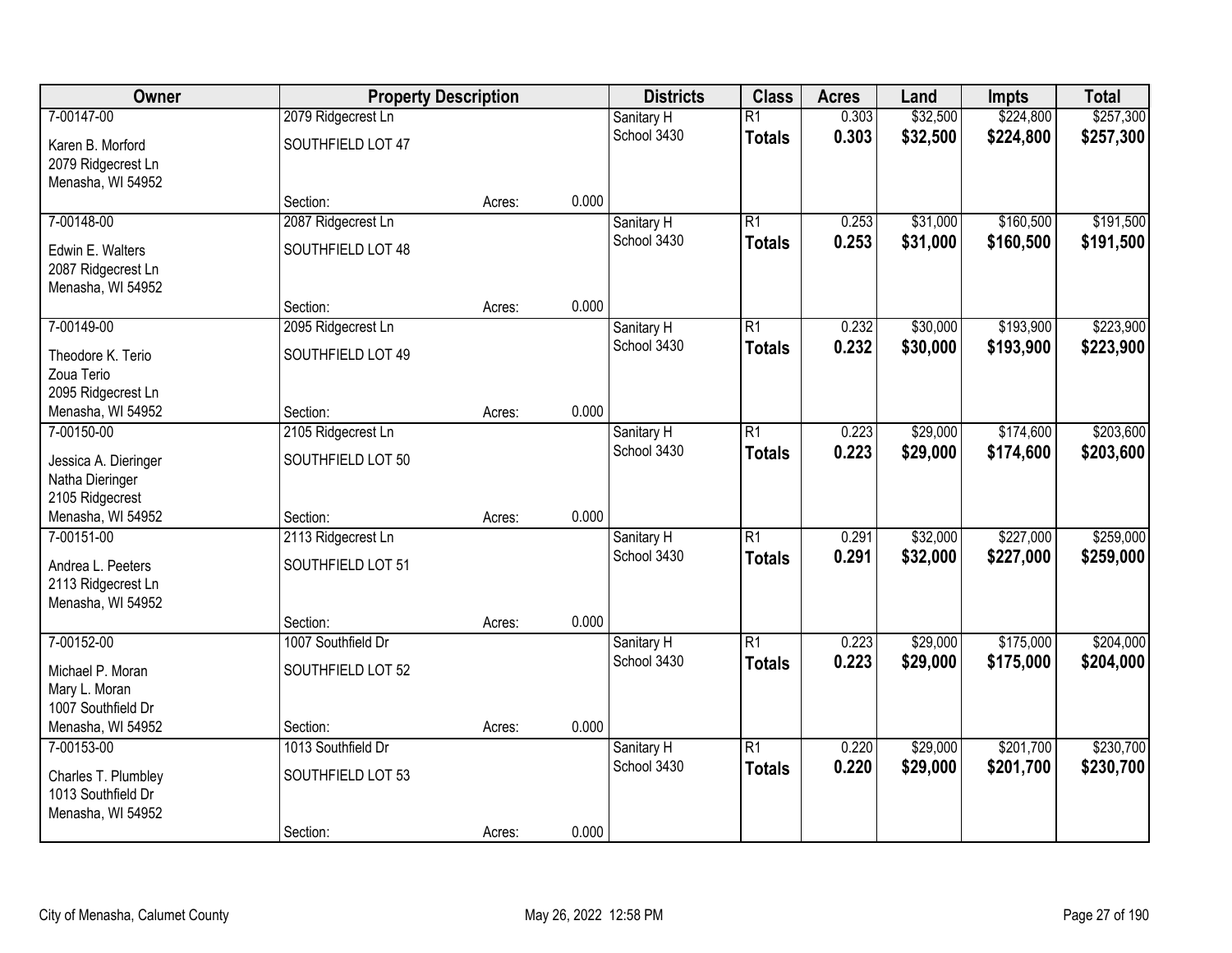| Owner | Property Description | | | Districts | Class | Acres | Land | Impts | Total |
|---|---|---|---|---|---|---|---|---|---|
| 7-00147-00 | 2079 Ridgecrest Ln | | | Sanitary H | R1 | 0.303 | $32,500 | $224,800 | $257,300 |
| Karen B. Morford<br>2079 Ridgecrest Ln<br>Menasha, WI 54952 | SOUTHFIELD LOT 47 | | | School 3430 | **Totals** | **0.303** | **$32,500** | **$224,800** | **$257,300** |
| | Section: | Acres: | 0.000 | | | | | | |
| 7-00148-00 | 2087 Ridgecrest Ln | | | Sanitary H | R1 | 0.253 | $31,000 | $160,500 | $191,500 |
| Edwin E. Walters<br>2087 Ridgecrest Ln<br>Menasha, WI 54952 | SOUTHFIELD LOT 48 | | | School 3430 | **Totals** | **0.253** | **$31,000** | **$160,500** | **$191,500** |
| | Section: | Acres: | 0.000 | | | | | | |
| 7-00149-00 | 2095 Ridgecrest Ln | | | Sanitary H | R1 | 0.232 | $30,000 | $193,900 | $223,900 |
| Theodore K. Terio<br>Zoua Terio<br>2095 Ridgecrest Ln<br>Menasha, WI 54952 | SOUTHFIELD LOT 49 | | | School 3430 | **Totals** | **0.232** | **$30,000** | **$193,900** | **$223,900** |
| | Section: | Acres: | 0.000 | | | | | | |
| 7-00150-00 | 2105 Ridgecrest Ln | | | Sanitary H | R1 | 0.223 | $29,000 | $174,600 | $203,600 |
| Jessica A. Dieringer<br>Natha Dieringer<br>2105 Ridgecrest<br>Menasha, WI 54952 | SOUTHFIELD LOT 50 | | | School 3430 | **Totals** | **0.223** | **$29,000** | **$174,600** | **$203,600** |
| | Section: | Acres: | 0.000 | | | | | | |
| 7-00151-00 | 2113 Ridgecrest Ln | | | Sanitary H | R1 | 0.291 | $32,000 | $227,000 | $259,000 |
| Andrea L. Peeters<br>2113 Ridgecrest Ln<br>Menasha, WI 54952 | SOUTHFIELD LOT 51 | | | School 3430 | **Totals** | **0.291** | **$32,000** | **$227,000** | **$259,000** |
| | Section: | Acres: | 0.000 | | | | | | |
| 7-00152-00 | 1007 Southfield Dr | | | Sanitary H | R1 | 0.223 | $29,000 | $175,000 | $204,000 |
| Michael P. Moran<br>Mary L. Moran<br>1007 Southfield Dr<br>Menasha, WI 54952 | SOUTHFIELD LOT 52 | | | School 3430 | **Totals** | **0.223** | **$29,000** | **$175,000** | **$204,000** |
| | Section: | Acres: | 0.000 | | | | | | |
| 7-00153-00 | 1013 Southfield Dr | | | Sanitary H | R1 | 0.220 | $29,000 | $201,700 | $230,700 |
| Charles T. Plumbley<br>1013 Southfield Dr<br>Menasha, WI 54952 | SOUTHFIELD LOT 53 | | | School 3430 | **Totals** | **0.220** | **$29,000** | **$201,700** | **$230,700** |
| | Section: | Acres: | 0.000 | | | | | | |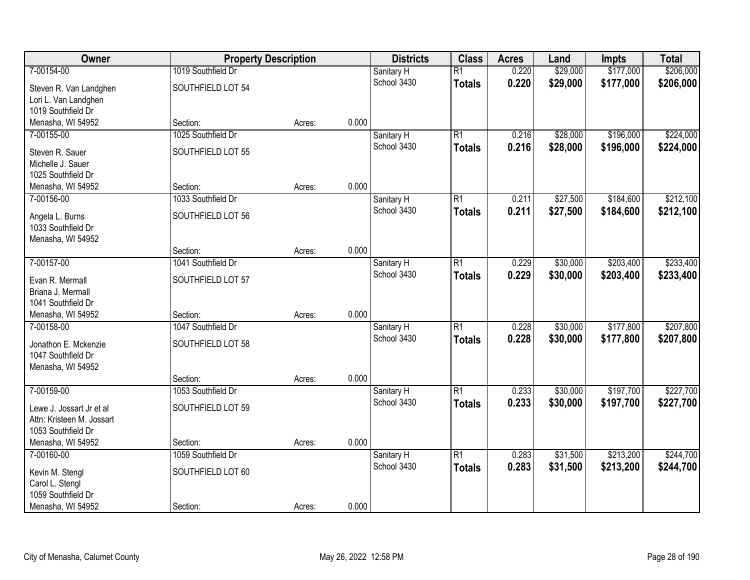| Owner | Property Description | | | Districts | Class | Acres | Land | Impts | Total |
|---|---|---|---|---|---|---|---|---|---|
| 7-00154-00 | 1019 Southfield Dr | | | Sanitary H | R1 | 0.220 | $29,000 | $177,000 | $206,000 |
| Steven R. Van Landghen<br>Lori L. Van Landghen<br>1019 Southfield Dr<br>Menasha, WI 54952 | SOUTHFIELD LOT 54 | | | School 3430 | **Totals** | **0.220** | **$29,000** | **$177,000** | **$206,000** |
| | Section: | Acres: | 0.000 | | | | | | |
| 7-00155-00 | 1025 Southfield Dr | | | Sanitary H | R1 | 0.216 | $28,000 | $196,000 | $224,000 |
| Steven R. Sauer<br>Michelle J. Sauer<br>1025 Southfield Dr<br>Menasha, WI 54952 | SOUTHFIELD LOT 55 | | | School 3430 | **Totals** | **0.216** | **$28,000** | **$196,000** | **$224,000** |
| | Section: | Acres: | 0.000 | | | | | | |
| 7-00156-00 | 1033 Southfield Dr | | | Sanitary H | R1 | 0.211 | $27,500 | $184,600 | $212,100 |
| Angela L. Burns<br>1033 Southfield Dr<br>Menasha, WI 54952 | SOUTHFIELD LOT 56 | | | School 3430 | **Totals** | **0.211** | **$27,500** | **$184,600** | **$212,100** |
| | Section: | Acres: | 0.000 | | | | | | |
| 7-00157-00 | 1041 Southfield Dr | | | Sanitary H | R1 | 0.229 | $30,000 | $203,400 | $233,400 |
| Evan R. Mermall<br>Briana J. Mermall<br>1041 Southfield Dr<br>Menasha, WI 54952 | SOUTHFIELD LOT 57 | | | School 3430 | **Totals** | **0.229** | **$30,000** | **$203,400** | **$233,400** |
| | Section: | Acres: | 0.000 | | | | | | |
| 7-00158-00 | 1047 Southfield Dr | | | Sanitary H | R1 | 0.228 | $30,000 | $177,800 | $207,800 |
| Jonathon E. Mckenzie<br>1047 Southfield Dr<br>Menasha, WI 54952 | SOUTHFIELD LOT 58 | | | School 3430 | **Totals** | **0.228** | **$30,000** | **$177,800** | **$207,800** |
| | Section: | Acres: | 0.000 | | | | | | |
| 7-00159-00 | 1053 Southfield Dr | | | Sanitary H | R1 | 0.233 | $30,000 | $197,700 | $227,700 |
| Lewe J. Jossart Jr et al<br>Attn: Kristeen M. Jossart<br>1053 Southfield Dr<br>Menasha, WI 54952 | SOUTHFIELD LOT 59 | | | School 3430 | **Totals** | **0.233** | **$30,000** | **$197,700** | **$227,700** |
| | Section: | Acres: | 0.000 | | | | | | |
| 7-00160-00 | 1059 Southfield Dr | | | Sanitary H | R1 | 0.283 | $31,500 | $213,200 | $244,700 |
| Kevin M. Stengl<br>Carol L. Stengl<br>1059 Southfield Dr<br>Menasha, WI 54952 | SOUTHFIELD LOT 60 | | | School 3430 | **Totals** | **0.283** | **$31,500** | **$213,200** | **$244,700** |
| | Section: | Acres: | 0.000 | | | | | | |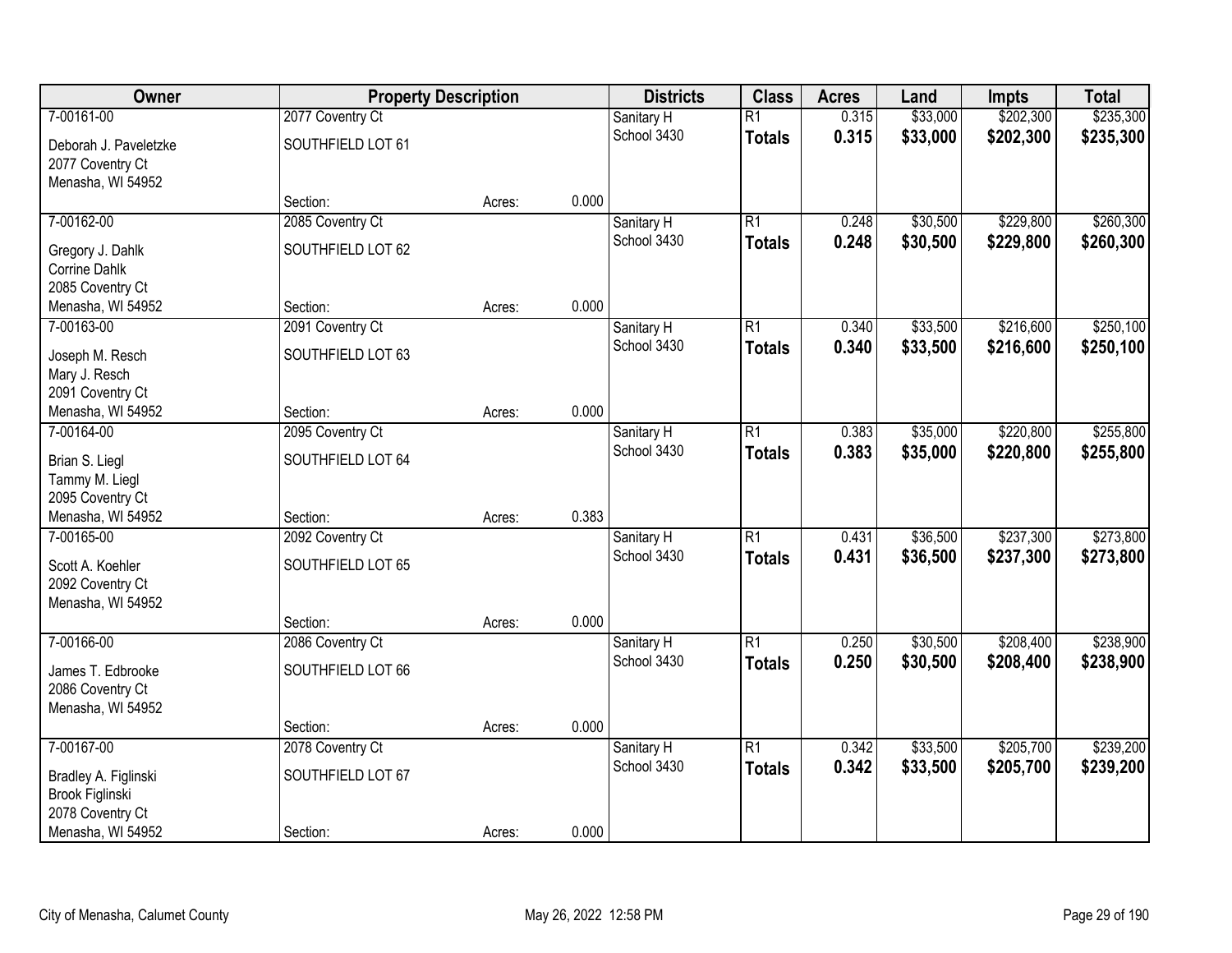| Owner | Property Description | | | Districts | Class | Acres | Land | Impts | Total |
|---|---|---|---|---|---|---|---|---|---|
| 7-00161-00 | 2077 Coventry Ct | | | Sanitary H | R1 | 0.315 | $33,000 | $202,300 | $235,300 |
| Deborah J. Paveletzke<br>2077 Coventry Ct<br>Menasha, WI 54952 | SOUTHFIELD LOT 61 | | | School 3430 | **Totals** | **0.315** | **$33,000** | **$202,300** | **$235,300** |
| | Section: | Acres: | 0.000 | | | | | | |
| 7-00162-00 | 2085 Coventry Ct | | | Sanitary H | R1 | 0.248 | $30,500 | $229,800 | $260,300 |
| Gregory J. Dahlk<br>Corrine Dahlk<br>2085 Coventry Ct<br>Menasha, WI 54952 | SOUTHFIELD LOT 62 | | | School 3430 | **Totals** | **0.248** | **$30,500** | **$229,800** | **$260,300** |
| | Section: | Acres: | 0.000 | | | | | | |
| 7-00163-00 | 2091 Coventry Ct | | | Sanitary H | R1 | 0.340 | $33,500 | $216,600 | $250,100 |
| Joseph M. Resch<br>Mary J. Resch<br>2091 Coventry Ct<br>Menasha, WI 54952 | SOUTHFIELD LOT 63 | | | School 3430 | **Totals** | **0.340** | **$33,500** | **$216,600** | **$250,100** |
| | Section: | Acres: | 0.000 | | | | | | |
| 7-00164-00 | 2095 Coventry Ct | | | Sanitary H | R1 | 0.383 | $35,000 | $220,800 | $255,800 |
| Brian S. Liegl<br>Tammy M. Liegl<br>2095 Coventry Ct<br>Menasha, WI 54952 | SOUTHFIELD LOT 64 | | | School 3430 | **Totals** | **0.383** | **$35,000** | **$220,800** | **$255,800** |
| | Section: | Acres: | 0.383 | | | | | | |
| 7-00165-00 | 2092 Coventry Ct | | | Sanitary H | R1 | 0.431 | $36,500 | $237,300 | $273,800 |
| Scott A. Koehler<br>2092 Coventry Ct<br>Menasha, WI 54952 | SOUTHFIELD LOT 65 | | | School 3430 | **Totals** | **0.431** | **$36,500** | **$237,300** | **$273,800** |
| | Section: | Acres: | 0.000 | | | | | | |
| 7-00166-00 | 2086 Coventry Ct | | | Sanitary H | R1 | 0.250 | $30,500 | $208,400 | $238,900 |
| James T. Edbrooke<br>2086 Coventry Ct<br>Menasha, WI 54952 | SOUTHFIELD LOT 66 | | | School 3430 | **Totals** | **0.250** | **$30,500** | **$208,400** | **$238,900** |
| | Section: | Acres: | 0.000 | | | | | | |
| 7-00167-00 | 2078 Coventry Ct | | | Sanitary H | R1 | 0.342 | $33,500 | $205,700 | $239,200 |
| Bradley A. Figlinski<br>Brook Figlinski<br>2078 Coventry Ct<br>Menasha, WI 54952 | SOUTHFIELD LOT 67 | | | School 3430 | **Totals** | **0.342** | **$33,500** | **$205,700** | **$239,200** |
| | Section: | Acres: | 0.000 | | | | | | |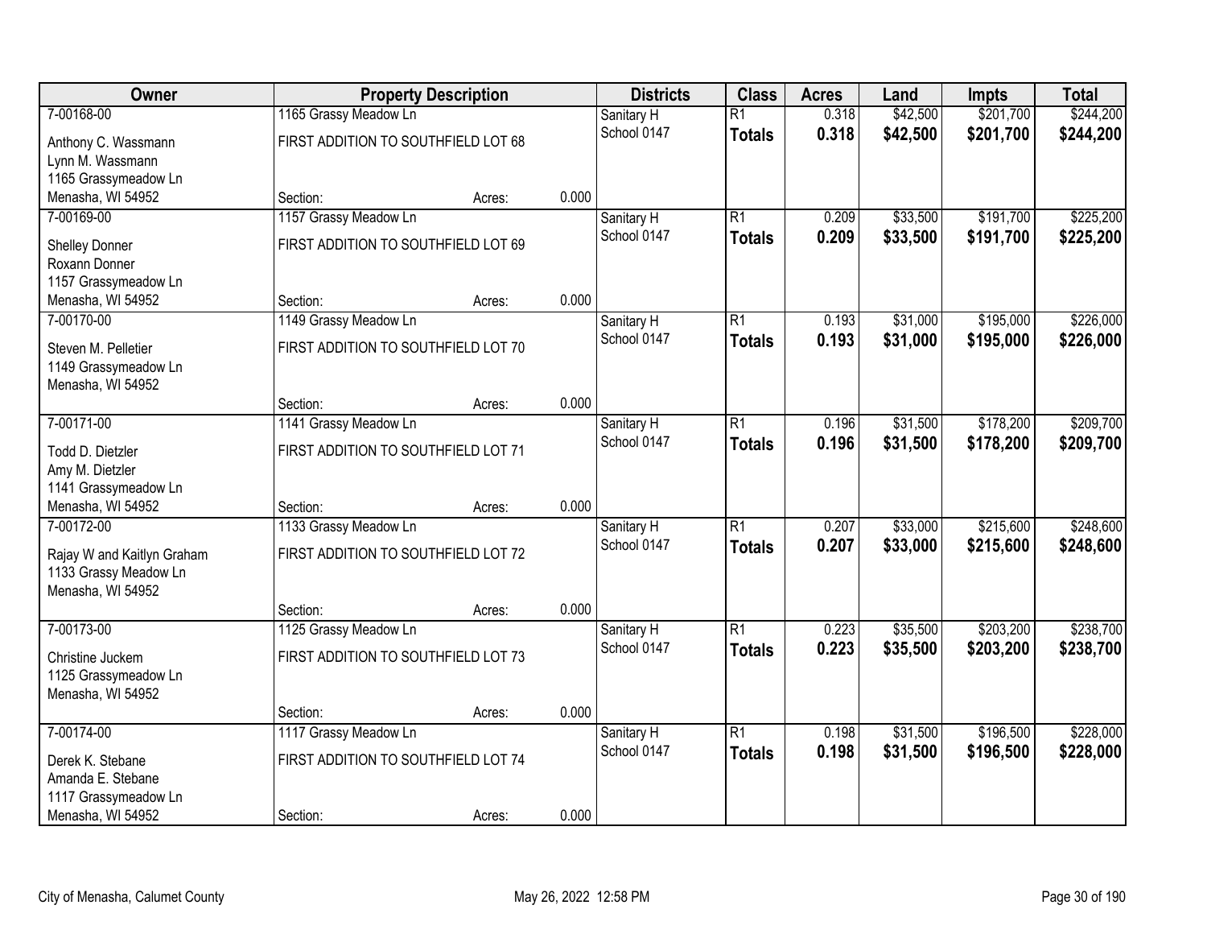| Owner | Property Description | | | Districts | Class | Acres | Land | Impts | Total |
|---|---|---|---|---|---|---|---|---|---|
| 7-00168-00 | 1165 Grassy Meadow Ln | | | Sanitary H | R1 | 0.318 | $42,500 | $201,700 | $244,200 |
| Anthony C. Wassmann<br>Lynn M. Wassmann<br>1165 Grassymeadow Ln<br>Menasha, WI 54952 | FIRST ADDITION TO SOUTHFIELD LOT 68 | | | School 0147 | **Totals** | **0.318** | **$42,500** | **$201,700** | **$244,200** |
| | Section: | Acres: | 0.000 | | | | | | |
| 7-00169-00 | 1157 Grassy Meadow Ln | | | Sanitary H | R1 | 0.209 | $33,500 | $191,700 | $225,200 |
| Shelley Donner<br>Roxann Donner<br>1157 Grassymeadow Ln<br>Menasha, WI 54952 | FIRST ADDITION TO SOUTHFIELD LOT 69 | | | School 0147 | **Totals** | **0.209** | **$33,500** | **$191,700** | **$225,200** |
| | Section: | Acres: | 0.000 | | | | | | |
| 7-00170-00 | 1149 Grassy Meadow Ln | | | Sanitary H | R1 | 0.193 | $31,000 | $195,000 | $226,000 |
| Steven M. Pelletier<br>1149 Grassymeadow Ln<br>Menasha, WI 54952 | FIRST ADDITION TO SOUTHFIELD LOT 70 | | | School 0147 | **Totals** | **0.193** | **$31,000** | **$195,000** | **$226,000** |
| | Section: | Acres: | 0.000 | | | | | | |
| 7-00171-00 | 1141 Grassy Meadow Ln | | | Sanitary H | R1 | 0.196 | $31,500 | $178,200 | $209,700 |
| Todd D. Dietzler<br>Amy M. Dietzler<br>1141 Grassymeadow Ln<br>Menasha, WI 54952 | FIRST ADDITION TO SOUTHFIELD LOT 71 | | | School 0147 | **Totals** | **0.196** | **$31,500** | **$178,200** | **$209,700** |
| | Section: | Acres: | 0.000 | | | | | | |
| 7-00172-00 | 1133 Grassy Meadow Ln | | | Sanitary H | R1 | 0.207 | $33,000 | $215,600 | $248,600 |
| Rajay W and Kaitlyn Graham<br>1133 Grassy Meadow Ln<br>Menasha, WI 54952 | FIRST ADDITION TO SOUTHFIELD LOT 72 | | | School 0147 | **Totals** | **0.207** | **$33,000** | **$215,600** | **$248,600** |
| | Section: | Acres: | 0.000 | | | | | | |
| 7-00173-00 | 1125 Grassy Meadow Ln | | | Sanitary H | R1 | 0.223 | $35,500 | $203,200 | $238,700 |
| Christine Juckem<br>1125 Grassymeadow Ln<br>Menasha, WI 54952 | FIRST ADDITION TO SOUTHFIELD LOT 73 | | | School 0147 | **Totals** | **0.223** | **$35,500** | **$203,200** | **$238,700** |
| | Section: | Acres: | 0.000 | | | | | | |
| 7-00174-00 | 1117 Grassy Meadow Ln | | | Sanitary H | R1 | 0.198 | $31,500 | $196,500 | $228,000 |
| Derek K. Stebane<br>Amanda E. Stebane<br>1117 Grassymeadow Ln<br>Menasha, WI 54952 | FIRST ADDITION TO SOUTHFIELD LOT 74 | | | School 0147 | **Totals** | **0.198** | **$31,500** | **$196,500** | **$228,000** |
| | Section: | Acres: | 0.000 | | | | | | |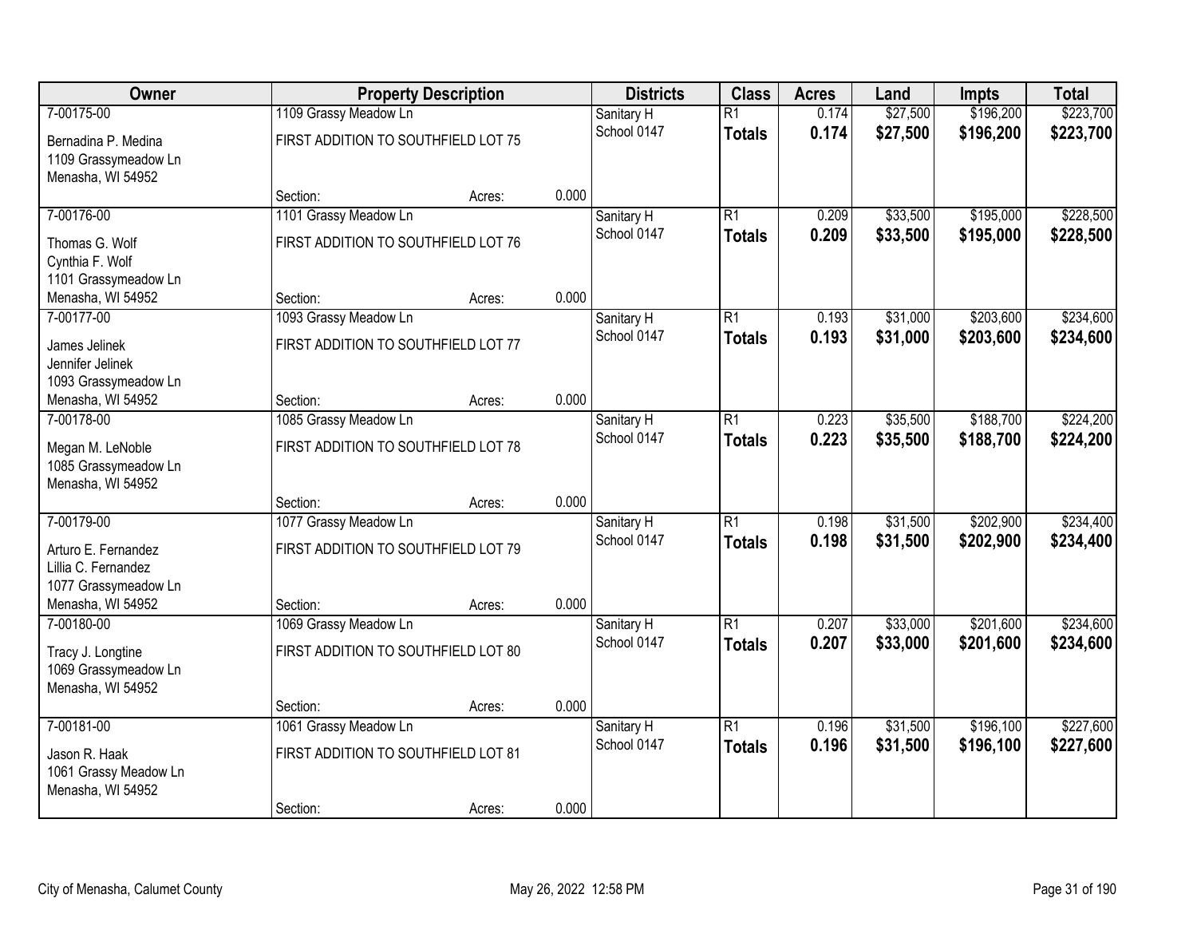| Owner | Property Description | | | Districts | Class | Acres | Land | Impts | Total |
|---|---|---|---|---|---|---|---|---|---|
| 7-00175-00 | 1109 Grassy Meadow Ln | | | Sanitary H | R1 | 0.174 | $27,500 | $196,200 | $223,700 |
| Bernadina P. Medina<br>1109 Grassymeadow Ln<br>Menasha, WI 54952 | FIRST ADDITION TO SOUTHFIELD LOT 75 | | | School 0147 | **Totals** | **0.174** | **$27,500** | **$196,200** | **$223,700** |
| | Section: | Acres: | 0.000 | | | | | | |
| 7-00176-00 | 1101 Grassy Meadow Ln | | | Sanitary H | R1 | 0.209 | $33,500 | $195,000 | $228,500 |
| Thomas G. Wolf<br>Cynthia F. Wolf<br>1101 Grassymeadow Ln<br>Menasha, WI 54952 | FIRST ADDITION TO SOUTHFIELD LOT 76 | | | School 0147 | **Totals** | **0.209** | **$33,500** | **$195,000** | **$228,500** |
| | Section: | Acres: | 0.000 | | | | | | |
| 7-00177-00 | 1093 Grassy Meadow Ln | | | Sanitary H | R1 | 0.193 | $31,000 | $203,600 | $234,600 |
| James Jelinek<br>Jennifer Jelinek<br>1093 Grassymeadow Ln<br>Menasha, WI 54952 | FIRST ADDITION TO SOUTHFIELD LOT 77 | | | School 0147 | **Totals** | **0.193** | **$31,000** | **$203,600** | **$234,600** |
| | Section: | Acres: | 0.000 | | | | | | |
| 7-00178-00 | 1085 Grassy Meadow Ln | | | Sanitary H | R1 | 0.223 | $35,500 | $188,700 | $224,200 |
| Megan M. LeNoble<br>1085 Grassymeadow Ln<br>Menasha, WI 54952 | FIRST ADDITION TO SOUTHFIELD LOT 78 | | | School 0147 | **Totals** | **0.223** | **$35,500** | **$188,700** | **$224,200** |
| | Section: | Acres: | 0.000 | | | | | | |
| 7-00179-00 | 1077 Grassy Meadow Ln | | | Sanitary H | R1 | 0.198 | $31,500 | $202,900 | $234,400 |
| Arturo E. Fernandez<br>Lillia C. Fernandez<br>1077 Grassymeadow Ln<br>Menasha, WI 54952 | FIRST ADDITION TO SOUTHFIELD LOT 79 | | | School 0147 | **Totals** | **0.198** | **$31,500** | **$202,900** | **$234,400** |
| | Section: | Acres: | 0.000 | | | | | | |
| 7-00180-00 | 1069 Grassy Meadow Ln | | | Sanitary H | R1 | 0.207 | $33,000 | $201,600 | $234,600 |
| Tracy J. Longtine<br>1069 Grassymeadow Ln<br>Menasha, WI 54952 | FIRST ADDITION TO SOUTHFIELD LOT 80 | | | School 0147 | **Totals** | **0.207** | **$33,000** | **$201,600** | **$234,600** |
| | Section: | Acres: | 0.000 | | | | | | |
| 7-00181-00 | 1061 Grassy Meadow Ln | | | Sanitary H | R1 | 0.196 | $31,500 | $196,100 | $227,600 |
| Jason R. Haak<br>1061 Grassy Meadow Ln<br>Menasha, WI 54952 | FIRST ADDITION TO SOUTHFIELD LOT 81 | | | School 0147 | **Totals** | **0.196** | **$31,500** | **$196,100** | **$227,600** |
| | Section: | Acres: | 0.000 | | | | | | |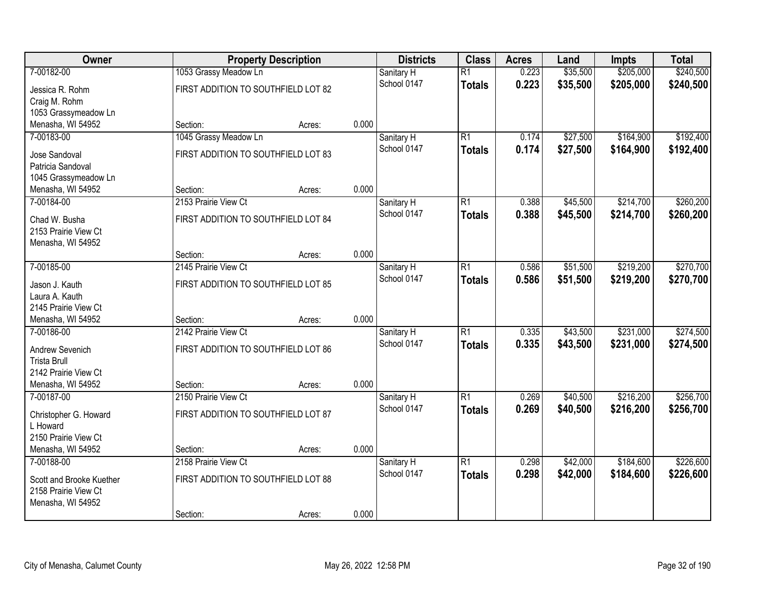| Owner | Property Description | | | Districts | Class | Acres | Land | Impts | Total |
|---|---|---|---|---|---|---|---|---|---|
| 7-00182-00 | 1053 Grassy Meadow Ln | | | Sanitary H | R1 | 0.223 | $35,500 | $205,000 | $240,500 |
| Jessica R. Rohm<br>Craig M. Rohm<br>1053 Grassymeadow Ln<br>Menasha, WI 54952 | FIRST ADDITION TO SOUTHFIELD LOT 82 | | | School 0147 | **Totals** | **0.223** | **$35,500** | **$205,000** | **$240,500** |
| | Section: | Acres: | 0.000 | | | | | | |
| 7-00183-00 | 1045 Grassy Meadow Ln | | | Sanitary H | R1 | 0.174 | $27,500 | $164,900 | $192,400 |
| Jose Sandoval<br>Patricia Sandoval<br>1045 Grassymeadow Ln<br>Menasha, WI 54952 | FIRST ADDITION TO SOUTHFIELD LOT 83 | | | School 0147 | **Totals** | **0.174** | **$27,500** | **$164,900** | **$192,400** |
| | Section: | Acres: | 0.000 | | | | | | |
| 7-00184-00 | 2153 Prairie View Ct | | | Sanitary H | R1 | 0.388 | $45,500 | $214,700 | $260,200 |
| Chad W. Busha<br>2153 Prairie View Ct<br>Menasha, WI 54952 | FIRST ADDITION TO SOUTHFIELD LOT 84 | | | School 0147 | **Totals** | **0.388** | **$45,500** | **$214,700** | **$260,200** |
| | Section: | Acres: | 0.000 | | | | | | |
| 7-00185-00 | 2145 Prairie View Ct | | | Sanitary H | R1 | 0.586 | $51,500 | $219,200 | $270,700 |
| Jason J. Kauth<br>Laura A. Kauth<br>2145 Prairie View Ct<br>Menasha, WI 54952 | FIRST ADDITION TO SOUTHFIELD LOT 85 | | | School 0147 | **Totals** | **0.586** | **$51,500** | **$219,200** | **$270,700** |
| | Section: | Acres: | 0.000 | | | | | | |
| 7-00186-00 | 2142 Prairie View Ct | | | Sanitary H | R1 | 0.335 | $43,500 | $231,000 | $274,500 |
| Andrew Sevenich<br>Trista Brull<br>2142 Prairie View Ct<br>Menasha, WI 54952 | FIRST ADDITION TO SOUTHFIELD LOT 86 | | | School 0147 | **Totals** | **0.335** | **$43,500** | **$231,000** | **$274,500** |
| | Section: | Acres: | 0.000 | | | | | | |
| 7-00187-00 | 2150 Prairie View Ct | | | Sanitary H | R1 | 0.269 | $40,500 | $216,200 | $256,700 |
| Christopher G. Howard<br>L Howard<br>2150 Prairie View Ct<br>Menasha, WI 54952 | FIRST ADDITION TO SOUTHFIELD LOT 87 | | | School 0147 | **Totals** | **0.269** | **$40,500** | **$216,200** | **$256,700** |
| | Section: | Acres: | 0.000 | | | | | | |
| 7-00188-00 | 2158 Prairie View Ct | | | Sanitary H | R1 | 0.298 | $42,000 | $184,600 | $226,600 |
| Scott and Brooke Kuether<br>2158 Prairie View Ct<br>Menasha, WI 54952 | FIRST ADDITION TO SOUTHFIELD LOT 88 | | | School 0147 | **Totals** | **0.298** | **$42,000** | **$184,600** | **$226,600** |
| | Section: | Acres: | 0.000 | | | | | | |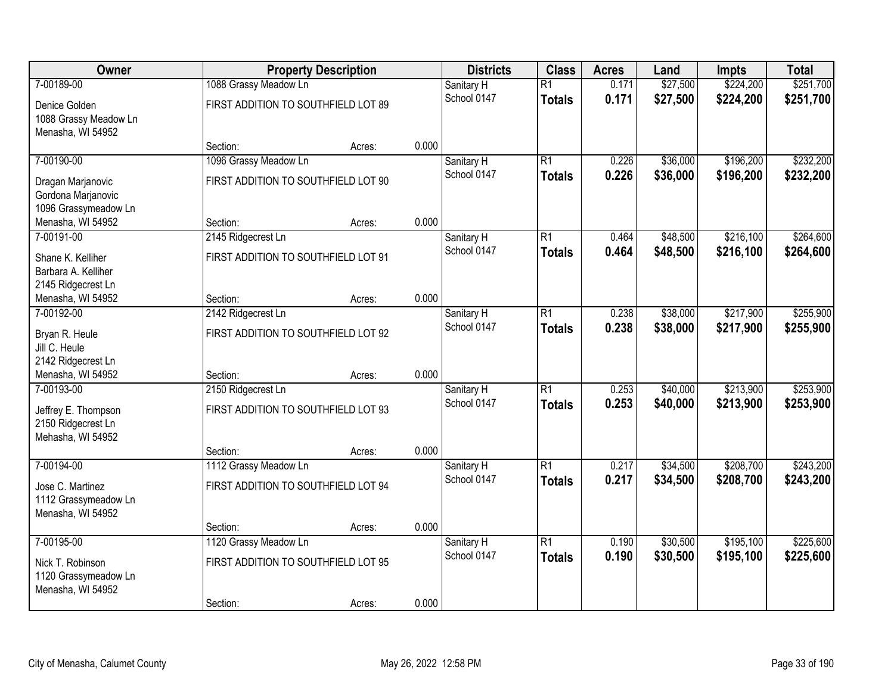| Owner | Property Description | | | Districts | Class | Acres | Land | Impts | Total |
|---|---|---|---|---|---|---|---|---|---|
| 7-00189-00 | 1088 Grassy Meadow Ln | | | Sanitary H | R1 | 0.171 | $27,500 | $224,200 | $251,700 |
| Denice Golden<br>1088 Grassy Meadow Ln<br>Menasha, WI 54952 | FIRST ADDITION TO SOUTHFIELD LOT 89 | | | School 0147 | **Totals** | **0.171** | **$27,500** | **$224,200** | **$251,700** |
| | Section: | Acres: | 0.000 | | | | | | |
| 7-00190-00 | 1096 Grassy Meadow Ln | | | Sanitary H | R1 | 0.226 | $36,000 | $196,200 | $232,200 |
| Dragan Marjanovic<br>Gordona Marjanovic<br>1096 Grassymeadow Ln<br>Menasha, WI 54952 | FIRST ADDITION TO SOUTHFIELD LOT 90 | | | School 0147 | **Totals** | **0.226** | **$36,000** | **$196,200** | **$232,200** |
| | Section: | Acres: | 0.000 | | | | | | |
| 7-00191-00 | 2145 Ridgecrest Ln | | | Sanitary H | R1 | 0.464 | $48,500 | $216,100 | $264,600 |
| Shane K. Kelliher<br>Barbara A. Kelliher<br>2145 Ridgecrest Ln<br>Menasha, WI 54952 | FIRST ADDITION TO SOUTHFIELD LOT 91 | | | School 0147 | **Totals** | **0.464** | **$48,500** | **$216,100** | **$264,600** |
| | Section: | Acres: | 0.000 | | | | | | |
| 7-00192-00 | 2142 Ridgecrest Ln | | | Sanitary H | R1 | 0.238 | $38,000 | $217,900 | $255,900 |
| Bryan R. Heule<br>Jill C. Heule<br>2142 Ridgecrest Ln<br>Menasha, WI 54952 | FIRST ADDITION TO SOUTHFIELD LOT 92 | | | School 0147 | **Totals** | **0.238** | **$38,000** | **$217,900** | **$255,900** |
| | Section: | Acres: | 0.000 | | | | | | |
| 7-00193-00 | 2150 Ridgecrest Ln | | | Sanitary H | R1 | 0.253 | $40,000 | $213,900 | $253,900 |
| Jeffrey E. Thompson<br>2150 Ridgecrest Ln<br>Mehasha, WI 54952 | FIRST ADDITION TO SOUTHFIELD LOT 93 | | | School 0147 | **Totals** | **0.253** | **$40,000** | **$213,900** | **$253,900** |
| | Section: | Acres: | 0.000 | | | | | | |
| 7-00194-00 | 1112 Grassy Meadow Ln | | | Sanitary H | R1 | 0.217 | $34,500 | $208,700 | $243,200 |
| Jose C. Martinez<br>1112 Grassymeadow Ln<br>Menasha, WI 54952 | FIRST ADDITION TO SOUTHFIELD LOT 94 | | | School 0147 | **Totals** | **0.217** | **$34,500** | **$208,700** | **$243,200** |
| | Section: | Acres: | 0.000 | | | | | | |
| 7-00195-00 | 1120 Grassy Meadow Ln | | | Sanitary H | R1 | 0.190 | $30,500 | $195,100 | $225,600 |
| Nick T. Robinson<br>1120 Grassymeadow Ln<br>Menasha, WI 54952 | FIRST ADDITION TO SOUTHFIELD LOT 95 | | | School 0147 | **Totals** | **0.190** | **$30,500** | **$195,100** | **$225,600** |
| | Section: | Acres: | 0.000 | | | | | | |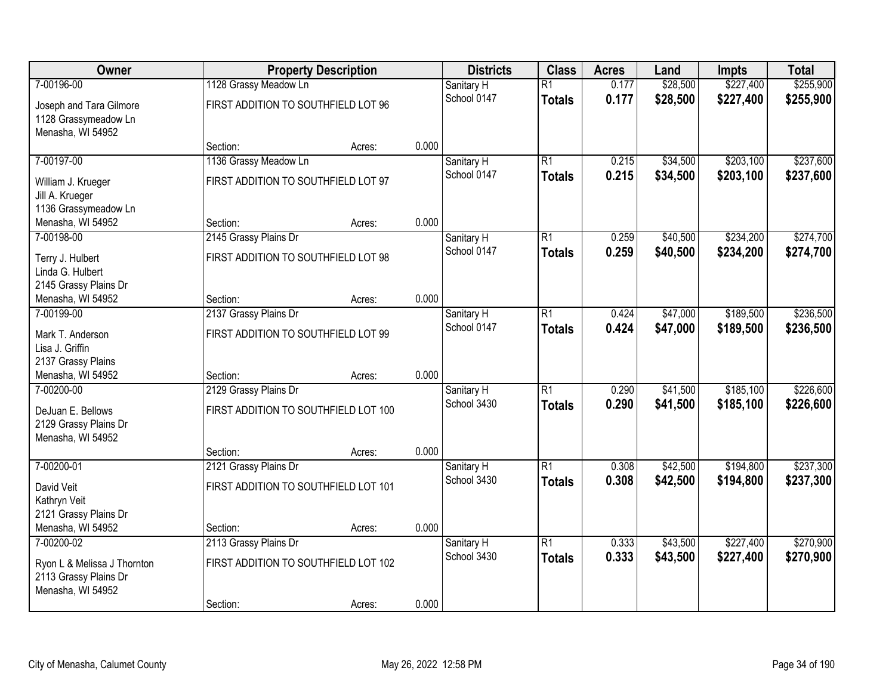| Owner | Property Description | | | Districts | Class | Acres | Land | Impts | Total |
|---|---|---|---|---|---|---|---|---|---|
| 7-00196-00 | 1128 Grassy Meadow Ln | | | Sanitary H | R1 | 0.177 | $28,500 | $227,400 | $255,900 |
| Joseph and Tara Gilmore<br>1128 Grassymeadow Ln<br>Menasha, WI 54952 | FIRST ADDITION TO SOUTHFIELD LOT 96 | | | School 0147 | **Totals** | **0.177** | **$28,500** | **$227,400** | **$255,900** |
| | Section: | Acres: | 0.000 | | | | | | |
| 7-00197-00 | 1136 Grassy Meadow Ln | | | Sanitary H | R1 | 0.215 | $34,500 | $203,100 | $237,600 |
| William J. Krueger<br>Jill A. Krueger<br>1136 Grassymeadow Ln<br>Menasha, WI 54952 | FIRST ADDITION TO SOUTHFIELD LOT 97 | | | School 0147 | **Totals** | **0.215** | **$34,500** | **$203,100** | **$237,600** |
| | Section: | Acres: | 0.000 | | | | | | |
| 7-00198-00 | 2145 Grassy Plains Dr | | | Sanitary H | R1 | 0.259 | $40,500 | $234,200 | $274,700 |
| Terry J. Hulbert<br>Linda G. Hulbert<br>2145 Grassy Plains Dr<br>Menasha, WI 54952 | FIRST ADDITION TO SOUTHFIELD LOT 98 | | | School 0147 | **Totals** | **0.259** | **$40,500** | **$234,200** | **$274,700** |
| | Section: | Acres: | 0.000 | | | | | | |
| 7-00199-00 | 2137 Grassy Plains Dr | | | Sanitary H | R1 | 0.424 | $47,000 | $189,500 | $236,500 |
| Mark T. Anderson<br>Lisa J. Griffin<br>2137 Grassy Plains<br>Menasha, WI 54952 | FIRST ADDITION TO SOUTHFIELD LOT 99 | | | School 0147 | **Totals** | **0.424** | **$47,000** | **$189,500** | **$236,500** |
| | Section: | Acres: | 0.000 | | | | | | |
| 7-00200-00 | 2129 Grassy Plains Dr | | | Sanitary H | R1 | 0.290 | $41,500 | $185,100 | $226,600 |
| DeJuan E. Bellows<br>2129 Grassy Plains Dr<br>Menasha, WI 54952 | FIRST ADDITION TO SOUTHFIELD LOT 100 | | | School 3430 | **Totals** | **0.290** | **$41,500** | **$185,100** | **$226,600** |
| | Section: | Acres: | 0.000 | | | | | | |
| 7-00200-01 | 2121 Grassy Plains Dr | | | Sanitary H | R1 | 0.308 | $42,500 | $194,800 | $237,300 |
| David Veit<br>Kathryn Veit<br>2121 Grassy Plains Dr<br>Menasha, WI 54952 | FIRST ADDITION TO SOUTHFIELD LOT 101 | | | School 3430 | **Totals** | **0.308** | **$42,500** | **$194,800** | **$237,300** |
| | Section: | Acres: | 0.000 | | | | | | |
| 7-00200-02 | 2113 Grassy Plains Dr | | | Sanitary H | R1 | 0.333 | $43,500 | $227,400 | $270,900 |
| Ryon L & Melissa J Thornton<br>2113 Grassy Plains Dr<br>Menasha, WI 54952 | FIRST ADDITION TO SOUTHFIELD LOT 102 | | | School 3430 | **Totals** | **0.333** | **$43,500** | **$227,400** | **$270,900** |
| | Section: | Acres: | 0.000 | | | | | | |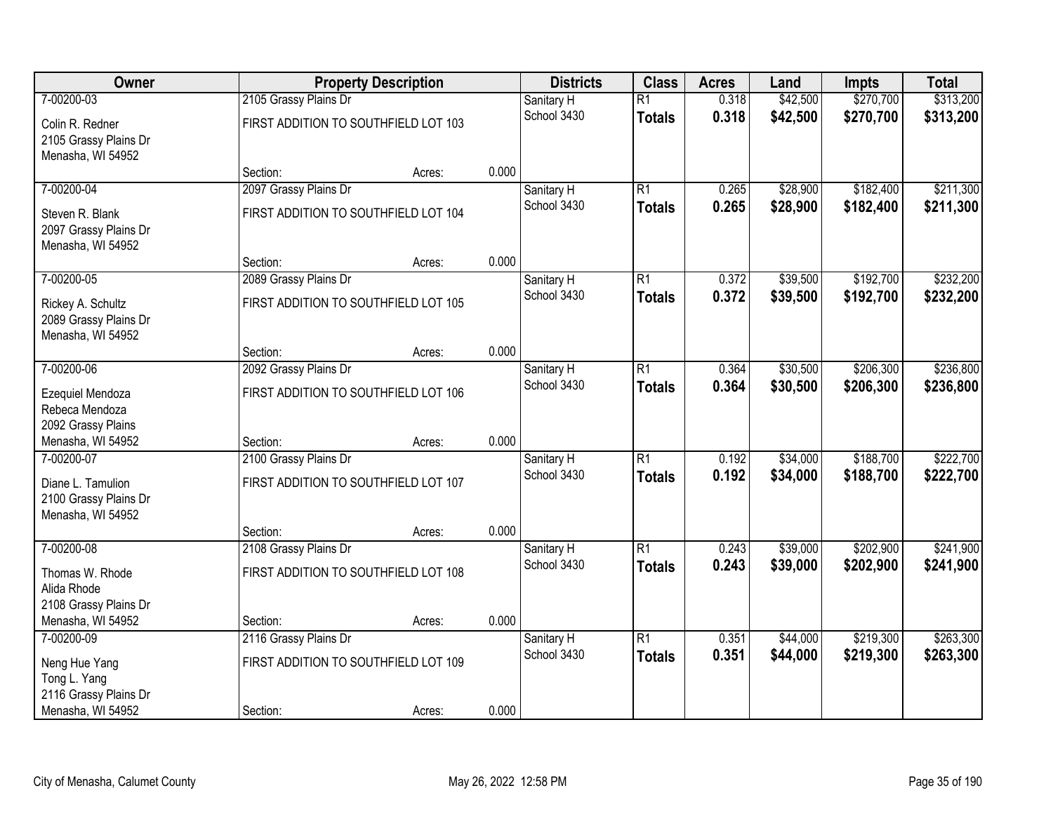| Owner | Property Description | | | Districts | Class | Acres | Land | Impts | Total |
|---|---|---|---|---|---|---|---|---|---|
| 7-00200-03 | 2105 Grassy Plains Dr | | | Sanitary H | R1 | 0.318 | $42,500 | $270,700 | $313,200 |
| Colin R. Redner<br>2105 Grassy Plains Dr<br>Menasha, WI 54952 | FIRST ADDITION TO SOUTHFIELD LOT 103 | | | School 3430 | **Totals** | **0.318** | **$42,500** | **$270,700** | **$313,200** |
| | Section: | Acres: | 0.000 | | | | | | |
| 7-00200-04 | 2097 Grassy Plains Dr | | | Sanitary H | R1 | 0.265 | $28,900 | $182,400 | $211,300 |
| Steven R. Blank<br>2097 Grassy Plains Dr<br>Menasha, WI 54952 | FIRST ADDITION TO SOUTHFIELD LOT 104 | | | School 3430 | **Totals** | **0.265** | **$28,900** | **$182,400** | **$211,300** |
| | Section: | Acres: | 0.000 | | | | | | |
| 7-00200-05 | 2089 Grassy Plains Dr | | | Sanitary H | R1 | 0.372 | $39,500 | $192,700 | $232,200 |
| Rickey A. Schultz<br>2089 Grassy Plains Dr<br>Menasha, WI 54952 | FIRST ADDITION TO SOUTHFIELD LOT 105 | | | School 3430 | **Totals** | **0.372** | **$39,500** | **$192,700** | **$232,200** |
| | Section: | Acres: | 0.000 | | | | | | |
| 7-00200-06 | 2092 Grassy Plains Dr | | | Sanitary H | R1 | 0.364 | $30,500 | $206,300 | $236,800 |
| Ezequiel Mendoza<br>Rebeca Mendoza<br>2092 Grassy Plains<br>Menasha, WI 54952 | FIRST ADDITION TO SOUTHFIELD LOT 106 | | | School 3430 | **Totals** | **0.364** | **$30,500** | **$206,300** | **$236,800** |
| | Section: | Acres: | 0.000 | | | | | | |
| 7-00200-07 | 2100 Grassy Plains Dr | | | Sanitary H | R1 | 0.192 | $34,000 | $188,700 | $222,700 |
| Diane L. Tamulion<br>2100 Grassy Plains Dr<br>Menasha, WI 54952 | FIRST ADDITION TO SOUTHFIELD LOT 107 | | | School 3430 | **Totals** | **0.192** | **$34,000** | **$188,700** | **$222,700** |
| | Section: | Acres: | 0.000 | | | | | | |
| 7-00200-08 | 2108 Grassy Plains Dr | | | Sanitary H | R1 | 0.243 | $39,000 | $202,900 | $241,900 |
| Thomas W. Rhode<br>Alida Rhode<br>2108 Grassy Plains Dr<br>Menasha, WI 54952 | FIRST ADDITION TO SOUTHFIELD LOT 108 | | | School 3430 | **Totals** | **0.243** | **$39,000** | **$202,900** | **$241,900** |
| | Section: | Acres: | 0.000 | | | | | | |
| 7-00200-09 | 2116 Grassy Plains Dr | | | Sanitary H | R1 | 0.351 | $44,000 | $219,300 | $263,300 |
| Neng Hue Yang<br>Tong L. Yang<br>2116 Grassy Plains Dr<br>Menasha, WI 54952 | FIRST ADDITION TO SOUTHFIELD LOT 109 | | | School 3430 | **Totals** | **0.351** | **$44,000** | **$219,300** | **$263,300** |
| | Section: | Acres: | 0.000 | | | | | | |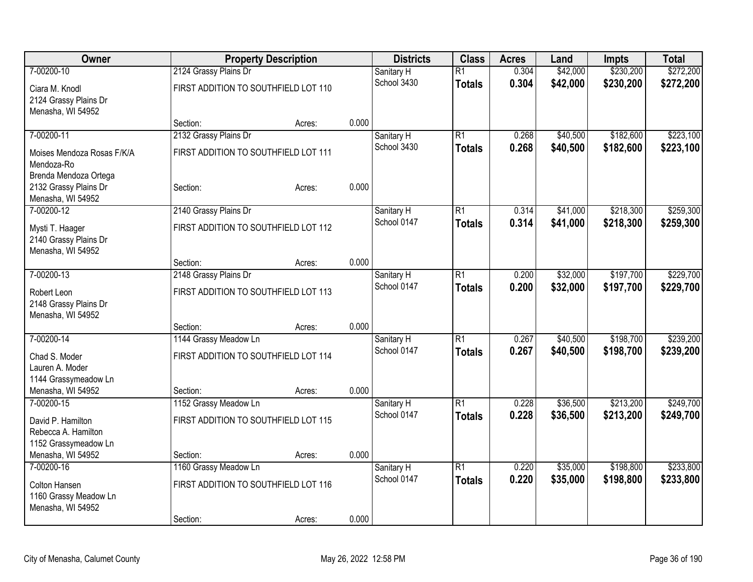| Owner | Property Description | | | Districts | Class | Acres | Land | Impts | Total |
|---|---|---|---|---|---|---|---|---|---|
| 7-00200-10 | 2124 Grassy Plains Dr | | | Sanitary H | R1 | 0.304 | $42,000 | $230,200 | $272,200 |
| Ciara M. Knodl<br>2124 Grassy Plains Dr<br>Menasha, WI 54952 | FIRST ADDITION TO SOUTHFIELD LOT 110 | | | School 3430 | **Totals** | **0.304** | **$42,000** | **$230,200** | **$272,200** |
| | Section: | Acres: | 0.000 | | | | | | |
| 7-00200-11 | 2132 Grassy Plains Dr | | | Sanitary H | R1 | 0.268 | $40,500 | $182,600 | $223,100 |
| Moises Mendoza Rosas F/K/A Mendoza-Ro<br>Brenda Mendoza Ortega | FIRST ADDITION TO SOUTHFIELD LOT 111 | | | School 3430 | **Totals** | **0.268** | **$40,500** | **$182,600** | **$223,100** |
| 2132 Grassy Plains Dr<br>Menasha, WI 54952 | Section: | Acres: | 0.000 | | | | | | |
| 7-00200-12 | 2140 Grassy Plains Dr | | | Sanitary H | R1 | 0.314 | $41,000 | $218,300 | $259,300 |
| Mysti T. Haager<br>2140 Grassy Plains Dr<br>Menasha, WI 54952 | FIRST ADDITION TO SOUTHFIELD LOT 112 | | | School 0147 | **Totals** | **0.314** | **$41,000** | **$218,300** | **$259,300** |
| | Section: | Acres: | 0.000 | | | | | | |
| 7-00200-13 | 2148 Grassy Plains Dr | | | Sanitary H | R1 | 0.200 | $32,000 | $197,700 | $229,700 |
| Robert Leon<br>2148 Grassy Plains Dr<br>Menasha, WI 54952 | FIRST ADDITION TO SOUTHFIELD LOT 113 | | | School 0147 | **Totals** | **0.200** | **$32,000** | **$197,700** | **$229,700** |
| | Section: | Acres: | 0.000 | | | | | | |
| 7-00200-14 | 1144 Grassy Meadow Ln | | | Sanitary H | R1 | 0.267 | $40,500 | $198,700 | $239,200 |
| Chad S. Moder<br>Lauren A. Moder<br>1144 Grassymeadow Ln | FIRST ADDITION TO SOUTHFIELD LOT 114 | | | School 0147 | **Totals** | **0.267** | **$40,500** | **$198,700** | **$239,200** |
| Menasha, WI 54952 | Section: | Acres: | 0.000 | | | | | | |
| 7-00200-15 | 1152 Grassy Meadow Ln | | | Sanitary H | R1 | 0.228 | $36,500 | $213,200 | $249,700 |
| David P. Hamilton<br>Rebecca A. Hamilton<br>1152 Grassymeadow Ln | FIRST ADDITION TO SOUTHFIELD LOT 115 | | | School 0147 | **Totals** | **0.228** | **$36,500** | **$213,200** | **$249,700** |
| Menasha, WI 54952 | Section: | Acres: | 0.000 | | | | | | |
| 7-00200-16 | 1160 Grassy Meadow Ln | | | Sanitary H | R1 | 0.220 | $35,000 | $198,800 | $233,800 |
| Colton Hansen<br>1160 Grassy Meadow Ln<br>Menasha, WI 54952 | FIRST ADDITION TO SOUTHFIELD LOT 116 | | | School 0147 | **Totals** | **0.220** | **$35,000** | **$198,800** | **$233,800** |
| | Section: | Acres: | 0.000 | | | | | | |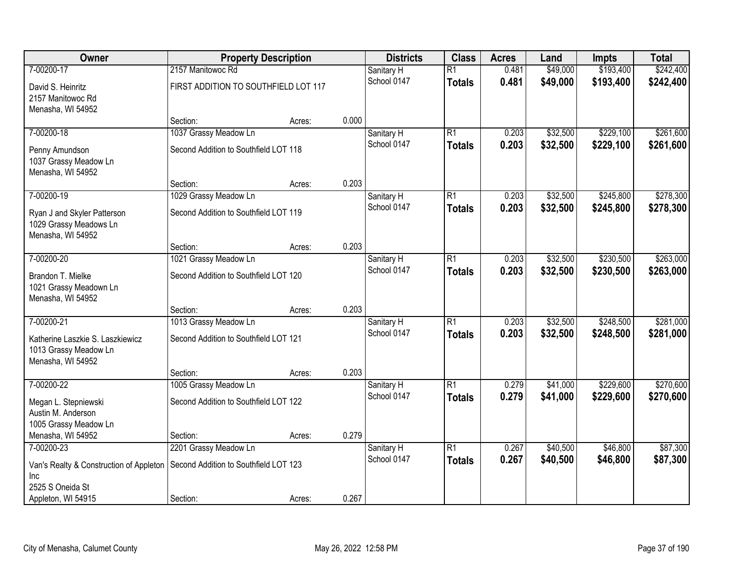| Owner | Property Description | | | Districts | Class | Acres | Land | Impts | Total |
|---|---|---|---|---|---|---|---|---|---|
| 7-00200-17 | 2157 Manitowoc Rd | | | Sanitary H | R1 | 0.481 | $49,000 | $193,400 | $242,400 |
| David S. Heinritz<br>2157 Manitowoc Rd<br>Menasha, WI 54952 | FIRST ADDITION TO SOUTHFIELD LOT 117 | | | School 0147 | **Totals** | **0.481** | **$49,000** | **$193,400** | **$242,400** |
| | Section: | Acres: | 0.000 | | | | | | |
| 7-00200-18 | 1037 Grassy Meadow Ln | | | Sanitary H | R1 | 0.203 | $32,500 | $229,100 | $261,600 |
| Penny Amundson<br>1037 Grassy Meadow Ln<br>Menasha, WI 54952 | Second Addition to Southfield LOT 118 | | | School 0147 | **Totals** | **0.203** | **$32,500** | **$229,100** | **$261,600** |
| | Section: | Acres: | 0.203 | | | | | | |
| 7-00200-19 | 1029 Grassy Meadow Ln | | | Sanitary H | R1 | 0.203 | $32,500 | $245,800 | $278,300 |
| Ryan J and Skyler Patterson<br>1029 Grassy Meadows Ln<br>Menasha, WI 54952 | Second Addition to Southfield LOT 119 | | | School 0147 | **Totals** | **0.203** | **$32,500** | **$245,800** | **$278,300** |
| | Section: | Acres: | 0.203 | | | | | | |
| 7-00200-20 | 1021 Grassy Meadow Ln | | | Sanitary H | R1 | 0.203 | $32,500 | $230,500 | $263,000 |
| Brandon T. Mielke<br>1021 Grassy Meadown Ln<br>Menasha, WI 54952 | Second Addition to Southfield LOT 120 | | | School 0147 | **Totals** | **0.203** | **$32,500** | **$230,500** | **$263,000** |
| | Section: | Acres: | 0.203 | | | | | | |
| 7-00200-21 | 1013 Grassy Meadow Ln | | | Sanitary H | R1 | 0.203 | $32,500 | $248,500 | $281,000 |
| Katherine Laszkie S. Laszkiewicz<br>1013 Grassy Meadow Ln<br>Menasha, WI 54952 | Second Addition to Southfield LOT 121 | | | School 0147 | **Totals** | **0.203** | **$32,500** | **$248,500** | **$281,000** |
| | Section: | Acres: | 0.203 | | | | | | |
| 7-00200-22 | 1005 Grassy Meadow Ln | | | Sanitary H | R1 | 0.279 | $41,000 | $229,600 | $270,600 |
| Megan L. Stepniewski<br>Austin M. Anderson<br>1005 Grassy Meadow Ln<br>Menasha, WI 54952 | Second Addition to Southfield LOT 122 | | | School 0147 | **Totals** | **0.279** | **$41,000** | **$229,600** | **$270,600** |
| | Section: | Acres: | 0.279 | | | | | | |
| 7-00200-23 | 2201 Grassy Meadow Ln | | | Sanitary H | R1 | 0.267 | $40,500 | $46,800 | $87,300 |
| Van's Realty & Construction of Appleton Inc<br>2525 S Oneida St<br>Appleton, WI 54915 | Second Addition to Southfield LOT 123 | | | School 0147 | **Totals** | **0.267** | **$40,500** | **$46,800** | **$87,300** |
| | Section: | Acres: | 0.267 | | | | | | |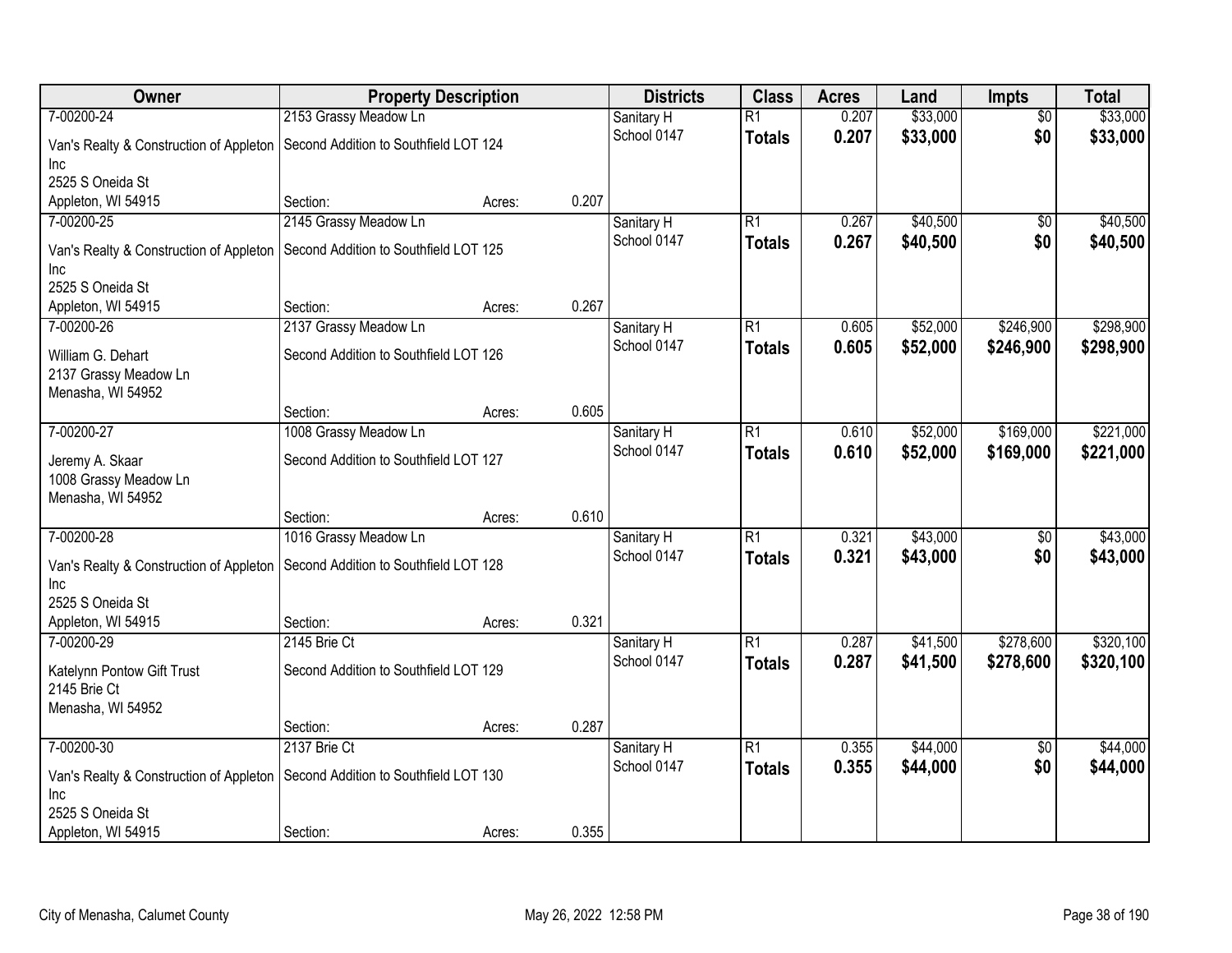| Owner | Property Description | | | Districts | Class | Acres | Land | Impts | Total |
|---|---|---|---|---|---|---|---|---|---|
| 7-00200-24 | 2153 Grassy Meadow Ln | | | Sanitary H | R1 | 0.207 | $33,000 | $0 | $33,000 |
| Van's Realty & Construction of Appleton Inc<br>2525 S Oneida St<br>Appleton, WI 54915 | Second Addition to Southfield LOT 124 | | | School 0147 | **Totals** | **0.207** | **$33,000** | **$0** | **$33,000** |
| | Section: | Acres: | 0.207 | | | | | | |
| 7-00200-25 | 2145 Grassy Meadow Ln | | | Sanitary H | R1 | 0.267 | $40,500 | $0 | $40,500 |
| Van's Realty & Construction of Appleton Inc<br>2525 S Oneida St<br>Appleton, WI 54915 | Second Addition to Southfield LOT 125 | | | School 0147 | **Totals** | **0.267** | **$40,500** | **$0** | **$40,500** |
| | Section: | Acres: | 0.267 | | | | | | |
| 7-00200-26 | 2137 Grassy Meadow Ln | | | Sanitary H | R1 | 0.605 | $52,000 | $246,900 | $298,900 |
| William G. Dehart<br>2137 Grassy Meadow Ln<br>Menasha, WI 54952 | Second Addition to Southfield LOT 126 | | | School 0147 | **Totals** | **0.605** | **$52,000** | **$246,900** | **$298,900** |
| | Section: | Acres: | 0.605 | | | | | | |
| 7-00200-27 | 1008 Grassy Meadow Ln | | | Sanitary H | R1 | 0.610 | $52,000 | $169,000 | $221,000 |
| Jeremy A. Skaar<br>1008 Grassy Meadow Ln<br>Menasha, WI 54952 | Second Addition to Southfield LOT 127 | | | School 0147 | **Totals** | **0.610** | **$52,000** | **$169,000** | **$221,000** |
| | Section: | Acres: | 0.610 | | | | | | |
| 7-00200-28 | 1016 Grassy Meadow Ln | | | Sanitary H | R1 | 0.321 | $43,000 | $0 | $43,000 |
| Van's Realty & Construction of Appleton Inc<br>2525 S Oneida St<br>Appleton, WI 54915 | Second Addition to Southfield LOT 128 | | | School 0147 | **Totals** | **0.321** | **$43,000** | **$0** | **$43,000** |
| | Section: | Acres: | 0.321 | | | | | | |
| 7-00200-29 | 2145 Brie Ct | | | Sanitary H | R1 | 0.287 | $41,500 | $278,600 | $320,100 |
| Katelynn Pontow Gift Trust<br>2145 Brie Ct<br>Menasha, WI 54952 | Second Addition to Southfield LOT 129 | | | School 0147 | **Totals** | **0.287** | **$41,500** | **$278,600** | **$320,100** |
| | Section: | Acres: | 0.287 | | | | | | |
| 7-00200-30 | 2137 Brie Ct | | | Sanitary H | R1 | 0.355 | $44,000 | $0 | $44,000 |
| Van's Realty & Construction of Appleton Inc<br>2525 S Oneida St<br>Appleton, WI 54915 | Second Addition to Southfield LOT 130 | | | School 0147 | **Totals** | **0.355** | **$44,000** | **$0** | **$44,000** |
| | Section: | Acres: | 0.355 | | | | | | |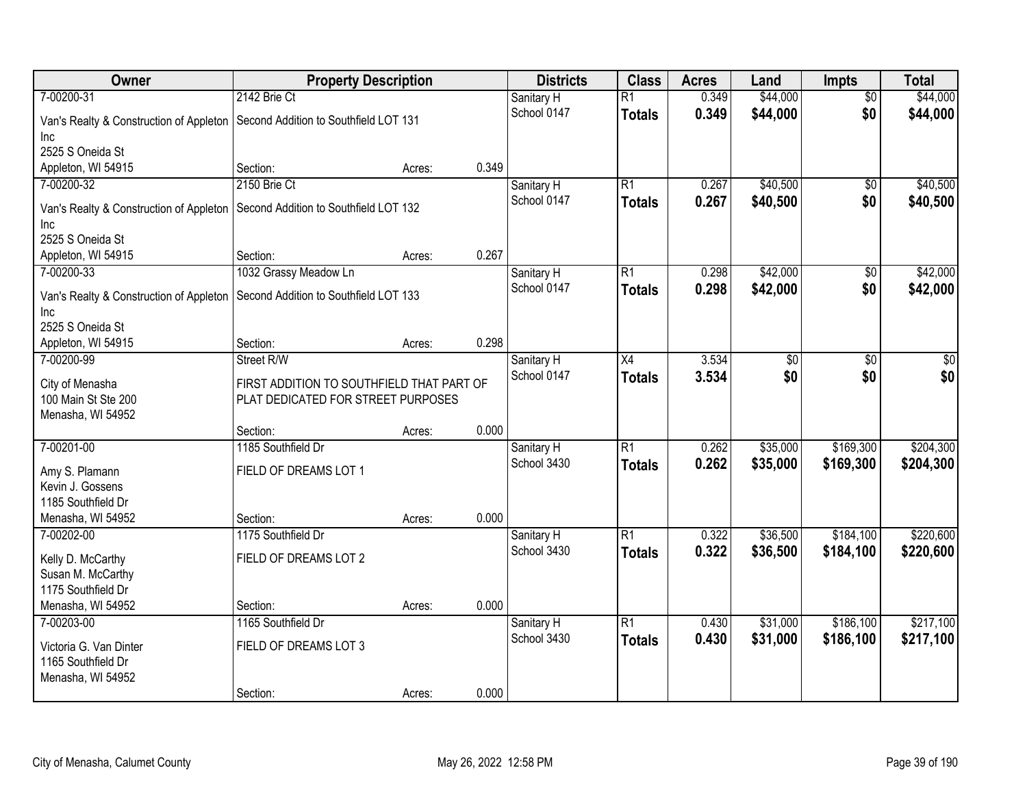| Owner | Property Description | | | Districts | Class | Acres | Land | Impts | Total |
|---|---|---|---|---|---|---|---|---|---|
| 7-00200-31 | 2142 Brie Ct | | | Sanitary H | R1 | 0.349 | $44,000 | $0 | $44,000 |
| Van's Realty & Construction of Appleton Inc<br>2525 S Oneida St<br>Appleton, WI 54915 | Second Addition to Southfield LOT 131 | | | School 0147 | **Totals** | **0.349** | **$44,000** | **$0** | **$44,000** |
| | Section: | Acres: | 0.349 | | | | | | |
| 7-00200-32 | 2150 Brie Ct | | | Sanitary H | R1 | 0.267 | $40,500 | $0 | $40,500 |
| Van's Realty & Construction of Appleton Inc<br>2525 S Oneida St<br>Appleton, WI 54915 | Second Addition to Southfield LOT 132 | | | School 0147 | **Totals** | **0.267** | **$40,500** | **$0** | **$40,500** |
| | Section: | Acres: | 0.267 | | | | | | |
| 7-00200-33 | 1032 Grassy Meadow Ln | | | Sanitary H | R1 | 0.298 | $42,000 | $0 | $42,000 |
| Van's Realty & Construction of Appleton Inc<br>2525 S Oneida St<br>Appleton, WI 54915 | Second Addition to Southfield LOT 133 | | | School 0147 | **Totals** | **0.298** | **$42,000** | **$0** | **$42,000** |
| | Section: | Acres: | 0.298 | | | | | | |
| 7-00200-99 | Street R/W | | | Sanitary H | X4 | 3.534 | $0 | $0 | $0 |
| City of Menasha<br>100 Main St Ste 200<br>Menasha, WI 54952 | FIRST ADDITION TO SOUTHFIELD THAT PART OF PLAT DEDICATED FOR STREET PURPOSES | | | School 0147 | **Totals** | **3.534** | **$0** | **$0** | **$0** |
| | Section: | Acres: | 0.000 | | | | | | |
| 7-00201-00 | 1185 Southfield Dr | | | Sanitary H | R1 | 0.262 | $35,000 | $169,300 | $204,300 |
| Amy S. Plamann<br>Kevin J. Gossens<br>1185 Southfield Dr<br>Menasha, WI 54952 | FIELD OF DREAMS LOT 1 | | | School 3430 | **Totals** | **0.262** | **$35,000** | **$169,300** | **$204,300** |
| | Section: | Acres: | 0.000 | | | | | | |
| 7-00202-00 | 1175 Southfield Dr | | | Sanitary H | R1 | 0.322 | $36,500 | $184,100 | $220,600 |
| Kelly D. McCarthy<br>Susan M. McCarthy<br>1175 Southfield Dr<br>Menasha, WI 54952 | FIELD OF DREAMS LOT 2 | | | School 3430 | **Totals** | **0.322** | **$36,500** | **$184,100** | **$220,600** |
| | Section: | Acres: | 0.000 | | | | | | |
| 7-00203-00 | 1165 Southfield Dr | | | Sanitary H | R1 | 0.430 | $31,000 | $186,100 | $217,100 |
| Victoria G. Van Dinter<br>1165 Southfield Dr<br>Menasha, WI 54952 | FIELD OF DREAMS LOT 3 | | | School 3430 | **Totals** | **0.430** | **$31,000** | **$186,100** | **$217,100** |
| | Section: | Acres: | 0.000 | | | | | | |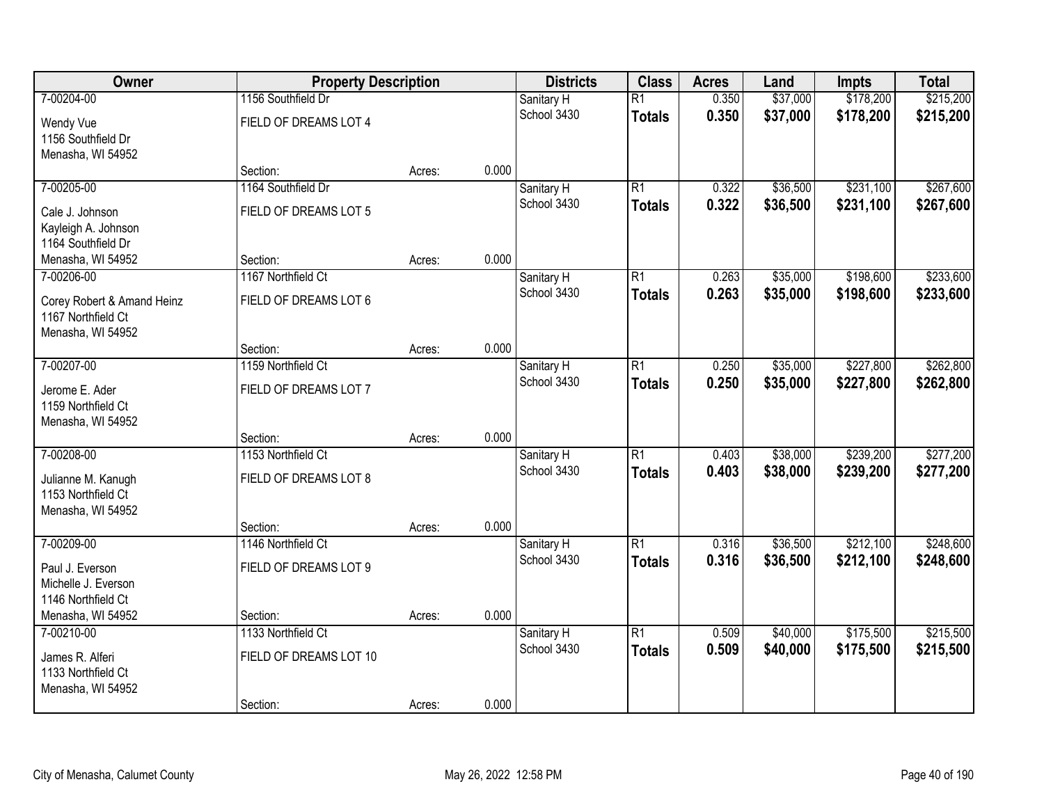| Owner | Property Description | | | Districts | Class | Acres | Land | Impts | Total |
|---|---|---|---|---|---|---|---|---|---|
| 7-00204-00 | 1156 Southfield Dr | | | Sanitary H | R1 | 0.350 | $37,000 | $178,200 | $215,200 |
| Wendy Vue<br>1156 Southfield Dr<br>Menasha, WI 54952 | FIELD OF DREAMS LOT 4 | | | School 3430 | **Totals** | **0.350** | **$37,000** | **$178,200** | **$215,200** |
| | Section: | Acres: | 0.000 | | | | | | |
| 7-00205-00 | 1164 Southfield Dr | | | Sanitary H | R1 | 0.322 | $36,500 | $231,100 | $267,600 |
| Cale J. Johnson<br>Kayleigh A. Johnson<br>1164 Southfield Dr<br>Menasha, WI 54952 | FIELD OF DREAMS LOT 5 | | | School 3430 | **Totals** | **0.322** | **$36,500** | **$231,100** | **$267,600** |
| | Section: | Acres: | 0.000 | | | | | | |
| 7-00206-00 | 1167 Northfield Ct | | | Sanitary H | R1 | 0.263 | $35,000 | $198,600 | $233,600 |
| Corey Robert & Amand Heinz<br>1167 Northfield Ct<br>Menasha, WI 54952 | FIELD OF DREAMS LOT 6 | | | School 3430 | **Totals** | **0.263** | **$35,000** | **$198,600** | **$233,600** |
| | Section: | Acres: | 0.000 | | | | | | |
| 7-00207-00 | 1159 Northfield Ct | | | Sanitary H | R1 | 0.250 | $35,000 | $227,800 | $262,800 |
| Jerome E. Ader<br>1159 Northfield Ct<br>Menasha, WI 54952 | FIELD OF DREAMS LOT 7 | | | School 3430 | **Totals** | **0.250** | **$35,000** | **$227,800** | **$262,800** |
| | Section: | Acres: | 0.000 | | | | | | |
| 7-00208-00 | 1153 Northfield Ct | | | Sanitary H | R1 | 0.403 | $38,000 | $239,200 | $277,200 |
| Julianne M. Kanugh<br>1153 Northfield Ct<br>Menasha, WI 54952 | FIELD OF DREAMS LOT 8 | | | School 3430 | **Totals** | **0.403** | **$38,000** | **$239,200** | **$277,200** |
| | Section: | Acres: | 0.000 | | | | | | |
| 7-00209-00 | 1146 Northfield Ct | | | Sanitary H | R1 | 0.316 | $36,500 | $212,100 | $248,600 |
| Paul J. Everson<br>Michelle J. Everson<br>1146 Northfield Ct<br>Menasha, WI 54952 | FIELD OF DREAMS LOT 9 | | | School 3430 | **Totals** | **0.316** | **$36,500** | **$212,100** | **$248,600** |
| | Section: | Acres: | 0.000 | | | | | | |
| 7-00210-00 | 1133 Northfield Ct | | | Sanitary H | R1 | 0.509 | $40,000 | $175,500 | $215,500 |
| James R. Alferi<br>1133 Northfield Ct<br>Menasha, WI 54952 | FIELD OF DREAMS LOT 10 | | | School 3430 | **Totals** | **0.509** | **$40,000** | **$175,500** | **$215,500** |
| | Section: | Acres: | 0.000 | | | | | | |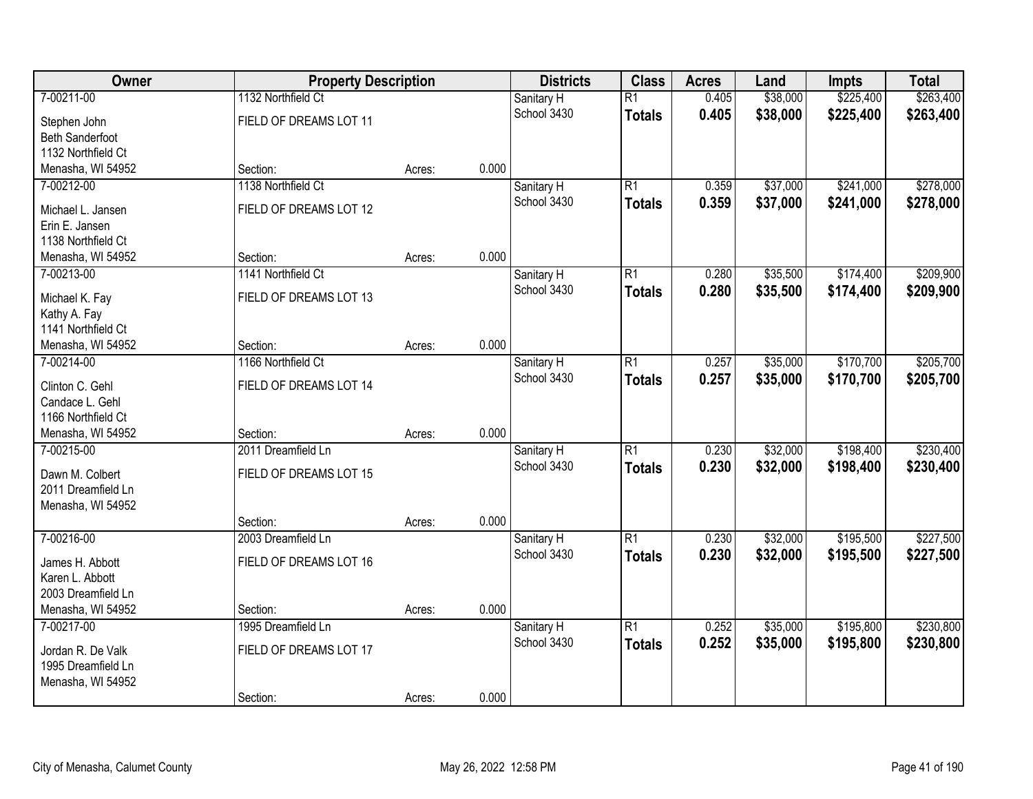| Owner | Property Description | | | Districts | Class | Acres | Land | Impts | Total |
|---|---|---|---|---|---|---|---|---|---|
| 7-00211-00 | 1132 Northfield Ct | | | Sanitary H | R1 | 0.405 | $38,000 | $225,400 | $263,400 |
| Stephen John<br>Beth Sanderfoot<br>1132 Northfield Ct<br>Menasha, WI 54952 | FIELD OF DREAMS LOT 11 | | | School 3430 | **Totals** | **0.405** | **$38,000** | **$225,400** | **$263,400** |
| | Section: | Acres: | 0.000 | | | | | | |
| 7-00212-00 | 1138 Northfield Ct | | | Sanitary H | R1 | 0.359 | $37,000 | $241,000 | $278,000 |
| Michael L. Jansen<br>Erin E. Jansen<br>1138 Northfield Ct<br>Menasha, WI 54952 | FIELD OF DREAMS LOT 12 | | | School 3430 | **Totals** | **0.359** | **$37,000** | **$241,000** | **$278,000** |
| | Section: | Acres: | 0.000 | | | | | | |
| 7-00213-00 | 1141 Northfield Ct | | | Sanitary H | R1 | 0.280 | $35,500 | $174,400 | $209,900 |
| Michael K. Fay<br>Kathy A. Fay<br>1141 Northfield Ct<br>Menasha, WI 54952 | FIELD OF DREAMS LOT 13 | | | School 3430 | **Totals** | **0.280** | **$35,500** | **$174,400** | **$209,900** |
| | Section: | Acres: | 0.000 | | | | | | |
| 7-00214-00 | 1166 Northfield Ct | | | Sanitary H | R1 | 0.257 | $35,000 | $170,700 | $205,700 |
| Clinton C. Gehl<br>Candace L. Gehl<br>1166 Northfield Ct<br>Menasha, WI 54952 | FIELD OF DREAMS LOT 14 | | | School 3430 | **Totals** | **0.257** | **$35,000** | **$170,700** | **$205,700** |
| | Section: | Acres: | 0.000 | | | | | | |
| 7-00215-00 | 2011 Dreamfield Ln | | | Sanitary H | R1 | 0.230 | $32,000 | $198,400 | $230,400 |
| Dawn M. Colbert<br>2011 Dreamfield Ln<br>Menasha, WI 54952 | FIELD OF DREAMS LOT 15 | | | School 3430 | **Totals** | **0.230** | **$32,000** | **$198,400** | **$230,400** |
| | Section: | Acres: | 0.000 | | | | | | |
| 7-00216-00 | 2003 Dreamfield Ln | | | Sanitary H | R1 | 0.230 | $32,000 | $195,500 | $227,500 |
| James H. Abbott<br>Karen L. Abbott<br>2003 Dreamfield Ln<br>Menasha, WI 54952 | FIELD OF DREAMS LOT 16 | | | School 3430 | **Totals** | **0.230** | **$32,000** | **$195,500** | **$227,500** |
| | Section: | Acres: | 0.000 | | | | | | |
| 7-00217-00 | 1995 Dreamfield Ln | | | Sanitary H | R1 | 0.252 | $35,000 | $195,800 | $230,800 |
| Jordan R. De Valk<br>1995 Dreamfield Ln<br>Menasha, WI 54952 | FIELD OF DREAMS LOT 17 | | | School 3430 | **Totals** | **0.252** | **$35,000** | **$195,800** | **$230,800** |
| | Section: | Acres: | 0.000 | | | | | | |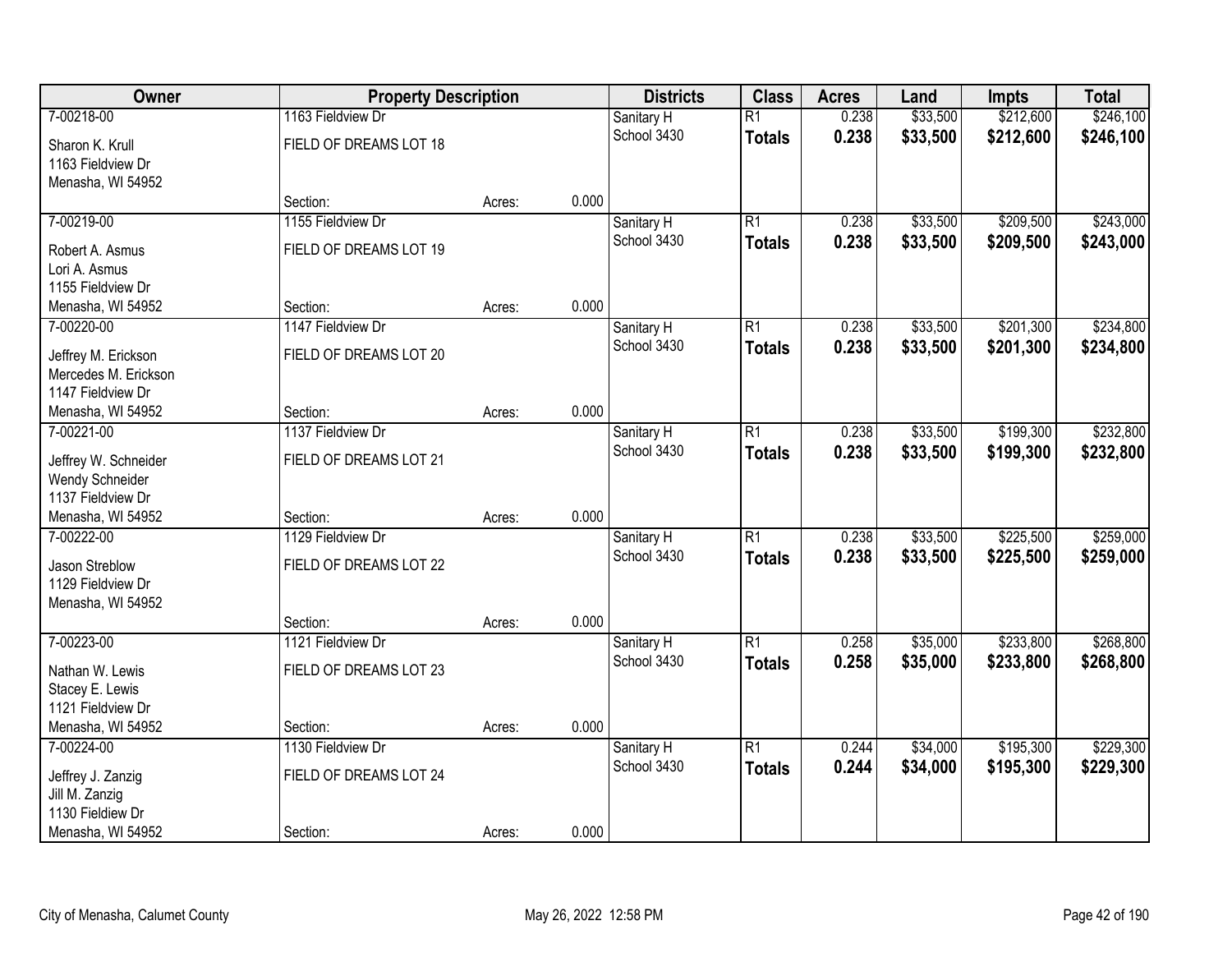| Owner | Property Description | | | Districts | Class | Acres | Land | Impts | Total |
|---|---|---|---|---|---|---|---|---|---|
| 7-00218-00 | 1163 Fieldview Dr | | | Sanitary H | R1 | 0.238 | $33,500 | $212,600 | $246,100 |
| Sharon K. Krull<br>1163 Fieldview Dr<br>Menasha, WI 54952 | FIELD OF DREAMS LOT 18 | | | School 3430 | **Totals** | **0.238** | **$33,500** | **$212,600** | **$246,100** |
| | Section: | Acres: | 0.000 | | | | | | |
| 7-00219-00 | 1155 Fieldview Dr | | | Sanitary H | R1 | 0.238 | $33,500 | $209,500 | $243,000 |
| Robert A. Asmus<br>Lori A. Asmus<br>1155 Fieldview Dr<br>Menasha, WI 54952 | FIELD OF DREAMS LOT 19 | | | School 3430 | **Totals** | **0.238** | **$33,500** | **$209,500** | **$243,000** |
| | Section: | Acres: | 0.000 | | | | | | |
| 7-00220-00 | 1147 Fieldview Dr | | | Sanitary H | R1 | 0.238 | $33,500 | $201,300 | $234,800 |
| Jeffrey M. Erickson<br>Mercedes M. Erickson<br>1147 Fieldview Dr<br>Menasha, WI 54952 | FIELD OF DREAMS LOT 20 | | | School 3430 | **Totals** | **0.238** | **$33,500** | **$201,300** | **$234,800** |
| | Section: | Acres: | 0.000 | | | | | | |
| 7-00221-00 | 1137 Fieldview Dr | | | Sanitary H | R1 | 0.238 | $33,500 | $199,300 | $232,800 |
| Jeffrey W. Schneider<br>Wendy Schneider<br>1137 Fieldview Dr<br>Menasha, WI 54952 | FIELD OF DREAMS LOT 21 | | | School 3430 | **Totals** | **0.238** | **$33,500** | **$199,300** | **$232,800** |
| | Section: | Acres: | 0.000 | | | | | | |
| 7-00222-00 | 1129 Fieldview Dr | | | Sanitary H | R1 | 0.238 | $33,500 | $225,500 | $259,000 |
| Jason Streblow<br>1129 Fieldview Dr<br>Menasha, WI 54952 | FIELD OF DREAMS LOT 22 | | | School 3430 | **Totals** | **0.238** | **$33,500** | **$225,500** | **$259,000** |
| | Section: | Acres: | 0.000 | | | | | | |
| 7-00223-00 | 1121 Fieldview Dr | | | Sanitary H | R1 | 0.258 | $35,000 | $233,800 | $268,800 |
| Nathan W. Lewis<br>Stacey E. Lewis<br>1121 Fieldview Dr<br>Menasha, WI 54952 | FIELD OF DREAMS LOT 23 | | | School 3430 | **Totals** | **0.258** | **$35,000** | **$233,800** | **$268,800** |
| | Section: | Acres: | 0.000 | | | | | | |
| 7-00224-00 | 1130 Fieldview Dr | | | Sanitary H | R1 | 0.244 | $34,000 | $195,300 | $229,300 |
| Jeffrey J. Zanzig<br>Jill M. Zanzig<br>1130 Fieldiew Dr<br>Menasha, WI 54952 | FIELD OF DREAMS LOT 24 | | | School 3430 | **Totals** | **0.244** | **$34,000** | **$195,300** | **$229,300** |
| | Section: | Acres: | 0.000 | | | | | | |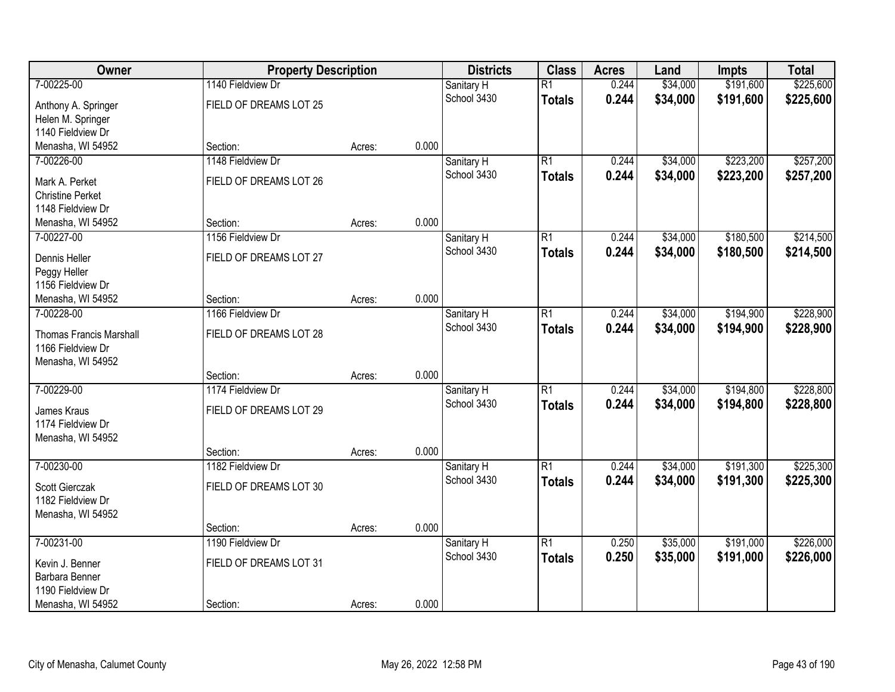| Owner | Property Description | | | Districts | Class | Acres | Land | Impts | Total |
|---|---|---|---|---|---|---|---|---|---|
| 7-00225-00 | 1140 Fieldview Dr | | | Sanitary H | R1 | 0.244 | $34,000 | $191,600 | $225,600 |
| Anthony A. Springer<br>Helen M. Springer<br>1140 Fieldview Dr<br>Menasha, WI 54952 | FIELD OF DREAMS LOT 25 | | | School 3430 | **Totals** | **0.244** | **$34,000** | **$191,600** | **$225,600** |
| | Section: | Acres: | 0.000 | | | | | | |
| 7-00226-00 | 1148 Fieldview Dr | | | Sanitary H | R1 | 0.244 | $34,000 | $223,200 | $257,200 |
| Mark A. Perket<br>Christine Perket<br>1148 Fieldview Dr<br>Menasha, WI 54952 | FIELD OF DREAMS LOT 26 | | | School 3430 | **Totals** | **0.244** | **$34,000** | **$223,200** | **$257,200** |
| | Section: | Acres: | 0.000 | | | | | | |
| 7-00227-00 | 1156 Fieldview Dr | | | Sanitary H | R1 | 0.244 | $34,000 | $180,500 | $214,500 |
| Dennis Heller<br>Peggy Heller<br>1156 Fieldview Dr<br>Menasha, WI 54952 | FIELD OF DREAMS LOT 27 | | | School 3430 | **Totals** | **0.244** | **$34,000** | **$180,500** | **$214,500** |
| | Section: | Acres: | 0.000 | | | | | | |
| 7-00228-00 | 1166 Fieldview Dr | | | Sanitary H | R1 | 0.244 | $34,000 | $194,900 | $228,900 |
| Thomas Francis Marshall<br>1166 Fieldview Dr<br>Menasha, WI 54952 | FIELD OF DREAMS LOT 28 | | | School 3430 | **Totals** | **0.244** | **$34,000** | **$194,900** | **$228,900** |
| | Section: | Acres: | 0.000 | | | | | | |
| 7-00229-00 | 1174 Fieldview Dr | | | Sanitary H | R1 | 0.244 | $34,000 | $194,800 | $228,800 |
| James Kraus<br>1174 Fieldview Dr<br>Menasha, WI 54952 | FIELD OF DREAMS LOT 29 | | | School 3430 | **Totals** | **0.244** | **$34,000** | **$194,800** | **$228,800** |
| | Section: | Acres: | 0.000 | | | | | | |
| 7-00230-00 | 1182 Fieldview Dr | | | Sanitary H | R1 | 0.244 | $34,000 | $191,300 | $225,300 |
| Scott Gierczak<br>1182 Fieldview Dr<br>Menasha, WI 54952 | FIELD OF DREAMS LOT 30 | | | School 3430 | **Totals** | **0.244** | **$34,000** | **$191,300** | **$225,300** |
| | Section: | Acres: | 0.000 | | | | | | |
| 7-00231-00 | 1190 Fieldview Dr | | | Sanitary H | R1 | 0.250 | $35,000 | $191,000 | $226,000 |
| Kevin J. Benner<br>Barbara Benner<br>1190 Fieldview Dr<br>Menasha, WI 54952 | FIELD OF DREAMS LOT 31 | | | School 3430 | **Totals** | **0.250** | **$35,000** | **$191,000** | **$226,000** |
| | Section: | Acres: | 0.000 | | | | | | |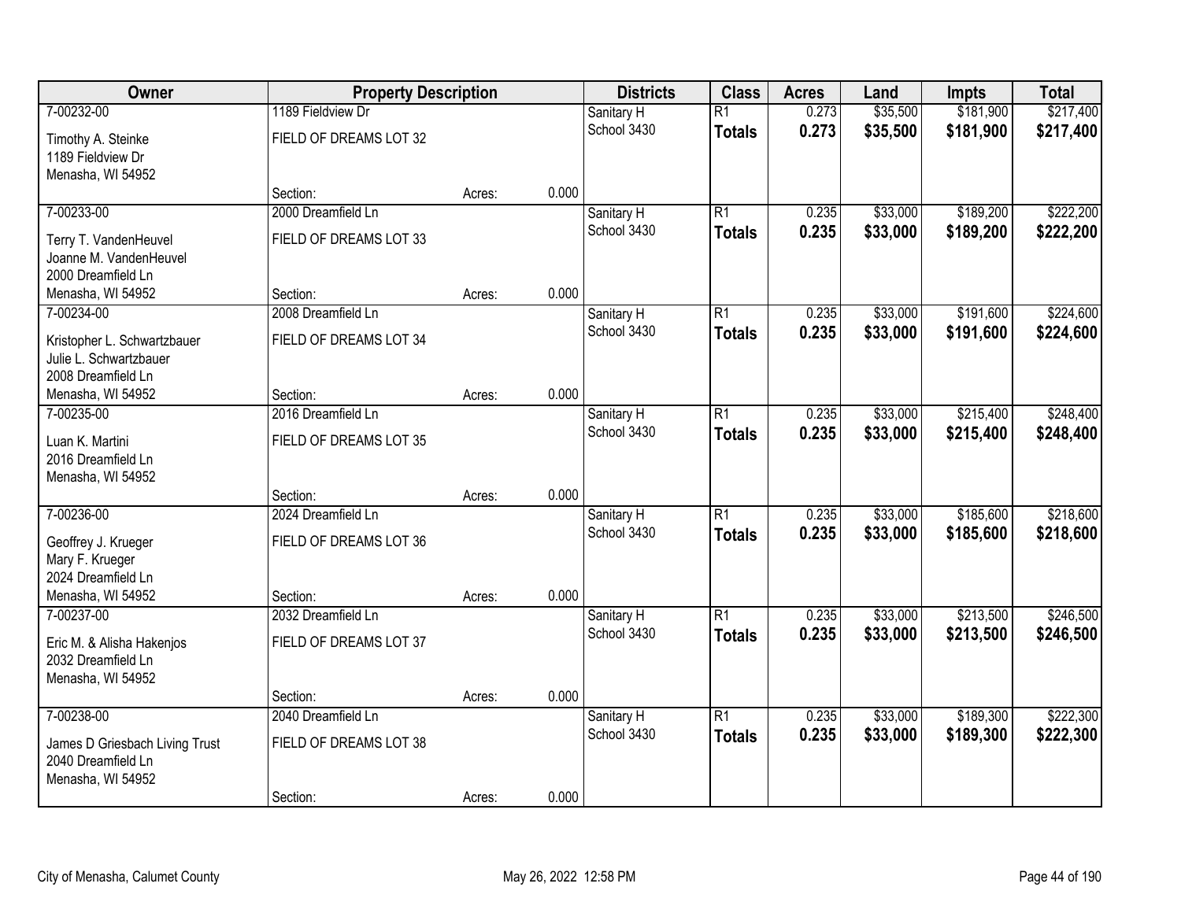| Owner | Property Description | | | Districts | Class | Acres | Land | Impts | Total |
|---|---|---|---|---|---|---|---|---|---|
| 7-00232-00 | 1189 Fieldview Dr | | | Sanitary H | R1 | 0.273 | $35,500 | $181,900 | $217,400 |
| Timothy A. Steinke<br>1189 Fieldview Dr<br>Menasha, WI 54952 | FIELD OF DREAMS LOT 32 | | | School 3430 | **Totals** | **0.273** | **$35,500** | **$181,900** | **$217,400** |
| | Section: | Acres: | 0.000 | | | | | | |
| 7-00233-00 | 2000 Dreamfield Ln | | | Sanitary H | R1 | 0.235 | $33,000 | $189,200 | $222,200 |
| Terry T. VandenHeuvel<br>Joanne M. VandenHeuvel<br>2000 Dreamfield Ln<br>Menasha, WI 54952 | FIELD OF DREAMS LOT 33 | | | School 3430 | **Totals** | **0.235** | **$33,000** | **$189,200** | **$222,200** |
| | Section: | Acres: | 0.000 | | | | | | |
| 7-00234-00 | 2008 Dreamfield Ln | | | Sanitary H | R1 | 0.235 | $33,000 | $191,600 | $224,600 |
| Kristopher L. Schwartzbauer<br>Julie L. Schwartzbauer<br>2008 Dreamfield Ln<br>Menasha, WI 54952 | FIELD OF DREAMS LOT 34 | | | School 3430 | **Totals** | **0.235** | **$33,000** | **$191,600** | **$224,600** |
| | Section: | Acres: | 0.000 | | | | | | |
| 7-00235-00 | 2016 Dreamfield Ln | | | Sanitary H | R1 | 0.235 | $33,000 | $215,400 | $248,400 |
| Luan K. Martini<br>2016 Dreamfield Ln<br>Menasha, WI 54952 | FIELD OF DREAMS LOT 35 | | | School 3430 | **Totals** | **0.235** | **$33,000** | **$215,400** | **$248,400** |
| | Section: | Acres: | 0.000 | | | | | | |
| 7-00236-00 | 2024 Dreamfield Ln | | | Sanitary H | R1 | 0.235 | $33,000 | $185,600 | $218,600 |
| Geoffrey J. Krueger<br>Mary F. Krueger<br>2024 Dreamfield Ln<br>Menasha, WI 54952 | FIELD OF DREAMS LOT 36 | | | School 3430 | **Totals** | **0.235** | **$33,000** | **$185,600** | **$218,600** |
| | Section: | Acres: | 0.000 | | | | | | |
| 7-00237-00 | 2032 Dreamfield Ln | | | Sanitary H | R1 | 0.235 | $33,000 | $213,500 | $246,500 |
| Eric M. & Alisha Hakenjos<br>2032 Dreamfield Ln<br>Menasha, WI 54952 | FIELD OF DREAMS LOT 37 | | | School 3430 | **Totals** | **0.235** | **$33,000** | **$213,500** | **$246,500** |
| | Section: | Acres: | 0.000 | | | | | | |
| 7-00238-00 | 2040 Dreamfield Ln | | | Sanitary H | R1 | 0.235 | $33,000 | $189,300 | $222,300 |
| James D Griesbach Living Trust<br>2040 Dreamfield Ln<br>Menasha, WI 54952 | FIELD OF DREAMS LOT 38 | | | School 3430 | **Totals** | **0.235** | **$33,000** | **$189,300** | **$222,300** |
| | Section: | Acres: | 0.000 | | | | | | |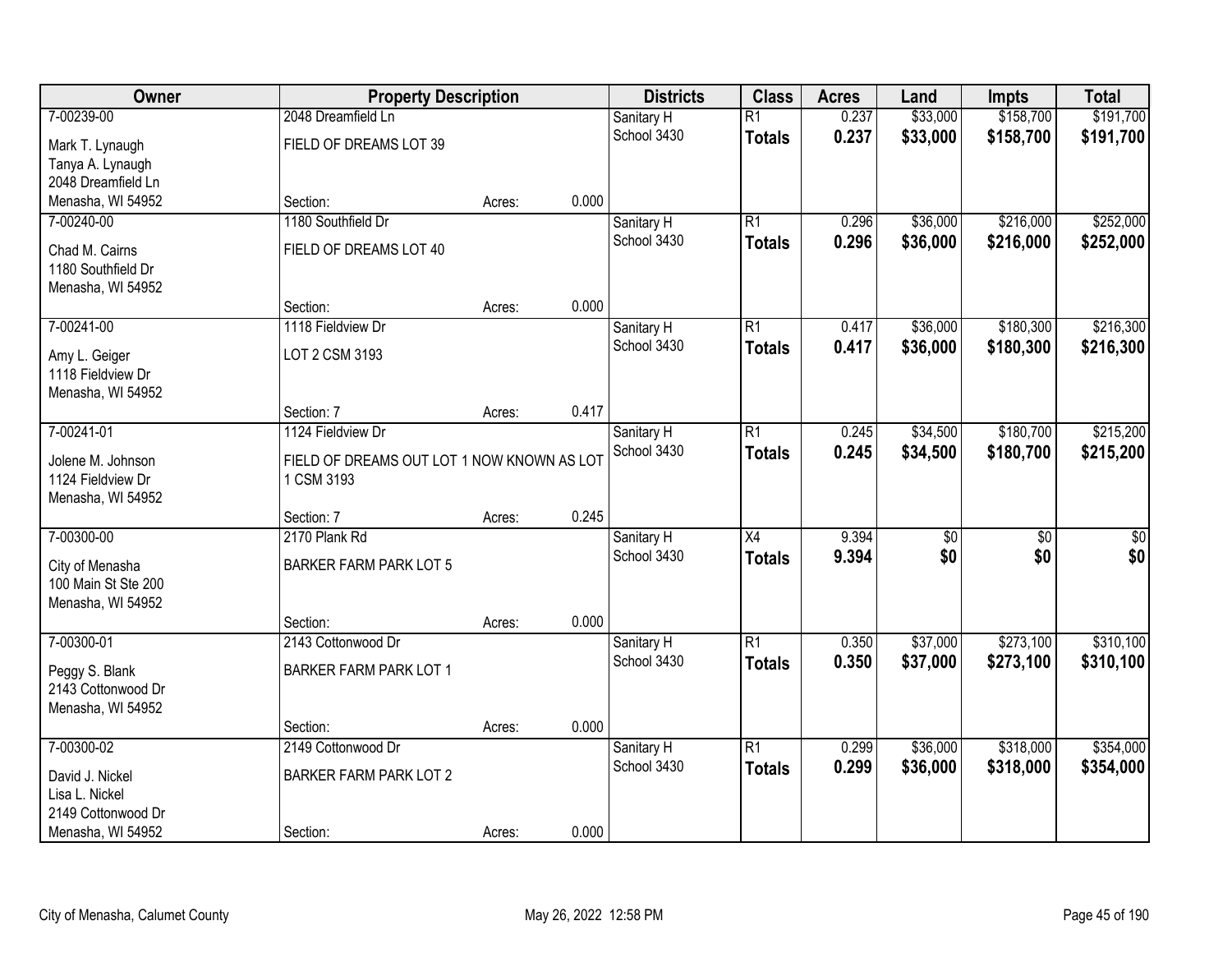| Owner | Property Description | | | Districts | Class | Acres | Land | Impts | Total |
|---|---|---|---|---|---|---|---|---|---|
| 7-00239-00 | 2048 Dreamfield Ln | | | Sanitary H | R1 | 0.237 | $33,000 | $158,700 | $191,700 |
| Mark T. Lynaugh<br>Tanya A. Lynaugh<br>2048 Dreamfield Ln<br>Menasha, WI 54952 | FIELD OF DREAMS LOT 39 | | | School 3430 | **Totals** | **0.237** | **$33,000** | **$158,700** | **$191,700** |
| | Section: | Acres: | 0.000 | | | | | | |
| 7-00240-00 | 1180 Southfield Dr | | | Sanitary H | R1 | 0.296 | $36,000 | $216,000 | $252,000 |
| Chad M. Cairns<br>1180 Southfield Dr<br>Menasha, WI 54952 | FIELD OF DREAMS LOT 40 | | | School 3430 | **Totals** | **0.296** | **$36,000** | **$216,000** | **$252,000** |
| | Section: | Acres: | 0.000 | | | | | | |
| 7-00241-00 | 1118 Fieldview Dr | | | Sanitary H | R1 | 0.417 | $36,000 | $180,300 | $216,300 |
| Amy L. Geiger<br>1118 Fieldview Dr<br>Menasha, WI 54952 | LOT 2 CSM 3193 | | | School 3430 | **Totals** | **0.417** | **$36,000** | **$180,300** | **$216,300** |
| | Section: 7 | Acres: | 0.417 | | | | | | |
| 7-00241-01 | 1124 Fieldview Dr | | | Sanitary H | R1 | 0.245 | $34,500 | $180,700 | $215,200 |
| Jolene M. Johnson<br>1124 Fieldview Dr<br>Menasha, WI 54952 | FIELD OF DREAMS OUT LOT 1 NOW KNOWN AS LOT 1 CSM 3193 | | | School 3430 | **Totals** | **0.245** | **$34,500** | **$180,700** | **$215,200** |
| | Section: 7 | Acres: | 0.245 | | | | | | |
| 7-00300-00 | 2170 Plank Rd | | | Sanitary H | X4 | 9.394 | $0 | $0 | $0 |
| City of Menasha<br>100 Main St Ste 200<br>Menasha, WI 54952 | BARKER FARM PARK LOT 5 | | | School 3430 | **Totals** | **9.394** | **$0** | **$0** | **$0** |
| | Section: | Acres: | 0.000 | | | | | | |
| 7-00300-01 | 2143 Cottonwood Dr | | | Sanitary H | R1 | 0.350 | $37,000 | $273,100 | $310,100 |
| Peggy S. Blank<br>2143 Cottonwood Dr<br>Menasha, WI 54952 | BARKER FARM PARK LOT 1 | | | School 3430 | **Totals** | **0.350** | **$37,000** | **$273,100** | **$310,100** |
| | Section: | Acres: | 0.000 | | | | | | |
| 7-00300-02 | 2149 Cottonwood Dr | | | Sanitary H | R1 | 0.299 | $36,000 | $318,000 | $354,000 |
| David J. Nickel<br>Lisa L. Nickel<br>2149 Cottonwood Dr<br>Menasha, WI 54952 | BARKER FARM PARK LOT 2 | | | School 3430 | **Totals** | **0.299** | **$36,000** | **$318,000** | **$354,000** |
| | Section: | Acres: | 0.000 | | | | | | |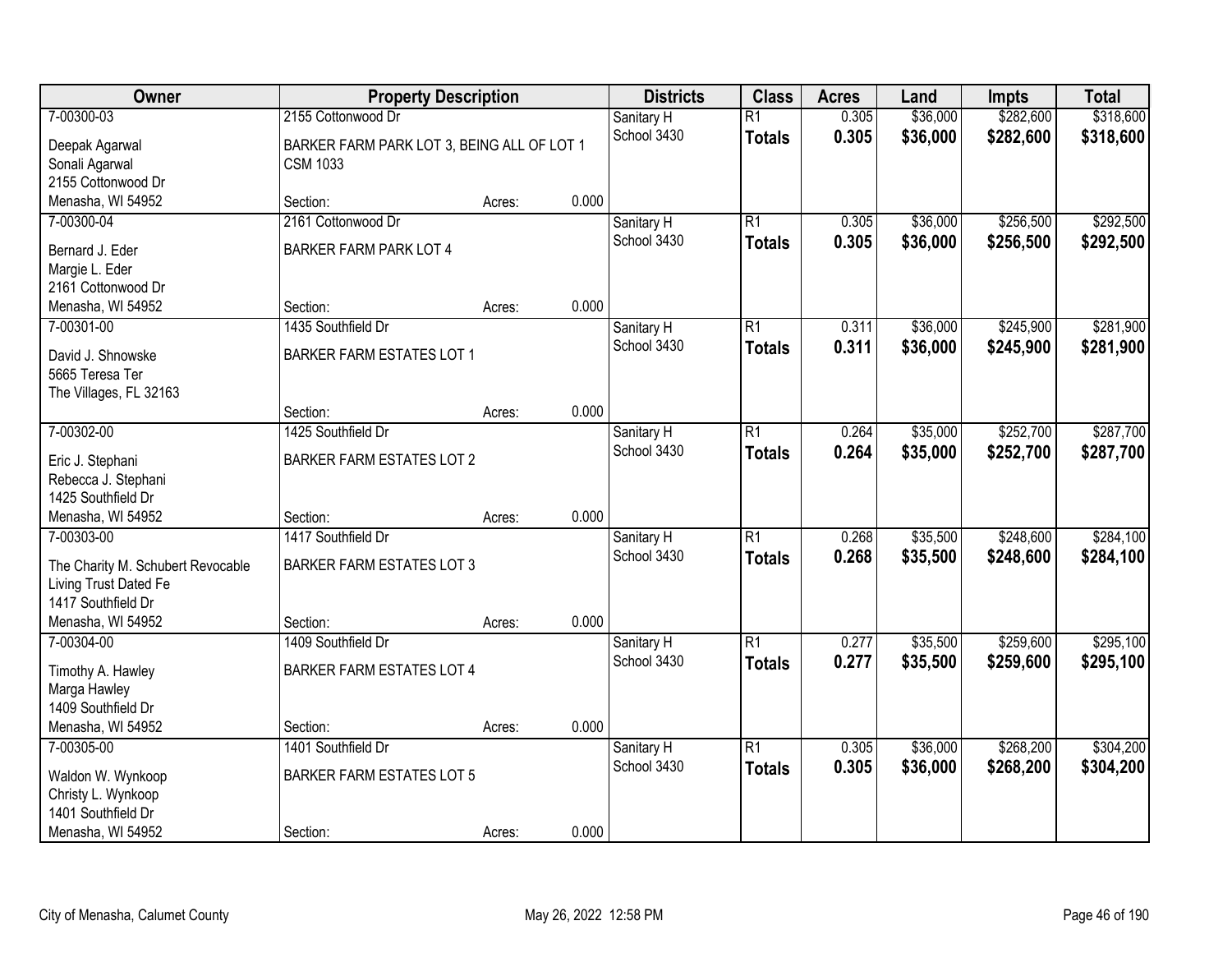| Owner | Property Description | | | Districts | Class | Acres | Land | Impts | Total |
|---|---|---|---|---|---|---|---|---|---|
| 7-00300-03 | 2155 Cottonwood Dr | | | Sanitary H | R1 | 0.305 | $36,000 | $282,600 | $318,600 |
| Deepak Agarwal<br>Sonali Agarwal<br>2155 Cottonwood Dr<br>Menasha, WI 54952 | BARKER FARM PARK LOT 3, BEING ALL OF LOT 1 CSM 1033 | | | School 3430 | **Totals** | **0.305** | **$36,000** | **$282,600** | **$318,600** |
| | Section: | Acres: | 0.000 | | | | | | |
| 7-00300-04 | 2161 Cottonwood Dr | | | Sanitary H | R1 | 0.305 | $36,000 | $256,500 | $292,500 |
| Bernard J. Eder<br>Margie L. Eder<br>2161 Cottonwood Dr<br>Menasha, WI 54952 | BARKER FARM PARK LOT 4 | | | School 3430 | **Totals** | **0.305** | **$36,000** | **$256,500** | **$292,500** |
| | Section: | Acres: | 0.000 | | | | | | |
| 7-00301-00 | 1435 Southfield Dr | | | Sanitary H | R1 | 0.311 | $36,000 | $245,900 | $281,900 |
| David J. Shnowske<br>5665 Teresa Ter<br>The Villages, FL 32163 | BARKER FARM ESTATES LOT 1 | | | School 3430 | **Totals** | **0.311** | **$36,000** | **$245,900** | **$281,900** |
| | Section: | Acres: | 0.000 | | | | | | |
| 7-00302-00 | 1425 Southfield Dr | | | Sanitary H | R1 | 0.264 | $35,000 | $252,700 | $287,700 |
| Eric J. Stephani<br>Rebecca J. Stephani<br>1425 Southfield Dr<br>Menasha, WI 54952 | BARKER FARM ESTATES LOT 2 | | | School 3430 | **Totals** | **0.264** | **$35,000** | **$252,700** | **$287,700** |
| | Section: | Acres: | 0.000 | | | | | | |
| 7-00303-00 | 1417 Southfield Dr | | | Sanitary H | R1 | 0.268 | $35,500 | $248,600 | $284,100 |
| The Charity M. Schubert Revocable Living Trust Dated Fe<br>1417 Southfield Dr<br>Menasha, WI 54952 | BARKER FARM ESTATES LOT 3 | | | School 3430 | **Totals** | **0.268** | **$35,500** | **$248,600** | **$284,100** |
| | Section: | Acres: | 0.000 | | | | | | |
| 7-00304-00 | 1409 Southfield Dr | | | Sanitary H | R1 | 0.277 | $35,500 | $259,600 | $295,100 |
| Timothy A. Hawley<br>Marga Hawley<br>1409 Southfield Dr<br>Menasha, WI 54952 | BARKER FARM ESTATES LOT 4 | | | School 3430 | **Totals** | **0.277** | **$35,500** | **$259,600** | **$295,100** |
| | Section: | Acres: | 0.000 | | | | | | |
| 7-00305-00 | 1401 Southfield Dr | | | Sanitary H | R1 | 0.305 | $36,000 | $268,200 | $304,200 |
| Waldon W. Wynkoop<br>Christy L. Wynkoop<br>1401 Southfield Dr<br>Menasha, WI 54952 | BARKER FARM ESTATES LOT 5 | | | School 3430 | **Totals** | **0.305** | **$36,000** | **$268,200** | **$304,200** |
| | Section: | Acres: | 0.000 | | | | | | |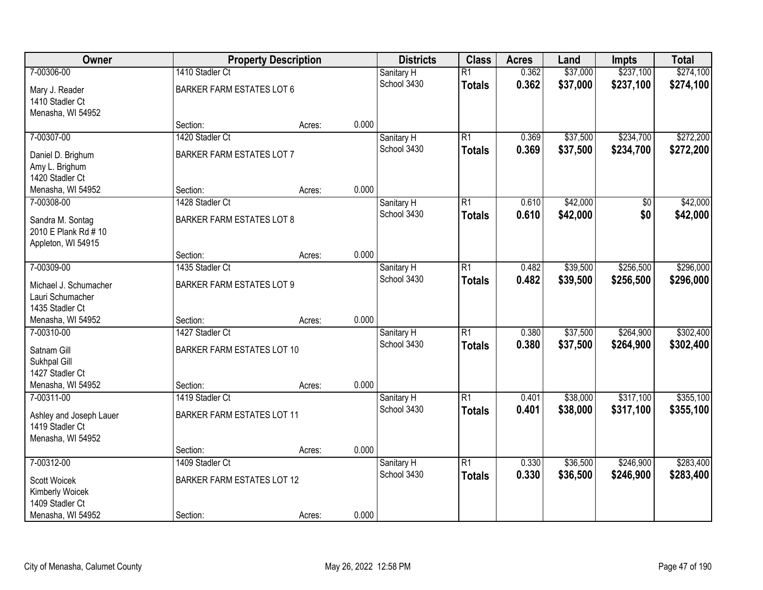| Owner | Property Description | | | Districts | Class | Acres | Land | Impts | Total |
|---|---|---|---|---|---|---|---|---|---|
| 7-00306-00 | 1410 Stadler Ct | | | Sanitary H | R1 | 0.362 | $37,000 | $237,100 | $274,100 |
| Mary J. Reader<br>1410 Stadler Ct<br>Menasha, WI 54952 | BARKER FARM ESTATES LOT 6 | | | School 3430 | **Totals** | **0.362** | **$37,000** | **$237,100** | **$274,100** |
| | Section: | Acres: | 0.000 | | | | | | |
| 7-00307-00 | 1420 Stadler Ct | | | Sanitary H | R1 | 0.369 | $37,500 | $234,700 | $272,200 |
| Daniel D. Brighum<br>Amy L. Brighum<br>1420 Stadler Ct<br>Menasha, WI 54952 | BARKER FARM ESTATES LOT 7 | | | School 3430 | **Totals** | **0.369** | **$37,500** | **$234,700** | **$272,200** |
| | Section: | Acres: | 0.000 | | | | | | |
| 7-00308-00 | 1428 Stadler Ct | | | Sanitary H | R1 | 0.610 | $42,000 | $0 | $42,000 |
| Sandra M. Sontag<br>2010 E Plank Rd # 10<br>Appleton, WI 54915 | BARKER FARM ESTATES LOT 8 | | | School 3430 | **Totals** | **0.610** | **$42,000** | **$0** | **$42,000** |
| | Section: | Acres: | 0.000 | | | | | | |
| 7-00309-00 | 1435 Stadler Ct | | | Sanitary H | R1 | 0.482 | $39,500 | $256,500 | $296,000 |
| Michael J. Schumacher<br>Lauri Schumacher<br>1435 Stadler Ct<br>Menasha, WI 54952 | BARKER FARM ESTATES LOT 9 | | | School 3430 | **Totals** | **0.482** | **$39,500** | **$256,500** | **$296,000** |
| | Section: | Acres: | 0.000 | | | | | | |
| 7-00310-00 | 1427 Stadler Ct | | | Sanitary H | R1 | 0.380 | $37,500 | $264,900 | $302,400 |
| Satnam Gill<br>Sukhpal Gill<br>1427 Stadler Ct<br>Menasha, WI 54952 | BARKER FARM ESTATES LOT 10 | | | School 3430 | **Totals** | **0.380** | **$37,500** | **$264,900** | **$302,400** |
| | Section: | Acres: | 0.000 | | | | | | |
| 7-00311-00 | 1419 Stadler Ct | | | Sanitary H | R1 | 0.401 | $38,000 | $317,100 | $355,100 |
| Ashley and Joseph Lauer<br>1419 Stadler Ct<br>Menasha, WI 54952 | BARKER FARM ESTATES LOT 11 | | | School 3430 | **Totals** | **0.401** | **$38,000** | **$317,100** | **$355,100** |
| | Section: | Acres: | 0.000 | | | | | | |
| 7-00312-00 | 1409 Stadler Ct | | | Sanitary H | R1 | 0.330 | $36,500 | $246,900 | $283,400 |
| Scott Woicek<br>Kimberly Woicek<br>1409 Stadler Ct<br>Menasha, WI 54952 | BARKER FARM ESTATES LOT 12 | | | School 3430 | **Totals** | **0.330** | **$36,500** | **$246,900** | **$283,400** |
| | Section: | Acres: | 0.000 | | | | | | |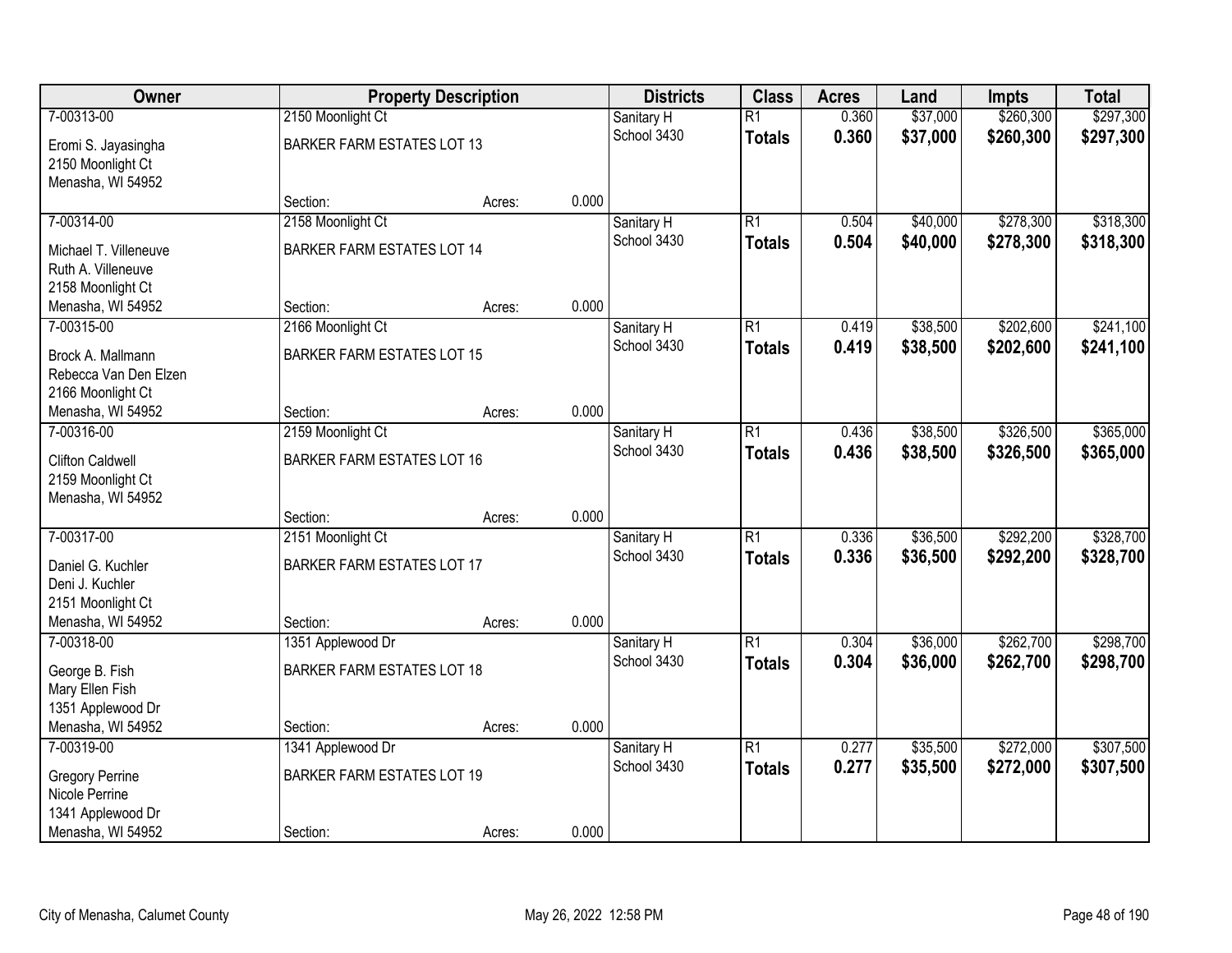| Owner | Property Description | | | Districts | Class | Acres | Land | Impts | Total |
|---|---|---|---|---|---|---|---|---|---|
| 7-00313-00 | 2150 Moonlight Ct | | | Sanitary H | R1 | 0.360 | $37,000 | $260,300 | $297,300 |
| Eromi S. Jayasingha<br>2150 Moonlight Ct<br>Menasha, WI 54952 | BARKER FARM ESTATES LOT 13 | | | School 3430 | **Totals** | **0.360** | **$37,000** | **$260,300** | **$297,300** |
| | Section: | Acres: | 0.000 | | | | | | |
| 7-00314-00 | 2158 Moonlight Ct | | | Sanitary H | R1 | 0.504 | $40,000 | $278,300 | $318,300 |
| Michael T. Villeneuve<br>Ruth A. Villeneuve<br>2158 Moonlight Ct<br>Menasha, WI 54952 | BARKER FARM ESTATES LOT 14 | | | School 3430 | **Totals** | **0.504** | **$40,000** | **$278,300** | **$318,300** |
| | Section: | Acres: | 0.000 | | | | | | |
| 7-00315-00 | 2166 Moonlight Ct | | | Sanitary H | R1 | 0.419 | $38,500 | $202,600 | $241,100 |
| Brock A. Mallmann<br>Rebecca Van Den Elzen<br>2166 Moonlight Ct<br>Menasha, WI 54952 | BARKER FARM ESTATES LOT 15 | | | School 3430 | **Totals** | **0.419** | **$38,500** | **$202,600** | **$241,100** |
| | Section: | Acres: | 0.000 | | | | | | |
| 7-00316-00 | 2159 Moonlight Ct | | | Sanitary H | R1 | 0.436 | $38,500 | $326,500 | $365,000 |
| Clifton Caldwell<br>2159 Moonlight Ct<br>Menasha, WI 54952 | BARKER FARM ESTATES LOT 16 | | | School 3430 | **Totals** | **0.436** | **$38,500** | **$326,500** | **$365,000** |
| | Section: | Acres: | 0.000 | | | | | | |
| 7-00317-00 | 2151 Moonlight Ct | | | Sanitary H | R1 | 0.336 | $36,500 | $292,200 | $328,700 |
| Daniel G. Kuchler<br>Deni J. Kuchler<br>2151 Moonlight Ct<br>Menasha, WI 54952 | BARKER FARM ESTATES LOT 17 | | | School 3430 | **Totals** | **0.336** | **$36,500** | **$292,200** | **$328,700** |
| | Section: | Acres: | 0.000 | | | | | | |
| 7-00318-00 | 1351 Applewood Dr | | | Sanitary H | R1 | 0.304 | $36,000 | $262,700 | $298,700 |
| George B. Fish<br>Mary Ellen Fish<br>1351 Applewood Dr<br>Menasha, WI 54952 | BARKER FARM ESTATES LOT 18 | | | School 3430 | **Totals** | **0.304** | **$36,000** | **$262,700** | **$298,700** |
| | Section: | Acres: | 0.000 | | | | | | |
| 7-00319-00 | 1341 Applewood Dr | | | Sanitary H | R1 | 0.277 | $35,500 | $272,000 | $307,500 |
| Gregory Perrine<br>Nicole Perrine<br>1341 Applewood Dr<br>Menasha, WI 54952 | BARKER FARM ESTATES LOT 19 | | | School 3430 | **Totals** | **0.277** | **$35,500** | **$272,000** | **$307,500** |
| | Section: | Acres: | 0.000 | | | | | | |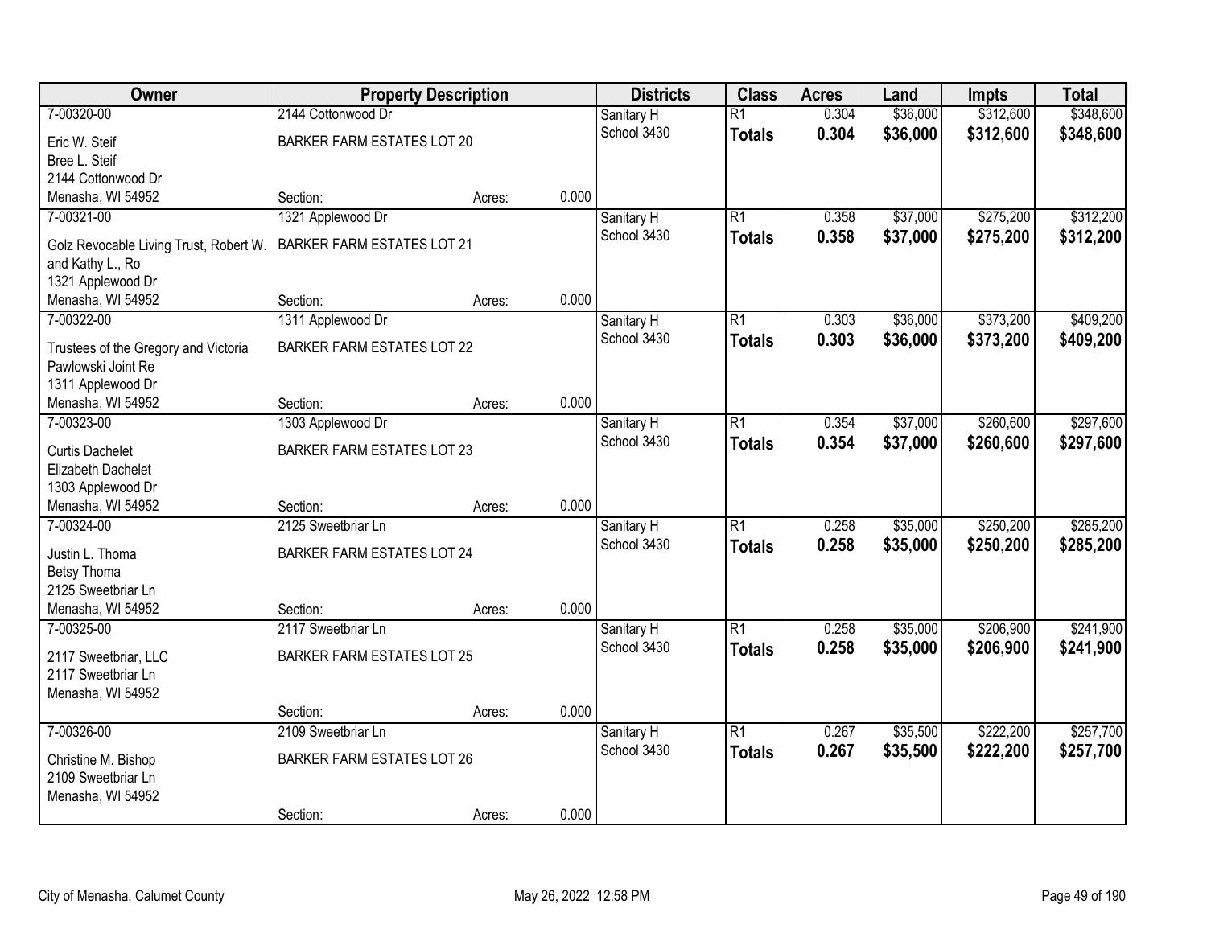| Owner | Property Description | | | Districts | Class | Acres | Land | Impts | Total |
|---|---|---|---|---|---|---|---|---|---|
| 7-00320-00 | 2144 Cottonwood Dr | | | Sanitary H | R1 | 0.304 | $36,000 | $312,600 | $348,600 |
| Eric W. Steif<br>Bree L. Steif<br>2144 Cottonwood Dr<br>Menasha, WI 54952 | BARKER FARM ESTATES LOT 20 | | | School 3430 | **Totals** | **0.304** | **$36,000** | **$312,600** | **$348,600** |
| | Section: | Acres: | 0.000 | | | | | | |
| 7-00321-00 | 1321 Applewood Dr | | | Sanitary H | R1 | 0.358 | $37,000 | $275,200 | $312,200 |
| Golz Revocable Living Trust, Robert W. and Kathy L., Ro<br>1321 Applewood Dr<br>Menasha, WI 54952 | BARKER FARM ESTATES LOT 21 | | | School 3430 | **Totals** | **0.358** | **$37,000** | **$275,200** | **$312,200** |
| | Section: | Acres: | 0.000 | | | | | | |
| 7-00322-00 | 1311 Applewood Dr | | | Sanitary H | R1 | 0.303 | $36,000 | $373,200 | $409,200 |
| Trustees of the Gregory and Victoria Pawlowski Joint Re<br>1311 Applewood Dr<br>Menasha, WI 54952 | BARKER FARM ESTATES LOT 22 | | | School 3430 | **Totals** | **0.303** | **$36,000** | **$373,200** | **$409,200** |
| | Section: | Acres: | 0.000 | | | | | | |
| 7-00323-00 | 1303 Applewood Dr | | | Sanitary H | R1 | 0.354 | $37,000 | $260,600 | $297,600 |
| Curtis Dachelet<br>Elizabeth Dachelet<br>1303 Applewood Dr<br>Menasha, WI 54952 | BARKER FARM ESTATES LOT 23 | | | School 3430 | **Totals** | **0.354** | **$37,000** | **$260,600** | **$297,600** |
| | Section: | Acres: | 0.000 | | | | | | |
| 7-00324-00 | 2125 Sweetbriar Ln | | | Sanitary H | R1 | 0.258 | $35,000 | $250,200 | $285,200 |
| Justin L. Thoma<br>Betsy Thoma<br>2125 Sweetbriar Ln<br>Menasha, WI 54952 | BARKER FARM ESTATES LOT 24 | | | School 3430 | **Totals** | **0.258** | **$35,000** | **$250,200** | **$285,200** |
| | Section: | Acres: | 0.000 | | | | | | |
| 7-00325-00 | 2117 Sweetbriar Ln | | | Sanitary H | R1 | 0.258 | $35,000 | $206,900 | $241,900 |
| 2117 Sweetbriar, LLC<br>2117 Sweetbriar Ln<br>Menasha, WI 54952 | BARKER FARM ESTATES LOT 25 | | | School 3430 | **Totals** | **0.258** | **$35,000** | **$206,900** | **$241,900** |
| | Section: | Acres: | 0.000 | | | | | | |
| 7-00326-00 | 2109 Sweetbriar Ln | | | Sanitary H | R1 | 0.267 | $35,500 | $222,200 | $257,700 |
| Christine M. Bishop<br>2109 Sweetbriar Ln<br>Menasha, WI 54952 | BARKER FARM ESTATES LOT 26 | | | School 3430 | **Totals** | **0.267** | **$35,500** | **$222,200** | **$257,700** |
| | Section: | Acres: | 0.000 | | | | | | |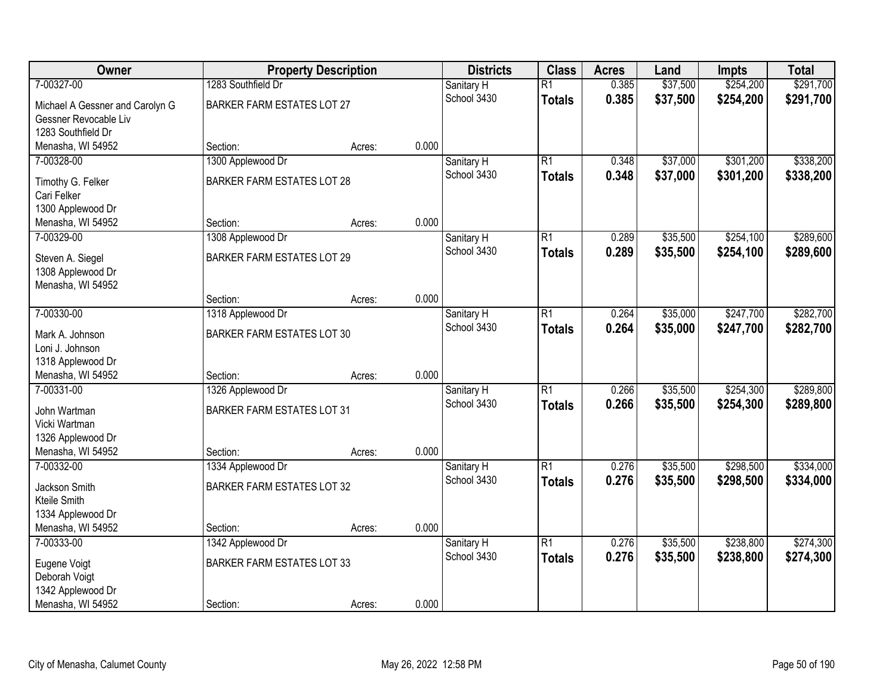| Owner | Property Description | | | Districts | Class | Acres | Land | Impts | Total |
|---|---|---|---|---|---|---|---|---|---|
| 7-00327-00 | 1283 Southfield Dr | | | Sanitary H | R1 | 0.385 | $37,500 | $254,200 | $291,700 |
| Michael A Gessner and Carolyn G Gessner Revocable Liv 1283 Southfield Dr Menasha, WI 54952 | BARKER FARM ESTATES LOT 27 | | | School 3430 | **Totals** | **0.385** | **$37,500** | **$254,200** | **$291,700** |
| | Section: | Acres: | 0.000 | | | | | | |
| 7-00328-00 | 1300 Applewood Dr | | | Sanitary H | R1 | 0.348 | $37,000 | $301,200 | $338,200 |
| Timothy G. Felker Cari Felker 1300 Applewood Dr Menasha, WI 54952 | BARKER FARM ESTATES LOT 28 | | | School 3430 | **Totals** | **0.348** | **$37,000** | **$301,200** | **$338,200** |
| | Section: | Acres: | 0.000 | | | | | | |
| 7-00329-00 | 1308 Applewood Dr | | | Sanitary H | R1 | 0.289 | $35,500 | $254,100 | $289,600 |
| Steven A. Siegel 1308 Applewood Dr Menasha, WI 54952 | BARKER FARM ESTATES LOT 29 | | | School 3430 | **Totals** | **0.289** | **$35,500** | **$254,100** | **$289,600** |
| | Section: | Acres: | 0.000 | | | | | | |
| 7-00330-00 | 1318 Applewood Dr | | | Sanitary H | R1 | 0.264 | $35,000 | $247,700 | $282,700 |
| Mark A. Johnson Loni J. Johnson 1318 Applewood Dr Menasha, WI 54952 | BARKER FARM ESTATES LOT 30 | | | School 3430 | **Totals** | **0.264** | **$35,000** | **$247,700** | **$282,700** |
| | Section: | Acres: | 0.000 | | | | | | |
| 7-00331-00 | 1326 Applewood Dr | | | Sanitary H | R1 | 0.266 | $35,500 | $254,300 | $289,800 |
| John Wartman Vicki Wartman 1326 Applewood Dr Menasha, WI 54952 | BARKER FARM ESTATES LOT 31 | | | School 3430 | **Totals** | **0.266** | **$35,500** | **$254,300** | **$289,800** |
| | Section: | Acres: | 0.000 | | | | | | |
| 7-00332-00 | 1334 Applewood Dr | | | Sanitary H | R1 | 0.276 | $35,500 | $298,500 | $334,000 |
| Jackson Smith Kteile Smith 1334 Applewood Dr Menasha, WI 54952 | BARKER FARM ESTATES LOT 32 | | | School 3430 | **Totals** | **0.276** | **$35,500** | **$298,500** | **$334,000** |
| | Section: | Acres: | 0.000 | | | | | | |
| 7-00333-00 | 1342 Applewood Dr | | | Sanitary H | R1 | 0.276 | $35,500 | $238,800 | $274,300 |
| Eugene Voigt Deborah Voigt 1342 Applewood Dr Menasha, WI 54952 | BARKER FARM ESTATES LOT 33 | | | School 3430 | **Totals** | **0.276** | **$35,500** | **$238,800** | **$274,300** |
| | Section: | Acres: | 0.000 | | | | | | |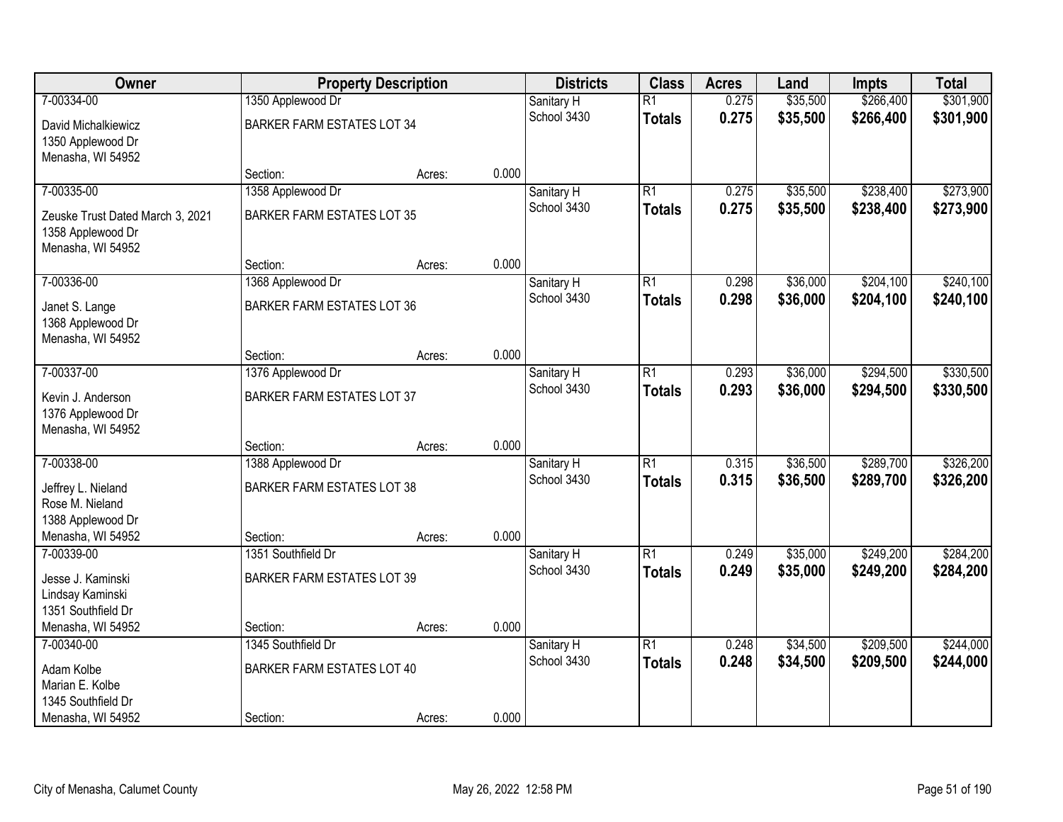| Owner | Property Description | | | Districts | Class | Acres | Land | Impts | Total |
|---|---|---|---|---|---|---|---|---|---|
| 7-00334-00 | 1350 Applewood Dr | | | Sanitary H | R1 | 0.275 | $35,500 | $266,400 | $301,900 |
| David Michalkiewicz<br>1350 Applewood Dr<br>Menasha, WI 54952 | BARKER FARM ESTATES LOT 34 | | | School 3430 | **Totals** | **0.275** | **$35,500** | **$266,400** | **$301,900** |
| | Section: | Acres: | 0.000 | | | | | | |
| 7-00335-00 | 1358 Applewood Dr | | | Sanitary H | R1 | 0.275 | $35,500 | $238,400 | $273,900 |
| Zeuske Trust Dated March 3, 2021<br>1358 Applewood Dr<br>Menasha, WI 54952 | BARKER FARM ESTATES LOT 35 | | | School 3430 | **Totals** | **0.275** | **$35,500** | **$238,400** | **$273,900** |
| | Section: | Acres: | 0.000 | | | | | | |
| 7-00336-00 | 1368 Applewood Dr | | | Sanitary H | R1 | 0.298 | $36,000 | $204,100 | $240,100 |
| Janet S. Lange<br>1368 Applewood Dr<br>Menasha, WI 54952 | BARKER FARM ESTATES LOT 36 | | | School 3430 | **Totals** | **0.298** | **$36,000** | **$204,100** | **$240,100** |
| | Section: | Acres: | 0.000 | | | | | | |
| 7-00337-00 | 1376 Applewood Dr | | | Sanitary H | R1 | 0.293 | $36,000 | $294,500 | $330,500 |
| Kevin J. Anderson<br>1376 Applewood Dr<br>Menasha, WI 54952 | BARKER FARM ESTATES LOT 37 | | | School 3430 | **Totals** | **0.293** | **$36,000** | **$294,500** | **$330,500** |
| | Section: | Acres: | 0.000 | | | | | | |
| 7-00338-00 | 1388 Applewood Dr | | | Sanitary H | R1 | 0.315 | $36,500 | $289,700 | $326,200 |
| Jeffrey L. Nieland<br>Rose M. Nieland<br>1388 Applewood Dr<br>Menasha, WI 54952 | BARKER FARM ESTATES LOT 38 | | | School 3430 | **Totals** | **0.315** | **$36,500** | **$289,700** | **$326,200** |
| | Section: | Acres: | 0.000 | | | | | | |
| 7-00339-00 | 1351 Southfield Dr | | | Sanitary H | R1 | 0.249 | $35,000 | $249,200 | $284,200 |
| Jesse J. Kaminski<br>Lindsay Kaminski<br>1351 Southfield Dr<br>Menasha, WI 54952 | BARKER FARM ESTATES LOT 39 | | | School 3430 | **Totals** | **0.249** | **$35,000** | **$249,200** | **$284,200** |
| | Section: | Acres: | 0.000 | | | | | | |
| 7-00340-00 | 1345 Southfield Dr | | | Sanitary H | R1 | 0.248 | $34,500 | $209,500 | $244,000 |
| Adam Kolbe<br>Marian E. Kolbe<br>1345 Southfield Dr<br>Menasha, WI 54952 | BARKER FARM ESTATES LOT 40 | | | School 3430 | **Totals** | **0.248** | **$34,500** | **$209,500** | **$244,000** |
| | Section: | Acres: | 0.000 | | | | | | |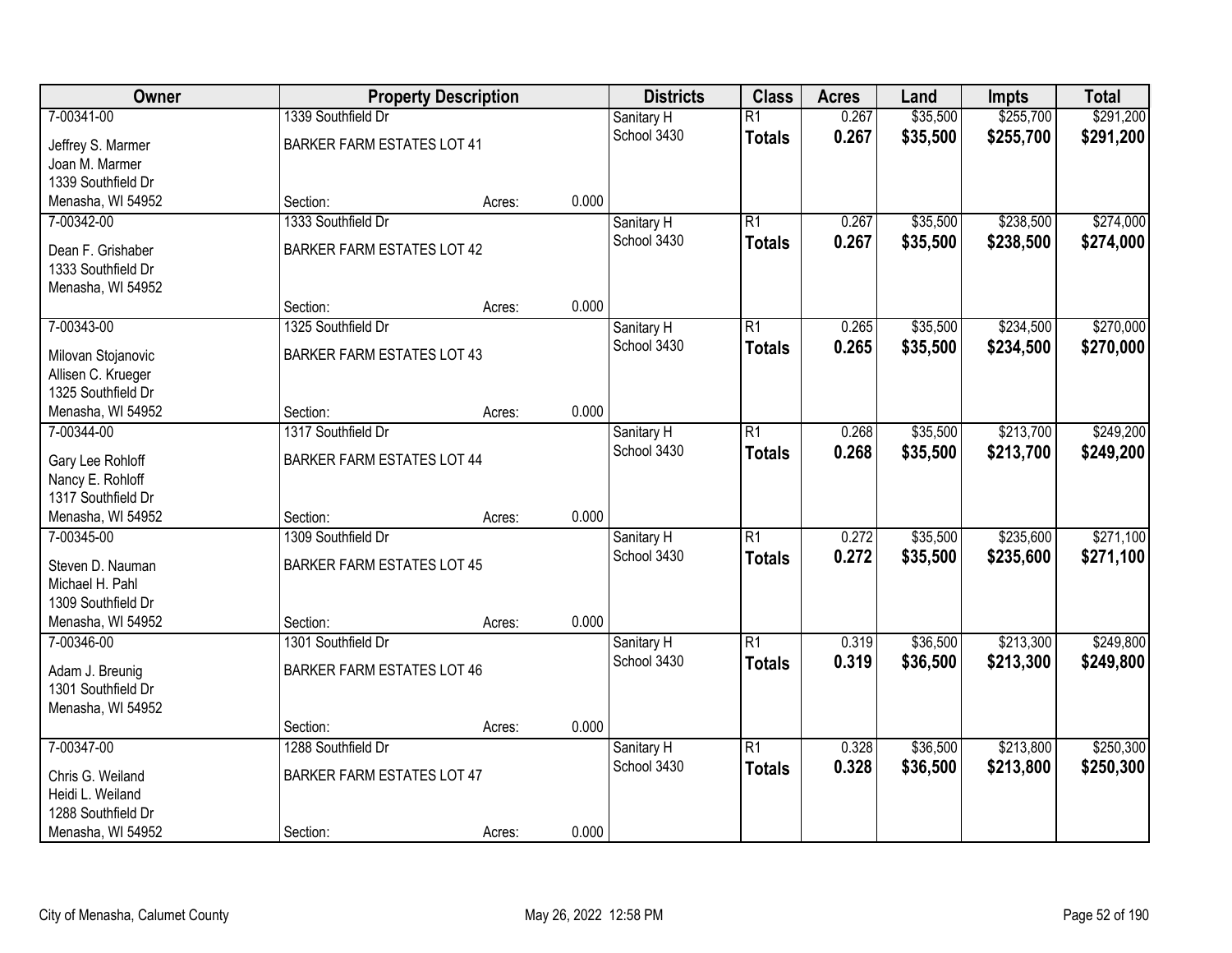| Owner | Property Description | | | Districts | Class | Acres | Land | Impts | Total |
|---|---|---|---|---|---|---|---|---|---|
| 7-00341-00 | 1339 Southfield Dr | | | Sanitary H | R1 | 0.267 | $35,500 | $255,700 | $291,200 |
| Jeffrey S. Marmer<br>Joan M. Marmer<br>1339 Southfield Dr<br>Menasha, WI 54952 | BARKER FARM ESTATES LOT 41 | | | School 3430 | **Totals** | **0.267** | **$35,500** | **$255,700** | **$291,200** |
| | Section: | Acres: | 0.000 | | | | | | |
| 7-00342-00 | 1333 Southfield Dr | | | Sanitary H | R1 | 0.267 | $35,500 | $238,500 | $274,000 |
| Dean F. Grishaber<br>1333 Southfield Dr<br>Menasha, WI 54952 | BARKER FARM ESTATES LOT 42 | | | School 3430 | **Totals** | **0.267** | **$35,500** | **$238,500** | **$274,000** |
| | Section: | Acres: | 0.000 | | | | | | |
| 7-00343-00 | 1325 Southfield Dr | | | Sanitary H | R1 | 0.265 | $35,500 | $234,500 | $270,000 |
| Milovan Stojanovic<br>Allisen C. Krueger<br>1325 Southfield Dr<br>Menasha, WI 54952 | BARKER FARM ESTATES LOT 43 | | | School 3430 | **Totals** | **0.265** | **$35,500** | **$234,500** | **$270,000** |
| | Section: | Acres: | 0.000 | | | | | | |
| 7-00344-00 | 1317 Southfield Dr | | | Sanitary H | R1 | 0.268 | $35,500 | $213,700 | $249,200 |
| Gary Lee Rohloff<br>Nancy E. Rohloff<br>1317 Southfield Dr<br>Menasha, WI 54952 | BARKER FARM ESTATES LOT 44 | | | School 3430 | **Totals** | **0.268** | **$35,500** | **$213,700** | **$249,200** |
| | Section: | Acres: | 0.000 | | | | | | |
| 7-00345-00 | 1309 Southfield Dr | | | Sanitary H | R1 | 0.272 | $35,500 | $235,600 | $271,100 |
| Steven D. Nauman<br>Michael H. Pahl<br>1309 Southfield Dr<br>Menasha, WI 54952 | BARKER FARM ESTATES LOT 45 | | | School 3430 | **Totals** | **0.272** | **$35,500** | **$235,600** | **$271,100** |
| | Section: | Acres: | 0.000 | | | | | | |
| 7-00346-00 | 1301 Southfield Dr | | | Sanitary H | R1 | 0.319 | $36,500 | $213,300 | $249,800 |
| Adam J. Breunig<br>1301 Southfield Dr<br>Menasha, WI 54952 | BARKER FARM ESTATES LOT 46 | | | School 3430 | **Totals** | **0.319** | **$36,500** | **$213,300** | **$249,800** |
| | Section: | Acres: | 0.000 | | | | | | |
| 7-00347-00 | 1288 Southfield Dr | | | Sanitary H | R1 | 0.328 | $36,500 | $213,800 | $250,300 |
| Chris G. Weiland<br>Heidi L. Weiland<br>1288 Southfield Dr<br>Menasha, WI 54952 | BARKER FARM ESTATES LOT 47 | | | School 3430 | **Totals** | **0.328** | **$36,500** | **$213,800** | **$250,300** |
| | Section: | Acres: | 0.000 | | | | | | |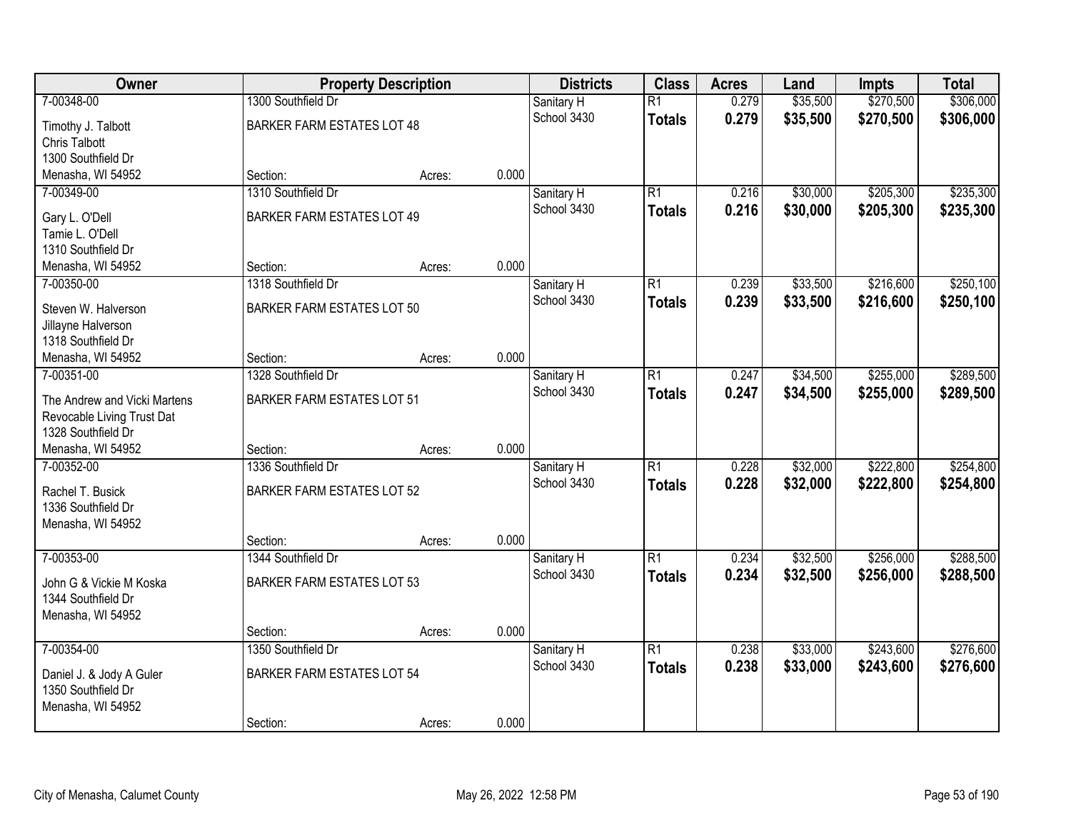| Owner | Property Description | | | Districts | Class | Acres | Land | Impts | Total |
|---|---|---|---|---|---|---|---|---|---|
| 7-00348-00 | 1300 Southfield Dr | | | Sanitary H | R1 | 0.279 | $35,500 | $270,500 | $306,000 |
| Timothy J. Talbott<br>Chris Talbott<br>1300 Southfield Dr<br>Menasha, WI 54952 | BARKER FARM ESTATES LOT 48 | | | School 3430 | **Totals** | **0.279** | **$35,500** | **$270,500** | **$306,000** |
| | Section: | Acres: | 0.000 | | | | | | |
| 7-00349-00 | 1310 Southfield Dr | | | Sanitary H | R1 | 0.216 | $30,000 | $205,300 | $235,300 |
| Gary L. O'Dell<br>Tamie L. O'Dell<br>1310 Southfield Dr<br>Menasha, WI 54952 | BARKER FARM ESTATES LOT 49 | | | School 3430 | **Totals** | **0.216** | **$30,000** | **$205,300** | **$235,300** |
| | Section: | Acres: | 0.000 | | | | | | |
| 7-00350-00 | 1318 Southfield Dr | | | Sanitary H | R1 | 0.239 | $33,500 | $216,600 | $250,100 |
| Steven W. Halverson<br>Jillayne Halverson<br>1318 Southfield Dr<br>Menasha, WI 54952 | BARKER FARM ESTATES LOT 50 | | | School 3430 | **Totals** | **0.239** | **$33,500** | **$216,600** | **$250,100** |
| | Section: | Acres: | 0.000 | | | | | | |
| 7-00351-00 | 1328 Southfield Dr | | | Sanitary H | R1 | 0.247 | $34,500 | $255,000 | $289,500 |
| The Andrew and Vicki Martens<br>Revocable Living Trust Dat<br>1328 Southfield Dr<br>Menasha, WI 54952 | BARKER FARM ESTATES LOT 51 | | | School 3430 | **Totals** | **0.247** | **$34,500** | **$255,000** | **$289,500** |
| | Section: | Acres: | 0.000 | | | | | | |
| 7-00352-00 | 1336 Southfield Dr | | | Sanitary H | R1 | 0.228 | $32,000 | $222,800 | $254,800 |
| Rachel T. Busick<br>1336 Southfield Dr<br>Menasha, WI 54952 | BARKER FARM ESTATES LOT 52 | | | School 3430 | **Totals** | **0.228** | **$32,000** | **$222,800** | **$254,800** |
| | Section: | Acres: | 0.000 | | | | | | |
| 7-00353-00 | 1344 Southfield Dr | | | Sanitary H | R1 | 0.234 | $32,500 | $256,000 | $288,500 |
| John G & Vickie M Koska<br>1344 Southfield Dr<br>Menasha, WI 54952 | BARKER FARM ESTATES LOT 53 | | | School 3430 | **Totals** | **0.234** | **$32,500** | **$256,000** | **$288,500** |
| | Section: | Acres: | 0.000 | | | | | | |
| 7-00354-00 | 1350 Southfield Dr | | | Sanitary H | R1 | 0.238 | $33,000 | $243,600 | $276,600 |
| Daniel J. & Jody A Guler<br>1350 Southfield Dr<br>Menasha, WI 54952 | BARKER FARM ESTATES LOT 54 | | | School 3430 | **Totals** | **0.238** | **$33,000** | **$243,600** | **$276,600** |
| | Section: | Acres: | 0.000 | | | | | | |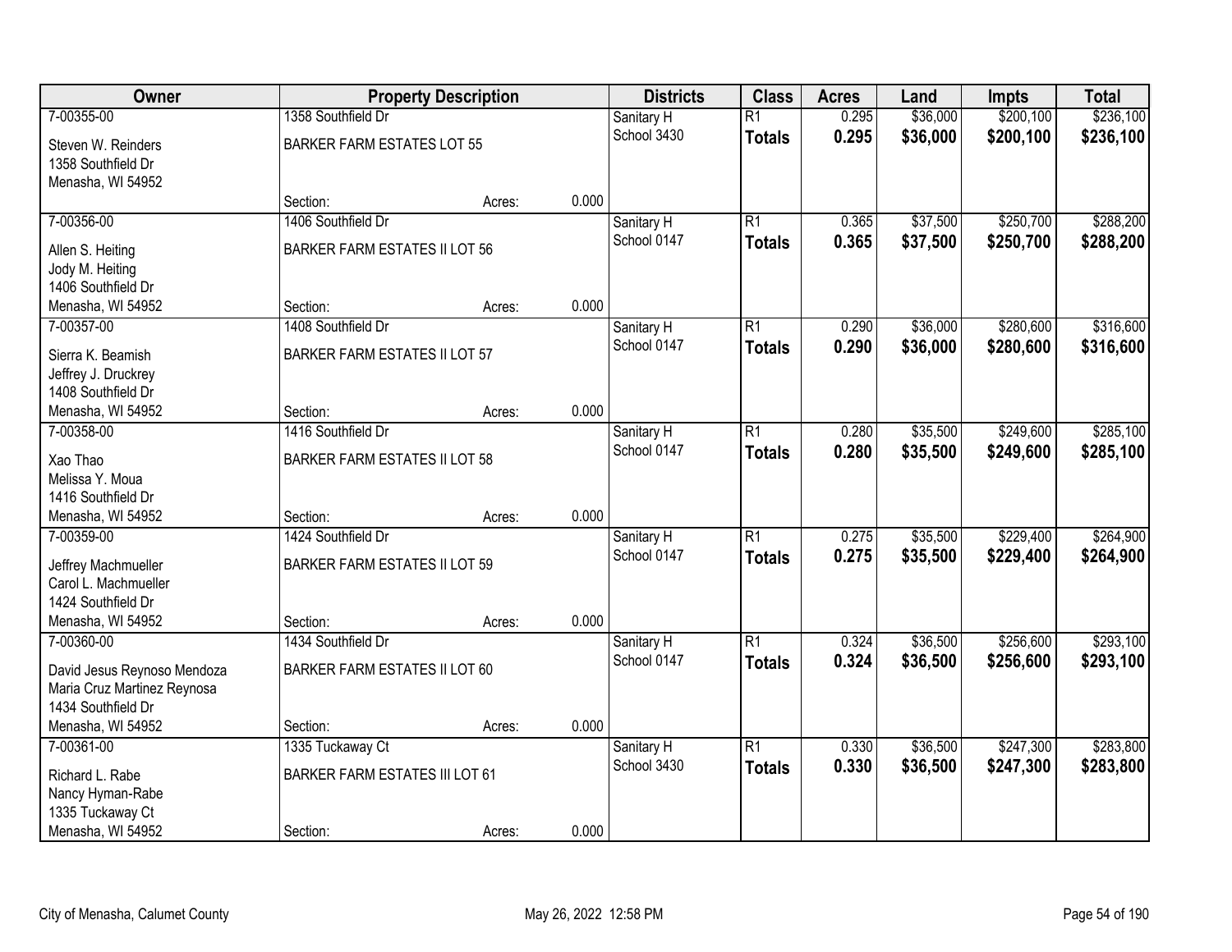| Owner | Property Description | | | Districts | Class | Acres | Land | Impts | Total |
|---|---|---|---|---|---|---|---|---|---|
| 7-00355-00 | 1358 Southfield Dr | | | Sanitary H | R1 | 0.295 | $36,000 | $200,100 | $236,100 |
| Steven W. Reinders<br>1358 Southfield Dr<br>Menasha, WI 54952 | BARKER FARM ESTATES LOT 55 | | | School 3430 | **Totals** | **0.295** | **$36,000** | **$200,100** | **$236,100** |
| | Section: | Acres: | 0.000 | | | | | | |
| 7-00356-00 | 1406 Southfield Dr | | | Sanitary H | R1 | 0.365 | $37,500 | $250,700 | $288,200 |
| Allen S. Heiting<br>Jody M. Heiting<br>1406 Southfield Dr<br>Menasha, WI 54952 | BARKER FARM ESTATES II LOT 56 | | | School 0147 | **Totals** | **0.365** | **$37,500** | **$250,700** | **$288,200** |
| | Section: | Acres: | 0.000 | | | | | | |
| 7-00357-00 | 1408 Southfield Dr | | | Sanitary H | R1 | 0.290 | $36,000 | $280,600 | $316,600 |
| Sierra K. Beamish<br>Jeffrey J. Druckrey<br>1408 Southfield Dr<br>Menasha, WI 54952 | BARKER FARM ESTATES II LOT 57 | | | School 0147 | **Totals** | **0.290** | **$36,000** | **$280,600** | **$316,600** |
| | Section: | Acres: | 0.000 | | | | | | |
| 7-00358-00 | 1416 Southfield Dr | | | Sanitary H | R1 | 0.280 | $35,500 | $249,600 | $285,100 |
| Xao Thao<br>Melissa Y. Moua<br>1416 Southfield Dr<br>Menasha, WI 54952 | BARKER FARM ESTATES II LOT 58 | | | School 0147 | **Totals** | **0.280** | **$35,500** | **$249,600** | **$285,100** |
| | Section: | Acres: | 0.000 | | | | | | |
| 7-00359-00 | 1424 Southfield Dr | | | Sanitary H | R1 | 0.275 | $35,500 | $229,400 | $264,900 |
| Jeffrey Machmueller<br>Carol L. Machmueller<br>1424 Southfield Dr<br>Menasha, WI 54952 | BARKER FARM ESTATES II LOT 59 | | | School 0147 | **Totals** | **0.275** | **$35,500** | **$229,400** | **$264,900** |
| | Section: | Acres: | 0.000 | | | | | | |
| 7-00360-00 | 1434 Southfield Dr | | | Sanitary H | R1 | 0.324 | $36,500 | $256,600 | $293,100 |
| David Jesus Reynoso Mendoza<br>Maria Cruz Martinez Reynosa<br>1434 Southfield Dr<br>Menasha, WI 54952 | BARKER FARM ESTATES II LOT 60 | | | School 0147 | **Totals** | **0.324** | **$36,500** | **$256,600** | **$293,100** |
| | Section: | Acres: | 0.000 | | | | | | |
| 7-00361-00 | 1335 Tuckaway Ct | | | Sanitary H | R1 | 0.330 | $36,500 | $247,300 | $283,800 |
| Richard L. Rabe<br>Nancy Hyman-Rabe<br>1335 Tuckaway Ct<br>Menasha, WI 54952 | BARKER FARM ESTATES III LOT 61 | | | School 3430 | **Totals** | **0.330** | **$36,500** | **$247,300** | **$283,800** |
| | Section: | Acres: | 0.000 | | | | | | |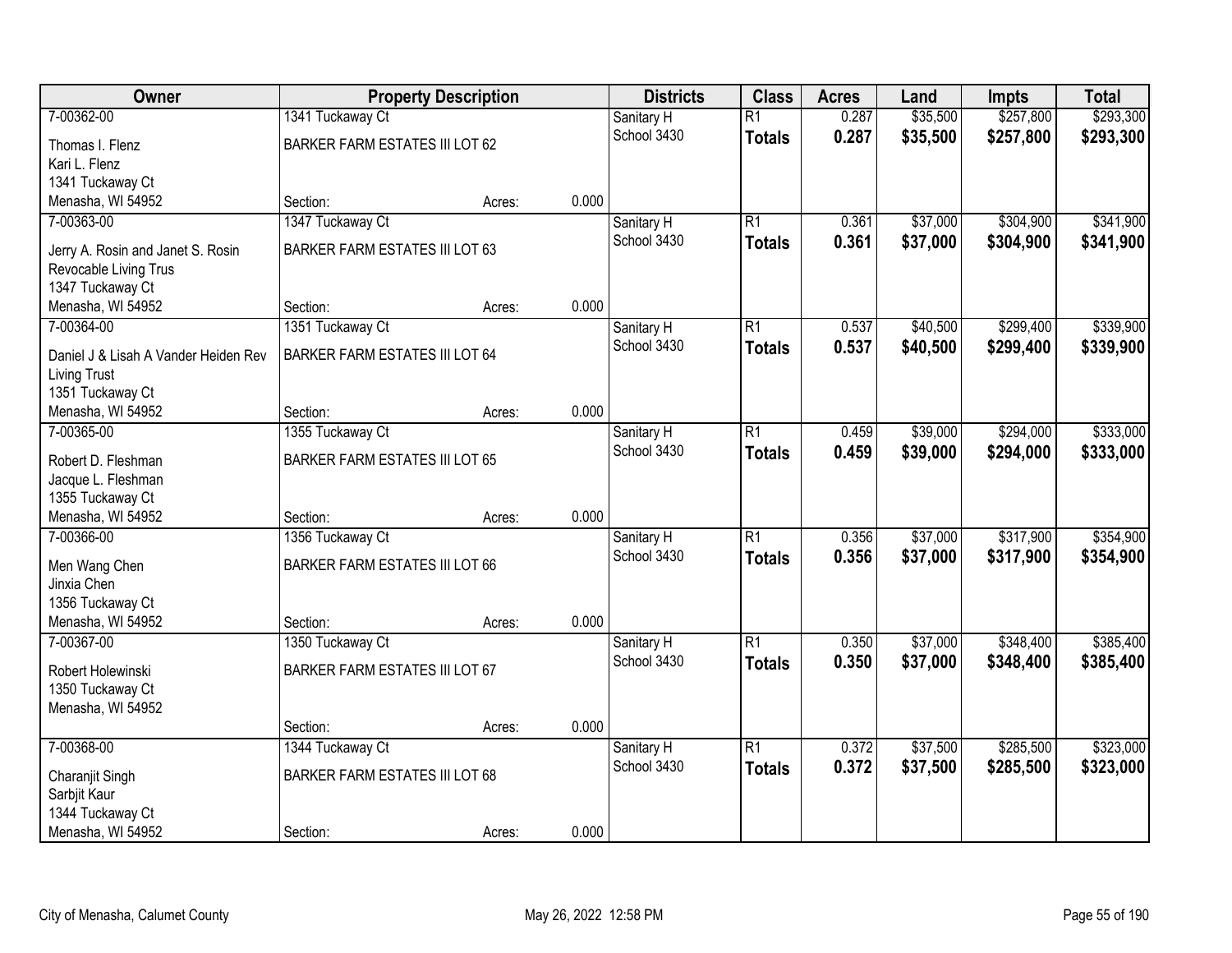| Owner | Property Description | | | Districts | Class | Acres | Land | Impts | Total |
|---|---|---|---|---|---|---|---|---|---|
| 7-00362-00 | 1341 Tuckaway Ct | | | Sanitary H | R1 | 0.287 | $35,500 | $257,800 | $293,300 |
| Thomas I. Flenz<br>Kari L. Flenz<br>1341 Tuckaway Ct<br>Menasha, WI 54952 | BARKER FARM ESTATES III LOT 62 | | | School 3430 | **Totals** | **0.287** | **$35,500** | **$257,800** | **$293,300** |
| | Section: | Acres: | 0.000 | | | | | | |
| 7-00363-00 | 1347 Tuckaway Ct | | | Sanitary H | R1 | 0.361 | $37,000 | $304,900 | $341,900 |
| Jerry A. Rosin and Janet S. Rosin Revocable Living Trus<br>1347 Tuckaway Ct<br>Menasha, WI 54952 | BARKER FARM ESTATES III LOT 63 | | | School 3430 | **Totals** | **0.361** | **$37,000** | **$304,900** | **$341,900** |
| | Section: | Acres: | 0.000 | | | | | | |
| 7-00364-00 | 1351 Tuckaway Ct | | | Sanitary H | R1 | 0.537 | $40,500 | $299,400 | $339,900 |
| Daniel J & Lisah A Vander Heiden Rev Living Trust<br>1351 Tuckaway Ct<br>Menasha, WI 54952 | BARKER FARM ESTATES III LOT 64 | | | School 3430 | **Totals** | **0.537** | **$40,500** | **$299,400** | **$339,900** |
| | Section: | Acres: | 0.000 | | | | | | |
| 7-00365-00 | 1355 Tuckaway Ct | | | Sanitary H | R1 | 0.459 | $39,000 | $294,000 | $333,000 |
| Robert D. Fleshman<br>Jacque L. Fleshman<br>1355 Tuckaway Ct<br>Menasha, WI 54952 | BARKER FARM ESTATES III LOT 65 | | | School 3430 | **Totals** | **0.459** | **$39,000** | **$294,000** | **$333,000** |
| | Section: | Acres: | 0.000 | | | | | | |
| 7-00366-00 | 1356 Tuckaway Ct | | | Sanitary H | R1 | 0.356 | $37,000 | $317,900 | $354,900 |
| Men Wang Chen<br>Jinxia Chen<br>1356 Tuckaway Ct<br>Menasha, WI 54952 | BARKER FARM ESTATES III LOT 66 | | | School 3430 | **Totals** | **0.356** | **$37,000** | **$317,900** | **$354,900** |
| | Section: | Acres: | 0.000 | | | | | | |
| 7-00367-00 | 1350 Tuckaway Ct | | | Sanitary H | R1 | 0.350 | $37,000 | $348,400 | $385,400 |
| Robert Holewinski<br>1350 Tuckaway Ct<br>Menasha, WI 54952 | BARKER FARM ESTATES III LOT 67 | | | School 3430 | **Totals** | **0.350** | **$37,000** | **$348,400** | **$385,400** |
| | Section: | Acres: | 0.000 | | | | | | |
| 7-00368-00 | 1344 Tuckaway Ct | | | Sanitary H | R1 | 0.372 | $37,500 | $285,500 | $323,000 |
| Charanjit Singh<br>Sarbjit Kaur<br>1344 Tuckaway Ct<br>Menasha, WI 54952 | BARKER FARM ESTATES III LOT 68 | | | School 3430 | **Totals** | **0.372** | **$37,500** | **$285,500** | **$323,000** |
| | Section: | Acres: | 0.000 | | | | | | |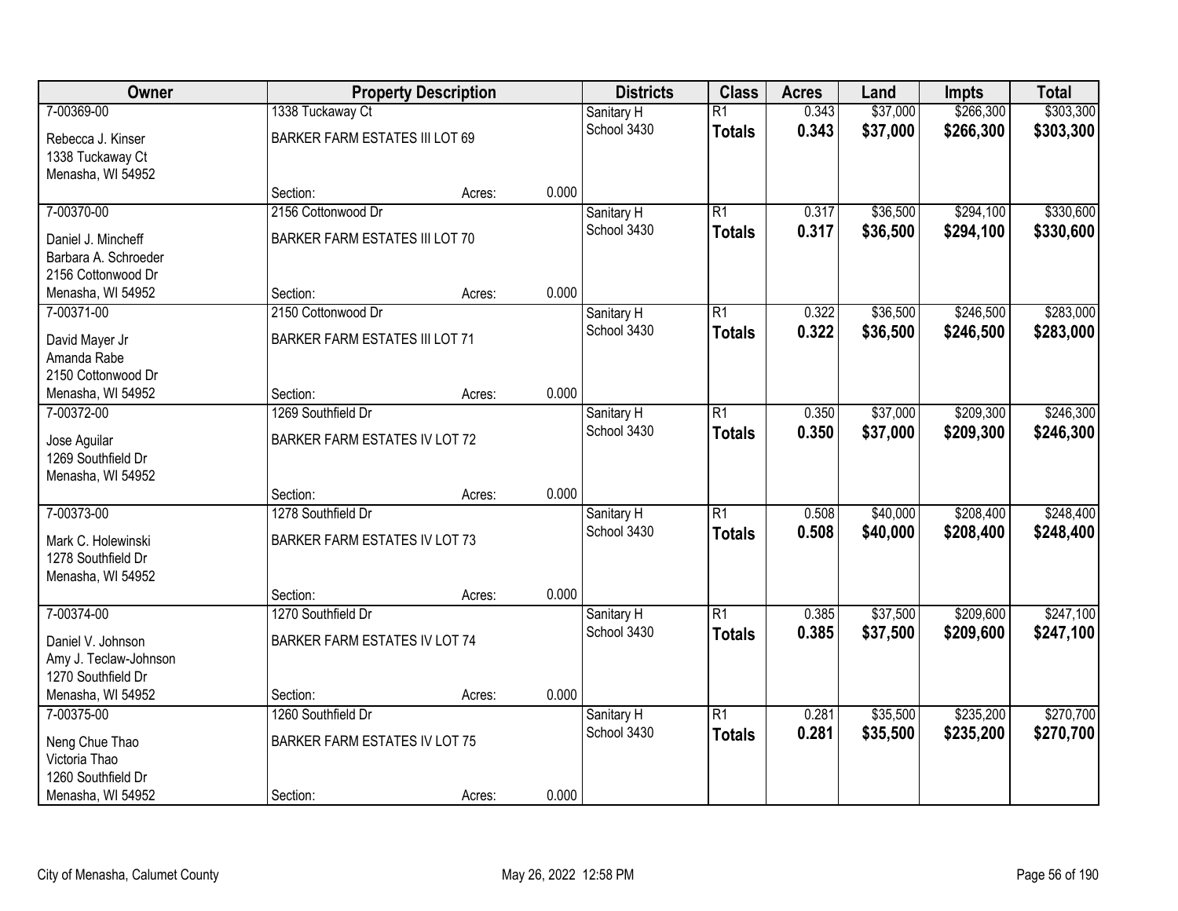| Owner | Property Description | | | Districts | Class | Acres | Land | Impts | Total |
|---|---|---|---|---|---|---|---|---|---|
| 7-00369-00 | 1338 Tuckaway Ct | | | Sanitary H | R1 | 0.343 | $37,000 | $266,300 | $303,300 |
| Rebecca J. Kinser<br>1338 Tuckaway Ct<br>Menasha, WI 54952 | BARKER FARM ESTATES III LOT 69 | | | School 3430 | **Totals** | **0.343** | **$37,000** | **$266,300** | **$303,300** |
| | Section: | Acres: | 0.000 | | | | | | |
| 7-00370-00 | 2156 Cottonwood Dr | | | Sanitary H | R1 | 0.317 | $36,500 | $294,100 | $330,600 |
| Daniel J. Mincheff<br>Barbara A. Schroeder<br>2156 Cottonwood Dr<br>Menasha, WI 54952 | BARKER FARM ESTATES III LOT 70 | | | School 3430 | **Totals** | **0.317** | **$36,500** | **$294,100** | **$330,600** |
| | Section: | Acres: | 0.000 | | | | | | |
| 7-00371-00 | 2150 Cottonwood Dr | | | Sanitary H | R1 | 0.322 | $36,500 | $246,500 | $283,000 |
| David Mayer Jr<br>Amanda Rabe<br>2150 Cottonwood Dr<br>Menasha, WI 54952 | BARKER FARM ESTATES III LOT 71 | | | School 3430 | **Totals** | **0.322** | **$36,500** | **$246,500** | **$283,000** |
| | Section: | Acres: | 0.000 | | | | | | |
| 7-00372-00 | 1269 Southfield Dr | | | Sanitary H | R1 | 0.350 | $37,000 | $209,300 | $246,300 |
| Jose Aguilar<br>1269 Southfield Dr<br>Menasha, WI 54952 | BARKER FARM ESTATES IV LOT 72 | | | School 3430 | **Totals** | **0.350** | **$37,000** | **$209,300** | **$246,300** |
| | Section: | Acres: | 0.000 | | | | | | |
| 7-00373-00 | 1278 Southfield Dr | | | Sanitary H | R1 | 0.508 | $40,000 | $208,400 | $248,400 |
| Mark C. Holewinski<br>1278 Southfield Dr<br>Menasha, WI 54952 | BARKER FARM ESTATES IV LOT 73 | | | School 3430 | **Totals** | **0.508** | **$40,000** | **$208,400** | **$248,400** |
| | Section: | Acres: | 0.000 | | | | | | |
| 7-00374-00 | 1270 Southfield Dr | | | Sanitary H | R1 | 0.385 | $37,500 | $209,600 | $247,100 |
| Daniel V. Johnson<br>Amy J. Teclaw-Johnson<br>1270 Southfield Dr<br>Menasha, WI 54952 | BARKER FARM ESTATES IV LOT 74 | | | School 3430 | **Totals** | **0.385** | **$37,500** | **$209,600** | **$247,100** |
| | Section: | Acres: | 0.000 | | | | | | |
| 7-00375-00 | 1260 Southfield Dr | | | Sanitary H | R1 | 0.281 | $35,500 | $235,200 | $270,700 |
| Neng Chue Thao<br>Victoria Thao<br>1260 Southfield Dr<br>Menasha, WI 54952 | BARKER FARM ESTATES IV LOT 75 | | | School 3430 | **Totals** | **0.281** | **$35,500** | **$235,200** | **$270,700** |
| | Section: | Acres: | 0.000 | | | | | | |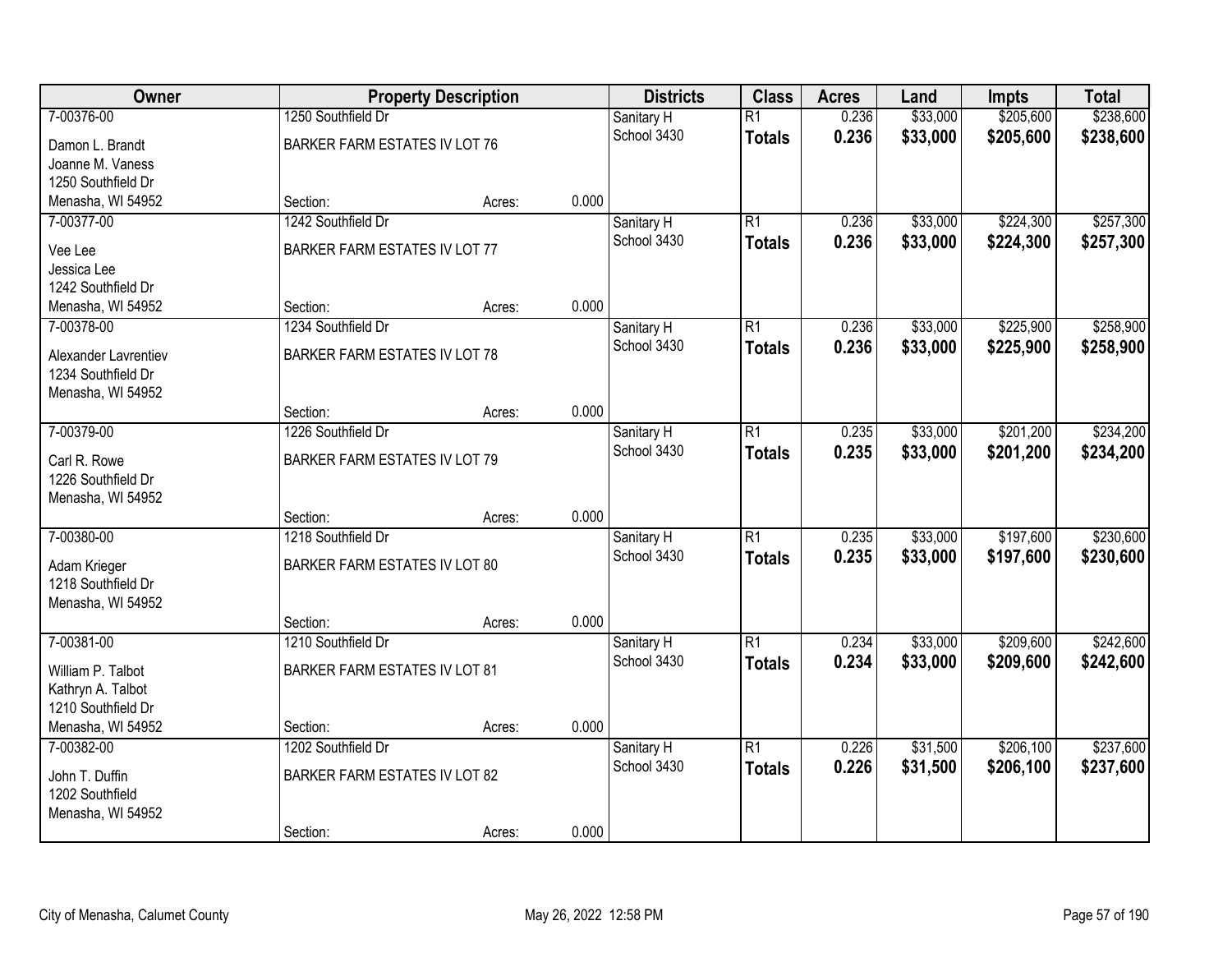| Owner | Property Description | | | Districts | Class | Acres | Land | Impts | Total |
|---|---|---|---|---|---|---|---|---|---|
| 7-00376-00 | 1250 Southfield Dr | | | Sanitary H | R1 | 0.236 | $33,000 | $205,600 | $238,600 |
| Damon L. Brandt<br>Joanne M. Vaness<br>1250 Southfield Dr<br>Menasha, WI 54952 | BARKER FARM ESTATES IV LOT 76 | | | School 3430 | **Totals** | **0.236** | **$33,000** | **$205,600** | **$238,600** |
| | Section: | Acres: | 0.000 | | | | | | |
| 7-00377-00 | 1242 Southfield Dr | | | Sanitary H | R1 | 0.236 | $33,000 | $224,300 | $257,300 |
| Vee Lee<br>Jessica Lee<br>1242 Southfield Dr<br>Menasha, WI 54952 | BARKER FARM ESTATES IV LOT 77 | | | School 3430 | **Totals** | **0.236** | **$33,000** | **$224,300** | **$257,300** |
| | Section: | Acres: | 0.000 | | | | | | |
| 7-00378-00 | 1234 Southfield Dr | | | Sanitary H | R1 | 0.236 | $33,000 | $225,900 | $258,900 |
| Alexander Lavrentiev<br>1234 Southfield Dr<br>Menasha, WI 54952 | BARKER FARM ESTATES IV LOT 78 | | | School 3430 | **Totals** | **0.236** | **$33,000** | **$225,900** | **$258,900** |
| | Section: | Acres: | 0.000 | | | | | | |
| 7-00379-00 | 1226 Southfield Dr | | | Sanitary H | R1 | 0.235 | $33,000 | $201,200 | $234,200 |
| Carl R. Rowe<br>1226 Southfield Dr<br>Menasha, WI 54952 | BARKER FARM ESTATES IV LOT 79 | | | School 3430 | **Totals** | **0.235** | **$33,000** | **$201,200** | **$234,200** |
| | Section: | Acres: | 0.000 | | | | | | |
| 7-00380-00 | 1218 Southfield Dr | | | Sanitary H | R1 | 0.235 | $33,000 | $197,600 | $230,600 |
| Adam Krieger<br>1218 Southfield Dr<br>Menasha, WI 54952 | BARKER FARM ESTATES IV LOT 80 | | | School 3430 | **Totals** | **0.235** | **$33,000** | **$197,600** | **$230,600** |
| | Section: | Acres: | 0.000 | | | | | | |
| 7-00381-00 | 1210 Southfield Dr | | | Sanitary H | R1 | 0.234 | $33,000 | $209,600 | $242,600 |
| William P. Talbot<br>Kathryn A. Talbot<br>1210 Southfield Dr<br>Menasha, WI 54952 | BARKER FARM ESTATES IV LOT 81 | | | School 3430 | **Totals** | **0.234** | **$33,000** | **$209,600** | **$242,600** |
| | Section: | Acres: | 0.000 | | | | | | |
| 7-00382-00 | 1202 Southfield Dr | | | Sanitary H | R1 | 0.226 | $31,500 | $206,100 | $237,600 |
| John T. Duffin<br>1202 Southfield<br>Menasha, WI 54952 | BARKER FARM ESTATES IV LOT 82 | | | School 3430 | **Totals** | **0.226** | **$31,500** | **$206,100** | **$237,600** |
| | Section: | Acres: | 0.000 | | | | | | |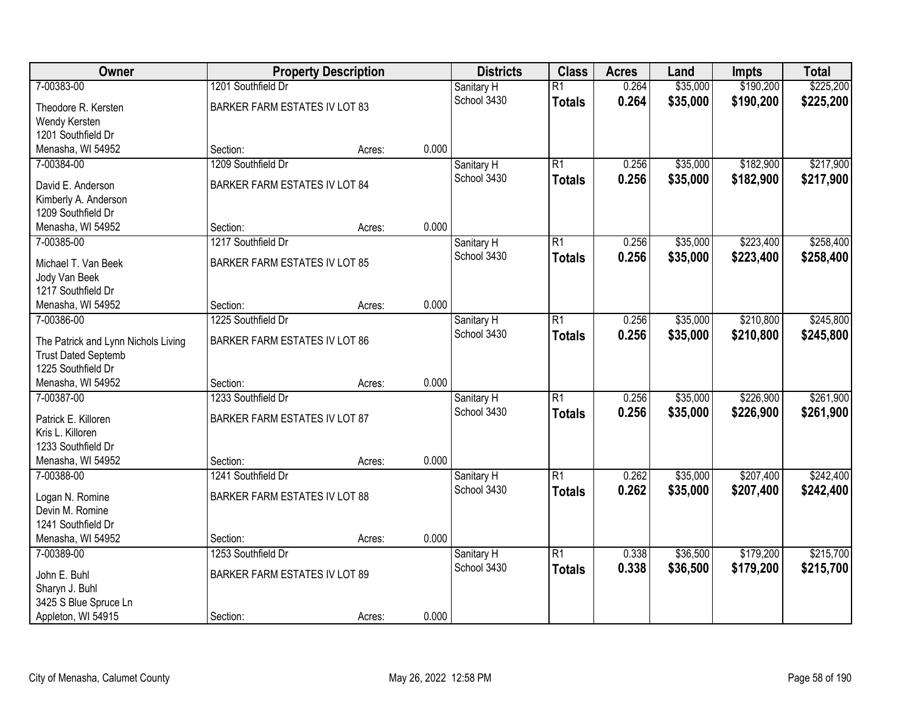| Owner | Property Description | | | Districts | Class | Acres | Land | Impts | Total |
|---|---|---|---|---|---|---|---|---|---|
| 7-00383-00 | 1201 Southfield Dr | | | Sanitary H | R1 | 0.264 | $35,000 | $190,200 | $225,200 |
| Theodore R. Kersten | BARKER FARM ESTATES IV LOT 83 | | | School 3430 | **Totals** | **0.264** | **$35,000** | **$190,200** | **$225,200** |
| Wendy Kersten | | | | | | | | | |
| 1201 Southfield Dr | | | | | | | | | |
| Menasha, WI 54952 | Section: | Acres: | 0.000 | | | | | | |
| 7-00384-00 | 1209 Southfield Dr | | | Sanitary H | R1 | 0.256 | $35,000 | $182,900 | $217,900 |
| David E. Anderson | BARKER FARM ESTATES IV LOT 84 | | | School 3430 | **Totals** | **0.256** | **$35,000** | **$182,900** | **$217,900** |
| Kimberly A. Anderson | | | | | | | | | |
| 1209 Southfield Dr | | | | | | | | | |
| Menasha, WI 54952 | Section: | Acres: | 0.000 | | | | | | |
| 7-00385-00 | 1217 Southfield Dr | | | Sanitary H | R1 | 0.256 | $35,000 | $223,400 | $258,400 |
| Michael T. Van Beek | BARKER FARM ESTATES IV LOT 85 | | | School 3430 | **Totals** | **0.256** | **$35,000** | **$223,400** | **$258,400** |
| Jody Van Beek | | | | | | | | | |
| 1217 Southfield Dr | | | | | | | | | |
| Menasha, WI 54952 | Section: | Acres: | 0.000 | | | | | | |
| 7-00386-00 | 1225 Southfield Dr | | | Sanitary H | R1 | 0.256 | $35,000 | $210,800 | $245,800 |
| The Patrick and Lynn Nichols Living | BARKER FARM ESTATES IV LOT 86 | | | School 3430 | **Totals** | **0.256** | **$35,000** | **$210,800** | **$245,800** |
| Trust Dated Septemb | | | | | | | | | |
| 1225 Southfield Dr | | | | | | | | | |
| Menasha, WI 54952 | Section: | Acres: | 0.000 | | | | | | |
| 7-00387-00 | 1233 Southfield Dr | | | Sanitary H | R1 | 0.256 | $35,000 | $226,900 | $261,900 |
| Patrick E. Killoren | BARKER FARM ESTATES IV LOT 87 | | | School 3430 | **Totals** | **0.256** | **$35,000** | **$226,900** | **$261,900** |
| Kris L. Killoren | | | | | | | | | |
| 1233 Southfield Dr | | | | | | | | | |
| Menasha, WI 54952 | Section: | Acres: | 0.000 | | | | | | |
| 7-00388-00 | 1241 Southfield Dr | | | Sanitary H | R1 | 0.262 | $35,000 | $207,400 | $242,400 |
| Logan N. Romine | BARKER FARM ESTATES IV LOT 88 | | | School 3430 | **Totals** | **0.262** | **$35,000** | **$207,400** | **$242,400** |
| Devin M. Romine | | | | | | | | | |
| 1241 Southfield Dr | | | | | | | | | |
| Menasha, WI 54952 | Section: | Acres: | 0.000 | | | | | | |
| 7-00389-00 | 1253 Southfield Dr | | | Sanitary H | R1 | 0.338 | $36,500 | $179,200 | $215,700 |
| John E. Buhl | BARKER FARM ESTATES IV LOT 89 | | | School 3430 | **Totals** | **0.338** | **$36,500** | **$179,200** | **$215,700** |
| Sharyn J. Buhl | | | | | | | | | |
| 3425 S Blue Spruce Ln | | | | | | | | | |
| Appleton, WI 54915 | Section: | Acres: | 0.000 | | | | | | |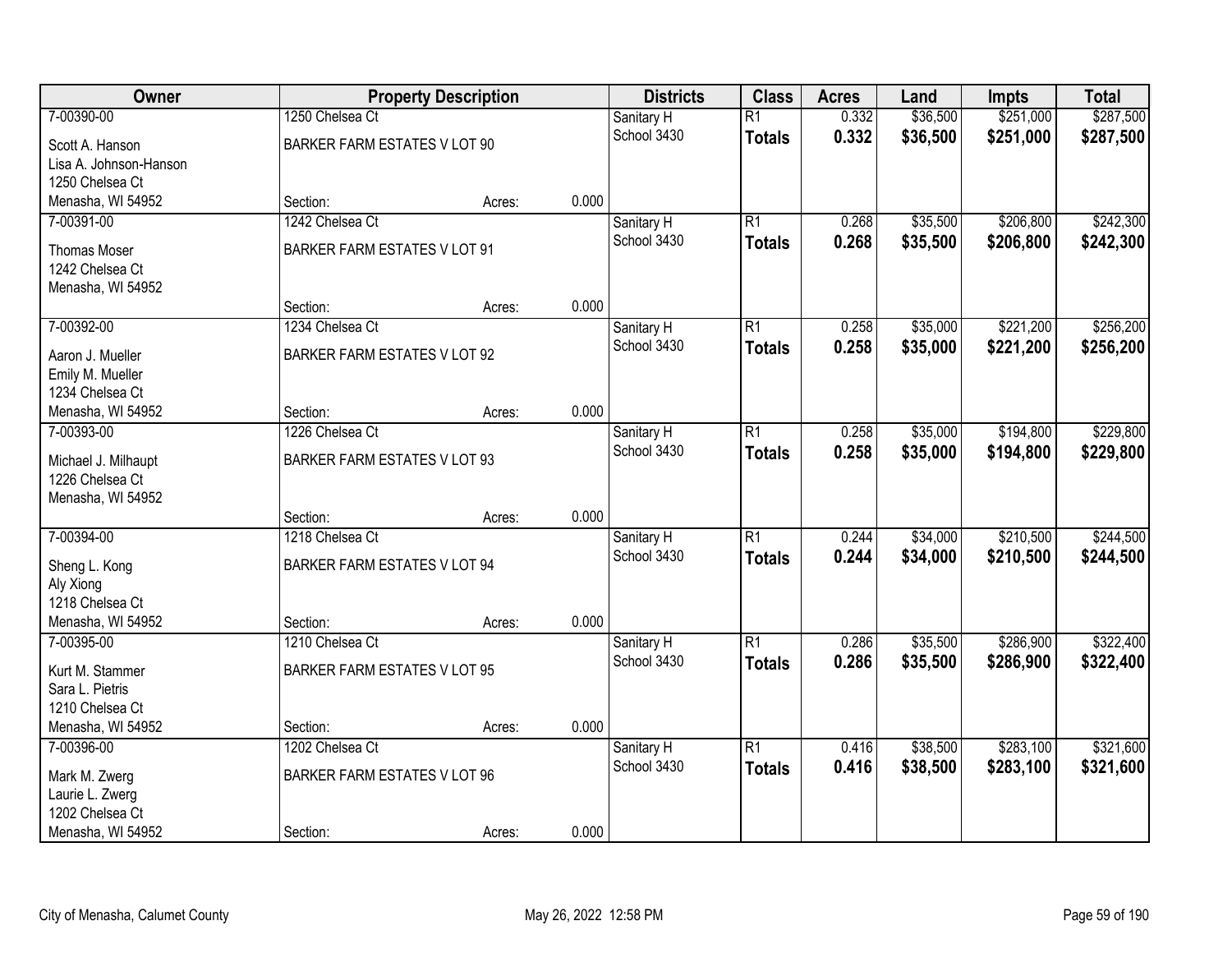| Owner | Property Description | | | Districts | Class | Acres | Land | Impts | Total |
|---|---|---|---|---|---|---|---|---|---|
| 7-00390-00 | 1250 Chelsea Ct | | | Sanitary H | R1 | 0.332 | $36,500 | $251,000 | $287,500 |
| Scott A. Hanson<br>Lisa A. Johnson-Hanson<br>1250 Chelsea Ct<br>Menasha, WI 54952 | BARKER FARM ESTATES V LOT 90 | | | School 3430 | **Totals** | **0.332** | **$36,500** | **$251,000** | **$287,500** |
| | Section: | Acres: | 0.000 | | | | | | |
| 7-00391-00 | 1242 Chelsea Ct | | | Sanitary H | R1 | 0.268 | $35,500 | $206,800 | $242,300 |
| Thomas Moser<br>1242 Chelsea Ct<br>Menasha, WI 54952 | BARKER FARM ESTATES V LOT 91 | | | School 3430 | **Totals** | **0.268** | **$35,500** | **$206,800** | **$242,300** |
| | Section: | Acres: | 0.000 | | | | | | |
| 7-00392-00 | 1234 Chelsea Ct | | | Sanitary H | R1 | 0.258 | $35,000 | $221,200 | $256,200 |
| Aaron J. Mueller<br>Emily M. Mueller<br>1234 Chelsea Ct<br>Menasha, WI 54952 | BARKER FARM ESTATES V LOT 92 | | | School 3430 | **Totals** | **0.258** | **$35,000** | **$221,200** | **$256,200** |
| | Section: | Acres: | 0.000 | | | | | | |
| 7-00393-00 | 1226 Chelsea Ct | | | Sanitary H | R1 | 0.258 | $35,000 | $194,800 | $229,800 |
| Michael J. Milhaupt<br>1226 Chelsea Ct<br>Menasha, WI 54952 | BARKER FARM ESTATES V LOT 93 | | | School 3430 | **Totals** | **0.258** | **$35,000** | **$194,800** | **$229,800** |
| | Section: | Acres: | 0.000 | | | | | | |
| 7-00394-00 | 1218 Chelsea Ct | | | Sanitary H | R1 | 0.244 | $34,000 | $210,500 | $244,500 |
| Sheng L. Kong<br>Aly Xiong<br>1218 Chelsea Ct<br>Menasha, WI 54952 | BARKER FARM ESTATES V LOT 94 | | | School 3430 | **Totals** | **0.244** | **$34,000** | **$210,500** | **$244,500** |
| | Section: | Acres: | 0.000 | | | | | | |
| 7-00395-00 | 1210 Chelsea Ct | | | Sanitary H | R1 | 0.286 | $35,500 | $286,900 | $322,400 |
| Kurt M. Stammer<br>Sara L. Pietris<br>1210 Chelsea Ct<br>Menasha, WI 54952 | BARKER FARM ESTATES V LOT 95 | | | School 3430 | **Totals** | **0.286** | **$35,500** | **$286,900** | **$322,400** |
| | Section: | Acres: | 0.000 | | | | | | |
| 7-00396-00 | 1202 Chelsea Ct | | | Sanitary H | R1 | 0.416 | $38,500 | $283,100 | $321,600 |
| Mark M. Zwerg<br>Laurie L. Zwerg<br>1202 Chelsea Ct<br>Menasha, WI 54952 | BARKER FARM ESTATES V LOT 96 | | | School 3430 | **Totals** | **0.416** | **$38,500** | **$283,100** | **$321,600** |
| | Section: | Acres: | 0.000 | | | | | | |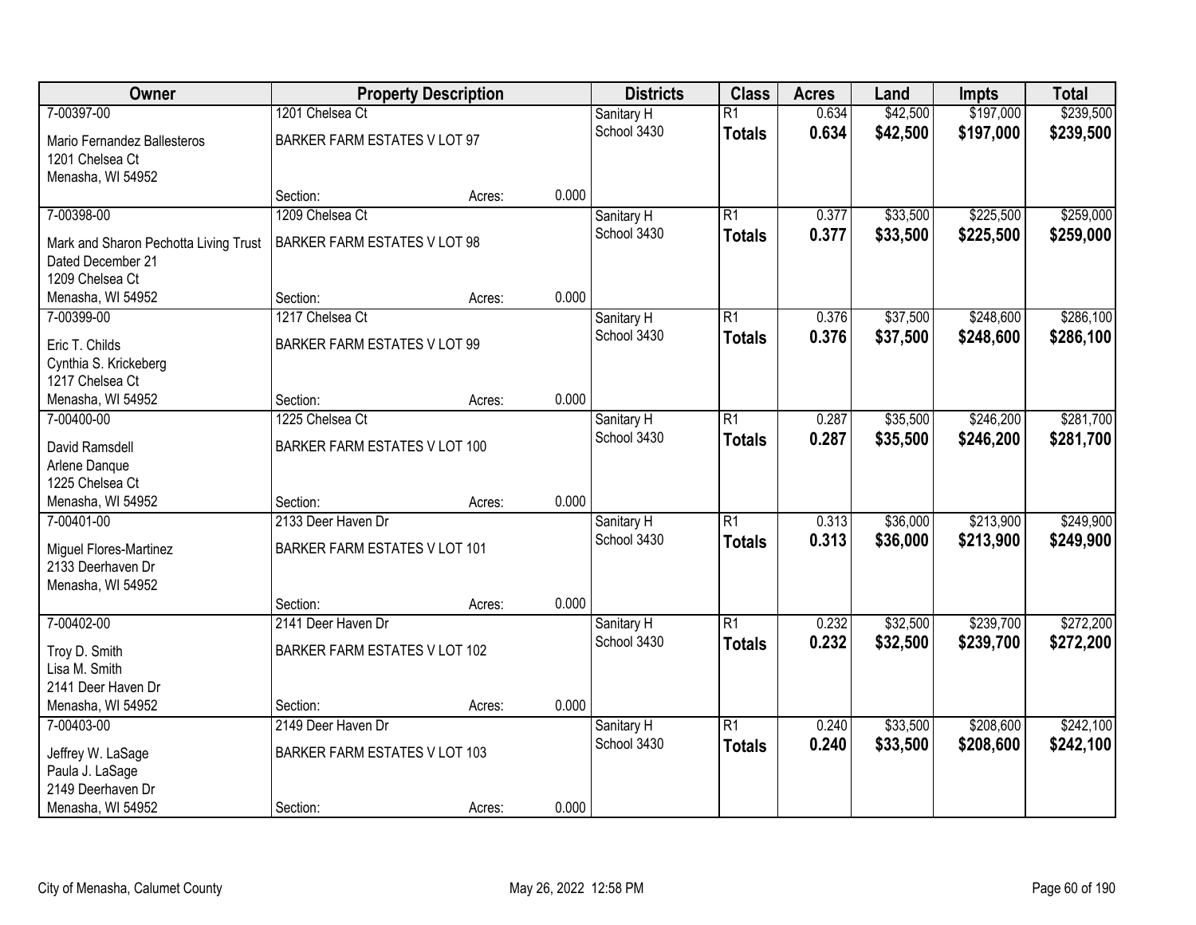| Owner | Property Description | | | Districts | Class | Acres | Land | Impts | Total |
|---|---|---|---|---|---|---|---|---|---|
| 7-00397-00 | 1201 Chelsea Ct | | | Sanitary H | R1 | 0.634 | $42,500 | $197,000 | $239,500 |
| Mario Fernandez Ballesteros<br>1201 Chelsea Ct<br>Menasha, WI 54952 | BARKER FARM ESTATES V LOT 97 | | | School 3430 | **Totals** | **0.634** | **$42,500** | **$197,000** | **$239,500** |
| | Section: | Acres: | 0.000 | | | | | | |
| 7-00398-00 | 1209 Chelsea Ct | | | Sanitary H | R1 | 0.377 | $33,500 | $225,500 | $259,000 |
| Mark and Sharon Pechotta Living Trust<br>Dated December 21<br>1209 Chelsea Ct<br>Menasha, WI 54952 | BARKER FARM ESTATES V LOT 98 | | | School 3430 | **Totals** | **0.377** | **$33,500** | **$225,500** | **$259,000** |
| | Section: | Acres: | 0.000 | | | | | | |
| 7-00399-00 | 1217 Chelsea Ct | | | Sanitary H | R1 | 0.376 | $37,500 | $248,600 | $286,100 |
| Eric T. Childs<br>Cynthia S. Krickeberg<br>1217 Chelsea Ct<br>Menasha, WI 54952 | BARKER FARM ESTATES V LOT 99 | | | School 3430 | **Totals** | **0.376** | **$37,500** | **$248,600** | **$286,100** |
| | Section: | Acres: | 0.000 | | | | | | |
| 7-00400-00 | 1225 Chelsea Ct | | | Sanitary H | R1 | 0.287 | $35,500 | $246,200 | $281,700 |
| David Ramsdell<br>Arlene Danque<br>1225 Chelsea Ct<br>Menasha, WI 54952 | BARKER FARM ESTATES V LOT 100 | | | School 3430 | **Totals** | **0.287** | **$35,500** | **$246,200** | **$281,700** |
| | Section: | Acres: | 0.000 | | | | | | |
| 7-00401-00 | 2133 Deer Haven Dr | | | Sanitary H | R1 | 0.313 | $36,000 | $213,900 | $249,900 |
| Miguel Flores-Martinez<br>2133 Deerhaven Dr<br>Menasha, WI 54952 | BARKER FARM ESTATES V LOT 101 | | | School 3430 | **Totals** | **0.313** | **$36,000** | **$213,900** | **$249,900** |
| | Section: | Acres: | 0.000 | | | | | | |
| 7-00402-00 | 2141 Deer Haven Dr | | | Sanitary H | R1 | 0.232 | $32,500 | $239,700 | $272,200 |
| Troy D. Smith<br>Lisa M. Smith<br>2141 Deer Haven Dr<br>Menasha, WI 54952 | BARKER FARM ESTATES V LOT 102 | | | School 3430 | **Totals** | **0.232** | **$32,500** | **$239,700** | **$272,200** |
| | Section: | Acres: | 0.000 | | | | | | |
| 7-00403-00 | 2149 Deer Haven Dr | | | Sanitary H | R1 | 0.240 | $33,500 | $208,600 | $242,100 |
| Jeffrey W. LaSage<br>Paula J. LaSage<br>2149 Deerhaven Dr<br>Menasha, WI 54952 | BARKER FARM ESTATES V LOT 103 | | | School 3430 | **Totals** | **0.240** | **$33,500** | **$208,600** | **$242,100** |
| | Section: | Acres: | 0.000 | | | | | | |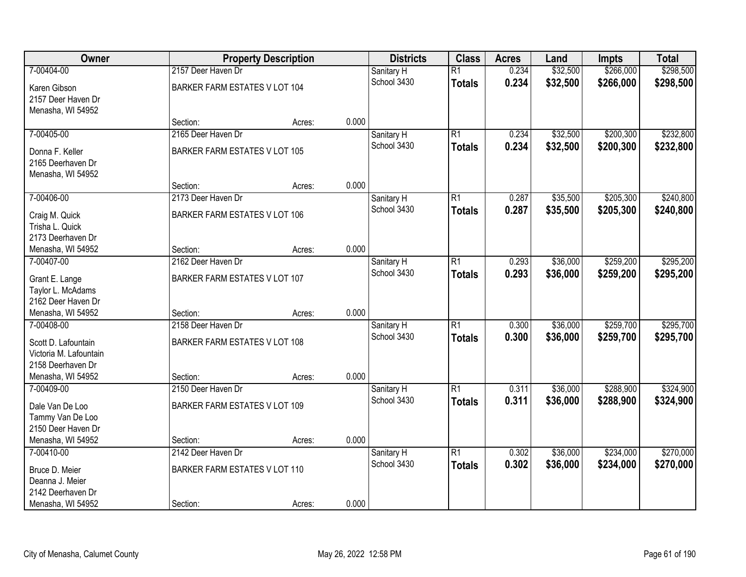| Owner | Property Description | | | Districts | Class | Acres | Land | Impts | Total |
|---|---|---|---|---|---|---|---|---|---|
| 7-00404-00 | 2157 Deer Haven Dr | | | Sanitary H | R1 | 0.234 | $32,500 | $266,000 | $298,500 |
| Karen Gibson<br>2157 Deer Haven Dr<br>Menasha, WI 54952 | BARKER FARM ESTATES V LOT 104 | | | School 3430 | **Totals** | **0.234** | **$32,500** | **$266,000** | **$298,500** |
| | Section: | Acres: | 0.000 | | | | | | |
| 7-00405-00 | 2165 Deer Haven Dr | | | Sanitary H | R1 | 0.234 | $32,500 | $200,300 | $232,800 |
| Donna F. Keller<br>2165 Deerhaven Dr<br>Menasha, WI 54952 | BARKER FARM ESTATES V LOT 105 | | | School 3430 | **Totals** | **0.234** | **$32,500** | **$200,300** | **$232,800** |
| | Section: | Acres: | 0.000 | | | | | | |
| 7-00406-00 | 2173 Deer Haven Dr | | | Sanitary H | R1 | 0.287 | $35,500 | $205,300 | $240,800 |
| Craig M. Quick<br>Trisha L. Quick<br>2173 Deerhaven Dr<br>Menasha, WI 54952 | BARKER FARM ESTATES V LOT 106 | | | School 3430 | **Totals** | **0.287** | **$35,500** | **$205,300** | **$240,800** |
| | Section: | Acres: | 0.000 | | | | | | |
| 7-00407-00 | 2162 Deer Haven Dr | | | Sanitary H | R1 | 0.293 | $36,000 | $259,200 | $295,200 |
| Grant E. Lange<br>Taylor L. McAdams<br>2162 Deer Haven Dr<br>Menasha, WI 54952 | BARKER FARM ESTATES V LOT 107 | | | School 3430 | **Totals** | **0.293** | **$36,000** | **$259,200** | **$295,200** |
| | Section: | Acres: | 0.000 | | | | | | |
| 7-00408-00 | 2158 Deer Haven Dr | | | Sanitary H | R1 | 0.300 | $36,000 | $259,700 | $295,700 |
| Scott D. Lafountain<br>Victoria M. Lafountain<br>2158 Deerhaven Dr<br>Menasha, WI 54952 | BARKER FARM ESTATES V LOT 108 | | | School 3430 | **Totals** | **0.300** | **$36,000** | **$259,700** | **$295,700** |
| | Section: | Acres: | 0.000 | | | | | | |
| 7-00409-00 | 2150 Deer Haven Dr | | | Sanitary H | R1 | 0.311 | $36,000 | $288,900 | $324,900 |
| Dale Van De Loo<br>Tammy Van De Loo<br>2150 Deer Haven Dr<br>Menasha, WI 54952 | BARKER FARM ESTATES V LOT 109 | | | School 3430 | **Totals** | **0.311** | **$36,000** | **$288,900** | **$324,900** |
| | Section: | Acres: | 0.000 | | | | | | |
| 7-00410-00 | 2142 Deer Haven Dr | | | Sanitary H | R1 | 0.302 | $36,000 | $234,000 | $270,000 |
| Bruce D. Meier<br>Deanna J. Meier<br>2142 Deerhaven Dr<br>Menasha, WI 54952 | BARKER FARM ESTATES V LOT 110 | | | School 3430 | **Totals** | **0.302** | **$36,000** | **$234,000** | **$270,000** |
| | Section: | Acres: | 0.000 | | | | | | |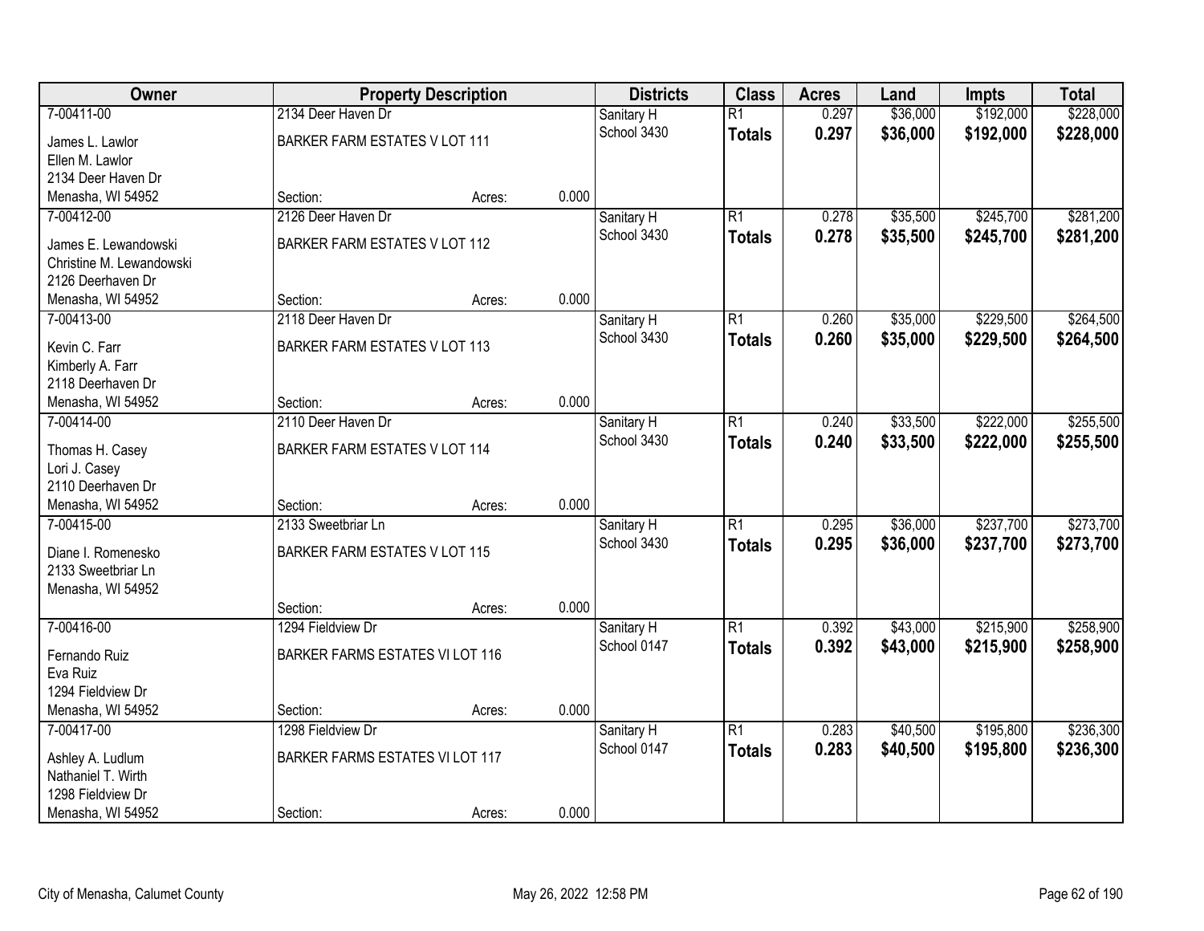| Owner | Property Description | | | Districts | Class | Acres | Land | Impts | Total |
|---|---|---|---|---|---|---|---|---|---|
| 7-00411-00 | 2134 Deer Haven Dr | | | Sanitary H | R1 | 0.297 | $36,000 | $192,000 | $228,000 |
| James L. Lawlor<br>Ellen M. Lawlor<br>2134 Deer Haven Dr<br>Menasha, WI 54952 | BARKER FARM ESTATES V LOT 111 | | | School 3430 | **Totals** | **0.297** | **$36,000** | **$192,000** | **$228,000** |
| | Section: | Acres: | 0.000 | | | | | | |
| 7-00412-00 | 2126 Deer Haven Dr | | | Sanitary H | R1 | 0.278 | $35,500 | $245,700 | $281,200 |
| James E. Lewandowski<br>Christine M. Lewandowski<br>2126 Deerhaven Dr<br>Menasha, WI 54952 | BARKER FARM ESTATES V LOT 112 | | | School 3430 | **Totals** | **0.278** | **$35,500** | **$245,700** | **$281,200** |
| | Section: | Acres: | 0.000 | | | | | | |
| 7-00413-00 | 2118 Deer Haven Dr | | | Sanitary H | R1 | 0.260 | $35,000 | $229,500 | $264,500 |
| Kevin C. Farr<br>Kimberly A. Farr<br>2118 Deerhaven Dr<br>Menasha, WI 54952 | BARKER FARM ESTATES V LOT 113 | | | School 3430 | **Totals** | **0.260** | **$35,000** | **$229,500** | **$264,500** |
| | Section: | Acres: | 0.000 | | | | | | |
| 7-00414-00 | 2110 Deer Haven Dr | | | Sanitary H | R1 | 0.240 | $33,500 | $222,000 | $255,500 |
| Thomas H. Casey<br>Lori J. Casey<br>2110 Deerhaven Dr<br>Menasha, WI 54952 | BARKER FARM ESTATES V LOT 114 | | | School 3430 | **Totals** | **0.240** | **$33,500** | **$222,000** | **$255,500** |
| | Section: | Acres: | 0.000 | | | | | | |
| 7-00415-00 | 2133 Sweetbriar Ln | | | Sanitary H | R1 | 0.295 | $36,000 | $237,700 | $273,700 |
| Diane I. Romenesko<br>2133 Sweetbriar Ln<br>Menasha, WI 54952 | BARKER FARM ESTATES V LOT 115 | | | School 3430 | **Totals** | **0.295** | **$36,000** | **$237,700** | **$273,700** |
| | Section: | Acres: | 0.000 | | | | | | |
| 7-00416-00 | 1294 Fieldview Dr | | | Sanitary H | R1 | 0.392 | $43,000 | $215,900 | $258,900 |
| Fernando Ruiz<br>Eva Ruiz<br>1294 Fieldview Dr<br>Menasha, WI 54952 | BARKER FARMS ESTATES VI LOT 116 | | | School 0147 | **Totals** | **0.392** | **$43,000** | **$215,900** | **$258,900** |
| | Section: | Acres: | 0.000 | | | | | | |
| 7-00417-00 | 1298 Fieldview Dr | | | Sanitary H | R1 | 0.283 | $40,500 | $195,800 | $236,300 |
| Ashley A. Ludlum<br>Nathaniel T. Wirth<br>1298 Fieldview Dr<br>Menasha, WI 54952 | BARKER FARMS ESTATES VI LOT 117 | | | School 0147 | **Totals** | **0.283** | **$40,500** | **$195,800** | **$236,300** |
| | Section: | Acres: | 0.000 | | | | | | |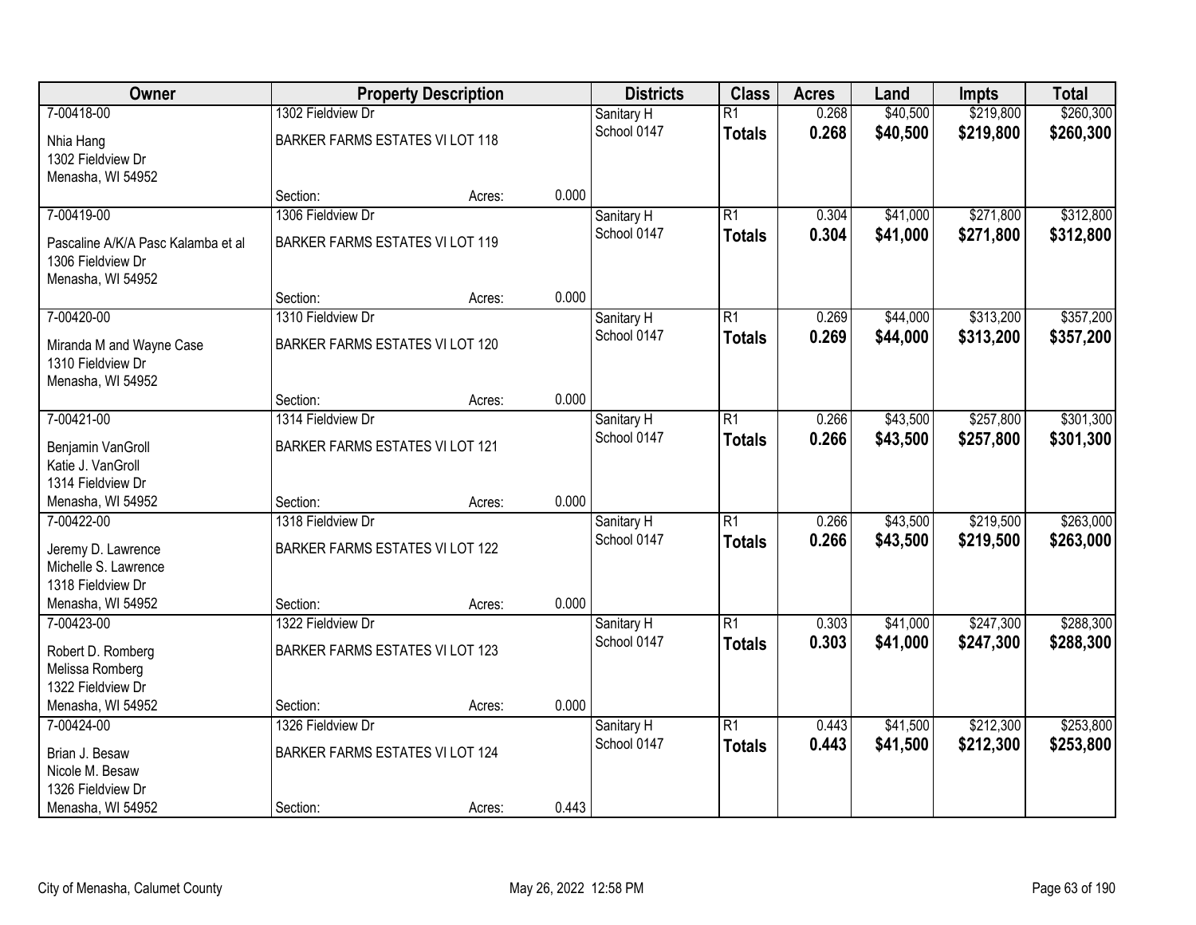| Owner | Property Description | | | Districts | Class | Acres | Land | Impts | Total |
|---|---|---|---|---|---|---|---|---|---|
| 7-00418-00 | 1302 Fieldview Dr | | | Sanitary H | R1 | 0.268 | $40,500 | $219,800 | $260,300 |
| Nhia Hang<br>1302 Fieldview Dr<br>Menasha, WI 54952 | BARKER FARMS ESTATES VI LOT 118 | | | School 0147 | **Totals** | **0.268** | **$40,500** | **$219,800** | **$260,300** |
| | Section: | Acres: | 0.000 | | | | | | |
| 7-00419-00 | 1306 Fieldview Dr | | | Sanitary H | R1 | 0.304 | $41,000 | $271,800 | $312,800 |
| Pascaline A/K/A Pasc Kalamba et al<br>1306 Fieldview Dr<br>Menasha, WI 54952 | BARKER FARMS ESTATES VI LOT 119 | | | School 0147 | **Totals** | **0.304** | **$41,000** | **$271,800** | **$312,800** |
| | Section: | Acres: | 0.000 | | | | | | |
| 7-00420-00 | 1310 Fieldview Dr | | | Sanitary H | R1 | 0.269 | $44,000 | $313,200 | $357,200 |
| Miranda M and Wayne Case<br>1310 Fieldview Dr<br>Menasha, WI 54952 | BARKER FARMS ESTATES VI LOT 120 | | | School 0147 | **Totals** | **0.269** | **$44,000** | **$313,200** | **$357,200** |
| | Section: | Acres: | 0.000 | | | | | | |
| 7-00421-00 | 1314 Fieldview Dr | | | Sanitary H | R1 | 0.266 | $43,500 | $257,800 | $301,300 |
| Benjamin VanGroll<br>Katie J. VanGroll<br>1314 Fieldview Dr<br>Menasha, WI 54952 | BARKER FARMS ESTATES VI LOT 121 | | | School 0147 | **Totals** | **0.266** | **$43,500** | **$257,800** | **$301,300** |
| | Section: | Acres: | 0.000 | | | | | | |
| 7-00422-00 | 1318 Fieldview Dr | | | Sanitary H | R1 | 0.266 | $43,500 | $219,500 | $263,000 |
| Jeremy D. Lawrence<br>Michelle S. Lawrence<br>1318 Fieldview Dr<br>Menasha, WI 54952 | BARKER FARMS ESTATES VI LOT 122 | | | School 0147 | **Totals** | **0.266** | **$43,500** | **$219,500** | **$263,000** |
| | Section: | Acres: | 0.000 | | | | | | |
| 7-00423-00 | 1322 Fieldview Dr | | | Sanitary H | R1 | 0.303 | $41,000 | $247,300 | $288,300 |
| Robert D. Romberg<br>Melissa Romberg<br>1322 Fieldview Dr<br>Menasha, WI 54952 | BARKER FARMS ESTATES VI LOT 123 | | | School 0147 | **Totals** | **0.303** | **$41,000** | **$247,300** | **$288,300** |
| | Section: | Acres: | 0.000 | | | | | | |
| 7-00424-00 | 1326 Fieldview Dr | | | Sanitary H | R1 | 0.443 | $41,500 | $212,300 | $253,800 |
| Brian J. Besaw<br>Nicole M. Besaw<br>1326 Fieldview Dr<br>Menasha, WI 54952 | BARKER FARMS ESTATES VI LOT 124 | | | School 0147 | **Totals** | **0.443** | **$41,500** | **$212,300** | **$253,800** |
| | Section: | Acres: | 0.443 | | | | | | |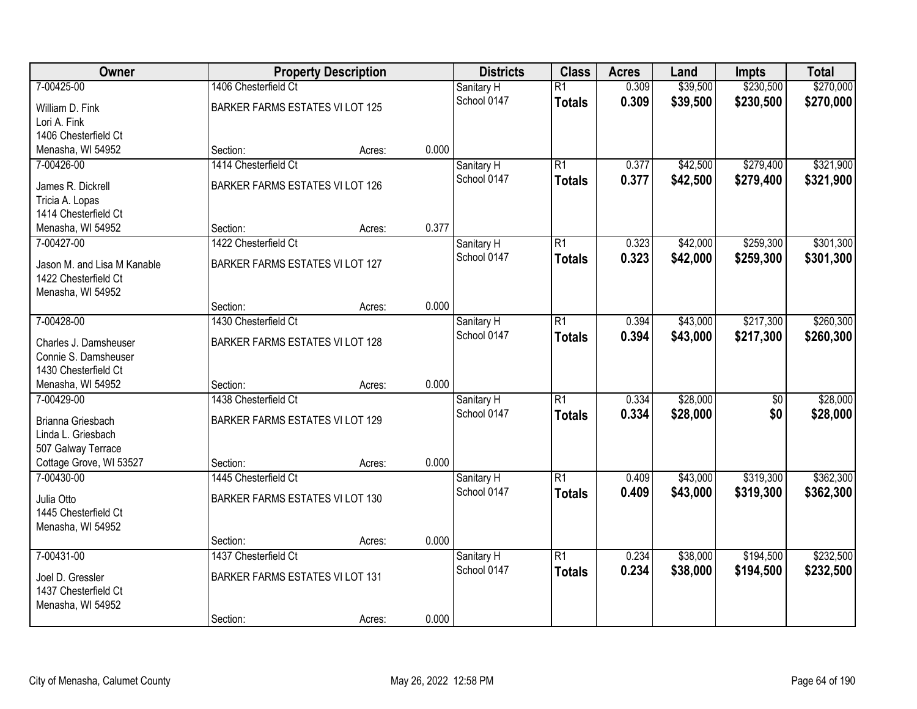| Owner | Property Description | | | Districts | Class | Acres | Land | Impts | Total |
|---|---|---|---|---|---|---|---|---|---|
| 7-00425-00 | 1406 Chesterfield Ct | | | Sanitary H | R1 | 0.309 | $39,500 | $230,500 | $270,000 |
| William D. Fink<br>Lori A. Fink<br>1406 Chesterfield Ct<br>Menasha, WI 54952 | BARKER FARMS ESTATES VI LOT 125 | | | School 0147 | **Totals** | **0.309** | **$39,500** | **$230,500** | **$270,000** |
| | Section: | Acres: | 0.000 | | | | | | |
| 7-00426-00 | 1414 Chesterfield Ct | | | Sanitary H | R1 | 0.377 | $42,500 | $279,400 | $321,900 |
| James R. Dickrell<br>Tricia A. Lopas<br>1414 Chesterfield Ct<br>Menasha, WI 54952 | BARKER FARMS ESTATES VI LOT 126 | | | School 0147 | **Totals** | **0.377** | **$42,500** | **$279,400** | **$321,900** |
| | Section: | Acres: | 0.377 | | | | | | |
| 7-00427-00 | 1422 Chesterfield Ct | | | Sanitary H | R1 | 0.323 | $42,000 | $259,300 | $301,300 |
| Jason M. and Lisa M Kanable<br>1422 Chesterfield Ct<br>Menasha, WI 54952 | BARKER FARMS ESTATES VI LOT 127 | | | School 0147 | **Totals** | **0.323** | **$42,000** | **$259,300** | **$301,300** |
| | Section: | Acres: | 0.000 | | | | | | |
| 7-00428-00 | 1430 Chesterfield Ct | | | Sanitary H | R1 | 0.394 | $43,000 | $217,300 | $260,300 |
| Charles J. Damsheuser<br>Connie S. Damsheuser<br>1430 Chesterfield Ct<br>Menasha, WI 54952 | BARKER FARMS ESTATES VI LOT 128 | | | School 0147 | **Totals** | **0.394** | **$43,000** | **$217,300** | **$260,300** |
| | Section: | Acres: | 0.000 | | | | | | |
| 7-00429-00 | 1438 Chesterfield Ct | | | Sanitary H | R1 | 0.334 | $28,000 | $0 | $28,000 |
| Brianna Griesbach<br>Linda L. Griesbach<br>507 Galway Terrace<br>Cottage Grove, WI 53527 | BARKER FARMS ESTATES VI LOT 129 | | | School 0147 | **Totals** | **0.334** | **$28,000** | **$0** | **$28,000** |
| | Section: | Acres: | 0.000 | | | | | | |
| 7-00430-00 | 1445 Chesterfield Ct | | | Sanitary H | R1 | 0.409 | $43,000 | $319,300 | $362,300 |
| Julia Otto<br>1445 Chesterfield Ct<br>Menasha, WI 54952 | BARKER FARMS ESTATES VI LOT 130 | | | School 0147 | **Totals** | **0.409** | **$43,000** | **$319,300** | **$362,300** |
| | Section: | Acres: | 0.000 | | | | | | |
| 7-00431-00 | 1437 Chesterfield Ct | | | Sanitary H | R1 | 0.234 | $38,000 | $194,500 | $232,500 |
| Joel D. Gressler<br>1437 Chesterfield Ct<br>Menasha, WI 54952 | BARKER FARMS ESTATES VI LOT 131 | | | School 0147 | **Totals** | **0.234** | **$38,000** | **$194,500** | **$232,500** |
| | Section: | Acres: | 0.000 | | | | | | |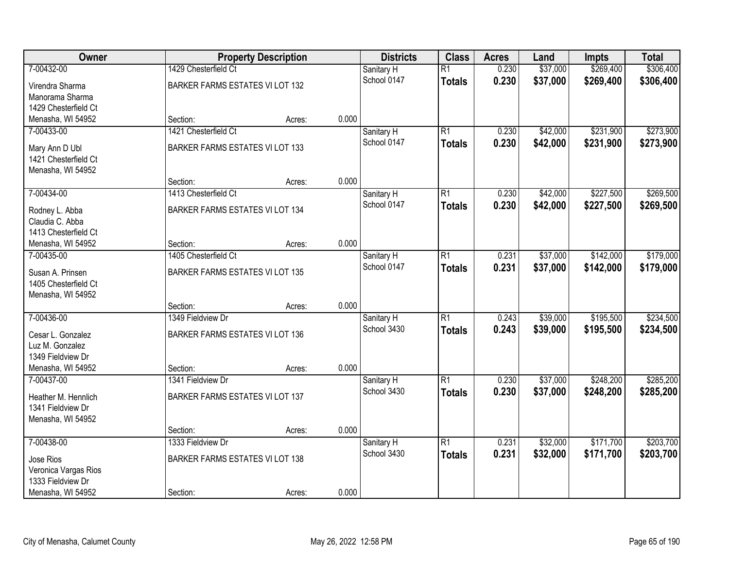| Owner | Property Description | | | Districts | Class | Acres | Land | Impts | Total |
|---|---|---|---|---|---|---|---|---|---|
| 7-00432-00 | 1429 Chesterfield Ct | | | Sanitary H | R1 | 0.230 | $37,000 | $269,400 | $306,400 |
| Virendra Sharma<br>Manorama Sharma<br>1429 Chesterfield Ct<br>Menasha, WI 54952 | BARKER FARMS ESTATES VI LOT 132 | | | School 0147 | **Totals** | **0.230** | **$37,000** | **$269,400** | **$306,400** |
| | Section: | Acres: | 0.000 | | | | | | |
| 7-00433-00 | 1421 Chesterfield Ct | | | Sanitary H | R1 | 0.230 | $42,000 | $231,900 | $273,900 |
| Mary Ann D Ubl<br>1421 Chesterfield Ct<br>Menasha, WI 54952 | BARKER FARMS ESTATES VI LOT 133 | | | School 0147 | **Totals** | **0.230** | **$42,000** | **$231,900** | **$273,900** |
| | Section: | Acres: | 0.000 | | | | | | |
| 7-00434-00 | 1413 Chesterfield Ct | | | Sanitary H | R1 | 0.230 | $42,000 | $227,500 | $269,500 |
| Rodney L. Abba<br>Claudia C. Abba<br>1413 Chesterfield Ct<br>Menasha, WI 54952 | BARKER FARMS ESTATES VI LOT 134 | | | School 0147 | **Totals** | **0.230** | **$42,000** | **$227,500** | **$269,500** |
| | Section: | Acres: | 0.000 | | | | | | |
| 7-00435-00 | 1405 Chesterfield Ct | | | Sanitary H | R1 | 0.231 | $37,000 | $142,000 | $179,000 |
| Susan A. Prinsen<br>1405 Chesterfield Ct<br>Menasha, WI 54952 | BARKER FARMS ESTATES VI LOT 135 | | | School 0147 | **Totals** | **0.231** | **$37,000** | **$142,000** | **$179,000** |
| | Section: | Acres: | 0.000 | | | | | | |
| 7-00436-00 | 1349 Fieldview Dr | | | Sanitary H | R1 | 0.243 | $39,000 | $195,500 | $234,500 |
| Cesar L. Gonzalez<br>Luz M. Gonzalez<br>1349 Fieldview Dr<br>Menasha, WI 54952 | BARKER FARMS ESTATES VI LOT 136 | | | School 3430 | **Totals** | **0.243** | **$39,000** | **$195,500** | **$234,500** |
| | Section: | Acres: | 0.000 | | | | | | |
| 7-00437-00 | 1341 Fieldview Dr | | | Sanitary H | R1 | 0.230 | $37,000 | $248,200 | $285,200 |
| Heather M. Hennlich<br>1341 Fieldview Dr<br>Menasha, WI 54952 | BARKER FARMS ESTATES VI LOT 137 | | | School 3430 | **Totals** | **0.230** | **$37,000** | **$248,200** | **$285,200** |
| | Section: | Acres: | 0.000 | | | | | | |
| 7-00438-00 | 1333 Fieldview Dr | | | Sanitary H | R1 | 0.231 | $32,000 | $171,700 | $203,700 |
| Jose Rios<br>Veronica Vargas Rios<br>1333 Fieldview Dr<br>Menasha, WI 54952 | BARKER FARMS ESTATES VI LOT 138 | | | School 3430 | **Totals** | **0.231** | **$32,000** | **$171,700** | **$203,700** |
| | Section: | Acres: | 0.000 | | | | | | |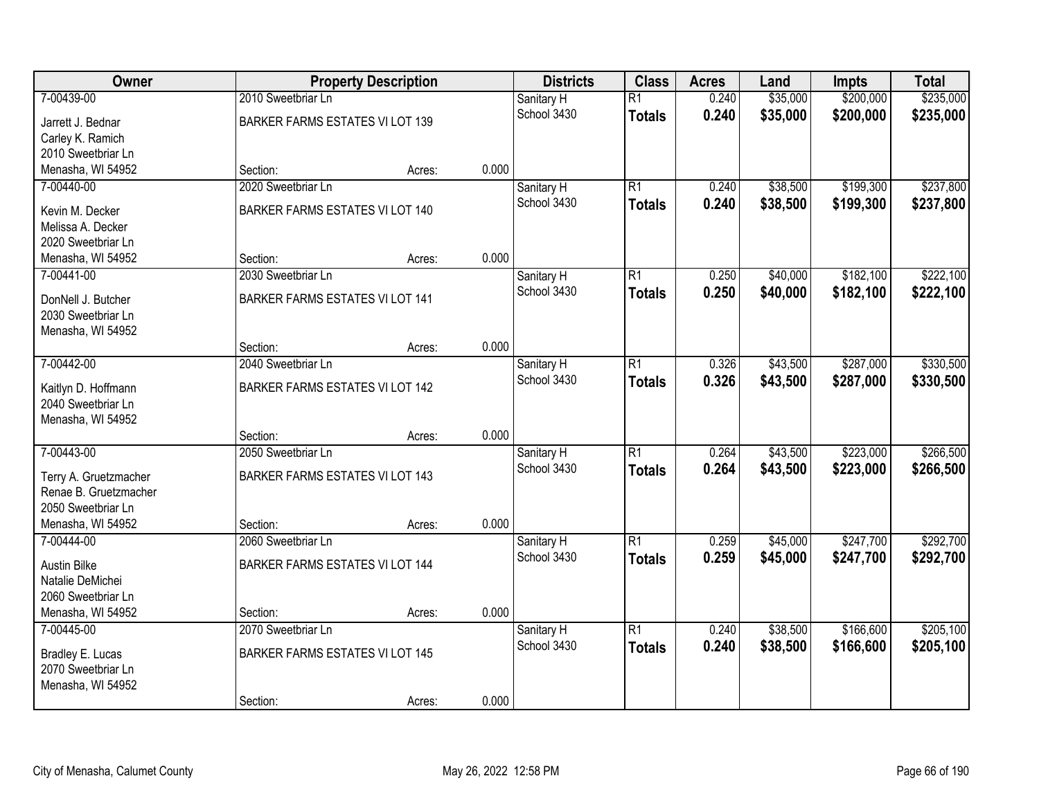| Owner | Property Description | | | Districts | Class | Acres | Land | Impts | Total |
|---|---|---|---|---|---|---|---|---|---|
| 7-00439-00 | 2010 Sweetbriar Ln | | | Sanitary H | R1 | 0.240 | $35,000 | $200,000 | $235,000 |
| Jarrett J. Bednar<br>Carley K. Ramich<br>2010 Sweetbriar Ln<br>Menasha, WI 54952 | BARKER FARMS ESTATES VI LOT 139 | | | School 3430 | **Totals** | **0.240** | **$35,000** | **$200,000** | **$235,000** |
| | Section: | Acres: | 0.000 | | | | | | |
| 7-00440-00 | 2020 Sweetbriar Ln | | | Sanitary H | R1 | 0.240 | $38,500 | $199,300 | $237,800 |
| Kevin M. Decker<br>Melissa A. Decker<br>2020 Sweetbriar Ln<br>Menasha, WI 54952 | BARKER FARMS ESTATES VI LOT 140 | | | School 3430 | **Totals** | **0.240** | **$38,500** | **$199,300** | **$237,800** |
| | Section: | Acres: | 0.000 | | | | | | |
| 7-00441-00 | 2030 Sweetbriar Ln | | | Sanitary H | R1 | 0.250 | $40,000 | $182,100 | $222,100 |
| DonNell J. Butcher<br>2030 Sweetbriar Ln<br>Menasha, WI 54952 | BARKER FARMS ESTATES VI LOT 141 | | | School 3430 | **Totals** | **0.250** | **$40,000** | **$182,100** | **$222,100** |
| | Section: | Acres: | 0.000 | | | | | | |
| 7-00442-00 | 2040 Sweetbriar Ln | | | Sanitary H | R1 | 0.326 | $43,500 | $287,000 | $330,500 |
| Kaitlyn D. Hoffmann<br>2040 Sweetbriar Ln<br>Menasha, WI 54952 | BARKER FARMS ESTATES VI LOT 142 | | | School 3430 | **Totals** | **0.326** | **$43,500** | **$287,000** | **$330,500** |
| | Section: | Acres: | 0.000 | | | | | | |
| 7-00443-00 | 2050 Sweetbriar Ln | | | Sanitary H | R1 | 0.264 | $43,500 | $223,000 | $266,500 |
| Terry A. Gruetzmacher<br>Renae B. Gruetzmacher<br>2050 Sweetbriar Ln<br>Menasha, WI 54952 | BARKER FARMS ESTATES VI LOT 143 | | | School 3430 | **Totals** | **0.264** | **$43,500** | **$223,000** | **$266,500** |
| | Section: | Acres: | 0.000 | | | | | | |
| 7-00444-00 | 2060 Sweetbriar Ln | | | Sanitary H | R1 | 0.259 | $45,000 | $247,700 | $292,700 |
| Austin Bilke<br>Natalie DeMichei<br>2060 Sweetbriar Ln<br>Menasha, WI 54952 | BARKER FARMS ESTATES VI LOT 144 | | | School 3430 | **Totals** | **0.259** | **$45,000** | **$247,700** | **$292,700** |
| | Section: | Acres: | 0.000 | | | | | | |
| 7-00445-00 | 2070 Sweetbriar Ln | | | Sanitary H | R1 | 0.240 | $38,500 | $166,600 | $205,100 |
| Bradley E. Lucas<br>2070 Sweetbriar Ln<br>Menasha, WI 54952 | BARKER FARMS ESTATES VI LOT 145 | | | School 3430 | **Totals** | **0.240** | **$38,500** | **$166,600** | **$205,100** |
| | Section: | Acres: | 0.000 | | | | | | |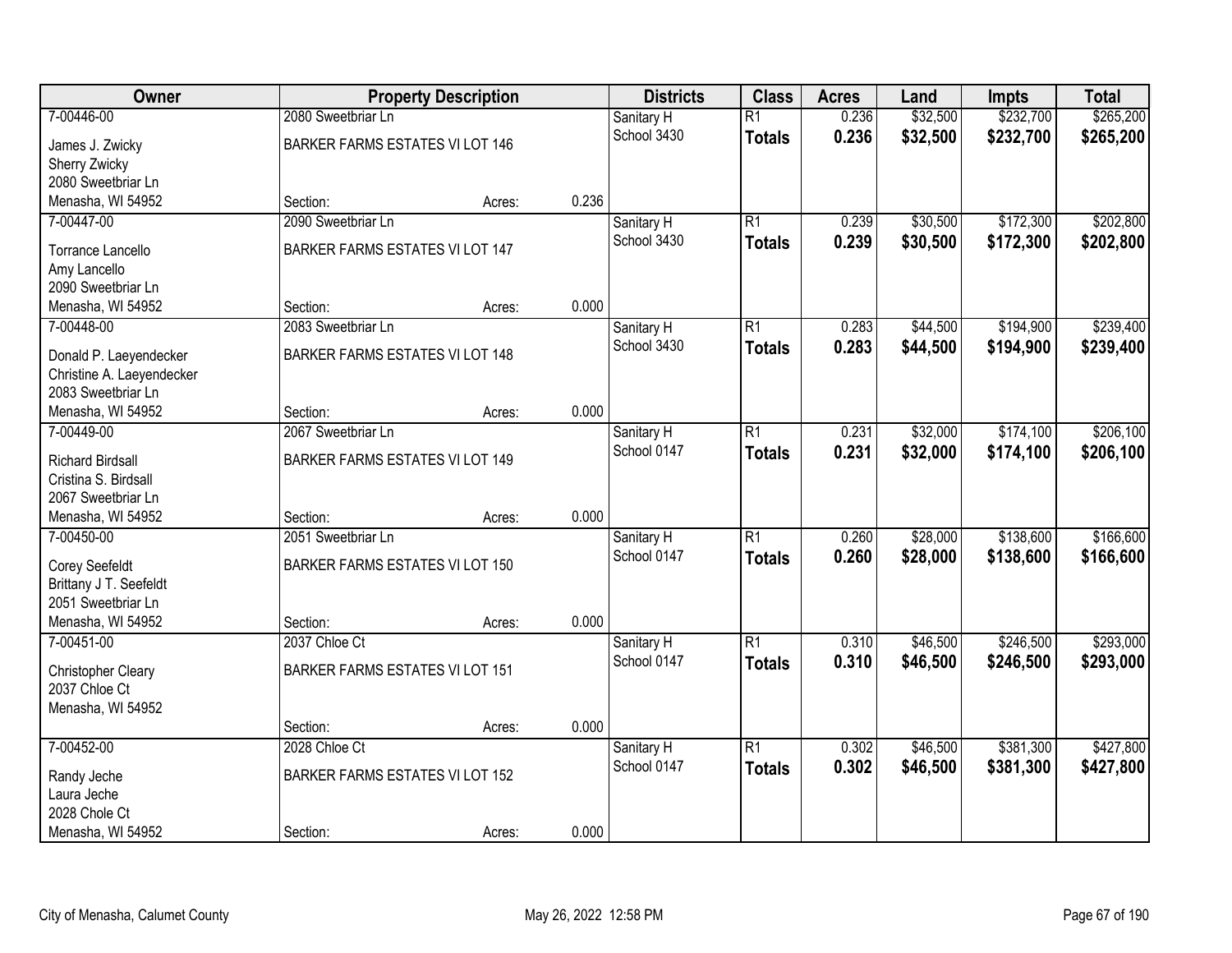| Owner | Property Description | | | Districts | Class | Acres | Land | Impts | Total |
|---|---|---|---|---|---|---|---|---|---|
| 7-00446-00 | 2080 Sweetbriar Ln | | | Sanitary H | R1 | 0.236 | $32,500 | $232,700 | $265,200 |
| James J. Zwicky<br>Sherry Zwicky<br>2080 Sweetbriar Ln<br>Menasha, WI 54952 | BARKER FARMS ESTATES VI LOT 146 | | | School 3430 | **Totals** | **0.236** | **$32,500** | **$232,700** | **$265,200** |
| | Section: | Acres: | 0.236 | | | | | | |
| 7-00447-00 | 2090 Sweetbriar Ln | | | Sanitary H | R1 | 0.239 | $30,500 | $172,300 | $202,800 |
| Torrance Lancello<br>Amy Lancello<br>2090 Sweetbriar Ln<br>Menasha, WI 54952 | BARKER FARMS ESTATES VI LOT 147 | | | School 3430 | **Totals** | **0.239** | **$30,500** | **$172,300** | **$202,800** |
| | Section: | Acres: | 0.000 | | | | | | |
| 7-00448-00 | 2083 Sweetbriar Ln | | | Sanitary H | R1 | 0.283 | $44,500 | $194,900 | $239,400 |
| Donald P. Laeyendecker<br>Christine A. Laeyendecker<br>2083 Sweetbriar Ln<br>Menasha, WI 54952 | BARKER FARMS ESTATES VI LOT 148 | | | School 3430 | **Totals** | **0.283** | **$44,500** | **$194,900** | **$239,400** |
| | Section: | Acres: | 0.000 | | | | | | |
| 7-00449-00 | 2067 Sweetbriar Ln | | | Sanitary H | R1 | 0.231 | $32,000 | $174,100 | $206,100 |
| Richard Birdsall<br>Cristina S. Birdsall<br>2067 Sweetbriar Ln<br>Menasha, WI 54952 | BARKER FARMS ESTATES VI LOT 149 | | | School 0147 | **Totals** | **0.231** | **$32,000** | **$174,100** | **$206,100** |
| | Section: | Acres: | 0.000 | | | | | | |
| 7-00450-00 | 2051 Sweetbriar Ln | | | Sanitary H | R1 | 0.260 | $28,000 | $138,600 | $166,600 |
| Corey Seefeldt<br>Brittany J T. Seefeldt<br>2051 Sweetbriar Ln<br>Menasha, WI 54952 | BARKER FARMS ESTATES VI LOT 150 | | | School 0147 | **Totals** | **0.260** | **$28,000** | **$138,600** | **$166,600** |
| | Section: | Acres: | 0.000 | | | | | | |
| 7-00451-00 | 2037 Chloe Ct | | | Sanitary H | R1 | 0.310 | $46,500 | $246,500 | $293,000 |
| Christopher Cleary<br>2037 Chloe Ct<br>Menasha, WI 54952 | BARKER FARMS ESTATES VI LOT 151 | | | School 0147 | **Totals** | **0.310** | **$46,500** | **$246,500** | **$293,000** |
| | Section: | Acres: | 0.000 | | | | | | |
| 7-00452-00 | 2028 Chloe Ct | | | Sanitary H | R1 | 0.302 | $46,500 | $381,300 | $427,800 |
| Randy Jeche<br>Laura Jeche<br>2028 Chole Ct<br>Menasha, WI 54952 | BARKER FARMS ESTATES VI LOT 152 | | | School 0147 | **Totals** | **0.302** | **$46,500** | **$381,300** | **$427,800** |
| | Section: | Acres: | 0.000 | | | | | | |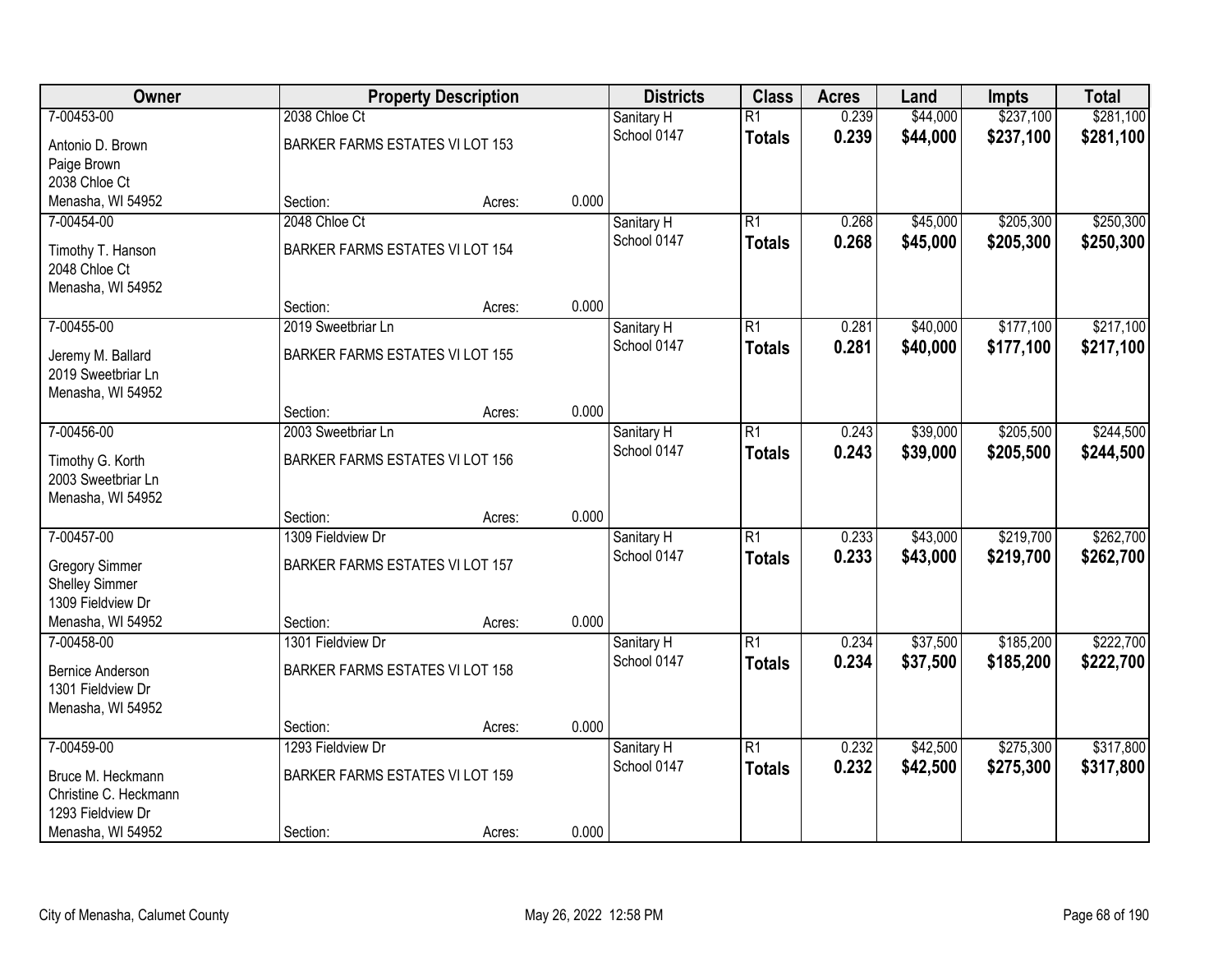| Owner | Property Description | | | Districts | Class | Acres | Land | Impts | Total |
|---|---|---|---|---|---|---|---|---|---|
| 7-00453-00 | 2038 Chloe Ct | | | Sanitary H | R1 | 0.239 | $44,000 | $237,100 | $281,100 |
| Antonio D. Brown<br>Paige Brown<br>2038 Chloe Ct<br>Menasha, WI 54952 | BARKER FARMS ESTATES VI LOT 153 | | | School 0147 | **Totals** | **0.239** | **$44,000** | **$237,100** | **$281,100** |
| | Section: | Acres: | 0.000 | | | | | | |
| 7-00454-00 | 2048 Chloe Ct | | | Sanitary H | R1 | 0.268 | $45,000 | $205,300 | $250,300 |
| Timothy T. Hanson<br>2048 Chloe Ct<br>Menasha, WI 54952 | BARKER FARMS ESTATES VI LOT 154 | | | School 0147 | **Totals** | **0.268** | **$45,000** | **$205,300** | **$250,300** |
| | Section: | Acres: | 0.000 | | | | | | |
| 7-00455-00 | 2019 Sweetbriar Ln | | | Sanitary H | R1 | 0.281 | $40,000 | $177,100 | $217,100 |
| Jeremy M. Ballard<br>2019 Sweetbriar Ln<br>Menasha, WI 54952 | BARKER FARMS ESTATES VI LOT 155 | | | School 0147 | **Totals** | **0.281** | **$40,000** | **$177,100** | **$217,100** |
| | Section: | Acres: | 0.000 | | | | | | |
| 7-00456-00 | 2003 Sweetbriar Ln | | | Sanitary H | R1 | 0.243 | $39,000 | $205,500 | $244,500 |
| Timothy G. Korth<br>2003 Sweetbriar Ln<br>Menasha, WI 54952 | BARKER FARMS ESTATES VI LOT 156 | | | School 0147 | **Totals** | **0.243** | **$39,000** | **$205,500** | **$244,500** |
| | Section: | Acres: | 0.000 | | | | | | |
| 7-00457-00 | 1309 Fieldview Dr | | | Sanitary H | R1 | 0.233 | $43,000 | $219,700 | $262,700 |
| Gregory Simmer<br>Shelley Simmer<br>1309 Fieldview Dr<br>Menasha, WI 54952 | BARKER FARMS ESTATES VI LOT 157 | | | School 0147 | **Totals** | **0.233** | **$43,000** | **$219,700** | **$262,700** |
| | Section: | Acres: | 0.000 | | | | | | |
| 7-00458-00 | 1301 Fieldview Dr | | | Sanitary H | R1 | 0.234 | $37,500 | $185,200 | $222,700 |
| Bernice Anderson<br>1301 Fieldview Dr<br>Menasha, WI 54952 | BARKER FARMS ESTATES VI LOT 158 | | | School 0147 | **Totals** | **0.234** | **$37,500** | **$185,200** | **$222,700** |
| | Section: | Acres: | 0.000 | | | | | | |
| 7-00459-00 | 1293 Fieldview Dr | | | Sanitary H | R1 | 0.232 | $42,500 | $275,300 | $317,800 |
| Bruce M. Heckmann<br>Christine C. Heckmann<br>1293 Fieldview Dr<br>Menasha, WI 54952 | BARKER FARMS ESTATES VI LOT 159 | | | School 0147 | **Totals** | **0.232** | **$42,500** | **$275,300** | **$317,800** |
| | Section: | Acres: | 0.000 | | | | | | |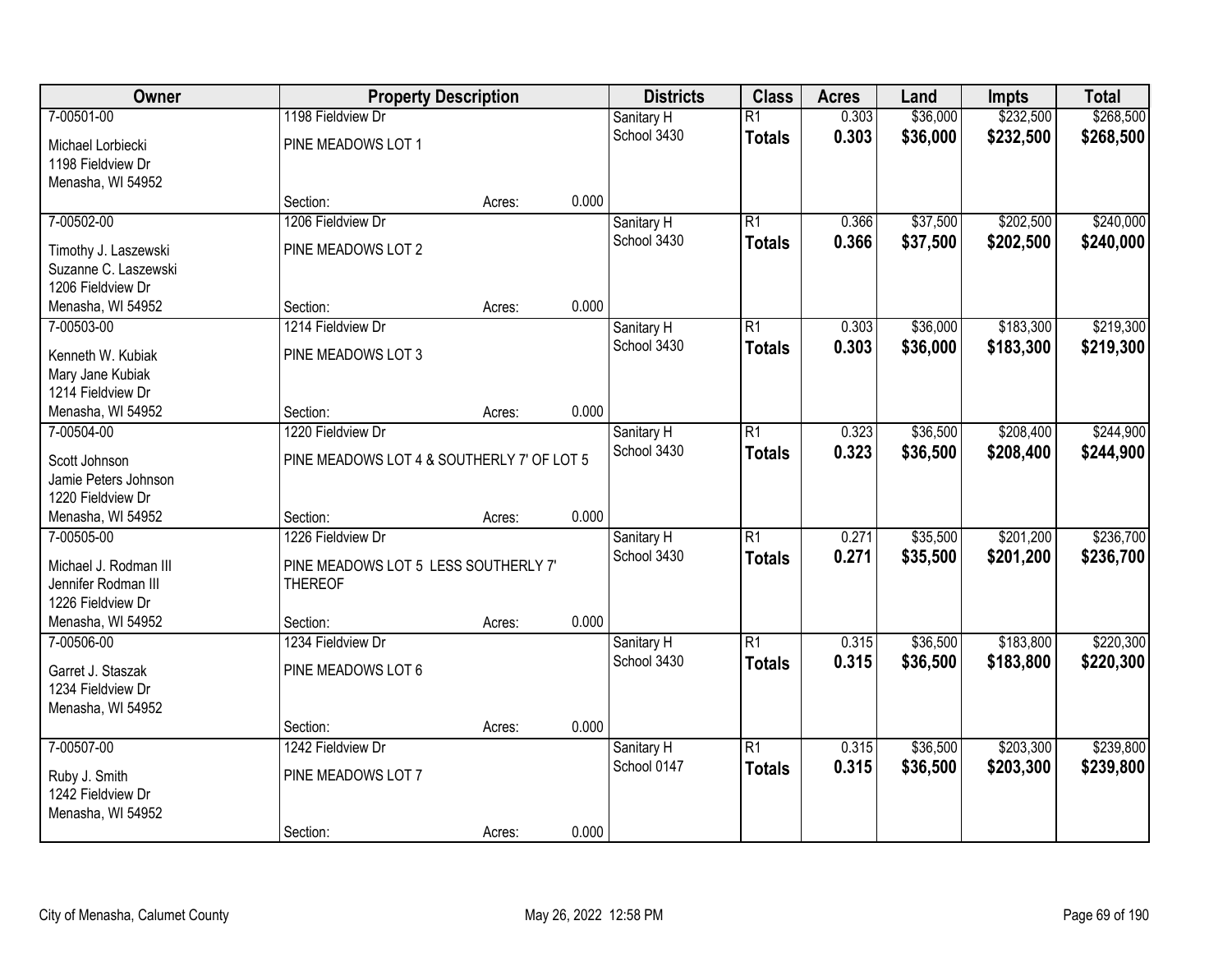| Owner | Property Description | | | Districts | Class | Acres | Land | Impts | Total |
|---|---|---|---|---|---|---|---|---|---|
| 7-00501-00 | 1198 Fieldview Dr | | | Sanitary H | R1 | 0.303 | $36,000 | $232,500 | $268,500 |
| Michael Lorbiecki<br>1198 Fieldview Dr<br>Menasha, WI 54952 | PINE MEADOWS LOT 1 | | | School 3430 | **Totals** | **0.303** | **$36,000** | **$232,500** | **$268,500** |
| | Section: | Acres: | 0.000 | | | | | | |
| 7-00502-00 | 1206 Fieldview Dr | | | Sanitary H | R1 | 0.366 | $37,500 | $202,500 | $240,000 |
| Timothy J. Laszewski<br>Suzanne C. Laszewski<br>1206 Fieldview Dr<br>Menasha, WI 54952 | PINE MEADOWS LOT 2 | | | School 3430 | **Totals** | **0.366** | **$37,500** | **$202,500** | **$240,000** |
| | Section: | Acres: | 0.000 | | | | | | |
| 7-00503-00 | 1214 Fieldview Dr | | | Sanitary H | R1 | 0.303 | $36,000 | $183,300 | $219,300 |
| Kenneth W. Kubiak<br>Mary Jane Kubiak<br>1214 Fieldview Dr<br>Menasha, WI 54952 | PINE MEADOWS LOT 3 | | | School 3430 | **Totals** | **0.303** | **$36,000** | **$183,300** | **$219,300** |
| | Section: | Acres: | 0.000 | | | | | | |
| 7-00504-00 | 1220 Fieldview Dr | | | Sanitary H | R1 | 0.323 | $36,500 | $208,400 | $244,900 |
| Scott Johnson<br>Jamie Peters Johnson<br>1220 Fieldview Dr<br>Menasha, WI 54952 | PINE MEADOWS LOT 4 & SOUTHERLY 7' OF LOT 5 | | | School 3430 | **Totals** | **0.323** | **$36,500** | **$208,400** | **$244,900** |
| | Section: | Acres: | 0.000 | | | | | | |
| 7-00505-00 | 1226 Fieldview Dr | | | Sanitary H | R1 | 0.271 | $35,500 | $201,200 | $236,700 |
| Michael J. Rodman III<br>Jennifer Rodman III<br>1226 Fieldview Dr<br>Menasha, WI 54952 | PINE MEADOWS LOT 5 LESS SOUTHERLY 7' THEREOF | | | School 3430 | **Totals** | **0.271** | **$35,500** | **$201,200** | **$236,700** |
| | Section: | Acres: | 0.000 | | | | | | |
| 7-00506-00 | 1234 Fieldview Dr | | | Sanitary H | R1 | 0.315 | $36,500 | $183,800 | $220,300 |
| Garret J. Staszak<br>1234 Fieldview Dr<br>Menasha, WI 54952 | PINE MEADOWS LOT 6 | | | School 3430 | **Totals** | **0.315** | **$36,500** | **$183,800** | **$220,300** |
| | Section: | Acres: | 0.000 | | | | | | |
| 7-00507-00 | 1242 Fieldview Dr | | | Sanitary H | R1 | 0.315 | $36,500 | $203,300 | $239,800 |
| Ruby J. Smith<br>1242 Fieldview Dr<br>Menasha, WI 54952 | PINE MEADOWS LOT 7 | | | School 0147 | **Totals** | **0.315** | **$36,500** | **$203,300** | **$239,800** |
| | Section: | Acres: | 0.000 | | | | | | |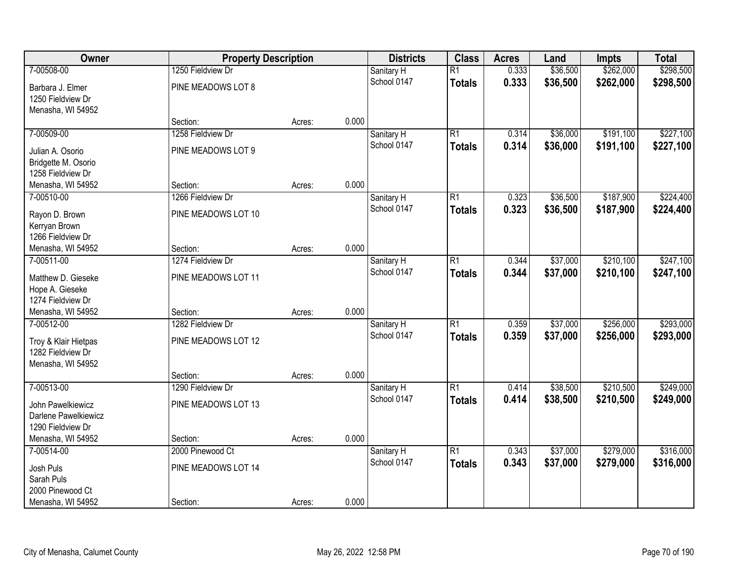| Owner | Property Description | | | Districts | Class | Acres | Land | Impts | Total |
|---|---|---|---|---|---|---|---|---|---|
| 7-00508-00 | 1250 Fieldview Dr | | | Sanitary H | R1 | 0.333 | $36,500 | $262,000 | $298,500 |
| Barbara J. Elmer<br>1250 Fieldview Dr<br>Menasha, WI 54952 | PINE MEADOWS LOT 8 | | | School 0147 | **Totals** | **0.333** | **$36,500** | **$262,000** | **$298,500** |
| | Section: | Acres: | 0.000 | | | | | | |
| 7-00509-00 | 1258 Fieldview Dr | | | Sanitary H | R1 | 0.314 | $36,000 | $191,100 | $227,100 |
| Julian A. Osorio<br>Bridgette M. Osorio<br>1258 Fieldview Dr<br>Menasha, WI 54952 | PINE MEADOWS LOT 9 | | | School 0147 | **Totals** | **0.314** | **$36,000** | **$191,100** | **$227,100** |
| | Section: | Acres: | 0.000 | | | | | | |
| 7-00510-00 | 1266 Fieldview Dr | | | Sanitary H | R1 | 0.323 | $36,500 | $187,900 | $224,400 |
| Rayon D. Brown<br>Kerryan Brown<br>1266 Fieldview Dr<br>Menasha, WI 54952 | PINE MEADOWS LOT 10 | | | School 0147 | **Totals** | **0.323** | **$36,500** | **$187,900** | **$224,400** |
| | Section: | Acres: | 0.000 | | | | | | |
| 7-00511-00 | 1274 Fieldview Dr | | | Sanitary H | R1 | 0.344 | $37,000 | $210,100 | $247,100 |
| Matthew D. Gieseke<br>Hope A. Gieseke<br>1274 Fieldview Dr<br>Menasha, WI 54952 | PINE MEADOWS LOT 11 | | | School 0147 | **Totals** | **0.344** | **$37,000** | **$210,100** | **$247,100** |
| | Section: | Acres: | 0.000 | | | | | | |
| 7-00512-00 | 1282 Fieldview Dr | | | Sanitary H | R1 | 0.359 | $37,000 | $256,000 | $293,000 |
| Troy & Klair Hietpas<br>1282 Fieldview Dr<br>Menasha, WI 54952 | PINE MEADOWS LOT 12 | | | School 0147 | **Totals** | **0.359** | **$37,000** | **$256,000** | **$293,000** |
| | Section: | Acres: | 0.000 | | | | | | |
| 7-00513-00 | 1290 Fieldview Dr | | | Sanitary H | R1 | 0.414 | $38,500 | $210,500 | $249,000 |
| John Pawelkiewicz<br>Darlene Pawelkiewicz<br>1290 Fieldview Dr<br>Menasha, WI 54952 | PINE MEADOWS LOT 13 | | | School 0147 | **Totals** | **0.414** | **$38,500** | **$210,500** | **$249,000** |
| | Section: | Acres: | 0.000 | | | | | | |
| 7-00514-00 | 2000 Pinewood Ct | | | Sanitary H | R1 | 0.343 | $37,000 | $279,000 | $316,000 |
| Josh Puls<br>Sarah Puls<br>2000 Pinewood Ct<br>Menasha, WI 54952 | PINE MEADOWS LOT 14 | | | School 0147 | **Totals** | **0.343** | **$37,000** | **$279,000** | **$316,000** |
| | Section: | Acres: | 0.000 | | | | | | |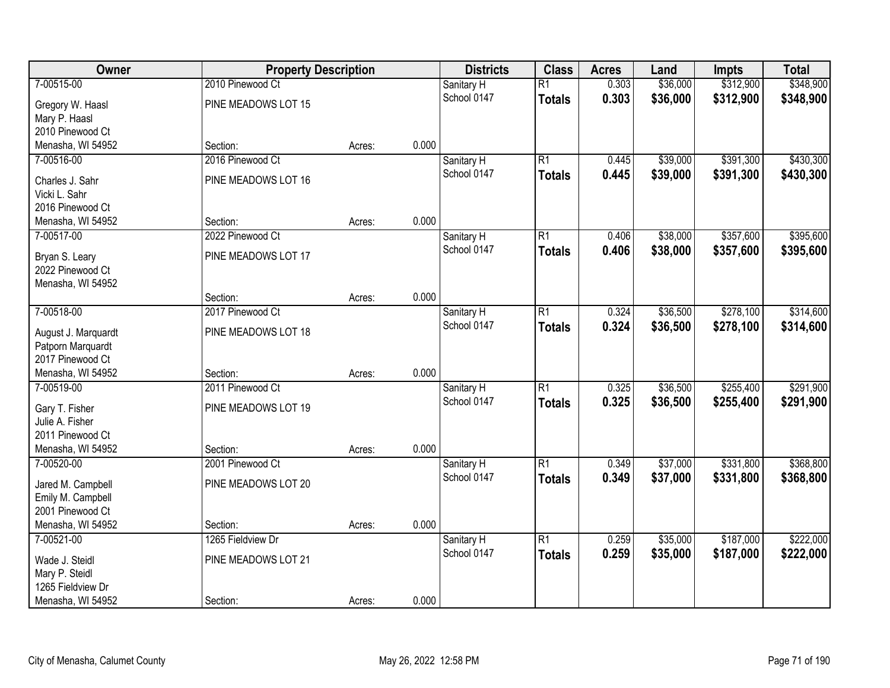| Owner | Property Description | | | Districts | Class | Acres | Land | Impts | Total |
|---|---|---|---|---|---|---|---|---|---|
| 7-00515-00 | 2010 Pinewood Ct | | | Sanitary H | R1 | 0.303 | $36,000 | $312,900 | $348,900 |
| Gregory W. Haasl<br>Mary P. Haasl<br>2010 Pinewood Ct<br>Menasha, WI 54952 | PINE MEADOWS LOT 15 | | | School 0147 | **Totals** | **0.303** | **$36,000** | **$312,900** | **$348,900** |
| | Section: | Acres: | 0.000 | | | | | | |
| 7-00516-00 | 2016 Pinewood Ct | | | Sanitary H | R1 | 0.445 | $39,000 | $391,300 | $430,300 |
| Charles J. Sahr<br>Vicki L. Sahr<br>2016 Pinewood Ct<br>Menasha, WI 54952 | PINE MEADOWS LOT 16 | | | School 0147 | **Totals** | **0.445** | **$39,000** | **$391,300** | **$430,300** |
| | Section: | Acres: | 0.000 | | | | | | |
| 7-00517-00 | 2022 Pinewood Ct | | | Sanitary H | R1 | 0.406 | $38,000 | $357,600 | $395,600 |
| Bryan S. Leary<br>2022 Pinewood Ct<br>Menasha, WI 54952 | PINE MEADOWS LOT 17 | | | School 0147 | **Totals** | **0.406** | **$38,000** | **$357,600** | **$395,600** |
| | Section: | Acres: | 0.000 | | | | | | |
| 7-00518-00 | 2017 Pinewood Ct | | | Sanitary H | R1 | 0.324 | $36,500 | $278,100 | $314,600 |
| August J. Marquardt<br>Patporn Marquardt<br>2017 Pinewood Ct<br>Menasha, WI 54952 | PINE MEADOWS LOT 18 | | | School 0147 | **Totals** | **0.324** | **$36,500** | **$278,100** | **$314,600** |
| | Section: | Acres: | 0.000 | | | | | | |
| 7-00519-00 | 2011 Pinewood Ct | | | Sanitary H | R1 | 0.325 | $36,500 | $255,400 | $291,900 |
| Gary T. Fisher<br>Julie A. Fisher<br>2011 Pinewood Ct<br>Menasha, WI 54952 | PINE MEADOWS LOT 19 | | | School 0147 | **Totals** | **0.325** | **$36,500** | **$255,400** | **$291,900** |
| | Section: | Acres: | 0.000 | | | | | | |
| 7-00520-00 | 2001 Pinewood Ct | | | Sanitary H | R1 | 0.349 | $37,000 | $331,800 | $368,800 |
| Jared M. Campbell<br>Emily M. Campbell<br>2001 Pinewood Ct<br>Menasha, WI 54952 | PINE MEADOWS LOT 20 | | | School 0147 | **Totals** | **0.349** | **$37,000** | **$331,800** | **$368,800** |
| | Section: | Acres: | 0.000 | | | | | | |
| 7-00521-00 | 1265 Fieldview Dr | | | Sanitary H | R1 | 0.259 | $35,000 | $187,000 | $222,000 |
| Wade J. Steidl<br>Mary P. Steidl<br>1265 Fieldview Dr<br>Menasha, WI 54952 | PINE MEADOWS LOT 21 | | | School 0147 | **Totals** | **0.259** | **$35,000** | **$187,000** | **$222,000** |
| | Section: | Acres: | 0.000 | | | | | | |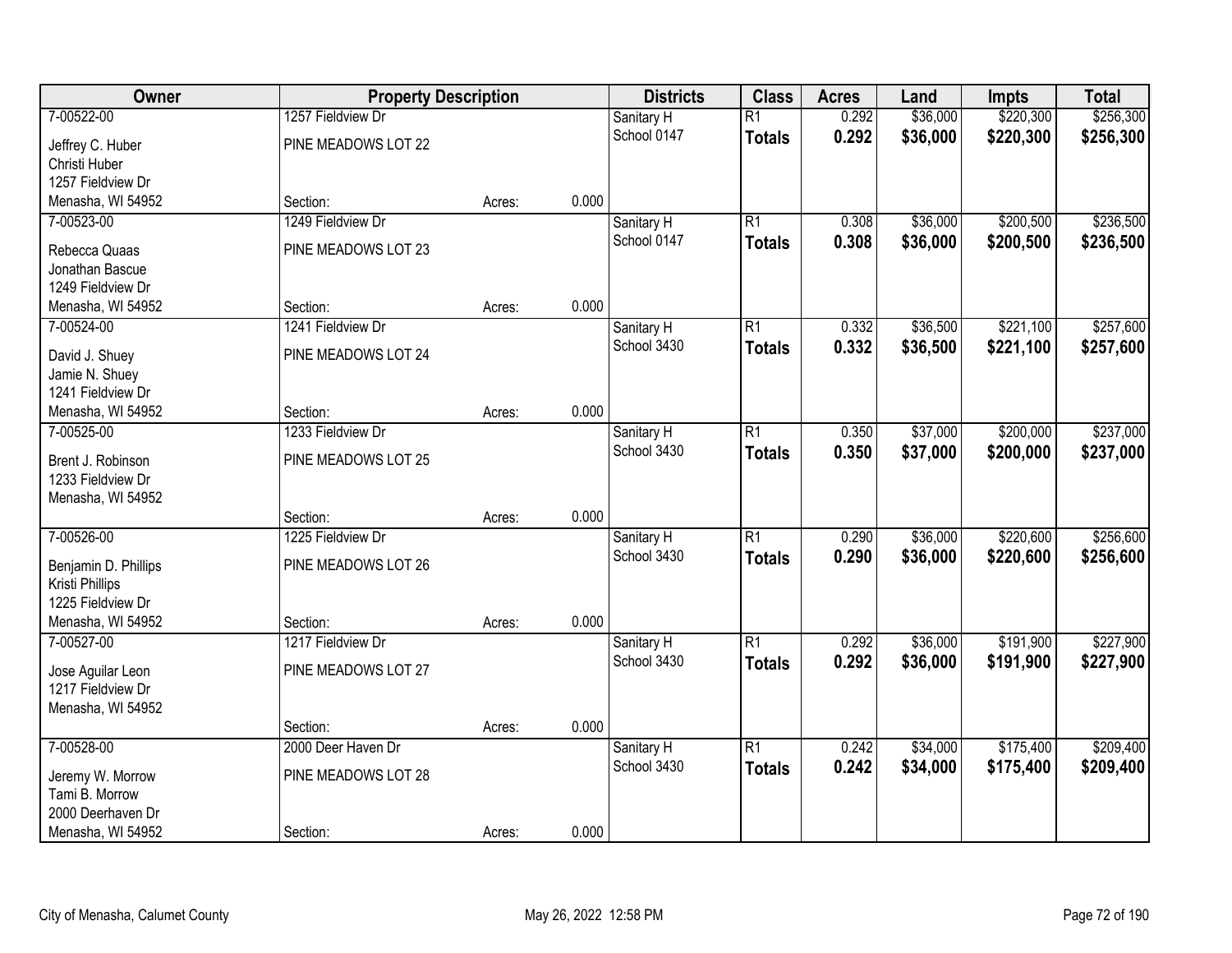| Owner | Property Description | | | Districts | Class | Acres | Land | Impts | Total |
|---|---|---|---|---|---|---|---|---|---|
| 7-00522-00 | 1257 Fieldview Dr | | | Sanitary H | R1 | 0.292 | $36,000 | $220,300 | $256,300 |
| Jeffrey C. Huber<br>Christi Huber<br>1257 Fieldview Dr<br>Menasha, WI 54952 | PINE MEADOWS LOT 22 | | | School 0147 | **Totals** | **0.292** | **$36,000** | **$220,300** | **$256,300** |
| | Section: | Acres: | 0.000 | | | | | | |
| 7-00523-00 | 1249 Fieldview Dr | | | Sanitary H | R1 | 0.308 | $36,000 | $200,500 | $236,500 |
| Rebecca Quaas<br>Jonathan Bascue<br>1249 Fieldview Dr<br>Menasha, WI 54952 | PINE MEADOWS LOT 23 | | | School 0147 | **Totals** | **0.308** | **$36,000** | **$200,500** | **$236,500** |
| | Section: | Acres: | 0.000 | | | | | | |
| 7-00524-00 | 1241 Fieldview Dr | | | Sanitary H | R1 | 0.332 | $36,500 | $221,100 | $257,600 |
| David J. Shuey<br>Jamie N. Shuey<br>1241 Fieldview Dr<br>Menasha, WI 54952 | PINE MEADOWS LOT 24 | | | School 3430 | **Totals** | **0.332** | **$36,500** | **$221,100** | **$257,600** |
| | Section: | Acres: | 0.000 | | | | | | |
| 7-00525-00 | 1233 Fieldview Dr | | | Sanitary H | R1 | 0.350 | $37,000 | $200,000 | $237,000 |
| Brent J. Robinson<br>1233 Fieldview Dr<br>Menasha, WI 54952 | PINE MEADOWS LOT 25 | | | School 3430 | **Totals** | **0.350** | **$37,000** | **$200,000** | **$237,000** |
| | Section: | Acres: | 0.000 | | | | | | |
| 7-00526-00 | 1225 Fieldview Dr | | | Sanitary H | R1 | 0.290 | $36,000 | $220,600 | $256,600 |
| Benjamin D. Phillips<br>Kristi Phillips<br>1225 Fieldview Dr<br>Menasha, WI 54952 | PINE MEADOWS LOT 26 | | | School 3430 | **Totals** | **0.290** | **$36,000** | **$220,600** | **$256,600** |
| | Section: | Acres: | 0.000 | | | | | | |
| 7-00527-00 | 1217 Fieldview Dr | | | Sanitary H | R1 | 0.292 | $36,000 | $191,900 | $227,900 |
| Jose Aguilar Leon<br>1217 Fieldview Dr<br>Menasha, WI 54952 | PINE MEADOWS LOT 27 | | | School 3430 | **Totals** | **0.292** | **$36,000** | **$191,900** | **$227,900** |
| | Section: | Acres: | 0.000 | | | | | | |
| 7-00528-00 | 2000 Deer Haven Dr | | | Sanitary H | R1 | 0.242 | $34,000 | $175,400 | $209,400 |
| Jeremy W. Morrow<br>Tami B. Morrow<br>2000 Deerhaven Dr<br>Menasha, WI 54952 | PINE MEADOWS LOT 28 | | | School 3430 | **Totals** | **0.242** | **$34,000** | **$175,400** | **$209,400** |
| | Section: | Acres: | 0.000 | | | | | | |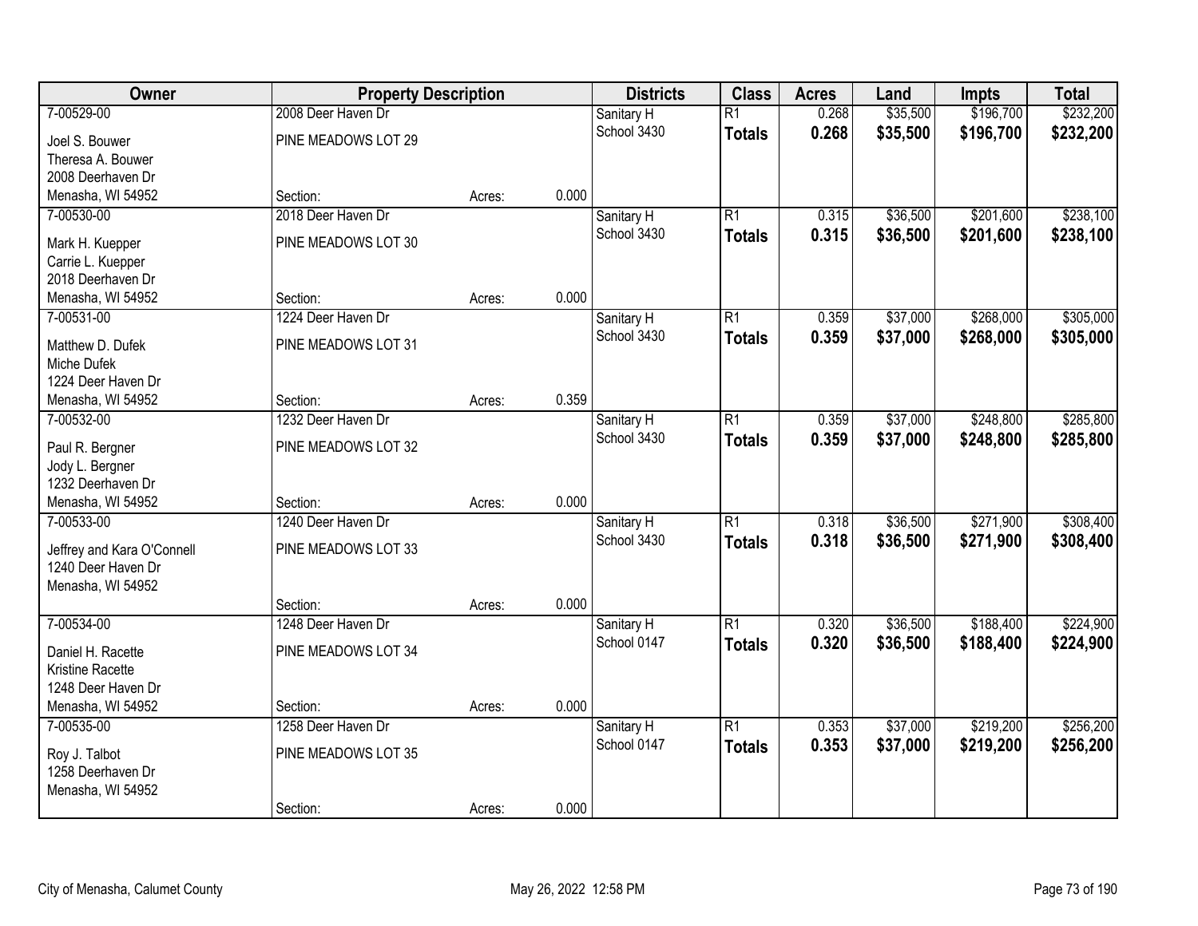| Owner | Property Description | | | Districts | Class | Acres | Land | Impts | Total |
|---|---|---|---|---|---|---|---|---|---|
| 7-00529-00 | 2008 Deer Haven Dr | | | Sanitary H | R1 | 0.268 | $35,500 | $196,700 | $232,200 |
| Joel S. Bouwer<br>Theresa A. Bouwer<br>2008 Deerhaven Dr<br>Menasha, WI 54952 | PINE MEADOWS LOT 29 | | | School 3430 | **Totals** | **0.268** | **$35,500** | **$196,700** | **$232,200** |
| | Section: | Acres: | 0.000 | | | | | | |
| 7-00530-00 | 2018 Deer Haven Dr | | | Sanitary H | R1 | 0.315 | $36,500 | $201,600 | $238,100 |
| Mark H. Kuepper<br>Carrie L. Kuepper<br>2018 Deerhaven Dr<br>Menasha, WI 54952 | PINE MEADOWS LOT 30 | | | School 3430 | **Totals** | **0.315** | **$36,500** | **$201,600** | **$238,100** |
| | Section: | Acres: | 0.000 | | | | | | |
| 7-00531-00 | 1224 Deer Haven Dr | | | Sanitary H | R1 | 0.359 | $37,000 | $268,000 | $305,000 |
| Matthew D. Dufek<br>Miche Dufek<br>1224 Deer Haven Dr<br>Menasha, WI 54952 | PINE MEADOWS LOT 31 | | | School 3430 | **Totals** | **0.359** | **$37,000** | **$268,000** | **$305,000** |
| | Section: | Acres: | 0.359 | | | | | | |
| 7-00532-00 | 1232 Deer Haven Dr | | | Sanitary H | R1 | 0.359 | $37,000 | $248,800 | $285,800 |
| Paul R. Bergner<br>Jody L. Bergner<br>1232 Deerhaven Dr<br>Menasha, WI 54952 | PINE MEADOWS LOT 32 | | | School 3430 | **Totals** | **0.359** | **$37,000** | **$248,800** | **$285,800** |
| | Section: | Acres: | 0.000 | | | | | | |
| 7-00533-00 | 1240 Deer Haven Dr | | | Sanitary H | R1 | 0.318 | $36,500 | $271,900 | $308,400 |
| Jeffrey and Kara O'Connell<br>1240 Deer Haven Dr<br>Menasha, WI 54952 | PINE MEADOWS LOT 33 | | | School 3430 | **Totals** | **0.318** | **$36,500** | **$271,900** | **$308,400** |
| | Section: | Acres: | 0.000 | | | | | | |
| 7-00534-00 | 1248 Deer Haven Dr | | | Sanitary H | R1 | 0.320 | $36,500 | $188,400 | $224,900 |
| Daniel H. Racette<br>Kristine Racette<br>1248 Deer Haven Dr<br>Menasha, WI 54952 | PINE MEADOWS LOT 34 | | | School 0147 | **Totals** | **0.320** | **$36,500** | **$188,400** | **$224,900** |
| | Section: | Acres: | 0.000 | | | | | | |
| 7-00535-00 | 1258 Deer Haven Dr | | | Sanitary H | R1 | 0.353 | $37,000 | $219,200 | $256,200 |
| Roy J. Talbot<br>1258 Deerhaven Dr<br>Menasha, WI 54952 | PINE MEADOWS LOT 35 | | | School 0147 | **Totals** | **0.353** | **$37,000** | **$219,200** | **$256,200** |
| | Section: | Acres: | 0.000 | | | | | | |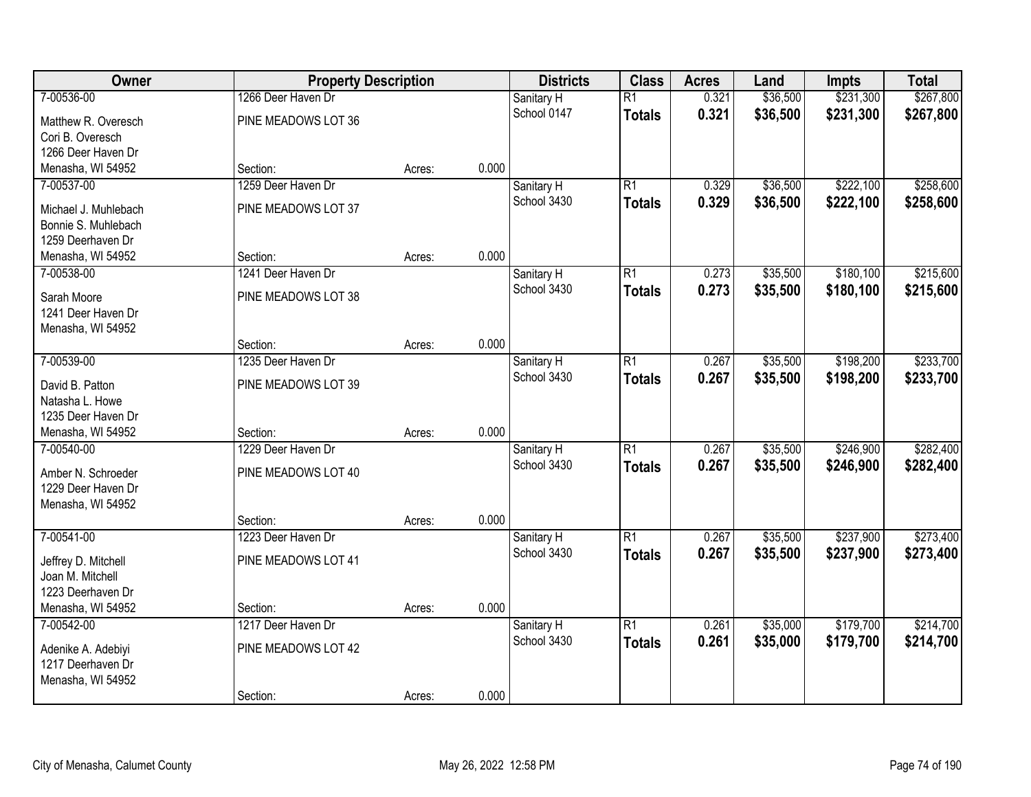| Owner | Property Description | | | Districts | Class | Acres | Land | Impts | Total |
|---|---|---|---|---|---|---|---|---|---|
| 7-00536-00 | 1266 Deer Haven Dr | | | Sanitary H | R1 | 0.321 | $36,500 | $231,300 | $267,800 |
| Matthew R. Overesch<br>Cori B. Overesch<br>1266 Deer Haven Dr<br>Menasha, WI 54952 | PINE MEADOWS LOT 36 | | | School 0147 | **Totals** | **0.321** | **$36,500** | **$231,300** | **$267,800** |
| | Section: | Acres: | 0.000 | | | | | | |
| 7-00537-00 | 1259 Deer Haven Dr | | | Sanitary H | R1 | 0.329 | $36,500 | $222,100 | $258,600 |
| Michael J. Muhlebach<br>Bonnie S. Muhlebach<br>1259 Deerhaven Dr<br>Menasha, WI 54952 | PINE MEADOWS LOT 37 | | | School 3430 | **Totals** | **0.329** | **$36,500** | **$222,100** | **$258,600** |
| | Section: | Acres: | 0.000 | | | | | | |
| 7-00538-00 | 1241 Deer Haven Dr | | | Sanitary H | R1 | 0.273 | $35,500 | $180,100 | $215,600 |
| Sarah Moore<br>1241 Deer Haven Dr<br>Menasha, WI 54952 | PINE MEADOWS LOT 38 | | | School 3430 | **Totals** | **0.273** | **$35,500** | **$180,100** | **$215,600** |
| | Section: | Acres: | 0.000 | | | | | | |
| 7-00539-00 | 1235 Deer Haven Dr | | | Sanitary H | R1 | 0.267 | $35,500 | $198,200 | $233,700 |
| David B. Patton<br>Natasha L. Howe<br>1235 Deer Haven Dr<br>Menasha, WI 54952 | PINE MEADOWS LOT 39 | | | School 3430 | **Totals** | **0.267** | **$35,500** | **$198,200** | **$233,700** |
| | Section: | Acres: | 0.000 | | | | | | |
| 7-00540-00 | 1229 Deer Haven Dr | | | Sanitary H | R1 | 0.267 | $35,500 | $246,900 | $282,400 |
| Amber N. Schroeder<br>1229 Deer Haven Dr<br>Menasha, WI 54952 | PINE MEADOWS LOT 40 | | | School 3430 | **Totals** | **0.267** | **$35,500** | **$246,900** | **$282,400** |
| | Section: | Acres: | 0.000 | | | | | | |
| 7-00541-00 | 1223 Deer Haven Dr | | | Sanitary H | R1 | 0.267 | $35,500 | $237,900 | $273,400 |
| Jeffrey D. Mitchell<br>Joan M. Mitchell<br>1223 Deerhaven Dr<br>Menasha, WI 54952 | PINE MEADOWS LOT 41 | | | School 3430 | **Totals** | **0.267** | **$35,500** | **$237,900** | **$273,400** |
| | Section: | Acres: | 0.000 | | | | | | |
| 7-00542-00 | 1217 Deer Haven Dr | | | Sanitary H | R1 | 0.261 | $35,000 | $179,700 | $214,700 |
| Adenike A. Adebiyi<br>1217 Deerhaven Dr<br>Menasha, WI 54952 | PINE MEADOWS LOT 42 | | | School 3430 | **Totals** | **0.261** | **$35,000** | **$179,700** | **$214,700** |
| | Section: | Acres: | 0.000 | | | | | | |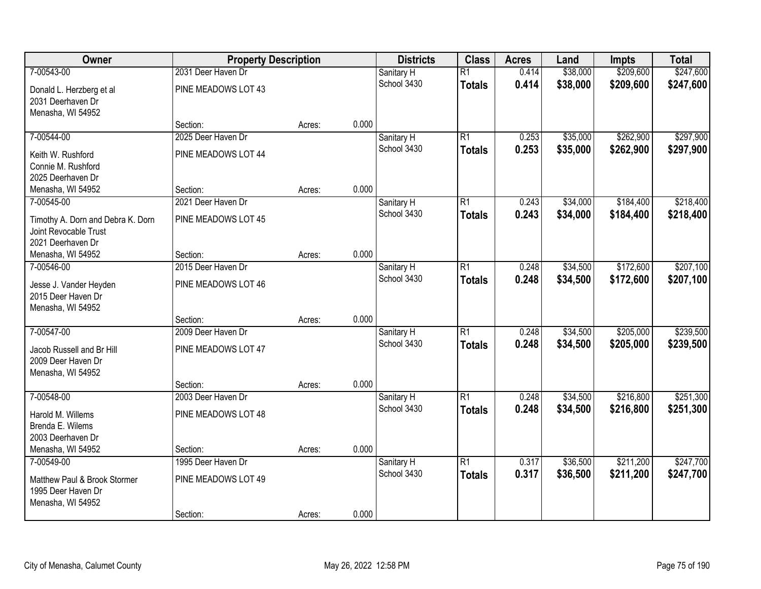| Owner | Property Description | | | Districts | Class | Acres | Land | Impts | Total |
|---|---|---|---|---|---|---|---|---|---|
| 7-00543-00 | 2031 Deer Haven Dr | | | Sanitary H | R1 | 0.414 | $38,000 | $209,600 | $247,600 |
| Donald L. Herzberg et al<br>2031 Deerhaven Dr<br>Menasha, WI 54952 | PINE MEADOWS LOT 43 | | | School 3430 | **Totals** | **0.414** | **$38,000** | **$209,600** | **$247,600** |
| | Section: | Acres: | 0.000 | | | | | | |
| 7-00544-00 | 2025 Deer Haven Dr | | | Sanitary H | R1 | 0.253 | $35,000 | $262,900 | $297,900 |
| Keith W. Rushford<br>Connie M. Rushford<br>2025 Deerhaven Dr<br>Menasha, WI 54952 | PINE MEADOWS LOT 44 | | | School 3430 | **Totals** | **0.253** | **$35,000** | **$262,900** | **$297,900** |
| | Section: | Acres: | 0.000 | | | | | | |
| 7-00545-00 | 2021 Deer Haven Dr | | | Sanitary H | R1 | 0.243 | $34,000 | $184,400 | $218,400 |
| Timothy A. Dorn and Debra K. Dorn<br>Joint Revocable Trust<br>2021 Deerhaven Dr<br>Menasha, WI 54952 | PINE MEADOWS LOT 45 | | | School 3430 | **Totals** | **0.243** | **$34,000** | **$184,400** | **$218,400** |
| | Section: | Acres: | 0.000 | | | | | | |
| 7-00546-00 | 2015 Deer Haven Dr | | | Sanitary H | R1 | 0.248 | $34,500 | $172,600 | $207,100 |
| Jesse J. Vander Heyden<br>2015 Deer Haven Dr<br>Menasha, WI 54952 | PINE MEADOWS LOT 46 | | | School 3430 | **Totals** | **0.248** | **$34,500** | **$172,600** | **$207,100** |
| | Section: | Acres: | 0.000 | | | | | | |
| 7-00547-00 | 2009 Deer Haven Dr | | | Sanitary H | R1 | 0.248 | $34,500 | $205,000 | $239,500 |
| Jacob Russell and Br Hill<br>2009 Deer Haven Dr<br>Menasha, WI 54952 | PINE MEADOWS LOT 47 | | | School 3430 | **Totals** | **0.248** | **$34,500** | **$205,000** | **$239,500** |
| | Section: | Acres: | 0.000 | | | | | | |
| 7-00548-00 | 2003 Deer Haven Dr | | | Sanitary H | R1 | 0.248 | $34,500 | $216,800 | $251,300 |
| Harold M. Willems<br>Brenda E. Wilems<br>2003 Deerhaven Dr<br>Menasha, WI 54952 | PINE MEADOWS LOT 48 | | | School 3430 | **Totals** | **0.248** | **$34,500** | **$216,800** | **$251,300** |
| | Section: | Acres: | 0.000 | | | | | | |
| 7-00549-00 | 1995 Deer Haven Dr | | | Sanitary H | R1 | 0.317 | $36,500 | $211,200 | $247,700 |
| Matthew Paul & Brook Stormer<br>1995 Deer Haven Dr<br>Menasha, WI 54952 | PINE MEADOWS LOT 49 | | | School 3430 | **Totals** | **0.317** | **$36,500** | **$211,200** | **$247,700** |
| | Section: | Acres: | 0.000 | | | | | | |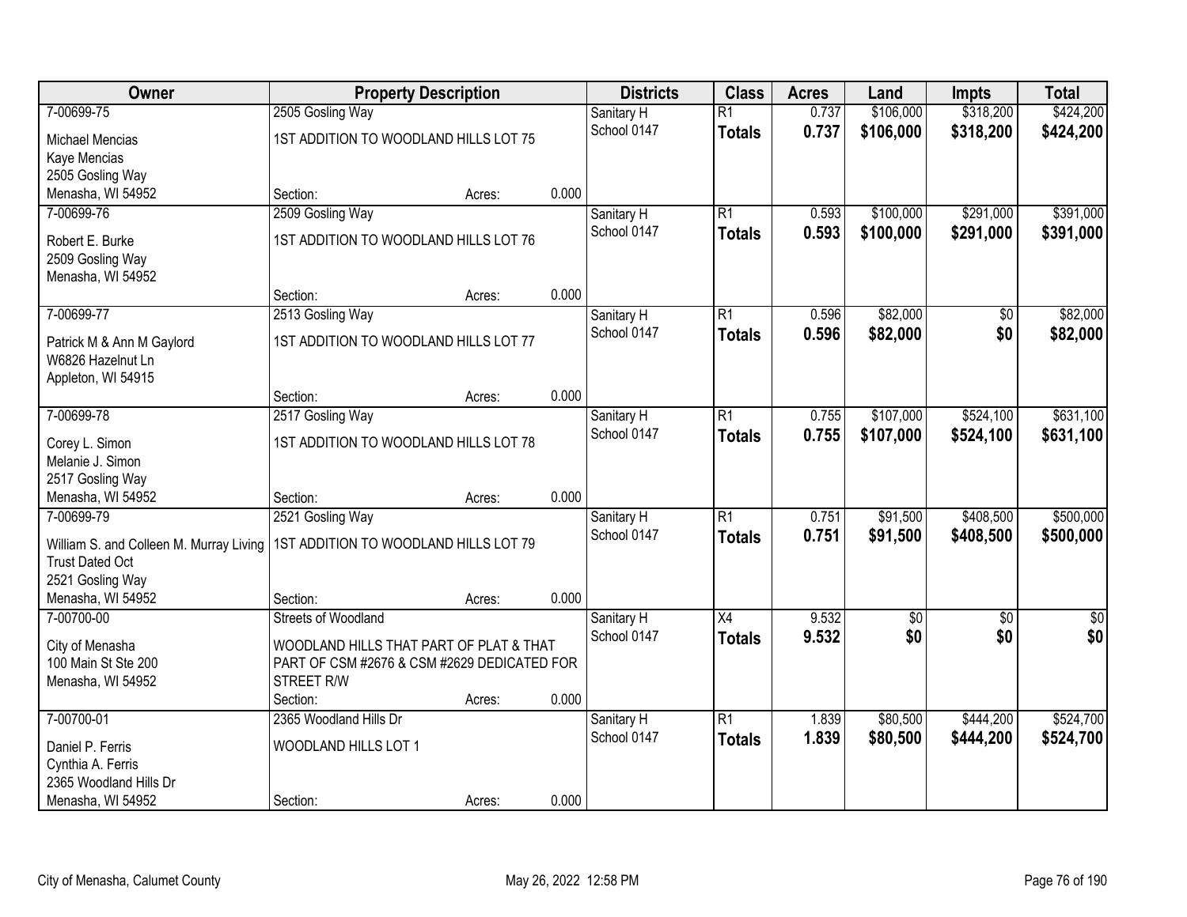| Owner | Property Description | | | Districts | Class | Acres | Land | Impts | Total |
|---|---|---|---|---|---|---|---|---|---|
| 7-00699-75 | 2505 Gosling Way | | | Sanitary H | R1 | 0.737 | $106,000 | $318,200 | $424,200 |
| Michael Mencias<br>Kaye Mencias<br>2505 Gosling Way<br>Menasha, WI 54952 | 1ST ADDITION TO WOODLAND HILLS LOT 75 | | | School 0147 | **Totals** | **0.737** | **$106,000** | **$318,200** | **$424,200** |
| | Section: | Acres: | 0.000 | | | | | | |
| 7-00699-76 | 2509 Gosling Way | | | Sanitary H | R1 | 0.593 | $100,000 | $291,000 | $391,000 |
| Robert E. Burke<br>2509 Gosling Way<br>Menasha, WI 54952 | 1ST ADDITION TO WOODLAND HILLS LOT 76 | | | School 0147 | **Totals** | **0.593** | **$100,000** | **$291,000** | **$391,000** |
| | Section: | Acres: | 0.000 | | | | | | |
| 7-00699-77 | 2513 Gosling Way | | | Sanitary H | R1 | 0.596 | $82,000 | $0 | $82,000 |
| Patrick M & Ann M Gaylord<br>W6826 Hazelnut Ln<br>Appleton, WI 54915 | 1ST ADDITION TO WOODLAND HILLS LOT 77 | | | School 0147 | **Totals** | **0.596** | **$82,000** | **$0** | **$82,000** |
| | Section: | Acres: | 0.000 | | | | | | |
| 7-00699-78 | 2517 Gosling Way | | | Sanitary H | R1 | 0.755 | $107,000 | $524,100 | $631,100 |
| Corey L. Simon<br>Melanie J. Simon<br>2517 Gosling Way<br>Menasha, WI 54952 | 1ST ADDITION TO WOODLAND HILLS LOT 78 | | | School 0147 | **Totals** | **0.755** | **$107,000** | **$524,100** | **$631,100** |
| | Section: | Acres: | 0.000 | | | | | | |
| 7-00699-79 | 2521 Gosling Way | | | Sanitary H | R1 | 0.751 | $91,500 | $408,500 | $500,000 |
| William S. and Colleen M. Murray Living Trust Dated Oct<br>2521 Gosling Way<br>Menasha, WI 54952 | 1ST ADDITION TO WOODLAND HILLS LOT 79 | | | School 0147 | **Totals** | **0.751** | **$91,500** | **$408,500** | **$500,000** |
| | Section: | Acres: | 0.000 | | | | | | |
| 7-00700-00 | Streets of Woodland | | | Sanitary H | X4 | 9.532 | $0 | $0 | $0 |
| City of Menasha<br>100 Main St Ste 200<br>Menasha, WI 54952 | WOODLAND HILLS THAT PART OF PLAT & THAT PART OF CSM #2676 & CSM #2629 DEDICATED FOR STREET R/W | | | School 0147 | **Totals** | **9.532** | **$0** | **$0** | **$0** |
| | Section: | Acres: | 0.000 | | | | | | |
| 7-00700-01 | 2365 Woodland Hills Dr | | | Sanitary H | R1 | 1.839 | $80,500 | $444,200 | $524,700 |
| Daniel P. Ferris<br>Cynthia A. Ferris<br>2365 Woodland Hills Dr<br>Menasha, WI 54952 | WOODLAND HILLS LOT 1 | | | School 0147 | **Totals** | **1.839** | **$80,500** | **$444,200** | **$524,700** |
| | Section: | Acres: | 0.000 | | | | | | |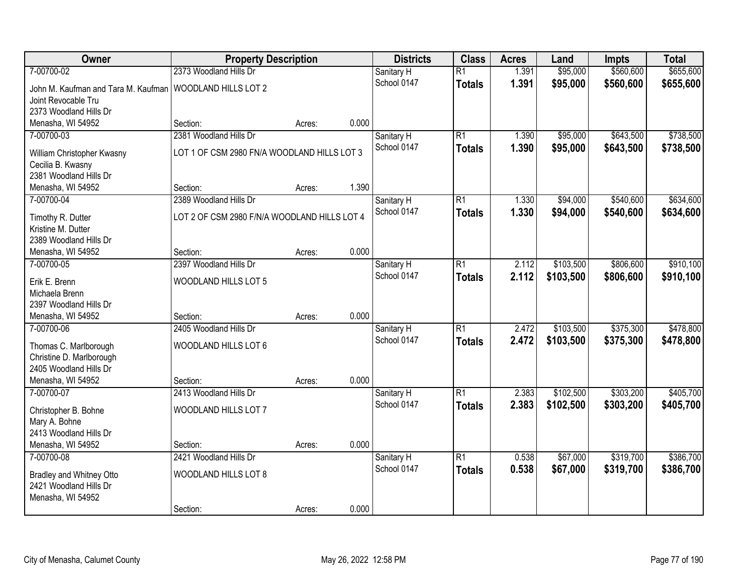| Owner | Property Description | | | Districts | Class | Acres | Land | Impts | Total |
|---|---|---|---|---|---|---|---|---|---|
| 7-00700-02 | 2373 Woodland Hills Dr | | | Sanitary H | R1 | 1.391 | $95,000 | $560,600 | $655,600 |
| John M. Kaufman and Tara M. Kaufman Joint Revocable Tru 2373 Woodland Hills Dr Menasha, WI 54952 | WOODLAND HILLS LOT 2 | | | School 0147 | **Totals** | **1.391** | **$95,000** | **$560,600** | **$655,600** |
| | Section: | Acres: | 0.000 | | | | | | |
| 7-00700-03 | 2381 Woodland Hills Dr | | | Sanitary H | R1 | 1.390 | $95,000 | $643,500 | $738,500 |
| William Christopher Kwasny Cecilia B. Kwasny 2381 Woodland Hills Dr Menasha, WI 54952 | LOT 1 OF CSM 2980 FN/A WOODLAND HILLS LOT 3 | | | School 0147 | **Totals** | **1.390** | **$95,000** | **$643,500** | **$738,500** |
| | Section: | Acres: | 1.390 | | | | | | |
| 7-00700-04 | 2389 Woodland Hills Dr | | | Sanitary H | R1 | 1.330 | $94,000 | $540,600 | $634,600 |
| Timothy R. Dutter Kristine M. Dutter 2389 Woodland Hills Dr Menasha, WI 54952 | LOT 2 OF CSM 2980 F/N/A WOODLAND HILLS LOT 4 | | | School 0147 | **Totals** | **1.330** | **$94,000** | **$540,600** | **$634,600** |
| | Section: | Acres: | 0.000 | | | | | | |
| 7-00700-05 | 2397 Woodland Hills Dr | | | Sanitary H | R1 | 2.112 | $103,500 | $806,600 | $910,100 |
| Erik E. Brenn Michaela Brenn 2397 Woodland Hills Dr Menasha, WI 54952 | WOODLAND HILLS LOT 5 | | | School 0147 | **Totals** | **2.112** | **$103,500** | **$806,600** | **$910,100** |
| | Section: | Acres: | 0.000 | | | | | | |
| 7-00700-06 | 2405 Woodland Hills Dr | | | Sanitary H | R1 | 2.472 | $103,500 | $375,300 | $478,800 |
| Thomas C. Marlborough Christine D. Marlborough 2405 Woodland Hills Dr Menasha, WI 54952 | WOODLAND HILLS LOT 6 | | | School 0147 | **Totals** | **2.472** | **$103,500** | **$375,300** | **$478,800** |
| | Section: | Acres: | 0.000 | | | | | | |
| 7-00700-07 | 2413 Woodland Hills Dr | | | Sanitary H | R1 | 2.383 | $102,500 | $303,200 | $405,700 |
| Christopher B. Bohne Mary A. Bohne 2413 Woodland Hills Dr Menasha, WI 54952 | WOODLAND HILLS LOT 7 | | | School 0147 | **Totals** | **2.383** | **$102,500** | **$303,200** | **$405,700** |
| | Section: | Acres: | 0.000 | | | | | | |
| 7-00700-08 | 2421 Woodland Hills Dr | | | Sanitary H | R1 | 0.538 | $67,000 | $319,700 | $386,700 |
| Bradley and Whitney Otto 2421 Woodland Hills Dr Menasha, WI 54952 | WOODLAND HILLS LOT 8 | | | School 0147 | **Totals** | **0.538** | **$67,000** | **$319,700** | **$386,700** |
| | Section: | Acres: | 0.000 | | | | | | |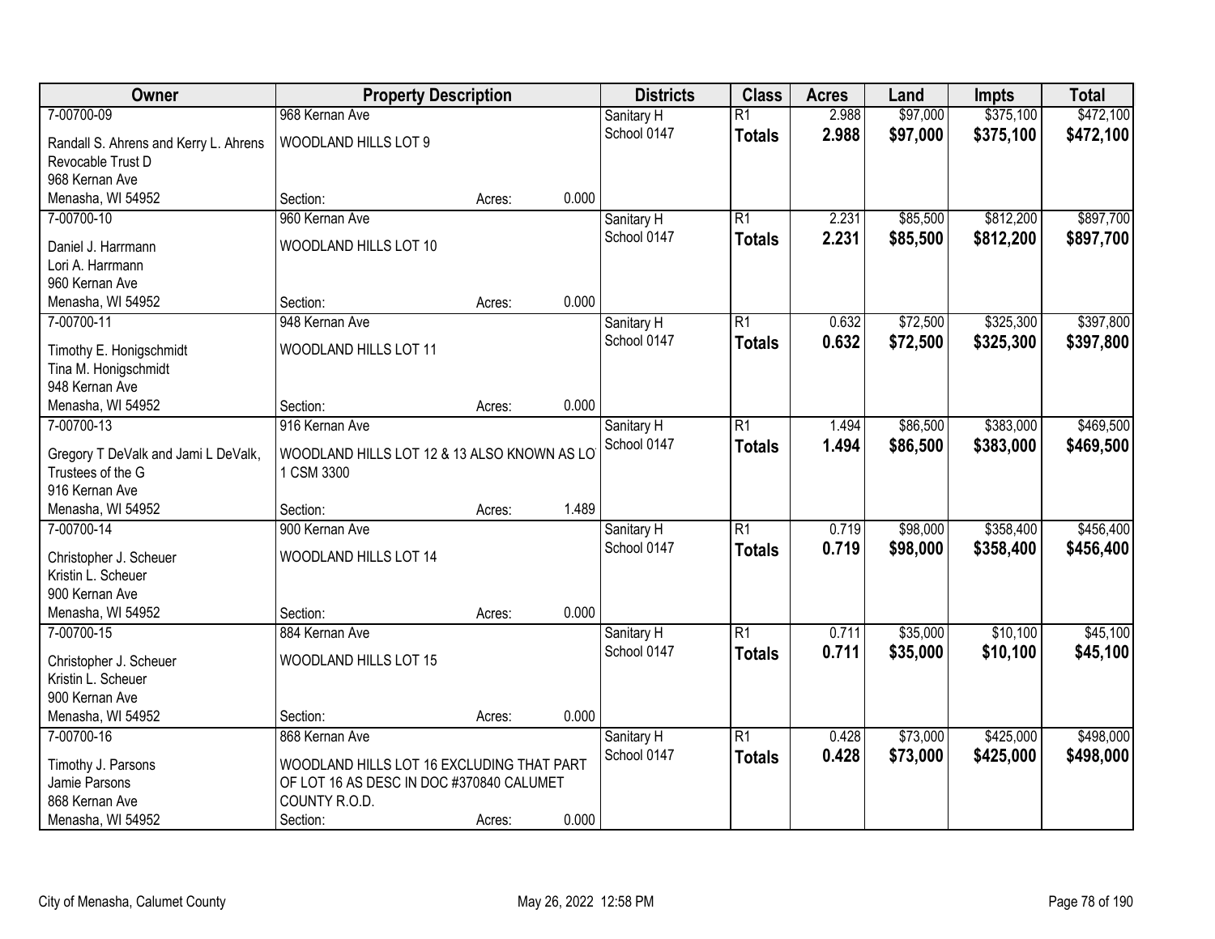| Owner | Property Description | | | Districts | Class | Acres | Land | Impts | Total |
|---|---|---|---|---|---|---|---|---|---|
| 7-00700-09<br>Randall S. Ahrens and Kerry L. Ahrens Revocable Trust D<br>968 Kernan Ave<br>Menasha, WI 54952 | 968 Kernan Ave<br>WOODLAND HILLS LOT 9<br>Section: | Acres: | 0.000 | Sanitary H<br>School 0147 | R1<br>**Totals** | 2.988<br>**2.988** | $97,000<br>**$97,000** | $375,100<br>**$375,100** | $472,100<br>**$472,100** |
| 7-00700-10<br>Daniel J. Harrmann<br>Lori A. Harrmann<br>960 Kernan Ave<br>Menasha, WI 54952 | 960 Kernan Ave<br>WOODLAND HILLS LOT 10<br>Section: | Acres: | 0.000 | Sanitary H<br>School 0147 | R1<br>**Totals** | 2.231<br>**2.231** | $85,500<br>**$85,500** | $812,200<br>**$812,200** | $897,700<br>**$897,700** |
| 7-00700-11<br>Timothy E. Honigschmidt<br>Tina M. Honigschmidt<br>948 Kernan Ave<br>Menasha, WI 54952 | 948 Kernan Ave<br>WOODLAND HILLS LOT 11<br>Section: | Acres: | 0.000 | Sanitary H<br>School 0147 | R1<br>**Totals** | 0.632<br>**0.632** | $72,500<br>**$72,500** | $325,300<br>**$325,300** | $397,800<br>**$397,800** |
| 7-00700-13<br>Gregory T DeValk and Jami L DeValk, Trustees of the G<br>916 Kernan Ave<br>Menasha, WI 54952 | 916 Kernan Ave<br>WOODLAND HILLS LOT 12 & 13 ALSO KNOWN AS LOT 1 CSM 3300<br>Section: | Acres: | 1.489 | Sanitary H<br>School 0147 | R1<br>**Totals** | 1.494<br>**1.494** | $86,500<br>**$86,500** | $383,000<br>**$383,000** | $469,500<br>**$469,500** |
| 7-00700-14<br>Christopher J. Scheuer<br>Kristin L. Scheuer<br>900 Kernan Ave<br>Menasha, WI 54952 | 900 Kernan Ave<br>WOODLAND HILLS LOT 14<br>Section: | Acres: | 0.000 | Sanitary H<br>School 0147 | R1<br>**Totals** | 0.719<br>**0.719** | $98,000<br>**$98,000** | $358,400<br>**$358,400** | $456,400<br>**$456,400** |
| 7-00700-15<br>Christopher J. Scheuer<br>Kristin L. Scheuer<br>900 Kernan Ave<br>Menasha, WI 54952 | 884 Kernan Ave<br>WOODLAND HILLS LOT 15<br>Section: | Acres: | 0.000 | Sanitary H<br>School 0147 | R1<br>**Totals** | 0.711<br>**0.711** | $35,000<br>**$35,000** | $10,100<br>**$10,100** | $45,100<br>**$45,100** |
| 7-00700-16<br>Timothy J. Parsons<br>Jamie Parsons<br>868 Kernan Ave<br>Menasha, WI 54952 | 868 Kernan Ave<br>WOODLAND HILLS LOT 16 EXCLUDING THAT PART OF LOT 16 AS DESC IN DOC #370840 CALUMET COUNTY R.O.D.<br>Section: | Acres: | 0.000 | Sanitary H<br>School 0147 | R1<br>**Totals** | 0.428<br>**0.428** | $73,000<br>**$73,000** | $425,000<br>**$425,000** | $498,000<br>**$498,000** |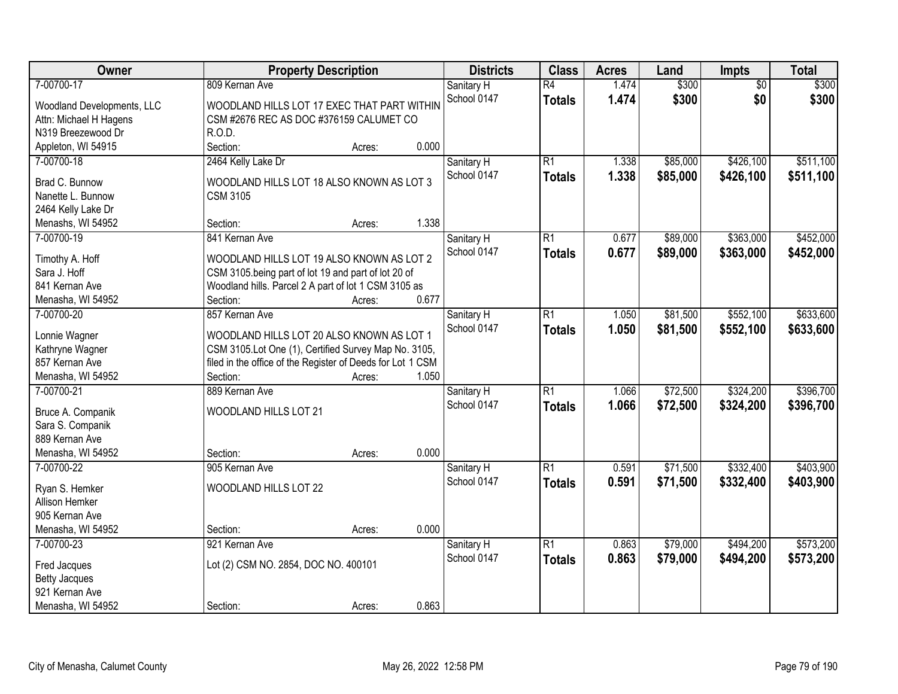| Owner | Property Description | Districts | Class | Acres | Land | Impts | Total |
|---|---|---|---|---|---|---|---|
| 7-00700-17<br>Woodland Developments, LLC<br>Attn: Michael H Hagens<br>N319 Breezewood Dr<br>Appleton, WI 54915 | 809 Kernan Ave<br>WOODLAND HILLS LOT 17 EXEC THAT PART WITHIN CSM #2676 REC AS DOC #376159 CALUMET CO R.O.D.<br>Section: Acres: 0.000 | Sanitary H<br>School 0147 | R4<br>**Totals** | 1.474<br>**1.474** | $300<br>**$300** | $0<br>**$0** | $300<br>**$300** |
| 7-00700-18<br>Brad C. Bunnow<br>Nanette L. Bunnow<br>2464 Kelly Lake Dr<br>Menashs, WI 54952 | 2464 Kelly Lake Dr<br>WOODLAND HILLS LOT 18 ALSO KNOWN AS LOT 3 CSM 3105<br>Section: Acres: 1.338 | Sanitary H<br>School 0147 | R1<br>**Totals** | 1.338<br>**1.338** | $85,000<br>**$85,000** | $426,100<br>**$426,100** | $511,100<br>**$511,100** |
| 7-00700-19<br>Timothy A. Hoff<br>Sara J. Hoff<br>841 Kernan Ave<br>Menasha, WI 54952 | 841 Kernan Ave<br>WOODLAND HILLS LOT 19 ALSO KNOWN AS LOT 2 CSM 3105.being part of lot 19 and part of lot 20 of Woodland hills. Parcel 2 A part of lot 1 CSM 3105 as<br>Section: Acres: 0.677 | Sanitary H<br>School 0147 | R1<br>**Totals** | 0.677<br>**0.677** | $89,000<br>**$89,000** | $363,000<br>**$363,000** | $452,000<br>**$452,000** |
| 7-00700-20<br>Lonnie Wagner<br>Kathryne Wagner<br>857 Kernan Ave<br>Menasha, WI 54952 | 857 Kernan Ave<br>WOODLAND HILLS LOT 20 ALSO KNOWN AS LOT 1 CSM 3105.Lot One (1), Certified Survey Map No. 3105, filed in the office of the Register of Deeds for Lot 1 CSM<br>Section: Acres: 1.050 | Sanitary H<br>School 0147 | R1<br>**Totals** | 1.050<br>**1.050** | $81,500<br>**$81,500** | $552,100<br>**$552,100** | $633,600<br>**$633,600** |
| 7-00700-21<br>Bruce A. Companik<br>Sara S. Companik<br>889 Kernan Ave<br>Menasha, WI 54952 | 889 Kernan Ave<br>WOODLAND HILLS LOT 21<br>Section: Acres: 0.000 | Sanitary H<br>School 0147 | R1<br>**Totals** | 1.066<br>**1.066** | $72,500<br>**$72,500** | $324,200<br>**$324,200** | $396,700<br>**$396,700** |
| 7-00700-22<br>Ryan S. Hemker<br>Allison Hemker<br>905 Kernan Ave<br>Menasha, WI 54952 | 905 Kernan Ave<br>WOODLAND HILLS LOT 22<br>Section: Acres: 0.000 | Sanitary H<br>School 0147 | R1<br>**Totals** | 0.591<br>**0.591** | $71,500<br>**$71,500** | $332,400<br>**$332,400** | $403,900<br>**$403,900** |
| 7-00700-23<br>Fred Jacques<br>Betty Jacques<br>921 Kernan Ave<br>Menasha, WI 54952 | 921 Kernan Ave<br>Lot (2) CSM NO. 2854, DOC NO. 400101<br>Section: Acres: 0.863 | Sanitary H<br>School 0147 | R1<br>**Totals** | 0.863<br>**0.863** | $79,000<br>**$79,000** | $494,200<br>**$494,200** | $573,200<br>**$573,200** |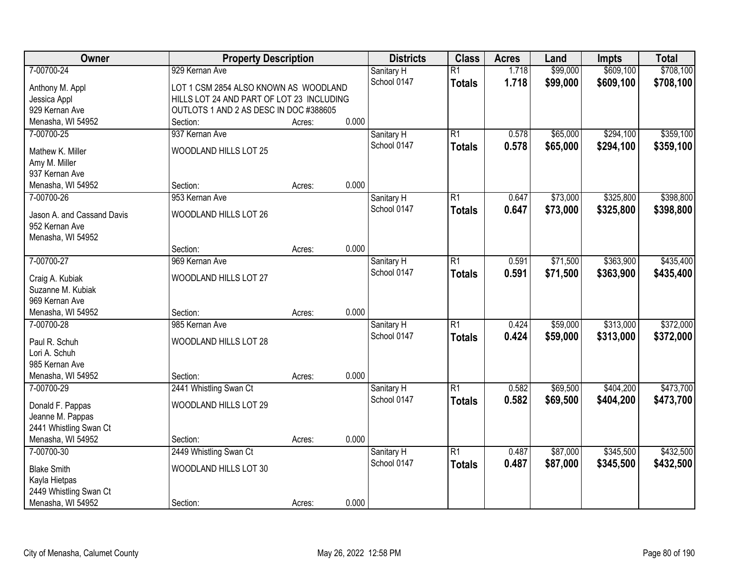| Owner | Property Description | | | Districts | Class | Acres | Land | Impts | Total |
|---|---|---|---|---|---|---|---|---|---|
| 7-00700-24 | 929 Kernan Ave | | | Sanitary H | R1 | 1.718 | $99,000 | $609,100 | $708,100 |
| Anthony M. Appl<br>Jessica Appl<br>929 Kernan Ave<br>Menasha, WI 54952 | LOT 1 CSM 2854 ALSO KNOWN AS WOODLAND HILLS LOT 24 AND PART OF LOT 23 INCLUDING OUTLOTS 1 AND 2 AS DESC IN DOC #388605 | | | School 0147 | **Totals** | **1.718** | **$99,000** | **$609,100** | **$708,100** |
| | Section: | Acres: | 0.000 | | | | | | |
| 7-00700-25 | 937 Kernan Ave | | | Sanitary H | R1 | 0.578 | $65,000 | $294,100 | $359,100 |
| Mathew K. Miller<br>Amy M. Miller<br>937 Kernan Ave<br>Menasha, WI 54952 | WOODLAND HILLS LOT 25 | | | School 0147 | **Totals** | **0.578** | **$65,000** | **$294,100** | **$359,100** |
| | Section: | Acres: | 0.000 | | | | | | |
| 7-00700-26 | 953 Kernan Ave | | | Sanitary H | R1 | 0.647 | $73,000 | $325,800 | $398,800 |
| Jason A. and Cassand Davis<br>952 Kernan Ave<br>Menasha, WI 54952 | WOODLAND HILLS LOT 26 | | | School 0147 | **Totals** | **0.647** | **$73,000** | **$325,800** | **$398,800** |
| | Section: | Acres: | 0.000 | | | | | | |
| 7-00700-27 | 969 Kernan Ave | | | Sanitary H | R1 | 0.591 | $71,500 | $363,900 | $435,400 |
| Craig A. Kubiak<br>Suzanne M. Kubiak<br>969 Kernan Ave<br>Menasha, WI 54952 | WOODLAND HILLS LOT 27 | | | School 0147 | **Totals** | **0.591** | **$71,500** | **$363,900** | **$435,400** |
| | Section: | Acres: | 0.000 | | | | | | |
| 7-00700-28 | 985 Kernan Ave | | | Sanitary H | R1 | 0.424 | $59,000 | $313,000 | $372,000 |
| Paul R. Schuh<br>Lori A. Schuh<br>985 Kernan Ave<br>Menasha, WI 54952 | WOODLAND HILLS LOT 28 | | | School 0147 | **Totals** | **0.424** | **$59,000** | **$313,000** | **$372,000** |
| | Section: | Acres: | 0.000 | | | | | | |
| 7-00700-29 | 2441 Whistling Swan Ct | | | Sanitary H | R1 | 0.582 | $69,500 | $404,200 | $473,700 |
| Donald F. Pappas<br>Jeanne M. Pappas<br>2441 Whistling Swan Ct<br>Menasha, WI 54952 | WOODLAND HILLS LOT 29 | | | School 0147 | **Totals** | **0.582** | **$69,500** | **$404,200** | **$473,700** |
| | Section: | Acres: | 0.000 | | | | | | |
| 7-00700-30 | 2449 Whistling Swan Ct | | | Sanitary H | R1 | 0.487 | $87,000 | $345,500 | $432,500 |
| Blake Smith<br>Kayla Hietpas<br>2449 Whistling Swan Ct<br>Menasha, WI 54952 | WOODLAND HILLS LOT 30 | | | School 0147 | **Totals** | **0.487** | **$87,000** | **$345,500** | **$432,500** |
| | Section: | Acres: | 0.000 | | | | | | |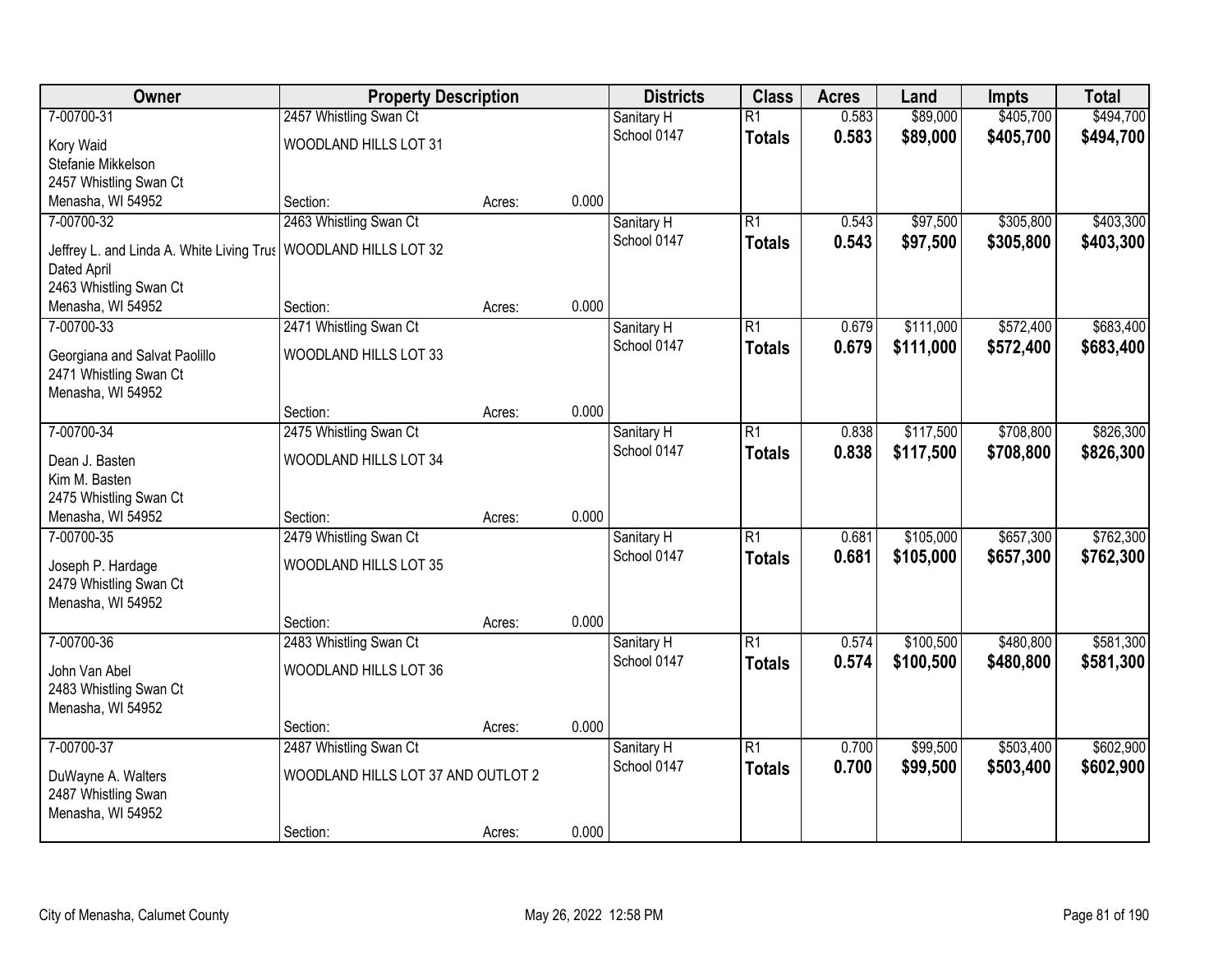| Owner | Property Description | | | Districts | Class | Acres | Land | Impts | Total |
|---|---|---|---|---|---|---|---|---|---|
| 7-00700-31 | 2457 Whistling Swan Ct | | | Sanitary H | R1 | 0.583 | $89,000 | $405,700 | $494,700 |
| Kory Waid<br>Stefanie Mikkelson<br>2457 Whistling Swan Ct<br>Menasha, WI 54952 | WOODLAND HILLS LOT 31 | | | School 0147 | **Totals** | **0.583** | **$89,000** | **$405,700** | **$494,700** |
| | Section: | Acres: | 0.000 | | | | | | |
| 7-00700-32 | 2463 Whistling Swan Ct | | | Sanitary H | R1 | 0.543 | $97,500 | $305,800 | $403,300 |
| Jeffrey L. and Linda A. White Living Trus<br>Dated April<br>2463 Whistling Swan Ct<br>Menasha, WI 54952 | WOODLAND HILLS LOT 32 | | | School 0147 | **Totals** | **0.543** | **$97,500** | **$305,800** | **$403,300** |
| | Section: | Acres: | 0.000 | | | | | | |
| 7-00700-33 | 2471 Whistling Swan Ct | | | Sanitary H | R1 | 0.679 | $111,000 | $572,400 | $683,400 |
| Georgiana and Salvat Paolillo<br>2471 Whistling Swan Ct<br>Menasha, WI 54952 | WOODLAND HILLS LOT 33 | | | School 0147 | **Totals** | **0.679** | **$111,000** | **$572,400** | **$683,400** |
| | Section: | Acres: | 0.000 | | | | | | |
| 7-00700-34 | 2475 Whistling Swan Ct | | | Sanitary H | R1 | 0.838 | $117,500 | $708,800 | $826,300 |
| Dean J. Basten<br>Kim M. Basten<br>2475 Whistling Swan Ct<br>Menasha, WI 54952 | WOODLAND HILLS LOT 34 | | | School 0147 | **Totals** | **0.838** | **$117,500** | **$708,800** | **$826,300** |
| | Section: | Acres: | 0.000 | | | | | | |
| 7-00700-35 | 2479 Whistling Swan Ct | | | Sanitary H | R1 | 0.681 | $105,000 | $657,300 | $762,300 |
| Joseph P. Hardage<br>2479 Whistling Swan Ct<br>Menasha, WI 54952 | WOODLAND HILLS LOT 35 | | | School 0147 | **Totals** | **0.681** | **$105,000** | **$657,300** | **$762,300** |
| | Section: | Acres: | 0.000 | | | | | | |
| 7-00700-36 | 2483 Whistling Swan Ct | | | Sanitary H | R1 | 0.574 | $100,500 | $480,800 | $581,300 |
| John Van Abel<br>2483 Whistling Swan Ct<br>Menasha, WI 54952 | WOODLAND HILLS LOT 36 | | | School 0147 | **Totals** | **0.574** | **$100,500** | **$480,800** | **$581,300** |
| | Section: | Acres: | 0.000 | | | | | | |
| 7-00700-37 | 2487 Whistling Swan Ct | | | Sanitary H | R1 | 0.700 | $99,500 | $503,400 | $602,900 |
| DuWayne A. Walters<br>2487 Whistling Swan<br>Menasha, WI 54952 | WOODLAND HILLS LOT 37 AND OUTLOT 2 | | | School 0147 | **Totals** | **0.700** | **$99,500** | **$503,400** | **$602,900** |
| | Section: | Acres: | 0.000 | | | | | | |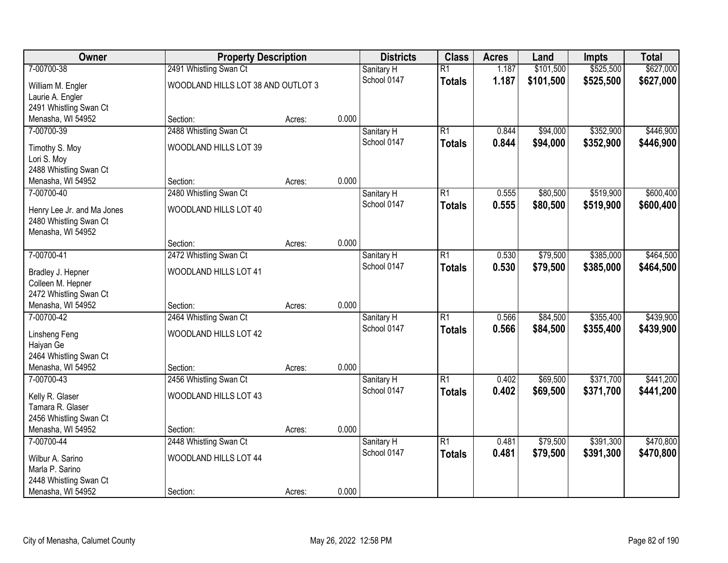| Owner | Property Description | | | Districts | Class | Acres | Land | Impts | Total |
|---|---|---|---|---|---|---|---|---|---|
| 7-00700-38 | 2491 Whistling Swan Ct | | | Sanitary H | R1 | 1.187 | $101,500 | $525,500 | $627,000 |
| William M. Engler<br>Laurie A. Engler<br>2491 Whistling Swan Ct<br>Menasha, WI 54952 | WOODLAND HILLS LOT 38 AND OUTLOT 3 | | | School 0147 | **Totals** | **1.187** | **$101,500** | **$525,500** | **$627,000** |
| | Section: | Acres: | 0.000 | | | | | | |
| 7-00700-39 | 2488 Whistling Swan Ct | | | Sanitary H | R1 | 0.844 | $94,000 | $352,900 | $446,900 |
| Timothy S. Moy<br>Lori S. Moy<br>2488 Whistling Swan Ct<br>Menasha, WI 54952 | WOODLAND HILLS LOT 39 | | | School 0147 | **Totals** | **0.844** | **$94,000** | **$352,900** | **$446,900** |
| | Section: | Acres: | 0.000 | | | | | | |
| 7-00700-40 | 2480 Whistling Swan Ct | | | Sanitary H | R1 | 0.555 | $80,500 | $519,900 | $600,400 |
| Henry Lee Jr. and Ma Jones<br>2480 Whistling Swan Ct<br>Menasha, WI 54952 | WOODLAND HILLS LOT 40 | | | School 0147 | **Totals** | **0.555** | **$80,500** | **$519,900** | **$600,400** |
| | Section: | Acres: | 0.000 | | | | | | |
| 7-00700-41 | 2472 Whistling Swan Ct | | | Sanitary H | R1 | 0.530 | $79,500 | $385,000 | $464,500 |
| Bradley J. Hepner<br>Colleen M. Hepner<br>2472 Whistling Swan Ct<br>Menasha, WI 54952 | WOODLAND HILLS LOT 41 | | | School 0147 | **Totals** | **0.530** | **$79,500** | **$385,000** | **$464,500** |
| | Section: | Acres: | 0.000 | | | | | | |
| 7-00700-42 | 2464 Whistling Swan Ct | | | Sanitary H | R1 | 0.566 | $84,500 | $355,400 | $439,900 |
| Linsheng Feng<br>Haiyan Ge<br>2464 Whistling Swan Ct<br>Menasha, WI 54952 | WOODLAND HILLS LOT 42 | | | School 0147 | **Totals** | **0.566** | **$84,500** | **$355,400** | **$439,900** |
| | Section: | Acres: | 0.000 | | | | | | |
| 7-00700-43 | 2456 Whistling Swan Ct | | | Sanitary H | R1 | 0.402 | $69,500 | $371,700 | $441,200 |
| Kelly R. Glaser<br>Tamara R. Glaser<br>2456 Whistling Swan Ct<br>Menasha, WI 54952 | WOODLAND HILLS LOT 43 | | | School 0147 | **Totals** | **0.402** | **$69,500** | **$371,700** | **$441,200** |
| | Section: | Acres: | 0.000 | | | | | | |
| 7-00700-44 | 2448 Whistling Swan Ct | | | Sanitary H | R1 | 0.481 | $79,500 | $391,300 | $470,800 |
| Wilbur A. Sarino<br>Marla P. Sarino<br>2448 Whistling Swan Ct<br>Menasha, WI 54952 | WOODLAND HILLS LOT 44 | | | School 0147 | **Totals** | **0.481** | **$79,500** | **$391,300** | **$470,800** |
| | Section: | Acres: | 0.000 | | | | | | |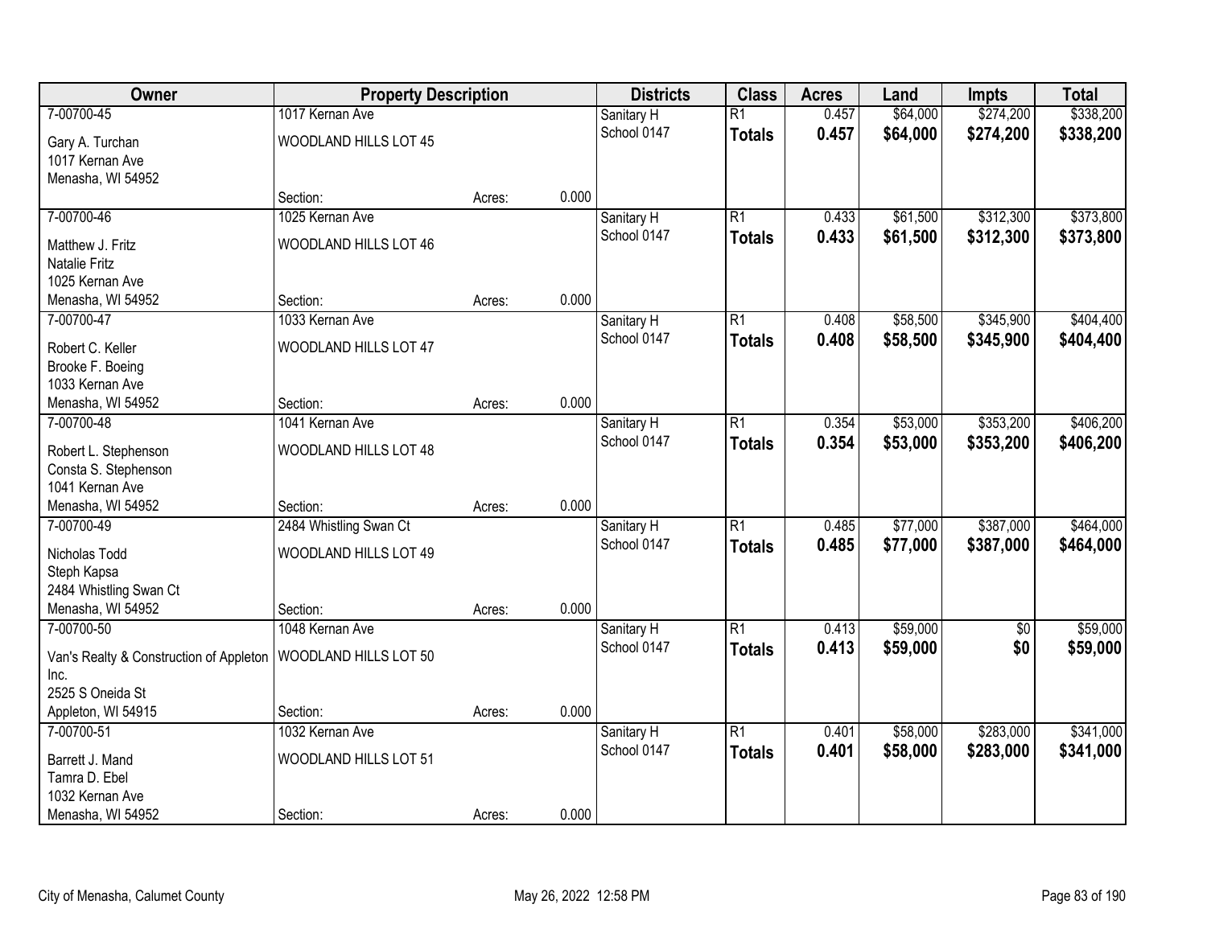| Owner | Property Description | | | Districts | Class | Acres | Land | Impts | Total |
|---|---|---|---|---|---|---|---|---|---|
| 7-00700-45 | 1017 Kernan Ave | | | Sanitary H | R1 | 0.457 | $64,000 | $274,200 | $338,200 |
| Gary A. Turchan<br>1017 Kernan Ave<br>Menasha, WI 54952 | WOODLAND HILLS LOT 45 | | | School 0147 | **Totals** | **0.457** | **$64,000** | **$274,200** | **$338,200** |
| | Section: | Acres: | 0.000 | | | | | | |
| 7-00700-46 | 1025 Kernan Ave | | | Sanitary H | R1 | 0.433 | $61,500 | $312,300 | $373,800 |
| Matthew J. Fritz<br>Natalie Fritz<br>1025 Kernan Ave<br>Menasha, WI 54952 | WOODLAND HILLS LOT 46 | | | School 0147 | **Totals** | **0.433** | **$61,500** | **$312,300** | **$373,800** |
| | Section: | Acres: | 0.000 | | | | | | |
| 7-00700-47 | 1033 Kernan Ave | | | Sanitary H | R1 | 0.408 | $58,500 | $345,900 | $404,400 |
| Robert C. Keller<br>Brooke F. Boeing<br>1033 Kernan Ave<br>Menasha, WI 54952 | WOODLAND HILLS LOT 47 | | | School 0147 | **Totals** | **0.408** | **$58,500** | **$345,900** | **$404,400** |
| | Section: | Acres: | 0.000 | | | | | | |
| 7-00700-48 | 1041 Kernan Ave | | | Sanitary H | R1 | 0.354 | $53,000 | $353,200 | $406,200 |
| Robert L. Stephenson<br>Consta S. Stephenson<br>1041 Kernan Ave<br>Menasha, WI 54952 | WOODLAND HILLS LOT 48 | | | School 0147 | **Totals** | **0.354** | **$53,000** | **$353,200** | **$406,200** |
| | Section: | Acres: | 0.000 | | | | | | |
| 7-00700-49 | 2484 Whistling Swan Ct | | | Sanitary H | R1 | 0.485 | $77,000 | $387,000 | $464,000 |
| Nicholas Todd<br>Steph Kapsa<br>2484 Whistling Swan Ct<br>Menasha, WI 54952 | WOODLAND HILLS LOT 49 | | | School 0147 | **Totals** | **0.485** | **$77,000** | **$387,000** | **$464,000** |
| | Section: | Acres: | 0.000 | | | | | | |
| 7-00700-50 | 1048 Kernan Ave | | | Sanitary H | R1 | 0.413 | $59,000 | $0 | $59,000 |
| Van's Realty & Construction of Appleton Inc.<br>2525 S Oneida St<br>Appleton, WI 54915 | WOODLAND HILLS LOT 50 | | | School 0147 | **Totals** | **0.413** | **$59,000** | **$0** | **$59,000** |
| | Section: | Acres: | 0.000 | | | | | | |
| 7-00700-51 | 1032 Kernan Ave | | | Sanitary H | R1 | 0.401 | $58,000 | $283,000 | $341,000 |
| Barrett J. Mand<br>Tamra D. Ebel<br>1032 Kernan Ave<br>Menasha, WI 54952 | WOODLAND HILLS LOT 51 | | | School 0147 | **Totals** | **0.401** | **$58,000** | **$283,000** | **$341,000** |
| | Section: | Acres: | 0.000 | | | | | | |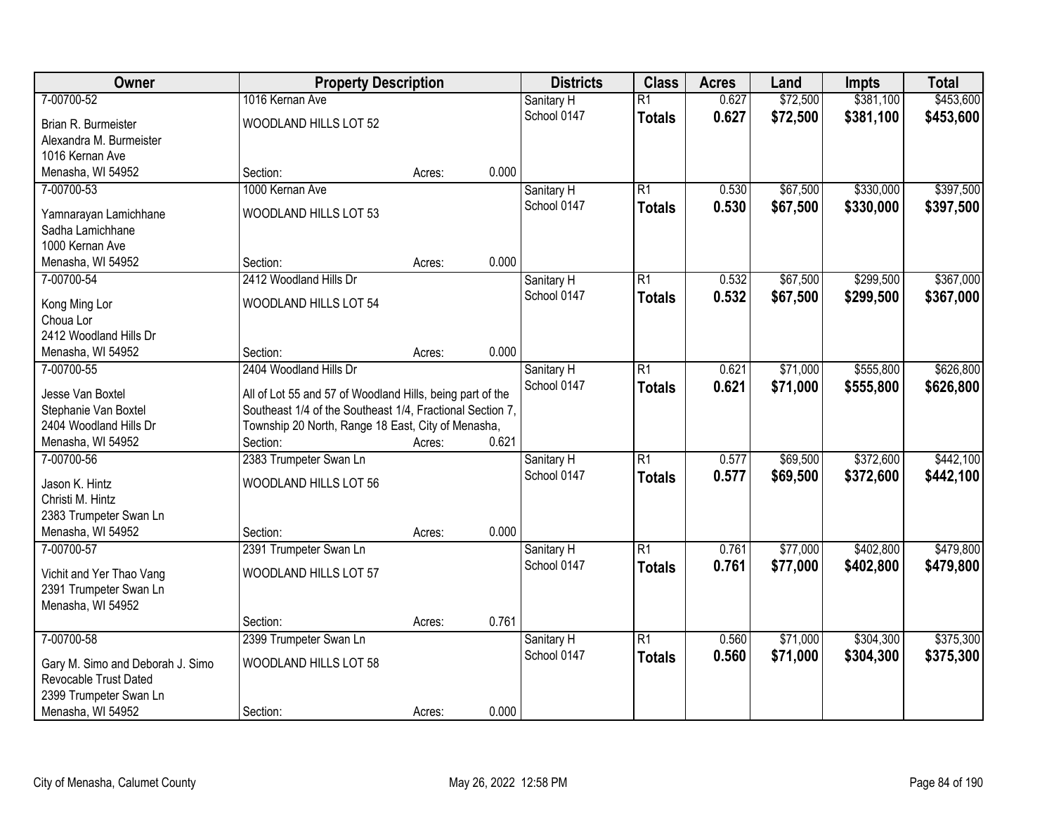| Owner | Property Description | | | Districts | Class | Acres | Land | Impts | Total |
|---|---|---|---|---|---|---|---|---|---|
| 7-00700-52 | 1016 Kernan Ave | | | Sanitary H | R1 | 0.627 | $72,500 | $381,100 | $453,600 |
| Brian R. Burmeister<br>Alexandra M. Burmeister<br>1016 Kernan Ave<br>Menasha, WI 54952 | WOODLAND HILLS LOT 52 | | | School 0147 | **Totals** | **0.627** | **$72,500** | **$381,100** | **$453,600** |
| | Section: | Acres: | 0.000 | | | | | | |
| 7-00700-53 | 1000 Kernan Ave | | | Sanitary H | R1 | 0.530 | $67,500 | $330,000 | $397,500 |
| Yamnarayan Lamichhane<br>Sadha Lamichhane<br>1000 Kernan Ave<br>Menasha, WI 54952 | WOODLAND HILLS LOT 53 | | | School 0147 | **Totals** | **0.530** | **$67,500** | **$330,000** | **$397,500** |
| | Section: | Acres: | 0.000 | | | | | | |
| 7-00700-54 | 2412 Woodland Hills Dr | | | Sanitary H | R1 | 0.532 | $67,500 | $299,500 | $367,000 |
| Kong Ming Lor<br>Choua Lor<br>2412 Woodland Hills Dr<br>Menasha, WI 54952 | WOODLAND HILLS LOT 54 | | | School 0147 | **Totals** | **0.532** | **$67,500** | **$299,500** | **$367,000** |
| | Section: | Acres: | 0.000 | | | | | | |
| 7-00700-55 | 2404 Woodland Hills Dr | | | Sanitary H | R1 | 0.621 | $71,000 | $555,800 | $626,800 |
| Jesse Van Boxtel<br>Stephanie Van Boxtel<br>2404 Woodland Hills Dr<br>Menasha, WI 54952 | All of Lot 55 and 57 of Woodland Hills, being part of the Southeast 1/4 of the Southeast 1/4, Fractional Section 7, Township 20 North, Range 18 East, City of Menasha, | | | School 0147 | **Totals** | **0.621** | **$71,000** | **$555,800** | **$626,800** |
| | Section: | Acres: | 0.621 | | | | | | |
| 7-00700-56 | 2383 Trumpeter Swan Ln | | | Sanitary H | R1 | 0.577 | $69,500 | $372,600 | $442,100 |
| Jason K. Hintz<br>Christi M. Hintz<br>2383 Trumpeter Swan Ln<br>Menasha, WI 54952 | WOODLAND HILLS LOT 56 | | | School 0147 | **Totals** | **0.577** | **$69,500** | **$372,600** | **$442,100** |
| | Section: | Acres: | 0.000 | | | | | | |
| 7-00700-57 | 2391 Trumpeter Swan Ln | | | Sanitary H | R1 | 0.761 | $77,000 | $402,800 | $479,800 |
| Vichit and Yer Thao Vang<br>2391 Trumpeter Swan Ln<br>Menasha, WI 54952 | WOODLAND HILLS LOT 57 | | | School 0147 | **Totals** | **0.761** | **$77,000** | **$402,800** | **$479,800** |
| | Section: | Acres: | 0.761 | | | | | | |
| 7-00700-58 | 2399 Trumpeter Swan Ln | | | Sanitary H | R1 | 0.560 | $71,000 | $304,300 | $375,300 |
| Gary M. Simo and Deborah J. Simo<br>Revocable Trust Dated<br>2399 Trumpeter Swan Ln<br>Menasha, WI 54952 | WOODLAND HILLS LOT 58 | | | School 0147 | **Totals** | **0.560** | **$71,000** | **$304,300** | **$375,300** |
| | Section: | Acres: | 0.000 | | | | | | |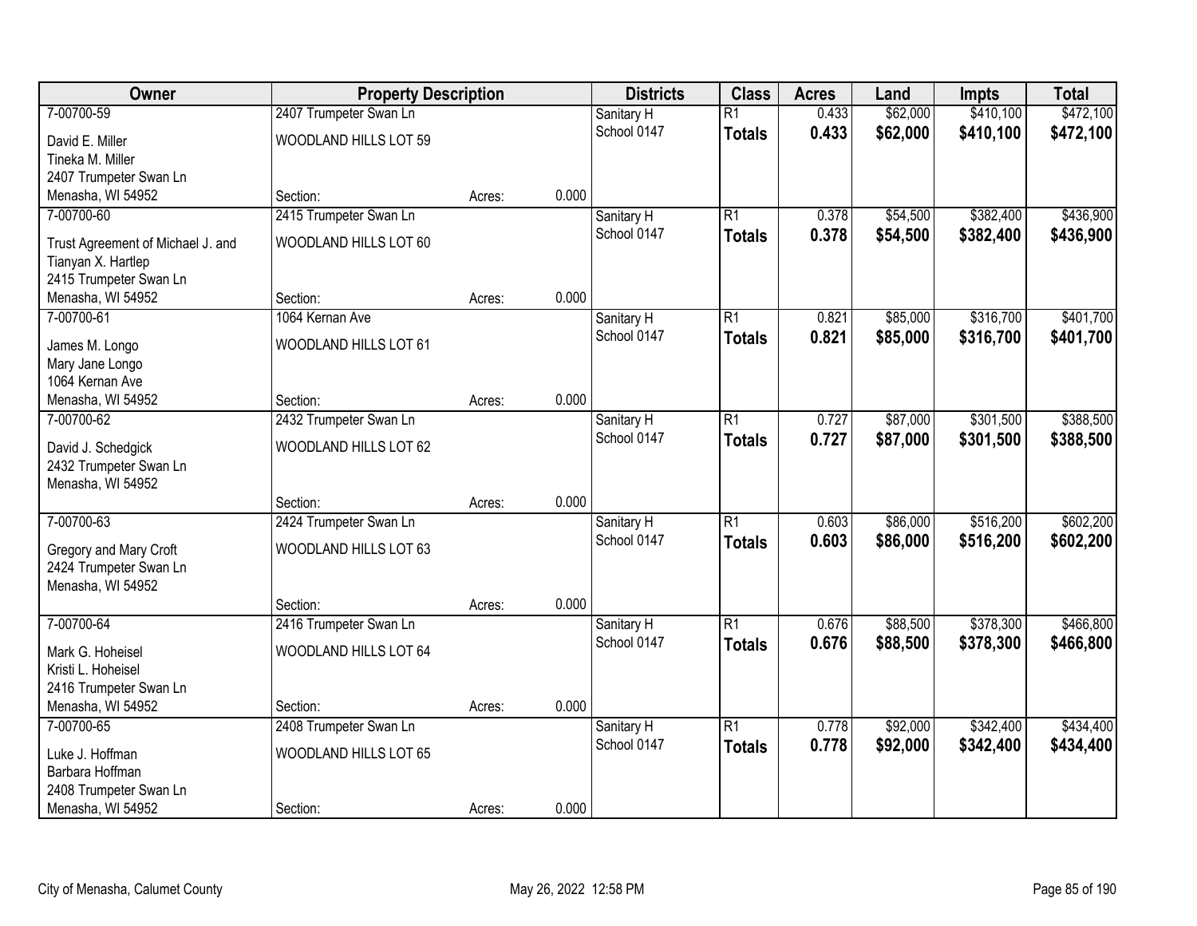| Owner | Property Description | | | Districts | Class | Acres | Land | Impts | Total |
|---|---|---|---|---|---|---|---|---|---|
| 7-00700-59 | 2407 Trumpeter Swan Ln | | | Sanitary H | R1 | 0.433 | $62,000 | $410,100 | $472,100 |
| David E. Miller<br>Tineka M. Miller<br>2407 Trumpeter Swan Ln<br>Menasha, WI 54952 | WOODLAND HILLS LOT 59 | | | School 0147 | **Totals** | **0.433** | **$62,000** | **$410,100** | **$472,100** |
| | Section: | Acres: | 0.000 | | | | | | |
| 7-00700-60 | 2415 Trumpeter Swan Ln | | | Sanitary H | R1 | 0.378 | $54,500 | $382,400 | $436,900 |
| Trust Agreement of Michael J. and<br>Tianyan X. Hartlep<br>2415 Trumpeter Swan Ln<br>Menasha, WI 54952 | WOODLAND HILLS LOT 60 | | | School 0147 | **Totals** | **0.378** | **$54,500** | **$382,400** | **$436,900** |
| | Section: | Acres: | 0.000 | | | | | | |
| 7-00700-61 | 1064 Kernan Ave | | | Sanitary H | R1 | 0.821 | $85,000 | $316,700 | $401,700 |
| James M. Longo<br>Mary Jane Longo<br>1064 Kernan Ave<br>Menasha, WI 54952 | WOODLAND HILLS LOT 61 | | | School 0147 | **Totals** | **0.821** | **$85,000** | **$316,700** | **$401,700** |
| | Section: | Acres: | 0.000 | | | | | | |
| 7-00700-62 | 2432 Trumpeter Swan Ln | | | Sanitary H | R1 | 0.727 | $87,000 | $301,500 | $388,500 |
| David J. Schedgick<br>2432 Trumpeter Swan Ln<br>Menasha, WI 54952 | WOODLAND HILLS LOT 62 | | | School 0147 | **Totals** | **0.727** | **$87,000** | **$301,500** | **$388,500** |
| | Section: | Acres: | 0.000 | | | | | | |
| 7-00700-63 | 2424 Trumpeter Swan Ln | | | Sanitary H | R1 | 0.603 | $86,000 | $516,200 | $602,200 |
| Gregory and Mary Croft<br>2424 Trumpeter Swan Ln<br>Menasha, WI 54952 | WOODLAND HILLS LOT 63 | | | School 0147 | **Totals** | **0.603** | **$86,000** | **$516,200** | **$602,200** |
| | Section: | Acres: | 0.000 | | | | | | |
| 7-00700-64 | 2416 Trumpeter Swan Ln | | | Sanitary H | R1 | 0.676 | $88,500 | $378,300 | $466,800 |
| Mark G. Hoheisel<br>Kristi L. Hoheisel<br>2416 Trumpeter Swan Ln<br>Menasha, WI 54952 | WOODLAND HILLS LOT 64 | | | School 0147 | **Totals** | **0.676** | **$88,500** | **$378,300** | **$466,800** |
| | Section: | Acres: | 0.000 | | | | | | |
| 7-00700-65 | 2408 Trumpeter Swan Ln | | | Sanitary H | R1 | 0.778 | $92,000 | $342,400 | $434,400 |
| Luke J. Hoffman<br>Barbara Hoffman<br>2408 Trumpeter Swan Ln<br>Menasha, WI 54952 | WOODLAND HILLS LOT 65 | | | School 0147 | **Totals** | **0.778** | **$92,000** | **$342,400** | **$434,400** |
| | Section: | Acres: | 0.000 | | | | | | |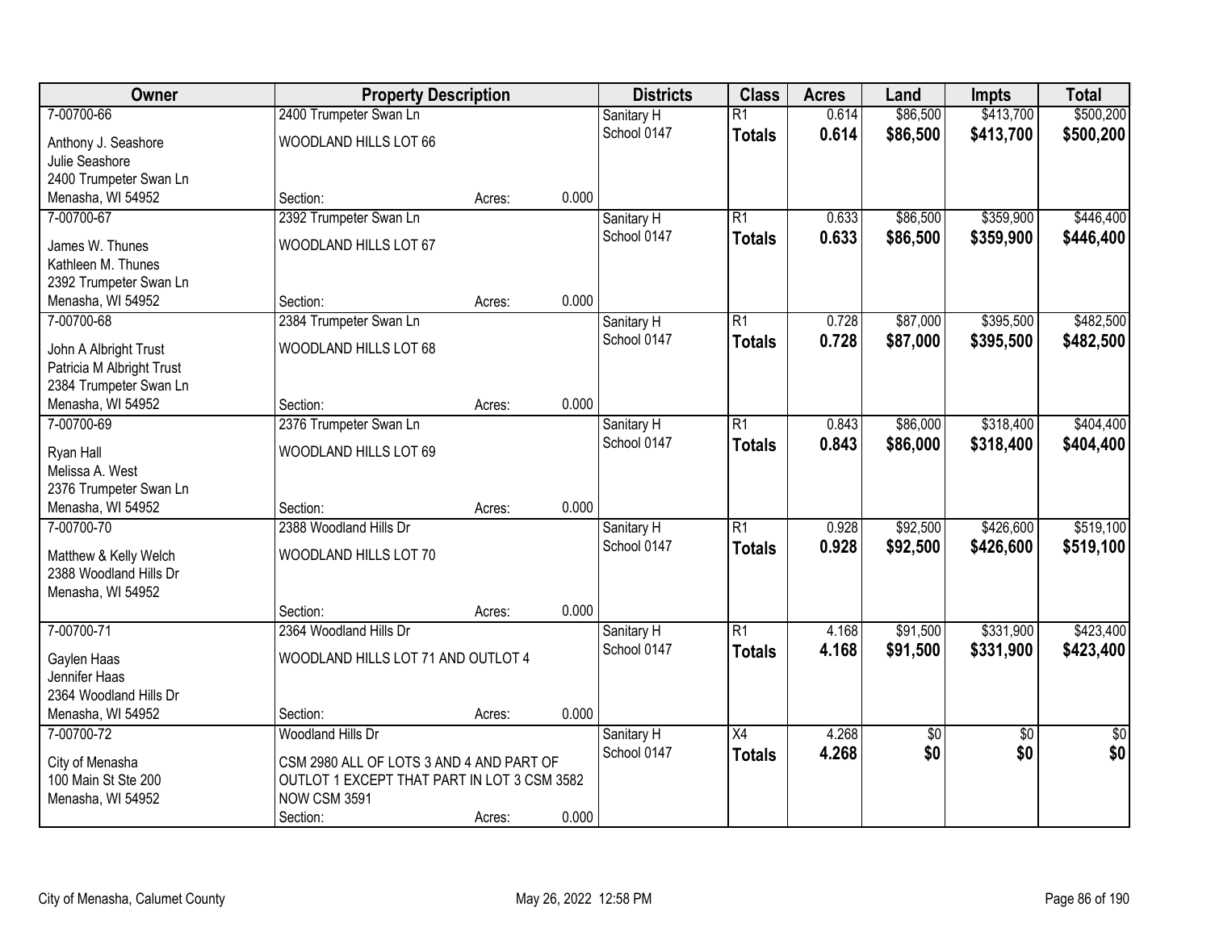| Owner | Property Description | | | Districts | Class | Acres | Land | Impts | Total |
|---|---|---|---|---|---|---|---|---|---|
| 7-00700-66 | 2400 Trumpeter Swan Ln | | | Sanitary H | R1 | 0.614 | $86,500 | $413,700 | $500,200 |
| Anthony J. Seashore<br>Julie Seashore<br>2400 Trumpeter Swan Ln<br>Menasha, WI 54952 | WOODLAND HILLS LOT 66 | | | School 0147 | **Totals** | **0.614** | **$86,500** | **$413,700** | **$500,200** |
| | Section: | Acres: | 0.000 | | | | | | |
| 7-00700-67 | 2392 Trumpeter Swan Ln | | | Sanitary H | R1 | 0.633 | $86,500 | $359,900 | $446,400 |
| James W. Thunes<br>Kathleen M. Thunes<br>2392 Trumpeter Swan Ln<br>Menasha, WI 54952 | WOODLAND HILLS LOT 67 | | | School 0147 | **Totals** | **0.633** | **$86,500** | **$359,900** | **$446,400** |
| | Section: | Acres: | 0.000 | | | | | | |
| 7-00700-68 | 2384 Trumpeter Swan Ln | | | Sanitary H | R1 | 0.728 | $87,000 | $395,500 | $482,500 |
| John A Albright Trust<br>Patricia M Albright Trust<br>2384 Trumpeter Swan Ln<br>Menasha, WI 54952 | WOODLAND HILLS LOT 68 | | | School 0147 | **Totals** | **0.728** | **$87,000** | **$395,500** | **$482,500** |
| | Section: | Acres: | 0.000 | | | | | | |
| 7-00700-69 | 2376 Trumpeter Swan Ln | | | Sanitary H | R1 | 0.843 | $86,000 | $318,400 | $404,400 |
| Ryan Hall<br>Melissa A. West<br>2376 Trumpeter Swan Ln<br>Menasha, WI 54952 | WOODLAND HILLS LOT 69 | | | School 0147 | **Totals** | **0.843** | **$86,000** | **$318,400** | **$404,400** |
| | Section: | Acres: | 0.000 | | | | | | |
| 7-00700-70 | 2388 Woodland Hills Dr | | | Sanitary H | R1 | 0.928 | $92,500 | $426,600 | $519,100 |
| Matthew & Kelly Welch<br>2388 Woodland Hills Dr<br>Menasha, WI 54952 | WOODLAND HILLS LOT 70 | | | School 0147 | **Totals** | **0.928** | **$92,500** | **$426,600** | **$519,100** |
| | Section: | Acres: | 0.000 | | | | | | |
| 7-00700-71 | 2364 Woodland Hills Dr | | | Sanitary H | R1 | 4.168 | $91,500 | $331,900 | $423,400 |
| Gaylen Haas<br>Jennifer Haas<br>2364 Woodland Hills Dr<br>Menasha, WI 54952 | WOODLAND HILLS LOT 71 AND OUTLOT 4 | | | School 0147 | **Totals** | **4.168** | **$91,500** | **$331,900** | **$423,400** |
| | Section: | Acres: | 0.000 | | | | | | |
| 7-00700-72 | Woodland Hills Dr | | | Sanitary H | X4 | 4.268 | $0 | $0 | $0 |
| City of Menasha<br>100 Main St Ste 200<br>Menasha, WI 54952 | CSM 2980 ALL OF LOTS 3 AND 4 AND PART OF OUTLOT 1 EXCEPT THAT PART IN LOT 3 CSM 3582 NOW CSM 3591 | | | School 0147 | **Totals** | **4.268** | **$0** | **$0** | **$0** |
| | Section: | Acres: | 0.000 | | | | | | |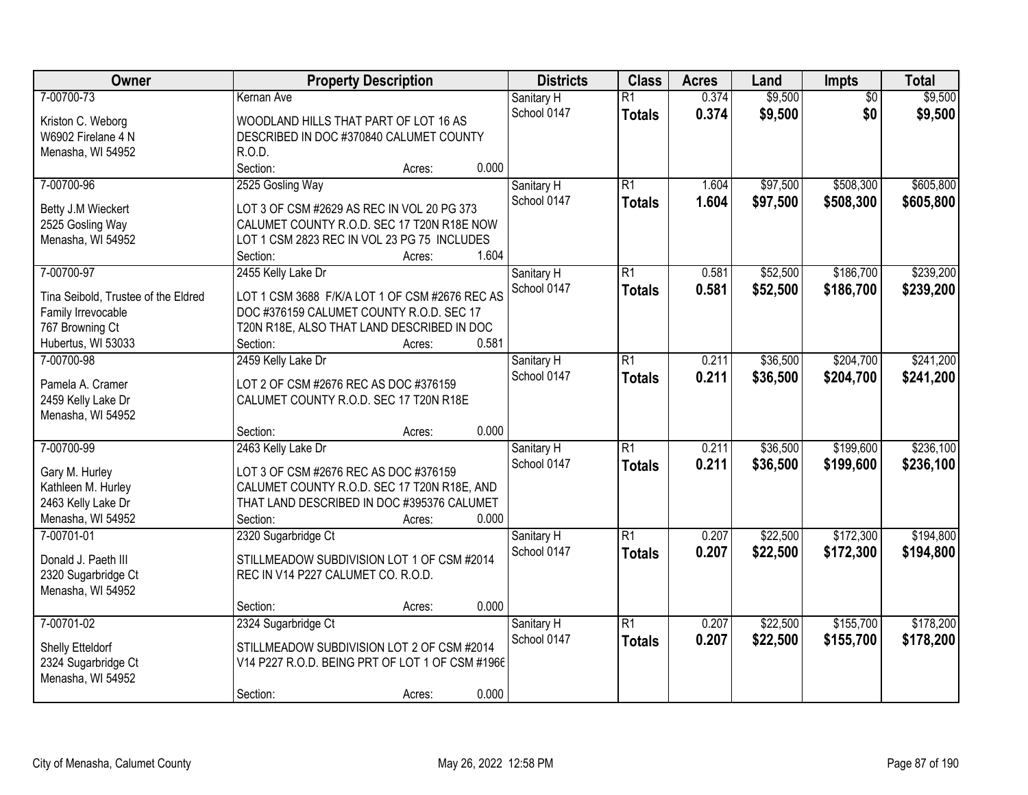| Owner | Property Description | Districts | Class | Acres | Land | Impts | Total |
|---|---|---|---|---|---|---|---|
| 7-00700-73<br><br>Kriston C. Weborg<br>W6902 Firelane 4 N<br>Menasha, WI 54952 | Kernan Ave<br><br>WOODLAND HILLS THAT PART OF LOT 16 AS DESCRIBED IN DOC #370840 CALUMET COUNTY R.O.D.<br>Section: Acres: 0.000 | Sanitary H<br>School 0147 | R1<br>**Totals** | 0.374<br>**0.374** | $9,500<br>**$9,500** | $0<br>**$0** | $9,500<br>**$9,500** |
| 7-00700-96<br><br>Betty J.M Wieckert<br>2525 Gosling Way<br>Menasha, WI 54952 | 2525 Gosling Way<br><br>LOT 3 OF CSM #2629 AS REC IN VOL 20 PG 373 CALUMET COUNTY R.O.D. SEC 17 T20N R18E NOW LOT 1 CSM 2823 REC IN VOL 23 PG 75 INCLUDES<br>Section: Acres: 1.604 | Sanitary H<br>School 0147 | R1<br>**Totals** | 1.604<br>**1.604** | $97,500<br>**$97,500** | $508,300<br>**$508,300** | $605,800<br>**$605,800** |
| 7-00700-97<br><br>Tina Seibold, Trustee of the Eldred Family Irrevocable<br>767 Browning Ct<br>Hubertus, WI 53033 | 2455 Kelly Lake Dr<br><br>LOT 1 CSM 3688 F/K/A LOT 1 OF CSM #2676 REC AS DOC #376159 CALUMET COUNTY R.O.D. SEC 17 T20N R18E, ALSO THAT LAND DESCRIBED IN DOC<br>Section: Acres: 0.581 | Sanitary H<br>School 0147 | R1<br>**Totals** | 0.581<br>**0.581** | $52,500<br>**$52,500** | $186,700<br>**$186,700** | $239,200<br>**$239,200** |
| 7-00700-98<br><br>Pamela A. Cramer<br>2459 Kelly Lake Dr<br>Menasha, WI 54952 | 2459 Kelly Lake Dr<br><br>LOT 2 OF CSM #2676 REC AS DOC #376159 CALUMET COUNTY R.O.D. SEC 17 T20N R18E<br>Section: Acres: 0.000 | Sanitary H<br>School 0147 | R1<br>**Totals** | 0.211<br>**0.211** | $36,500<br>**$36,500** | $204,700<br>**$204,700** | $241,200<br>**$241,200** |
| 7-00700-99<br><br>Gary M. Hurley<br>Kathleen M. Hurley<br>2463 Kelly Lake Dr<br>Menasha, WI 54952 | 2463 Kelly Lake Dr<br><br>LOT 3 OF CSM #2676 REC AS DOC #376159 CALUMET COUNTY R.O.D. SEC 17 T20N R18E, AND THAT LAND DESCRIBED IN DOC #395376 CALUMET<br>Section: Acres: 0.000 | Sanitary H<br>School 0147 | R1<br>**Totals** | 0.211<br>**0.211** | $36,500<br>**$36,500** | $199,600<br>**$199,600** | $236,100<br>**$236,100** |
| 7-00701-01<br><br>Donald J. Paeth III<br>2320 Sugarbridge Ct<br>Menasha, WI 54952 | 2320 Sugarbridge Ct<br><br>STILLMEADOW SUBDIVISION LOT 1 OF CSM #2014 REC IN V14 P227 CALUMET CO. R.O.D.<br>Section: Acres: 0.000 | Sanitary H<br>School 0147 | R1<br>**Totals** | 0.207<br>**0.207** | $22,500<br>**$22,500** | $172,300<br>**$172,300** | $194,800<br>**$194,800** |
| 7-00701-02<br><br>Shelly Etteldorf<br>2324 Sugarbridge Ct<br>Menasha, WI 54952 | 2324 Sugarbridge Ct<br><br>STILLMEADOW SUBDIVISION LOT 2 OF CSM #2014 V14 P227 R.O.D. BEING PRT OF LOT 1 OF CSM #1966<br>Section: Acres: 0.000 | Sanitary H<br>School 0147 | R1<br>**Totals** | 0.207<br>**0.207** | $22,500<br>**$22,500** | $155,700<br>**$155,700** | $178,200<br>**$178,200** |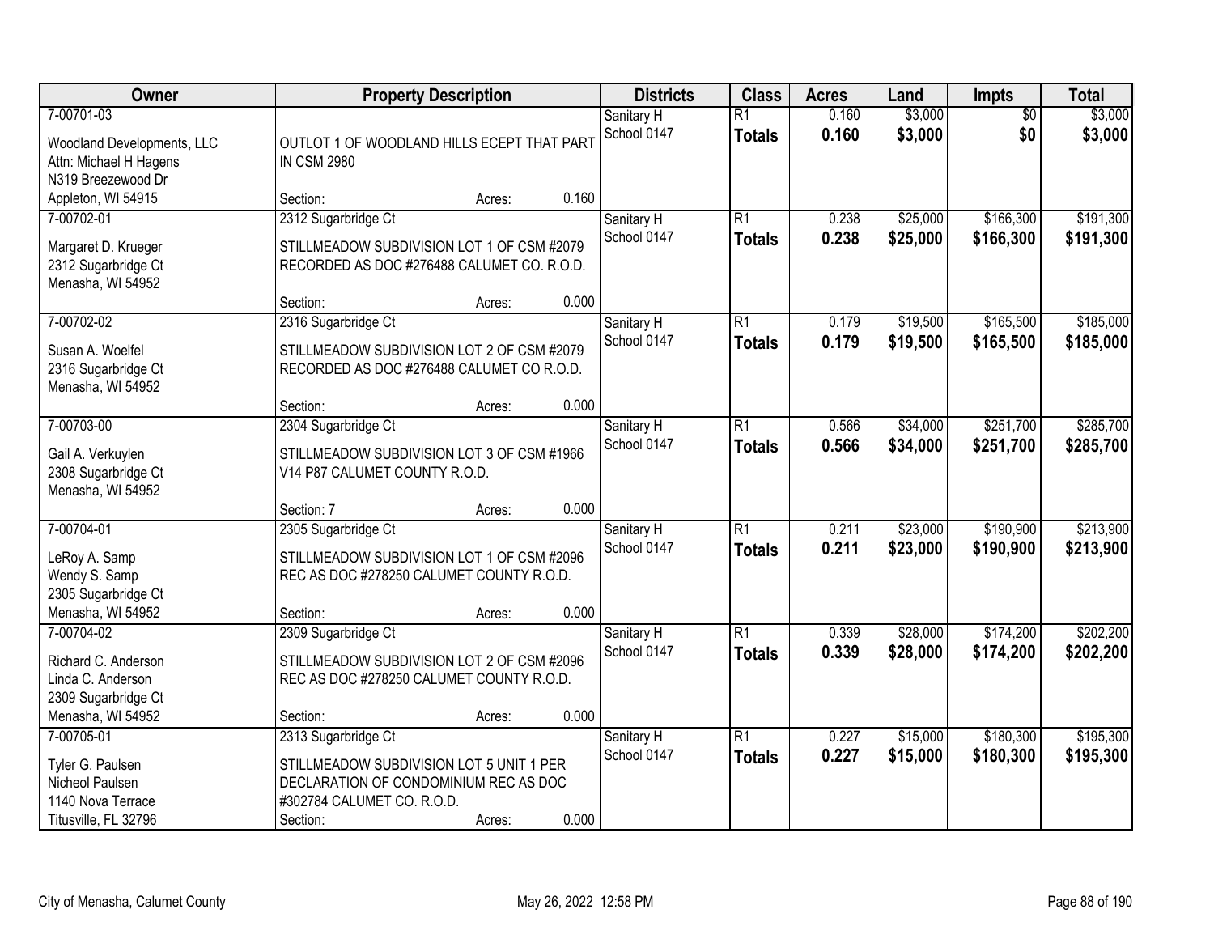| Owner | Property Description | Districts | Class | Acres | Land | Impts | Total |
|---|---|---|---|---|---|---|---|
| 7-00701-03<br>Woodland Developments, LLC<br>Attn: Michael H Hagens<br>N319 Breezewood Dr<br>Appleton, WI 54915 | OUTLOT 1 OF WOODLAND HILLS ECEPT THAT PART IN CSM 2980<br>Section: Acres: 0.160 | Sanitary H<br>School 0147 | R1<br>**Totals** | 0.160<br>**0.160** | $3,000<br>**$3,000** | $0<br>**$0** | $3,000<br>**$3,000** |
| 7-00702-01<br>Margaret D. Krueger<br>2312 Sugarbridge Ct<br>Menasha, WI 54952 | 2312 Sugarbridge Ct<br>STILLMEADOW SUBDIVISION LOT 1 OF CSM #2079 RECORDED AS DOC #276488 CALUMET CO. R.O.D.<br>Section: Acres: 0.000 | Sanitary H<br>School 0147 | R1<br>**Totals** | 0.238<br>**0.238** | $25,000<br>**$25,000** | $166,300<br>**$166,300** | $191,300<br>**$191,300** |
| 7-00702-02<br>Susan A. Woelfel<br>2316 Sugarbridge Ct<br>Menasha, WI 54952 | 2316 Sugarbridge Ct<br>STILLMEADOW SUBDIVISION LOT 2 OF CSM #2079 RECORDED AS DOC #276488 CALUMET CO R.O.D.<br>Section: Acres: 0.000 | Sanitary H<br>School 0147 | R1<br>**Totals** | 0.179<br>**0.179** | $19,500<br>**$19,500** | $165,500<br>**$165,500** | $185,000<br>**$185,000** |
| 7-00703-00<br>Gail A. Verkuylen<br>2308 Sugarbridge Ct<br>Menasha, WI 54952 | 2304 Sugarbridge Ct<br>STILLMEADOW SUBDIVISION LOT 3 OF CSM #1966 V14 P87 CALUMET COUNTY R.O.D.<br>Section: 7 Acres: 0.000 | Sanitary H<br>School 0147 | R1<br>**Totals** | 0.566<br>**0.566** | $34,000<br>**$34,000** | $251,700<br>**$251,700** | $285,700<br>**$285,700** |
| 7-00704-01<br>LeRoy A. Samp<br>Wendy S. Samp<br>2305 Sugarbridge Ct<br>Menasha, WI 54952 | 2305 Sugarbridge Ct<br>STILLMEADOW SUBDIVISION LOT 1 OF CSM #2096 REC AS DOC #278250 CALUMET COUNTY R.O.D.<br>Section: Acres: 0.000 | Sanitary H<br>School 0147 | R1<br>**Totals** | 0.211<br>**0.211** | $23,000<br>**$23,000** | $190,900<br>**$190,900** | $213,900<br>**$213,900** |
| 7-00704-02<br>Richard C. Anderson<br>Linda C. Anderson<br>2309 Sugarbridge Ct<br>Menasha, WI 54952 | 2309 Sugarbridge Ct<br>STILLMEADOW SUBDIVISION LOT 2 OF CSM #2096 REC AS DOC #278250 CALUMET COUNTY R.O.D.<br>Section: Acres: 0.000 | Sanitary H<br>School 0147 | R1<br>**Totals** | 0.339<br>**0.339** | $28,000<br>**$28,000** | $174,200<br>**$174,200** | $202,200<br>**$202,200** |
| 7-00705-01<br>Tyler G. Paulsen<br>Nicheol Paulsen<br>1140 Nova Terrace<br>Titusville, FL 32796 | 2313 Sugarbridge Ct<br>STILLMEADOW SUBDIVISION LOT 5 UNIT 1 PER DECLARATION OF CONDOMINIUM REC AS DOC #302784 CALUMET CO. R.O.D.<br>Section: Acres: 0.000 | Sanitary H<br>School 0147 | R1<br>**Totals** | 0.227<br>**0.227** | $15,000<br>**$15,000** | $180,300<br>**$180,300** | $195,300<br>**$195,300** |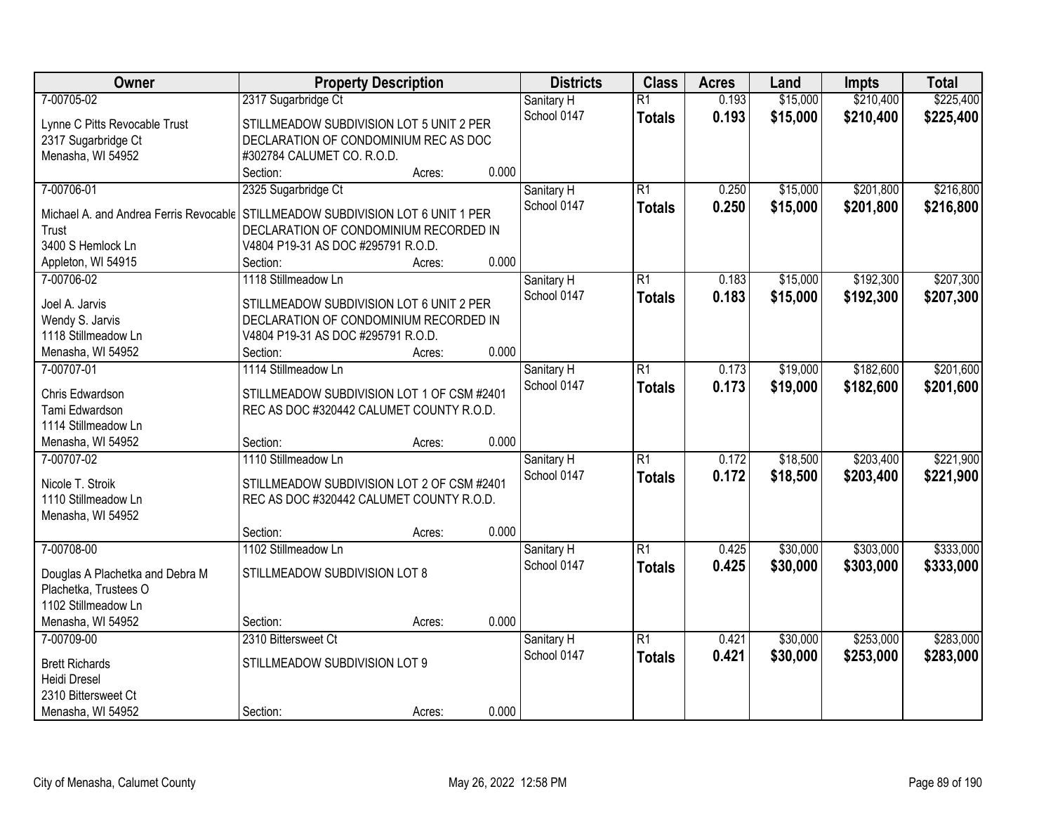| Owner | Property Description | Districts | Class | Acres | Land | Impts | Total |
|---|---|---|---|---|---|---|---|
| 7-00705-02<br>Lynne C Pitts Revocable Trust<br>2317 Sugarbridge Ct<br>Menasha, WI 54952 | 2317 Sugarbridge Ct<br>STILLMEADOW SUBDIVISION LOT 5 UNIT 2 PER DECLARATION OF CONDOMINIUM REC AS DOC #302784 CALUMET CO. R.O.D.<br>Section: Acres: 0.000 | Sanitary H<br>School 0147 | R1<br>**Totals** | 0.193<br>**0.193** | $15,000<br>**$15,000** | $210,400<br>**$210,400** | $225,400<br>**$225,400** |
| 7-00706-01<br>Michael A. and Andrea Ferris Revocable Trust<br>3400 S Hemlock Ln<br>Appleton, WI 54915 | 2325 Sugarbridge Ct<br>STILLMEADOW SUBDIVISION LOT 6 UNIT 1 PER DECLARATION OF CONDOMINIUM RECORDED IN V4804 P19-31 AS DOC #295791 R.O.D.<br>Section: Acres: 0.000 | Sanitary H<br>School 0147 | R1<br>**Totals** | 0.250<br>**0.250** | $15,000<br>**$15,000** | $201,800<br>**$201,800** | $216,800<br>**$216,800** |
| 7-00706-02<br>Joel A. Jarvis<br>Wendy S. Jarvis<br>1118 Stillmeadow Ln<br>Menasha, WI 54952 | 1118 Stillmeadow Ln<br>STILLMEADOW SUBDIVISION LOT 6 UNIT 2 PER DECLARATION OF CONDOMINIUM RECORDED IN V4804 P19-31 AS DOC #295791 R.O.D.<br>Section: Acres: 0.000 | Sanitary H<br>School 0147 | R1<br>**Totals** | 0.183<br>**0.183** | $15,000<br>**$15,000** | $192,300<br>**$192,300** | $207,300<br>**$207,300** |
| 7-00707-01<br>Chris Edwardson<br>Tami Edwardson<br>1114 Stillmeadow Ln<br>Menasha, WI 54952 | 1114 Stillmeadow Ln<br>STILLMEADOW SUBDIVISION LOT 1 OF CSM #2401 REC AS DOC #320442 CALUMET COUNTY R.O.D.<br>Section: Acres: 0.000 | Sanitary H<br>School 0147 | R1<br>**Totals** | 0.173<br>**0.173** | $19,000<br>**$19,000** | $182,600<br>**$182,600** | $201,600<br>**$201,600** |
| 7-00707-02<br>Nicole T. Stroik<br>1110 Stillmeadow Ln<br>Menasha, WI 54952 | 1110 Stillmeadow Ln<br>STILLMEADOW SUBDIVISION LOT 2 OF CSM #2401 REC AS DOC #320442 CALUMET COUNTY R.O.D.<br>Section: Acres: 0.000 | Sanitary H<br>School 0147 | R1<br>**Totals** | 0.172<br>**0.172** | $18,500<br>**$18,500** | $203,400<br>**$203,400** | $221,900<br>**$221,900** |
| 7-00708-00<br>Douglas A Plachetka and Debra M Plachetka, Trustees O<br>1102 Stillmeadow Ln<br>Menasha, WI 54952 | 1102 Stillmeadow Ln<br>STILLMEADOW SUBDIVISION LOT 8<br>Section: Acres: 0.000 | Sanitary H<br>School 0147 | R1<br>**Totals** | 0.425<br>**0.425** | $30,000<br>**$30,000** | $303,000<br>**$303,000** | $333,000<br>**$333,000** |
| 7-00709-00<br>Brett Richards<br>Heidi Dresel<br>2310 Bittersweet Ct<br>Menasha, WI 54952 | 2310 Bittersweet Ct<br>STILLMEADOW SUBDIVISION LOT 9<br>Section: Acres: 0.000 | Sanitary H<br>School 0147 | R1<br>**Totals** | 0.421<br>**0.421** | $30,000<br>**$30,000** | $253,000<br>**$253,000** | $283,000<br>**$283,000** |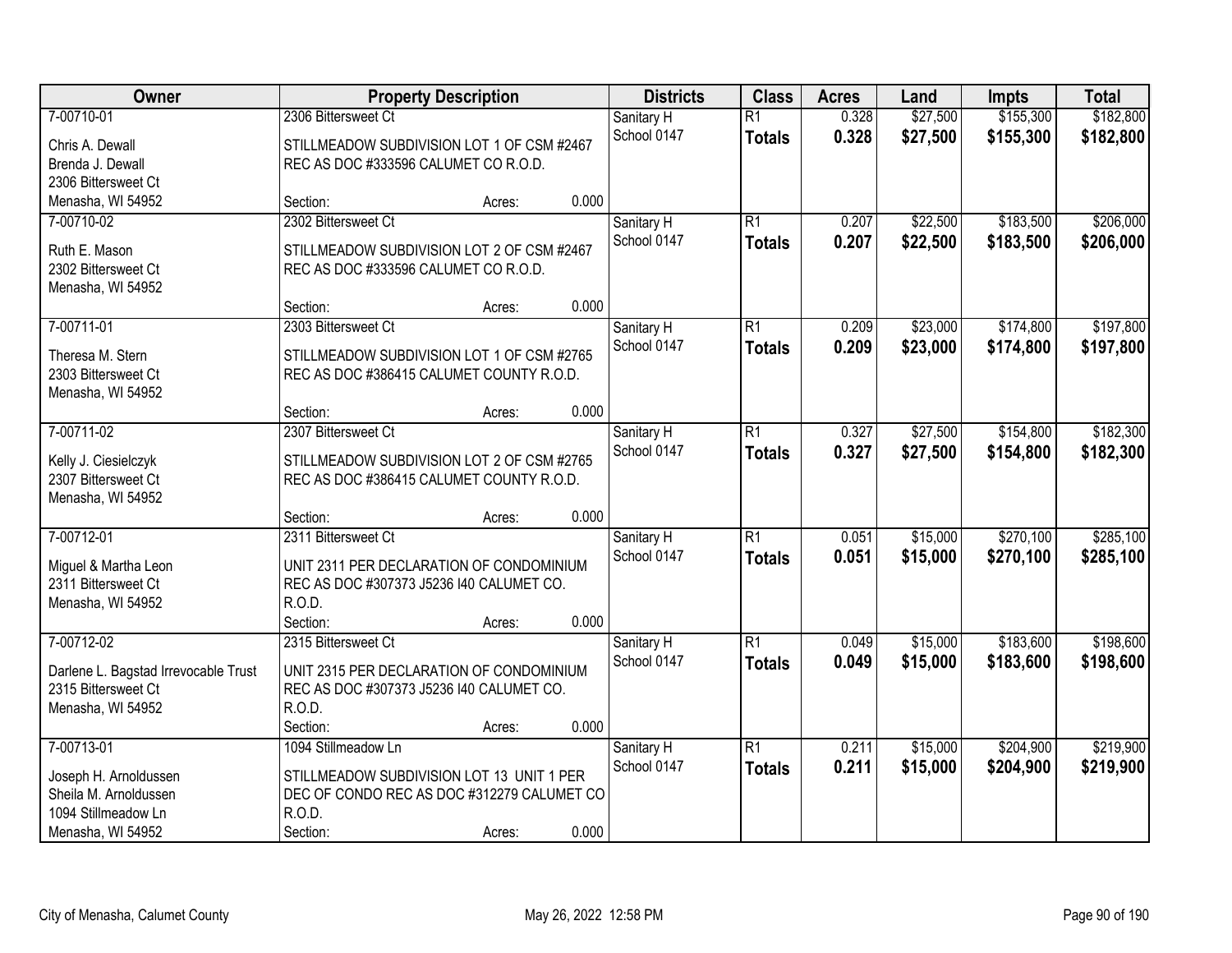| Owner | Property Description | Districts | Class | Acres | Land | Impts | Total |
|---|---|---|---|---|---|---|---|
| 7-00710-01<br>Chris A. Dewall<br>Brenda J. Dewall<br>2306 Bittersweet Ct<br>Menasha, WI 54952 | 2306 Bittersweet Ct<br>STILLMEADOW SUBDIVISION LOT 1 OF CSM #2467 REC AS DOC #333596 CALUMET CO R.O.D.<br>Section: Acres: 0.000 | Sanitary H<br>School 0147 | R1<br>**Totals** | 0.328<br>**0.328** | \$27,500<br>**\$27,500** | \$155,300<br>**\$155,300** | \$182,800<br>**\$182,800** |
| 7-00710-02<br>Ruth E. Mason<br>2302 Bittersweet Ct<br>Menasha, WI 54952 | 2302 Bittersweet Ct<br>STILLMEADOW SUBDIVISION LOT 2 OF CSM #2467 REC AS DOC #333596 CALUMET CO R.O.D.<br>Section: Acres: 0.000 | Sanitary H<br>School 0147 | R1<br>**Totals** | 0.207<br>**0.207** | \$22,500<br>**\$22,500** | \$183,500<br>**\$183,500** | \$206,000<br>**\$206,000** |
| 7-00711-01<br>Theresa M. Stern<br>2303 Bittersweet Ct<br>Menasha, WI 54952 | 2303 Bittersweet Ct<br>STILLMEADOW SUBDIVISION LOT 1 OF CSM #2765 REC AS DOC #386415 CALUMET COUNTY R.O.D.<br>Section: Acres: 0.000 | Sanitary H<br>School 0147 | R1<br>**Totals** | 0.209<br>**0.209** | \$23,000<br>**\$23,000** | \$174,800<br>**\$174,800** | \$197,800<br>**\$197,800** |
| 7-00711-02<br>Kelly J. Ciesielczyk<br>2307 Bittersweet Ct<br>Menasha, WI 54952 | 2307 Bittersweet Ct<br>STILLMEADOW SUBDIVISION LOT 2 OF CSM #2765 REC AS DOC #386415 CALUMET COUNTY R.O.D.<br>Section: Acres: 0.000 | Sanitary H<br>School 0147 | R1<br>**Totals** | 0.327<br>**0.327** | \$27,500<br>**\$27,500** | \$154,800<br>**\$154,800** | \$182,300<br>**\$182,300** |
| 7-00712-01<br>Miguel & Martha Leon<br>2311 Bittersweet Ct<br>Menasha, WI 54952 | 2311 Bittersweet Ct<br>UNIT 2311 PER DECLARATION OF CONDOMINIUM REC AS DOC #307373 J5236 I40 CALUMET CO. R.O.D.<br>Section: Acres: 0.000 | Sanitary H<br>School 0147 | R1<br>**Totals** | 0.051<br>**0.051** | \$15,000<br>**\$15,000** | \$270,100<br>**\$270,100** | \$285,100<br>**\$285,100** |
| 7-00712-02<br>Darlene L. Bagstad Irrevocable Trust<br>2315 Bittersweet Ct<br>Menasha, WI 54952 | 2315 Bittersweet Ct<br>UNIT 2315 PER DECLARATION OF CONDOMINIUM REC AS DOC #307373 J5236 I40 CALUMET CO. R.O.D.<br>Section: Acres: 0.000 | Sanitary H<br>School 0147 | R1<br>**Totals** | 0.049<br>**0.049** | \$15,000<br>**\$15,000** | \$183,600<br>**\$183,600** | \$198,600<br>**\$198,600** |
| 7-00713-01<br>Joseph H. Arnoldussen<br>Sheila M. Arnoldussen<br>1094 Stillmeadow Ln<br>Menasha, WI 54952 | 1094 Stillmeadow Ln<br>STILLMEADOW SUBDIVISION LOT 13 UNIT 1 PER DEC OF CONDO REC AS DOC #312279 CALUMET CO R.O.D.<br>Section: Acres: 0.000 | Sanitary H<br>School 0147 | R1<br>**Totals** | 0.211<br>**0.211** | \$15,000<br>**\$15,000** | \$204,900<br>**\$204,900** | \$219,900<br>**\$219,900** |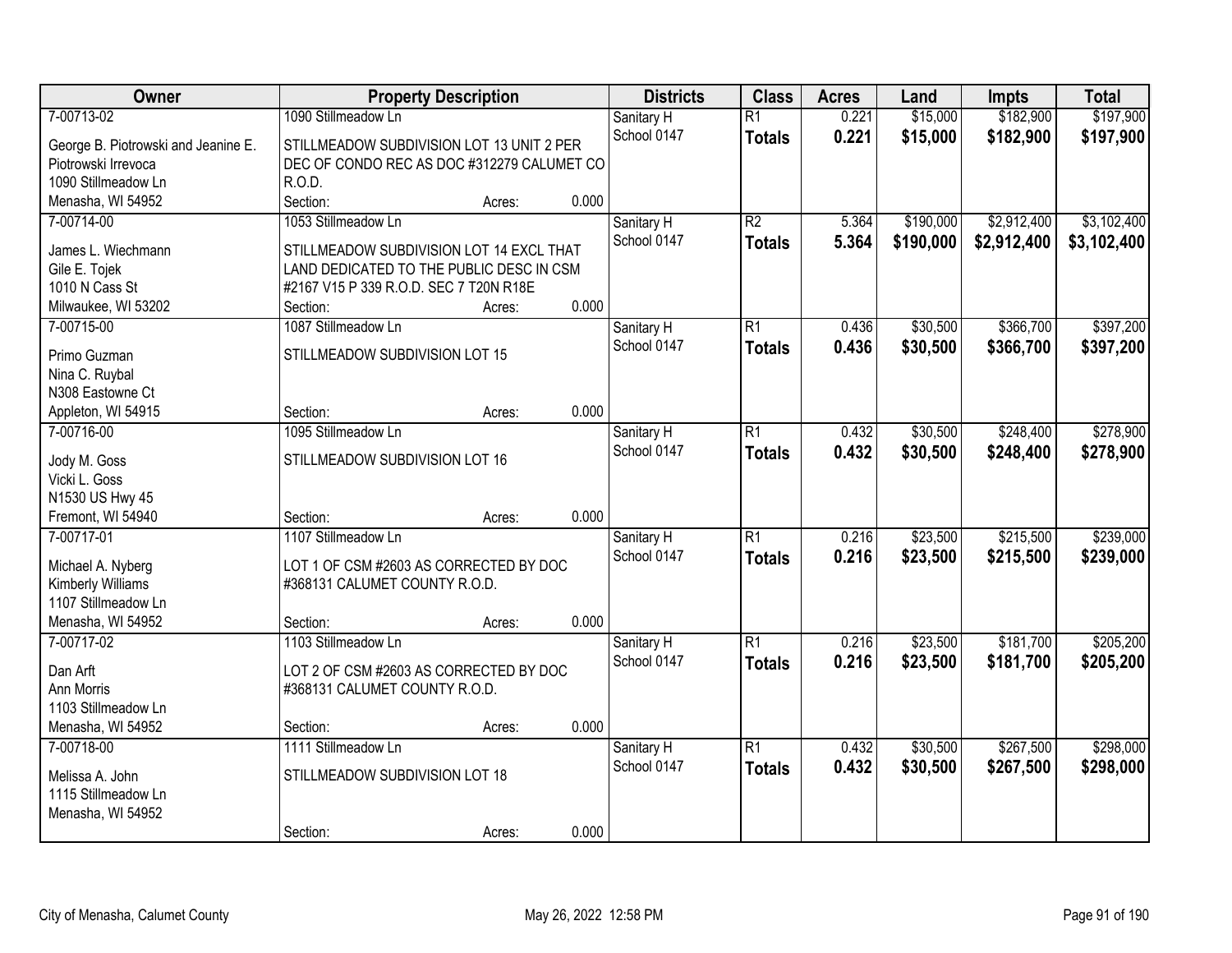| Owner | Property Description | Districts | Class | Acres | Land | Impts | Total |
|---|---|---|---|---|---|---|---|
| 7-00713-02<br>George B. Piotrowski and Jeanine E. Piotrowski Irrevoca<br>1090 Stillmeadow Ln<br>Menasha, WI 54952 | 1090 Stillmeadow Ln<br>STILLMEADOW SUBDIVISION LOT 13 UNIT 2 PER DEC OF CONDO REC AS DOC #312279 CALUMET CO R.O.D.<br>Section: Acres: 0.000 | Sanitary H<br>School 0147 | R1<br>**Totals** | 0.221<br>**0.221** | $15,000<br>**$15,000** | $182,900<br>**$182,900** | $197,900<br>**$197,900** |
| 7-00714-00<br>James L. Wiechmann<br>Gile E. Tojek<br>1010 N Cass St<br>Milwaukee, WI 53202 | 1053 Stillmeadow Ln<br>STILLMEADOW SUBDIVISION LOT 14 EXCL THAT LAND DEDICATED TO THE PUBLIC DESC IN CSM #2167 V15 P 339 R.O.D. SEC 7 T20N R18E<br>Section: Acres: 0.000 | Sanitary H<br>School 0147 | R2<br>**Totals** | 5.364<br>**5.364** | $190,000<br>**$190,000** | $2,912,400<br>**$2,912,400** | $3,102,400<br>**$3,102,400** |
| 7-00715-00<br>Primo Guzman<br>Nina C. Ruybal<br>N308 Eastowne Ct<br>Appleton, WI 54915 | 1087 Stillmeadow Ln<br>STILLMEADOW SUBDIVISION LOT 15<br>Section: Acres: 0.000 | Sanitary H<br>School 0147 | R1<br>**Totals** | 0.436<br>**0.436** | $30,500<br>**$30,500** | $366,700<br>**$366,700** | $397,200<br>**$397,200** |
| 7-00716-00<br>Jody M. Goss<br>Vicki L. Goss<br>N1530 US Hwy 45<br>Fremont, WI 54940 | 1095 Stillmeadow Ln<br>STILLMEADOW SUBDIVISION LOT 16<br>Section: Acres: 0.000 | Sanitary H<br>School 0147 | R1<br>**Totals** | 0.432<br>**0.432** | $30,500<br>**$30,500** | $248,400<br>**$248,400** | $278,900<br>**$278,900** |
| 7-00717-01<br>Michael A. Nyberg<br>Kimberly Williams<br>1107 Stillmeadow Ln<br>Menasha, WI 54952 | 1107 Stillmeadow Ln<br>LOT 1 OF CSM #2603 AS CORRECTED BY DOC #368131 CALUMET COUNTY R.O.D.<br>Section: Acres: 0.000 | Sanitary H<br>School 0147 | R1<br>**Totals** | 0.216<br>**0.216** | $23,500<br>**$23,500** | $215,500<br>**$215,500** | $239,000<br>**$239,000** |
| 7-00717-02<br>Dan Arft<br>Ann Morris<br>1103 Stillmeadow Ln<br>Menasha, WI 54952 | 1103 Stillmeadow Ln<br>LOT 2 OF CSM #2603 AS CORRECTED BY DOC #368131 CALUMET COUNTY R.O.D.<br>Section: Acres: 0.000 | Sanitary H<br>School 0147 | R1<br>**Totals** | 0.216<br>**0.216** | $23,500<br>**$23,500** | $181,700<br>**$181,700** | $205,200<br>**$205,200** |
| 7-00718-00<br>Melissa A. John<br>1115 Stillmeadow Ln<br>Menasha, WI 54952 | 1111 Stillmeadow Ln<br>STILLMEADOW SUBDIVISION LOT 18<br>Section: Acres: 0.000 | Sanitary H<br>School 0147 | R1<br>**Totals** | 0.432<br>**0.432** | $30,500<br>**$30,500** | $267,500<br>**$267,500** | $298,000<br>**$298,000** |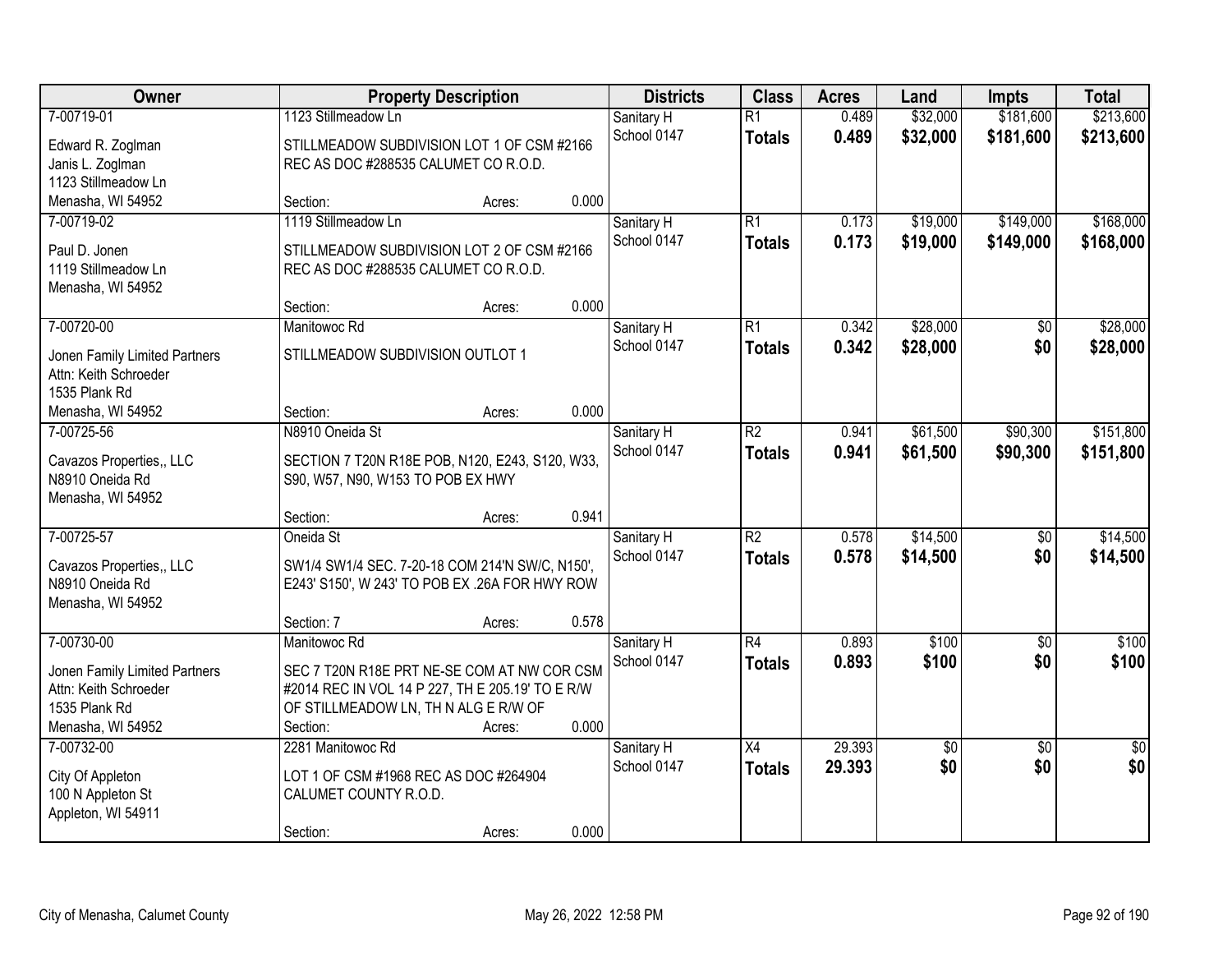| Owner | Property Description | | | | Districts | Class | Acres | Land | Impts | Total |
|---|---|---|---|---|---|---|---|---|---|---|
| 7-00719-01 | 1123 Stillmeadow Ln | | | | Sanitary H | R1 | 0.489 | $32,000 | $181,600 | $213,600 |
| Edward R. Zoglman<br>Janis L. Zoglman<br>1123 Stillmeadow Ln<br>Menasha, WI 54952 | STILLMEADOW SUBDIVISION LOT 1 OF CSM #2166 REC AS DOC #288535 CALUMET CO R.O.D. | | | | School 0147 | **Totals** | **0.489** | **$32,000** | **$181,600** | **$213,600** |
| | Section: | Acres: | 0.000 | | | | | | | |
| 7-00719-02 | 1119 Stillmeadow Ln | | | | Sanitary H | R1 | 0.173 | $19,000 | $149,000 | $168,000 |
| Paul D. Jonen<br>1119 Stillmeadow Ln<br>Menasha, WI 54952 | STILLMEADOW SUBDIVISION LOT 2 OF CSM #2166 REC AS DOC #288535 CALUMET CO R.O.D. | | | | School 0147 | **Totals** | **0.173** | **$19,000** | **$149,000** | **$168,000** |
| | Section: | Acres: | 0.000 | | | | | | | |
| 7-00720-00 | Manitowoc Rd | | | | Sanitary H | R1 | 0.342 | $28,000 | $0 | $28,000 |
| Jonen Family Limited Partners<br>Attn: Keith Schroeder<br>1535 Plank Rd<br>Menasha, WI 54952 | STILLMEADOW SUBDIVISION OUTLOT 1 | | | | School 0147 | **Totals** | **0.342** | **$28,000** | **$0** | **$28,000** |
| | Section: | Acres: | 0.000 | | | | | | | |
| 7-00725-56 | N8910 Oneida St | | | | Sanitary H | R2 | 0.941 | $61,500 | $90,300 | $151,800 |
| Cavazos Properties,, LLC<br>N8910 Oneida Rd<br>Menasha, WI 54952 | SECTION 7 T20N R18E POB, N120, E243, S120, W33, S90, W57, N90, W153 TO POB EX HWY | | | | School 0147 | **Totals** | **0.941** | **$61,500** | **$90,300** | **$151,800** |
| | Section: | Acres: | 0.941 | | | | | | | |
| 7-00725-57 | Oneida St | | | | Sanitary H | R2 | 0.578 | $14,500 | $0 | $14,500 |
| Cavazos Properties,, LLC<br>N8910 Oneida Rd<br>Menasha, WI 54952 | SW1/4 SW1/4 SEC. 7-20-18 COM 214'N SW/C, N150', E243' S150', W 243' TO POB EX .26A FOR HWY ROW | | | | School 0147 | **Totals** | **0.578** | **$14,500** | **$0** | **$14,500** |
| | Section: 7 | Acres: | 0.578 | | | | | | | |
| 7-00730-00 | Manitowoc Rd | | | | Sanitary H | R4 | 0.893 | $100 | $0 | $100 |
| Jonen Family Limited Partners<br>Attn: Keith Schroeder<br>1535 Plank Rd<br>Menasha, WI 54952 | SEC 7 T20N R18E PRT NE-SE COM AT NW COR CSM #2014 REC IN VOL 14 P 227, TH E 205.19' TO E R/W OF STILLMEADOW LN, TH N ALG E R/W OF | | | | School 0147 | **Totals** | **0.893** | **$100** | **$0** | **$100** |
| | Section: | Acres: | 0.000 | | | | | | | |
| 7-00732-00 | 2281 Manitowoc Rd | | | | Sanitary H | X4 | 29.393 | $0 | $0 | $0 |
| City Of Appleton<br>100 N Appleton St<br>Appleton, WI 54911 | LOT 1 OF CSM #1968 REC AS DOC #264904 CALUMET COUNTY R.O.D. | | | | School 0147 | **Totals** | **29.393** | **$0** | **$0** | **$0** |
| | Section: | Acres: | 0.000 | | | | | | | |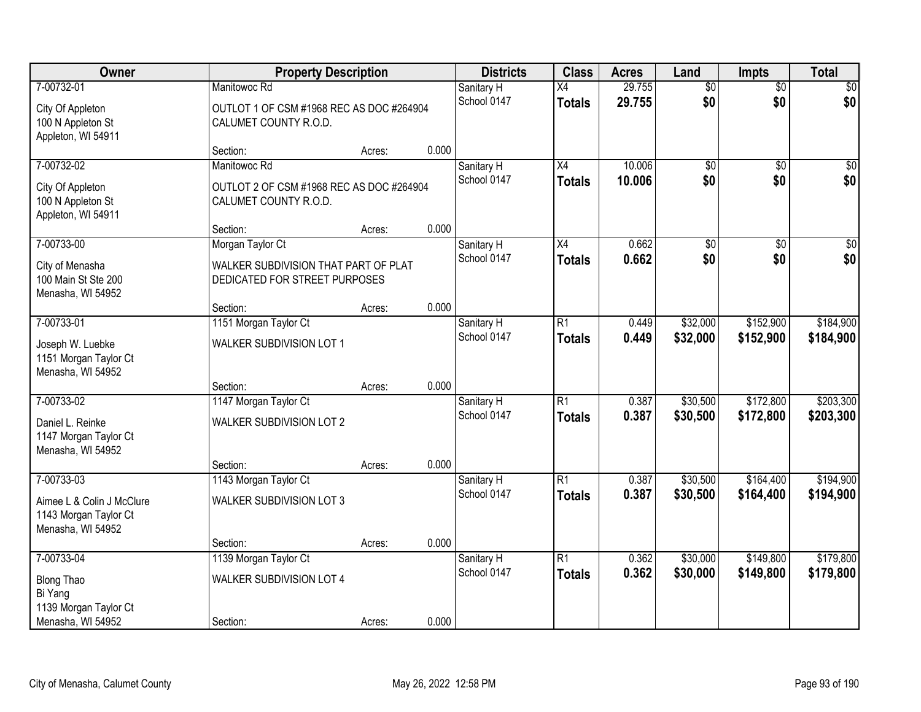| Owner | Property Description | | | Districts | Class | Acres | Land | Impts | Total |
|---|---|---|---|---|---|---|---|---|---|
| 7-00732-01 | Manitowoc Rd | | | Sanitary H | X4 | 29.755 | $0 | $0 | $0 |
| City Of Appleton<br>100 N Appleton St<br>Appleton, WI 54911 | OUTLOT 1 OF CSM #1968 REC AS DOC #264904 CALUMET COUNTY R.O.D. | | | School 0147 | **Totals** | **29.755** | **$0** | **$0** | **$0** |
| | Section: | Acres: | 0.000 | | | | | | |
| 7-00732-02 | Manitowoc Rd | | | Sanitary H | X4 | 10.006 | $0 | $0 | $0 |
| City Of Appleton<br>100 N Appleton St<br>Appleton, WI 54911 | OUTLOT 2 OF CSM #1968 REC AS DOC #264904 CALUMET COUNTY R.O.D. | | | School 0147 | **Totals** | **10.006** | **$0** | **$0** | **$0** |
| | Section: | Acres: | 0.000 | | | | | | |
| 7-00733-00 | Morgan Taylor Ct | | | Sanitary H | X4 | 0.662 | $0 | $0 | $0 |
| City of Menasha<br>100 Main St Ste 200<br>Menasha, WI 54952 | WALKER SUBDIVISION THAT PART OF PLAT DEDICATED FOR STREET PURPOSES | | | School 0147 | **Totals** | **0.662** | **$0** | **$0** | **$0** |
| | Section: | Acres: | 0.000 | | | | | | |
| 7-00733-01 | 1151 Morgan Taylor Ct | | | Sanitary H | R1 | 0.449 | $32,000 | $152,900 | $184,900 |
| Joseph W. Luebke<br>1151 Morgan Taylor Ct<br>Menasha, WI 54952 | WALKER SUBDIVISION LOT 1 | | | School 0147 | **Totals** | **0.449** | **$32,000** | **$152,900** | **$184,900** |
| | Section: | Acres: | 0.000 | | | | | | |
| 7-00733-02 | 1147 Morgan Taylor Ct | | | Sanitary H | R1 | 0.387 | $30,500 | $172,800 | $203,300 |
| Daniel L. Reinke<br>1147 Morgan Taylor Ct<br>Menasha, WI 54952 | WALKER SUBDIVISION LOT 2 | | | School 0147 | **Totals** | **0.387** | **$30,500** | **$172,800** | **$203,300** |
| | Section: | Acres: | 0.000 | | | | | | |
| 7-00733-03 | 1143 Morgan Taylor Ct | | | Sanitary H | R1 | 0.387 | $30,500 | $164,400 | $194,900 |
| Aimee L & Colin J McClure<br>1143 Morgan Taylor Ct<br>Menasha, WI 54952 | WALKER SUBDIVISION LOT 3 | | | School 0147 | **Totals** | **0.387** | **$30,500** | **$164,400** | **$194,900** |
| | Section: | Acres: | 0.000 | | | | | | |
| 7-00733-04 | 1139 Morgan Taylor Ct | | | Sanitary H | R1 | 0.362 | $30,000 | $149,800 | $179,800 |
| Blong Thao<br>Bi Yang<br>1139 Morgan Taylor Ct<br>Menasha, WI 54952 | WALKER SUBDIVISION LOT 4 | | | School 0147 | **Totals** | **0.362** | **$30,000** | **$149,800** | **$179,800** |
| | Section: | Acres: | 0.000 | | | | | | |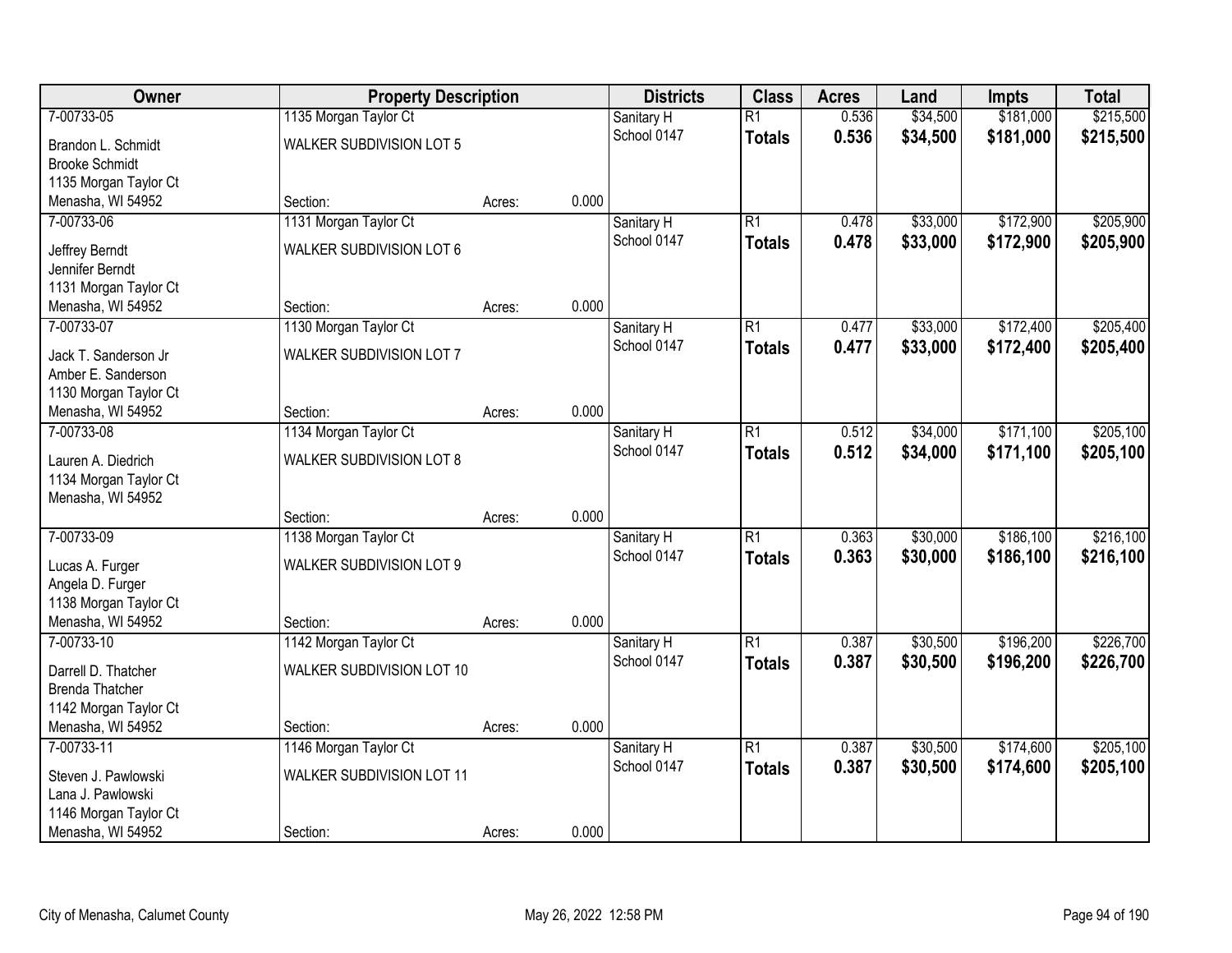| Owner | Property Description | | | Districts | Class | Acres | Land | Impts | Total |
|---|---|---|---|---|---|---|---|---|---|
| 7-00733-05 | 1135 Morgan Taylor Ct | | | Sanitary H | R1 | 0.536 | $34,500 | $181,000 | $215,500 |
| Brandon L. Schmidt<br>Brooke Schmidt<br>1135 Morgan Taylor Ct<br>Menasha, WI 54952 | WALKER SUBDIVISION LOT 5 | | | School 0147 | **Totals** | **0.536** | **$34,500** | **$181,000** | **$215,500** |
| | Section: | Acres: | 0.000 | | | | | | |
| 7-00733-06 | 1131 Morgan Taylor Ct | | | Sanitary H | R1 | 0.478 | $33,000 | $172,900 | $205,900 |
| Jeffrey Berndt<br>Jennifer Berndt<br>1131 Morgan Taylor Ct<br>Menasha, WI 54952 | WALKER SUBDIVISION LOT 6 | | | School 0147 | **Totals** | **0.478** | **$33,000** | **$172,900** | **$205,900** |
| | Section: | Acres: | 0.000 | | | | | | |
| 7-00733-07 | 1130 Morgan Taylor Ct | | | Sanitary H | R1 | 0.477 | $33,000 | $172,400 | $205,400 |
| Jack T. Sanderson Jr<br>Amber E. Sanderson<br>1130 Morgan Taylor Ct<br>Menasha, WI 54952 | WALKER SUBDIVISION LOT 7 | | | School 0147 | **Totals** | **0.477** | **$33,000** | **$172,400** | **$205,400** |
| | Section: | Acres: | 0.000 | | | | | | |
| 7-00733-08 | 1134 Morgan Taylor Ct | | | Sanitary H | R1 | 0.512 | $34,000 | $171,100 | $205,100 |
| Lauren A. Diedrich<br>1134 Morgan Taylor Ct<br>Menasha, WI 54952 | WALKER SUBDIVISION LOT 8 | | | School 0147 | **Totals** | **0.512** | **$34,000** | **$171,100** | **$205,100** |
| | Section: | Acres: | 0.000 | | | | | | |
| 7-00733-09 | 1138 Morgan Taylor Ct | | | Sanitary H | R1 | 0.363 | $30,000 | $186,100 | $216,100 |
| Lucas A. Furger<br>Angela D. Furger<br>1138 Morgan Taylor Ct<br>Menasha, WI 54952 | WALKER SUBDIVISION LOT 9 | | | School 0147 | **Totals** | **0.363** | **$30,000** | **$186,100** | **$216,100** |
| | Section: | Acres: | 0.000 | | | | | | |
| 7-00733-10 | 1142 Morgan Taylor Ct | | | Sanitary H | R1 | 0.387 | $30,500 | $196,200 | $226,700 |
| Darrell D. Thatcher<br>Brenda Thatcher<br>1142 Morgan Taylor Ct<br>Menasha, WI 54952 | WALKER SUBDIVISION LOT 10 | | | School 0147 | **Totals** | **0.387** | **$30,500** | **$196,200** | **$226,700** |
| | Section: | Acres: | 0.000 | | | | | | |
| 7-00733-11 | 1146 Morgan Taylor Ct | | | Sanitary H | R1 | 0.387 | $30,500 | $174,600 | $205,100 |
| Steven J. Pawlowski<br>Lana J. Pawlowski<br>1146 Morgan Taylor Ct<br>Menasha, WI 54952 | WALKER SUBDIVISION LOT 11 | | | School 0147 | **Totals** | **0.387** | **$30,500** | **$174,600** | **$205,100** |
| | Section: | Acres: | 0.000 | | | | | | |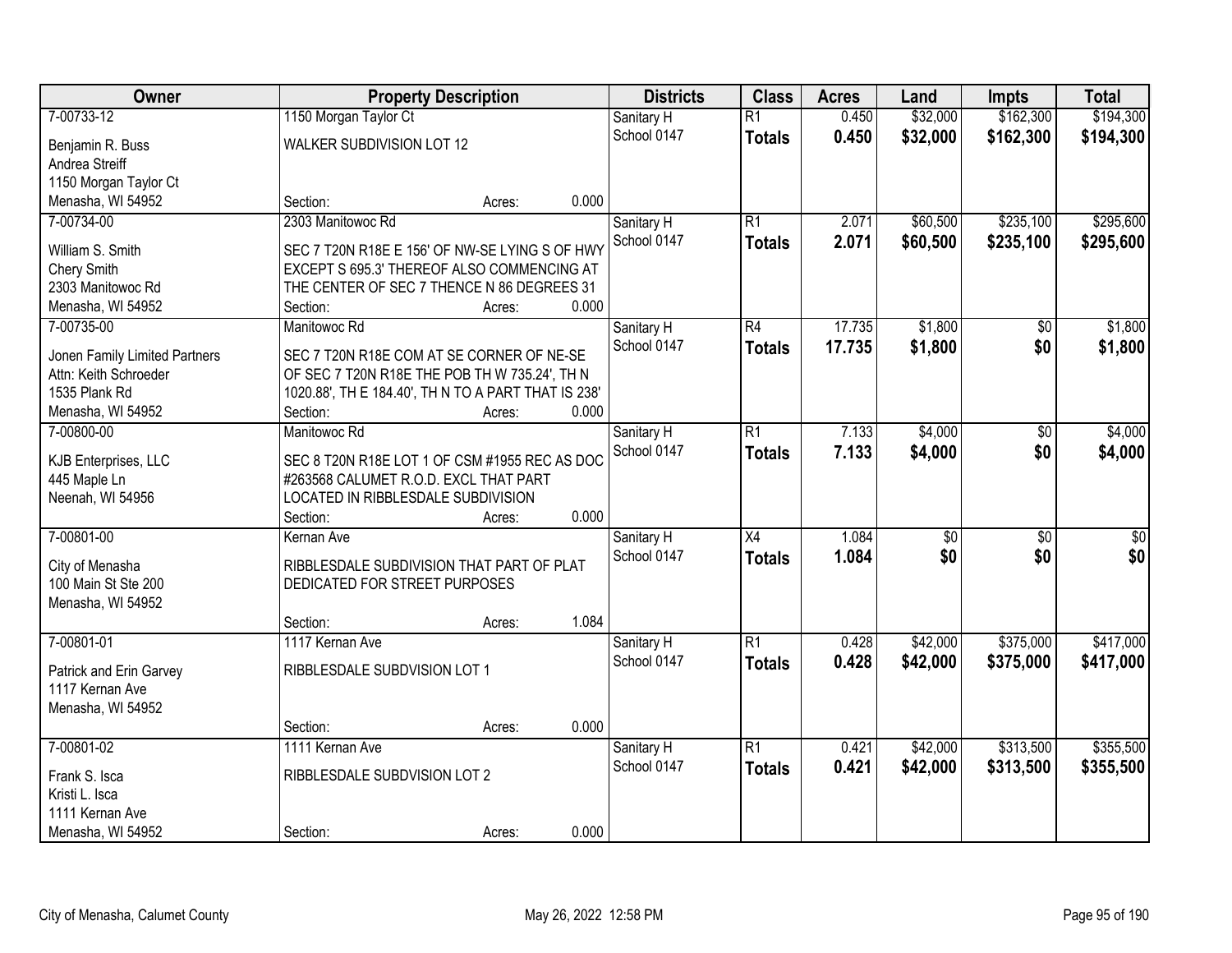| Owner | Property Description | Districts | Class | Acres | Land | Impts | Total |
|---|---|---|---|---|---|---|---|
| 7-00733-12<br>Benjamin R. Buss<br>Andrea Streiff<br>1150 Morgan Taylor Ct<br>Menasha, WI 54952 | 1150 Morgan Taylor Ct<br>WALKER SUBDIVISION LOT 12<br>Section: Acres: 0.000 | Sanitary H<br>School 0147 | R1<br>**Totals** | 0.450<br>**0.450** | $32,000<br>**$32,000** | $162,300<br>**$162,300** | $194,300<br>**$194,300** |
| 7-00734-00<br>William S. Smith<br>Chery Smith<br>2303 Manitowoc Rd<br>Menasha, WI 54952 | 2303 Manitowoc Rd<br>SEC 7 T20N R18E E 156' OF NW-SE LYING S OF HWY EXCEPT S 695.3' THEREOF ALSO COMMENCING AT THE CENTER OF SEC 7 THENCE N 86 DEGREES 31<br>Section: Acres: 0.000 | Sanitary H<br>School 0147 | R1<br>**Totals** | 2.071<br>**2.071** | $60,500<br>**$60,500** | $235,100<br>**$235,100** | $295,600<br>**$295,600** |
| 7-00735-00<br>Jonen Family Limited Partners<br>Attn: Keith Schroeder<br>1535 Plank Rd<br>Menasha, WI 54952 | Manitowoc Rd<br>SEC 7 T20N R18E COM AT SE CORNER OF NE-SE OF SEC 7 T20N R18E THE POB TH W 735.24', TH N 1020.88', TH E 184.40', TH N TO A PART THAT IS 238'<br>Section: Acres: 0.000 | Sanitary H<br>School 0147 | R4<br>**Totals** | 17.735<br>**17.735** | $1,800<br>**$1,800** | $0<br>**$0** | $1,800<br>**$1,800** |
| 7-00800-00<br>KJB Enterprises, LLC<br>445 Maple Ln<br>Neenah, WI 54956 | Manitowoc Rd<br>SEC 8 T20N R18E LOT 1 OF CSM #1955 REC AS DOC #263568 CALUMET R.O.D. EXCL THAT PART LOCATED IN RIBBLESDALE SUBDIVISION<br>Section: Acres: 0.000 | Sanitary H<br>School 0147 | R1<br>**Totals** | 7.133<br>**7.133** | $4,000<br>**$4,000** | $0<br>**$0** | $4,000<br>**$4,000** |
| 7-00801-00<br>City of Menasha<br>100 Main St Ste 200<br>Menasha, WI 54952 | Kernan Ave<br>RIBBLESDALE SUBDIVISION THAT PART OF PLAT DEDICATED FOR STREET PURPOSES<br>Section: Acres: 1.084 | Sanitary H<br>School 0147 | X4<br>**Totals** | 1.084<br>**1.084** | $0<br>**$0** | $0<br>**$0** | $0<br>**$0** |
| 7-00801-01<br>Patrick and Erin Garvey<br>1117 Kernan Ave<br>Menasha, WI 54952 | 1117 Kernan Ave<br>RIBBLESDALE SUBDVISION LOT 1<br>Section: Acres: 0.000 | Sanitary H<br>School 0147 | R1<br>**Totals** | 0.428<br>**0.428** | $42,000<br>**$42,000** | $375,000<br>**$375,000** | $417,000<br>**$417,000** |
| 7-00801-02<br>Frank S. Isca<br>Kristi L. Isca<br>1111 Kernan Ave<br>Menasha, WI 54952 | 1111 Kernan Ave<br>RIBBLESDALE SUBDVISION LOT 2<br>Section: Acres: 0.000 | Sanitary H<br>School 0147 | R1<br>**Totals** | 0.421<br>**0.421** | $42,000<br>**$42,000** | $313,500<br>**$313,500** | $355,500<br>**$355,500** |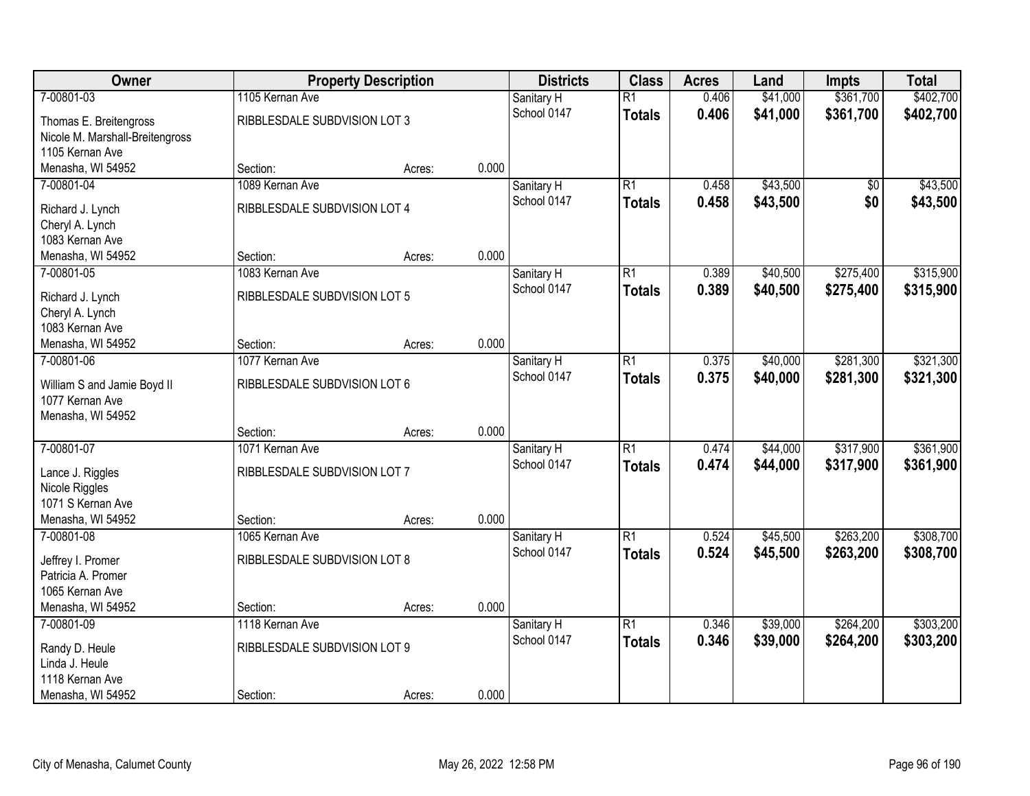| Owner | Property Description | | | Districts | Class | Acres | Land | Impts | Total |
|---|---|---|---|---|---|---|---|---|---|
| 7-00801-03 | 1105 Kernan Ave | | | Sanitary H | R1 | 0.406 | $41,000 | $361,700 | $402,700 |
| Thomas E. Breitengross<br>Nicole M. Marshall-Breitengross<br>1105 Kernan Ave<br>Menasha, WI 54952 | RIBBLESDALE SUBDVISION LOT 3 | | | School 0147 | **Totals** | **0.406** | **$41,000** | **$361,700** | **$402,700** |
| | Section: | Acres: | 0.000 | | | | | | |
| 7-00801-04 | 1089 Kernan Ave | | | Sanitary H | R1 | 0.458 | $43,500 | $0 | $43,500 |
| Richard J. Lynch<br>Cheryl A. Lynch<br>1083 Kernan Ave<br>Menasha, WI 54952 | RIBBLESDALE SUBDVISION LOT 4 | | | School 0147 | **Totals** | **0.458** | **$43,500** | **$0** | **$43,500** |
| | Section: | Acres: | 0.000 | | | | | | |
| 7-00801-05 | 1083 Kernan Ave | | | Sanitary H | R1 | 0.389 | $40,500 | $275,400 | $315,900 |
| Richard J. Lynch<br>Cheryl A. Lynch<br>1083 Kernan Ave<br>Menasha, WI 54952 | RIBBLESDALE SUBDVISION LOT 5 | | | School 0147 | **Totals** | **0.389** | **$40,500** | **$275,400** | **$315,900** |
| | Section: | Acres: | 0.000 | | | | | | |
| 7-00801-06 | 1077 Kernan Ave | | | Sanitary H | R1 | 0.375 | $40,000 | $281,300 | $321,300 |
| William S and Jamie Boyd II<br>1077 Kernan Ave<br>Menasha, WI 54952 | RIBBLESDALE SUBDVISION LOT 6 | | | School 0147 | **Totals** | **0.375** | **$40,000** | **$281,300** | **$321,300** |
| | Section: | Acres: | 0.000 | | | | | | |
| 7-00801-07 | 1071 Kernan Ave | | | Sanitary H | R1 | 0.474 | $44,000 | $317,900 | $361,900 |
| Lance J. Riggles<br>Nicole Riggles<br>1071 S Kernan Ave<br>Menasha, WI 54952 | RIBBLESDALE SUBDVISION LOT 7 | | | School 0147 | **Totals** | **0.474** | **$44,000** | **$317,900** | **$361,900** |
| | Section: | Acres: | 0.000 | | | | | | |
| 7-00801-08 | 1065 Kernan Ave | | | Sanitary H | R1 | 0.524 | $45,500 | $263,200 | $308,700 |
| Jeffrey I. Promer<br>Patricia A. Promer<br>1065 Kernan Ave<br>Menasha, WI 54952 | RIBBLESDALE SUBDVISION LOT 8 | | | School 0147 | **Totals** | **0.524** | **$45,500** | **$263,200** | **$308,700** |
| | Section: | Acres: | 0.000 | | | | | | |
| 7-00801-09 | 1118 Kernan Ave | | | Sanitary H | R1 | 0.346 | $39,000 | $264,200 | $303,200 |
| Randy D. Heule<br>Linda J. Heule<br>1118 Kernan Ave<br>Menasha, WI 54952 | RIBBLESDALE SUBDVISION LOT 9 | | | School 0147 | **Totals** | **0.346** | **$39,000** | **$264,200** | **$303,200** |
| | Section: | Acres: | 0.000 | | | | | | |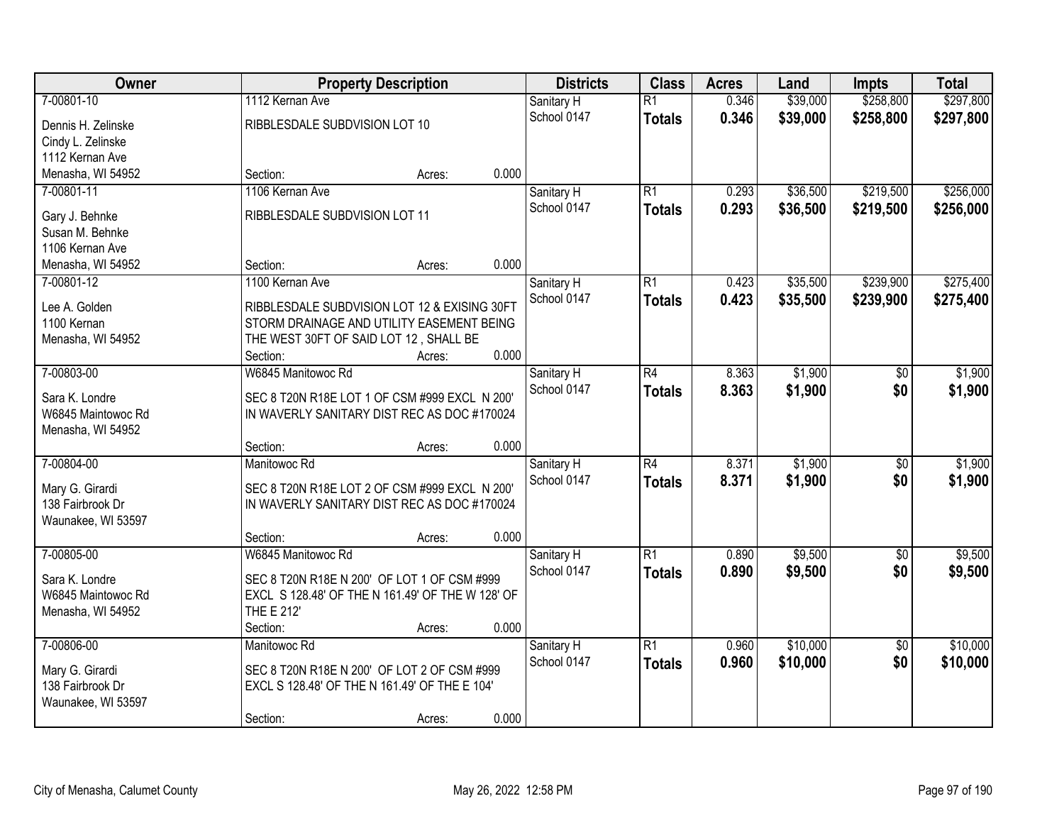| Owner | Property Description | Districts | Class | Acres | Land | Impts | Total |
|---|---|---|---|---|---|---|---|
| 7-00801-10<br>Dennis H. Zelinske<br>Cindy L. Zelinske<br>1112 Kernan Ave<br>Menasha, WI 54952 | 1112 Kernan Ave<br>RIBBLESDALE SUBDVISION LOT 10<br>Section: Acres: 0.000 | Sanitary H<br>School 0147 | R1<br>**Totals** | 0.346<br>**0.346** | $39,000<br>**$39,000** | $258,800<br>**$258,800** | $297,800<br>**$297,800** |
| 7-00801-11<br>Gary J. Behnke<br>Susan M. Behnke<br>1106 Kernan Ave<br>Menasha, WI 54952 | 1106 Kernan Ave<br>RIBBLESDALE SUBDVISION LOT 11<br>Section: Acres: 0.000 | Sanitary H<br>School 0147 | R1<br>**Totals** | 0.293<br>**0.293** | $36,500<br>**$36,500** | $219,500<br>**$219,500** | $256,000<br>**$256,000** |
| 7-00801-12<br>Lee A. Golden<br>1100 Kernan<br>Menasha, WI 54952 | 1100 Kernan Ave<br>RIBBLESDALE SUBDVISION LOT 12 & EXISING 30FT STORM DRAINAGE AND UTILITY EASEMENT BEING THE WEST 30FT OF SAID LOT 12 , SHALL BE<br>Section: Acres: 0.000 | Sanitary H<br>School 0147 | R1<br>**Totals** | 0.423<br>**0.423** | $35,500<br>**$35,500** | $239,900<br>**$239,900** | $275,400<br>**$275,400** |
| 7-00803-00<br>Sara K. Londre<br>W6845 Maintowoc Rd<br>Menasha, WI 54952 | W6845 Manitowoc Rd<br>SEC 8 T20N R18E LOT 1 OF CSM #999 EXCL N 200' IN WAVERLY SANITARY DIST REC AS DOC #170024<br>Section: Acres: 0.000 | Sanitary H<br>School 0147 | R4<br>**Totals** | 8.363<br>**8.363** | $1,900<br>**$1,900** | $0<br>**$0** | $1,900<br>**$1,900** |
| 7-00804-00<br>Mary G. Girardi<br>138 Fairbrook Dr<br>Waunakee, WI 53597 | Manitowoc Rd<br>SEC 8 T20N R18E LOT 2 OF CSM #999 EXCL N 200' IN WAVERLY SANITARY DIST REC AS DOC #170024<br>Section: Acres: 0.000 | Sanitary H<br>School 0147 | R4<br>**Totals** | 8.371<br>**8.371** | $1,900<br>**$1,900** | $0<br>**$0** | $1,900<br>**$1,900** |
| 7-00805-00<br>Sara K. Londre<br>W6845 Maintowoc Rd<br>Menasha, WI 54952 | W6845 Manitowoc Rd<br>SEC 8 T20N R18E N 200' OF LOT 1 OF CSM #999 EXCL S 128.48' OF THE N 161.49' OF THE W 128' OF THE E 212'<br>Section: Acres: 0.000 | Sanitary H<br>School 0147 | R1<br>**Totals** | 0.890<br>**0.890** | $9,500<br>**$9,500** | $0<br>**$0** | $9,500<br>**$9,500** |
| 7-00806-00<br>Mary G. Girardi<br>138 Fairbrook Dr<br>Waunakee, WI 53597 | Manitowoc Rd<br>SEC 8 T20N R18E N 200' OF LOT 2 OF CSM #999 EXCL S 128.48' OF THE N 161.49' OF THE E 104'<br>Section: Acres: 0.000 | Sanitary H<br>School 0147 | R1<br>**Totals** | 0.960<br>**0.960** | $10,000<br>**$10,000** | $0<br>**$0** | $10,000<br>**$10,000** |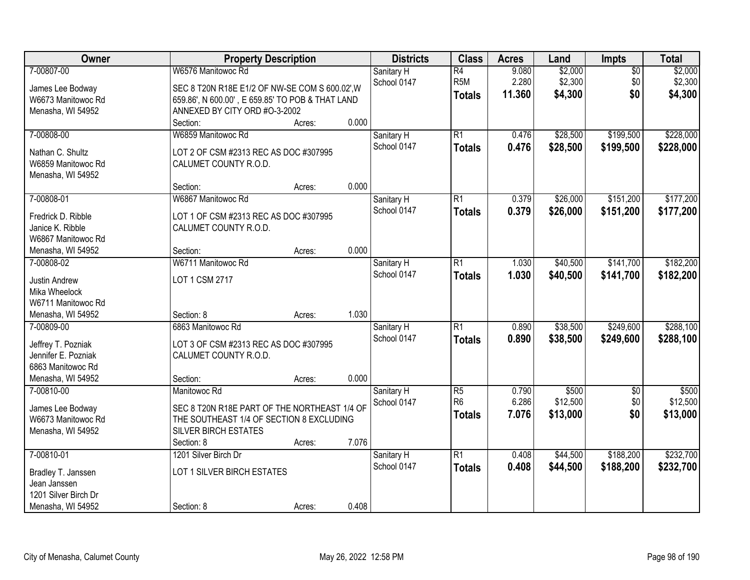| Owner | Property Description | Districts | Class | Acres | Land | Impts | Total |
|---|---|---|---|---|---|---|---|
| 7-00807-00<br>James Lee Bodway<br>W6673 Manitowoc Rd<br>Menasha, WI 54952 | W6576 Manitowoc Rd<br>SEC 8 T20N R18E E1/2 OF NW-SE COM S 600.02',W 659.86', N 600.00' , E 659.85' TO POB & THAT LAND ANNEXED BY CITY ORD #O-3-2002<br>Section: Acres: 0.000 | Sanitary H<br>School 0147 | R4<br>R5M<br>**Totals** | 9.080<br>2.280<br>**11.360** | $2,000<br>$2,300<br>**$4,300** | $0<br>$0<br>**$0** | $2,000<br>$2,300<br>**$4,300** |
| 7-00808-00<br>Nathan C. Shultz<br>W6859 Manitowoc Rd<br>Menasha, WI 54952 | W6859 Manitowoc Rd<br>LOT 2 OF CSM #2313 REC AS DOC #307995 CALUMET COUNTY R.O.D.<br>Section: Acres: 0.000 | Sanitary H<br>School 0147 | R1<br>**Totals** | 0.476<br>**0.476** | $28,500<br>**$28,500** | $199,500<br>**$199,500** | $228,000<br>**$228,000** |
| 7-00808-01<br>Fredrick D. Ribble<br>Janice K. Ribble<br>W6867 Manitowoc Rd<br>Menasha, WI 54952 | W6867 Manitowoc Rd<br>LOT 1 OF CSM #2313 REC AS DOC #307995 CALUMET COUNTY R.O.D.<br>Section: Acres: 0.000 | Sanitary H<br>School 0147 | R1<br>**Totals** | 0.379<br>**0.379** | $26,000<br>**$26,000** | $151,200<br>**$151,200** | $177,200<br>**$177,200** |
| 7-00808-02<br>Justin Andrew<br>Mika Wheelock<br>W6711 Manitowoc Rd<br>Menasha, WI 54952 | W6711 Manitowoc Rd<br>LOT 1 CSM 2717<br>Section: 8 Acres: 1.030 | Sanitary H<br>School 0147 | R1<br>**Totals** | 1.030<br>**1.030** | $40,500<br>**$40,500** | $141,700<br>**$141,700** | $182,200<br>**$182,200** |
| 7-00809-00<br>Jeffrey T. Pozniak<br>Jennifer E. Pozniak<br>6863 Manitowoc Rd<br>Menasha, WI 54952 | 6863 Manitowoc Rd<br>LOT 3 OF CSM #2313 REC AS DOC #307995 CALUMET COUNTY R.O.D.<br>Section: Acres: 0.000 | Sanitary H<br>School 0147 | R1<br>**Totals** | 0.890<br>**0.890** | $38,500<br>**$38,500** | $249,600<br>**$249,600** | $288,100<br>**$288,100** |
| 7-00810-00<br>James Lee Bodway<br>W6673 Manitowoc Rd<br>Menasha, WI 54952 | Manitowoc Rd<br>SEC 8 T20N R18E PART OF THE NORTHEAST 1/4 OF THE SOUTHEAST 1/4 OF SECTION 8 EXCLUDING SILVER BIRCH ESTATES<br>Section: 8 Acres: 7.076 | Sanitary H<br>School 0147 | R5<br>R6<br>**Totals** | 0.790<br>6.286<br>**7.076** | $500<br>$12,500<br>**$13,000** | $0<br>$0<br>**$0** | $500<br>$12,500<br>**$13,000** |
| 7-00810-01<br>Bradley T. Janssen<br>Jean Janssen<br>1201 Silver Birch Dr<br>Menasha, WI 54952 | 1201 Silver Birch Dr<br>LOT 1 SILVER BIRCH ESTATES<br>Section: 8 Acres: 0.408 | Sanitary H<br>School 0147 | R1<br>**Totals** | 0.408<br>**0.408** | $44,500<br>**$44,500** | $188,200<br>**$188,200** | $232,700<br>**$232,700** |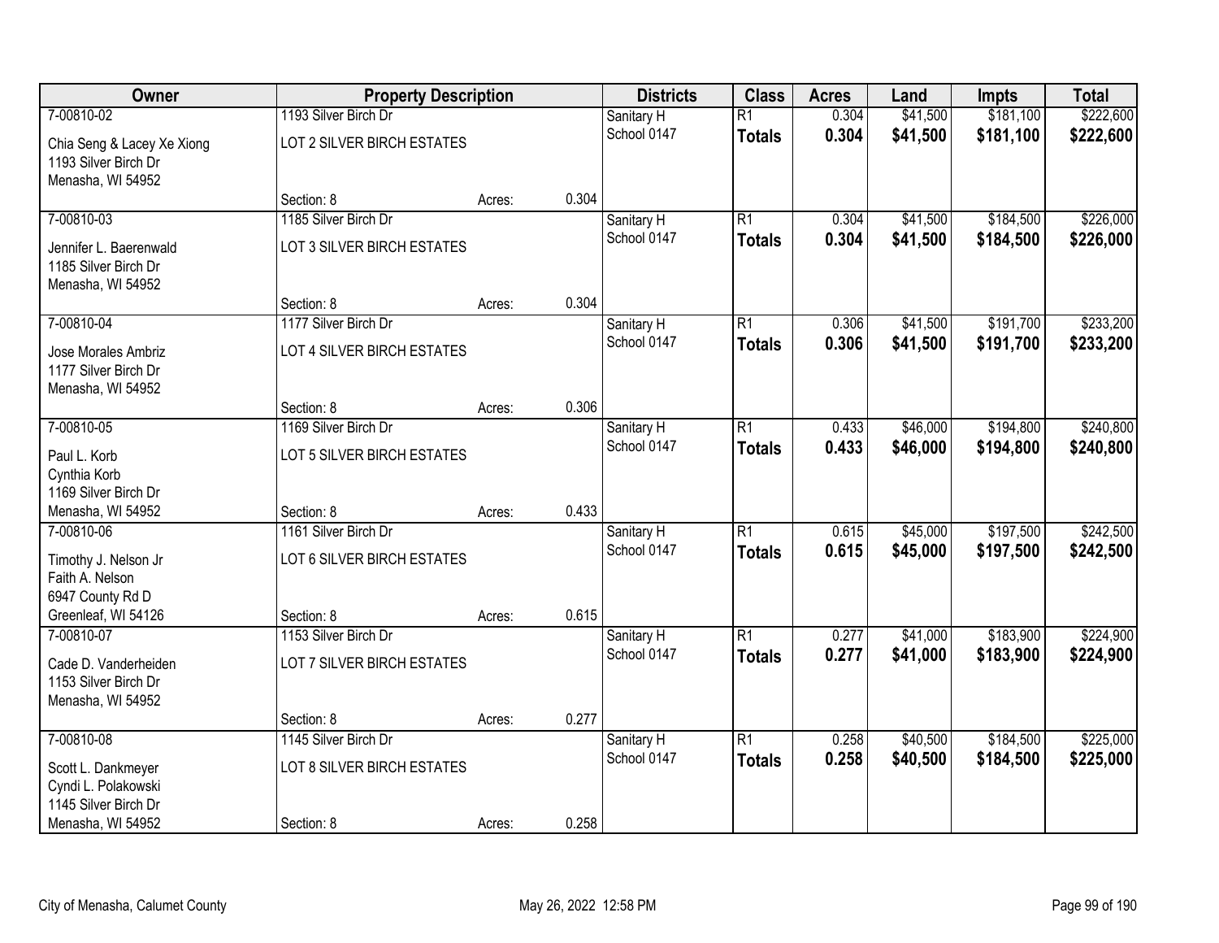| Owner | Property Description | | | Districts | Class | Acres | Land | Impts | Total |
|---|---|---|---|---|---|---|---|---|---|
| 7-00810-02 | 1193 Silver Birch Dr | | | Sanitary H | R1 | 0.304 | $41,500 | $181,100 | $222,600 |
| Chia Seng & Lacey Xe Xiong<br>1193 Silver Birch Dr<br>Menasha, WI 54952 | LOT 2 SILVER BIRCH ESTATES | | | School 0147 | **Totals** | **0.304** | **$41,500** | **$181,100** | **$222,600** |
| | Section: 8 | Acres: | 0.304 | | | | | | |
| 7-00810-03 | 1185 Silver Birch Dr | | | Sanitary H | R1 | 0.304 | $41,500 | $184,500 | $226,000 |
| Jennifer L. Baerenwald<br>1185 Silver Birch Dr<br>Menasha, WI 54952 | LOT 3 SILVER BIRCH ESTATES | | | School 0147 | **Totals** | **0.304** | **$41,500** | **$184,500** | **$226,000** |
| | Section: 8 | Acres: | 0.304 | | | | | | |
| 7-00810-04 | 1177 Silver Birch Dr | | | Sanitary H | R1 | 0.306 | $41,500 | $191,700 | $233,200 |
| Jose Morales Ambriz<br>1177 Silver Birch Dr<br>Menasha, WI 54952 | LOT 4 SILVER BIRCH ESTATES | | | School 0147 | **Totals** | **0.306** | **$41,500** | **$191,700** | **$233,200** |
| | Section: 8 | Acres: | 0.306 | | | | | | |
| 7-00810-05 | 1169 Silver Birch Dr | | | Sanitary H | R1 | 0.433 | $46,000 | $194,800 | $240,800 |
| Paul L. Korb<br>Cynthia Korb<br>1169 Silver Birch Dr<br>Menasha, WI 54952 | LOT 5 SILVER BIRCH ESTATES | | | School 0147 | **Totals** | **0.433** | **$46,000** | **$194,800** | **$240,800** |
| | Section: 8 | Acres: | 0.433 | | | | | | |
| 7-00810-06 | 1161 Silver Birch Dr | | | Sanitary H | R1 | 0.615 | $45,000 | $197,500 | $242,500 |
| Timothy J. Nelson Jr<br>Faith A. Nelson<br>6947 County Rd D<br>Greenleaf, WI 54126 | LOT 6 SILVER BIRCH ESTATES | | | School 0147 | **Totals** | **0.615** | **$45,000** | **$197,500** | **$242,500** |
| | Section: 8 | Acres: | 0.615 | | | | | | |
| 7-00810-07 | 1153 Silver Birch Dr | | | Sanitary H | R1 | 0.277 | $41,000 | $183,900 | $224,900 |
| Cade D. Vanderheiden<br>1153 Silver Birch Dr<br>Menasha, WI 54952 | LOT 7 SILVER BIRCH ESTATES | | | School 0147 | **Totals** | **0.277** | **$41,000** | **$183,900** | **$224,900** |
| | Section: 8 | Acres: | 0.277 | | | | | | |
| 7-00810-08 | 1145 Silver Birch Dr | | | Sanitary H | R1 | 0.258 | $40,500 | $184,500 | $225,000 |
| Scott L. Dankmeyer<br>Cyndi L. Polakowski<br>1145 Silver Birch Dr<br>Menasha, WI 54952 | LOT 8 SILVER BIRCH ESTATES | | | School 0147 | **Totals** | **0.258** | **$40,500** | **$184,500** | **$225,000** |
| | Section: 8 | Acres: | 0.258 | | | | | | |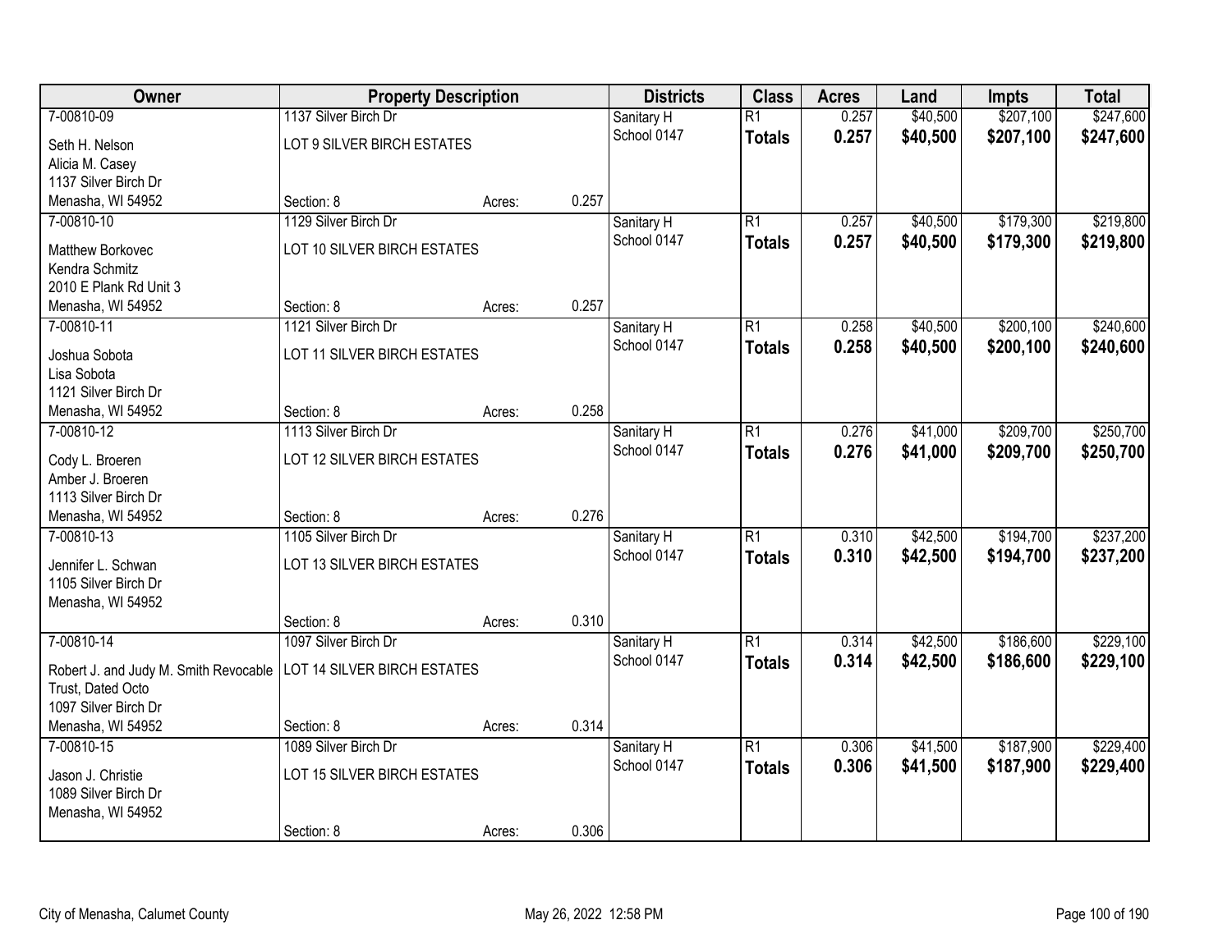| Owner | Property Description | | | Districts | Class | Acres | Land | Impts | Total |
|---|---|---|---|---|---|---|---|---|---|
| 7-00810-09 | 1137 Silver Birch Dr | | | Sanitary H | R1 | 0.257 | $40,500 | $207,100 | $247,600 |
| Seth H. Nelson<br>Alicia M. Casey<br>1137 Silver Birch Dr<br>Menasha, WI 54952 | LOT 9 SILVER BIRCH ESTATES | | | School 0147 | **Totals** | **0.257** | **$40,500** | **$207,100** | **$247,600** |
| | Section: 8 | Acres: | 0.257 | | | | | | |
| 7-00810-10 | 1129 Silver Birch Dr | | | Sanitary H | R1 | 0.257 | $40,500 | $179,300 | $219,800 |
| Matthew Borkovec<br>Kendra Schmitz<br>2010 E Plank Rd Unit 3<br>Menasha, WI 54952 | LOT 10 SILVER BIRCH ESTATES | | | School 0147 | **Totals** | **0.257** | **$40,500** | **$179,300** | **$219,800** |
| | Section: 8 | Acres: | 0.257 | | | | | | |
| 7-00810-11 | 1121 Silver Birch Dr | | | Sanitary H | R1 | 0.258 | $40,500 | $200,100 | $240,600 |
| Joshua Sobota<br>Lisa Sobota<br>1121 Silver Birch Dr<br>Menasha, WI 54952 | LOT 11 SILVER BIRCH ESTATES | | | School 0147 | **Totals** | **0.258** | **$40,500** | **$200,100** | **$240,600** |
| | Section: 8 | Acres: | 0.258 | | | | | | |
| 7-00810-12 | 1113 Silver Birch Dr | | | Sanitary H | R1 | 0.276 | $41,000 | $209,700 | $250,700 |
| Cody L. Broeren<br>Amber J. Broeren<br>1113 Silver Birch Dr<br>Menasha, WI 54952 | LOT 12 SILVER BIRCH ESTATES | | | School 0147 | **Totals** | **0.276** | **$41,000** | **$209,700** | **$250,700** |
| | Section: 8 | Acres: | 0.276 | | | | | | |
| 7-00810-13 | 1105 Silver Birch Dr | | | Sanitary H | R1 | 0.310 | $42,500 | $194,700 | $237,200 |
| Jennifer L. Schwan<br>1105 Silver Birch Dr<br>Menasha, WI 54952 | LOT 13 SILVER BIRCH ESTATES | | | School 0147 | **Totals** | **0.310** | **$42,500** | **$194,700** | **$237,200** |
| | Section: 8 | Acres: | 0.310 | | | | | | |
| 7-00810-14 | 1097 Silver Birch Dr | | | Sanitary H | R1 | 0.314 | $42,500 | $186,600 | $229,100 |
| Robert J. and Judy M. Smith Revocable Trust, Dated Octo<br>1097 Silver Birch Dr<br>Menasha, WI 54952 | LOT 14 SILVER BIRCH ESTATES | | | School 0147 | **Totals** | **0.314** | **$42,500** | **$186,600** | **$229,100** |
| | Section: 8 | Acres: | 0.314 | | | | | | |
| 7-00810-15 | 1089 Silver Birch Dr | | | Sanitary H | R1 | 0.306 | $41,500 | $187,900 | $229,400 |
| Jason J. Christie<br>1089 Silver Birch Dr<br>Menasha, WI 54952 | LOT 15 SILVER BIRCH ESTATES | | | School 0147 | **Totals** | **0.306** | **$41,500** | **$187,900** | **$229,400** |
| | Section: 8 | Acres: | 0.306 | | | | | | |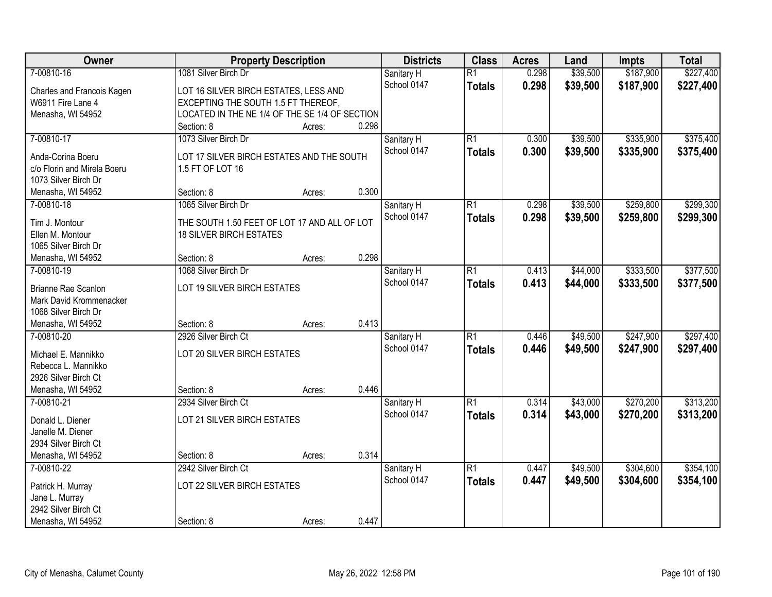| Owner | Property Description | Districts | Class | Acres | Land | Impts | Total |
|---|---|---|---|---|---|---|---|
| 7-00810-16<br>Charles and Francois Kagen<br>W6911 Fire Lane 4<br>Menasha, WI 54952 | 1081 Silver Birch Dr<br>LOT 16 SILVER BIRCH ESTATES, LESS AND EXCEPTING THE SOUTH 1.5 FT THEREOF, LOCATED IN THE NE 1/4 OF THE SE 1/4 OF SECTION<br>Section: 8 Acres: 0.298 | Sanitary H<br>School 0147 | R1<br>**Totals** | 0.298<br>**0.298** | $39,500<br>**$39,500** | $187,900<br>**$187,900** | $227,400<br>**$227,400** |
| 7-00810-17<br>Anda-Corina Boeru<br>c/o Florin and Mirela Boeru<br>1073 Silver Birch Dr<br>Menasha, WI 54952 | 1073 Silver Birch Dr<br>LOT 17 SILVER BIRCH ESTATES AND THE SOUTH 1.5 FT OF LOT 16<br>Section: 8 Acres: 0.300 | Sanitary H<br>School 0147 | R1<br>**Totals** | 0.300<br>**0.300** | $39,500<br>**$39,500** | $335,900<br>**$335,900** | $375,400<br>**$375,400** |
| 7-00810-18<br>Tim J. Montour<br>Ellen M. Montour<br>1065 Silver Birch Dr<br>Menasha, WI 54952 | 1065 Silver Birch Dr<br>THE SOUTH 1.50 FEET OF LOT 17 AND ALL OF LOT 18 SILVER BIRCH ESTATES<br>Section: 8 Acres: 0.298 | Sanitary H<br>School 0147 | R1<br>**Totals** | 0.298<br>**0.298** | $39,500<br>**$39,500** | $259,800<br>**$259,800** | $299,300<br>**$299,300** |
| 7-00810-19<br>Brianne Rae Scanlon<br>Mark David Krommenacker<br>1068 Silver Birch Dr<br>Menasha, WI 54952 | 1068 Silver Birch Dr<br>LOT 19 SILVER BIRCH ESTATES<br>Section: 8 Acres: 0.413 | Sanitary H<br>School 0147 | R1<br>**Totals** | 0.413<br>**0.413** | $44,000<br>**$44,000** | $333,500<br>**$333,500** | $377,500<br>**$377,500** |
| 7-00810-20<br>Michael E. Mannikko<br>Rebecca L. Mannikko<br>2926 Silver Birch Ct<br>Menasha, WI 54952 | 2926 Silver Birch Ct<br>LOT 20 SILVER BIRCH ESTATES<br>Section: 8 Acres: 0.446 | Sanitary H<br>School 0147 | R1<br>**Totals** | 0.446<br>**0.446** | $49,500<br>**$49,500** | $247,900<br>**$247,900** | $297,400<br>**$297,400** |
| 7-00810-21<br>Donald L. Diener<br>Janelle M. Diener<br>2934 Silver Birch Ct<br>Menasha, WI 54952 | 2934 Silver Birch Ct<br>LOT 21 SILVER BIRCH ESTATES<br>Section: 8 Acres: 0.314 | Sanitary H<br>School 0147 | R1<br>**Totals** | 0.314<br>**0.314** | $43,000<br>**$43,000** | $270,200<br>**$270,200** | $313,200<br>**$313,200** |
| 7-00810-22<br>Patrick H. Murray<br>Jane L. Murray<br>2942 Silver Birch Ct<br>Menasha, WI 54952 | 2942 Silver Birch Ct<br>LOT 22 SILVER BIRCH ESTATES<br>Section: 8 Acres: 0.447 | Sanitary H<br>School 0147 | R1<br>**Totals** | 0.447<br>**0.447** | $49,500<br>**$49,500** | $304,600<br>**$304,600** | $354,100<br>**$354,100** |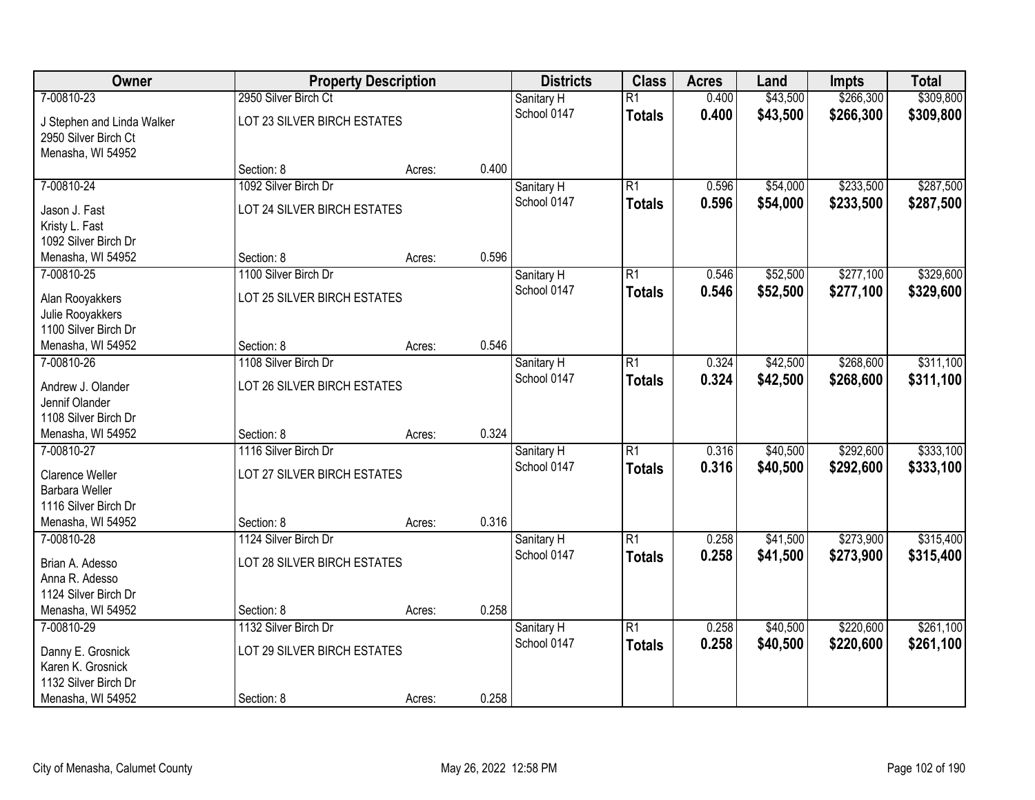| Owner | Property Description | | | Districts | Class | Acres | Land | Impts | Total |
|---|---|---|---|---|---|---|---|---|---|
| 7-00810-23 | 2950 Silver Birch Ct | | | Sanitary H | R1 | 0.400 | $43,500 | $266,300 | $309,800 |
| J Stephen and Linda Walker<br>2950 Silver Birch Ct<br>Menasha, WI 54952 | LOT 23 SILVER BIRCH ESTATES | | | School 0147 | **Totals** | **0.400** | **$43,500** | **$266,300** | **$309,800** |
| | Section: 8 | Acres: | 0.400 | | | | | | |
| 7-00810-24 | 1092 Silver Birch Dr | | | Sanitary H | R1 | 0.596 | $54,000 | $233,500 | $287,500 |
| Jason J. Fast<br>Kristy L. Fast<br>1092 Silver Birch Dr<br>Menasha, WI 54952 | LOT 24 SILVER BIRCH ESTATES | | | School 0147 | **Totals** | **0.596** | **$54,000** | **$233,500** | **$287,500** |
| | Section: 8 | Acres: | 0.596 | | | | | | |
| 7-00810-25 | 1100 Silver Birch Dr | | | Sanitary H | R1 | 0.546 | $52,500 | $277,100 | $329,600 |
| Alan Rooyakkers<br>Julie Rooyakkers<br>1100 Silver Birch Dr<br>Menasha, WI 54952 | LOT 25 SILVER BIRCH ESTATES | | | School 0147 | **Totals** | **0.546** | **$52,500** | **$277,100** | **$329,600** |
| | Section: 8 | Acres: | 0.546 | | | | | | |
| 7-00810-26 | 1108 Silver Birch Dr | | | Sanitary H | R1 | 0.324 | $42,500 | $268,600 | $311,100 |
| Andrew J. Olander<br>Jennif Olander<br>1108 Silver Birch Dr<br>Menasha, WI 54952 | LOT 26 SILVER BIRCH ESTATES | | | School 0147 | **Totals** | **0.324** | **$42,500** | **$268,600** | **$311,100** |
| | Section: 8 | Acres: | 0.324 | | | | | | |
| 7-00810-27 | 1116 Silver Birch Dr | | | Sanitary H | R1 | 0.316 | $40,500 | $292,600 | $333,100 |
| Clarence Weller<br>Barbara Weller<br>1116 Silver Birch Dr<br>Menasha, WI 54952 | LOT 27 SILVER BIRCH ESTATES | | | School 0147 | **Totals** | **0.316** | **$40,500** | **$292,600** | **$333,100** |
| | Section: 8 | Acres: | 0.316 | | | | | | |
| 7-00810-28 | 1124 Silver Birch Dr | | | Sanitary H | R1 | 0.258 | $41,500 | $273,900 | $315,400 |
| Brian A. Adesso<br>Anna R. Adesso<br>1124 Silver Birch Dr<br>Menasha, WI 54952 | LOT 28 SILVER BIRCH ESTATES | | | School 0147 | **Totals** | **0.258** | **$41,500** | **$273,900** | **$315,400** |
| | Section: 8 | Acres: | 0.258 | | | | | | |
| 7-00810-29 | 1132 Silver Birch Dr | | | Sanitary H | R1 | 0.258 | $40,500 | $220,600 | $261,100 |
| Danny E. Grosnick<br>Karen K. Grosnick<br>1132 Silver Birch Dr<br>Menasha, WI 54952 | LOT 29 SILVER BIRCH ESTATES | | | School 0147 | **Totals** | **0.258** | **$40,500** | **$220,600** | **$261,100** |
| | Section: 8 | Acres: | 0.258 | | | | | | |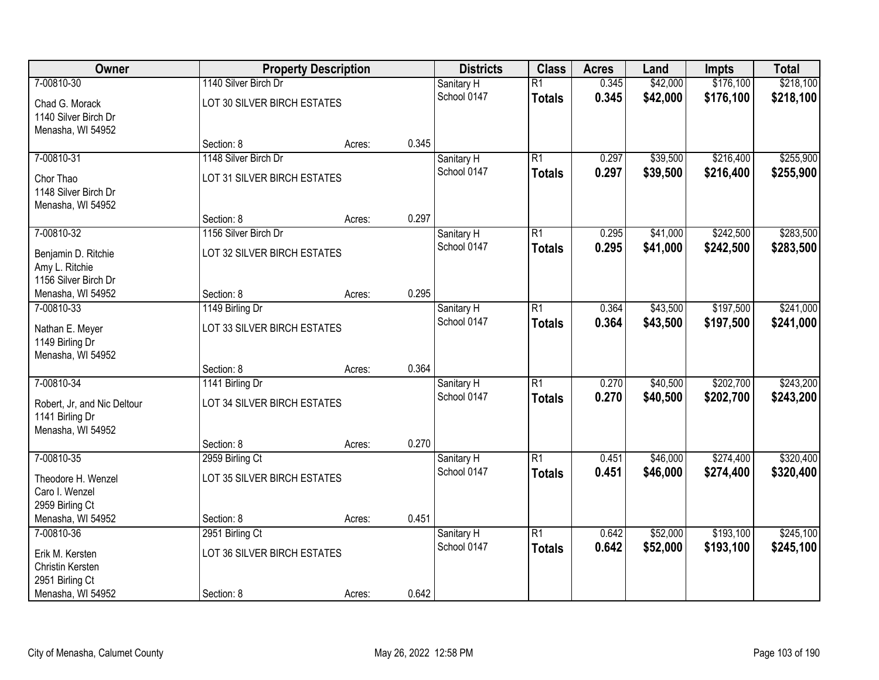| Owner | Property Description | | | Districts | Class | Acres | Land | Impts | Total |
|---|---|---|---|---|---|---|---|---|---|
| 7-00810-30 | 1140 Silver Birch Dr | | | Sanitary H | R1 | 0.345 | $42,000 | $176,100 | $218,100 |
| Chad G. Morack<br>1140 Silver Birch Dr<br>Menasha, WI 54952 | LOT 30 SILVER BIRCH ESTATES | | | School 0147 | **Totals** | **0.345** | **$42,000** | **$176,100** | **$218,100** |
| | Section: 8 | Acres: | 0.345 | | | | | | |
| 7-00810-31 | 1148 Silver Birch Dr | | | Sanitary H | R1 | 0.297 | $39,500 | $216,400 | $255,900 |
| Chor Thao<br>1148 Silver Birch Dr<br>Menasha, WI 54952 | LOT 31 SILVER BIRCH ESTATES | | | School 0147 | **Totals** | **0.297** | **$39,500** | **$216,400** | **$255,900** |
| | Section: 8 | Acres: | 0.297 | | | | | | |
| 7-00810-32 | 1156 Silver Birch Dr | | | Sanitary H | R1 | 0.295 | $41,000 | $242,500 | $283,500 |
| Benjamin D. Ritchie<br>Amy L. Ritchie<br>1156 Silver Birch Dr<br>Menasha, WI 54952 | LOT 32 SILVER BIRCH ESTATES | | | School 0147 | **Totals** | **0.295** | **$41,000** | **$242,500** | **$283,500** |
| | Section: 8 | Acres: | 0.295 | | | | | | |
| 7-00810-33 | 1149 Birling Dr | | | Sanitary H | R1 | 0.364 | $43,500 | $197,500 | $241,000 |
| Nathan E. Meyer<br>1149 Birling Dr<br>Menasha, WI 54952 | LOT 33 SILVER BIRCH ESTATES | | | School 0147 | **Totals** | **0.364** | **$43,500** | **$197,500** | **$241,000** |
| | Section: 8 | Acres: | 0.364 | | | | | | |
| 7-00810-34 | 1141 Birling Dr | | | Sanitary H | R1 | 0.270 | $40,500 | $202,700 | $243,200 |
| Robert, Jr, and Nic Deltour<br>1141 Birling Dr<br>Menasha, WI 54952 | LOT 34 SILVER BIRCH ESTATES | | | School 0147 | **Totals** | **0.270** | **$40,500** | **$202,700** | **$243,200** |
| | Section: 8 | Acres: | 0.270 | | | | | | |
| 7-00810-35 | 2959 Birling Ct | | | Sanitary H | R1 | 0.451 | $46,000 | $274,400 | $320,400 |
| Theodore H. Wenzel<br>Caro I. Wenzel<br>2959 Birling Ct<br>Menasha, WI 54952 | LOT 35 SILVER BIRCH ESTATES | | | School 0147 | **Totals** | **0.451** | **$46,000** | **$274,400** | **$320,400** |
| | Section: 8 | Acres: | 0.451 | | | | | | |
| 7-00810-36 | 2951 Birling Ct | | | Sanitary H | R1 | 0.642 | $52,000 | $193,100 | $245,100 |
| Erik M. Kersten<br>Christin Kersten<br>2951 Birling Ct<br>Menasha, WI 54952 | LOT 36 SILVER BIRCH ESTATES | | | School 0147 | **Totals** | **0.642** | **$52,000** | **$193,100** | **$245,100** |
| | Section: 8 | Acres: | 0.642 | | | | | | |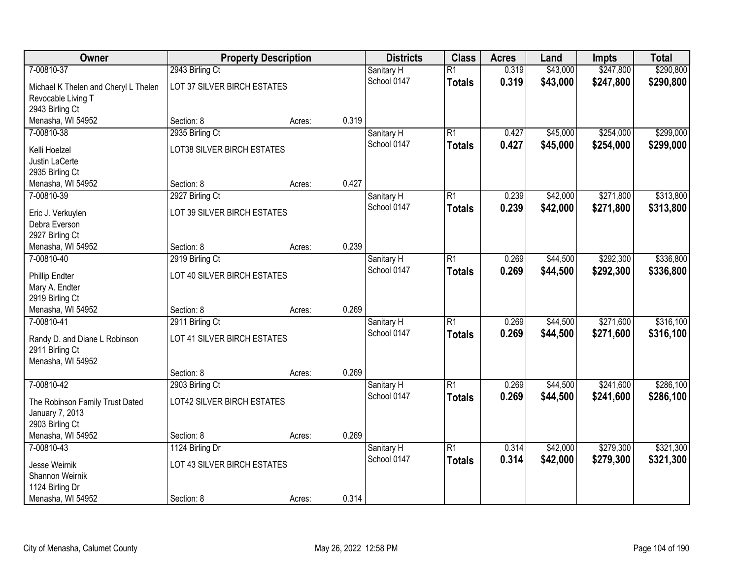| Owner | Property Description | | | Districts | Class | Acres | Land | Impts | Total |
|---|---|---|---|---|---|---|---|---|---|
| 7-00810-37 | 2943 Birling Ct | | | Sanitary H | R1 | 0.319 | $43,000 | $247,800 | $290,800 |
| Michael K Thelen and Cheryl L Thelen Revocable Living T<br>2943 Birling Ct<br>Menasha, WI 54952 | LOT 37 SILVER BIRCH ESTATES | | | School 0147 | **Totals** | **0.319** | **$43,000** | **$247,800** | **$290,800** |
| | Section: 8 | Acres: | 0.319 | | | | | | |
| 7-00810-38 | 2935 Birling Ct | | | Sanitary H | R1 | 0.427 | $45,000 | $254,000 | $299,000 |
| Kelli Hoelzel<br>Justin LaCerte<br>2935 Birling Ct<br>Menasha, WI 54952 | LOT38 SILVER BIRCH ESTATES | | | School 0147 | **Totals** | **0.427** | **$45,000** | **$254,000** | **$299,000** |
| | Section: 8 | Acres: | 0.427 | | | | | | |
| 7-00810-39 | 2927 Birling Ct | | | Sanitary H | R1 | 0.239 | $42,000 | $271,800 | $313,800 |
| Eric J. Verkuylen<br>Debra Everson<br>2927 Birling Ct<br>Menasha, WI 54952 | LOT 39 SILVER BIRCH ESTATES | | | School 0147 | **Totals** | **0.239** | **$42,000** | **$271,800** | **$313,800** |
| | Section: 8 | Acres: | 0.239 | | | | | | |
| 7-00810-40 | 2919 Birling Ct | | | Sanitary H | R1 | 0.269 | $44,500 | $292,300 | $336,800 |
| Phillip Endter<br>Mary A. Endter<br>2919 Birling Ct<br>Menasha, WI 54952 | LOT 40 SILVER BIRCH ESTATES | | | School 0147 | **Totals** | **0.269** | **$44,500** | **$292,300** | **$336,800** |
| | Section: 8 | Acres: | 0.269 | | | | | | |
| 7-00810-41 | 2911 Birling Ct | | | Sanitary H | R1 | 0.269 | $44,500 | $271,600 | $316,100 |
| Randy D. and Diane L Robinson<br>2911 Birling Ct<br>Menasha, WI 54952 | LOT 41 SILVER BIRCH ESTATES | | | School 0147 | **Totals** | **0.269** | **$44,500** | **$271,600** | **$316,100** |
| | Section: 8 | Acres: | 0.269 | | | | | | |
| 7-00810-42 | 2903 Birling Ct | | | Sanitary H | R1 | 0.269 | $44,500 | $241,600 | $286,100 |
| The Robinson Family Trust Dated January 7, 2013<br>2903 Birling Ct<br>Menasha, WI 54952 | LOT42 SILVER BIRCH ESTATES | | | School 0147 | **Totals** | **0.269** | **$44,500** | **$241,600** | **$286,100** |
| | Section: 8 | Acres: | 0.269 | | | | | | |
| 7-00810-43 | 1124 Birling Dr | | | Sanitary H | R1 | 0.314 | $42,000 | $279,300 | $321,300 |
| Jesse Weirnik<br>Shannon Weirnik<br>1124 Birling Dr<br>Menasha, WI 54952 | LOT 43 SILVER BIRCH ESTATES | | | School 0147 | **Totals** | **0.314** | **$42,000** | **$279,300** | **$321,300** |
| | Section: 8 | Acres: | 0.314 | | | | | | |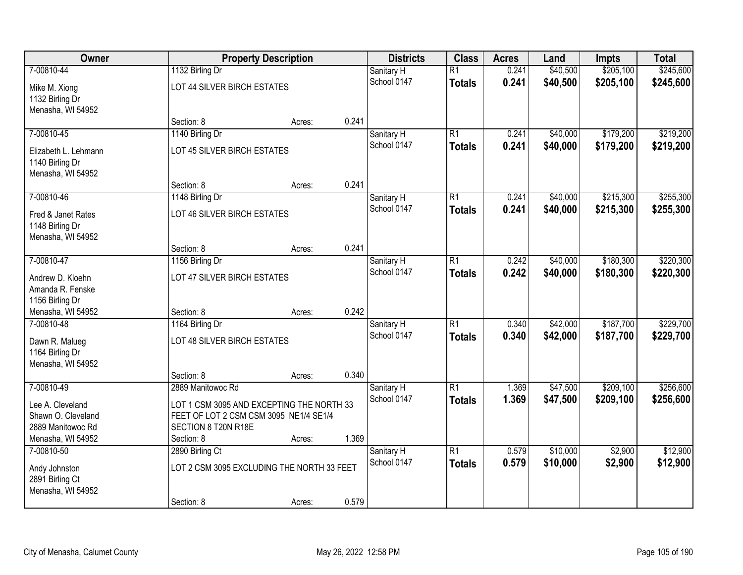| Owner | Property Description | | | Districts | Class | Acres | Land | Impts | Total |
|---|---|---|---|---|---|---|---|---|---|
| 7-00810-44 | 1132 Birling Dr | | | Sanitary H | R1 | 0.241 | $40,500 | $205,100 | $245,600 |
| Mike M. Xiong<br>1132 Birling Dr<br>Menasha, WI 54952 | LOT 44 SILVER BIRCH ESTATES | | | School 0147 | **Totals** | **0.241** | **$40,500** | **$205,100** | **$245,600** |
| | Section: 8 | Acres: | 0.241 | | | | | | |
| 7-00810-45 | 1140 Birling Dr | | | Sanitary H | R1 | 0.241 | $40,000 | $179,200 | $219,200 |
| Elizabeth L. Lehmann<br>1140 Birling Dr<br>Menasha, WI 54952 | LOT 45 SILVER BIRCH ESTATES | | | School 0147 | **Totals** | **0.241** | **$40,000** | **$179,200** | **$219,200** |
| | Section: 8 | Acres: | 0.241 | | | | | | |
| 7-00810-46 | 1148 Birling Dr | | | Sanitary H | R1 | 0.241 | $40,000 | $215,300 | $255,300 |
| Fred & Janet Rates<br>1148 Birling Dr<br>Menasha, WI 54952 | LOT 46 SILVER BIRCH ESTATES | | | School 0147 | **Totals** | **0.241** | **$40,000** | **$215,300** | **$255,300** |
| | Section: 8 | Acres: | 0.241 | | | | | | |
| 7-00810-47 | 1156 Birling Dr | | | Sanitary H | R1 | 0.242 | $40,000 | $180,300 | $220,300 |
| Andrew D. Kloehn<br>Amanda R. Fenske<br>1156 Birling Dr<br>Menasha, WI 54952 | LOT 47 SILVER BIRCH ESTATES | | | School 0147 | **Totals** | **0.242** | **$40,000** | **$180,300** | **$220,300** |
| | Section: 8 | Acres: | 0.242 | | | | | | |
| 7-00810-48 | 1164 Birling Dr | | | Sanitary H | R1 | 0.340 | $42,000 | $187,700 | $229,700 |
| Dawn R. Malueg<br>1164 Birling Dr<br>Menasha, WI 54952 | LOT 48 SILVER BIRCH ESTATES | | | School 0147 | **Totals** | **0.340** | **$42,000** | **$187,700** | **$229,700** |
| | Section: 8 | Acres: | 0.340 | | | | | | |
| 7-00810-49 | 2889 Manitowoc Rd | | | Sanitary H | R1 | 1.369 | $47,500 | $209,100 | $256,600 |
| Lee A. Cleveland<br>Shawn O. Cleveland<br>2889 Manitowoc Rd<br>Menasha, WI 54952 | LOT 1 CSM 3095 AND EXCEPTING THE NORTH 33 FEET OF LOT 2 CSM CSM 3095 NE1/4 SE1/4 SECTION 8 T20N R18E | | | School 0147 | **Totals** | **1.369** | **$47,500** | **$209,100** | **$256,600** |
| | Section: 8 | Acres: | 1.369 | | | | | | |
| 7-00810-50 | 2890 Birling Ct | | | Sanitary H | R1 | 0.579 | $10,000 | $2,900 | $12,900 |
| Andy Johnston<br>2891 Birling Ct<br>Menasha, WI 54952 | LOT 2 CSM 3095 EXCLUDING THE NORTH 33 FEET | | | School 0147 | **Totals** | **0.579** | **$10,000** | **$2,900** | **$12,900** |
| | Section: 8 | Acres: | 0.579 | | | | | | |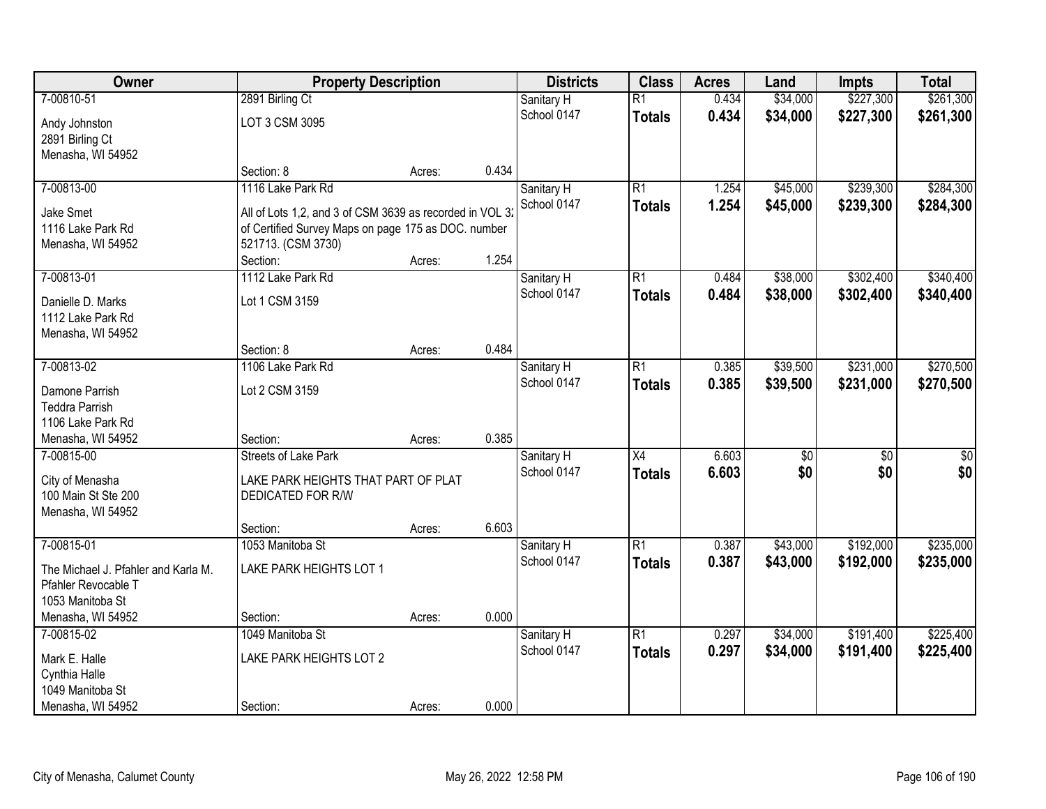| Owner | Property Description | | | Districts | Class | Acres | Land | Impts | Total |
|---|---|---|---|---|---|---|---|---|---|
| 7-00810-51 | 2891 Birling Ct | | | Sanitary H | R1 | 0.434 | $34,000 | $227,300 | $261,300 |
| Andy Johnston<br>2891 Birling Ct<br>Menasha, WI 54952 | LOT 3 CSM 3095 | | | School 0147 | **Totals** | **0.434** | **$34,000** | **$227,300** | **$261,300** |
| | Section: 8 | Acres: | 0.434 | | | | | | |
| 7-00813-00 | 1116 Lake Park Rd | | | Sanitary H | R1 | 1.254 | $45,000 | $239,300 | $284,300 |
| Jake Smet<br>1116 Lake Park Rd<br>Menasha, WI 54952 | All of Lots 1,2, and 3 of CSM 3639 as recorded in VOL 32 of Certified Survey Maps on page 175 as DOC. number 521713. (CSM 3730) | | | School 0147 | **Totals** | **1.254** | **$45,000** | **$239,300** | **$284,300** |
| | Section: | Acres: | 1.254 | | | | | | |
| 7-00813-01 | 1112 Lake Park Rd | | | Sanitary H | R1 | 0.484 | $38,000 | $302,400 | $340,400 |
| Danielle D. Marks<br>1112 Lake Park Rd<br>Menasha, WI 54952 | Lot 1 CSM 3159 | | | School 0147 | **Totals** | **0.484** | **$38,000** | **$302,400** | **$340,400** |
| | Section: 8 | Acres: | 0.484 | | | | | | |
| 7-00813-02 | 1106 Lake Park Rd | | | Sanitary H | R1 | 0.385 | $39,500 | $231,000 | $270,500 |
| Damone Parrish<br>Teddra Parrish<br>1106 Lake Park Rd<br>Menasha, WI 54952 | Lot 2 CSM 3159 | | | School 0147 | **Totals** | **0.385** | **$39,500** | **$231,000** | **$270,500** |
| | Section: | Acres: | 0.385 | | | | | | |
| 7-00815-00 | Streets of Lake Park | | | Sanitary H | X4 | 6.603 | $0 | $0 | $0 |
| City of Menasha<br>100 Main St Ste 200<br>Menasha, WI 54952 | LAKE PARK HEIGHTS THAT PART OF PLAT DEDICATED FOR R/W | | | School 0147 | **Totals** | **6.603** | **$0** | **$0** | **$0** |
| | Section: | Acres: | 6.603 | | | | | | |
| 7-00815-01 | 1053 Manitoba St | | | Sanitary H | R1 | 0.387 | $43,000 | $192,000 | $235,000 |
| The Michael J. Pfahler and Karla M. Pfahler Revocable T<br>1053 Manitoba St<br>Menasha, WI 54952 | LAKE PARK HEIGHTS LOT 1 | | | School 0147 | **Totals** | **0.387** | **$43,000** | **$192,000** | **$235,000** |
| | Section: | Acres: | 0.000 | | | | | | |
| 7-00815-02 | 1049 Manitoba St | | | Sanitary H | R1 | 0.297 | $34,000 | $191,400 | $225,400 |
| Mark E. Halle<br>Cynthia Halle<br>1049 Manitoba St<br>Menasha, WI 54952 | LAKE PARK HEIGHTS LOT 2 | | | School 0147 | **Totals** | **0.297** | **$34,000** | **$191,400** | **$225,400** |
| | Section: | Acres: | 0.000 | | | | | | |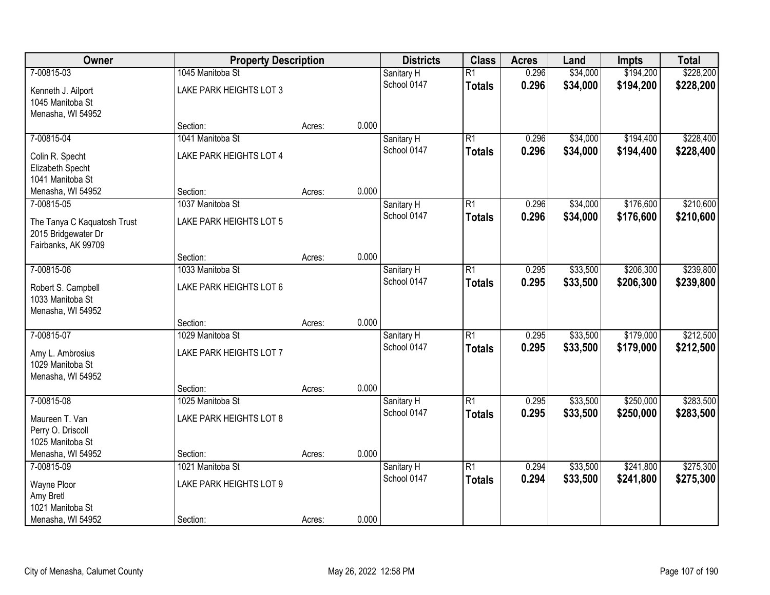| Owner | Property Description | | | Districts | Class | Acres | Land | Impts | Total |
|---|---|---|---|---|---|---|---|---|---|
| 7-00815-03 | 1045 Manitoba St | | | Sanitary H | R1 | 0.296 | $34,000 | $194,200 | $228,200 |
| Kenneth J. Ailport<br>1045 Manitoba St<br>Menasha, WI 54952 | LAKE PARK HEIGHTS LOT 3 | | | School 0147 | **Totals** | **0.296** | **$34,000** | **$194,200** | **$228,200** |
| | Section: | Acres: | 0.000 | | | | | | |
| 7-00815-04 | 1041 Manitoba St | | | Sanitary H | R1 | 0.296 | $34,000 | $194,400 | $228,400 |
| Colin R. Specht<br>Elizabeth Specht<br>1041 Manitoba St<br>Menasha, WI 54952 | LAKE PARK HEIGHTS LOT 4 | | | School 0147 | **Totals** | **0.296** | **$34,000** | **$194,400** | **$228,400** |
| | Section: | Acres: | 0.000 | | | | | | |
| 7-00815-05 | 1037 Manitoba St | | | Sanitary H | R1 | 0.296 | $34,000 | $176,600 | $210,600 |
| The Tanya C Kaquatosh Trust<br>2015 Bridgewater Dr<br>Fairbanks, AK 99709 | LAKE PARK HEIGHTS LOT 5 | | | School 0147 | **Totals** | **0.296** | **$34,000** | **$176,600** | **$210,600** |
| | Section: | Acres: | 0.000 | | | | | | |
| 7-00815-06 | 1033 Manitoba St | | | Sanitary H | R1 | 0.295 | $33,500 | $206,300 | $239,800 |
| Robert S. Campbell<br>1033 Manitoba St<br>Menasha, WI 54952 | LAKE PARK HEIGHTS LOT 6 | | | School 0147 | **Totals** | **0.295** | **$33,500** | **$206,300** | **$239,800** |
| | Section: | Acres: | 0.000 | | | | | | |
| 7-00815-07 | 1029 Manitoba St | | | Sanitary H | R1 | 0.295 | $33,500 | $179,000 | $212,500 |
| Amy L. Ambrosius<br>1029 Manitoba St<br>Menasha, WI 54952 | LAKE PARK HEIGHTS LOT 7 | | | School 0147 | **Totals** | **0.295** | **$33,500** | **$179,000** | **$212,500** |
| | Section: | Acres: | 0.000 | | | | | | |
| 7-00815-08 | 1025 Manitoba St | | | Sanitary H | R1 | 0.295 | $33,500 | $250,000 | $283,500 |
| Maureen T. Van<br>Perry O. Driscoll<br>1025 Manitoba St<br>Menasha, WI 54952 | LAKE PARK HEIGHTS LOT 8 | | | School 0147 | **Totals** | **0.295** | **$33,500** | **$250,000** | **$283,500** |
| | Section: | Acres: | 0.000 | | | | | | |
| 7-00815-09 | 1021 Manitoba St | | | Sanitary H | R1 | 0.294 | $33,500 | $241,800 | $275,300 |
| Wayne Ploor<br>Amy Bretl<br>1021 Manitoba St<br>Menasha, WI 54952 | LAKE PARK HEIGHTS LOT 9 | | | School 0147 | **Totals** | **0.294** | **$33,500** | **$241,800** | **$275,300** |
| | Section: | Acres: | 0.000 | | | | | | |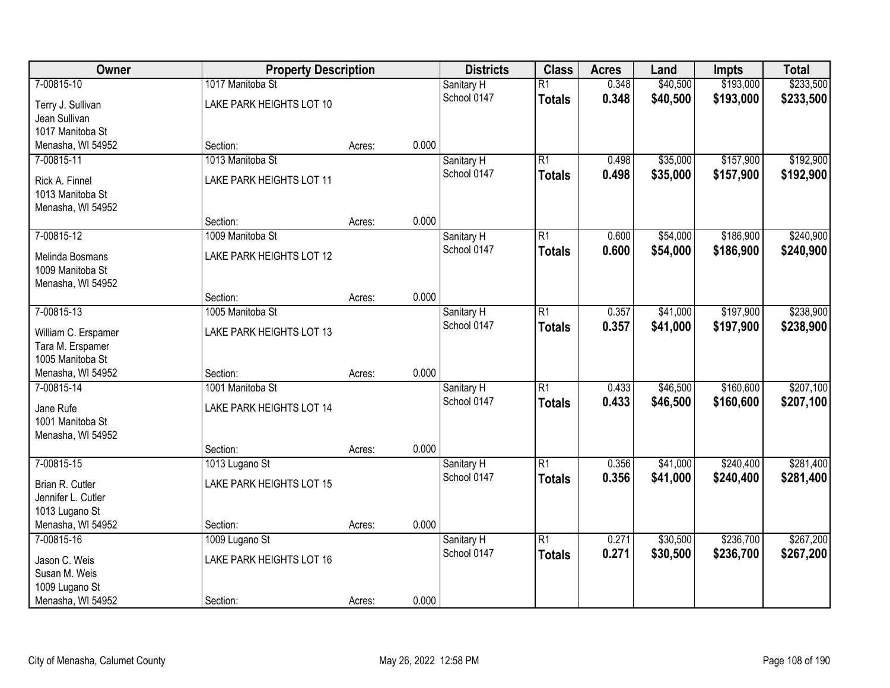| Owner | Property Description | | | Districts | Class | Acres | Land | Impts | Total |
|---|---|---|---|---|---|---|---|---|---|
| 7-00815-10 | 1017 Manitoba St | | | Sanitary H | R1 | 0.348 | $40,500 | $193,000 | $233,500 |
| Terry J. Sullivan<br>Jean Sullivan<br>1017 Manitoba St<br>Menasha, WI 54952 | LAKE PARK HEIGHTS LOT 10 | | | School 0147 | **Totals** | **0.348** | **$40,500** | **$193,000** | **$233,500** |
| | Section: | Acres: | 0.000 | | | | | | |
| 7-00815-11 | 1013 Manitoba St | | | Sanitary H | R1 | 0.498 | $35,000 | $157,900 | $192,900 |
| Rick A. Finnel<br>1013 Manitoba St<br>Menasha, WI 54952 | LAKE PARK HEIGHTS LOT 11 | | | School 0147 | **Totals** | **0.498** | **$35,000** | **$157,900** | **$192,900** |
| | Section: | Acres: | 0.000 | | | | | | |
| 7-00815-12 | 1009 Manitoba St | | | Sanitary H | R1 | 0.600 | $54,000 | $186,900 | $240,900 |
| Melinda Bosmans<br>1009 Manitoba St<br>Menasha, WI 54952 | LAKE PARK HEIGHTS LOT 12 | | | School 0147 | **Totals** | **0.600** | **$54,000** | **$186,900** | **$240,900** |
| | Section: | Acres: | 0.000 | | | | | | |
| 7-00815-13 | 1005 Manitoba St | | | Sanitary H | R1 | 0.357 | $41,000 | $197,900 | $238,900 |
| William C. Erspamer<br>Tara M. Erspamer<br>1005 Manitoba St<br>Menasha, WI 54952 | LAKE PARK HEIGHTS LOT 13 | | | School 0147 | **Totals** | **0.357** | **$41,000** | **$197,900** | **$238,900** |
| | Section: | Acres: | 0.000 | | | | | | |
| 7-00815-14 | 1001 Manitoba St | | | Sanitary H | R1 | 0.433 | $46,500 | $160,600 | $207,100 |
| Jane Rufe<br>1001 Manitoba St<br>Menasha, WI 54952 | LAKE PARK HEIGHTS LOT 14 | | | School 0147 | **Totals** | **0.433** | **$46,500** | **$160,600** | **$207,100** |
| | Section: | Acres: | 0.000 | | | | | | |
| 7-00815-15 | 1013 Lugano St | | | Sanitary H | R1 | 0.356 | $41,000 | $240,400 | $281,400 |
| Brian R. Cutler<br>Jennifer L. Cutler<br>1013 Lugano St<br>Menasha, WI 54952 | LAKE PARK HEIGHTS LOT 15 | | | School 0147 | **Totals** | **0.356** | **$41,000** | **$240,400** | **$281,400** |
| | Section: | Acres: | 0.000 | | | | | | |
| 7-00815-16 | 1009 Lugano St | | | Sanitary H | R1 | 0.271 | $30,500 | $236,700 | $267,200 |
| Jason C. Weis<br>Susan M. Weis<br>1009 Lugano St<br>Menasha, WI 54952 | LAKE PARK HEIGHTS LOT 16 | | | School 0147 | **Totals** | **0.271** | **$30,500** | **$236,700** | **$267,200** |
| | Section: | Acres: | 0.000 | | | | | | |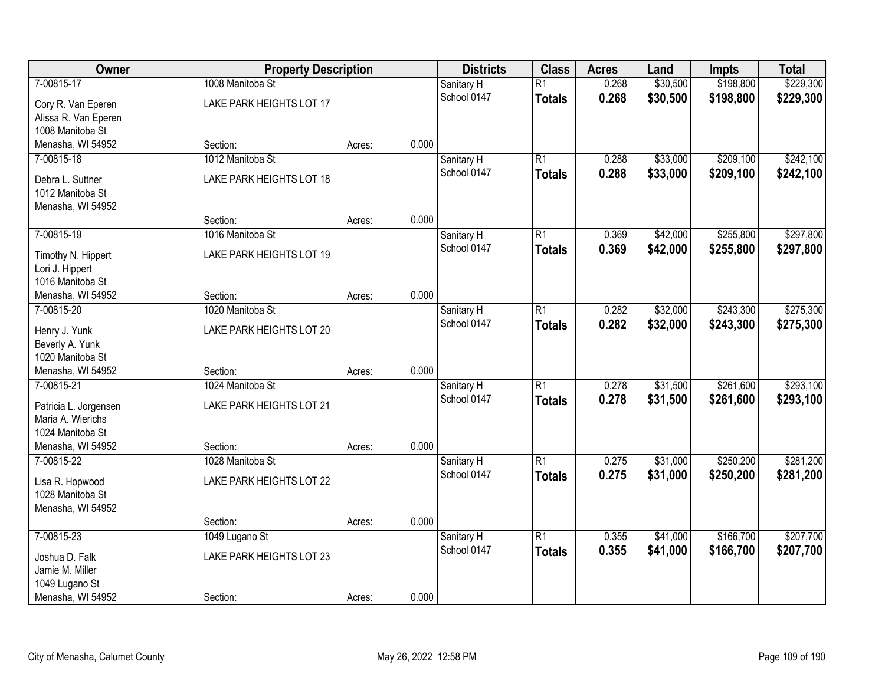| Owner | Property Description | | | Districts | Class | Acres | Land | Impts | Total |
|---|---|---|---|---|---|---|---|---|---|
| 7-00815-17 | 1008 Manitoba St | | | Sanitary H | R1 | 0.268 | $30,500 | $198,800 | $229,300 |
| Cory R. Van Eperen<br>Alissa R. Van Eperen<br>1008 Manitoba St<br>Menasha, WI 54952 | LAKE PARK HEIGHTS LOT 17 | | | School 0147 | **Totals** | **0.268** | **$30,500** | **$198,800** | **$229,300** |
| | Section: | Acres: | 0.000 | | | | | | |
| 7-00815-18 | 1012 Manitoba St | | | Sanitary H | R1 | 0.288 | $33,000 | $209,100 | $242,100 |
| Debra L. Suttner<br>1012 Manitoba St<br>Menasha, WI 54952 | LAKE PARK HEIGHTS LOT 18 | | | School 0147 | **Totals** | **0.288** | **$33,000** | **$209,100** | **$242,100** |
| | Section: | Acres: | 0.000 | | | | | | |
| 7-00815-19 | 1016 Manitoba St | | | Sanitary H | R1 | 0.369 | $42,000 | $255,800 | $297,800 |
| Timothy N. Hippert<br>Lori J. Hippert<br>1016 Manitoba St<br>Menasha, WI 54952 | LAKE PARK HEIGHTS LOT 19 | | | School 0147 | **Totals** | **0.369** | **$42,000** | **$255,800** | **$297,800** |
| | Section: | Acres: | 0.000 | | | | | | |
| 7-00815-20 | 1020 Manitoba St | | | Sanitary H | R1 | 0.282 | $32,000 | $243,300 | $275,300 |
| Henry J. Yunk<br>Beverly A. Yunk<br>1020 Manitoba St<br>Menasha, WI 54952 | LAKE PARK HEIGHTS LOT 20 | | | School 0147 | **Totals** | **0.282** | **$32,000** | **$243,300** | **$275,300** |
| | Section: | Acres: | 0.000 | | | | | | |
| 7-00815-21 | 1024 Manitoba St | | | Sanitary H | R1 | 0.278 | $31,500 | $261,600 | $293,100 |
| Patricia L. Jorgensen<br>Maria A. Wierichs<br>1024 Manitoba St<br>Menasha, WI 54952 | LAKE PARK HEIGHTS LOT 21 | | | School 0147 | **Totals** | **0.278** | **$31,500** | **$261,600** | **$293,100** |
| | Section: | Acres: | 0.000 | | | | | | |
| 7-00815-22 | 1028 Manitoba St | | | Sanitary H | R1 | 0.275 | $31,000 | $250,200 | $281,200 |
| Lisa R. Hopwood<br>1028 Manitoba St<br>Menasha, WI 54952 | LAKE PARK HEIGHTS LOT 22 | | | School 0147 | **Totals** | **0.275** | **$31,000** | **$250,200** | **$281,200** |
| | Section: | Acres: | 0.000 | | | | | | |
| 7-00815-23 | 1049 Lugano St | | | Sanitary H | R1 | 0.355 | $41,000 | $166,700 | $207,700 |
| Joshua D. Falk<br>Jamie M. Miller<br>1049 Lugano St<br>Menasha, WI 54952 | LAKE PARK HEIGHTS LOT 23 | | | School 0147 | **Totals** | **0.355** | **$41,000** | **$166,700** | **$207,700** |
| | Section: | Acres: | 0.000 | | | | | | |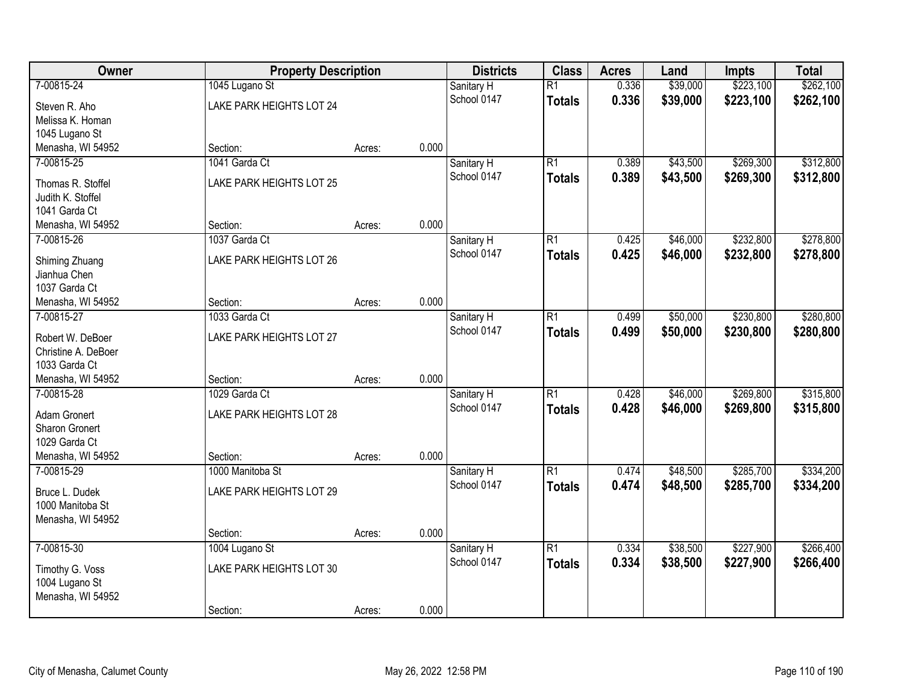| Owner | Property Description | | | Districts | Class | Acres | Land | Impts | Total |
|---|---|---|---|---|---|---|---|---|---|
| 7-00815-24 | 1045 Lugano St | | | Sanitary H | R1 | 0.336 | $39,000 | $223,100 | $262,100 |
| Steven R. Aho<br>Melissa K. Homan<br>1045 Lugano St<br>Menasha, WI 54952 | LAKE PARK HEIGHTS LOT 24 | | | School 0147 | **Totals** | **0.336** | **$39,000** | **$223,100** | **$262,100** |
| | Section: | Acres: | 0.000 | | | | | | |
| 7-00815-25 | 1041 Garda Ct | | | Sanitary H | R1 | 0.389 | $43,500 | $269,300 | $312,800 |
| Thomas R. Stoffel<br>Judith K. Stoffel<br>1041 Garda Ct<br>Menasha, WI 54952 | LAKE PARK HEIGHTS LOT 25 | | | School 0147 | **Totals** | **0.389** | **$43,500** | **$269,300** | **$312,800** |
| | Section: | Acres: | 0.000 | | | | | | |
| 7-00815-26 | 1037 Garda Ct | | | Sanitary H | R1 | 0.425 | $46,000 | $232,800 | $278,800 |
| Shiming Zhuang<br>Jianhua Chen<br>1037 Garda Ct<br>Menasha, WI 54952 | LAKE PARK HEIGHTS LOT 26 | | | School 0147 | **Totals** | **0.425** | **$46,000** | **$232,800** | **$278,800** |
| | Section: | Acres: | 0.000 | | | | | | |
| 7-00815-27 | 1033 Garda Ct | | | Sanitary H | R1 | 0.499 | $50,000 | $230,800 | $280,800 |
| Robert W. DeBoer<br>Christine A. DeBoer<br>1033 Garda Ct<br>Menasha, WI 54952 | LAKE PARK HEIGHTS LOT 27 | | | School 0147 | **Totals** | **0.499** | **$50,000** | **$230,800** | **$280,800** |
| | Section: | Acres: | 0.000 | | | | | | |
| 7-00815-28 | 1029 Garda Ct | | | Sanitary H | R1 | 0.428 | $46,000 | $269,800 | $315,800 |
| Adam Gronert<br>Sharon Gronert<br>1029 Garda Ct<br>Menasha, WI 54952 | LAKE PARK HEIGHTS LOT 28 | | | School 0147 | **Totals** | **0.428** | **$46,000** | **$269,800** | **$315,800** |
| | Section: | Acres: | 0.000 | | | | | | |
| 7-00815-29 | 1000 Manitoba St | | | Sanitary H | R1 | 0.474 | $48,500 | $285,700 | $334,200 |
| Bruce L. Dudek<br>1000 Manitoba St<br>Menasha, WI 54952 | LAKE PARK HEIGHTS LOT 29 | | | School 0147 | **Totals** | **0.474** | **$48,500** | **$285,700** | **$334,200** |
| | Section: | Acres: | 0.000 | | | | | | |
| 7-00815-30 | 1004 Lugano St | | | Sanitary H | R1 | 0.334 | $38,500 | $227,900 | $266,400 |
| Timothy G. Voss<br>1004 Lugano St<br>Menasha, WI 54952 | LAKE PARK HEIGHTS LOT 30 | | | School 0147 | **Totals** | **0.334** | **$38,500** | **$227,900** | **$266,400** |
| | Section: | Acres: | 0.000 | | | | | | |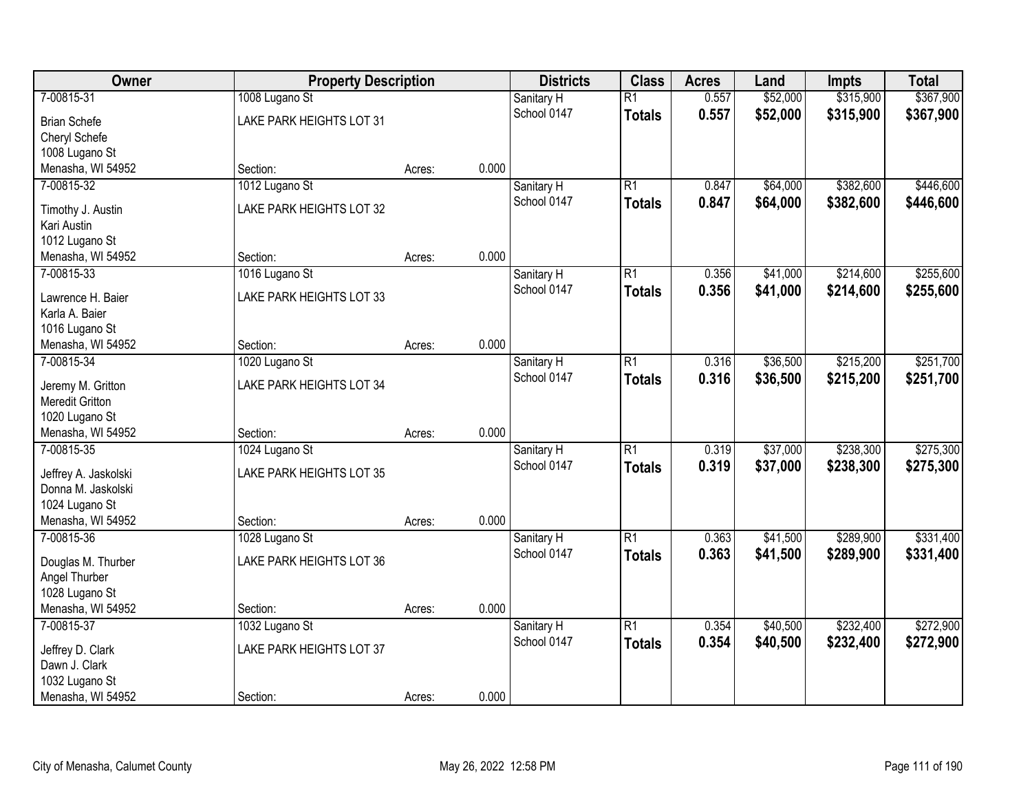| Owner | Property Description | | | Districts | Class | Acres | Land | Impts | Total |
|---|---|---|---|---|---|---|---|---|---|
| 7-00815-31 | 1008 Lugano St | | | Sanitary H | R1 | 0.557 | $52,000 | $315,900 | $367,900 |
| Brian Schefe | LAKE PARK HEIGHTS LOT 31 | | | School 0147 | **Totals** | **0.557** | **$52,000** | **$315,900** | **$367,900** |
| Cheryl Schefe | | | | | | | | | |
| 1008 Lugano St | | | | | | | | | |
| Menasha, WI 54952 | Section: | Acres: | 0.000 | | | | | | |
| 7-00815-32 | 1012 Lugano St | | | Sanitary H | R1 | 0.847 | $64,000 | $382,600 | $446,600 |
| Timothy J. Austin | LAKE PARK HEIGHTS LOT 32 | | | School 0147 | **Totals** | **0.847** | **$64,000** | **$382,600** | **$446,600** |
| Kari Austin | | | | | | | | | |
| 1012 Lugano St | | | | | | | | | |
| Menasha, WI 54952 | Section: | Acres: | 0.000 | | | | | | |
| 7-00815-33 | 1016 Lugano St | | | Sanitary H | R1 | 0.356 | $41,000 | $214,600 | $255,600 |
| Lawrence H. Baier | LAKE PARK HEIGHTS LOT 33 | | | School 0147 | **Totals** | **0.356** | **$41,000** | **$214,600** | **$255,600** |
| Karla A. Baier | | | | | | | | | |
| 1016 Lugano St | | | | | | | | | |
| Menasha, WI 54952 | Section: | Acres: | 0.000 | | | | | | |
| 7-00815-34 | 1020 Lugano St | | | Sanitary H | R1 | 0.316 | $36,500 | $215,200 | $251,700 |
| Jeremy M. Gritton | LAKE PARK HEIGHTS LOT 34 | | | School 0147 | **Totals** | **0.316** | **$36,500** | **$215,200** | **$251,700** |
| Meredit Gritton | | | | | | | | | |
| 1020 Lugano St | | | | | | | | | |
| Menasha, WI 54952 | Section: | Acres: | 0.000 | | | | | | |
| 7-00815-35 | 1024 Lugano St | | | Sanitary H | R1 | 0.319 | $37,000 | $238,300 | $275,300 |
| Jeffrey A. Jaskolski | LAKE PARK HEIGHTS LOT 35 | | | School 0147 | **Totals** | **0.319** | **$37,000** | **$238,300** | **$275,300** |
| Donna M. Jaskolski | | | | | | | | | |
| 1024 Lugano St | | | | | | | | | |
| Menasha, WI 54952 | Section: | Acres: | 0.000 | | | | | | |
| 7-00815-36 | 1028 Lugano St | | | Sanitary H | R1 | 0.363 | $41,500 | $289,900 | $331,400 |
| Douglas M. Thurber | LAKE PARK HEIGHTS LOT 36 | | | School 0147 | **Totals** | **0.363** | **$41,500** | **$289,900** | **$331,400** |
| Angel Thurber | | | | | | | | | |
| 1028 Lugano St | | | | | | | | | |
| Menasha, WI 54952 | Section: | Acres: | 0.000 | | | | | | |
| 7-00815-37 | 1032 Lugano St | | | Sanitary H | R1 | 0.354 | $40,500 | $232,400 | $272,900 |
| Jeffrey D. Clark | LAKE PARK HEIGHTS LOT 37 | | | School 0147 | **Totals** | **0.354** | **$40,500** | **$232,400** | **$272,900** |
| Dawn J. Clark | | | | | | | | | |
| 1032 Lugano St | | | | | | | | | |
| Menasha, WI 54952 | Section: | Acres: | 0.000 | | | | | | |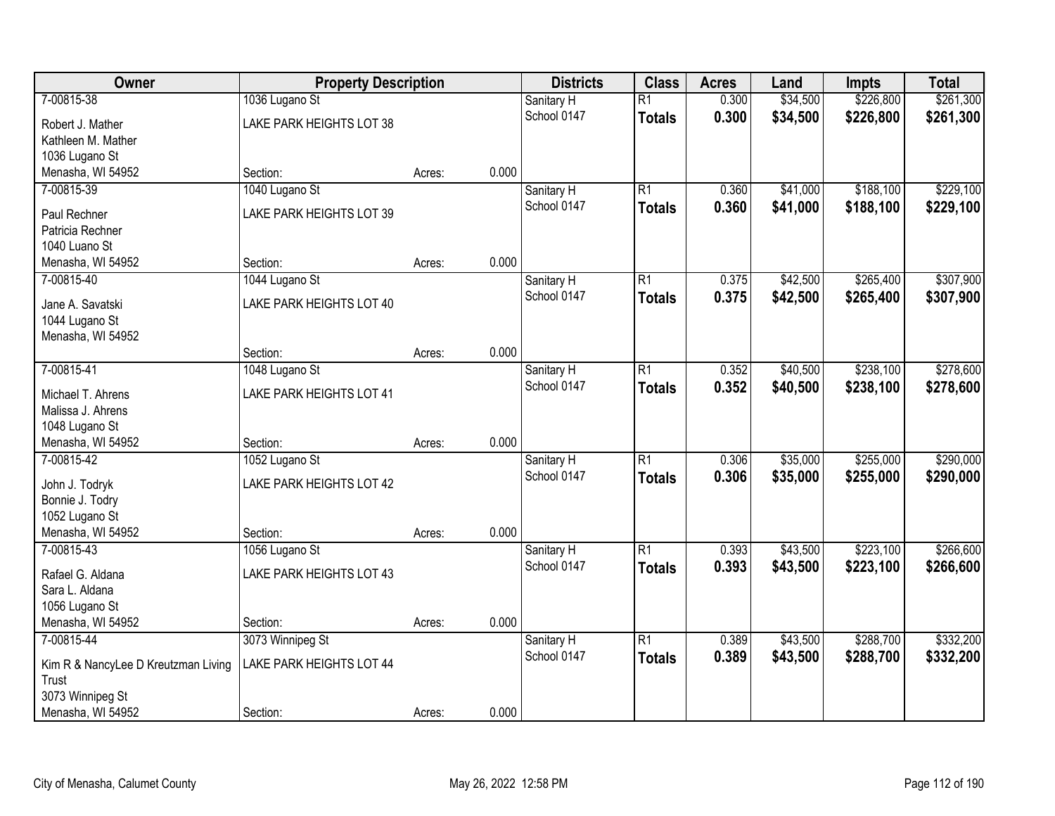| Owner | Property Description | | | Districts | Class | Acres | Land | Impts | Total |
|---|---|---|---|---|---|---|---|---|---|
| 7-00815-38 | 1036 Lugano St | | | Sanitary H | R1 | 0.300 | $34,500 | $226,800 | $261,300 |
| Robert J. Mather<br>Kathleen M. Mather<br>1036 Lugano St<br>Menasha, WI 54952 | LAKE PARK HEIGHTS LOT 38 | | | School 0147 | **Totals** | **0.300** | **$34,500** | **$226,800** | **$261,300** |
| | Section: | Acres: | 0.000 | | | | | | |
| 7-00815-39 | 1040 Lugano St | | | Sanitary H | R1 | 0.360 | $41,000 | $188,100 | $229,100 |
| Paul Rechner<br>Patricia Rechner<br>1040 Luano St<br>Menasha, WI 54952 | LAKE PARK HEIGHTS LOT 39 | | | School 0147 | **Totals** | **0.360** | **$41,000** | **$188,100** | **$229,100** |
| | Section: | Acres: | 0.000 | | | | | | |
| 7-00815-40 | 1044 Lugano St | | | Sanitary H | R1 | 0.375 | $42,500 | $265,400 | $307,900 |
| Jane A. Savatski<br>1044 Lugano St<br>Menasha, WI 54952 | LAKE PARK HEIGHTS LOT 40 | | | School 0147 | **Totals** | **0.375** | **$42,500** | **$265,400** | **$307,900** |
| | Section: | Acres: | 0.000 | | | | | | |
| 7-00815-41 | 1048 Lugano St | | | Sanitary H | R1 | 0.352 | $40,500 | $238,100 | $278,600 |
| Michael T. Ahrens<br>Malissa J. Ahrens<br>1048 Lugano St<br>Menasha, WI 54952 | LAKE PARK HEIGHTS LOT 41 | | | School 0147 | **Totals** | **0.352** | **$40,500** | **$238,100** | **$278,600** |
| | Section: | Acres: | 0.000 | | | | | | |
| 7-00815-42 | 1052 Lugano St | | | Sanitary H | R1 | 0.306 | $35,000 | $255,000 | $290,000 |
| John J. Todryk<br>Bonnie J. Todry<br>1052 Lugano St<br>Menasha, WI 54952 | LAKE PARK HEIGHTS LOT 42 | | | School 0147 | **Totals** | **0.306** | **$35,000** | **$255,000** | **$290,000** |
| | Section: | Acres: | 0.000 | | | | | | |
| 7-00815-43 | 1056 Lugano St | | | Sanitary H | R1 | 0.393 | $43,500 | $223,100 | $266,600 |
| Rafael G. Aldana<br>Sara L. Aldana<br>1056 Lugano St<br>Menasha, WI 54952 | LAKE PARK HEIGHTS LOT 43 | | | School 0147 | **Totals** | **0.393** | **$43,500** | **$223,100** | **$266,600** |
| | Section: | Acres: | 0.000 | | | | | | |
| 7-00815-44 | 3073 Winnipeg St | | | Sanitary H | R1 | 0.389 | $43,500 | $288,700 | $332,200 |
| Kim R & NancyLee D Kreutzman Living Trust<br>3073 Winnipeg St<br>Menasha, WI 54952 | LAKE PARK HEIGHTS LOT 44 | | | School 0147 | **Totals** | **0.389** | **$43,500** | **$288,700** | **$332,200** |
| | Section: | Acres: | 0.000 | | | | | | |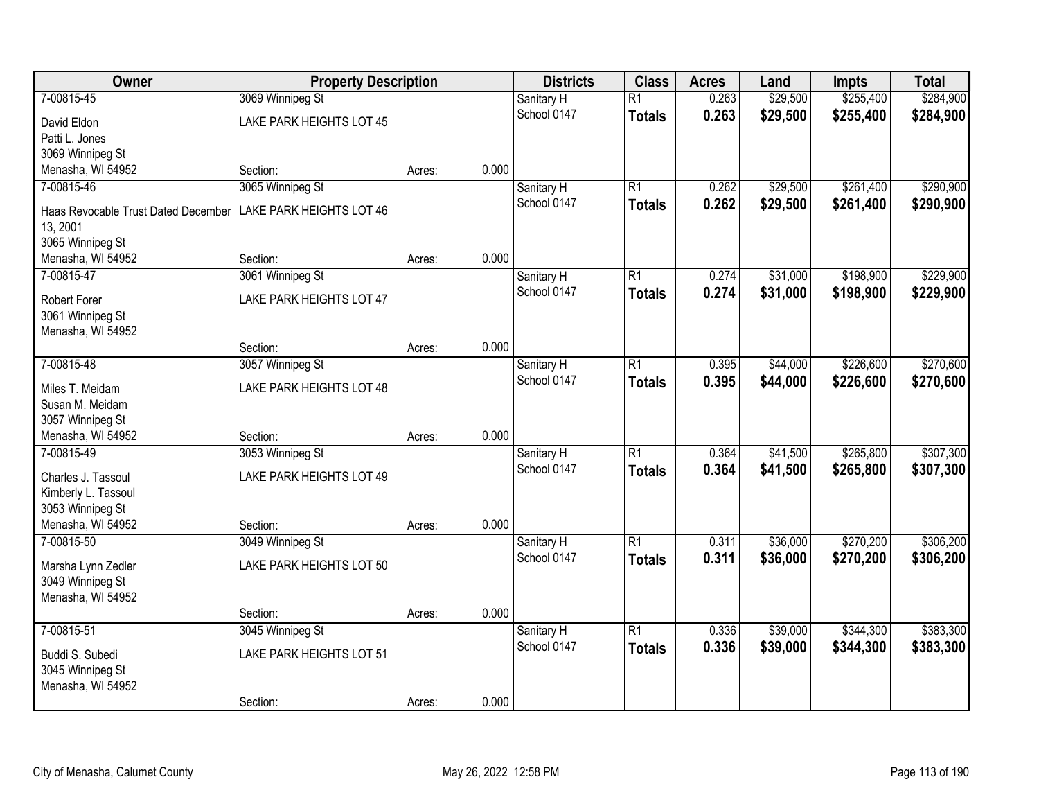| Owner | Property Description | | | Districts | Class | Acres | Land | Impts | Total |
|---|---|---|---|---|---|---|---|---|---|
| 7-00815-45 | 3069 Winnipeg St | | | Sanitary H | R1 | 0.263 | $29,500 | $255,400 | $284,900 |
| David Eldon<br>Patti L. Jones<br>3069 Winnipeg St<br>Menasha, WI 54952 | LAKE PARK HEIGHTS LOT 45 | | | School 0147 | **Totals** | **0.263** | **$29,500** | **$255,400** | **$284,900** |
| | Section: | Acres: | 0.000 | | | | | | |
| 7-00815-46 | 3065 Winnipeg St | | | Sanitary H | R1 | 0.262 | $29,500 | $261,400 | $290,900 |
| Haas Revocable Trust Dated December 13, 2001<br>3065 Winnipeg St<br>Menasha, WI 54952 | LAKE PARK HEIGHTS LOT 46 | | | School 0147 | **Totals** | **0.262** | **$29,500** | **$261,400** | **$290,900** |
| | Section: | Acres: | 0.000 | | | | | | |
| 7-00815-47 | 3061 Winnipeg St | | | Sanitary H | R1 | 0.274 | $31,000 | $198,900 | $229,900 |
| Robert Forer<br>3061 Winnipeg St<br>Menasha, WI 54952 | LAKE PARK HEIGHTS LOT 47 | | | School 0147 | **Totals** | **0.274** | **$31,000** | **$198,900** | **$229,900** |
| | Section: | Acres: | 0.000 | | | | | | |
| 7-00815-48 | 3057 Winnipeg St | | | Sanitary H | R1 | 0.395 | $44,000 | $226,600 | $270,600 |
| Miles T. Meidam<br>Susan M. Meidam<br>3057 Winnipeg St<br>Menasha, WI 54952 | LAKE PARK HEIGHTS LOT 48 | | | School 0147 | **Totals** | **0.395** | **$44,000** | **$226,600** | **$270,600** |
| | Section: | Acres: | 0.000 | | | | | | |
| 7-00815-49 | 3053 Winnipeg St | | | Sanitary H | R1 | 0.364 | $41,500 | $265,800 | $307,300 |
| Charles J. Tassoul<br>Kimberly L. Tassoul<br>3053 Winnipeg St<br>Menasha, WI 54952 | LAKE PARK HEIGHTS LOT 49 | | | School 0147 | **Totals** | **0.364** | **$41,500** | **$265,800** | **$307,300** |
| | Section: | Acres: | 0.000 | | | | | | |
| 7-00815-50 | 3049 Winnipeg St | | | Sanitary H | R1 | 0.311 | $36,000 | $270,200 | $306,200 |
| Marsha Lynn Zedler<br>3049 Winnipeg St<br>Menasha, WI 54952 | LAKE PARK HEIGHTS LOT 50 | | | School 0147 | **Totals** | **0.311** | **$36,000** | **$270,200** | **$306,200** |
| | Section: | Acres: | 0.000 | | | | | | |
| 7-00815-51 | 3045 Winnipeg St | | | Sanitary H | R1 | 0.336 | $39,000 | $344,300 | $383,300 |
| Buddi S. Subedi<br>3045 Winnipeg St<br>Menasha, WI 54952 | LAKE PARK HEIGHTS LOT 51 | | | School 0147 | **Totals** | **0.336** | **$39,000** | **$344,300** | **$383,300** |
| | Section: | Acres: | 0.000 | | | | | | |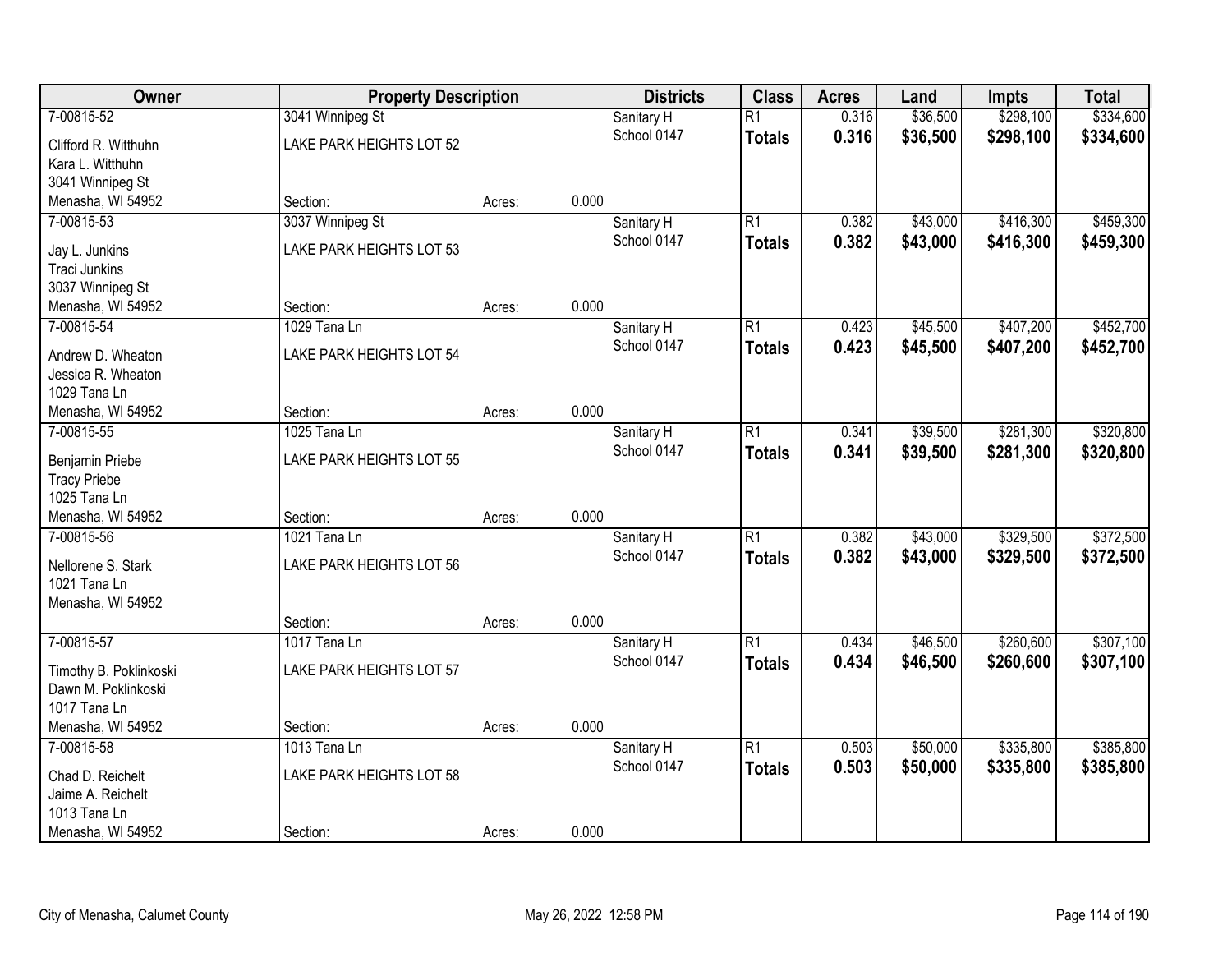| Owner | Property Description | | | Districts | Class | Acres | Land | Impts | Total |
|---|---|---|---|---|---|---|---|---|---|
| 7-00815-52 | 3041 Winnipeg St | | | Sanitary H | R1 | 0.316 | $36,500 | $298,100 | $334,600 |
| Clifford R. Witthuhn<br>Kara L. Witthuhn<br>3041 Winnipeg St<br>Menasha, WI 54952 | LAKE PARK HEIGHTS LOT 52 | | | School 0147 | **Totals** | **0.316** | **$36,500** | **$298,100** | **$334,600** |
| | Section: | Acres: | 0.000 | | | | | | |
| 7-00815-53 | 3037 Winnipeg St | | | Sanitary H | R1 | 0.382 | $43,000 | $416,300 | $459,300 |
| Jay L. Junkins<br>Traci Junkins<br>3037 Winnipeg St<br>Menasha, WI 54952 | LAKE PARK HEIGHTS LOT 53 | | | School 0147 | **Totals** | **0.382** | **$43,000** | **$416,300** | **$459,300** |
| | Section: | Acres: | 0.000 | | | | | | |
| 7-00815-54 | 1029 Tana Ln | | | Sanitary H | R1 | 0.423 | $45,500 | $407,200 | $452,700 |
| Andrew D. Wheaton<br>Jessica R. Wheaton<br>1029 Tana Ln<br>Menasha, WI 54952 | LAKE PARK HEIGHTS LOT 54 | | | School 0147 | **Totals** | **0.423** | **$45,500** | **$407,200** | **$452,700** |
| | Section: | Acres: | 0.000 | | | | | | |
| 7-00815-55 | 1025 Tana Ln | | | Sanitary H | R1 | 0.341 | $39,500 | $281,300 | $320,800 |
| Benjamin Priebe<br>Tracy Priebe<br>1025 Tana Ln<br>Menasha, WI 54952 | LAKE PARK HEIGHTS LOT 55 | | | School 0147 | **Totals** | **0.341** | **$39,500** | **$281,300** | **$320,800** |
| | Section: | Acres: | 0.000 | | | | | | |
| 7-00815-56 | 1021 Tana Ln | | | Sanitary H | R1 | 0.382 | $43,000 | $329,500 | $372,500 |
| Nellorene S. Stark<br>1021 Tana Ln<br>Menasha, WI 54952 | LAKE PARK HEIGHTS LOT 56 | | | School 0147 | **Totals** | **0.382** | **$43,000** | **$329,500** | **$372,500** |
| | Section: | Acres: | 0.000 | | | | | | |
| 7-00815-57 | 1017 Tana Ln | | | Sanitary H | R1 | 0.434 | $46,500 | $260,600 | $307,100 |
| Timothy B. Poklinkoski<br>Dawn M. Poklinkoski<br>1017 Tana Ln<br>Menasha, WI 54952 | LAKE PARK HEIGHTS LOT 57 | | | School 0147 | **Totals** | **0.434** | **$46,500** | **$260,600** | **$307,100** |
| | Section: | Acres: | 0.000 | | | | | | |
| 7-00815-58 | 1013 Tana Ln | | | Sanitary H | R1 | 0.503 | $50,000 | $335,800 | $385,800 |
| Chad D. Reichelt<br>Jaime A. Reichelt<br>1013 Tana Ln<br>Menasha, WI 54952 | LAKE PARK HEIGHTS LOT 58 | | | School 0147 | **Totals** | **0.503** | **$50,000** | **$335,800** | **$385,800** |
| | Section: | Acres: | 0.000 | | | | | | |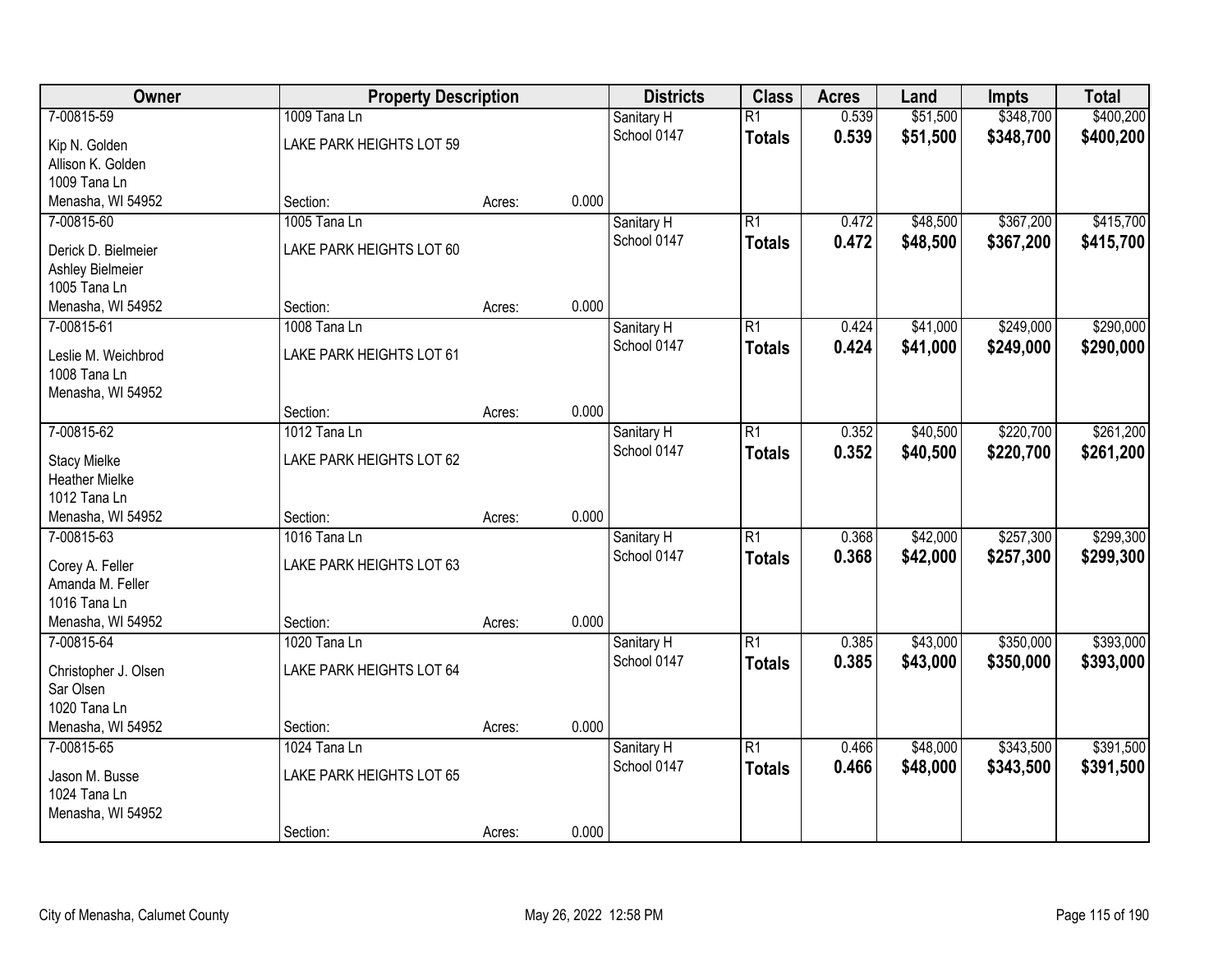| Owner | Property Description | | | Districts | Class | Acres | Land | Impts | Total |
|---|---|---|---|---|---|---|---|---|---|
| 7-00815-59 | 1009 Tana Ln | | | Sanitary H | R1 | 0.539 | $51,500 | $348,700 | $400,200 |
| Kip N. Golden<br>Allison K. Golden<br>1009 Tana Ln<br>Menasha, WI 54952 | LAKE PARK HEIGHTS LOT 59 | | | School 0147 | **Totals** | **0.539** | **$51,500** | **$348,700** | **$400,200** |
| | Section: | Acres: | 0.000 | | | | | | |
| 7-00815-60 | 1005 Tana Ln | | | Sanitary H | R1 | 0.472 | $48,500 | $367,200 | $415,700 |
| Derick D. Bielmeier<br>Ashley Bielmeier<br>1005 Tana Ln<br>Menasha, WI 54952 | LAKE PARK HEIGHTS LOT 60 | | | School 0147 | **Totals** | **0.472** | **$48,500** | **$367,200** | **$415,700** |
| | Section: | Acres: | 0.000 | | | | | | |
| 7-00815-61 | 1008 Tana Ln | | | Sanitary H | R1 | 0.424 | $41,000 | $249,000 | $290,000 |
| Leslie M. Weichbrod<br>1008 Tana Ln<br>Menasha, WI 54952 | LAKE PARK HEIGHTS LOT 61 | | | School 0147 | **Totals** | **0.424** | **$41,000** | **$249,000** | **$290,000** |
| | Section: | Acres: | 0.000 | | | | | | |
| 7-00815-62 | 1012 Tana Ln | | | Sanitary H | R1 | 0.352 | $40,500 | $220,700 | $261,200 |
| Stacy Mielke<br>Heather Mielke<br>1012 Tana Ln<br>Menasha, WI 54952 | LAKE PARK HEIGHTS LOT 62 | | | School 0147 | **Totals** | **0.352** | **$40,500** | **$220,700** | **$261,200** |
| | Section: | Acres: | 0.000 | | | | | | |
| 7-00815-63 | 1016 Tana Ln | | | Sanitary H | R1 | 0.368 | $42,000 | $257,300 | $299,300 |
| Corey A. Feller<br>Amanda M. Feller<br>1016 Tana Ln<br>Menasha, WI 54952 | LAKE PARK HEIGHTS LOT 63 | | | School 0147 | **Totals** | **0.368** | **$42,000** | **$257,300** | **$299,300** |
| | Section: | Acres: | 0.000 | | | | | | |
| 7-00815-64 | 1020 Tana Ln | | | Sanitary H | R1 | 0.385 | $43,000 | $350,000 | $393,000 |
| Christopher J. Olsen<br>Sar Olsen<br>1020 Tana Ln<br>Menasha, WI 54952 | LAKE PARK HEIGHTS LOT 64 | | | School 0147 | **Totals** | **0.385** | **$43,000** | **$350,000** | **$393,000** |
| | Section: | Acres: | 0.000 | | | | | | |
| 7-00815-65 | 1024 Tana Ln | | | Sanitary H | R1 | 0.466 | $48,000 | $343,500 | $391,500 |
| Jason M. Busse<br>1024 Tana Ln<br>Menasha, WI 54952 | LAKE PARK HEIGHTS LOT 65 | | | School 0147 | **Totals** | **0.466** | **$48,000** | **$343,500** | **$391,500** |
| | Section: | Acres: | 0.000 | | | | | | |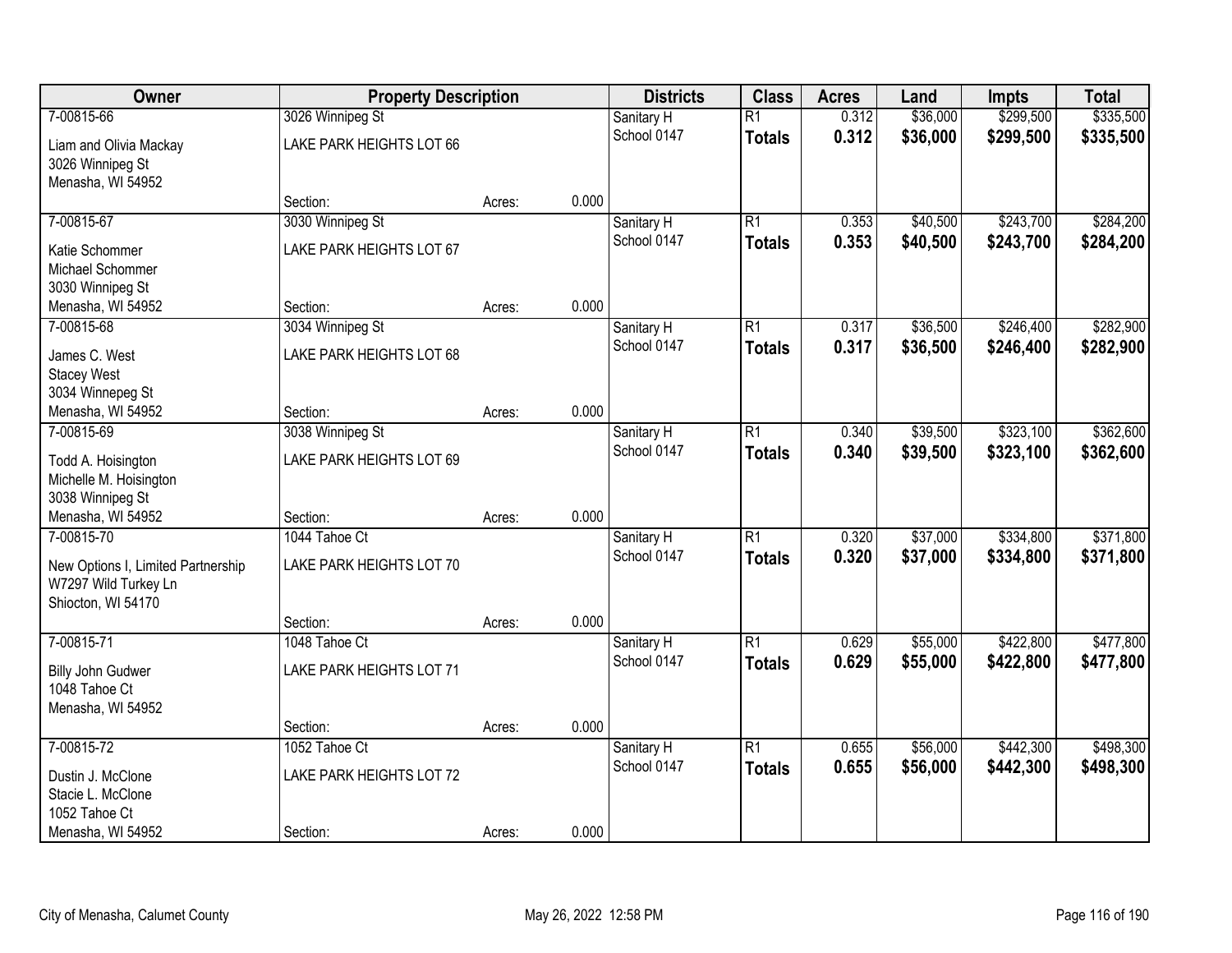| Owner | Property Description | | | Districts | Class | Acres | Land | Impts | Total |
|---|---|---|---|---|---|---|---|---|---|
| 7-00815-66 | 3026 Winnipeg St | | | Sanitary H | R1 | 0.312 | $36,000 | $299,500 | $335,500 |
| Liam and Olivia Mackay<br>3026 Winnipeg St<br>Menasha, WI 54952 | LAKE PARK HEIGHTS LOT 66 | | | School 0147 | **Totals** | **0.312** | **$36,000** | **$299,500** | **$335,500** |
| | Section: | Acres: | 0.000 | | | | | | |
| 7-00815-67 | 3030 Winnipeg St | | | Sanitary H | R1 | 0.353 | $40,500 | $243,700 | $284,200 |
| Katie Schommer<br>Michael Schommer<br>3030 Winnipeg St<br>Menasha, WI 54952 | LAKE PARK HEIGHTS LOT 67 | | | School 0147 | **Totals** | **0.353** | **$40,500** | **$243,700** | **$284,200** |
| | Section: | Acres: | 0.000 | | | | | | |
| 7-00815-68 | 3034 Winnipeg St | | | Sanitary H | R1 | 0.317 | $36,500 | $246,400 | $282,900 |
| James C. West<br>Stacey West<br>3034 Winnepeg St<br>Menasha, WI 54952 | LAKE PARK HEIGHTS LOT 68 | | | School 0147 | **Totals** | **0.317** | **$36,500** | **$246,400** | **$282,900** |
| | Section: | Acres: | 0.000 | | | | | | |
| 7-00815-69 | 3038 Winnipeg St | | | Sanitary H | R1 | 0.340 | $39,500 | $323,100 | $362,600 |
| Todd A. Hoisington<br>Michelle M. Hoisington<br>3038 Winnipeg St<br>Menasha, WI 54952 | LAKE PARK HEIGHTS LOT 69 | | | School 0147 | **Totals** | **0.340** | **$39,500** | **$323,100** | **$362,600** |
| | Section: | Acres: | 0.000 | | | | | | |
| 7-00815-70 | 1044 Tahoe Ct | | | Sanitary H | R1 | 0.320 | $37,000 | $334,800 | $371,800 |
| New Options I, Limited Partnership<br>W7297 Wild Turkey Ln<br>Shiocton, WI 54170 | LAKE PARK HEIGHTS LOT 70 | | | School 0147 | **Totals** | **0.320** | **$37,000** | **$334,800** | **$371,800** |
| | Section: | Acres: | 0.000 | | | | | | |
| 7-00815-71 | 1048 Tahoe Ct | | | Sanitary H | R1 | 0.629 | $55,000 | $422,800 | $477,800 |
| Billy John Gudwer<br>1048 Tahoe Ct<br>Menasha, WI 54952 | LAKE PARK HEIGHTS LOT 71 | | | School 0147 | **Totals** | **0.629** | **$55,000** | **$422,800** | **$477,800** |
| | Section: | Acres: | 0.000 | | | | | | |
| 7-00815-72 | 1052 Tahoe Ct | | | Sanitary H | R1 | 0.655 | $56,000 | $442,300 | $498,300 |
| Dustin J. McClone<br>Stacie L. McClone<br>1052 Tahoe Ct<br>Menasha, WI 54952 | LAKE PARK HEIGHTS LOT 72 | | | School 0147 | **Totals** | **0.655** | **$56,000** | **$442,300** | **$498,300** |
| | Section: | Acres: | 0.000 | | | | | | |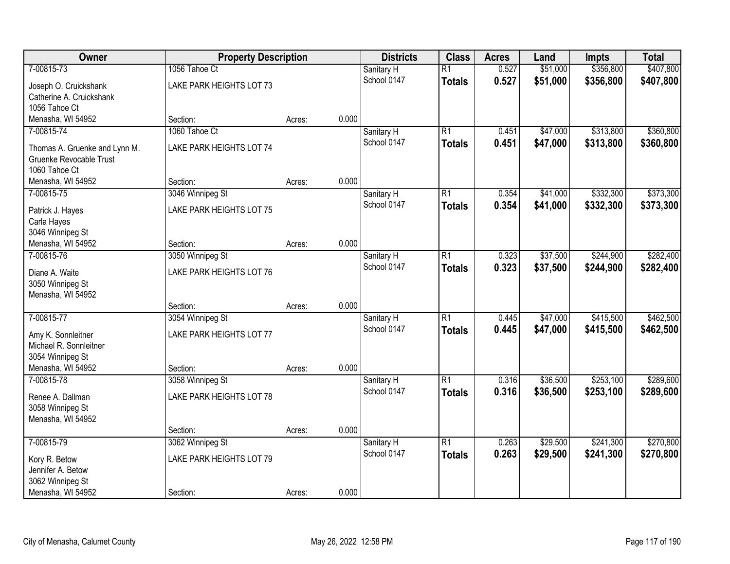| Owner | Property Description | | | Districts | Class | Acres | Land | Impts | Total |
|---|---|---|---|---|---|---|---|---|---|
| 7-00815-73 | 1056 Tahoe Ct | | | Sanitary H | R1 | 0.527 | $51,000 | $356,800 | $407,800 |
| Joseph O. Cruickshank<br>Catherine A. Cruickshank<br>1056 Tahoe Ct<br>Menasha, WI 54952 | LAKE PARK HEIGHTS LOT 73 | | | School 0147 | **Totals** | **0.527** | **$51,000** | **$356,800** | **$407,800** |
| | Section: | Acres: | 0.000 | | | | | | |
| 7-00815-74 | 1060 Tahoe Ct | | | Sanitary H | R1 | 0.451 | $47,000 | $313,800 | $360,800 |
| Thomas A. Gruenke and Lynn M.<br>Gruenke Revocable Trust<br>1060 Tahoe Ct<br>Menasha, WI 54952 | LAKE PARK HEIGHTS LOT 74 | | | School 0147 | **Totals** | **0.451** | **$47,000** | **$313,800** | **$360,800** |
| | Section: | Acres: | 0.000 | | | | | | |
| 7-00815-75 | 3046 Winnipeg St | | | Sanitary H | R1 | 0.354 | $41,000 | $332,300 | $373,300 |
| Patrick J. Hayes<br>Carla Hayes<br>3046 Winnipeg St<br>Menasha, WI 54952 | LAKE PARK HEIGHTS LOT 75 | | | School 0147 | **Totals** | **0.354** | **$41,000** | **$332,300** | **$373,300** |
| | Section: | Acres: | 0.000 | | | | | | |
| 7-00815-76 | 3050 Winnipeg St | | | Sanitary H | R1 | 0.323 | $37,500 | $244,900 | $282,400 |
| Diane A. Waite<br>3050 Winnipeg St<br>Menasha, WI 54952 | LAKE PARK HEIGHTS LOT 76 | | | School 0147 | **Totals** | **0.323** | **$37,500** | **$244,900** | **$282,400** |
| | Section: | Acres: | 0.000 | | | | | | |
| 7-00815-77 | 3054 Winnipeg St | | | Sanitary H | R1 | 0.445 | $47,000 | $415,500 | $462,500 |
| Amy K. Sonnleitner<br>Michael R. Sonnleitner<br>3054 Winnipeg St<br>Menasha, WI 54952 | LAKE PARK HEIGHTS LOT 77 | | | School 0147 | **Totals** | **0.445** | **$47,000** | **$415,500** | **$462,500** |
| | Section: | Acres: | 0.000 | | | | | | |
| 7-00815-78 | 3058 Winnipeg St | | | Sanitary H | R1 | 0.316 | $36,500 | $253,100 | $289,600 |
| Renee A. Dallman<br>3058 Winnipeg St<br>Menasha, WI 54952 | LAKE PARK HEIGHTS LOT 78 | | | School 0147 | **Totals** | **0.316** | **$36,500** | **$253,100** | **$289,600** |
| | Section: | Acres: | 0.000 | | | | | | |
| 7-00815-79 | 3062 Winnipeg St | | | Sanitary H | R1 | 0.263 | $29,500 | $241,300 | $270,800 |
| Kory R. Betow<br>Jennifer A. Betow<br>3062 Winnipeg St<br>Menasha, WI 54952 | LAKE PARK HEIGHTS LOT 79 | | | School 0147 | **Totals** | **0.263** | **$29,500** | **$241,300** | **$270,800** |
| | Section: | Acres: | 0.000 | | | | | | |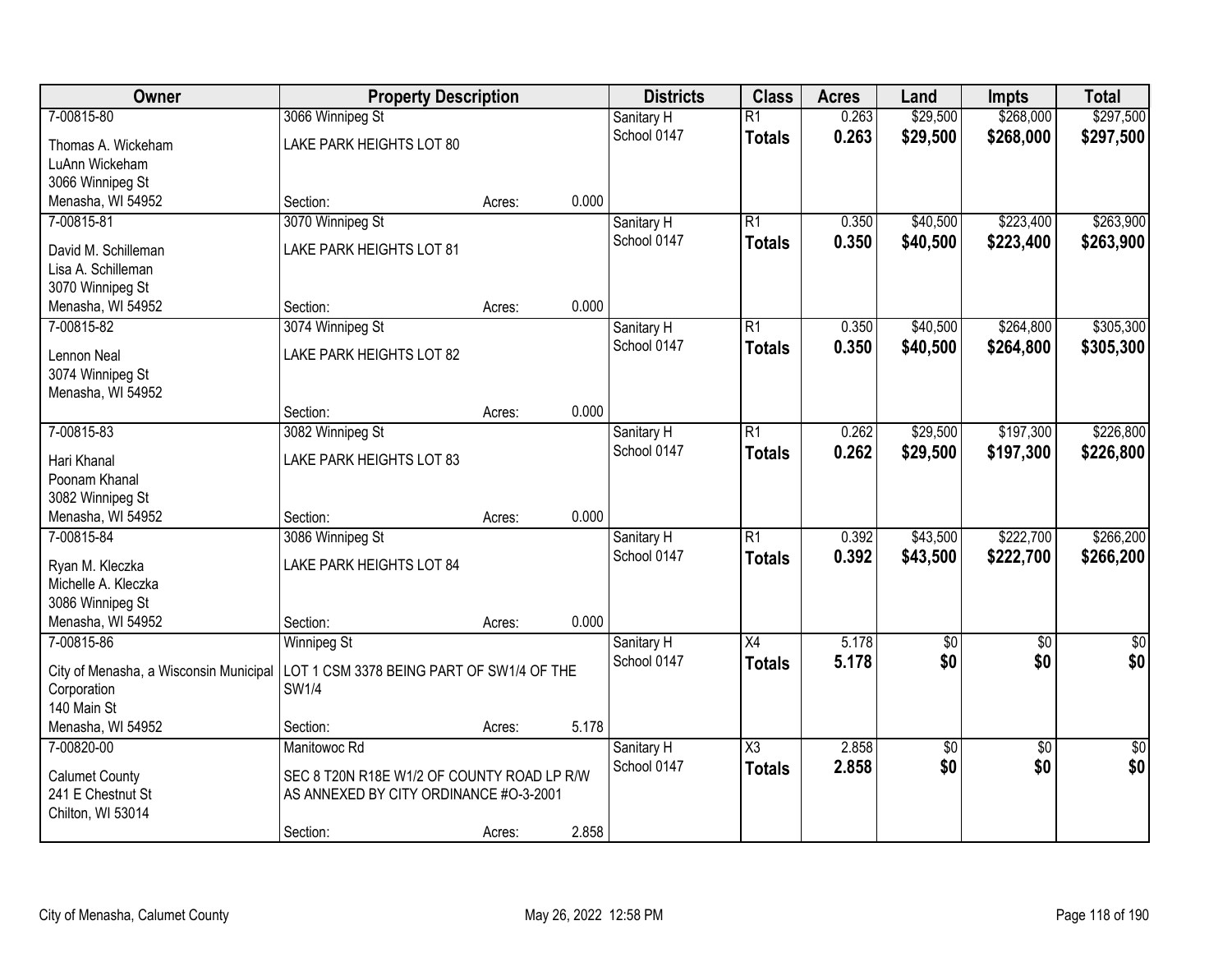| Owner | Property Description | | | Districts | Class | Acres | Land | Impts | Total |
|---|---|---|---|---|---|---|---|---|---|
| 7-00815-80 | 3066 Winnipeg St | | | Sanitary H | R1 | 0.263 | $29,500 | $268,000 | $297,500 |
| Thomas A. Wickeham<br>LuAnn Wickeham<br>3066 Winnipeg St<br>Menasha, WI 54952 | LAKE PARK HEIGHTS LOT 80 | | | School 0147 | **Totals** | **0.263** | **$29,500** | **$268,000** | **$297,500** |
| | Section: | Acres: | 0.000 | | | | | | |
| 7-00815-81 | 3070 Winnipeg St | | | Sanitary H | R1 | 0.350 | $40,500 | $223,400 | $263,900 |
| David M. Schilleman<br>Lisa A. Schilleman<br>3070 Winnipeg St<br>Menasha, WI 54952 | LAKE PARK HEIGHTS LOT 81 | | | School 0147 | **Totals** | **0.350** | **$40,500** | **$223,400** | **$263,900** |
| | Section: | Acres: | 0.000 | | | | | | |
| 7-00815-82 | 3074 Winnipeg St | | | Sanitary H | R1 | 0.350 | $40,500 | $264,800 | $305,300 |
| Lennon Neal<br>3074 Winnipeg St<br>Menasha, WI 54952 | LAKE PARK HEIGHTS LOT 82 | | | School 0147 | **Totals** | **0.350** | **$40,500** | **$264,800** | **$305,300** |
| | Section: | Acres: | 0.000 | | | | | | |
| 7-00815-83 | 3082 Winnipeg St | | | Sanitary H | R1 | 0.262 | $29,500 | $197,300 | $226,800 |
| Hari Khanal<br>Poonam Khanal<br>3082 Winnipeg St<br>Menasha, WI 54952 | LAKE PARK HEIGHTS LOT 83 | | | School 0147 | **Totals** | **0.262** | **$29,500** | **$197,300** | **$226,800** |
| | Section: | Acres: | 0.000 | | | | | | |
| 7-00815-84 | 3086 Winnipeg St | | | Sanitary H | R1 | 0.392 | $43,500 | $222,700 | $266,200 |
| Ryan M. Kleczka<br>Michelle A. Kleczka<br>3086 Winnipeg St<br>Menasha, WI 54952 | LAKE PARK HEIGHTS LOT 84 | | | School 0147 | **Totals** | **0.392** | **$43,500** | **$222,700** | **$266,200** |
| | Section: | Acres: | 0.000 | | | | | | |
| 7-00815-86 | Winnipeg St | | | Sanitary H | X4 | 5.178 | $0 | $0 | $0 |
| City of Menasha, a Wisconsin Municipal Corporation<br>140 Main St<br>Menasha, WI 54952 | LOT 1 CSM 3378 BEING PART OF SW1/4 OF THE SW1/4 | | | School 0147 | **Totals** | **5.178** | **$0** | **$0** | **$0** |
| | Section: | Acres: | 5.178 | | | | | | |
| 7-00820-00 | Manitowoc Rd | | | Sanitary H | X3 | 2.858 | $0 | $0 | $0 |
| Calumet County<br>241 E Chestnut St<br>Chilton, WI 53014 | SEC 8 T20N R18E W1/2 OF COUNTY ROAD LP R/W AS ANNEXED BY CITY ORDINANCE #O-3-2001 | | | School 0147 | **Totals** | **2.858** | **$0** | **$0** | **$0** |
| | Section: | Acres: | 2.858 | | | | | | |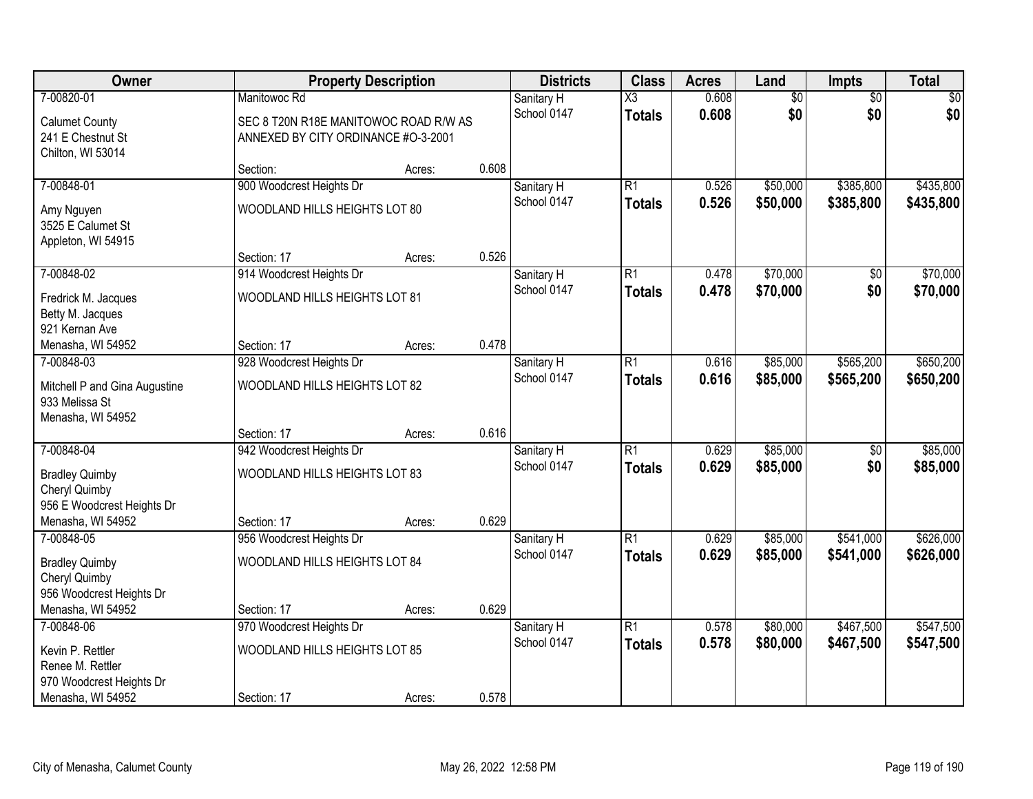| Owner | Property Description | | | Districts | Class | Acres | Land | Impts | Total |
|---|---|---|---|---|---|---|---|---|---|
| 7-00820-01 | Manitowoc Rd | | | Sanitary H | X3 | 0.608 | $0 | $0 | $0 |
| Calumet County<br>241 E Chestnut St<br>Chilton, WI 53014 | SEC 8 T20N R18E MANITOWOC ROAD R/W AS ANNEXED BY CITY ORDINANCE #O-3-2001 | | | School 0147 | **Totals** | **0.608** | **$0** | **$0** | **$0** |
| | Section: | Acres: | 0.608 | | | | | | |
| 7-00848-01 | 900 Woodcrest Heights Dr | | | Sanitary H | R1 | 0.526 | $50,000 | $385,800 | $435,800 |
| Amy Nguyen<br>3525 E Calumet St<br>Appleton, WI 54915 | WOODLAND HILLS HEIGHTS LOT 80 | | | School 0147 | **Totals** | **0.526** | **$50,000** | **$385,800** | **$435,800** |
| | Section: 17 | Acres: | 0.526 | | | | | | |
| 7-00848-02 | 914 Woodcrest Heights Dr | | | Sanitary H | R1 | 0.478 | $70,000 | $0 | $70,000 |
| Fredrick M. Jacques<br>Betty M. Jacques<br>921 Kernan Ave<br>Menasha, WI 54952 | WOODLAND HILLS HEIGHTS LOT 81 | | | School 0147 | **Totals** | **0.478** | **$70,000** | **$0** | **$70,000** |
| | Section: 17 | Acres: | 0.478 | | | | | | |
| 7-00848-03 | 928 Woodcrest Heights Dr | | | Sanitary H | R1 | 0.616 | $85,000 | $565,200 | $650,200 |
| Mitchell P and Gina Augustine<br>933 Melissa St<br>Menasha, WI 54952 | WOODLAND HILLS HEIGHTS LOT 82 | | | School 0147 | **Totals** | **0.616** | **$85,000** | **$565,200** | **$650,200** |
| | Section: 17 | Acres: | 0.616 | | | | | | |
| 7-00848-04 | 942 Woodcrest Heights Dr | | | Sanitary H | R1 | 0.629 | $85,000 | $0 | $85,000 |
| Bradley Quimby<br>Cheryl Quimby<br>956 E Woodcrest Heights Dr<br>Menasha, WI 54952 | WOODLAND HILLS HEIGHTS LOT 83 | | | School 0147 | **Totals** | **0.629** | **$85,000** | **$0** | **$85,000** |
| | Section: 17 | Acres: | 0.629 | | | | | | |
| 7-00848-05 | 956 Woodcrest Heights Dr | | | Sanitary H | R1 | 0.629 | $85,000 | $541,000 | $626,000 |
| Bradley Quimby<br>Cheryl Quimby<br>956 Woodcrest Heights Dr<br>Menasha, WI 54952 | WOODLAND HILLS HEIGHTS LOT 84 | | | School 0147 | **Totals** | **0.629** | **$85,000** | **$541,000** | **$626,000** |
| | Section: 17 | Acres: | 0.629 | | | | | | |
| 7-00848-06 | 970 Woodcrest Heights Dr | | | Sanitary H | R1 | 0.578 | $80,000 | $467,500 | $547,500 |
| Kevin P. Rettler<br>Renee M. Rettler<br>970 Woodcrest Heights Dr<br>Menasha, WI 54952 | WOODLAND HILLS HEIGHTS LOT 85 | | | School 0147 | **Totals** | **0.578** | **$80,000** | **$467,500** | **$547,500** |
| | Section: 17 | Acres: | 0.578 | | | | | | |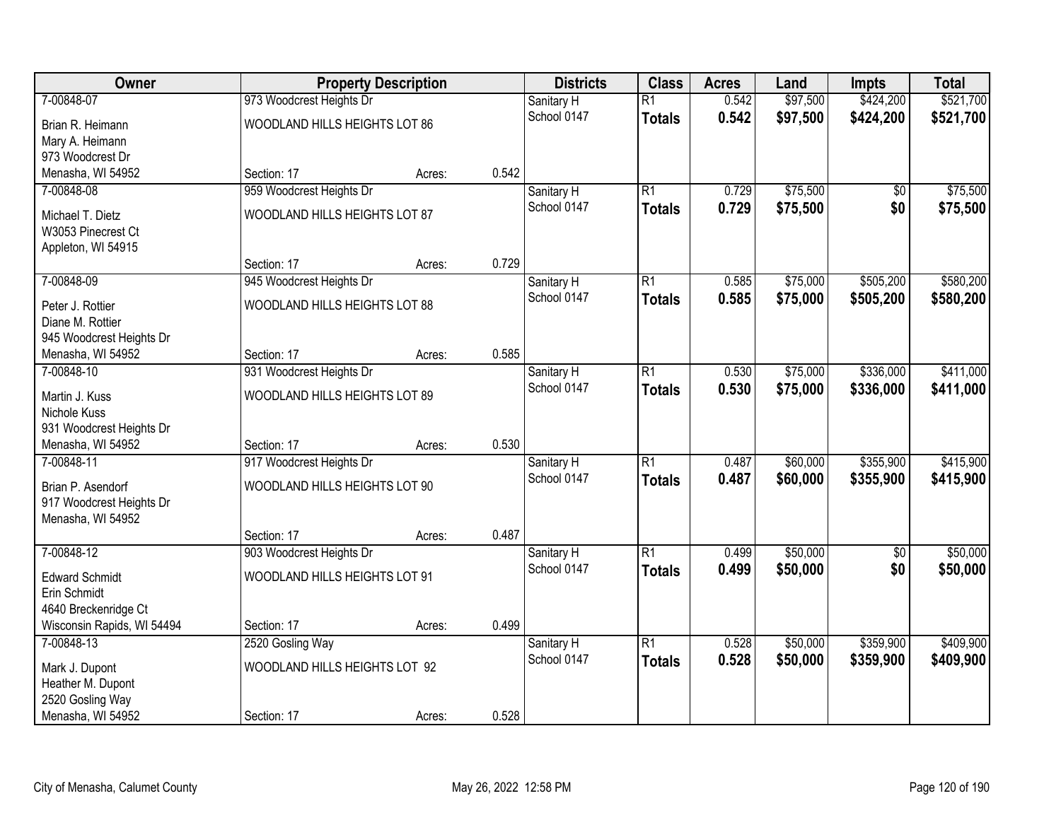| Owner | Property Description | | | Districts | Class | Acres | Land | Impts | Total |
|---|---|---|---|---|---|---|---|---|---|
| 7-00848-07 | 973 Woodcrest Heights Dr | | | Sanitary H | R1 | 0.542 | $97,500 | $424,200 | $521,700 |
| Brian R. Heimann<br>Mary A. Heimann<br>973 Woodcrest Dr<br>Menasha, WI 54952 | WOODLAND HILLS HEIGHTS LOT 86 | | | School 0147 | **Totals** | **0.542** | **$97,500** | **$424,200** | **$521,700** |
| | Section: 17 | Acres: | 0.542 | | | | | | |
| 7-00848-08 | 959 Woodcrest Heights Dr | | | Sanitary H | R1 | 0.729 | $75,500 | $0 | $75,500 |
| Michael T. Dietz<br>W3053 Pinecrest Ct<br>Appleton, WI 54915 | WOODLAND HILLS HEIGHTS LOT 87 | | | School 0147 | **Totals** | **0.729** | **$75,500** | **$0** | **$75,500** |
| | Section: 17 | Acres: | 0.729 | | | | | | |
| 7-00848-09 | 945 Woodcrest Heights Dr | | | Sanitary H | R1 | 0.585 | $75,000 | $505,200 | $580,200 |
| Peter J. Rottier<br>Diane M. Rottier<br>945 Woodcrest Heights Dr<br>Menasha, WI 54952 | WOODLAND HILLS HEIGHTS LOT 88 | | | School 0147 | **Totals** | **0.585** | **$75,000** | **$505,200** | **$580,200** |
| | Section: 17 | Acres: | 0.585 | | | | | | |
| 7-00848-10 | 931 Woodcrest Heights Dr | | | Sanitary H | R1 | 0.530 | $75,000 | $336,000 | $411,000 |
| Martin J. Kuss<br>Nichole Kuss<br>931 Woodcrest Heights Dr<br>Menasha, WI 54952 | WOODLAND HILLS HEIGHTS LOT 89 | | | School 0147 | **Totals** | **0.530** | **$75,000** | **$336,000** | **$411,000** |
| | Section: 17 | Acres: | 0.530 | | | | | | |
| 7-00848-11 | 917 Woodcrest Heights Dr | | | Sanitary H | R1 | 0.487 | $60,000 | $355,900 | $415,900 |
| Brian P. Asendorf<br>917 Woodcrest Heights Dr<br>Menasha, WI 54952 | WOODLAND HILLS HEIGHTS LOT 90 | | | School 0147 | **Totals** | **0.487** | **$60,000** | **$355,900** | **$415,900** |
| | Section: 17 | Acres: | 0.487 | | | | | | |
| 7-00848-12 | 903 Woodcrest Heights Dr | | | Sanitary H | R1 | 0.499 | $50,000 | $0 | $50,000 |
| Edward Schmidt<br>Erin Schmidt<br>4640 Breckenridge Ct<br>Wisconsin Rapids, WI 54494 | WOODLAND HILLS HEIGHTS LOT 91 | | | School 0147 | **Totals** | **0.499** | **$50,000** | **$0** | **$50,000** |
| | Section: 17 | Acres: | 0.499 | | | | | | |
| 7-00848-13 | 2520 Gosling Way | | | Sanitary H | R1 | 0.528 | $50,000 | $359,900 | $409,900 |
| Mark J. Dupont<br>Heather M. Dupont<br>2520 Gosling Way<br>Menasha, WI 54952 | WOODLAND HILLS HEIGHTS LOT 92 | | | School 0147 | **Totals** | **0.528** | **$50,000** | **$359,900** | **$409,900** |
| | Section: 17 | Acres: | 0.528 | | | | | | |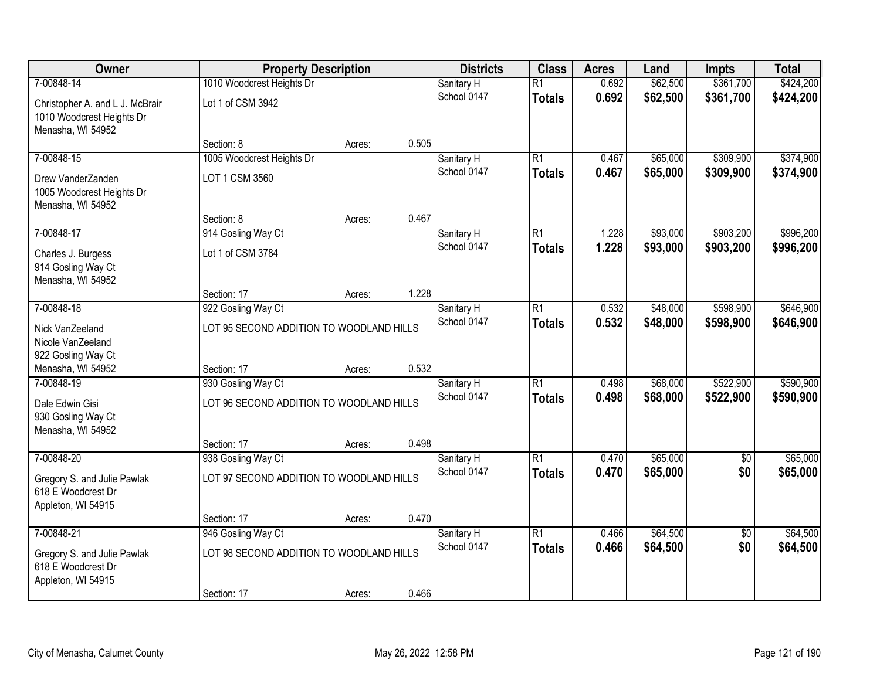| Owner | Property Description | | | Districts | Class | Acres | Land | Impts | Total |
|---|---|---|---|---|---|---|---|---|---|
| 7-00848-14 | 1010 Woodcrest Heights Dr | | | Sanitary H | R1 | 0.692 | $62,500 | $361,700 | $424,200 |
| Christopher A. and L J. McBrair<br>1010 Woodcrest Heights Dr<br>Menasha, WI 54952 | Lot 1 of CSM 3942 | | | School 0147 | **Totals** | **0.692** | **$62,500** | **$361,700** | **$424,200** |
| | Section: 8 | Acres: | 0.505 | | | | | | |
| 7-00848-15 | 1005 Woodcrest Heights Dr | | | Sanitary H | R1 | 0.467 | $65,000 | $309,900 | $374,900 |
| Drew VanderZanden<br>1005 Woodcrest Heights Dr<br>Menasha, WI 54952 | LOT 1 CSM 3560 | | | School 0147 | **Totals** | **0.467** | **$65,000** | **$309,900** | **$374,900** |
| | Section: 8 | Acres: | 0.467 | | | | | | |
| 7-00848-17 | 914 Gosling Way Ct | | | Sanitary H | R1 | 1.228 | $93,000 | $903,200 | $996,200 |
| Charles J. Burgess<br>914 Gosling Way Ct<br>Menasha, WI 54952 | Lot 1 of CSM 3784 | | | School 0147 | **Totals** | **1.228** | **$93,000** | **$903,200** | **$996,200** |
| | Section: 17 | Acres: | 1.228 | | | | | | |
| 7-00848-18 | 922 Gosling Way Ct | | | Sanitary H | R1 | 0.532 | $48,000 | $598,900 | $646,900 |
| Nick VanZeeland<br>Nicole VanZeeland<br>922 Gosling Way Ct<br>Menasha, WI 54952 | LOT 95 SECOND ADDITION TO WOODLAND HILLS | | | School 0147 | **Totals** | **0.532** | **$48,000** | **$598,900** | **$646,900** |
| | Section: 17 | Acres: | 0.532 | | | | | | |
| 7-00848-19 | 930 Gosling Way Ct | | | Sanitary H | R1 | 0.498 | $68,000 | $522,900 | $590,900 |
| Dale Edwin Gisi<br>930 Gosling Way Ct<br>Menasha, WI 54952 | LOT 96 SECOND ADDITION TO WOODLAND HILLS | | | School 0147 | **Totals** | **0.498** | **$68,000** | **$522,900** | **$590,900** |
| | Section: 17 | Acres: | 0.498 | | | | | | |
| 7-00848-20 | 938 Gosling Way Ct | | | Sanitary H | R1 | 0.470 | $65,000 | $0 | $65,000 |
| Gregory S. and Julie Pawlak<br>618 E Woodcrest Dr<br>Appleton, WI 54915 | LOT 97 SECOND ADDITION TO WOODLAND HILLS | | | School 0147 | **Totals** | **0.470** | **$65,000** | **$0** | **$65,000** |
| | Section: 17 | Acres: | 0.470 | | | | | | |
| 7-00848-21 | 946 Gosling Way Ct | | | Sanitary H | R1 | 0.466 | $64,500 | $0 | $64,500 |
| Gregory S. and Julie Pawlak<br>618 E Woodcrest Dr<br>Appleton, WI 54915 | LOT 98 SECOND ADDITION TO WOODLAND HILLS | | | School 0147 | **Totals** | **0.466** | **$64,500** | **$0** | **$64,500** |
| | Section: 17 | Acres: | 0.466 | | | | | | |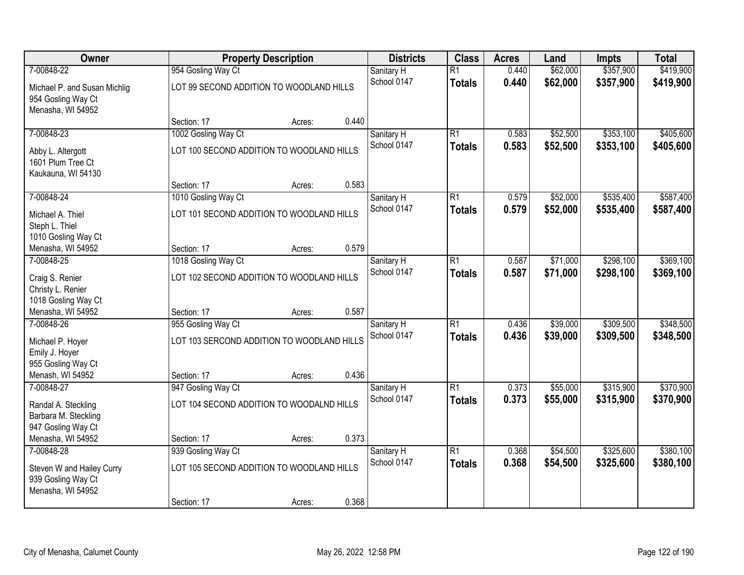| Owner | Property Description | | | Districts | Class | Acres | Land | Impts | Total |
|---|---|---|---|---|---|---|---|---|---|
| 7-00848-22 | 954 Gosling Way Ct | | | Sanitary H | R1 | 0.440 | $62,000 | $357,900 | $419,900 |
| Michael P. and Susan Michlig<br>954 Gosling Way Ct<br>Menasha, WI 54952 | LOT 99 SECOND ADDITION TO WOODLAND HILLS | | | School 0147 | **Totals** | **0.440** | **$62,000** | **$357,900** | **$419,900** |
| | Section: 17 | Acres: | 0.440 | | | | | | |
| 7-00848-23 | 1002 Gosling Way Ct | | | Sanitary H | R1 | 0.583 | $52,500 | $353,100 | $405,600 |
| Abby L. Altergott<br>1601 Plum Tree Ct<br>Kaukauna, WI 54130 | LOT 100 SECOND ADDITION TO WOODLAND HILLS | | | School 0147 | **Totals** | **0.583** | **$52,500** | **$353,100** | **$405,600** |
| | Section: 17 | Acres: | 0.583 | | | | | | |
| 7-00848-24 | 1010 Gosling Way Ct | | | Sanitary H | R1 | 0.579 | $52,000 | $535,400 | $587,400 |
| Michael A. Thiel<br>Steph L. Thiel<br>1010 Gosling Way Ct<br>Menasha, WI 54952 | LOT 101 SECOND ADDITION TO WOODLAND HILLS | | | School 0147 | **Totals** | **0.579** | **$52,000** | **$535,400** | **$587,400** |
| | Section: 17 | Acres: | 0.579 | | | | | | |
| 7-00848-25 | 1018 Gosling Way Ct | | | Sanitary H | R1 | 0.587 | $71,000 | $298,100 | $369,100 |
| Craig S. Renier<br>Christy L. Renier<br>1018 Gosling Way Ct<br>Menasha, WI 54952 | LOT 102 SECOND ADDITION TO WOODLAND HILLS | | | School 0147 | **Totals** | **0.587** | **$71,000** | **$298,100** | **$369,100** |
| | Section: 17 | Acres: | 0.587 | | | | | | |
| 7-00848-26 | 955 Gosling Way Ct | | | Sanitary H | R1 | 0.436 | $39,000 | $309,500 | $348,500 |
| Michael P. Hoyer<br>Emily J. Hoyer<br>955 Gosling Way Ct<br>Menash, WI 54952 | LOT 103 SERCOND ADDITION TO WOODLAND HILLS | | | School 0147 | **Totals** | **0.436** | **$39,000** | **$309,500** | **$348,500** |
| | Section: 17 | Acres: | 0.436 | | | | | | |
| 7-00848-27 | 947 Gosling Way Ct | | | Sanitary H | R1 | 0.373 | $55,000 | $315,900 | $370,900 |
| Randal A. Steckling<br>Barbara M. Steckling<br>947 Gosling Way Ct<br>Menasha, WI 54952 | LOT 104 SECOND ADDITION TO WOODALND HILLS | | | School 0147 | **Totals** | **0.373** | **$55,000** | **$315,900** | **$370,900** |
| | Section: 17 | Acres: | 0.373 | | | | | | |
| 7-00848-28 | 939 Gosling Way Ct | | | Sanitary H | R1 | 0.368 | $54,500 | $325,600 | $380,100 |
| Steven W and Hailey Curry<br>939 Gosling Way Ct<br>Menasha, WI 54952 | LOT 105 SECOND ADDITION TO WOODLAND HILLS | | | School 0147 | **Totals** | **0.368** | **$54,500** | **$325,600** | **$380,100** |
| | Section: 17 | Acres: | 0.368 | | | | | | |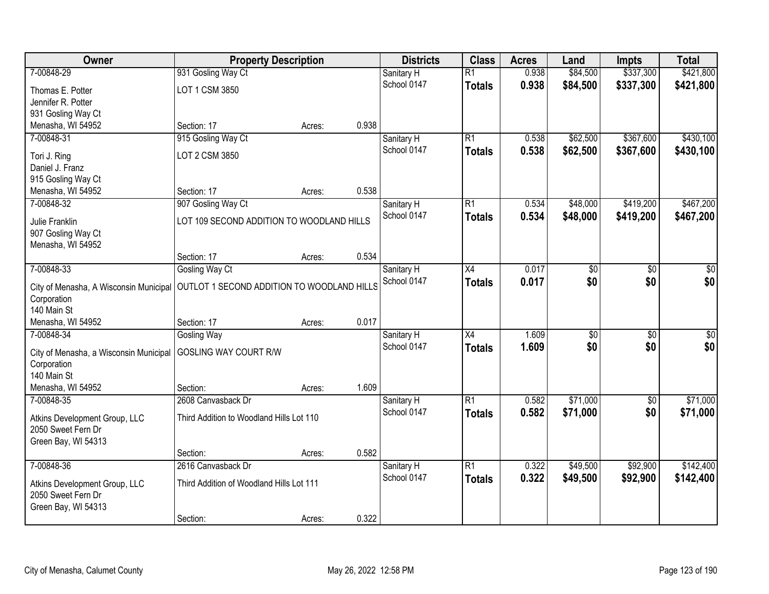| Owner | Property Description | | | Districts | Class | Acres | Land | Impts | Total |
|---|---|---|---|---|---|---|---|---|---|
| 7-00848-29 | 931 Gosling Way Ct | | | Sanitary H | R1 | 0.938 | $84,500 | $337,300 | $421,800 |
| Thomas E. Potter<br>Jennifer R. Potter<br>931 Gosling Way Ct<br>Menasha, WI 54952 | LOT 1 CSM 3850 | | | School 0147 | **Totals** | **0.938** | **$84,500** | **$337,300** | **$421,800** |
| | Section: 17 | Acres: | 0.938 | | | | | | |
| 7-00848-31 | 915 Gosling Way Ct | | | Sanitary H | R1 | 0.538 | $62,500 | $367,600 | $430,100 |
| Tori J. Ring<br>Daniel J. Franz<br>915 Gosling Way Ct<br>Menasha, WI 54952 | LOT 2 CSM 3850 | | | School 0147 | **Totals** | **0.538** | **$62,500** | **$367,600** | **$430,100** |
| | Section: 17 | Acres: | 0.538 | | | | | | |
| 7-00848-32 | 907 Gosling Way Ct | | | Sanitary H | R1 | 0.534 | $48,000 | $419,200 | $467,200 |
| Julie Franklin<br>907 Gosling Way Ct<br>Menasha, WI 54952 | LOT 109 SECOND ADDITION TO WOODLAND HILLS | | | School 0147 | **Totals** | **0.534** | **$48,000** | **$419,200** | **$467,200** |
| | Section: 17 | Acres: | 0.534 | | | | | | |
| 7-00848-33 | Gosling Way Ct | | | Sanitary H | X4 | 0.017 | $0 | $0 | $0 |
| City of Menasha, A Wisconsin Municipal Corporation<br>140 Main St<br>Menasha, WI 54952 | OUTLOT 1 SECOND ADDITION TO WOODLAND HILLS | | | School 0147 | **Totals** | **0.017** | **$0** | **$0** | **$0** |
| | Section: 17 | Acres: | 0.017 | | | | | | |
| 7-00848-34 | Gosling Way | | | Sanitary H | X4 | 1.609 | $0 | $0 | $0 |
| City of Menasha, a Wisconsin Municipal Corporation<br>140 Main St<br>Menasha, WI 54952 | GOSLING WAY COURT R/W | | | School 0147 | **Totals** | **1.609** | **$0** | **$0** | **$0** |
| | Section: | Acres: | 1.609 | | | | | | |
| 7-00848-35 | 2608 Canvasback Dr | | | Sanitary H | R1 | 0.582 | $71,000 | $0 | $71,000 |
| Atkins Development Group, LLC<br>2050 Sweet Fern Dr<br>Green Bay, WI 54313 | Third Addition to Woodland Hills Lot 110 | | | School 0147 | **Totals** | **0.582** | **$71,000** | **$0** | **$71,000** |
| | Section: | Acres: | 0.582 | | | | | | |
| 7-00848-36 | 2616 Canvasback Dr | | | Sanitary H | R1 | 0.322 | $49,500 | $92,900 | $142,400 |
| Atkins Development Group, LLC<br>2050 Sweet Fern Dr<br>Green Bay, WI 54313 | Third Addition of Woodland Hills Lot 111 | | | School 0147 | **Totals** | **0.322** | **$49,500** | **$92,900** | **$142,400** |
| | Section: | Acres: | 0.322 | | | | | | |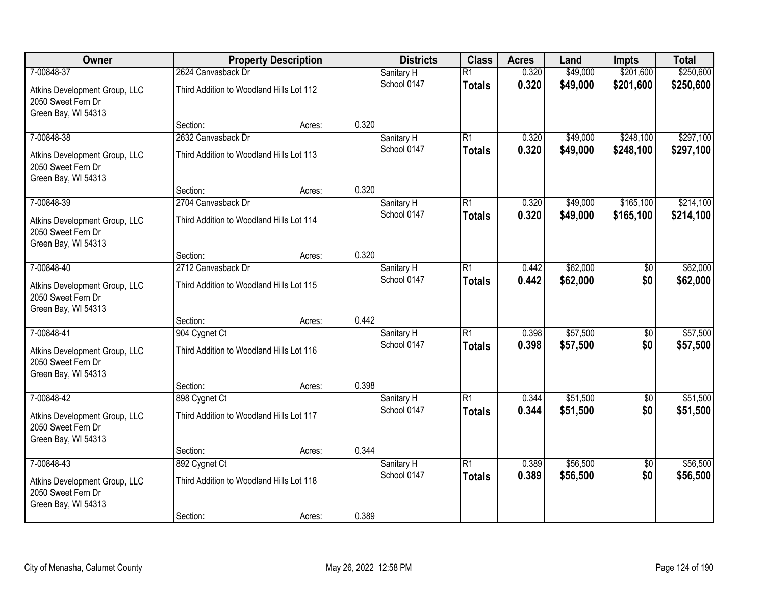| Owner | Property Description | | | Districts | Class | Acres | Land | Impts | Total |
|---|---|---|---|---|---|---|---|---|---|
| 7-00848-37 | 2624 Canvasback Dr | | | Sanitary H | R1 | 0.320 | $49,000 | $201,600 | $250,600 |
| Atkins Development Group, LLC<br>2050 Sweet Fern Dr<br>Green Bay, WI 54313 | Third Addition to Woodland Hills Lot 112 | | | School 0147 | **Totals** | **0.320** | **$49,000** | **$201,600** | **$250,600** |
| | Section: | Acres: | 0.320 | | | | | | |
| 7-00848-38 | 2632 Canvasback Dr | | | Sanitary H | R1 | 0.320 | $49,000 | $248,100 | $297,100 |
| Atkins Development Group, LLC<br>2050 Sweet Fern Dr<br>Green Bay, WI 54313 | Third Addition to Woodland Hills Lot 113 | | | School 0147 | **Totals** | **0.320** | **$49,000** | **$248,100** | **$297,100** |
| | Section: | Acres: | 0.320 | | | | | | |
| 7-00848-39 | 2704 Canvasback Dr | | | Sanitary H | R1 | 0.320 | $49,000 | $165,100 | $214,100 |
| Atkins Development Group, LLC<br>2050 Sweet Fern Dr<br>Green Bay, WI 54313 | Third Addition to Woodland Hills Lot 114 | | | School 0147 | **Totals** | **0.320** | **$49,000** | **$165,100** | **$214,100** |
| | Section: | Acres: | 0.320 | | | | | | |
| 7-00848-40 | 2712 Canvasback Dr | | | Sanitary H | R1 | 0.442 | $62,000 | $0 | $62,000 |
| Atkins Development Group, LLC<br>2050 Sweet Fern Dr<br>Green Bay, WI 54313 | Third Addition to Woodland Hills Lot 115 | | | School 0147 | **Totals** | **0.442** | **$62,000** | **$0** | **$62,000** |
| | Section: | Acres: | 0.442 | | | | | | |
| 7-00848-41 | 904 Cygnet Ct | | | Sanitary H | R1 | 0.398 | $57,500 | $0 | $57,500 |
| Atkins Development Group, LLC<br>2050 Sweet Fern Dr<br>Green Bay, WI 54313 | Third Addition to Woodland Hills Lot 116 | | | School 0147 | **Totals** | **0.398** | **$57,500** | **$0** | **$57,500** |
| | Section: | Acres: | 0.398 | | | | | | |
| 7-00848-42 | 898 Cygnet Ct | | | Sanitary H | R1 | 0.344 | $51,500 | $0 | $51,500 |
| Atkins Development Group, LLC<br>2050 Sweet Fern Dr<br>Green Bay, WI 54313 | Third Addition to Woodland Hills Lot 117 | | | School 0147 | **Totals** | **0.344** | **$51,500** | **$0** | **$51,500** |
| | Section: | Acres: | 0.344 | | | | | | |
| 7-00848-43 | 892 Cygnet Ct | | | Sanitary H | R1 | 0.389 | $56,500 | $0 | $56,500 |
| Atkins Development Group, LLC<br>2050 Sweet Fern Dr<br>Green Bay, WI 54313 | Third Addition to Woodland Hills Lot 118 | | | School 0147 | **Totals** | **0.389** | **$56,500** | **$0** | **$56,500** |
| | Section: | Acres: | 0.389 | | | | | | |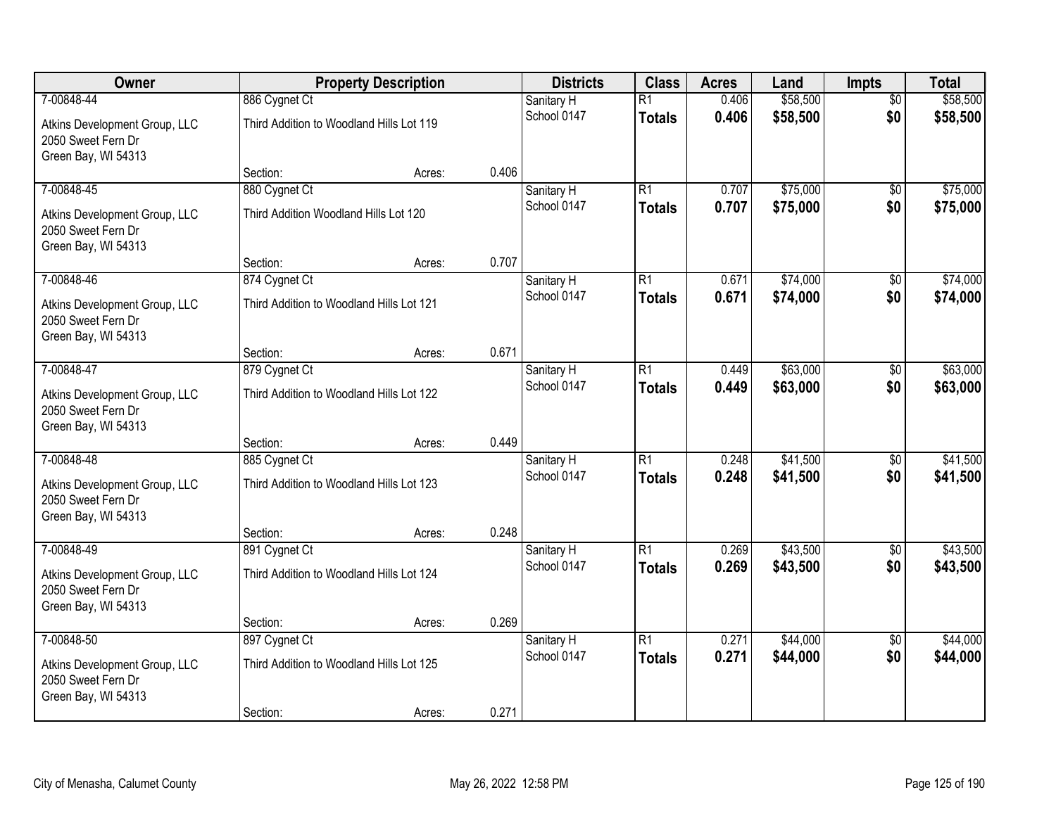| Owner | Property Description | | | Districts | Class | Acres | Land | Impts | Total |
|---|---|---|---|---|---|---|---|---|---|
| 7-00848-44 | 886 Cygnet Ct | | | Sanitary H | R1 | 0.406 | $58,500 | $0 | $58,500 |
| Atkins Development Group, LLC<br>2050 Sweet Fern Dr<br>Green Bay, WI 54313 | Third Addition to Woodland Hills Lot 119 | | | School 0147 | **Totals** | **0.406** | **$58,500** | **$0** | **$58,500** |
| | Section: | Acres: | 0.406 | | | | | | |
| 7-00848-45 | 880 Cygnet Ct | | | Sanitary H | R1 | 0.707 | $75,000 | $0 | $75,000 |
| Atkins Development Group, LLC<br>2050 Sweet Fern Dr<br>Green Bay, WI 54313 | Third Addition Woodland Hills Lot 120 | | | School 0147 | **Totals** | **0.707** | **$75,000** | **$0** | **$75,000** |
| | Section: | Acres: | 0.707 | | | | | | |
| 7-00848-46 | 874 Cygnet Ct | | | Sanitary H | R1 | 0.671 | $74,000 | $0 | $74,000 |
| Atkins Development Group, LLC<br>2050 Sweet Fern Dr<br>Green Bay, WI 54313 | Third Addition to Woodland Hills Lot 121 | | | School 0147 | **Totals** | **0.671** | **$74,000** | **$0** | **$74,000** |
| | Section: | Acres: | 0.671 | | | | | | |
| 7-00848-47 | 879 Cygnet Ct | | | Sanitary H | R1 | 0.449 | $63,000 | $0 | $63,000 |
| Atkins Development Group, LLC<br>2050 Sweet Fern Dr<br>Green Bay, WI 54313 | Third Addition to Woodland Hills Lot 122 | | | School 0147 | **Totals** | **0.449** | **$63,000** | **$0** | **$63,000** |
| | Section: | Acres: | 0.449 | | | | | | |
| 7-00848-48 | 885 Cygnet Ct | | | Sanitary H | R1 | 0.248 | $41,500 | $0 | $41,500 |
| Atkins Development Group, LLC<br>2050 Sweet Fern Dr<br>Green Bay, WI 54313 | Third Addition to Woodland Hills Lot 123 | | | School 0147 | **Totals** | **0.248** | **$41,500** | **$0** | **$41,500** |
| | Section: | Acres: | 0.248 | | | | | | |
| 7-00848-49 | 891 Cygnet Ct | | | Sanitary H | R1 | 0.269 | $43,500 | $0 | $43,500 |
| Atkins Development Group, LLC<br>2050 Sweet Fern Dr<br>Green Bay, WI 54313 | Third Addition to Woodland Hills Lot 124 | | | School 0147 | **Totals** | **0.269** | **$43,500** | **$0** | **$43,500** |
| | Section: | Acres: | 0.269 | | | | | | |
| 7-00848-50 | 897 Cygnet Ct | | | Sanitary H | R1 | 0.271 | $44,000 | $0 | $44,000 |
| Atkins Development Group, LLC<br>2050 Sweet Fern Dr<br>Green Bay, WI 54313 | Third Addition to Woodland Hills Lot 125 | | | School 0147 | **Totals** | **0.271** | **$44,000** | **$0** | **$44,000** |
| | Section: | Acres: | 0.271 | | | | | | |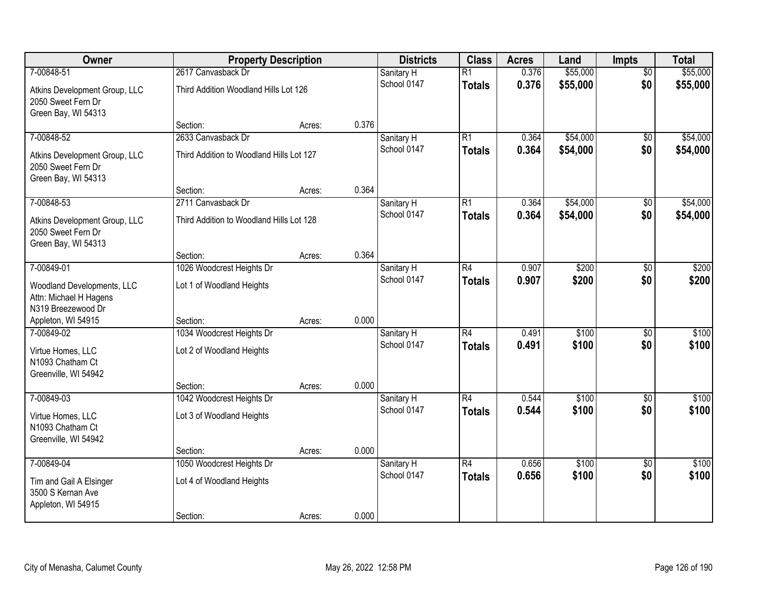| Owner | Property Description | | | Districts | Class | Acres | Land | Impts | Total |
|---|---|---|---|---|---|---|---|---|---|
| 7-00848-51 | 2617 Canvasback Dr | | | Sanitary H | R1 | 0.376 | $55,000 | $0 | $55,000 |
| Atkins Development Group, LLC 2050 Sweet Fern Dr Green Bay, WI 54313 | Third Addition Woodland Hills Lot 126 | | | School 0147 | **Totals** | **0.376** | **$55,000** | **$0** | **$55,000** |
| | Section: | Acres: | 0.376 | | | | | | |
| 7-00848-52 | 2633 Canvasback Dr | | | Sanitary H | R1 | 0.364 | $54,000 | $0 | $54,000 |
| Atkins Development Group, LLC 2050 Sweet Fern Dr Green Bay, WI 54313 | Third Addition to Woodland Hills Lot 127 | | | School 0147 | **Totals** | **0.364** | **$54,000** | **$0** | **$54,000** |
| | Section: | Acres: | 0.364 | | | | | | |
| 7-00848-53 | 2711 Canvasback Dr | | | Sanitary H | R1 | 0.364 | $54,000 | $0 | $54,000 |
| Atkins Development Group, LLC 2050 Sweet Fern Dr Green Bay, WI 54313 | Third Addition to Woodland Hills Lot 128 | | | School 0147 | **Totals** | **0.364** | **$54,000** | **$0** | **$54,000** |
| | Section: | Acres: | 0.364 | | | | | | |
| 7-00849-01 | 1026 Woodcrest Heights Dr | | | Sanitary H | R4 | 0.907 | $200 | $0 | $200 |
| Woodland Developments, LLC Attn: Michael H Hagens N319 Breezewood Dr Appleton, WI 54915 | Lot 1 of Woodland Heights | | | School 0147 | **Totals** | **0.907** | **$200** | **$0** | **$200** |
| | Section: | Acres: | 0.000 | | | | | | |
| 7-00849-02 | 1034 Woodcrest Heights Dr | | | Sanitary H | R4 | 0.491 | $100 | $0 | $100 |
| Virtue Homes, LLC N1093 Chatham Ct Greenville, WI 54942 | Lot 2 of Woodland Heights | | | School 0147 | **Totals** | **0.491** | **$100** | **$0** | **$100** |
| | Section: | Acres: | 0.000 | | | | | | |
| 7-00849-03 | 1042 Woodcrest Heights Dr | | | Sanitary H | R4 | 0.544 | $100 | $0 | $100 |
| Virtue Homes, LLC N1093 Chatham Ct Greenville, WI 54942 | Lot 3 of Woodland Heights | | | School 0147 | **Totals** | **0.544** | **$100** | **$0** | **$100** |
| | Section: | Acres: | 0.000 | | | | | | |
| 7-00849-04 | 1050 Woodcrest Heights Dr | | | Sanitary H | R4 | 0.656 | $100 | $0 | $100 |
| Tim and Gail A Elsinger 3500 S Kernan Ave Appleton, WI 54915 | Lot 4 of Woodland Heights | | | School 0147 | **Totals** | **0.656** | **$100** | **$0** | **$100** |
| | Section: | Acres: | 0.000 | | | | | | |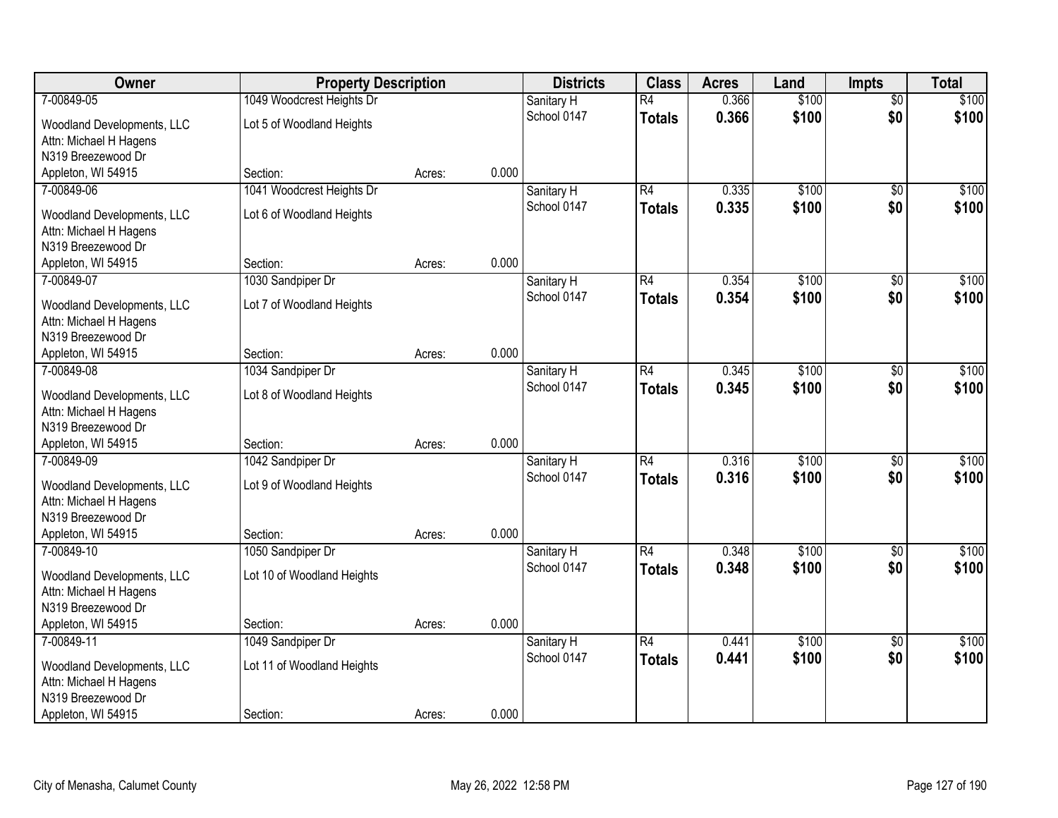| Owner | Property Description | | | Districts | Class | Acres | Land | Impts | Total |
|---|---|---|---|---|---|---|---|---|---|
| 7-00849-05 | 1049 Woodcrest Heights Dr | | | Sanitary H | R4 | 0.366 | $100 | $0 | $100 |
| Woodland Developments, LLC | Lot 5 of Woodland Heights | | | School 0147 | **Totals** | **0.366** | **$100** | **$0** | **$100** |
| Attn: Michael H Hagens | | | | | | | | | |
| N319 Breezewood Dr | | | | | | | | | |
| Appleton, WI 54915 | Section: | Acres: | 0.000 | | | | | | |
| 7-00849-06 | 1041 Woodcrest Heights Dr | | | Sanitary H | R4 | 0.335 | $100 | $0 | $100 |
| Woodland Developments, LLC | Lot 6 of Woodland Heights | | | School 0147 | **Totals** | **0.335** | **$100** | **$0** | **$100** |
| Attn: Michael H Hagens | | | | | | | | | |
| N319 Breezewood Dr | | | | | | | | | |
| Appleton, WI 54915 | Section: | Acres: | 0.000 | | | | | | |
| 7-00849-07 | 1030 Sandpiper Dr | | | Sanitary H | R4 | 0.354 | $100 | $0 | $100 |
| Woodland Developments, LLC | Lot 7 of Woodland Heights | | | School 0147 | **Totals** | **0.354** | **$100** | **$0** | **$100** |
| Attn: Michael H Hagens | | | | | | | | | |
| N319 Breezewood Dr | | | | | | | | | |
| Appleton, WI 54915 | Section: | Acres: | 0.000 | | | | | | |
| 7-00849-08 | 1034 Sandpiper Dr | | | Sanitary H | R4 | 0.345 | $100 | $0 | $100 |
| Woodland Developments, LLC | Lot 8 of Woodland Heights | | | School 0147 | **Totals** | **0.345** | **$100** | **$0** | **$100** |
| Attn: Michael H Hagens | | | | | | | | | |
| N319 Breezewood Dr | | | | | | | | | |
| Appleton, WI 54915 | Section: | Acres: | 0.000 | | | | | | |
| 7-00849-09 | 1042 Sandpiper Dr | | | Sanitary H | R4 | 0.316 | $100 | $0 | $100 |
| Woodland Developments, LLC | Lot 9 of Woodland Heights | | | School 0147 | **Totals** | **0.316** | **$100** | **$0** | **$100** |
| Attn: Michael H Hagens | | | | | | | | | |
| N319 Breezewood Dr | | | | | | | | | |
| Appleton, WI 54915 | Section: | Acres: | 0.000 | | | | | | |
| 7-00849-10 | 1050 Sandpiper Dr | | | Sanitary H | R4 | 0.348 | $100 | $0 | $100 |
| Woodland Developments, LLC | Lot 10 of Woodland Heights | | | School 0147 | **Totals** | **0.348** | **$100** | **$0** | **$100** |
| Attn: Michael H Hagens | | | | | | | | | |
| N319 Breezewood Dr | | | | | | | | | |
| Appleton, WI 54915 | Section: | Acres: | 0.000 | | | | | | |
| 7-00849-11 | 1049 Sandpiper Dr | | | Sanitary H | R4 | 0.441 | $100 | $0 | $100 |
| Woodland Developments, LLC | Lot 11 of Woodland Heights | | | School 0147 | **Totals** | **0.441** | **$100** | **$0** | **$100** |
| Attn: Michael H Hagens | | | | | | | | | |
| N319 Breezewood Dr | | | | | | | | | |
| Appleton, WI 54915 | Section: | Acres: | 0.000 | | | | | | |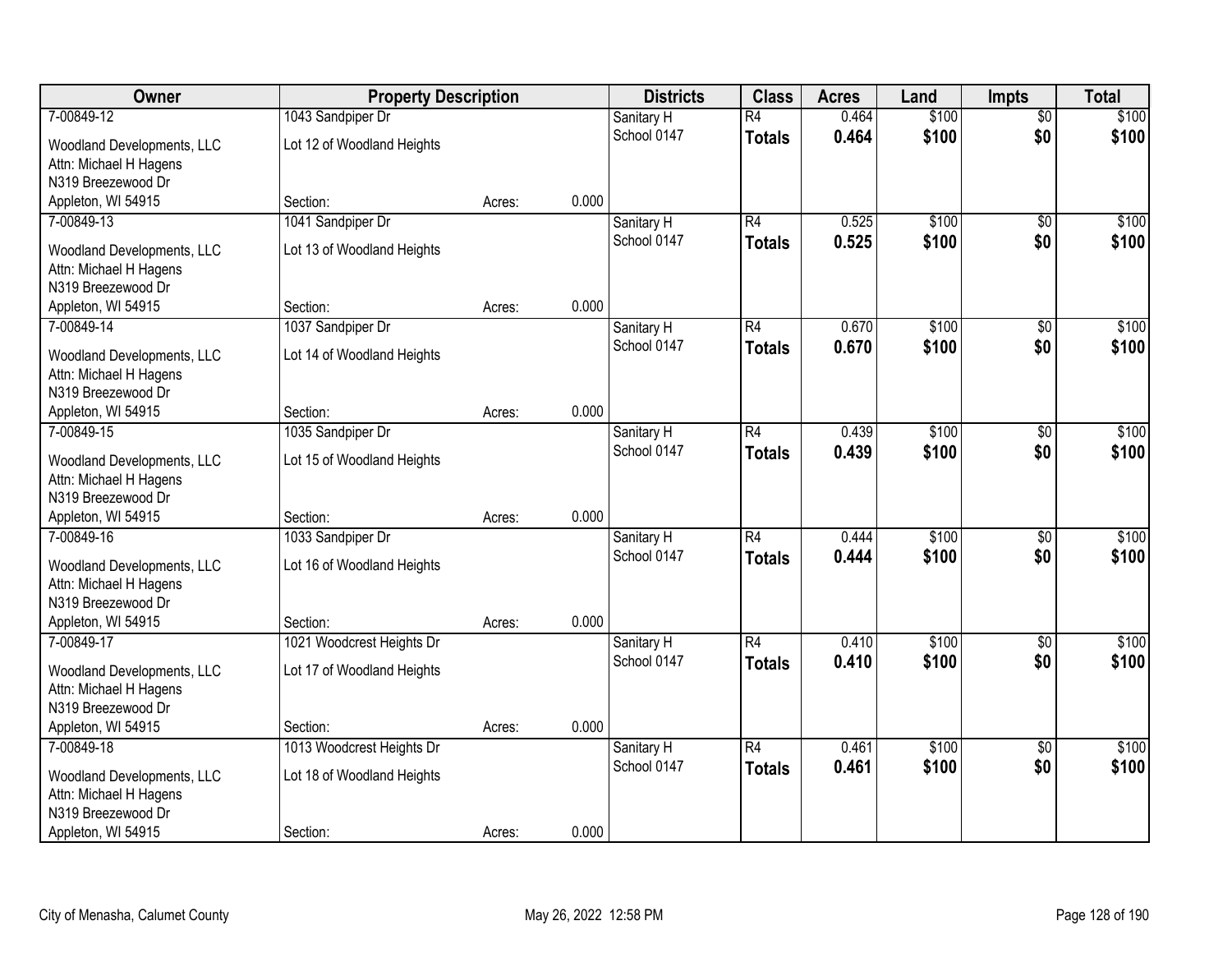| Owner | Property Description | | | Districts | Class | Acres | Land | Impts | Total |
|---|---|---|---|---|---|---|---|---|---|
| 7-00849-12 | 1043 Sandpiper Dr | | | Sanitary H | R4 | 0.464 | $100 | $0 | $100 |
| Woodland Developments, LLC<br>Attn: Michael H Hagens<br>N319 Breezewood Dr<br>Appleton, WI 54915 | Lot 12 of Woodland Heights<br><br>Section: | Acres: | 0.000 | School 0147 | **Totals** | **0.464** | **$100** | **$0** | **$100** |
| 7-00849-13 | 1041 Sandpiper Dr | | | Sanitary H | R4 | 0.525 | $100 | $0 | $100 |
| Woodland Developments, LLC<br>Attn: Michael H Hagens<br>N319 Breezewood Dr<br>Appleton, WI 54915 | Lot 13 of Woodland Heights<br><br>Section: | Acres: | 0.000 | School 0147 | **Totals** | **0.525** | **$100** | **$0** | **$100** |
| 7-00849-14 | 1037 Sandpiper Dr | | | Sanitary H | R4 | 0.670 | $100 | $0 | $100 |
| Woodland Developments, LLC<br>Attn: Michael H Hagens<br>N319 Breezewood Dr<br>Appleton, WI 54915 | Lot 14 of Woodland Heights<br><br>Section: | Acres: | 0.000 | School 0147 | **Totals** | **0.670** | **$100** | **$0** | **$100** |
| 7-00849-15 | 1035 Sandpiper Dr | | | Sanitary H | R4 | 0.439 | $100 | $0 | $100 |
| Woodland Developments, LLC<br>Attn: Michael H Hagens<br>N319 Breezewood Dr<br>Appleton, WI 54915 | Lot 15 of Woodland Heights<br><br>Section: | Acres: | 0.000 | School 0147 | **Totals** | **0.439** | **$100** | **$0** | **$100** |
| 7-00849-16 | 1033 Sandpiper Dr | | | Sanitary H | R4 | 0.444 | $100 | $0 | $100 |
| Woodland Developments, LLC<br>Attn: Michael H Hagens<br>N319 Breezewood Dr<br>Appleton, WI 54915 | Lot 16 of Woodland Heights<br><br>Section: | Acres: | 0.000 | School 0147 | **Totals** | **0.444** | **$100** | **$0** | **$100** |
| 7-00849-17 | 1021 Woodcrest Heights Dr | | | Sanitary H | R4 | 0.410 | $100 | $0 | $100 |
| Woodland Developments, LLC<br>Attn: Michael H Hagens<br>N319 Breezewood Dr<br>Appleton, WI 54915 | Lot 17 of Woodland Heights<br><br>Section: | Acres: | 0.000 | School 0147 | **Totals** | **0.410** | **$100** | **$0** | **$100** |
| 7-00849-18 | 1013 Woodcrest Heights Dr | | | Sanitary H | R4 | 0.461 | $100 | $0 | $100 |
| Woodland Developments, LLC<br>Attn: Michael H Hagens<br>N319 Breezewood Dr<br>Appleton, WI 54915 | Lot 18 of Woodland Heights<br><br>Section: | Acres: | 0.000 | School 0147 | **Totals** | **0.461** | **$100** | **$0** | **$100** |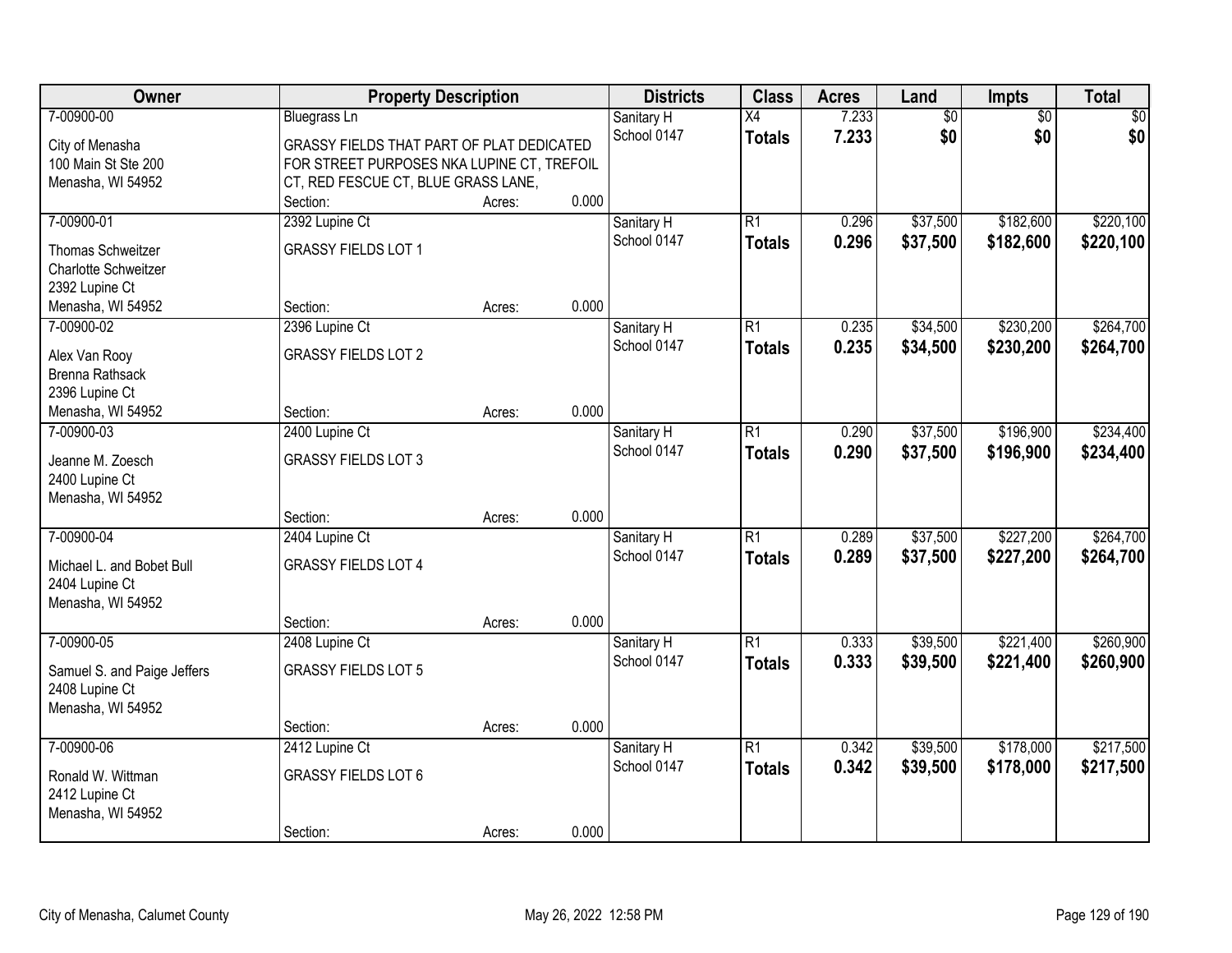| Owner | Property Description | | | Districts | Class | Acres | Land | Impts | Total |
|---|---|---|---|---|---|---|---|---|---|
| 7-00900-00<br>City of Menasha<br>100 Main St Ste 200<br>Menasha, WI 54952 | Bluegrass Ln<br>GRASSY FIELDS THAT PART OF PLAT DEDICATED FOR STREET PURPOSES NKA LUPINE CT, TREFOIL CT, RED FESCUE CT, BLUE GRASS LANE,<br>Section: | Acres: | 0.000 | Sanitary H<br>School 0147 | X4<br>**Totals** | 7.233<br>**7.233** | $0<br>**$0** | $0<br>**$0** | $0<br>**$0** |
| 7-00900-01<br>Thomas Schweitzer<br>Charlotte Schweitzer<br>2392 Lupine Ct<br>Menasha, WI 54952 | 2392 Lupine Ct<br>GRASSY FIELDS LOT 1<br>Section: | Acres: | 0.000 | Sanitary H<br>School 0147 | R1<br>**Totals** | 0.296<br>**0.296** | $37,500<br>**$37,500** | $182,600<br>**$182,600** | $220,100<br>**$220,100** |
| 7-00900-02<br>Alex Van Rooy<br>Brenna Rathsack<br>2396 Lupine Ct<br>Menasha, WI 54952 | 2396 Lupine Ct<br>GRASSY FIELDS LOT 2<br>Section: | Acres: | 0.000 | Sanitary H<br>School 0147 | R1<br>**Totals** | 0.235<br>**0.235** | $34,500<br>**$34,500** | $230,200<br>**$230,200** | $264,700<br>**$264,700** |
| 7-00900-03<br>Jeanne M. Zoesch<br>2400 Lupine Ct<br>Menasha, WI 54952 | 2400 Lupine Ct<br>GRASSY FIELDS LOT 3<br>Section: | Acres: | 0.000 | Sanitary H<br>School 0147 | R1<br>**Totals** | 0.290<br>**0.290** | $37,500<br>**$37,500** | $196,900<br>**$196,900** | $234,400<br>**$234,400** |
| 7-00900-04<br>Michael L. and Bobet Bull<br>2404 Lupine Ct<br>Menasha, WI 54952 | 2404 Lupine Ct<br>GRASSY FIELDS LOT 4<br>Section: | Acres: | 0.000 | Sanitary H<br>School 0147 | R1<br>**Totals** | 0.289<br>**0.289** | $37,500<br>**$37,500** | $227,200<br>**$227,200** | $264,700<br>**$264,700** |
| 7-00900-05<br>Samuel S. and Paige Jeffers<br>2408 Lupine Ct<br>Menasha, WI 54952 | 2408 Lupine Ct<br>GRASSY FIELDS LOT 5<br>Section: | Acres: | 0.000 | Sanitary H<br>School 0147 | R1<br>**Totals** | 0.333<br>**0.333** | $39,500<br>**$39,500** | $221,400<br>**$221,400** | $260,900<br>**$260,900** |
| 7-00900-06<br>Ronald W. Wittman<br>2412 Lupine Ct<br>Menasha, WI 54952 | 2412 Lupine Ct<br>GRASSY FIELDS LOT 6<br>Section: | Acres: | 0.000 | Sanitary H<br>School 0147 | R1<br>**Totals** | 0.342<br>**0.342** | $39,500<br>**$39,500** | $178,000<br>**$178,000** | $217,500<br>**$217,500** |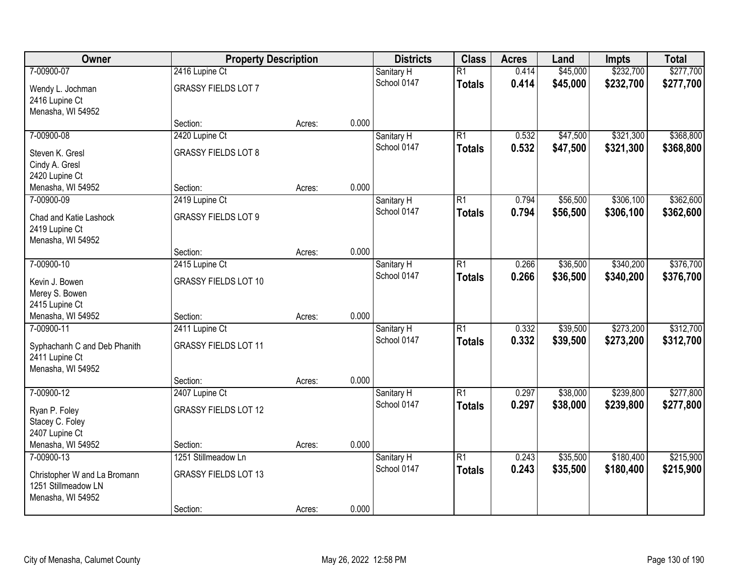| Owner | Property Description | | | Districts | Class | Acres | Land | Impts | Total |
|---|---|---|---|---|---|---|---|---|---|
| 7-00900-07 | 2416 Lupine Ct | | | Sanitary H | R1 | 0.414 | $45,000 | $232,700 | $277,700 |
| Wendy L. Jochman<br>2416 Lupine Ct<br>Menasha, WI 54952 | GRASSY FIELDS LOT 7 | | | School 0147 | **Totals** | **0.414** | **$45,000** | **$232,700** | **$277,700** |
| | Section: | Acres: | 0.000 | | | | | | |
| 7-00900-08 | 2420 Lupine Ct | | | Sanitary H | R1 | 0.532 | $47,500 | $321,300 | $368,800 |
| Steven K. Gresl<br>Cindy A. Gresl<br>2420 Lupine Ct<br>Menasha, WI 54952 | GRASSY FIELDS LOT 8 | | | School 0147 | **Totals** | **0.532** | **$47,500** | **$321,300** | **$368,800** |
| | Section: | Acres: | 0.000 | | | | | | |
| 7-00900-09 | 2419 Lupine Ct | | | Sanitary H | R1 | 0.794 | $56,500 | $306,100 | $362,600 |
| Chad and Katie Lashock<br>2419 Lupine Ct<br>Menasha, WI 54952 | GRASSY FIELDS LOT 9 | | | School 0147 | **Totals** | **0.794** | **$56,500** | **$306,100** | **$362,600** |
| | Section: | Acres: | 0.000 | | | | | | |
| 7-00900-10 | 2415 Lupine Ct | | | Sanitary H | R1 | 0.266 | $36,500 | $340,200 | $376,700 |
| Kevin J. Bowen<br>Merey S. Bowen<br>2415 Lupine Ct<br>Menasha, WI 54952 | GRASSY FIELDS LOT 10 | | | School 0147 | **Totals** | **0.266** | **$36,500** | **$340,200** | **$376,700** |
| | Section: | Acres: | 0.000 | | | | | | |
| 7-00900-11 | 2411 Lupine Ct | | | Sanitary H | R1 | 0.332 | $39,500 | $273,200 | $312,700 |
| Syphachanh C and Deb Phanith<br>2411 Lupine Ct<br>Menasha, WI 54952 | GRASSY FIELDS LOT 11 | | | School 0147 | **Totals** | **0.332** | **$39,500** | **$273,200** | **$312,700** |
| | Section: | Acres: | 0.000 | | | | | | |
| 7-00900-12 | 2407 Lupine Ct | | | Sanitary H | R1 | 0.297 | $38,000 | $239,800 | $277,800 |
| Ryan P. Foley<br>Stacey C. Foley<br>2407 Lupine Ct<br>Menasha, WI 54952 | GRASSY FIELDS LOT 12 | | | School 0147 | **Totals** | **0.297** | **$38,000** | **$239,800** | **$277,800** |
| | Section: | Acres: | 0.000 | | | | | | |
| 7-00900-13 | 1251 Stillmeadow Ln | | | Sanitary H | R1 | 0.243 | $35,500 | $180,400 | $215,900 |
| Christopher W and La Bromann<br>1251 Stillmeadow LN<br>Menasha, WI 54952 | GRASSY FIELDS LOT 13 | | | School 0147 | **Totals** | **0.243** | **$35,500** | **$180,400** | **$215,900** |
| | Section: | Acres: | 0.000 | | | | | | |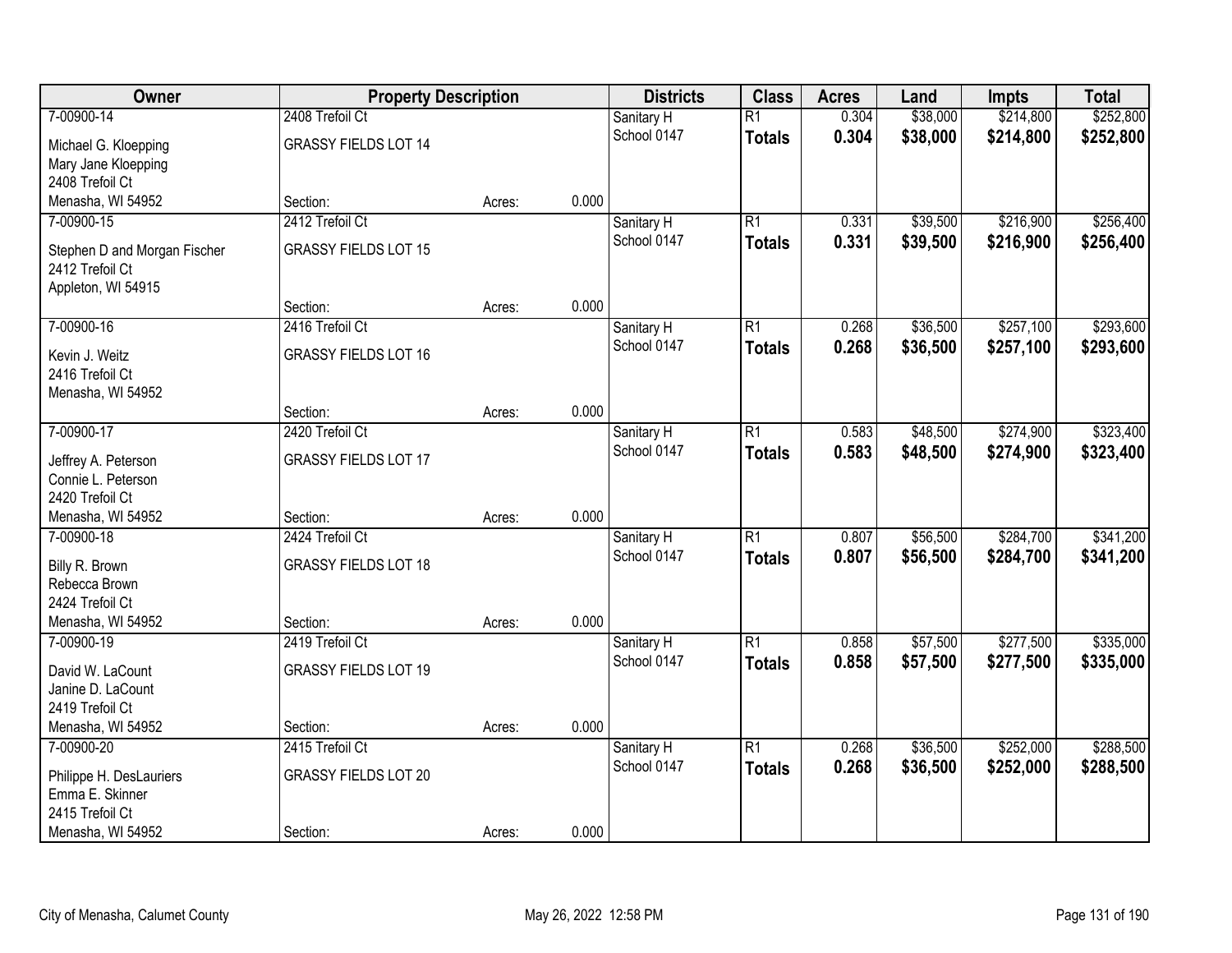| Owner | Property Description | | | Districts | Class | Acres | Land | Impts | Total |
|---|---|---|---|---|---|---|---|---|---|
| 7-00900-14 | 2408 Trefoil Ct | | | Sanitary H | R1 | 0.304 | $38,000 | $214,800 | $252,800 |
| Michael G. Kloepping<br>Mary Jane Kloepping<br>2408 Trefoil Ct<br>Menasha, WI 54952 | GRASSY FIELDS LOT 14 | | | School 0147 | **Totals** | **0.304** | **$38,000** | **$214,800** | **$252,800** |
| | Section: | Acres: | 0.000 | | | | | | |
| 7-00900-15 | 2412 Trefoil Ct | | | Sanitary H | R1 | 0.331 | $39,500 | $216,900 | $256,400 |
| Stephen D and Morgan Fischer<br>2412 Trefoil Ct<br>Appleton, WI 54915 | GRASSY FIELDS LOT 15 | | | School 0147 | **Totals** | **0.331** | **$39,500** | **$216,900** | **$256,400** |
| | Section: | Acres: | 0.000 | | | | | | |
| 7-00900-16 | 2416 Trefoil Ct | | | Sanitary H | R1 | 0.268 | $36,500 | $257,100 | $293,600 |
| Kevin J. Weitz<br>2416 Trefoil Ct<br>Menasha, WI 54952 | GRASSY FIELDS LOT 16 | | | School 0147 | **Totals** | **0.268** | **$36,500** | **$257,100** | **$293,600** |
| | Section: | Acres: | 0.000 | | | | | | |
| 7-00900-17 | 2420 Trefoil Ct | | | Sanitary H | R1 | 0.583 | $48,500 | $274,900 | $323,400 |
| Jeffrey A. Peterson<br>Connie L. Peterson<br>2420 Trefoil Ct<br>Menasha, WI 54952 | GRASSY FIELDS LOT 17 | | | School 0147 | **Totals** | **0.583** | **$48,500** | **$274,900** | **$323,400** |
| | Section: | Acres: | 0.000 | | | | | | |
| 7-00900-18 | 2424 Trefoil Ct | | | Sanitary H | R1 | 0.807 | $56,500 | $284,700 | $341,200 |
| Billy R. Brown<br>Rebecca Brown<br>2424 Trefoil Ct<br>Menasha, WI 54952 | GRASSY FIELDS LOT 18 | | | School 0147 | **Totals** | **0.807** | **$56,500** | **$284,700** | **$341,200** |
| | Section: | Acres: | 0.000 | | | | | | |
| 7-00900-19 | 2419 Trefoil Ct | | | Sanitary H | R1 | 0.858 | $57,500 | $277,500 | $335,000 |
| David W. LaCount<br>Janine D. LaCount<br>2419 Trefoil Ct<br>Menasha, WI 54952 | GRASSY FIELDS LOT 19 | | | School 0147 | **Totals** | **0.858** | **$57,500** | **$277,500** | **$335,000** |
| | Section: | Acres: | 0.000 | | | | | | |
| 7-00900-20 | 2415 Trefoil Ct | | | Sanitary H | R1 | 0.268 | $36,500 | $252,000 | $288,500 |
| Philippe H. DesLauriers<br>Emma E. Skinner<br>2415 Trefoil Ct<br>Menasha, WI 54952 | GRASSY FIELDS LOT 20 | | | School 0147 | **Totals** | **0.268** | **$36,500** | **$252,000** | **$288,500** |
| | Section: | Acres: | 0.000 | | | | | | |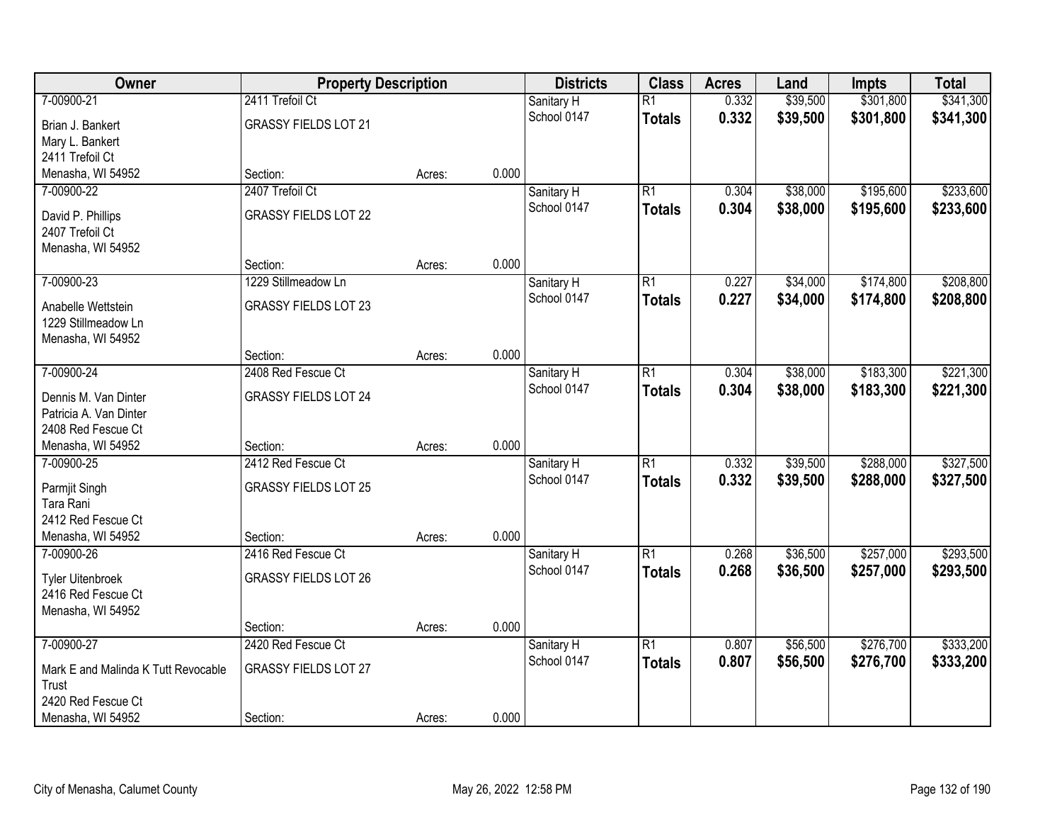| Owner | Property Description | | | Districts | Class | Acres | Land | Impts | Total |
|---|---|---|---|---|---|---|---|---|---|
| 7-00900-21 | 2411 Trefoil Ct | | | Sanitary H | R1 | 0.332 | $39,500 | $301,800 | $341,300 |
| Brian J. Bankert<br>Mary L. Bankert<br>2411 Trefoil Ct<br>Menasha, WI 54952 | GRASSY FIELDS LOT 21 | | | School 0147 | **Totals** | **0.332** | **$39,500** | **$301,800** | **$341,300** |
| | Section: | Acres: | 0.000 | | | | | | |
| 7-00900-22 | 2407 Trefoil Ct | | | Sanitary H | R1 | 0.304 | $38,000 | $195,600 | $233,600 |
| David P. Phillips<br>2407 Trefoil Ct<br>Menasha, WI 54952 | GRASSY FIELDS LOT 22 | | | School 0147 | **Totals** | **0.304** | **$38,000** | **$195,600** | **$233,600** |
| | Section: | Acres: | 0.000 | | | | | | |
| 7-00900-23 | 1229 Stillmeadow Ln | | | Sanitary H | R1 | 0.227 | $34,000 | $174,800 | $208,800 |
| Anabelle Wettstein<br>1229 Stillmeadow Ln<br>Menasha, WI 54952 | GRASSY FIELDS LOT 23 | | | School 0147 | **Totals** | **0.227** | **$34,000** | **$174,800** | **$208,800** |
| | Section: | Acres: | 0.000 | | | | | | |
| 7-00900-24 | 2408 Red Fescue Ct | | | Sanitary H | R1 | 0.304 | $38,000 | $183,300 | $221,300 |
| Dennis M. Van Dinter<br>Patricia A. Van Dinter<br>2408 Red Fescue Ct<br>Menasha, WI 54952 | GRASSY FIELDS LOT 24 | | | School 0147 | **Totals** | **0.304** | **$38,000** | **$183,300** | **$221,300** |
| | Section: | Acres: | 0.000 | | | | | | |
| 7-00900-25 | 2412 Red Fescue Ct | | | Sanitary H | R1 | 0.332 | $39,500 | $288,000 | $327,500 |
| Parmjit Singh<br>Tara Rani<br>2412 Red Fescue Ct<br>Menasha, WI 54952 | GRASSY FIELDS LOT 25 | | | School 0147 | **Totals** | **0.332** | **$39,500** | **$288,000** | **$327,500** |
| | Section: | Acres: | 0.000 | | | | | | |
| 7-00900-26 | 2416 Red Fescue Ct | | | Sanitary H | R1 | 0.268 | $36,500 | $257,000 | $293,500 |
| Tyler Uitenbroek<br>2416 Red Fescue Ct<br>Menasha, WI 54952 | GRASSY FIELDS LOT 26 | | | School 0147 | **Totals** | **0.268** | **$36,500** | **$257,000** | **$293,500** |
| | Section: | Acres: | 0.000 | | | | | | |
| 7-00900-27 | 2420 Red Fescue Ct | | | Sanitary H | R1 | 0.807 | $56,500 | $276,700 | $333,200 |
| Mark E and Malinda K Tutt Revocable Trust<br>2420 Red Fescue Ct<br>Menasha, WI 54952 | GRASSY FIELDS LOT 27 | | | School 0147 | **Totals** | **0.807** | **$56,500** | **$276,700** | **$333,200** |
| | Section: | Acres: | 0.000 | | | | | | |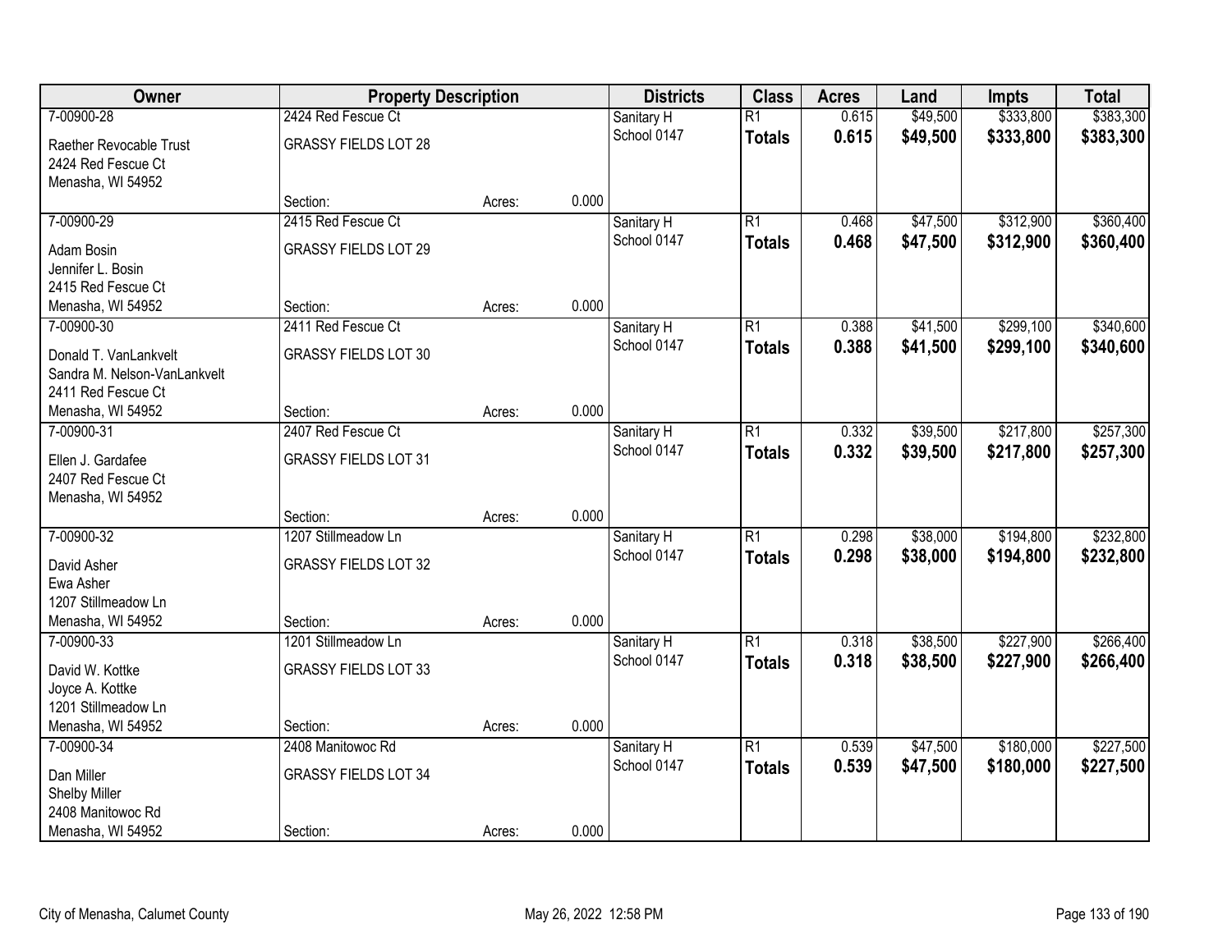| Owner | Property Description | | | Districts | Class | Acres | Land | Impts | Total |
|---|---|---|---|---|---|---|---|---|---|
| 7-00900-28 | 2424 Red Fescue Ct | | | Sanitary H | R1 | 0.615 | $49,500 | $333,800 | $383,300 |
| Raether Revocable Trust<br>2424 Red Fescue Ct<br>Menasha, WI 54952 | GRASSY FIELDS LOT 28 | | | School 0147 | **Totals** | **0.615** | **$49,500** | **$333,800** | **$383,300** |
| | Section: | Acres: | 0.000 | | | | | | |
| 7-00900-29 | 2415 Red Fescue Ct | | | Sanitary H | R1 | 0.468 | $47,500 | $312,900 | $360,400 |
| Adam Bosin<br>Jennifer L. Bosin<br>2415 Red Fescue Ct<br>Menasha, WI 54952 | GRASSY FIELDS LOT 29 | | | School 0147 | **Totals** | **0.468** | **$47,500** | **$312,900** | **$360,400** |
| | Section: | Acres: | 0.000 | | | | | | |
| 7-00900-30 | 2411 Red Fescue Ct | | | Sanitary H | R1 | 0.388 | $41,500 | $299,100 | $340,600 |
| Donald T. VanLankvelt<br>Sandra M. Nelson-VanLankvelt<br>2411 Red Fescue Ct<br>Menasha, WI 54952 | GRASSY FIELDS LOT 30 | | | School 0147 | **Totals** | **0.388** | **$41,500** | **$299,100** | **$340,600** |
| | Section: | Acres: | 0.000 | | | | | | |
| 7-00900-31 | 2407 Red Fescue Ct | | | Sanitary H | R1 | 0.332 | $39,500 | $217,800 | $257,300 |
| Ellen J. Gardafee<br>2407 Red Fescue Ct<br>Menasha, WI 54952 | GRASSY FIELDS LOT 31 | | | School 0147 | **Totals** | **0.332** | **$39,500** | **$217,800** | **$257,300** |
| | Section: | Acres: | 0.000 | | | | | | |
| 7-00900-32 | 1207 Stillmeadow Ln | | | Sanitary H | R1 | 0.298 | $38,000 | $194,800 | $232,800 |
| David Asher<br>Ewa Asher<br>1207 Stillmeadow Ln<br>Menasha, WI 54952 | GRASSY FIELDS LOT 32 | | | School 0147 | **Totals** | **0.298** | **$38,000** | **$194,800** | **$232,800** |
| | Section: | Acres: | 0.000 | | | | | | |
| 7-00900-33 | 1201 Stillmeadow Ln | | | Sanitary H | R1 | 0.318 | $38,500 | $227,900 | $266,400 |
| David W. Kottke<br>Joyce A. Kottke<br>1201 Stillmeadow Ln<br>Menasha, WI 54952 | GRASSY FIELDS LOT 33 | | | School 0147 | **Totals** | **0.318** | **$38,500** | **$227,900** | **$266,400** |
| | Section: | Acres: | 0.000 | | | | | | |
| 7-00900-34 | 2408 Manitowoc Rd | | | Sanitary H | R1 | 0.539 | $47,500 | $180,000 | $227,500 |
| Dan Miller<br>Shelby Miller<br>2408 Manitowoc Rd<br>Menasha, WI 54952 | GRASSY FIELDS LOT 34 | | | School 0147 | **Totals** | **0.539** | **$47,500** | **$180,000** | **$227,500** |
| | Section: | Acres: | 0.000 | | | | | | |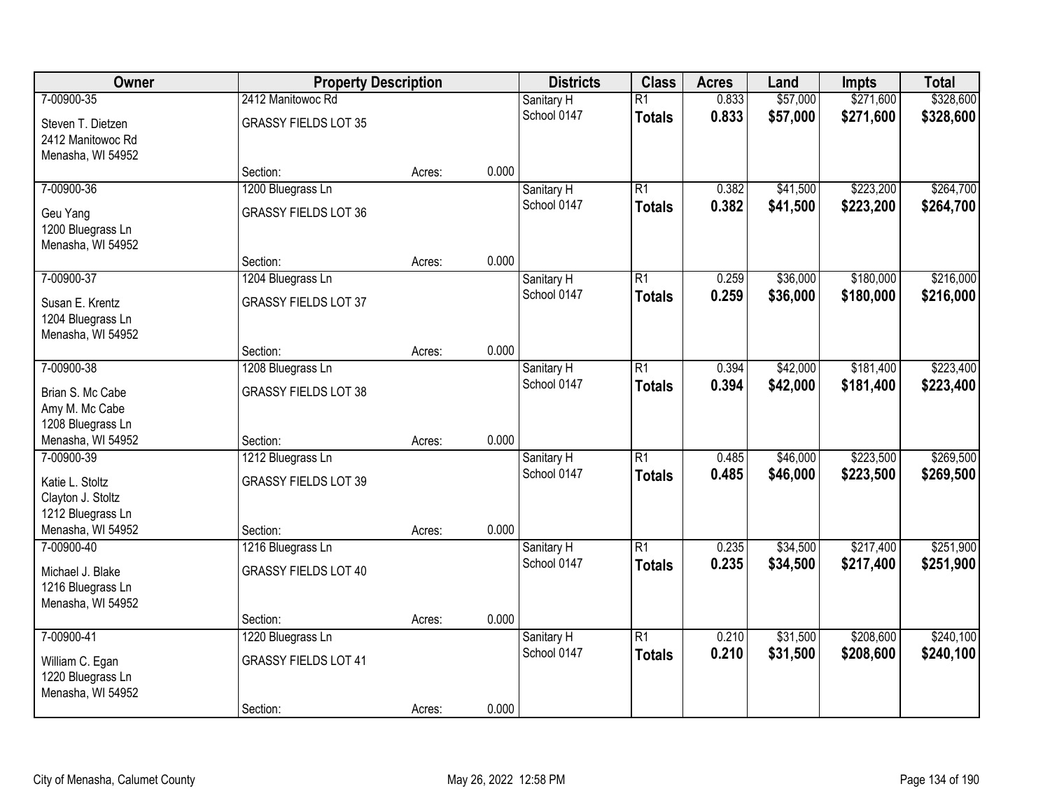| Owner | Property Description | | | Districts | Class | Acres | Land | Impts | Total |
|---|---|---|---|---|---|---|---|---|---|
| 7-00900-35 | 2412 Manitowoc Rd | | | Sanitary H | R1 | 0.833 | $57,000 | $271,600 | $328,600 |
| Steven T. Dietzen<br>2412 Manitowoc Rd<br>Menasha, WI 54952 | GRASSY FIELDS LOT 35 | | | School 0147 | **Totals** | **0.833** | **$57,000** | **$271,600** | **$328,600** |
| | Section: | Acres: | 0.000 | | | | | | |
| 7-00900-36 | 1200 Bluegrass Ln | | | Sanitary H | R1 | 0.382 | $41,500 | $223,200 | $264,700 |
| Geu Yang<br>1200 Bluegrass Ln<br>Menasha, WI 54952 | GRASSY FIELDS LOT 36 | | | School 0147 | **Totals** | **0.382** | **$41,500** | **$223,200** | **$264,700** |
| | Section: | Acres: | 0.000 | | | | | | |
| 7-00900-37 | 1204 Bluegrass Ln | | | Sanitary H | R1 | 0.259 | $36,000 | $180,000 | $216,000 |
| Susan E. Krentz<br>1204 Bluegrass Ln<br>Menasha, WI 54952 | GRASSY FIELDS LOT 37 | | | School 0147 | **Totals** | **0.259** | **$36,000** | **$180,000** | **$216,000** |
| | Section: | Acres: | 0.000 | | | | | | |
| 7-00900-38 | 1208 Bluegrass Ln | | | Sanitary H | R1 | 0.394 | $42,000 | $181,400 | $223,400 |
| Brian S. Mc Cabe<br>Amy M. Mc Cabe<br>1208 Bluegrass Ln<br>Menasha, WI 54952 | GRASSY FIELDS LOT 38 | | | School 0147 | **Totals** | **0.394** | **$42,000** | **$181,400** | **$223,400** |
| | Section: | Acres: | 0.000 | | | | | | |
| 7-00900-39 | 1212 Bluegrass Ln | | | Sanitary H | R1 | 0.485 | $46,000 | $223,500 | $269,500 |
| Katie L. Stoltz<br>Clayton J. Stoltz<br>1212 Bluegrass Ln<br>Menasha, WI 54952 | GRASSY FIELDS LOT 39 | | | School 0147 | **Totals** | **0.485** | **$46,000** | **$223,500** | **$269,500** |
| | Section: | Acres: | 0.000 | | | | | | |
| 7-00900-40 | 1216 Bluegrass Ln | | | Sanitary H | R1 | 0.235 | $34,500 | $217,400 | $251,900 |
| Michael J. Blake<br>1216 Bluegrass Ln<br>Menasha, WI 54952 | GRASSY FIELDS LOT 40 | | | School 0147 | **Totals** | **0.235** | **$34,500** | **$217,400** | **$251,900** |
| | Section: | Acres: | 0.000 | | | | | | |
| 7-00900-41 | 1220 Bluegrass Ln | | | Sanitary H | R1 | 0.210 | $31,500 | $208,600 | $240,100 |
| William C. Egan<br>1220 Bluegrass Ln<br>Menasha, WI 54952 | GRASSY FIELDS LOT 41 | | | School 0147 | **Totals** | **0.210** | **$31,500** | **$208,600** | **$240,100** |
| | Section: | Acres: | 0.000 | | | | | | |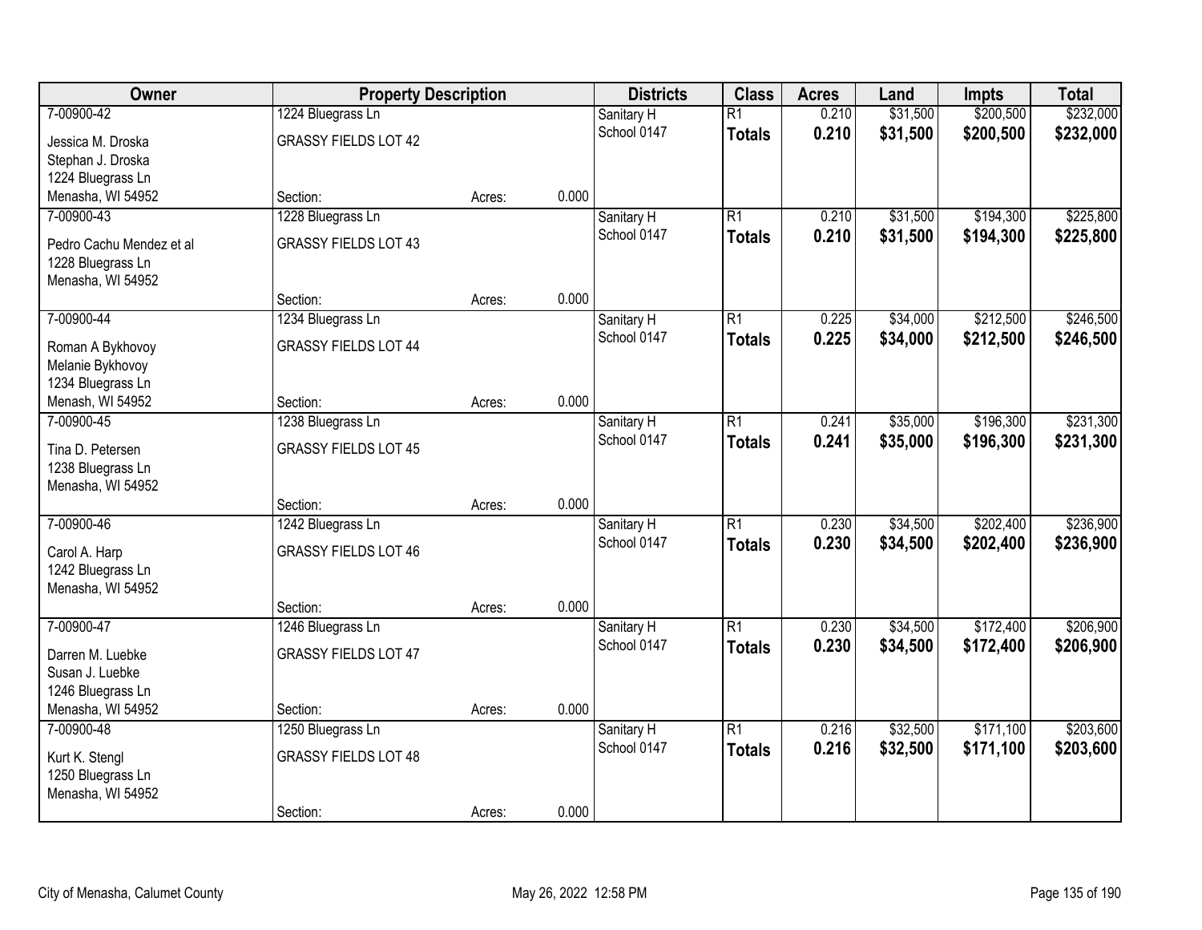| Owner | Property Description | | | Districts | Class | Acres | Land | Impts | Total |
|---|---|---|---|---|---|---|---|---|---|
| 7-00900-42 | 1224 Bluegrass Ln | | | Sanitary H | R1 | 0.210 | $31,500 | $200,500 | $232,000 |
| Jessica M. Droska<br>Stephan J. Droska<br>1224 Bluegrass Ln<br>Menasha, WI 54952 | GRASSY FIELDS LOT 42 | | | School 0147 | **Totals** | **0.210** | **$31,500** | **$200,500** | **$232,000** |
| | Section: | Acres: | 0.000 | | | | | | |
| 7-00900-43 | 1228 Bluegrass Ln | | | Sanitary H | R1 | 0.210 | $31,500 | $194,300 | $225,800 |
| Pedro Cachu Mendez et al<br>1228 Bluegrass Ln<br>Menasha, WI 54952 | GRASSY FIELDS LOT 43 | | | School 0147 | **Totals** | **0.210** | **$31,500** | **$194,300** | **$225,800** |
| | Section: | Acres: | 0.000 | | | | | | |
| 7-00900-44 | 1234 Bluegrass Ln | | | Sanitary H | R1 | 0.225 | $34,000 | $212,500 | $246,500 |
| Roman A Bykhovoy<br>Melanie Bykhovoy<br>1234 Bluegrass Ln<br>Menash, WI 54952 | GRASSY FIELDS LOT 44 | | | School 0147 | **Totals** | **0.225** | **$34,000** | **$212,500** | **$246,500** |
| | Section: | Acres: | 0.000 | | | | | | |
| 7-00900-45 | 1238 Bluegrass Ln | | | Sanitary H | R1 | 0.241 | $35,000 | $196,300 | $231,300 |
| Tina D. Petersen<br>1238 Bluegrass Ln<br>Menasha, WI 54952 | GRASSY FIELDS LOT 45 | | | School 0147 | **Totals** | **0.241** | **$35,000** | **$196,300** | **$231,300** |
| | Section: | Acres: | 0.000 | | | | | | |
| 7-00900-46 | 1242 Bluegrass Ln | | | Sanitary H | R1 | 0.230 | $34,500 | $202,400 | $236,900 |
| Carol A. Harp<br>1242 Bluegrass Ln<br>Menasha, WI 54952 | GRASSY FIELDS LOT 46 | | | School 0147 | **Totals** | **0.230** | **$34,500** | **$202,400** | **$236,900** |
| | Section: | Acres: | 0.000 | | | | | | |
| 7-00900-47 | 1246 Bluegrass Ln | | | Sanitary H | R1 | 0.230 | $34,500 | $172,400 | $206,900 |
| Darren M. Luebke<br>Susan J. Luebke<br>1246 Bluegrass Ln<br>Menasha, WI 54952 | GRASSY FIELDS LOT 47 | | | School 0147 | **Totals** | **0.230** | **$34,500** | **$172,400** | **$206,900** |
| | Section: | Acres: | 0.000 | | | | | | |
| 7-00900-48 | 1250 Bluegrass Ln | | | Sanitary H | R1 | 0.216 | $32,500 | $171,100 | $203,600 |
| Kurt K. Stengl<br>1250 Bluegrass Ln<br>Menasha, WI 54952 | GRASSY FIELDS LOT 48 | | | School 0147 | **Totals** | **0.216** | **$32,500** | **$171,100** | **$203,600** |
| | Section: | Acres: | 0.000 | | | | | | |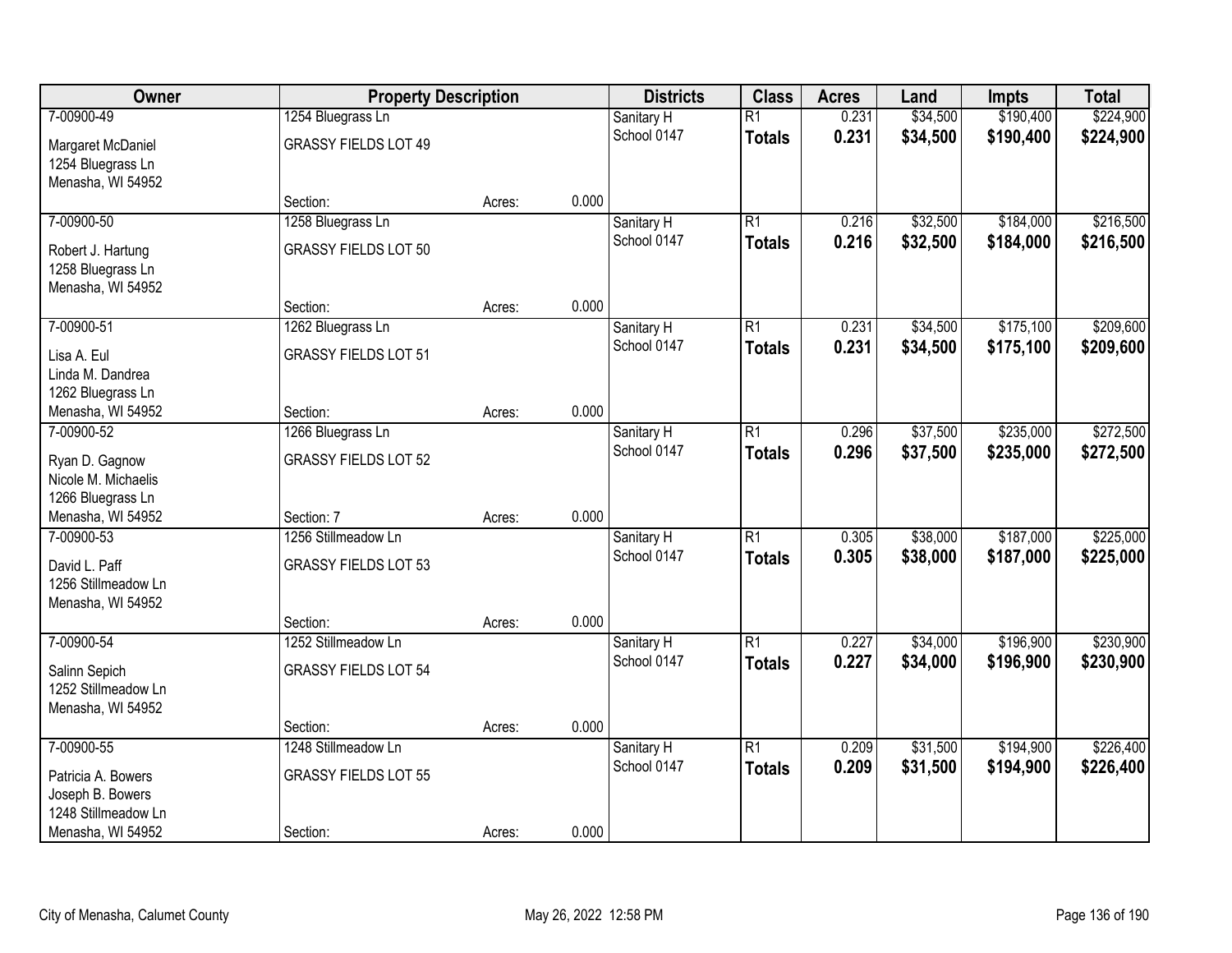| Owner | Property Description | | | Districts | Class | Acres | Land | Impts | Total |
|---|---|---|---|---|---|---|---|---|---|
| 7-00900-49<br>Margaret McDaniel<br>1254 Bluegrass Ln<br>Menasha, WI 54952 | 1254 Bluegrass Ln<br>GRASSY FIELDS LOT 49<br>Section: | Acres: | 0.000 | Sanitary H<br>School 0147 | R1<br>**Totals** | 0.231<br>**0.231** | $34,500<br>**$34,500** | $190,400<br>**$190,400** | $224,900<br>**$224,900** |
| 7-00900-50<br>Robert J. Hartung<br>1258 Bluegrass Ln<br>Menasha, WI 54952 | 1258 Bluegrass Ln<br>GRASSY FIELDS LOT 50<br>Section: | Acres: | 0.000 | Sanitary H<br>School 0147 | R1<br>**Totals** | 0.216<br>**0.216** | $32,500<br>**$32,500** | $184,000<br>**$184,000** | $216,500<br>**$216,500** |
| 7-00900-51<br>Lisa A. Eul<br>Linda M. Dandrea<br>1262 Bluegrass Ln<br>Menasha, WI 54952 | 1262 Bluegrass Ln<br>GRASSY FIELDS LOT 51<br>Section: | Acres: | 0.000 | Sanitary H<br>School 0147 | R1<br>**Totals** | 0.231<br>**0.231** | $34,500<br>**$34,500** | $175,100<br>**$175,100** | $209,600<br>**$209,600** |
| 7-00900-52<br>Ryan D. Gagnow<br>Nicole M. Michaelis<br>1266 Bluegrass Ln<br>Menasha, WI 54952 | 1266 Bluegrass Ln<br>GRASSY FIELDS LOT 52<br>Section: 7 | Acres: | 0.000 | Sanitary H<br>School 0147 | R1<br>**Totals** | 0.296<br>**0.296** | $37,500<br>**$37,500** | $235,000<br>**$235,000** | $272,500<br>**$272,500** |
| 7-00900-53<br>David L. Paff<br>1256 Stillmeadow Ln<br>Menasha, WI 54952 | 1256 Stillmeadow Ln<br>GRASSY FIELDS LOT 53<br>Section: | Acres: | 0.000 | Sanitary H<br>School 0147 | R1<br>**Totals** | 0.305<br>**0.305** | $38,000<br>**$38,000** | $187,000<br>**$187,000** | $225,000<br>**$225,000** |
| 7-00900-54<br>Salinn Sepich<br>1252 Stillmeadow Ln<br>Menasha, WI 54952 | 1252 Stillmeadow Ln<br>GRASSY FIELDS LOT 54<br>Section: | Acres: | 0.000 | Sanitary H<br>School 0147 | R1<br>**Totals** | 0.227<br>**0.227** | $34,000<br>**$34,000** | $196,900<br>**$196,900** | $230,900<br>**$230,900** |
| 7-00900-55<br>Patricia A. Bowers<br>Joseph B. Bowers<br>1248 Stillmeadow Ln<br>Menasha, WI 54952 | 1248 Stillmeadow Ln<br>GRASSY FIELDS LOT 55<br>Section: | Acres: | 0.000 | Sanitary H<br>School 0147 | R1<br>**Totals** | 0.209<br>**0.209** | $31,500<br>**$31,500** | $194,900<br>**$194,900** | $226,400<br>**$226,400** |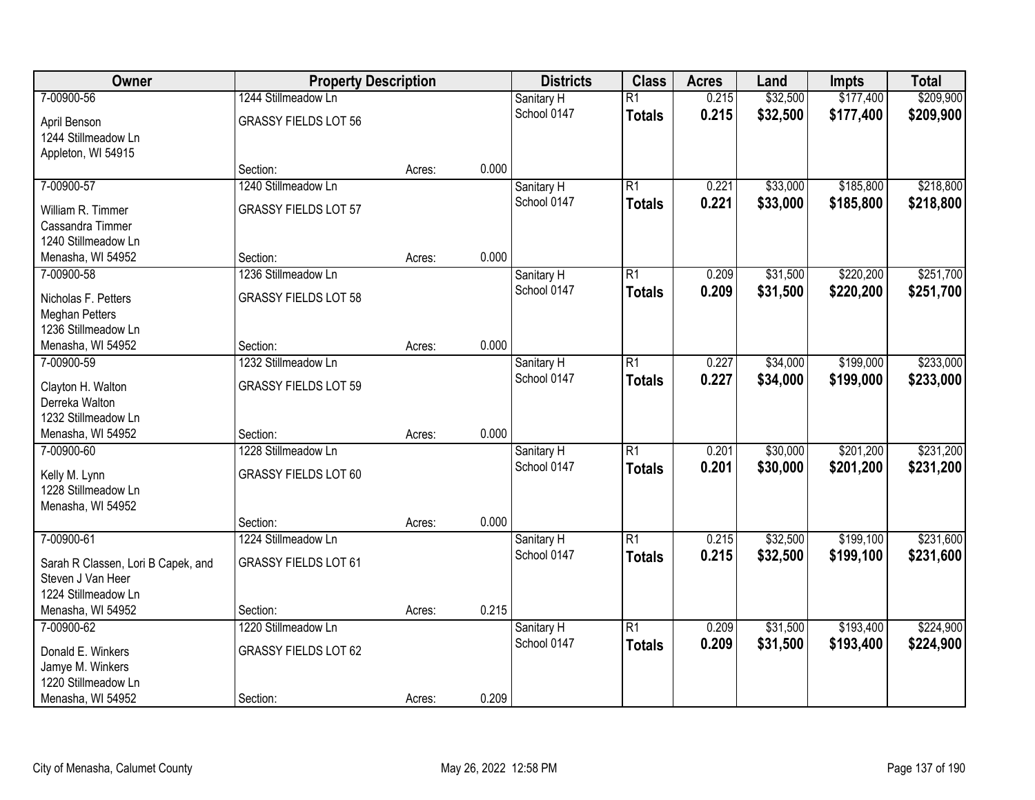| Owner | Property Description | | | Districts | Class | Acres | Land | Impts | Total |
|---|---|---|---|---|---|---|---|---|---|
| 7-00900-56 | 1244 Stillmeadow Ln | | | Sanitary H | R1 | 0.215 | $32,500 | $177,400 | $209,900 |
| April Benson<br>1244 Stillmeadow Ln<br>Appleton, WI 54915 | GRASSY FIELDS LOT 56 | | | School 0147 | **Totals** | **0.215** | **$32,500** | **$177,400** | **$209,900** |
| | Section: | Acres: | 0.000 | | | | | | |
| 7-00900-57 | 1240 Stillmeadow Ln | | | Sanitary H | R1 | 0.221 | $33,000 | $185,800 | $218,800 |
| William R. Timmer<br>Cassandra Timmer<br>1240 Stillmeadow Ln<br>Menasha, WI 54952 | GRASSY FIELDS LOT 57 | | | School 0147 | **Totals** | **0.221** | **$33,000** | **$185,800** | **$218,800** |
| | Section: | Acres: | 0.000 | | | | | | |
| 7-00900-58 | 1236 Stillmeadow Ln | | | Sanitary H | R1 | 0.209 | $31,500 | $220,200 | $251,700 |
| Nicholas F. Petters<br>Meghan Petters<br>1236 Stillmeadow Ln<br>Menasha, WI 54952 | GRASSY FIELDS LOT 58 | | | School 0147 | **Totals** | **0.209** | **$31,500** | **$220,200** | **$251,700** |
| | Section: | Acres: | 0.000 | | | | | | |
| 7-00900-59 | 1232 Stillmeadow Ln | | | Sanitary H | R1 | 0.227 | $34,000 | $199,000 | $233,000 |
| Clayton H. Walton<br>Derreka Walton<br>1232 Stillmeadow Ln<br>Menasha, WI 54952 | GRASSY FIELDS LOT 59 | | | School 0147 | **Totals** | **0.227** | **$34,000** | **$199,000** | **$233,000** |
| | Section: | Acres: | 0.000 | | | | | | |
| 7-00900-60 | 1228 Stillmeadow Ln | | | Sanitary H | R1 | 0.201 | $30,000 | $201,200 | $231,200 |
| Kelly M. Lynn<br>1228 Stillmeadow Ln<br>Menasha, WI 54952 | GRASSY FIELDS LOT 60 | | | School 0147 | **Totals** | **0.201** | **$30,000** | **$201,200** | **$231,200** |
| | Section: | Acres: | 0.000 | | | | | | |
| 7-00900-61 | 1224 Stillmeadow Ln | | | Sanitary H | R1 | 0.215 | $32,500 | $199,100 | $231,600 |
| Sarah R Classen, Lori B Capek, and<br>Steven J Van Heer<br>1224 Stillmeadow Ln<br>Menasha, WI 54952 | GRASSY FIELDS LOT 61 | | | School 0147 | **Totals** | **0.215** | **$32,500** | **$199,100** | **$231,600** |
| | Section: | Acres: | 0.215 | | | | | | |
| 7-00900-62 | 1220 Stillmeadow Ln | | | Sanitary H | R1 | 0.209 | $31,500 | $193,400 | $224,900 |
| Donald E. Winkers<br>Jamye M. Winkers<br>1220 Stillmeadow Ln<br>Menasha, WI 54952 | GRASSY FIELDS LOT 62 | | | School 0147 | **Totals** | **0.209** | **$31,500** | **$193,400** | **$224,900** |
| | Section: | Acres: | 0.209 | | | | | | |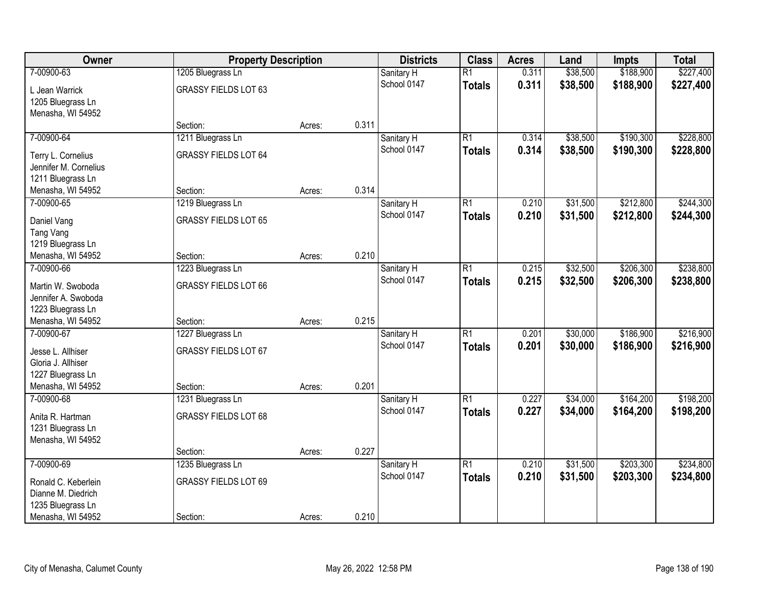| Owner | Property Description | | | Districts | Class | Acres | Land | Impts | Total |
|---|---|---|---|---|---|---|---|---|---|
| 7-00900-63 | 1205 Bluegrass Ln | | | Sanitary H | R1 | 0.311 | $38,500 | $188,900 | $227,400 |
| L Jean Warrick<br>1205 Bluegrass Ln<br>Menasha, WI 54952 | GRASSY FIELDS LOT 63 | | | School 0147 | **Totals** | **0.311** | **$38,500** | **$188,900** | **$227,400** |
| | Section: | Acres: | 0.311 | | | | | | |
| 7-00900-64 | 1211 Bluegrass Ln | | | Sanitary H | R1 | 0.314 | $38,500 | $190,300 | $228,800 |
| Terry L. Cornelius<br>Jennifer M. Cornelius<br>1211 Bluegrass Ln<br>Menasha, WI 54952 | GRASSY FIELDS LOT 64 | | | School 0147 | **Totals** | **0.314** | **$38,500** | **$190,300** | **$228,800** |
| | Section: | Acres: | 0.314 | | | | | | |
| 7-00900-65 | 1219 Bluegrass Ln | | | Sanitary H | R1 | 0.210 | $31,500 | $212,800 | $244,300 |
| Daniel Vang<br>Tang Vang<br>1219 Bluegrass Ln<br>Menasha, WI 54952 | GRASSY FIELDS LOT 65 | | | School 0147 | **Totals** | **0.210** | **$31,500** | **$212,800** | **$244,300** |
| | Section: | Acres: | 0.210 | | | | | | |
| 7-00900-66 | 1223 Bluegrass Ln | | | Sanitary H | R1 | 0.215 | $32,500 | $206,300 | $238,800 |
| Martin W. Swoboda<br>Jennifer A. Swoboda<br>1223 Bluegrass Ln<br>Menasha, WI 54952 | GRASSY FIELDS LOT 66 | | | School 0147 | **Totals** | **0.215** | **$32,500** | **$206,300** | **$238,800** |
| | Section: | Acres: | 0.215 | | | | | | |
| 7-00900-67 | 1227 Bluegrass Ln | | | Sanitary H | R1 | 0.201 | $30,000 | $186,900 | $216,900 |
| Jesse L. Allhiser<br>Gloria J. Allhiser<br>1227 Bluegrass Ln<br>Menasha, WI 54952 | GRASSY FIELDS LOT 67 | | | School 0147 | **Totals** | **0.201** | **$30,000** | **$186,900** | **$216,900** |
| | Section: | Acres: | 0.201 | | | | | | |
| 7-00900-68 | 1231 Bluegrass Ln | | | Sanitary H | R1 | 0.227 | $34,000 | $164,200 | $198,200 |
| Anita R. Hartman<br>1231 Bluegrass Ln<br>Menasha, WI 54952 | GRASSY FIELDS LOT 68 | | | School 0147 | **Totals** | **0.227** | **$34,000** | **$164,200** | **$198,200** |
| | Section: | Acres: | 0.227 | | | | | | |
| 7-00900-69 | 1235 Bluegrass Ln | | | Sanitary H | R1 | 0.210 | $31,500 | $203,300 | $234,800 |
| Ronald C. Keberlein<br>Dianne M. Diedrich<br>1235 Bluegrass Ln<br>Menasha, WI 54952 | GRASSY FIELDS LOT 69 | | | School 0147 | **Totals** | **0.210** | **$31,500** | **$203,300** | **$234,800** |
| | Section: | Acres: | 0.210 | | | | | | |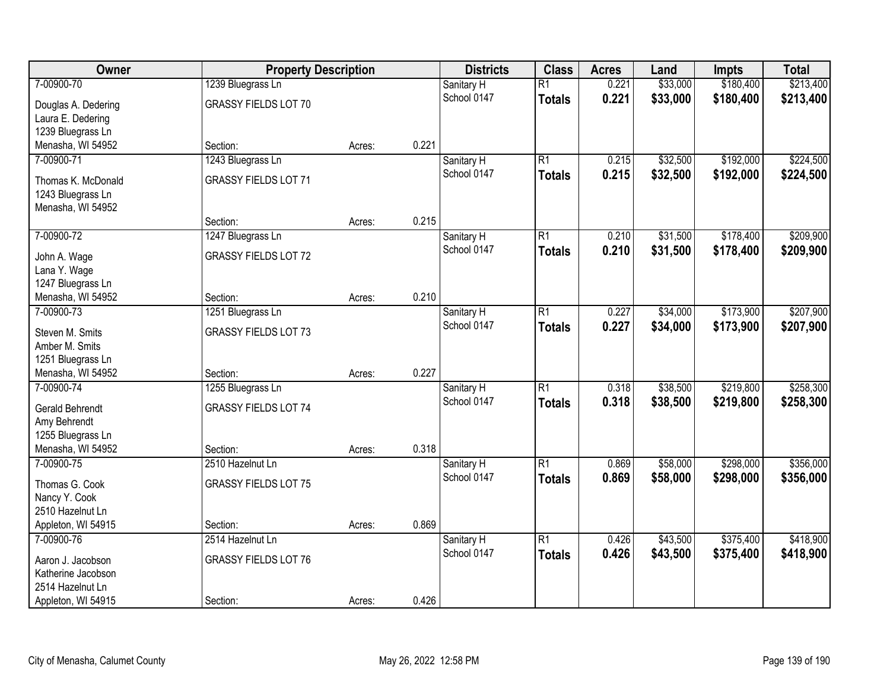| Owner | Property Description | | | Districts | Class | Acres | Land | Impts | Total |
|---|---|---|---|---|---|---|---|---|---|
| 7-00900-70 | 1239 Bluegrass Ln | | | Sanitary H | R1 | 0.221 | $33,000 | $180,400 | $213,400 |
| Douglas A. Dedering<br>Laura E. Dedering<br>1239 Bluegrass Ln<br>Menasha, WI 54952 | GRASSY FIELDS LOT 70 | | | School 0147 | **Totals** | **0.221** | **$33,000** | **$180,400** | **$213,400** |
| | Section: | Acres: | 0.221 | | | | | | |
| 7-00900-71 | 1243 Bluegrass Ln | | | Sanitary H | R1 | 0.215 | $32,500 | $192,000 | $224,500 |
| Thomas K. McDonald<br>1243 Bluegrass Ln<br>Menasha, WI 54952 | GRASSY FIELDS LOT 71 | | | School 0147 | **Totals** | **0.215** | **$32,500** | **$192,000** | **$224,500** |
| | Section: | Acres: | 0.215 | | | | | | |
| 7-00900-72 | 1247 Bluegrass Ln | | | Sanitary H | R1 | 0.210 | $31,500 | $178,400 | $209,900 |
| John A. Wage<br>Lana Y. Wage<br>1247 Bluegrass Ln<br>Menasha, WI 54952 | GRASSY FIELDS LOT 72 | | | School 0147 | **Totals** | **0.210** | **$31,500** | **$178,400** | **$209,900** |
| | Section: | Acres: | 0.210 | | | | | | |
| 7-00900-73 | 1251 Bluegrass Ln | | | Sanitary H | R1 | 0.227 | $34,000 | $173,900 | $207,900 |
| Steven M. Smits<br>Amber M. Smits<br>1251 Bluegrass Ln<br>Menasha, WI 54952 | GRASSY FIELDS LOT 73 | | | School 0147 | **Totals** | **0.227** | **$34,000** | **$173,900** | **$207,900** |
| | Section: | Acres: | 0.227 | | | | | | |
| 7-00900-74 | 1255 Bluegrass Ln | | | Sanitary H | R1 | 0.318 | $38,500 | $219,800 | $258,300 |
| Gerald Behrendt<br>Amy Behrendt<br>1255 Bluegrass Ln<br>Menasha, WI 54952 | GRASSY FIELDS LOT 74 | | | School 0147 | **Totals** | **0.318** | **$38,500** | **$219,800** | **$258,300** |
| | Section: | Acres: | 0.318 | | | | | | |
| 7-00900-75 | 2510 Hazelnut Ln | | | Sanitary H | R1 | 0.869 | $58,000 | $298,000 | $356,000 |
| Thomas G. Cook<br>Nancy Y. Cook<br>2510 Hazelnut Ln<br>Appleton, WI 54915 | GRASSY FIELDS LOT 75 | | | School 0147 | **Totals** | **0.869** | **$58,000** | **$298,000** | **$356,000** |
| | Section: | Acres: | 0.869 | | | | | | |
| 7-00900-76 | 2514 Hazelnut Ln | | | Sanitary H | R1 | 0.426 | $43,500 | $375,400 | $418,900 |
| Aaron J. Jacobson<br>Katherine Jacobson<br>2514 Hazelnut Ln<br>Appleton, WI 54915 | GRASSY FIELDS LOT 76 | | | School 0147 | **Totals** | **0.426** | **$43,500** | **$375,400** | **$418,900** |
| | Section: | Acres: | 0.426 | | | | | | |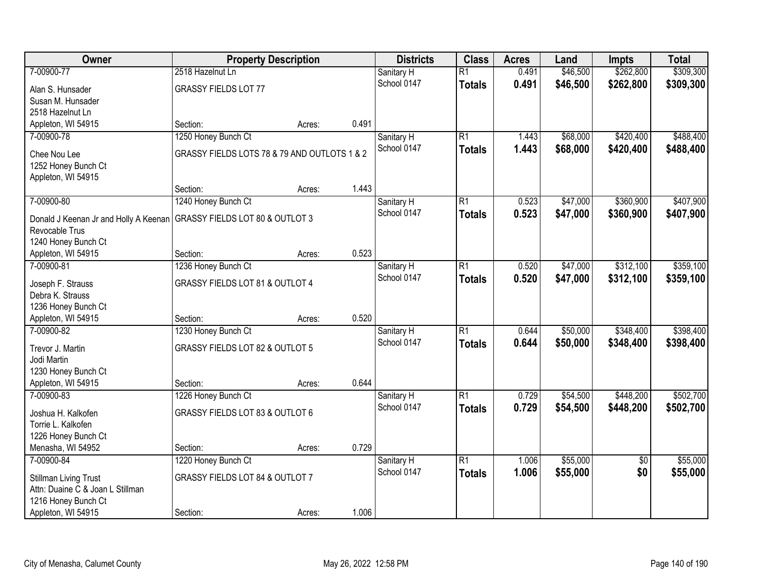| Owner | Property Description | Districts | Class | Acres | Land | Impts | Total |
|---|---|---|---|---|---|---|---|
| 7-00900-77<br>Alan S. Hunsader<br>Susan M. Hunsader<br>2518 Hazelnut Ln<br>Appleton, WI 54915 | 2518 Hazelnut Ln<br>GRASSY FIELDS LOT 77<br>Section: Acres: 0.491 | Sanitary H<br>School 0147 | R1<br>**Totals** | 0.491<br>**0.491** | $46,500<br>**$46,500** | $262,800<br>**$262,800** | $309,300<br>**$309,300** |
| 7-00900-78<br>Chee Nou Lee<br>1252 Honey Bunch Ct<br>Appleton, WI 54915 | 1250 Honey Bunch Ct<br>GRASSY FIELDS LOTS 78 & 79 AND OUTLOTS 1 & 2<br>Section: Acres: 1.443 | Sanitary H<br>School 0147 | R1<br>**Totals** | 1.443<br>**1.443** | $68,000<br>**$68,000** | $420,400<br>**$420,400** | $488,400<br>**$488,400** |
| 7-00900-80<br>Donald J Keenan Jr and Holly A Keenan Revocable Trus<br>1240 Honey Bunch Ct<br>Appleton, WI 54915 | 1240 Honey Bunch Ct<br>GRASSY FIELDS LOT 80 & OUTLOT 3<br>Section: Acres: 0.523 | Sanitary H<br>School 0147 | R1<br>**Totals** | 0.523<br>**0.523** | $47,000<br>**$47,000** | $360,900<br>**$360,900** | $407,900<br>**$407,900** |
| 7-00900-81<br>Joseph F. Strauss<br>Debra K. Strauss<br>1236 Honey Bunch Ct<br>Appleton, WI 54915 | 1236 Honey Bunch Ct<br>GRASSY FIELDS LOT 81 & OUTLOT 4<br>Section: Acres: 0.520 | Sanitary H<br>School 0147 | R1<br>**Totals** | 0.520<br>**0.520** | $47,000<br>**$47,000** | $312,100<br>**$312,100** | $359,100<br>**$359,100** |
| 7-00900-82<br>Trevor J. Martin<br>Jodi Martin<br>1230 Honey Bunch Ct<br>Appleton, WI 54915 | 1230 Honey Bunch Ct<br>GRASSY FIELDS LOT 82 & OUTLOT 5<br>Section: Acres: 0.644 | Sanitary H<br>School 0147 | R1<br>**Totals** | 0.644<br>**0.644** | $50,000<br>**$50,000** | $348,400<br>**$348,400** | $398,400<br>**$398,400** |
| 7-00900-83<br>Joshua H. Kalkofen<br>Torrie L. Kalkofen<br>1226 Honey Bunch Ct<br>Menasha, WI 54952 | 1226 Honey Bunch Ct<br>GRASSY FIELDS LOT 83 & OUTLOT 6<br>Section: Acres: 0.729 | Sanitary H<br>School 0147 | R1<br>**Totals** | 0.729<br>**0.729** | $54,500<br>**$54,500** | $448,200<br>**$448,200** | $502,700<br>**$502,700** |
| 7-00900-84<br>Stillman Living Trust<br>Attn: Duaine C & Joan L Stillman<br>1216 Honey Bunch Ct<br>Appleton, WI 54915 | 1220 Honey Bunch Ct<br>GRASSY FIELDS LOT 84 & OUTLOT 7<br>Section: Acres: 1.006 | Sanitary H<br>School 0147 | R1<br>**Totals** | 1.006<br>**1.006** | $55,000<br>**$55,000** | $0<br>**$0** | $55,000<br>**$55,000** |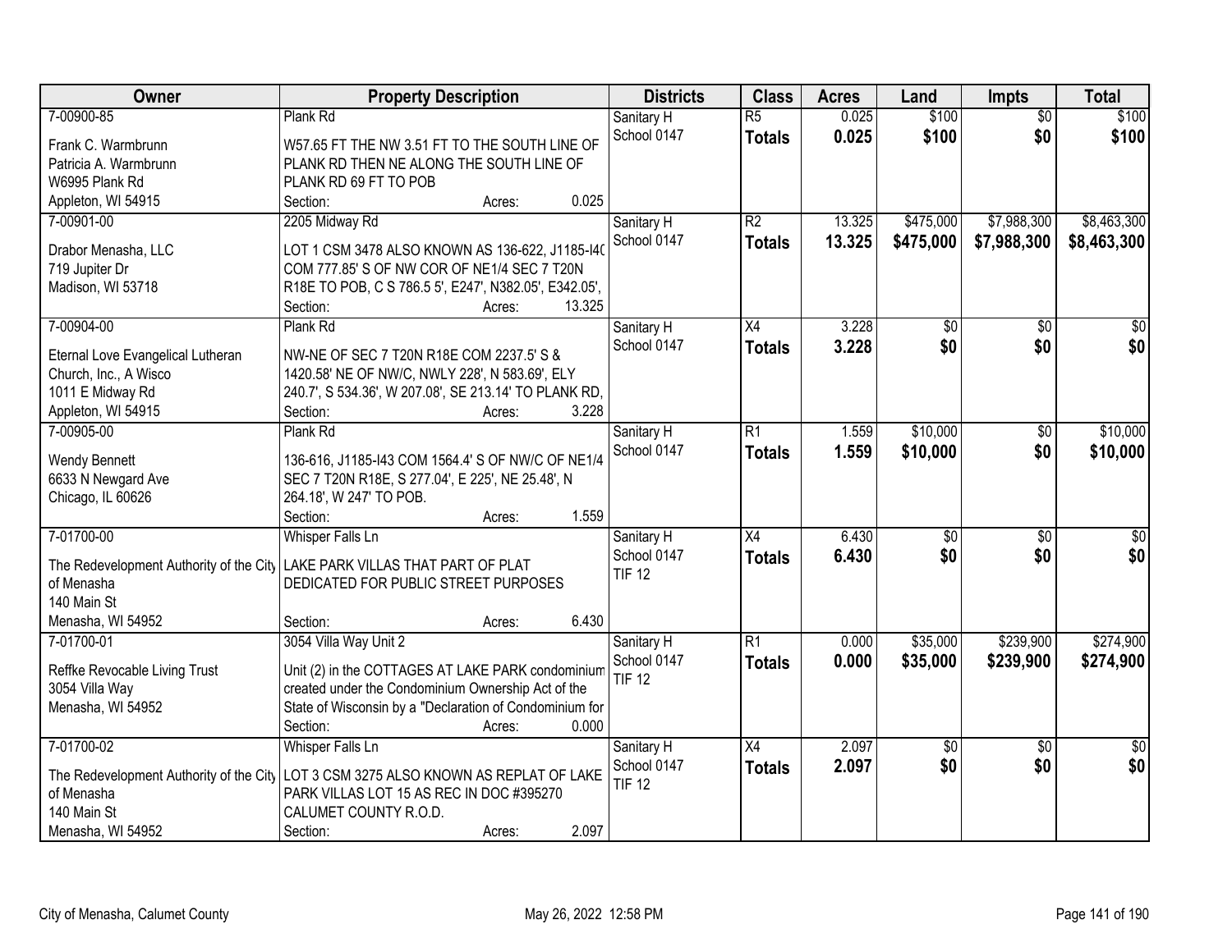| Owner | Property Description | Districts | Class | Acres | Land | Impts | Total |
|---|---|---|---|---|---|---|---|
| 7-00900-85<br>Frank C. Warmbrunn<br>Patricia A. Warmbrunn<br>W6995 Plank Rd<br>Appleton, WI 54915 | Plank Rd<br>W57.65 FT THE NW 3.51 FT TO THE SOUTH LINE OF PLANK RD THEN NE ALONG THE SOUTH LINE OF PLANK RD 69 FT TO POB<br>Section: Acres: 0.025 | Sanitary H<br>School 0147 | R5<br>**Totals** | 0.025<br>**0.025** | $100<br>**$100** | $0<br>**$0** | $100<br>**$100** |
| 7-00901-00<br>Drabor Menasha, LLC<br>719 Jupiter Dr<br>Madison, WI 53718 | 2205 Midway Rd<br>LOT 1 CSM 3478 ALSO KNOWN AS 136-622, J1185-I40 COM 777.85' S OF NW COR OF NE1/4 SEC 7 T20N R18E TO POB, C S 786.5 5', E247', N382.05', E342.05',<br>Section: Acres: 13.325 | Sanitary H<br>School 0147 | R2<br>**Totals** | 13.325<br>**13.325** | $475,000<br>**$475,000** | $7,988,300<br>**$7,988,300** | $8,463,300<br>**$8,463,300** |
| 7-00904-00<br>Eternal Love Evangelical Lutheran Church, Inc., A Wisco<br>1011 E Midway Rd<br>Appleton, WI 54915 | Plank Rd<br>NW-NE OF SEC 7 T20N R18E COM 2237.5' S & 1420.58' NE OF NW/C, NWLY 228', N 583.69', ELY 240.7', S 534.36', W 207.08', SE 213.14' TO PLANK RD,<br>Section: Acres: 3.228 | Sanitary H<br>School 0147 | X4<br>**Totals** | 3.228<br>**3.228** | $0<br>**$0** | $0<br>**$0** | $0<br>**$0** |
| 7-00905-00<br>Wendy Bennett<br>6633 N Newgard Ave<br>Chicago, IL 60626 | Plank Rd<br>136-616, J1185-I43 COM 1564.4' S OF NW/C OF NE1/4 SEC 7 T20N R18E, S 277.04', E 225', NE 25.48', N 264.18', W 247' TO POB.<br>Section: Acres: 1.559 | Sanitary H<br>School 0147 | R1<br>**Totals** | 1.559<br>**1.559** | $10,000<br>**$10,000** | $0<br>**$0** | $10,000<br>**$10,000** |
| 7-01700-00<br>The Redevelopment Authority of the City of Menasha<br>140 Main St<br>Menasha, WI 54952 | Whisper Falls Ln<br>LAKE PARK VILLAS THAT PART OF PLAT DEDICATED FOR PUBLIC STREET PURPOSES<br>Section: Acres: 6.430 | Sanitary H<br>School 0147<br>TIF 12 | X4<br>**Totals** | 6.430<br>**6.430** | $0<br>**$0** | $0<br>**$0** | $0<br>**$0** |
| 7-01700-01<br>Reffke Revocable Living Trust<br>3054 Villa Way<br>Menasha, WI 54952 | 3054 Villa Way Unit 2<br>Unit (2) in the COTTAGES AT LAKE PARK condominium created under the Condominium Ownership Act of the State of Wisconsin by a "Declaration of Condominium for<br>Section: Acres: 0.000 | Sanitary H<br>School 0147<br>TIF 12 | R1<br>**Totals** | 0.000<br>**0.000** | $35,000<br>**$35,000** | $239,900<br>**$239,900** | $274,900<br>**$274,900** |
| 7-01700-02<br>The Redevelopment Authority of the City of Menasha<br>140 Main St<br>Menasha, WI 54952 | Whisper Falls Ln<br>LOT 3 CSM 3275 ALSO KNOWN AS REPLAT OF LAKE PARK VILLAS LOT 15 AS REC IN DOC #395270 CALUMET COUNTY R.O.D.<br>Section: Acres: 2.097 | Sanitary H<br>School 0147<br>TIF 12 | X4<br>**Totals** | 2.097<br>**2.097** | $0<br>**$0** | $0<br>**$0** | $0<br>**$0** |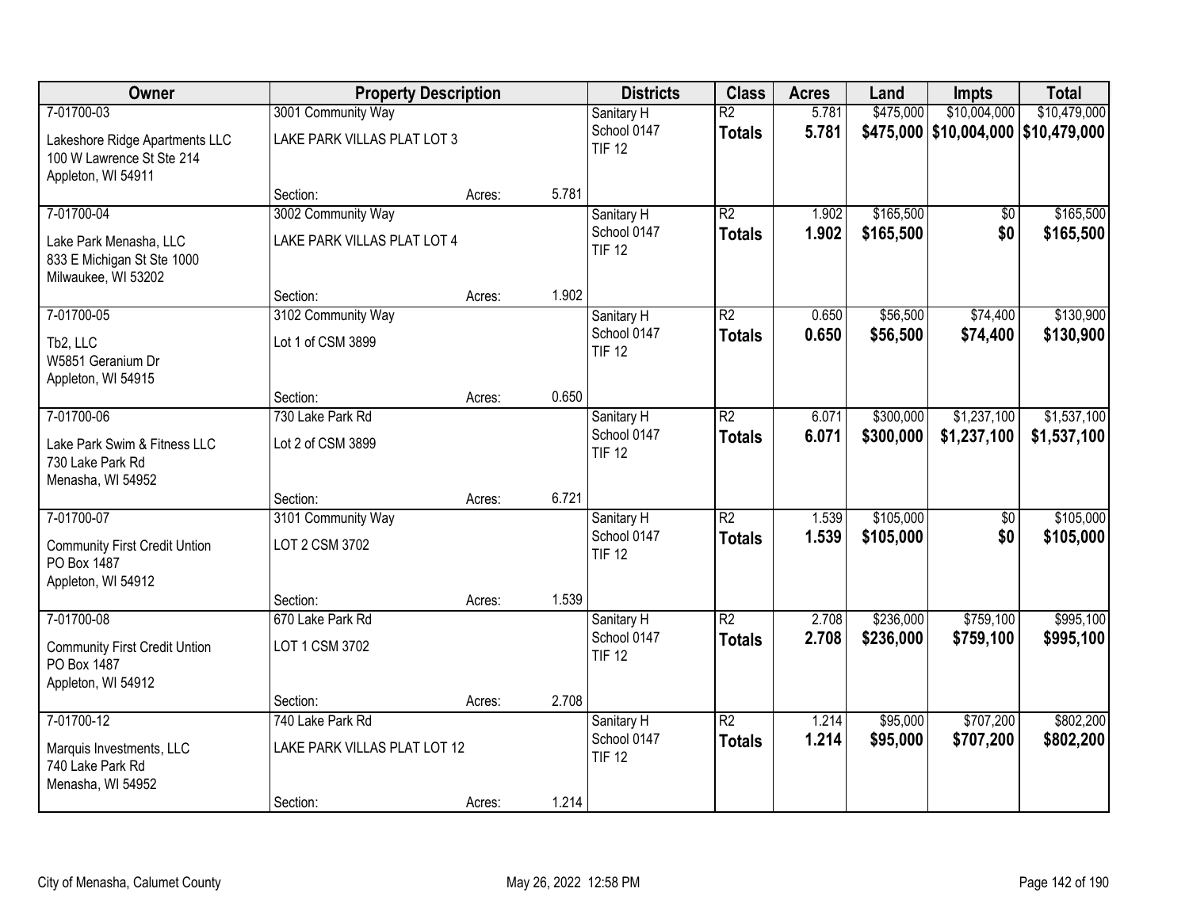| Owner | Property Description | | | Districts | Class | Acres | Land | Impts | Total |
|---|---|---|---|---|---|---|---|---|---|
| 7-01700-03<br>Lakeshore Ridge Apartments LLC<br>100 W Lawrence St Ste 214<br>Appleton, WI 54911 | 3001 Community Way<br>LAKE PARK VILLAS PLAT LOT 3<br>Section: | Acres: | 5.781 | Sanitary H<br>School 0147<br>TIF 12 | R2<br>**Totals** | 5.781<br>**5.781** | $475,000<br>**$475,000** | $10,004,000<br>**$10,004,000** | $10,479,000<br>**$10,479,000** |
| 7-01700-04<br>Lake Park Menasha, LLC<br>833 E Michigan St Ste 1000<br>Milwaukee, WI 53202 | 3002 Community Way<br>LAKE PARK VILLAS PLAT LOT 4<br>Section: | Acres: | 1.902 | Sanitary H<br>School 0147<br>TIF 12 | R2<br>**Totals** | 1.902<br>**1.902** | $165,500<br>**$165,500** | $0<br>**$0** | $165,500<br>**$165,500** |
| 7-01700-05<br>Tb2, LLC<br>W5851 Geranium Dr<br>Appleton, WI 54915 | 3102 Community Way<br>Lot 1 of CSM 3899<br>Section: | Acres: | 0.650 | Sanitary H<br>School 0147<br>TIF 12 | R2<br>**Totals** | 0.650<br>**0.650** | $56,500<br>**$56,500** | $74,400<br>**$74,400** | $130,900<br>**$130,900** |
| 7-01700-06<br>Lake Park Swim & Fitness LLC<br>730 Lake Park Rd<br>Menasha, WI 54952 | 730 Lake Park Rd<br>Lot 2 of CSM 3899<br>Section: | Acres: | 6.721 | Sanitary H<br>School 0147<br>TIF 12 | R2<br>**Totals** | 6.071<br>**6.071** | $300,000<br>**$300,000** | $1,237,100<br>**$1,237,100** | $1,537,100<br>**$1,537,100** |
| 7-01700-07<br>Community First Credit Untion<br>PO Box 1487<br>Appleton, WI 54912 | 3101 Community Way<br>LOT 2 CSM 3702<br>Section: | Acres: | 1.539 | Sanitary H<br>School 0147<br>TIF 12 | R2<br>**Totals** | 1.539<br>**1.539** | $105,000<br>**$105,000** | $0<br>**$0** | $105,000<br>**$105,000** |
| 7-01700-08<br>Community First Credit Untion<br>PO Box 1487<br>Appleton, WI 54912 | 670 Lake Park Rd<br>LOT 1 CSM 3702<br>Section: | Acres: | 2.708 | Sanitary H<br>School 0147<br>TIF 12 | R2<br>**Totals** | 2.708<br>**2.708** | $236,000<br>**$236,000** | $759,100<br>**$759,100** | $995,100<br>**$995,100** |
| 7-01700-12<br>Marquis Investments, LLC<br>740 Lake Park Rd<br>Menasha, WI 54952 | 740 Lake Park Rd<br>LAKE PARK VILLAS PLAT LOT 12<br>Section: | Acres: | 1.214 | Sanitary H<br>School 0147<br>TIF 12 | R2<br>**Totals** | 1.214<br>**1.214** | $95,000<br>**$95,000** | $707,200<br>**$707,200** | $802,200<br>**$802,200** |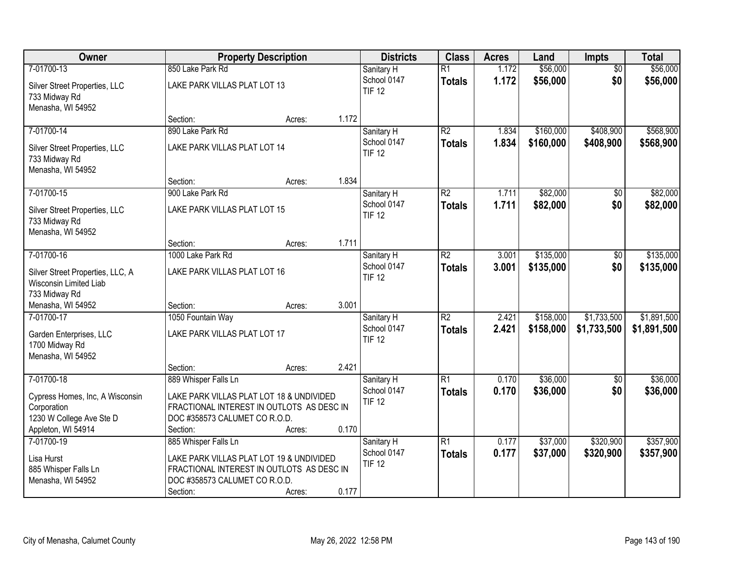| Owner | Property Description | | | Districts | Class | Acres | Land | Impts | Total |
|---|---|---|---|---|---|---|---|---|---|
| 7-01700-13<br>Silver Street Properties, LLC<br>733 Midway Rd<br>Menasha, WI 54952 | 850 Lake Park Rd<br>LAKE PARK VILLAS PLAT LOT 13<br>Section: | Acres: | 1.172 | Sanitary H<br>School 0147<br>TIF 12 | R1<br>**Totals** | 1.172<br>**1.172** | $56,000<br>**$56,000** | $0<br>**$0** | $56,000<br>**$56,000** |
| 7-01700-14<br>Silver Street Properties, LLC<br>733 Midway Rd<br>Menasha, WI 54952 | 890 Lake Park Rd<br>LAKE PARK VILLAS PLAT LOT 14<br>Section: | Acres: | 1.834 | Sanitary H<br>School 0147<br>TIF 12 | R2<br>**Totals** | 1.834<br>**1.834** | $160,000<br>**$160,000** | $408,900<br>**$408,900** | $568,900<br>**$568,900** |
| 7-01700-15<br>Silver Street Properties, LLC<br>733 Midway Rd<br>Menasha, WI 54952 | 900 Lake Park Rd<br>LAKE PARK VILLAS PLAT LOT 15<br>Section: | Acres: | 1.711 | Sanitary H<br>School 0147<br>TIF 12 | R2<br>**Totals** | 1.711<br>**1.711** | $82,000<br>**$82,000** | $0<br>**$0** | $82,000<br>**$82,000** |
| 7-01700-16<br>Silver Street Properties, LLC, A Wisconsin Limited Liab<br>733 Midway Rd<br>Menasha, WI 54952 | 1000 Lake Park Rd<br>LAKE PARK VILLAS PLAT LOT 16<br>Section: | Acres: | 3.001 | Sanitary H<br>School 0147<br>TIF 12 | R2<br>**Totals** | 3.001<br>**3.001** | $135,000<br>**$135,000** | $0<br>**$0** | $135,000<br>**$135,000** |
| 7-01700-17<br>Garden Enterprises, LLC<br>1700 Midway Rd<br>Menasha, WI 54952 | 1050 Fountain Way<br>LAKE PARK VILLAS PLAT LOT 17<br>Section: | Acres: | 2.421 | Sanitary H<br>School 0147<br>TIF 12 | R2<br>**Totals** | 2.421<br>**2.421** | $158,000<br>**$158,000** | $1,733,500<br>**$1,733,500** | $1,891,500<br>**$1,891,500** |
| 7-01700-18<br>Cypress Homes, Inc, A Wisconsin Corporation<br>1230 W College Ave Ste D<br>Appleton, WI 54914 | 889 Whisper Falls Ln<br>LAKE PARK VILLAS PLAT LOT 18 & UNDIVIDED FRACTIONAL INTEREST IN OUTLOTS AS DESC IN DOC #358573 CALUMET CO R.O.D.<br>Section: | Acres: | 0.170 | Sanitary H<br>School 0147<br>TIF 12 | R1<br>**Totals** | 0.170<br>**0.170** | $36,000<br>**$36,000** | $0<br>**$0** | $36,000<br>**$36,000** |
| 7-01700-19<br>Lisa Hurst<br>885 Whisper Falls Ln<br>Menasha, WI 54952 | 885 Whisper Falls Ln<br>LAKE PARK VILLAS PLAT LOT 19 & UNDIVIDED FRACTIONAL INTEREST IN OUTLOTS AS DESC IN DOC #358573 CALUMET CO R.O.D.<br>Section: | Acres: | 0.177 | Sanitary H<br>School 0147<br>TIF 12 | R1<br>**Totals** | 0.177<br>**0.177** | $37,000<br>**$37,000** | $320,900<br>**$320,900** | $357,900<br>**$357,900** |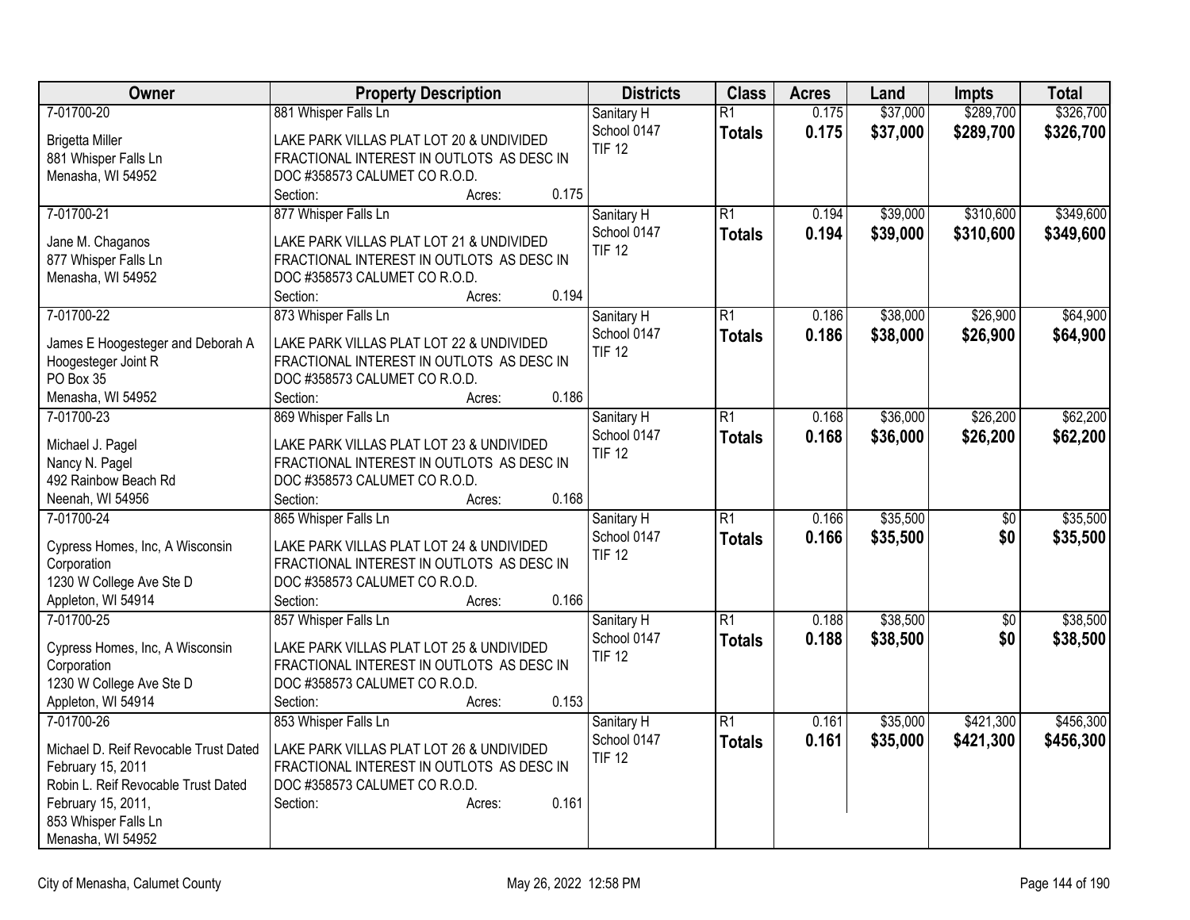| Owner | Property Description | Districts | Class | Acres | Land | Impts | Total |
|---|---|---|---|---|---|---|---|
| 7-01700-20<br>Brigetta Miller<br>881 Whisper Falls Ln<br>Menasha, WI 54952 | 881 Whisper Falls Ln<br>LAKE PARK VILLAS PLAT LOT 20 & UNDIVIDED FRACTIONAL INTEREST IN OUTLOTS AS DESC IN DOC #358573 CALUMET CO R.O.D.<br>Section: Acres: 0.175 | Sanitary H<br>School 0147<br>TIF 12 | R1<br>**Totals** | 0.175<br>**0.175** | $37,000<br>**$37,000** | $289,700<br>**$289,700** | $326,700<br>**$326,700** |
| 7-01700-21<br>Jane M. Chaganos<br>877 Whisper Falls Ln<br>Menasha, WI 54952 | 877 Whisper Falls Ln<br>LAKE PARK VILLAS PLAT LOT 21 & UNDIVIDED FRACTIONAL INTEREST IN OUTLOTS AS DESC IN DOC #358573 CALUMET CO R.O.D.<br>Section: Acres: 0.194 | Sanitary H<br>School 0147<br>TIF 12 | R1<br>**Totals** | 0.194<br>**0.194** | $39,000<br>**$39,000** | $310,600<br>**$310,600** | $349,600<br>**$349,600** |
| 7-01700-22<br>James E Hoogesteger and Deborah A Hoogesteger Joint R<br>PO Box 35<br>Menasha, WI 54952 | 873 Whisper Falls Ln<br>LAKE PARK VILLAS PLAT LOT 22 & UNDIVIDED FRACTIONAL INTEREST IN OUTLOTS AS DESC IN DOC #358573 CALUMET CO R.O.D.<br>Section: Acres: 0.186 | Sanitary H<br>School 0147<br>TIF 12 | R1<br>**Totals** | 0.186<br>**0.186** | $38,000<br>**$38,000** | $26,900<br>**$26,900** | $64,900<br>**$64,900** |
| 7-01700-23<br>Michael J. Pagel<br>Nancy N. Pagel<br>492 Rainbow Beach Rd<br>Neenah, WI 54956 | 869 Whisper Falls Ln<br>LAKE PARK VILLAS PLAT LOT 23 & UNDIVIDED FRACTIONAL INTEREST IN OUTLOTS AS DESC IN DOC #358573 CALUMET CO R.O.D.<br>Section: Acres: 0.168 | Sanitary H<br>School 0147<br>TIF 12 | R1<br>**Totals** | 0.168<br>**0.168** | $36,000<br>**$36,000** | $26,200<br>**$26,200** | $62,200<br>**$62,200** |
| 7-01700-24<br>Cypress Homes, Inc, A Wisconsin Corporation<br>1230 W College Ave Ste D<br>Appleton, WI 54914 | 865 Whisper Falls Ln<br>LAKE PARK VILLAS PLAT LOT 24 & UNDIVIDED FRACTIONAL INTEREST IN OUTLOTS AS DESC IN DOC #358573 CALUMET CO R.O.D.<br>Section: Acres: 0.166 | Sanitary H<br>School 0147<br>TIF 12 | R1<br>**Totals** | 0.166<br>**0.166** | $35,500<br>**$35,500** | $0<br>**$0** | $35,500<br>**$35,500** |
| 7-01700-25<br>Cypress Homes, Inc, A Wisconsin Corporation<br>1230 W College Ave Ste D<br>Appleton, WI 54914 | 857 Whisper Falls Ln<br>LAKE PARK VILLAS PLAT LOT 25 & UNDIVIDED FRACTIONAL INTEREST IN OUTLOTS AS DESC IN DOC #358573 CALUMET CO R.O.D.<br>Section: Acres: 0.153 | Sanitary H<br>School 0147<br>TIF 12 | R1<br>**Totals** | 0.188<br>**0.188** | $38,500<br>**$38,500** | $0<br>**$0** | $38,500<br>**$38,500** |
| 7-01700-26<br>Michael D. Reif Revocable Trust Dated February 15, 2011<br>Robin L. Reif Revocable Trust Dated February 15, 2011,<br>853 Whisper Falls Ln<br>Menasha, WI 54952 | 853 Whisper Falls Ln<br>LAKE PARK VILLAS PLAT LOT 26 & UNDIVIDED FRACTIONAL INTEREST IN OUTLOTS AS DESC IN DOC #358573 CALUMET CO R.O.D.<br>Section: Acres: 0.161 | Sanitary H<br>School 0147<br>TIF 12 | R1<br>**Totals** | 0.161<br>**0.161** | $35,000<br>**$35,000** | $421,300<br>**$421,300** | $456,300<br>**$456,300** |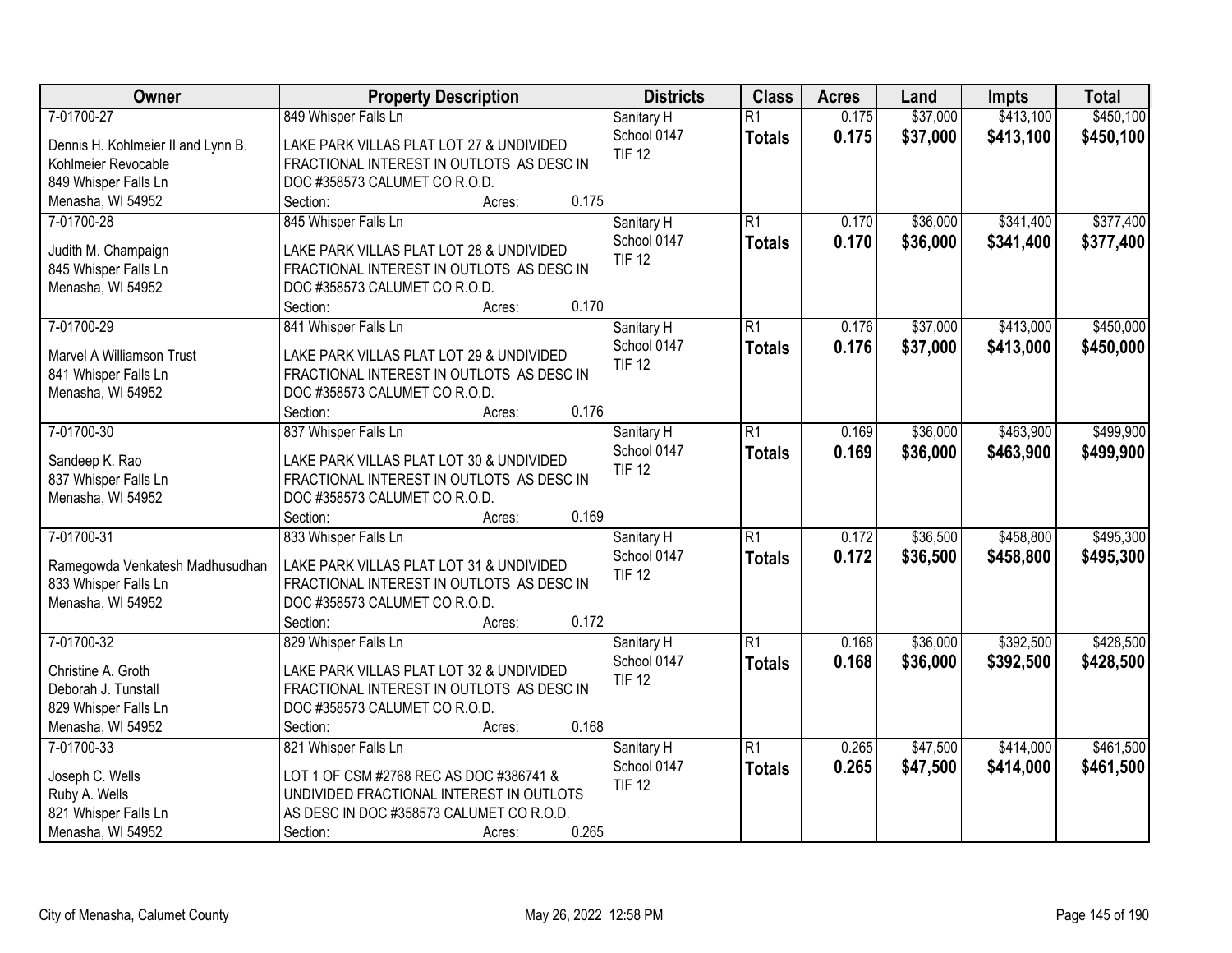| Owner | Property Description | Districts | Class | Acres | Land | Impts | Total |
|---|---|---|---|---|---|---|---|
| 7-01700-27<br>Dennis H. Kohlmeier II and Lynn B. Kohlmeier Revocable<br>849 Whisper Falls Ln<br>Menasha, WI 54952 | 849 Whisper Falls Ln<br>LAKE PARK VILLAS PLAT LOT 27 & UNDIVIDED FRACTIONAL INTEREST IN OUTLOTS AS DESC IN DOC #358573 CALUMET CO R.O.D.<br>Section: Acres: 0.175 | Sanitary H<br>School 0147<br>TIF 12 | R1<br>**Totals** | 0.175<br>**0.175** | $37,000<br>**$37,000** | $413,100<br>**$413,100** | $450,100<br>**$450,100** |
| 7-01700-28<br>Judith M. Champaign<br>845 Whisper Falls Ln<br>Menasha, WI 54952 | 845 Whisper Falls Ln<br>LAKE PARK VILLAS PLAT LOT 28 & UNDIVIDED FRACTIONAL INTEREST IN OUTLOTS AS DESC IN DOC #358573 CALUMET CO R.O.D.<br>Section: Acres: 0.170 | Sanitary H<br>School 0147<br>TIF 12 | R1<br>**Totals** | 0.170<br>**0.170** | $36,000<br>**$36,000** | $341,400<br>**$341,400** | $377,400<br>**$377,400** |
| 7-01700-29<br>Marvel A Williamson Trust<br>841 Whisper Falls Ln<br>Menasha, WI 54952 | 841 Whisper Falls Ln<br>LAKE PARK VILLAS PLAT LOT 29 & UNDIVIDED FRACTIONAL INTEREST IN OUTLOTS AS DESC IN DOC #358573 CALUMET CO R.O.D.<br>Section: Acres: 0.176 | Sanitary H<br>School 0147<br>TIF 12 | R1<br>**Totals** | 0.176<br>**0.176** | $37,000<br>**$37,000** | $413,000<br>**$413,000** | $450,000<br>**$450,000** |
| 7-01700-30<br>Sandeep K. Rao<br>837 Whisper Falls Ln<br>Menasha, WI 54952 | 837 Whisper Falls Ln<br>LAKE PARK VILLAS PLAT LOT 30 & UNDIVIDED FRACTIONAL INTEREST IN OUTLOTS AS DESC IN DOC #358573 CALUMET CO R.O.D.<br>Section: Acres: 0.169 | Sanitary H<br>School 0147<br>TIF 12 | R1<br>**Totals** | 0.169<br>**0.169** | $36,000<br>**$36,000** | $463,900<br>**$463,900** | $499,900<br>**$499,900** |
| 7-01700-31<br>Ramegowda Venkatesh Madhusudhan<br>833 Whisper Falls Ln<br>Menasha, WI 54952 | 833 Whisper Falls Ln<br>LAKE PARK VILLAS PLAT LOT 31 & UNDIVIDED FRACTIONAL INTEREST IN OUTLOTS AS DESC IN DOC #358573 CALUMET CO R.O.D.<br>Section: Acres: 0.172 | Sanitary H<br>School 0147<br>TIF 12 | R1<br>**Totals** | 0.172<br>**0.172** | $36,500<br>**$36,500** | $458,800<br>**$458,800** | $495,300<br>**$495,300** |
| 7-01700-32<br>Christine A. Groth<br>Deborah J. Tunstall<br>829 Whisper Falls Ln<br>Menasha, WI 54952 | 829 Whisper Falls Ln<br>LAKE PARK VILLAS PLAT LOT 32 & UNDIVIDED FRACTIONAL INTEREST IN OUTLOTS AS DESC IN DOC #358573 CALUMET CO R.O.D.<br>Section: Acres: 0.168 | Sanitary H<br>School 0147<br>TIF 12 | R1<br>**Totals** | 0.168<br>**0.168** | $36,000<br>**$36,000** | $392,500<br>**$392,500** | $428,500<br>**$428,500** |
| 7-01700-33<br>Joseph C. Wells<br>Ruby A. Wells<br>821 Whisper Falls Ln<br>Menasha, WI 54952 | 821 Whisper Falls Ln<br>LOT 1 OF CSM #2768 REC AS DOC #386741 & UNDIVIDED FRACTIONAL INTEREST IN OUTLOTS AS DESC IN DOC #358573 CALUMET CO R.O.D.<br>Section: Acres: 0.265 | Sanitary H<br>School 0147<br>TIF 12 | R1<br>**Totals** | 0.265<br>**0.265** | $47,500<br>**$47,500** | $414,000<br>**$414,000** | $461,500<br>**$461,500** |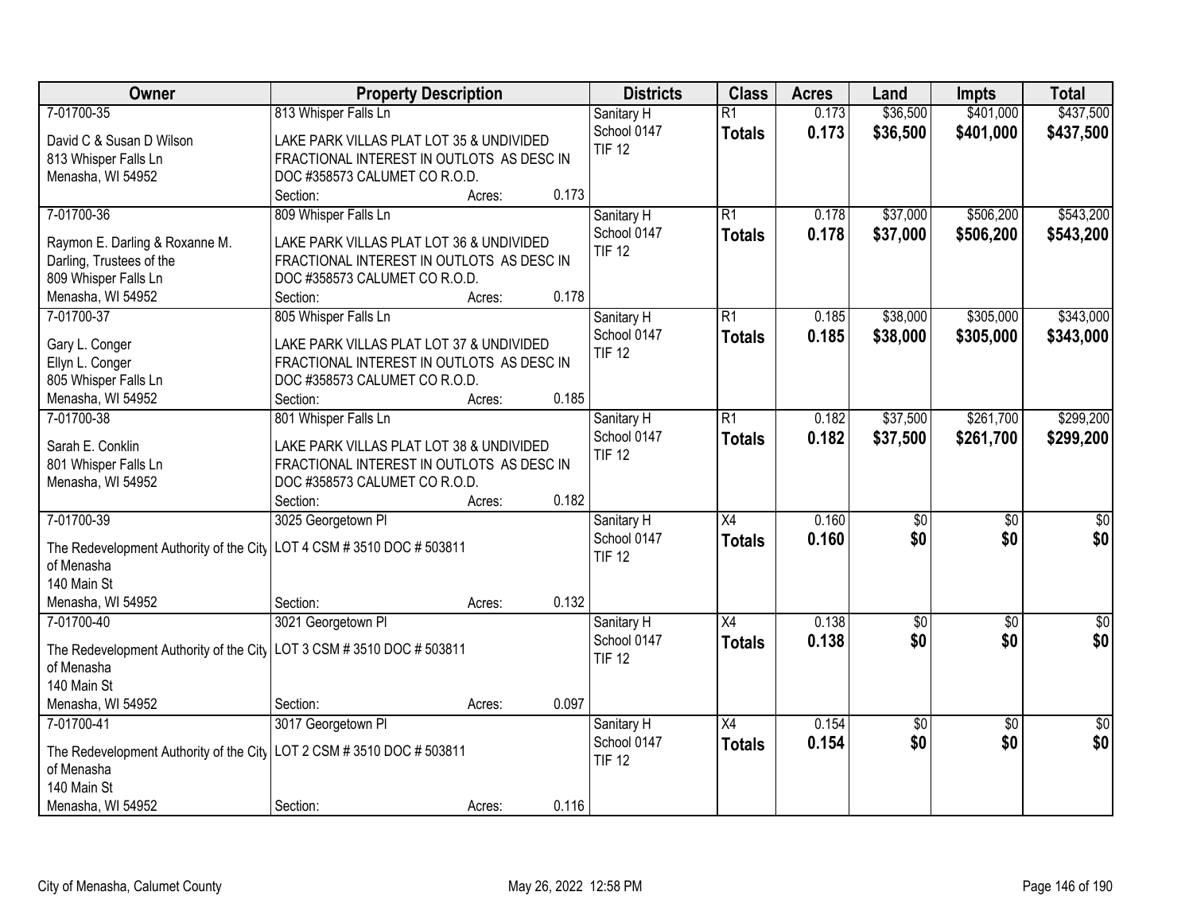| Owner | Property Description | Districts | Class | Acres | Land | Impts | Total |
|---|---|---|---|---|---|---|---|
| 7-01700-35 | 813 Whisper Falls Ln | Sanitary H | R1 | 0.173 | $36,500 | $401,000 | $437,500 |
| David C & Susan D Wilson<br>813 Whisper Falls Ln<br>Menasha, WI 54952 | LAKE PARK VILLAS PLAT LOT 35 & UNDIVIDED FRACTIONAL INTEREST IN OUTLOTS AS DESC IN DOC #358573 CALUMET CO R.O.D.<br>Section: Acres: 0.173 | School 0147<br>TIF 12 | **Totals** | **0.173** | **$36,500** | **$401,000** | **$437,500** |
| 7-01700-36 | 809 Whisper Falls Ln | Sanitary H | R1 | 0.178 | $37,000 | $506,200 | $543,200 |
| Raymon E. Darling & Roxanne M. Darling, Trustees of the<br>809 Whisper Falls Ln<br>Menasha, WI 54952 | LAKE PARK VILLAS PLAT LOT 36 & UNDIVIDED FRACTIONAL INTEREST IN OUTLOTS AS DESC IN DOC #358573 CALUMET CO R.O.D.<br>Section: Acres: 0.178 | School 0147<br>TIF 12 | **Totals** | **0.178** | **$37,000** | **$506,200** | **$543,200** |
| 7-01700-37 | 805 Whisper Falls Ln | Sanitary H | R1 | 0.185 | $38,000 | $305,000 | $343,000 |
| Gary L. Conger<br>Ellyn L. Conger<br>805 Whisper Falls Ln<br>Menasha, WI 54952 | LAKE PARK VILLAS PLAT LOT 37 & UNDIVIDED FRACTIONAL INTEREST IN OUTLOTS AS DESC IN DOC #358573 CALUMET CO R.O.D.<br>Section: Acres: 0.185 | School 0147<br>TIF 12 | **Totals** | **0.185** | **$38,000** | **$305,000** | **$343,000** |
| 7-01700-38 | 801 Whisper Falls Ln | Sanitary H | R1 | 0.182 | $37,500 | $261,700 | $299,200 |
| Sarah E. Conklin<br>801 Whisper Falls Ln<br>Menasha, WI 54952 | LAKE PARK VILLAS PLAT LOT 38 & UNDIVIDED FRACTIONAL INTEREST IN OUTLOTS AS DESC IN DOC #358573 CALUMET CO R.O.D.<br>Section: Acres: 0.182 | School 0147<br>TIF 12 | **Totals** | **0.182** | **$37,500** | **$261,700** | **$299,200** |
| 7-01700-39 | 3025 Georgetown Pl | Sanitary H | X4 | 0.160 | $0 | $0 | $0 |
| The Redevelopment Authority of the City of Menasha<br>140 Main St<br>Menasha, WI 54952 | LOT 4 CSM # 3510 DOC # 503811<br>Section: Acres: 0.132 | School 0147<br>TIF 12 | **Totals** | **0.160** | **$0** | **$0** | **$0** |
| 7-01700-40 | 3021 Georgetown Pl | Sanitary H | X4 | 0.138 | $0 | $0 | $0 |
| The Redevelopment Authority of the City of Menasha<br>140 Main St<br>Menasha, WI 54952 | LOT 3 CSM # 3510 DOC # 503811<br>Section: Acres: 0.097 | School 0147<br>TIF 12 | **Totals** | **0.138** | **$0** | **$0** | **$0** |
| 7-01700-41 | 3017 Georgetown Pl | Sanitary H | X4 | 0.154 | $0 | $0 | $0 |
| The Redevelopment Authority of the City of Menasha<br>140 Main St<br>Menasha, WI 54952 | LOT 2 CSM # 3510 DOC # 503811<br>Section: Acres: 0.116 | School 0147<br>TIF 12 | **Totals** | **0.154** | **$0** | **$0** | **$0** |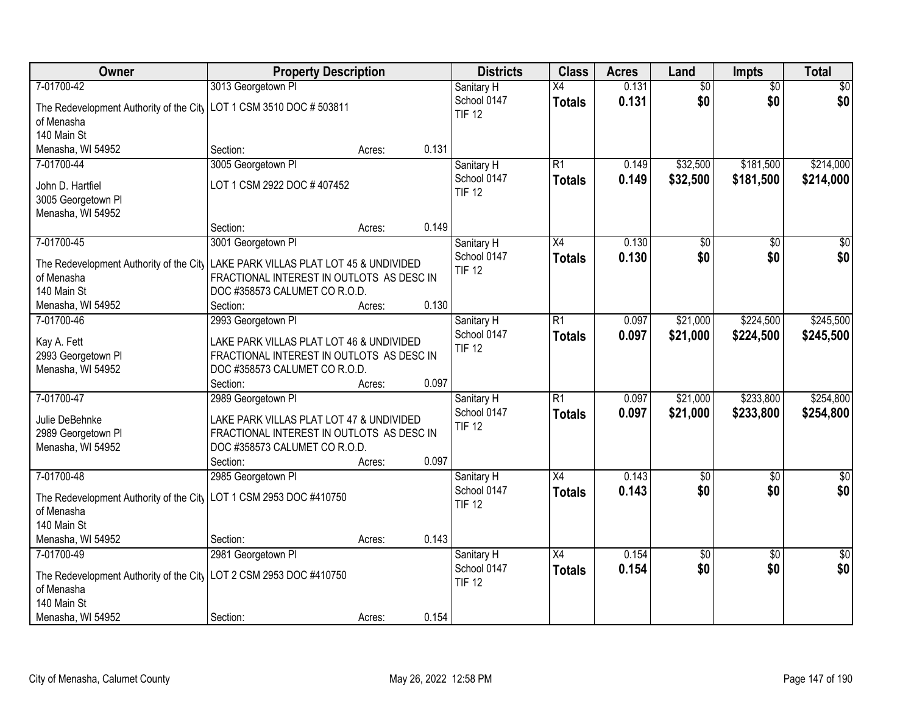| Owner | Property Description | Districts | Class | Acres | Land | Impts | Total |
|---|---|---|---|---|---|---|---|
| 7-01700-42<br>The Redevelopment Authority of the City of Menasha<br>140 Main St<br>Menasha, WI 54952 | 3013 Georgetown Pl<br>LOT 1 CSM 3510 DOC # 503811<br>Section: Acres: 0.131 | Sanitary H<br>School 0147<br>TIF 12 | X4<br>**Totals** | 0.131<br>**0.131** | $0<br>**$0** | $0<br>**$0** | $0<br>**$0** |
| 7-01700-44<br>John D. Hartfiel<br>3005 Georgetown Pl<br>Menasha, WI 54952 | 3005 Georgetown Pl<br>LOT 1 CSM 2922 DOC # 407452<br>Section: Acres: 0.149 | Sanitary H<br>School 0147<br>TIF 12 | R1<br>**Totals** | 0.149<br>**0.149** | $32,500<br>**$32,500** | $181,500<br>**$181,500** | $214,000<br>**$214,000** |
| 7-01700-45<br>The Redevelopment Authority of the City of Menasha<br>140 Main St<br>Menasha, WI 54952 | 3001 Georgetown Pl<br>LAKE PARK VILLAS PLAT LOT 45 & UNDIVIDED FRACTIONAL INTEREST IN OUTLOTS AS DESC IN DOC #358573 CALUMET CO R.O.D.<br>Section: Acres: 0.130 | Sanitary H<br>School 0147<br>TIF 12 | X4<br>**Totals** | 0.130<br>**0.130** | $0<br>**$0** | $0<br>**$0** | $0<br>**$0** |
| 7-01700-46<br>Kay A. Fett<br>2993 Georgetown Pl<br>Menasha, WI 54952 | 2993 Georgetown Pl<br>LAKE PARK VILLAS PLAT LOT 46 & UNDIVIDED FRACTIONAL INTEREST IN OUTLOTS AS DESC IN DOC #358573 CALUMET CO R.O.D.<br>Section: Acres: 0.097 | Sanitary H<br>School 0147<br>TIF 12 | R1<br>**Totals** | 0.097<br>**0.097** | $21,000<br>**$21,000** | $224,500<br>**$224,500** | $245,500<br>**$245,500** |
| 7-01700-47<br>Julie DeBehnke<br>2989 Georgetown Pl<br>Menasha, WI 54952 | 2989 Georgetown Pl<br>LAKE PARK VILLAS PLAT LOT 47 & UNDIVIDED FRACTIONAL INTEREST IN OUTLOTS AS DESC IN DOC #358573 CALUMET CO R.O.D.<br>Section: Acres: 0.097 | Sanitary H<br>School 0147<br>TIF 12 | R1<br>**Totals** | 0.097<br>**0.097** | $21,000<br>**$21,000** | $233,800<br>**$233,800** | $254,800<br>**$254,800** |
| 7-01700-48<br>The Redevelopment Authority of the City of Menasha<br>140 Main St<br>Menasha, WI 54952 | 2985 Georgetown Pl<br>LOT 1 CSM 2953 DOC #410750<br>Section: Acres: 0.143 | Sanitary H<br>School 0147<br>TIF 12 | X4<br>**Totals** | 0.143<br>**0.143** | $0<br>**$0** | $0<br>**$0** | $0<br>**$0** |
| 7-01700-49<br>The Redevelopment Authority of the City of Menasha<br>140 Main St<br>Menasha, WI 54952 | 2981 Georgetown Pl<br>LOT 2 CSM 2953 DOC #410750<br>Section: Acres: 0.154 | Sanitary H<br>School 0147<br>TIF 12 | X4<br>**Totals** | 0.154<br>**0.154** | $0<br>**$0** | $0<br>**$0** | $0<br>**$0** |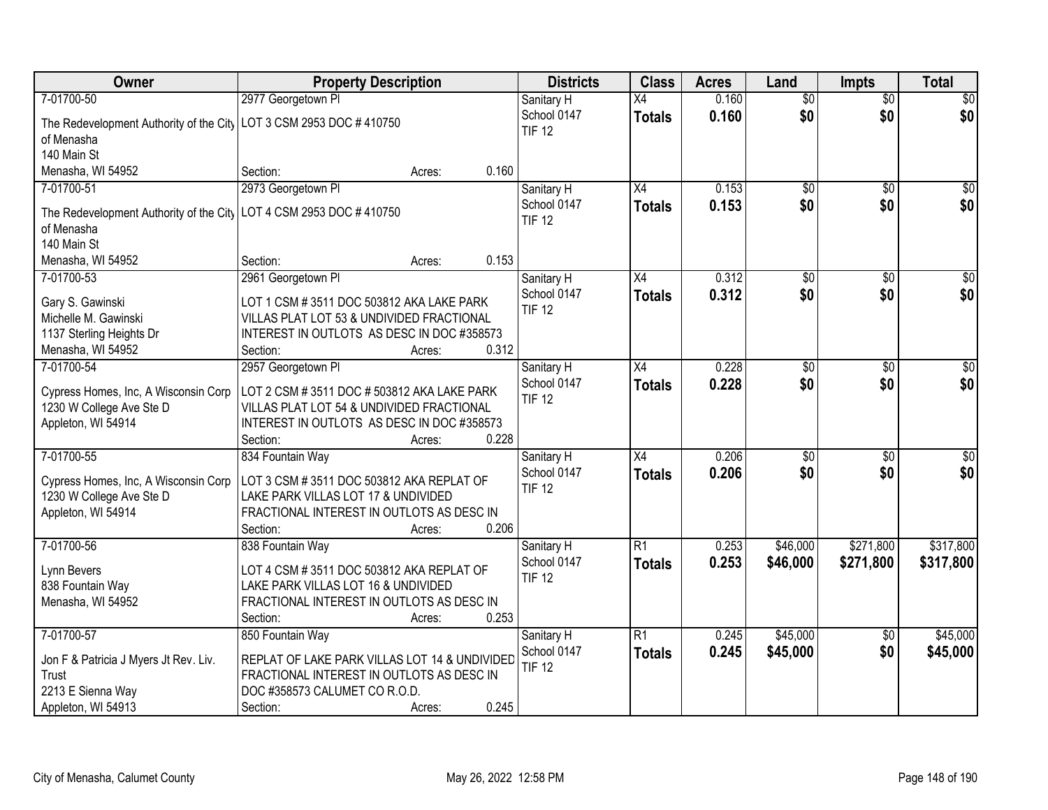| Owner | Property Description | Districts | Class | Acres | Land | Impts | Total |
|---|---|---|---|---|---|---|---|
| 7-01700-50<br>The Redevelopment Authority of the City of Menasha<br>140 Main St<br>Menasha, WI 54952 | 2977 Georgetown Pl<br>LOT 3 CSM 2953 DOC # 410750<br>Section: Acres: 0.160 | Sanitary H<br>School 0147<br>TIF 12 | X4<br>**Totals** | 0.160<br>**0.160** | $0<br>**$0** | $0<br>**$0** | $0<br>**$0** |
| 7-01700-51<br>The Redevelopment Authority of the City of Menasha<br>140 Main St<br>Menasha, WI 54952 | 2973 Georgetown Pl<br>LOT 4 CSM 2953 DOC # 410750<br>Section: Acres: 0.153 | Sanitary H<br>School 0147<br>TIF 12 | X4<br>**Totals** | 0.153<br>**0.153** | $0<br>**$0** | $0<br>**$0** | $0<br>**$0** |
| 7-01700-53<br>Gary S. Gawinski<br>Michelle M. Gawinski<br>1137 Sterling Heights Dr<br>Menasha, WI 54952 | 2961 Georgetown Pl<br>LOT 1 CSM # 3511 DOC 503812 AKA LAKE PARK VILLAS PLAT LOT 53 & UNDIVIDED FRACTIONAL INTEREST IN OUTLOTS AS DESC IN DOC #358573<br>Section: Acres: 0.312 | Sanitary H<br>School 0147<br>TIF 12 | X4<br>**Totals** | 0.312<br>**0.312** | $0<br>**$0** | $0<br>**$0** | $0<br>**$0** |
| 7-01700-54<br>Cypress Homes, Inc, A Wisconsin Corp<br>1230 W College Ave Ste D<br>Appleton, WI 54914 | 2957 Georgetown Pl<br>LOT 2 CSM # 3511 DOC # 503812 AKA LAKE PARK VILLAS PLAT LOT 54 & UNDIVIDED FRACTIONAL INTEREST IN OUTLOTS AS DESC IN DOC #358573<br>Section: Acres: 0.228 | Sanitary H<br>School 0147<br>TIF 12 | X4<br>**Totals** | 0.228<br>**0.228** | $0<br>**$0** | $0<br>**$0** | $0<br>**$0** |
| 7-01700-55<br>Cypress Homes, Inc, A Wisconsin Corp<br>1230 W College Ave Ste D<br>Appleton, WI 54914 | 834 Fountain Way<br>LOT 3 CSM # 3511 DOC 503812 AKA REPLAT OF LAKE PARK VILLAS LOT 17 & UNDIVIDED FRACTIONAL INTEREST IN OUTLOTS AS DESC IN<br>Section: Acres: 0.206 | Sanitary H<br>School 0147<br>TIF 12 | X4<br>**Totals** | 0.206<br>**0.206** | $0<br>**$0** | $0<br>**$0** | $0<br>**$0** |
| 7-01700-56<br>Lynn Bevers<br>838 Fountain Way<br>Menasha, WI 54952 | 838 Fountain Way<br>LOT 4 CSM # 3511 DOC 503812 AKA REPLAT OF LAKE PARK VILLAS LOT 16 & UNDIVIDED FRACTIONAL INTEREST IN OUTLOTS AS DESC IN<br>Section: Acres: 0.253 | Sanitary H<br>School 0147<br>TIF 12 | R1<br>**Totals** | 0.253<br>**0.253** | $46,000<br>**$46,000** | $271,800<br>**$271,800** | $317,800<br>**$317,800** |
| 7-01700-57<br>Jon F & Patricia J Myers Jt Rev. Liv. Trust<br>2213 E Sienna Way<br>Appleton, WI 54913 | 850 Fountain Way<br>REPLAT OF LAKE PARK VILLAS LOT 14 & UNDIVIDED FRACTIONAL INTEREST IN OUTLOTS AS DESC IN DOC #358573 CALUMET CO R.O.D.<br>Section: Acres: 0.245 | Sanitary H<br>School 0147<br>TIF 12 | R1<br>**Totals** | 0.245<br>**0.245** | $45,000<br>**$45,000** | $0<br>**$0** | $45,000<br>**$45,000** |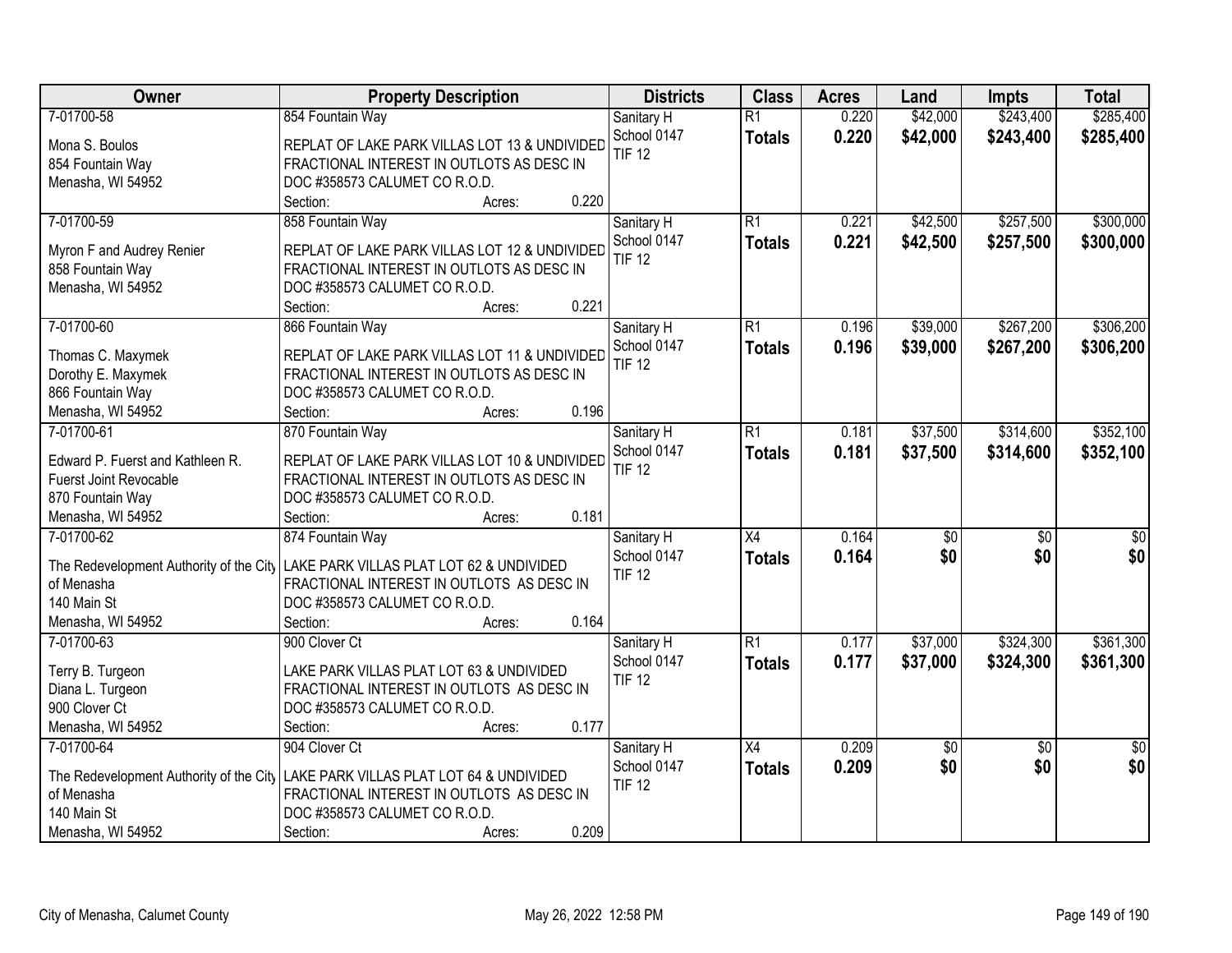| Owner | Property Description | Districts | Class | Acres | Land | Impts | Total |
|---|---|---|---|---|---|---|---|
| 7-01700-58<br><br>Mona S. Boulos<br>854 Fountain Way<br>Menasha, WI 54952 | 854 Fountain Way<br><br>REPLAT OF LAKE PARK VILLAS LOT 13 & UNDIVIDED FRACTIONAL INTEREST IN OUTLOTS AS DESC IN DOC #358573 CALUMET CO R.O.D.<br>Section: Acres: 0.220 | Sanitary H<br>School 0147<br>TIF 12 | R1<br>**Totals** | 0.220<br>**0.220** | $42,000<br>**$42,000** | $243,400<br>**$243,400** | $285,400<br>**$285,400** |
| 7-01700-59<br><br>Myron F and Audrey Renier<br>858 Fountain Way<br>Menasha, WI 54952 | 858 Fountain Way<br><br>REPLAT OF LAKE PARK VILLAS LOT 12 & UNDIVIDED FRACTIONAL INTEREST IN OUTLOTS AS DESC IN DOC #358573 CALUMET CO R.O.D.<br>Section: Acres: 0.221 | Sanitary H<br>School 0147<br>TIF 12 | R1<br>**Totals** | 0.221<br>**0.221** | $42,500<br>**$42,500** | $257,500<br>**$257,500** | $300,000<br>**$300,000** |
| 7-01700-60<br><br>Thomas C. Maxymek<br>Dorothy E. Maxymek<br>866 Fountain Way<br>Menasha, WI 54952 | 866 Fountain Way<br><br>REPLAT OF LAKE PARK VILLAS LOT 11 & UNDIVIDED FRACTIONAL INTEREST IN OUTLOTS AS DESC IN DOC #358573 CALUMET CO R.O.D.<br>Section: Acres: 0.196 | Sanitary H<br>School 0147<br>TIF 12 | R1<br>**Totals** | 0.196<br>**0.196** | $39,000<br>**$39,000** | $267,200<br>**$267,200** | $306,200<br>**$306,200** |
| 7-01700-61<br><br>Edward P. Fuerst and Kathleen R. Fuerst Joint Revocable<br>870 Fountain Way<br>Menasha, WI 54952 | 870 Fountain Way<br><br>REPLAT OF LAKE PARK VILLAS LOT 10 & UNDIVIDED FRACTIONAL INTEREST IN OUTLOTS AS DESC IN DOC #358573 CALUMET CO R.O.D.<br>Section: Acres: 0.181 | Sanitary H<br>School 0147<br>TIF 12 | R1<br>**Totals** | 0.181<br>**0.181** | $37,500<br>**$37,500** | $314,600<br>**$314,600** | $352,100<br>**$352,100** |
| 7-01700-62<br><br>The Redevelopment Authority of the City of Menasha<br>140 Main St<br>Menasha, WI 54952 | 874 Fountain Way<br><br>LAKE PARK VILLAS PLAT LOT 62 & UNDIVIDED FRACTIONAL INTEREST IN OUTLOTS AS DESC IN DOC #358573 CALUMET CO R.O.D.<br>Section: Acres: 0.164 | Sanitary H<br>School 0147<br>TIF 12 | X4<br>**Totals** | 0.164<br>**0.164** | $0<br>**$0** | $0<br>**$0** | $0<br>**$0** |
| 7-01700-63<br><br>Terry B. Turgeon<br>Diana L. Turgeon<br>900 Clover Ct<br>Menasha, WI 54952 | 900 Clover Ct<br><br>LAKE PARK VILLAS PLAT LOT 63 & UNDIVIDED FRACTIONAL INTEREST IN OUTLOTS AS DESC IN DOC #358573 CALUMET CO R.O.D.<br>Section: Acres: 0.177 | Sanitary H<br>School 0147<br>TIF 12 | R1<br>**Totals** | 0.177<br>**0.177** | $37,000<br>**$37,000** | $324,300<br>**$324,300** | $361,300<br>**$361,300** |
| 7-01700-64<br><br>The Redevelopment Authority of the City of Menasha<br>140 Main St<br>Menasha, WI 54952 | 904 Clover Ct<br><br>LAKE PARK VILLAS PLAT LOT 64 & UNDIVIDED FRACTIONAL INTEREST IN OUTLOTS AS DESC IN DOC #358573 CALUMET CO R.O.D.<br>Section: Acres: 0.209 | Sanitary H<br>School 0147<br>TIF 12 | X4<br>**Totals** | 0.209<br>**0.209** | $0<br>**$0** | $0<br>**$0** | $0<br>**$0** |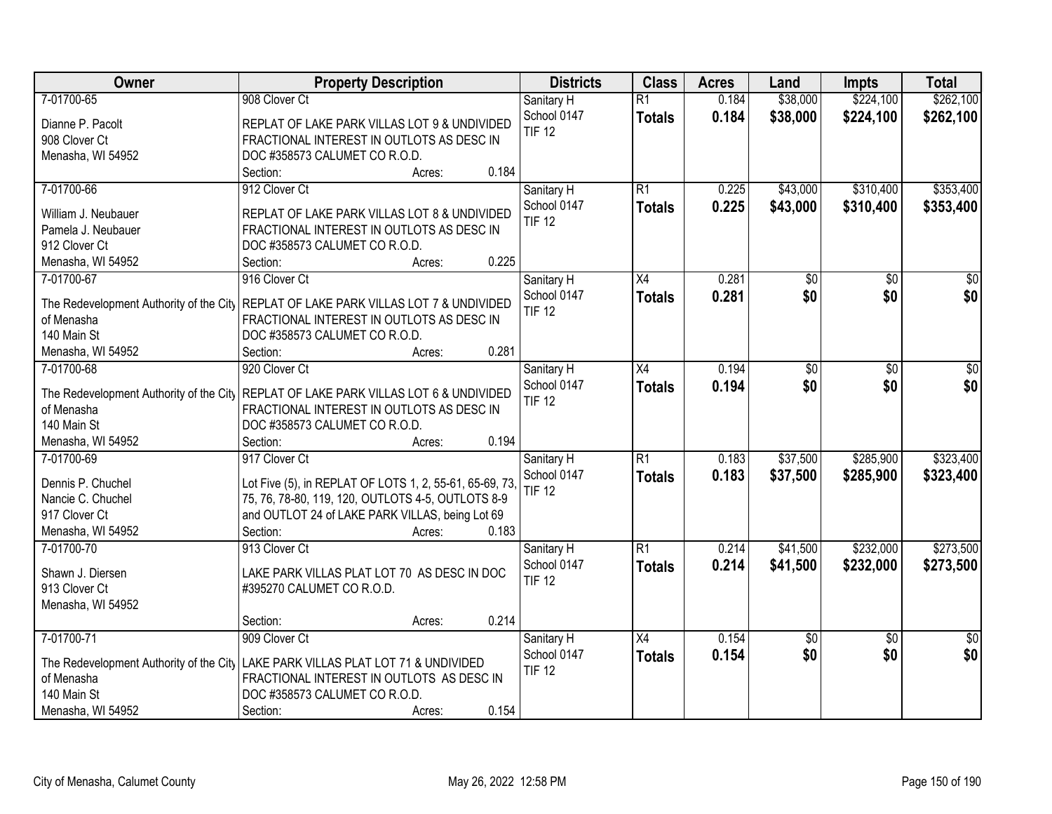| Owner | Property Description | Districts | Class | Acres | Land | Impts | Total |
|---|---|---|---|---|---|---|---|
| 7-01700-65<br>Dianne P. Pacolt<br>908 Clover Ct<br>Menasha, WI 54952 | 908 Clover Ct<br>REPLAT OF LAKE PARK VILLAS LOT 9 & UNDIVIDED FRACTIONAL INTEREST IN OUTLOTS AS DESC IN DOC #358573 CALUMET CO R.O.D.<br>Section: Acres: 0.184 | Sanitary H<br>School 0147<br>TIF 12 | R1<br>**Totals** | 0.184<br>**0.184** | $38,000<br>**$38,000** | $224,100<br>**$224,100** | $262,100<br>**$262,100** |
| 7-01700-66<br>William J. Neubauer<br>Pamela J. Neubauer<br>912 Clover Ct<br>Menasha, WI 54952 | 912 Clover Ct<br>REPLAT OF LAKE PARK VILLAS LOT 8 & UNDIVIDED FRACTIONAL INTEREST IN OUTLOTS AS DESC IN DOC #358573 CALUMET CO R.O.D.<br>Section: Acres: 0.225 | Sanitary H<br>School 0147<br>TIF 12 | R1<br>**Totals** | 0.225<br>**0.225** | $43,000<br>**$43,000** | $310,400<br>**$310,400** | $353,400<br>**$353,400** |
| 7-01700-67<br>The Redevelopment Authority of the City of Menasha<br>140 Main St<br>Menasha, WI 54952 | 916 Clover Ct<br>REPLAT OF LAKE PARK VILLAS LOT 7 & UNDIVIDED FRACTIONAL INTEREST IN OUTLOTS AS DESC IN DOC #358573 CALUMET CO R.O.D.<br>Section: Acres: 0.281 | Sanitary H<br>School 0147<br>TIF 12 | X4<br>**Totals** | 0.281<br>**0.281** | $0<br>**$0** | $0<br>**$0** | $0<br>**$0** |
| 7-01700-68<br>The Redevelopment Authority of the City of Menasha<br>140 Main St<br>Menasha, WI 54952 | 920 Clover Ct<br>REPLAT OF LAKE PARK VILLAS LOT 6 & UNDIVIDED FRACTIONAL INTEREST IN OUTLOTS AS DESC IN DOC #358573 CALUMET CO R.O.D.<br>Section: Acres: 0.194 | Sanitary H<br>School 0147<br>TIF 12 | X4<br>**Totals** | 0.194<br>**0.194** | $0<br>**$0** | $0<br>**$0** | $0<br>**$0** |
| 7-01700-69<br>Dennis P. Chuchel<br>Nancie C. Chuchel<br>917 Clover Ct<br>Menasha, WI 54952 | 917 Clover Ct<br>Lot Five (5), in REPLAT OF LOTS 1, 2, 55-61, 65-69, 73, 75, 76, 78-80, 119, 120, OUTLOTS 4-5, OUTLOTS 8-9 and OUTLOT 24 of LAKE PARK VILLAS, being Lot 69<br>Section: Acres: 0.183 | Sanitary H<br>School 0147<br>TIF 12 | R1<br>**Totals** | 0.183<br>**0.183** | $37,500<br>**$37,500** | $285,900<br>**$285,900** | $323,400<br>**$323,400** |
| 7-01700-70<br>Shawn J. Diersen<br>913 Clover Ct<br>Menasha, WI 54952 | 913 Clover Ct<br>LAKE PARK VILLAS PLAT LOT 70 AS DESC IN DOC #395270 CALUMET CO R.O.D.<br>Section: Acres: 0.214 | Sanitary H<br>School 0147<br>TIF 12 | R1<br>**Totals** | 0.214<br>**0.214** | $41,500<br>**$41,500** | $232,000<br>**$232,000** | $273,500<br>**$273,500** |
| 7-01700-71<br>The Redevelopment Authority of the City of Menasha<br>140 Main St<br>Menasha, WI 54952 | 909 Clover Ct<br>LAKE PARK VILLAS PLAT LOT 71 & UNDIVIDED FRACTIONAL INTEREST IN OUTLOTS AS DESC IN DOC #358573 CALUMET CO R.O.D.<br>Section: Acres: 0.154 | Sanitary H<br>School 0147<br>TIF 12 | X4<br>**Totals** | 0.154<br>**0.154** | $0<br>**$0** | $0<br>**$0** | $0<br>**$0** |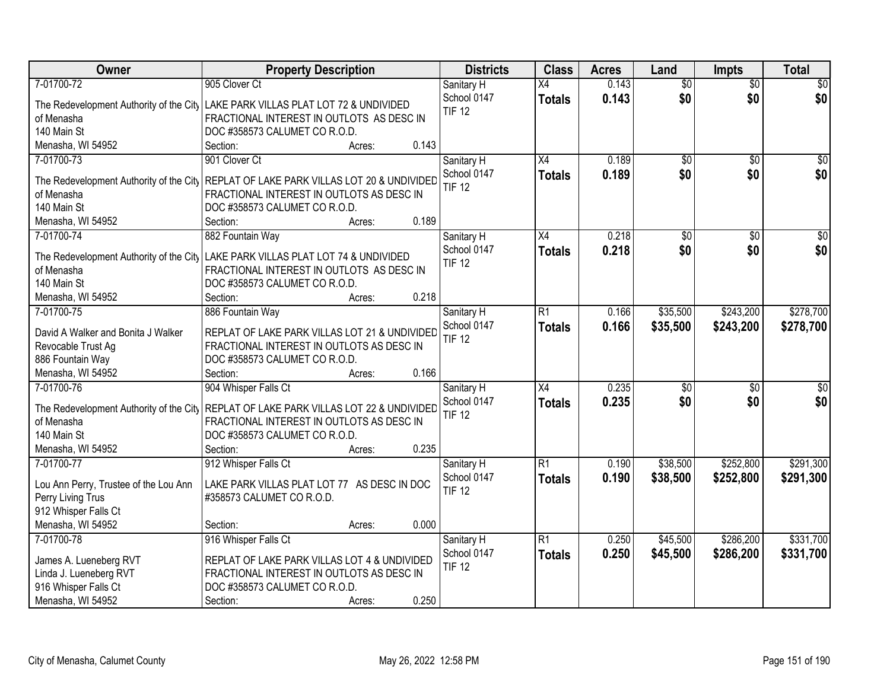| Owner | Property Description | Districts | Class | Acres | Land | Impts | Total |
|---|---|---|---|---|---|---|---|
| 7-01700-72<br>The Redevelopment Authority of the City of Menasha<br>140 Main St<br>Menasha, WI 54952 | 905 Clover Ct<br>LAKE PARK VILLAS PLAT LOT 72 & UNDIVIDED FRACTIONAL INTEREST IN OUTLOTS AS DESC IN DOC #358573 CALUMET CO R.O.D.<br>Section: Acres: 0.143 | Sanitary H<br>School 0147<br>TIF 12 | X4<br>**Totals** | 0.143<br>**0.143** | $0<br>**$0** | $0<br>**$0** | $0<br>**$0** |
| 7-01700-73<br>The Redevelopment Authority of the City of Menasha<br>140 Main St<br>Menasha, WI 54952 | 901 Clover Ct<br>REPLAT OF LAKE PARK VILLAS LOT 20 & UNDIVIDED FRACTIONAL INTEREST IN OUTLOTS AS DESC IN DOC #358573 CALUMET CO R.O.D.<br>Section: Acres: 0.189 | Sanitary H<br>School 0147<br>TIF 12 | X4<br>**Totals** | 0.189<br>**0.189** | $0<br>**$0** | $0<br>**$0** | $0<br>**$0** |
| 7-01700-74<br>The Redevelopment Authority of the City of Menasha<br>140 Main St<br>Menasha, WI 54952 | 882 Fountain Way<br>LAKE PARK VILLAS PLAT LOT 74 & UNDIVIDED FRACTIONAL INTEREST IN OUTLOTS AS DESC IN DOC #358573 CALUMET CO R.O.D.<br>Section: Acres: 0.218 | Sanitary H<br>School 0147<br>TIF 12 | X4<br>**Totals** | 0.218<br>**0.218** | $0<br>**$0** | $0<br>**$0** | $0<br>**$0** |
| 7-01700-75<br>David A Walker and Bonita J Walker Revocable Trust Ag<br>886 Fountain Way<br>Menasha, WI 54952 | 886 Fountain Way<br>REPLAT OF LAKE PARK VILLAS LOT 21 & UNDIVIDED FRACTIONAL INTEREST IN OUTLOTS AS DESC IN DOC #358573 CALUMET CO R.O.D.<br>Section: Acres: 0.166 | Sanitary H<br>School 0147<br>TIF 12 | R1<br>**Totals** | 0.166<br>**0.166** | $35,500<br>**$35,500** | $243,200<br>**$243,200** | $278,700<br>**$278,700** |
| 7-01700-76<br>The Redevelopment Authority of the City of Menasha<br>140 Main St<br>Menasha, WI 54952 | 904 Whisper Falls Ct<br>REPLAT OF LAKE PARK VILLAS LOT 22 & UNDIVIDED FRACTIONAL INTEREST IN OUTLOTS AS DESC IN DOC #358573 CALUMET CO R.O.D.<br>Section: Acres: 0.235 | Sanitary H<br>School 0147<br>TIF 12 | X4<br>**Totals** | 0.235<br>**0.235** | $0<br>**$0** | $0<br>**$0** | $0<br>**$0** |
| 7-01700-77<br>Lou Ann Perry, Trustee of the Lou Ann Perry Living Trus<br>912 Whisper Falls Ct<br>Menasha, WI 54952 | 912 Whisper Falls Ct<br>LAKE PARK VILLAS PLAT LOT 77 AS DESC IN DOC #358573 CALUMET CO R.O.D.<br>Section: Acres: 0.000 | Sanitary H<br>School 0147<br>TIF 12 | R1<br>**Totals** | 0.190<br>**0.190** | $38,500<br>**$38,500** | $252,800<br>**$252,800** | $291,300<br>**$291,300** |
| 7-01700-78<br>James A. Lueneberg RVT<br>Linda J. Lueneberg RVT<br>916 Whisper Falls Ct<br>Menasha, WI 54952 | 916 Whisper Falls Ct<br>REPLAT OF LAKE PARK VILLAS LOT 4 & UNDIVIDED FRACTIONAL INTEREST IN OUTLOTS AS DESC IN DOC #358573 CALUMET CO R.O.D.<br>Section: Acres: 0.250 | Sanitary H<br>School 0147<br>TIF 12 | R1<br>**Totals** | 0.250<br>**0.250** | $45,500<br>**$45,500** | $286,200<br>**$286,200** | $331,700<br>**$331,700** |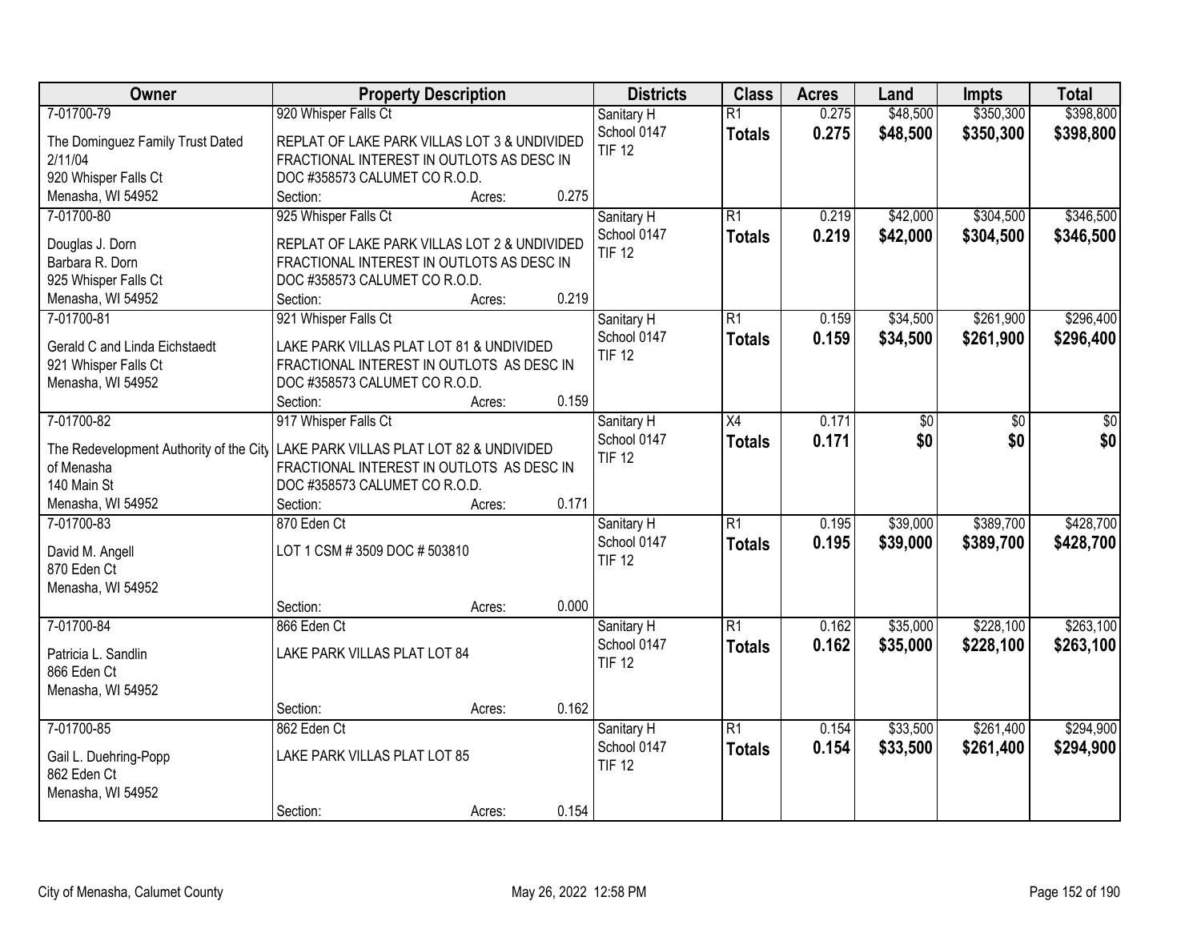| Owner | Property Description | Districts | Class | Acres | Land | Impts | Total |
|---|---|---|---|---|---|---|---|
| 7-01700-79<br>The Dominguez Family Trust Dated 2/11/04<br>920 Whisper Falls Ct<br>Menasha, WI 54952 | 920 Whisper Falls Ct<br>REPLAT OF LAKE PARK VILLAS LOT 3 & UNDIVIDED FRACTIONAL INTEREST IN OUTLOTS AS DESC IN DOC #358573 CALUMET CO R.O.D.<br>Section: Acres: 0.275 | Sanitary H<br>School 0147<br>TIF 12 | R1<br>**Totals** | 0.275<br>**0.275** | $48,500<br>**$48,500** | $350,300<br>**$350,300** | $398,800<br>**$398,800** |
| 7-01700-80<br>Douglas J. Dorn<br>Barbara R. Dorn<br>925 Whisper Falls Ct<br>Menasha, WI 54952 | 925 Whisper Falls Ct<br>REPLAT OF LAKE PARK VILLAS LOT 2 & UNDIVIDED FRACTIONAL INTEREST IN OUTLOTS AS DESC IN DOC #358573 CALUMET CO R.O.D.<br>Section: Acres: 0.219 | Sanitary H<br>School 0147<br>TIF 12 | R1<br>**Totals** | 0.219<br>**0.219** | $42,000<br>**$42,000** | $304,500<br>**$304,500** | $346,500<br>**$346,500** |
| 7-01700-81<br>Gerald C and Linda Eichstaedt<br>921 Whisper Falls Ct<br>Menasha, WI 54952 | 921 Whisper Falls Ct<br>LAKE PARK VILLAS PLAT LOT 81 & UNDIVIDED FRACTIONAL INTEREST IN OUTLOTS AS DESC IN DOC #358573 CALUMET CO R.O.D.<br>Section: Acres: 0.159 | Sanitary H<br>School 0147<br>TIF 12 | R1<br>**Totals** | 0.159<br>**0.159** | $34,500<br>**$34,500** | $261,900<br>**$261,900** | $296,400<br>**$296,400** |
| 7-01700-82<br>The Redevelopment Authority of the City of Menasha<br>140 Main St<br>Menasha, WI 54952 | 917 Whisper Falls Ct<br>LAKE PARK VILLAS PLAT LOT 82 & UNDIVIDED FRACTIONAL INTEREST IN OUTLOTS AS DESC IN DOC #358573 CALUMET CO R.O.D.<br>Section: Acres: 0.171 | Sanitary H<br>School 0147<br>TIF 12 | X4<br>**Totals** | 0.171<br>**0.171** | $0<br>**$0** | $0<br>**$0** | $0<br>**$0** |
| 7-01700-83<br>David M. Angell<br>870 Eden Ct<br>Menasha, WI 54952 | 870 Eden Ct<br>LOT 1 CSM # 3509 DOC # 503810<br>Section: Acres: 0.000 | Sanitary H<br>School 0147<br>TIF 12 | R1<br>**Totals** | 0.195<br>**0.195** | $39,000<br>**$39,000** | $389,700<br>**$389,700** | $428,700<br>**$428,700** |
| 7-01700-84<br>Patricia L. Sandlin<br>866 Eden Ct<br>Menasha, WI 54952 | 866 Eden Ct<br>LAKE PARK VILLAS PLAT LOT 84<br>Section: Acres: 0.162 | Sanitary H<br>School 0147<br>TIF 12 | R1<br>**Totals** | 0.162<br>**0.162** | $35,000<br>**$35,000** | $228,100<br>**$228,100** | $263,100<br>**$263,100** |
| 7-01700-85<br>Gail L. Duehring-Popp<br>862 Eden Ct<br>Menasha, WI 54952 | 862 Eden Ct<br>LAKE PARK VILLAS PLAT LOT 85<br>Section: Acres: 0.154 | Sanitary H<br>School 0147<br>TIF 12 | R1<br>**Totals** | 0.154<br>**0.154** | $33,500<br>**$33,500** | $261,400<br>**$261,400** | $294,900<br>**$294,900** |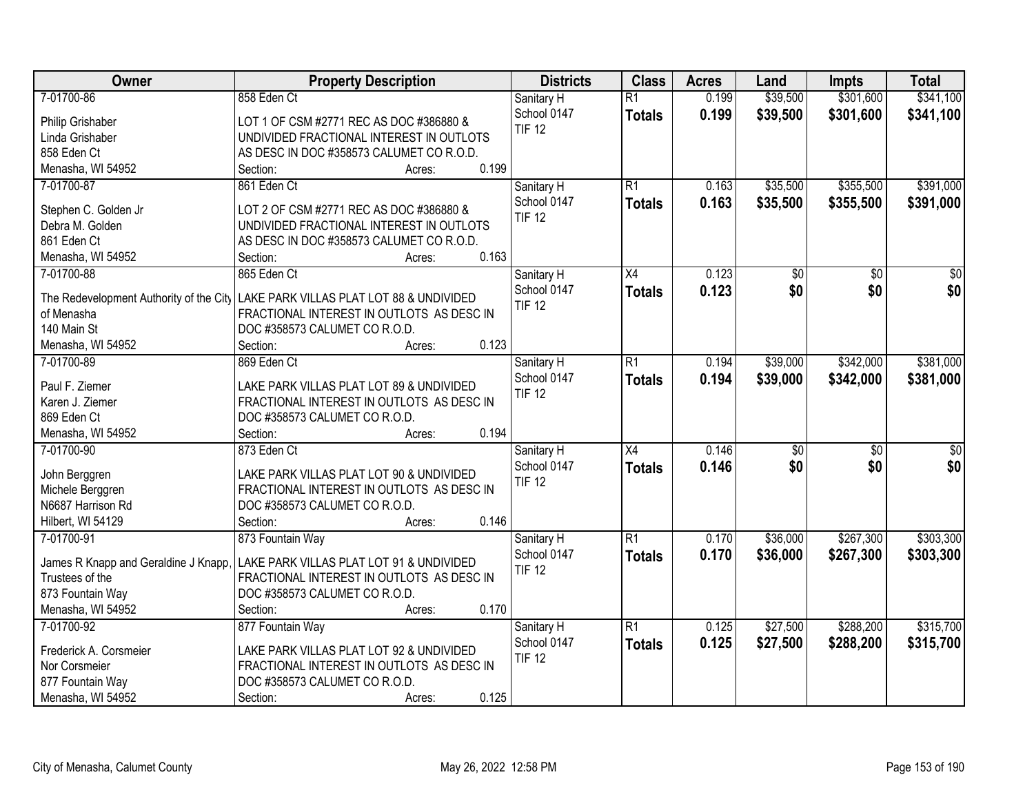| Owner | Property Description | Districts | Class | Acres | Land | Impts | Total |
|---|---|---|---|---|---|---|---|
| 7-01700-86<br>Philip Grishaber<br>Linda Grishaber<br>858 Eden Ct<br>Menasha, WI 54952 | 858 Eden Ct<br>LOT 1 OF CSM #2771 REC AS DOC #386880 & UNDIVIDED FRACTIONAL INTEREST IN OUTLOTS AS DESC IN DOC #358573 CALUMET CO R.O.D.<br>Section: Acres: 0.199 | Sanitary H<br>School 0147<br>TIF 12 | R1<br>**Totals** | 0.199<br>**0.199** | $39,500<br>**$39,500** | $301,600<br>**$301,600** | $341,100<br>**$341,100** |
| 7-01700-87<br>Stephen C. Golden Jr<br>Debra M. Golden<br>861 Eden Ct<br>Menasha, WI 54952 | 861 Eden Ct<br>LOT 2 OF CSM #2771 REC AS DOC #386880 & UNDIVIDED FRACTIONAL INTEREST IN OUTLOTS AS DESC IN DOC #358573 CALUMET CO R.O.D.<br>Section: Acres: 0.163 | Sanitary H<br>School 0147<br>TIF 12 | R1<br>**Totals** | 0.163<br>**0.163** | $35,500<br>**$35,500** | $355,500<br>**$355,500** | $391,000<br>**$391,000** |
| 7-01700-88<br>The Redevelopment Authority of the City of Menasha<br>140 Main St<br>Menasha, WI 54952 | 865 Eden Ct<br>LAKE PARK VILLAS PLAT LOT 88 & UNDIVIDED FRACTIONAL INTEREST IN OUTLOTS AS DESC IN DOC #358573 CALUMET CO R.O.D.<br>Section: Acres: 0.123 | Sanitary H<br>School 0147<br>TIF 12 | X4<br>**Totals** | 0.123<br>**0.123** | $0<br>**$0** | $0<br>**$0** | $0<br>**$0** |
| 7-01700-89<br>Paul F. Ziemer<br>Karen J. Ziemer<br>869 Eden Ct<br>Menasha, WI 54952 | 869 Eden Ct<br>LAKE PARK VILLAS PLAT LOT 89 & UNDIVIDED FRACTIONAL INTEREST IN OUTLOTS AS DESC IN DOC #358573 CALUMET CO R.O.D.<br>Section: Acres: 0.194 | Sanitary H<br>School 0147<br>TIF 12 | R1<br>**Totals** | 0.194<br>**0.194** | $39,000<br>**$39,000** | $342,000<br>**$342,000** | $381,000<br>**$381,000** |
| 7-01700-90<br>John Berggren<br>Michele Berggren<br>N6687 Harrison Rd<br>Hilbert, WI 54129 | 873 Eden Ct<br>LAKE PARK VILLAS PLAT LOT 90 & UNDIVIDED FRACTIONAL INTEREST IN OUTLOTS AS DESC IN DOC #358573 CALUMET CO R.O.D.<br>Section: Acres: 0.146 | Sanitary H<br>School 0147<br>TIF 12 | X4<br>**Totals** | 0.146<br>**0.146** | $0<br>**$0** | $0<br>**$0** | $0<br>**$0** |
| 7-01700-91<br>James R Knapp and Geraldine J Knapp, Trustees of the<br>873 Fountain Way<br>Menasha, WI 54952 | 873 Fountain Way<br>LAKE PARK VILLAS PLAT LOT 91 & UNDIVIDED FRACTIONAL INTEREST IN OUTLOTS AS DESC IN DOC #358573 CALUMET CO R.O.D.<br>Section: Acres: 0.170 | Sanitary H<br>School 0147<br>TIF 12 | R1<br>**Totals** | 0.170<br>**0.170** | $36,000<br>**$36,000** | $267,300<br>**$267,300** | $303,300<br>**$303,300** |
| 7-01700-92<br>Frederick A. Corsmeier<br>Nor Corsmeier<br>877 Fountain Way<br>Menasha, WI 54952 | 877 Fountain Way<br>LAKE PARK VILLAS PLAT LOT 92 & UNDIVIDED FRACTIONAL INTEREST IN OUTLOTS AS DESC IN DOC #358573 CALUMET CO R.O.D.<br>Section: Acres: 0.125 | Sanitary H<br>School 0147<br>TIF 12 | R1<br>**Totals** | 0.125<br>**0.125** | $27,500<br>**$27,500** | $288,200<br>**$288,200** | $315,700<br>**$315,700** |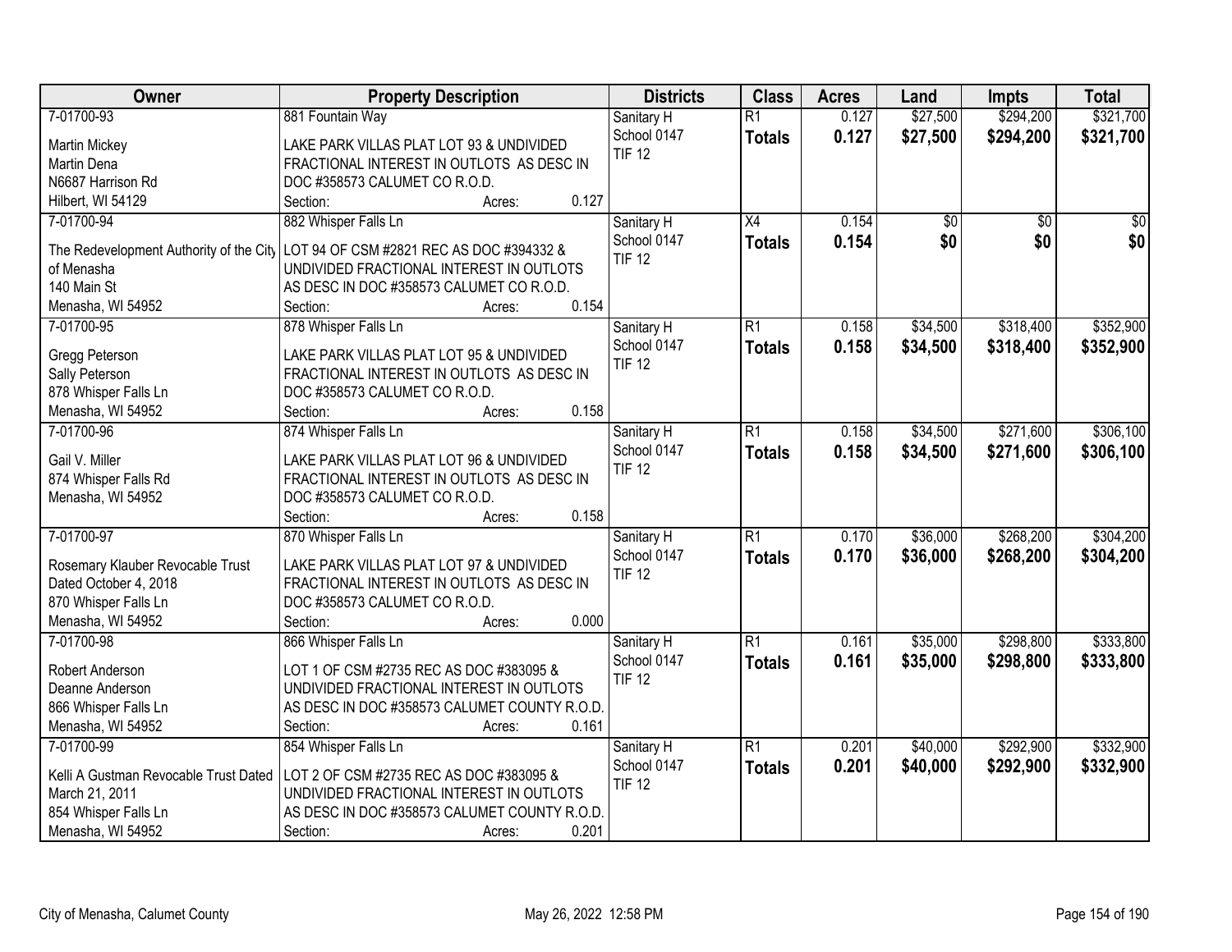| Owner | Property Description | Districts | Class | Acres | Land | Impts | Total |
|---|---|---|---|---|---|---|---|
| 7-01700-93<br>Martin Mickey<br>Martin Dena<br>N6687 Harrison Rd<br>Hilbert, WI 54129 | 881 Fountain Way<br>LAKE PARK VILLAS PLAT LOT 93 & UNDIVIDED FRACTIONAL INTEREST IN OUTLOTS AS DESC IN DOC #358573 CALUMET CO R.O.D.<br>Section: Acres: 0.127 | Sanitary H<br>School 0147<br>TIF 12 | R1<br>**Totals** | 0.127<br>**0.127** | $27,500<br>**$27,500** | $294,200<br>**$294,200** | $321,700<br>**$321,700** |
| 7-01700-94<br>The Redevelopment Authority of the City of Menasha<br>140 Main St<br>Menasha, WI 54952 | 882 Whisper Falls Ln<br>LOT 94 OF CSM #2821 REC AS DOC #394332 & UNDIVIDED FRACTIONAL INTEREST IN OUTLOTS AS DESC IN DOC #358573 CALUMET CO R.O.D.<br>Section: Acres: 0.154 | Sanitary H<br>School 0147<br>TIF 12 | X4<br>**Totals** | 0.154<br>**0.154** | $0<br>**$0** | $0<br>**$0** | $0<br>**$0** |
| 7-01700-95<br>Gregg Peterson<br>Sally Peterson<br>878 Whisper Falls Ln<br>Menasha, WI 54952 | 878 Whisper Falls Ln<br>LAKE PARK VILLAS PLAT LOT 95 & UNDIVIDED FRACTIONAL INTEREST IN OUTLOTS AS DESC IN DOC #358573 CALUMET CO R.O.D.<br>Section: Acres: 0.158 | Sanitary H<br>School 0147<br>TIF 12 | R1<br>**Totals** | 0.158<br>**0.158** | $34,500<br>**$34,500** | $318,400<br>**$318,400** | $352,900<br>**$352,900** |
| 7-01700-96<br>Gail V. Miller<br>874 Whisper Falls Rd<br>Menasha, WI 54952 | 874 Whisper Falls Ln<br>LAKE PARK VILLAS PLAT LOT 96 & UNDIVIDED FRACTIONAL INTEREST IN OUTLOTS AS DESC IN DOC #358573 CALUMET CO R.O.D.<br>Section: Acres: 0.158 | Sanitary H<br>School 0147<br>TIF 12 | R1<br>**Totals** | 0.158<br>**0.158** | $34,500<br>**$34,500** | $271,600<br>**$271,600** | $306,100<br>**$306,100** |
| 7-01700-97<br>Rosemary Klauber Revocable Trust Dated October 4, 2018<br>870 Whisper Falls Ln<br>Menasha, WI 54952 | 870 Whisper Falls Ln<br>LAKE PARK VILLAS PLAT LOT 97 & UNDIVIDED FRACTIONAL INTEREST IN OUTLOTS AS DESC IN DOC #358573 CALUMET CO R.O.D.<br>Section: Acres: 0.000 | Sanitary H<br>School 0147<br>TIF 12 | R1<br>**Totals** | 0.170<br>**0.170** | $36,000<br>**$36,000** | $268,200<br>**$268,200** | $304,200<br>**$304,200** |
| 7-01700-98<br>Robert Anderson<br>Deanne Anderson<br>866 Whisper Falls Ln<br>Menasha, WI 54952 | 866 Whisper Falls Ln<br>LOT 1 OF CSM #2735 REC AS DOC #383095 & UNDIVIDED FRACTIONAL INTEREST IN OUTLOTS AS DESC IN DOC #358573 CALUMET COUNTY R.O.D.<br>Section: Acres: 0.161 | Sanitary H<br>School 0147<br>TIF 12 | R1<br>**Totals** | 0.161<br>**0.161** | $35,000<br>**$35,000** | $298,800<br>**$298,800** | $333,800<br>**$333,800** |
| 7-01700-99<br>Kelli A Gustman Revocable Trust Dated March 21, 2011<br>854 Whisper Falls Ln<br>Menasha, WI 54952 | 854 Whisper Falls Ln<br>LOT 2 OF CSM #2735 REC AS DOC #383095 & UNDIVIDED FRACTIONAL INTEREST IN OUTLOTS AS DESC IN DOC #358573 CALUMET COUNTY R.O.D.<br>Section: Acres: 0.201 | Sanitary H<br>School 0147<br>TIF 12 | R1<br>**Totals** | 0.201<br>**0.201** | $40,000<br>**$40,000** | $292,900<br>**$292,900** | $332,900<br>**$332,900** |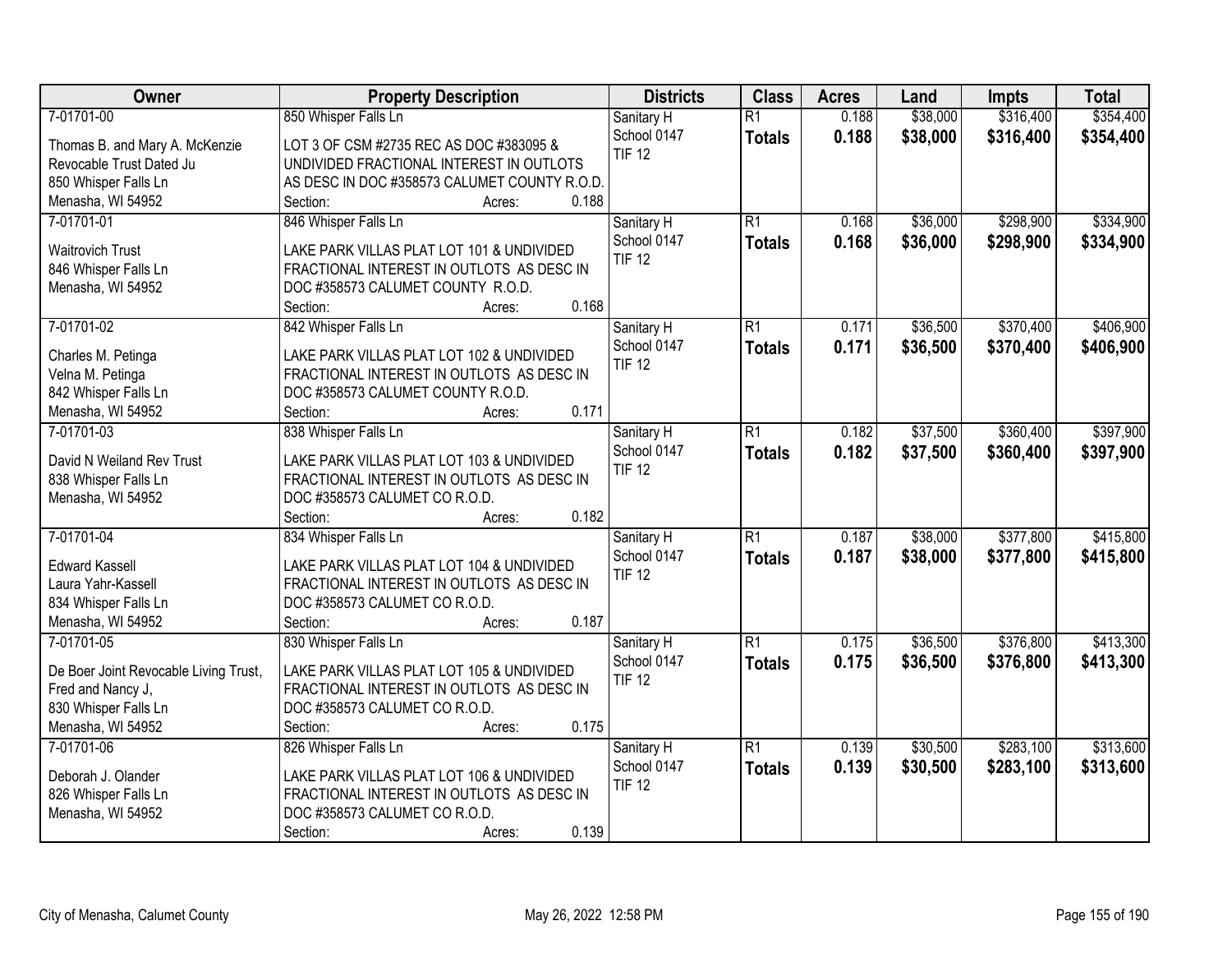| Owner | Property Description | Districts | Class | Acres | Land | Impts | Total |
|---|---|---|---|---|---|---|---|
| 7-01701-00<br>Thomas B. and Mary A. McKenzie<br>Revocable Trust Dated Ju<br>850 Whisper Falls Ln<br>Menasha, WI 54952 | 850 Whisper Falls Ln<br>LOT 3 OF CSM #2735 REC AS DOC #383095 & UNDIVIDED FRACTIONAL INTEREST IN OUTLOTS AS DESC IN DOC #358573 CALUMET COUNTY R.O.D.<br>Section: Acres: 0.188 | Sanitary H<br>School 0147<br>TIF 12 | R1<br>**Totals** | 0.188<br>**0.188** | $38,000<br>**$38,000** | $316,400<br>**$316,400** | $354,400<br>**$354,400** |
| 7-01701-01<br>Waitrovich Trust<br>846 Whisper Falls Ln<br>Menasha, WI 54952 | 846 Whisper Falls Ln<br>LAKE PARK VILLAS PLAT LOT 101 & UNDIVIDED FRACTIONAL INTEREST IN OUTLOTS AS DESC IN DOC #358573 CALUMET COUNTY R.O.D.<br>Section: Acres: 0.168 | Sanitary H<br>School 0147<br>TIF 12 | R1<br>**Totals** | 0.168<br>**0.168** | $36,000<br>**$36,000** | $298,900<br>**$298,900** | $334,900<br>**$334,900** |
| 7-01701-02<br>Charles M. Petinga<br>Velna M. Petinga<br>842 Whisper Falls Ln<br>Menasha, WI 54952 | 842 Whisper Falls Ln<br>LAKE PARK VILLAS PLAT LOT 102 & UNDIVIDED FRACTIONAL INTEREST IN OUTLOTS AS DESC IN DOC #358573 CALUMET COUNTY R.O.D.<br>Section: Acres: 0.171 | Sanitary H<br>School 0147<br>TIF 12 | R1<br>**Totals** | 0.171<br>**0.171** | $36,500<br>**$36,500** | $370,400<br>**$370,400** | $406,900<br>**$406,900** |
| 7-01701-03<br>David N Weiland Rev Trust<br>838 Whisper Falls Ln<br>Menasha, WI 54952 | 838 Whisper Falls Ln<br>LAKE PARK VILLAS PLAT LOT 103 & UNDIVIDED FRACTIONAL INTEREST IN OUTLOTS AS DESC IN DOC #358573 CALUMET CO R.O.D.<br>Section: Acres: 0.182 | Sanitary H<br>School 0147<br>TIF 12 | R1<br>**Totals** | 0.182<br>**0.182** | $37,500<br>**$37,500** | $360,400<br>**$360,400** | $397,900<br>**$397,900** |
| 7-01701-04<br>Edward Kassell<br>Laura Yahr-Kassell<br>834 Whisper Falls Ln<br>Menasha, WI 54952 | 834 Whisper Falls Ln<br>LAKE PARK VILLAS PLAT LOT 104 & UNDIVIDED FRACTIONAL INTEREST IN OUTLOTS AS DESC IN DOC #358573 CALUMET CO R.O.D.<br>Section: Acres: 0.187 | Sanitary H<br>School 0147<br>TIF 12 | R1<br>**Totals** | 0.187<br>**0.187** | $38,000<br>**$38,000** | $377,800<br>**$377,800** | $415,800<br>**$415,800** |
| 7-01701-05<br>De Boer Joint Revocable Living Trust,<br>Fred and Nancy J,<br>830 Whisper Falls Ln<br>Menasha, WI 54952 | 830 Whisper Falls Ln<br>LAKE PARK VILLAS PLAT LOT 105 & UNDIVIDED FRACTIONAL INTEREST IN OUTLOTS AS DESC IN DOC #358573 CALUMET CO R.O.D.<br>Section: Acres: 0.175 | Sanitary H<br>School 0147<br>TIF 12 | R1<br>**Totals** | 0.175<br>**0.175** | $36,500<br>**$36,500** | $376,800<br>**$376,800** | $413,300<br>**$413,300** |
| 7-01701-06<br>Deborah J. Olander<br>826 Whisper Falls Ln<br>Menasha, WI 54952 | 826 Whisper Falls Ln<br>LAKE PARK VILLAS PLAT LOT 106 & UNDIVIDED FRACTIONAL INTEREST IN OUTLOTS AS DESC IN DOC #358573 CALUMET CO R.O.D.<br>Section: Acres: 0.139 | Sanitary H<br>School 0147<br>TIF 12 | R1<br>**Totals** | 0.139<br>**0.139** | $30,500<br>**$30,500** | $283,100<br>**$283,100** | $313,600<br>**$313,600** |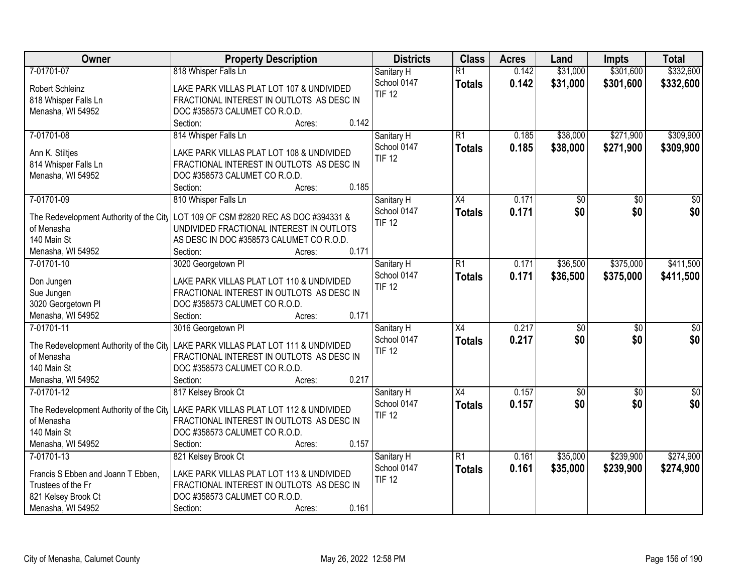| Owner | Property Description | Districts | Class | Acres | Land | Impts | Total |
|---|---|---|---|---|---|---|---|
| 7-01701-07<br>Robert Schleinz<br>818 Whisper Falls Ln<br>Menasha, WI 54952 | 818 Whisper Falls Ln<br>LAKE PARK VILLAS PLAT LOT 107 & UNDIVIDED FRACTIONAL INTEREST IN OUTLOTS AS DESC IN DOC #358573 CALUMET CO R.O.D.<br>Section: Acres: 0.142 | Sanitary H<br>School 0147<br>TIF 12 | R1<br>**Totals** | 0.142<br>**0.142** | $31,000<br>**$31,000** | $301,600<br>**$301,600** | $332,600<br>**$332,600** |
| 7-01701-08<br>Ann K. Stiltjes<br>814 Whisper Falls Ln<br>Menasha, WI 54952 | 814 Whisper Falls Ln<br>LAKE PARK VILLAS PLAT LOT 108 & UNDIVIDED FRACTIONAL INTEREST IN OUTLOTS AS DESC IN DOC #358573 CALUMET CO R.O.D.<br>Section: Acres: 0.185 | Sanitary H<br>School 0147<br>TIF 12 | R1<br>**Totals** | 0.185<br>**0.185** | $38,000<br>**$38,000** | $271,900<br>**$271,900** | $309,900<br>**$309,900** |
| 7-01701-09<br>The Redevelopment Authority of the City of Menasha<br>140 Main St<br>Menasha, WI 54952 | 810 Whisper Falls Ln<br>LOT 109 OF CSM #2820 REC AS DOC #394331 & UNDIVIDED FRACTIONAL INTEREST IN OUTLOTS AS DESC IN DOC #358573 CALUMET CO R.O.D.<br>Section: Acres: 0.171 | Sanitary H<br>School 0147<br>TIF 12 | X4<br>**Totals** | 0.171<br>**0.171** | $0<br>**$0** | $0<br>**$0** | $0<br>**$0** |
| 7-01701-10<br>Don Jungen<br>Sue Jungen<br>3020 Georgetown Pl<br>Menasha, WI 54952 | 3020 Georgetown Pl<br>LAKE PARK VILLAS PLAT LOT 110 & UNDIVIDED FRACTIONAL INTEREST IN OUTLOTS AS DESC IN DOC #358573 CALUMET CO R.O.D.<br>Section: Acres: 0.171 | Sanitary H<br>School 0147<br>TIF 12 | R1<br>**Totals** | 0.171<br>**0.171** | $36,500<br>**$36,500** | $375,000<br>**$375,000** | $411,500<br>**$411,500** |
| 7-01701-11<br>The Redevelopment Authority of the City of Menasha<br>140 Main St<br>Menasha, WI 54952 | 3016 Georgetown Pl<br>LAKE PARK VILLAS PLAT LOT 111 & UNDIVIDED FRACTIONAL INTEREST IN OUTLOTS AS DESC IN DOC #358573 CALUMET CO R.O.D.<br>Section: Acres: 0.217 | Sanitary H<br>School 0147<br>TIF 12 | X4<br>**Totals** | 0.217<br>**0.217** | $0<br>**$0** | $0<br>**$0** | $0<br>**$0** |
| 7-01701-12<br>The Redevelopment Authority of the City of Menasha<br>140 Main St<br>Menasha, WI 54952 | 817 Kelsey Brook Ct<br>LAKE PARK VILLAS PLAT LOT 112 & UNDIVIDED FRACTIONAL INTEREST IN OUTLOTS AS DESC IN DOC #358573 CALUMET CO R.O.D.<br>Section: Acres: 0.157 | Sanitary H<br>School 0147<br>TIF 12 | X4<br>**Totals** | 0.157<br>**0.157** | $0<br>**$0** | $0<br>**$0** | $0<br>**$0** |
| 7-01701-13<br>Francis S Ebben and Joann T Ebben, Trustees of the Fr<br>821 Kelsey Brook Ct<br>Menasha, WI 54952 | 821 Kelsey Brook Ct<br>LAKE PARK VILLAS PLAT LOT 113 & UNDIVIDED FRACTIONAL INTEREST IN OUTLOTS AS DESC IN DOC #358573 CALUMET CO R.O.D.<br>Section: Acres: 0.161 | Sanitary H<br>School 0147<br>TIF 12 | R1<br>**Totals** | 0.161<br>**0.161** | $35,000<br>**$35,000** | $239,900<br>**$239,900** | $274,900<br>**$274,900** |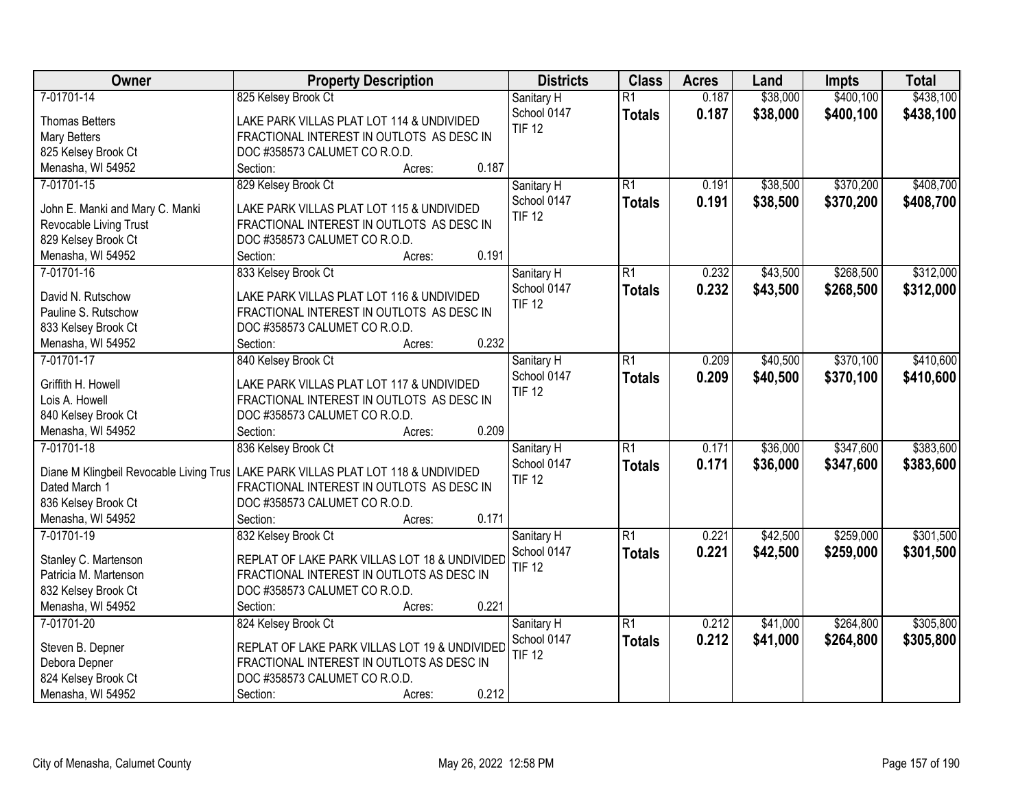| Owner | Property Description | Districts | Class | Acres | Land | Impts | Total |
|---|---|---|---|---|---|---|---|
| 7-01701-14<br>Thomas Betters<br>Mary Betters<br>825 Kelsey Brook Ct<br>Menasha, WI 54952 | 825 Kelsey Brook Ct<br>LAKE PARK VILLAS PLAT LOT 114 & UNDIVIDED FRACTIONAL INTEREST IN OUTLOTS AS DESC IN DOC #358573 CALUMET CO R.O.D.<br>Section: Acres: 0.187 | Sanitary H<br>School 0147<br>TIF 12 | R1<br>**Totals** | 0.187<br>**0.187** | $38,000<br>**$38,000** | $400,100<br>**$400,100** | $438,100<br>**$438,100** |
| 7-01701-15<br>John E. Manki and Mary C. Manki<br>Revocable Living Trust<br>829 Kelsey Brook Ct<br>Menasha, WI 54952 | 829 Kelsey Brook Ct<br>LAKE PARK VILLAS PLAT LOT 115 & UNDIVIDED FRACTIONAL INTEREST IN OUTLOTS AS DESC IN DOC #358573 CALUMET CO R.O.D.<br>Section: Acres: 0.191 | Sanitary H<br>School 0147<br>TIF 12 | R1<br>**Totals** | 0.191<br>**0.191** | $38,500<br>**$38,500** | $370,200<br>**$370,200** | $408,700<br>**$408,700** |
| 7-01701-16<br>David N. Rutschow<br>Pauline S. Rutschow<br>833 Kelsey Brook Ct<br>Menasha, WI 54952 | 833 Kelsey Brook Ct<br>LAKE PARK VILLAS PLAT LOT 116 & UNDIVIDED FRACTIONAL INTEREST IN OUTLOTS AS DESC IN DOC #358573 CALUMET CO R.O.D.<br>Section: Acres: 0.232 | Sanitary H<br>School 0147<br>TIF 12 | R1<br>**Totals** | 0.232<br>**0.232** | $43,500<br>**$43,500** | $268,500<br>**$268,500** | $312,000<br>**$312,000** |
| 7-01701-17<br>Griffith H. Howell<br>Lois A. Howell<br>840 Kelsey Brook Ct<br>Menasha, WI 54952 | 840 Kelsey Brook Ct<br>LAKE PARK VILLAS PLAT LOT 117 & UNDIVIDED FRACTIONAL INTEREST IN OUTLOTS AS DESC IN DOC #358573 CALUMET CO R.O.D.<br>Section: Acres: 0.209 | Sanitary H<br>School 0147<br>TIF 12 | R1<br>**Totals** | 0.209<br>**0.209** | $40,500<br>**$40,500** | $370,100<br>**$370,100** | $410,600<br>**$410,600** |
| 7-01701-18<br>Diane M Klingbeil Revocable Living Trus<br>Dated March 1<br>836 Kelsey Brook Ct<br>Menasha, WI 54952 | 836 Kelsey Brook Ct<br>LAKE PARK VILLAS PLAT LOT 118 & UNDIVIDED FRACTIONAL INTEREST IN OUTLOTS AS DESC IN DOC #358573 CALUMET CO R.O.D.<br>Section: Acres: 0.171 | Sanitary H<br>School 0147<br>TIF 12 | R1<br>**Totals** | 0.171<br>**0.171** | $36,000<br>**$36,000** | $347,600<br>**$347,600** | $383,600<br>**$383,600** |
| 7-01701-19<br>Stanley C. Martenson<br>Patricia M. Martenson<br>832 Kelsey Brook Ct<br>Menasha, WI 54952 | 832 Kelsey Brook Ct<br>REPLAT OF LAKE PARK VILLAS LOT 18 & UNDIVIDED FRACTIONAL INTEREST IN OUTLOTS AS DESC IN DOC #358573 CALUMET CO R.O.D.<br>Section: Acres: 0.221 | Sanitary H<br>School 0147<br>TIF 12 | R1<br>**Totals** | 0.221<br>**0.221** | $42,500<br>**$42,500** | $259,000<br>**$259,000** | $301,500<br>**$301,500** |
| 7-01701-20<br>Steven B. Depner<br>Debora Depner<br>824 Kelsey Brook Ct<br>Menasha, WI 54952 | 824 Kelsey Brook Ct<br>REPLAT OF LAKE PARK VILLAS LOT 19 & UNDIVIDED FRACTIONAL INTEREST IN OUTLOTS AS DESC IN DOC #358573 CALUMET CO R.O.D.<br>Section: Acres: 0.212 | Sanitary H<br>School 0147<br>TIF 12 | R1<br>**Totals** | 0.212<br>**0.212** | $41,000<br>**$41,000** | $264,800<br>**$264,800** | $305,800<br>**$305,800** |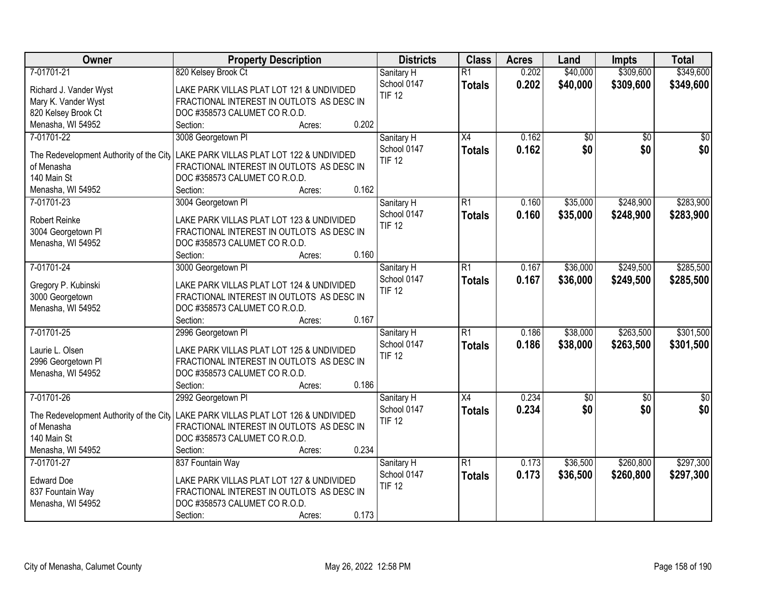| Owner | Property Description | Districts | Class | Acres | Land | Impts | Total |
|---|---|---|---|---|---|---|---|
| 7-01701-21<br>Richard J. Vander Wyst<br>Mary K. Vander Wyst<br>820 Kelsey Brook Ct<br>Menasha, WI 54952 | 820 Kelsey Brook Ct<br>LAKE PARK VILLAS PLAT LOT 121 & UNDIVIDED FRACTIONAL INTEREST IN OUTLOTS AS DESC IN DOC #358573 CALUMET CO R.O.D.<br>Section: Acres: 0.202 | Sanitary H<br>School 0147<br>TIF 12 | R1<br>**Totals** | 0.202<br>**0.202** | $40,000<br>**$40,000** | $309,600<br>**$309,600** | $349,600<br>**$349,600** |
| 7-01701-22<br>The Redevelopment Authority of the City of Menasha<br>140 Main St<br>Menasha, WI 54952 | 3008 Georgetown Pl<br>LAKE PARK VILLAS PLAT LOT 122 & UNDIVIDED FRACTIONAL INTEREST IN OUTLOTS AS DESC IN DOC #358573 CALUMET CO R.O.D.<br>Section: Acres: 0.162 | Sanitary H<br>School 0147<br>TIF 12 | X4<br>**Totals** | 0.162<br>**0.162** | $0<br>**$0** | $0<br>**$0** | $0<br>**$0** |
| 7-01701-23<br>Robert Reinke<br>3004 Georgetown Pl<br>Menasha, WI 54952 | 3004 Georgetown Pl<br>LAKE PARK VILLAS PLAT LOT 123 & UNDIVIDED FRACTIONAL INTEREST IN OUTLOTS AS DESC IN DOC #358573 CALUMET CO R.O.D.<br>Section: Acres: 0.160 | Sanitary H<br>School 0147<br>TIF 12 | R1<br>**Totals** | 0.160<br>**0.160** | $35,000<br>**$35,000** | $248,900<br>**$248,900** | $283,900<br>**$283,900** |
| 7-01701-24<br>Gregory P. Kubinski<br>3000 Georgetown<br>Menasha, WI 54952 | 3000 Georgetown Pl<br>LAKE PARK VILLAS PLAT LOT 124 & UNDIVIDED FRACTIONAL INTEREST IN OUTLOTS AS DESC IN DOC #358573 CALUMET CO R.O.D.<br>Section: Acres: 0.167 | Sanitary H<br>School 0147<br>TIF 12 | R1<br>**Totals** | 0.167<br>**0.167** | $36,000<br>**$36,000** | $249,500<br>**$249,500** | $285,500<br>**$285,500** |
| 7-01701-25<br>Laurie L. Olsen<br>2996 Georgetown Pl<br>Menasha, WI 54952 | 2996 Georgetown Pl<br>LAKE PARK VILLAS PLAT LOT 125 & UNDIVIDED FRACTIONAL INTEREST IN OUTLOTS AS DESC IN DOC #358573 CALUMET CO R.O.D.<br>Section: Acres: 0.186 | Sanitary H<br>School 0147<br>TIF 12 | R1<br>**Totals** | 0.186<br>**0.186** | $38,000<br>**$38,000** | $263,500<br>**$263,500** | $301,500<br>**$301,500** |
| 7-01701-26<br>The Redevelopment Authority of the City of Menasha<br>140 Main St<br>Menasha, WI 54952 | 2992 Georgetown Pl<br>LAKE PARK VILLAS PLAT LOT 126 & UNDIVIDED FRACTIONAL INTEREST IN OUTLOTS AS DESC IN DOC #358573 CALUMET CO R.O.D.<br>Section: Acres: 0.234 | Sanitary H<br>School 0147<br>TIF 12 | X4<br>**Totals** | 0.234<br>**0.234** | $0<br>**$0** | $0<br>**$0** | $0<br>**$0** |
| 7-01701-27<br>Edward Doe<br>837 Fountain Way<br>Menasha, WI 54952 | 837 Fountain Way<br>LAKE PARK VILLAS PLAT LOT 127 & UNDIVIDED FRACTIONAL INTEREST IN OUTLOTS AS DESC IN DOC #358573 CALUMET CO R.O.D.<br>Section: Acres: 0.173 | Sanitary H<br>School 0147<br>TIF 12 | R1<br>**Totals** | 0.173<br>**0.173** | $36,500<br>**$36,500** | $260,800<br>**$260,800** | $297,300<br>**$297,300** |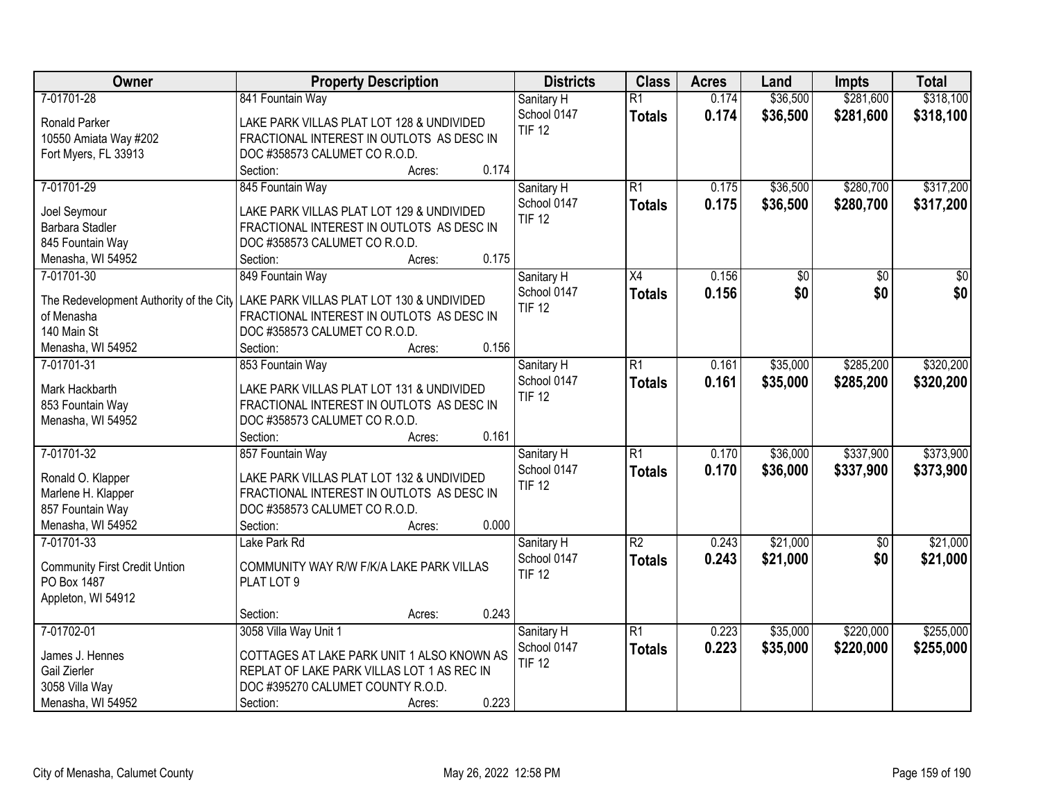| Owner | Property Description | Districts | Class | Acres | Land | Impts | Total |
|---|---|---|---|---|---|---|---|
| 7-01701-28<br><br>Ronald Parker<br>10550 Amiata Way #202<br>Fort Myers, FL 33913 | 841 Fountain Way<br><br>LAKE PARK VILLAS PLAT LOT 128 & UNDIVIDED FRACTIONAL INTEREST IN OUTLOTS AS DESC IN DOC #358573 CALUMET CO R.O.D.<br>Section: Acres: 0.174 | Sanitary H<br>School 0147<br>TIF 12 | R1<br>**Totals** | 0.174<br>**0.174** | $36,500<br>**$36,500** | $281,600<br>**$281,600** | $318,100<br>**$318,100** |
| 7-01701-29<br><br>Joel Seymour<br>Barbara Stadler<br>845 Fountain Way<br>Menasha, WI 54952 | 845 Fountain Way<br><br>LAKE PARK VILLAS PLAT LOT 129 & UNDIVIDED FRACTIONAL INTEREST IN OUTLOTS AS DESC IN DOC #358573 CALUMET CO R.O.D.<br>Section: Acres: 0.175 | Sanitary H<br>School 0147<br>TIF 12 | R1<br>**Totals** | 0.175<br>**0.175** | $36,500<br>**$36,500** | $280,700<br>**$280,700** | $317,200<br>**$317,200** |
| 7-01701-30<br><br>The Redevelopment Authority of the City of Menasha<br>140 Main St<br>Menasha, WI 54952 | 849 Fountain Way<br><br>LAKE PARK VILLAS PLAT LOT 130 & UNDIVIDED FRACTIONAL INTEREST IN OUTLOTS AS DESC IN DOC #358573 CALUMET CO R.O.D.<br>Section: Acres: 0.156 | Sanitary H<br>School 0147<br>TIF 12 | X4<br>**Totals** | 0.156<br>**0.156** | $0<br>**$0** | $0<br>**$0** | $0<br>**$0** |
| 7-01701-31<br><br>Mark Hackbarth<br>853 Fountain Way<br>Menasha, WI 54952 | 853 Fountain Way<br><br>LAKE PARK VILLAS PLAT LOT 131 & UNDIVIDED FRACTIONAL INTEREST IN OUTLOTS AS DESC IN DOC #358573 CALUMET CO R.O.D.<br>Section: Acres: 0.161 | Sanitary H<br>School 0147<br>TIF 12 | R1<br>**Totals** | 0.161<br>**0.161** | $35,000<br>**$35,000** | $285,200<br>**$285,200** | $320,200<br>**$320,200** |
| 7-01701-32<br><br>Ronald O. Klapper<br>Marlene H. Klapper<br>857 Fountain Way<br>Menasha, WI 54952 | 857 Fountain Way<br><br>LAKE PARK VILLAS PLAT LOT 132 & UNDIVIDED FRACTIONAL INTEREST IN OUTLOTS AS DESC IN DOC #358573 CALUMET CO R.O.D.<br>Section: Acres: 0.000 | Sanitary H<br>School 0147<br>TIF 12 | R1<br>**Totals** | 0.170<br>**0.170** | $36,000<br>**$36,000** | $337,900<br>**$337,900** | $373,900<br>**$373,900** |
| 7-01701-33<br><br>Community First Credit Untion<br>PO Box 1487<br>Appleton, WI 54912 | Lake Park Rd<br><br>COMMUNITY WAY R/W F/K/A LAKE PARK VILLAS PLAT LOT 9<br>Section: Acres: 0.243 | Sanitary H<br>School 0147<br>TIF 12 | R2<br>**Totals** | 0.243<br>**0.243** | $21,000<br>**$21,000** | $0<br>**$0** | $21,000<br>**$21,000** |
| 7-01702-01<br><br>James J. Hennes<br>Gail Zierler<br>3058 Villa Way<br>Menasha, WI 54952 | 3058 Villa Way Unit 1<br><br>COTTAGES AT LAKE PARK UNIT 1 ALSO KNOWN AS REPLAT OF LAKE PARK VILLAS LOT 1 AS REC IN DOC #395270 CALUMET COUNTY R.O.D.<br>Section: Acres: 0.223 | Sanitary H<br>School 0147<br>TIF 12 | R1<br>**Totals** | 0.223<br>**0.223** | $35,000<br>**$35,000** | $220,000<br>**$220,000** | $255,000<br>**$255,000** |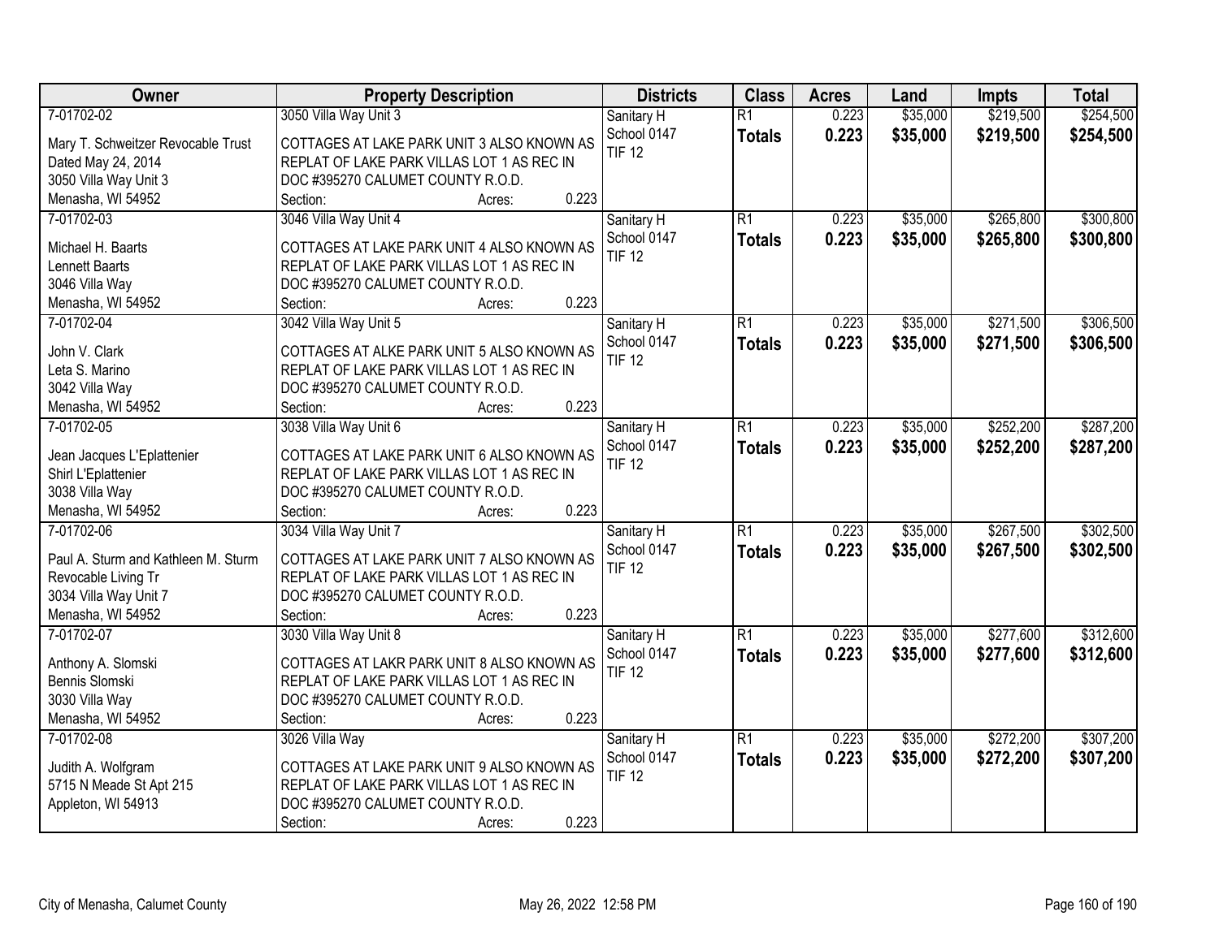| Owner | Property Description | Districts | Class | Acres | Land | Impts | Total |
|---|---|---|---|---|---|---|---|
| 7-01702-02<br>Mary T. Schweitzer Revocable Trust<br>Dated May 24, 2014<br>3050 Villa Way Unit 3<br>Menasha, WI 54952 | 3050 Villa Way Unit 3<br>COTTAGES AT LAKE PARK UNIT 3 ALSO KNOWN AS REPLAT OF LAKE PARK VILLAS LOT 1 AS REC IN DOC #395270 CALUMET COUNTY R.O.D.<br>Section: Acres: 0.223 | Sanitary H<br>School 0147<br>TIF 12 | R1<br>**Totals** | 0.223<br>**0.223** | $35,000<br>**$35,000** | $219,500<br>**$219,500** | $254,500<br>**$254,500** |
| 7-01702-03<br>Michael H. Baarts<br>Lennett Baarts<br>3046 Villa Way<br>Menasha, WI 54952 | 3046 Villa Way Unit 4<br>COTTAGES AT LAKE PARK UNIT 4 ALSO KNOWN AS REPLAT OF LAKE PARK VILLAS LOT 1 AS REC IN DOC #395270 CALUMET COUNTY R.O.D.<br>Section: Acres: 0.223 | Sanitary H<br>School 0147<br>TIF 12 | R1<br>**Totals** | 0.223<br>**0.223** | $35,000<br>**$35,000** | $265,800<br>**$265,800** | $300,800<br>**$300,800** |
| 7-01702-04<br>John V. Clark<br>Leta S. Marino<br>3042 Villa Way<br>Menasha, WI 54952 | 3042 Villa Way Unit 5<br>COTTAGES AT ALKE PARK UNIT 5 ALSO KNOWN AS REPLAT OF LAKE PARK VILLAS LOT 1 AS REC IN DOC #395270 CALUMET COUNTY R.O.D.<br>Section: Acres: 0.223 | Sanitary H<br>School 0147<br>TIF 12 | R1<br>**Totals** | 0.223<br>**0.223** | $35,000<br>**$35,000** | $271,500<br>**$271,500** | $306,500<br>**$306,500** |
| 7-01702-05<br>Jean Jacques L'Eplattenier<br>Shirl L'Eplattenier<br>3038 Villa Way<br>Menasha, WI 54952 | 3038 Villa Way Unit 6<br>COTTAGES AT LAKE PARK UNIT 6 ALSO KNOWN AS REPLAT OF LAKE PARK VILLAS LOT 1 AS REC IN DOC #395270 CALUMET COUNTY R.O.D.<br>Section: Acres: 0.223 | Sanitary H<br>School 0147<br>TIF 12 | R1<br>**Totals** | 0.223<br>**0.223** | $35,000<br>**$35,000** | $252,200<br>**$252,200** | $287,200<br>**$287,200** |
| 7-01702-06<br>Paul A. Sturm and Kathleen M. Sturm Revocable Living Tr<br>3034 Villa Way Unit 7<br>Menasha, WI 54952 | 3034 Villa Way Unit 7<br>COTTAGES AT LAKE PARK UNIT 7 ALSO KNOWN AS REPLAT OF LAKE PARK VILLAS LOT 1 AS REC IN DOC #395270 CALUMET COUNTY R.O.D.<br>Section: Acres: 0.223 | Sanitary H<br>School 0147<br>TIF 12 | R1<br>**Totals** | 0.223<br>**0.223** | $35,000<br>**$35,000** | $267,500<br>**$267,500** | $302,500<br>**$302,500** |
| 7-01702-07<br>Anthony A. Slomski<br>Bennis Slomski<br>3030 Villa Way<br>Menasha, WI 54952 | 3030 Villa Way Unit 8<br>COTTAGES AT LAKR PARK UNIT 8 ALSO KNOWN AS REPLAT OF LAKE PARK VILLAS LOT 1 AS REC IN DOC #395270 CALUMET COUNTY R.O.D.<br>Section: Acres: 0.223 | Sanitary H<br>School 0147<br>TIF 12 | R1<br>**Totals** | 0.223<br>**0.223** | $35,000<br>**$35,000** | $277,600<br>**$277,600** | $312,600<br>**$312,600** |
| 7-01702-08<br>Judith A. Wolfgram<br>5715 N Meade St Apt 215<br>Appleton, WI 54913 | 3026 Villa Way<br>COTTAGES AT LAKE PARK UNIT 9 ALSO KNOWN AS REPLAT OF LAKE PARK VILLAS LOT 1 AS REC IN DOC #395270 CALUMET COUNTY R.O.D.<br>Section: Acres: 0.223 | Sanitary H<br>School 0147<br>TIF 12 | R1<br>**Totals** | 0.223<br>**0.223** | $35,000<br>**$35,000** | $272,200<br>**$272,200** | $307,200<br>**$307,200** |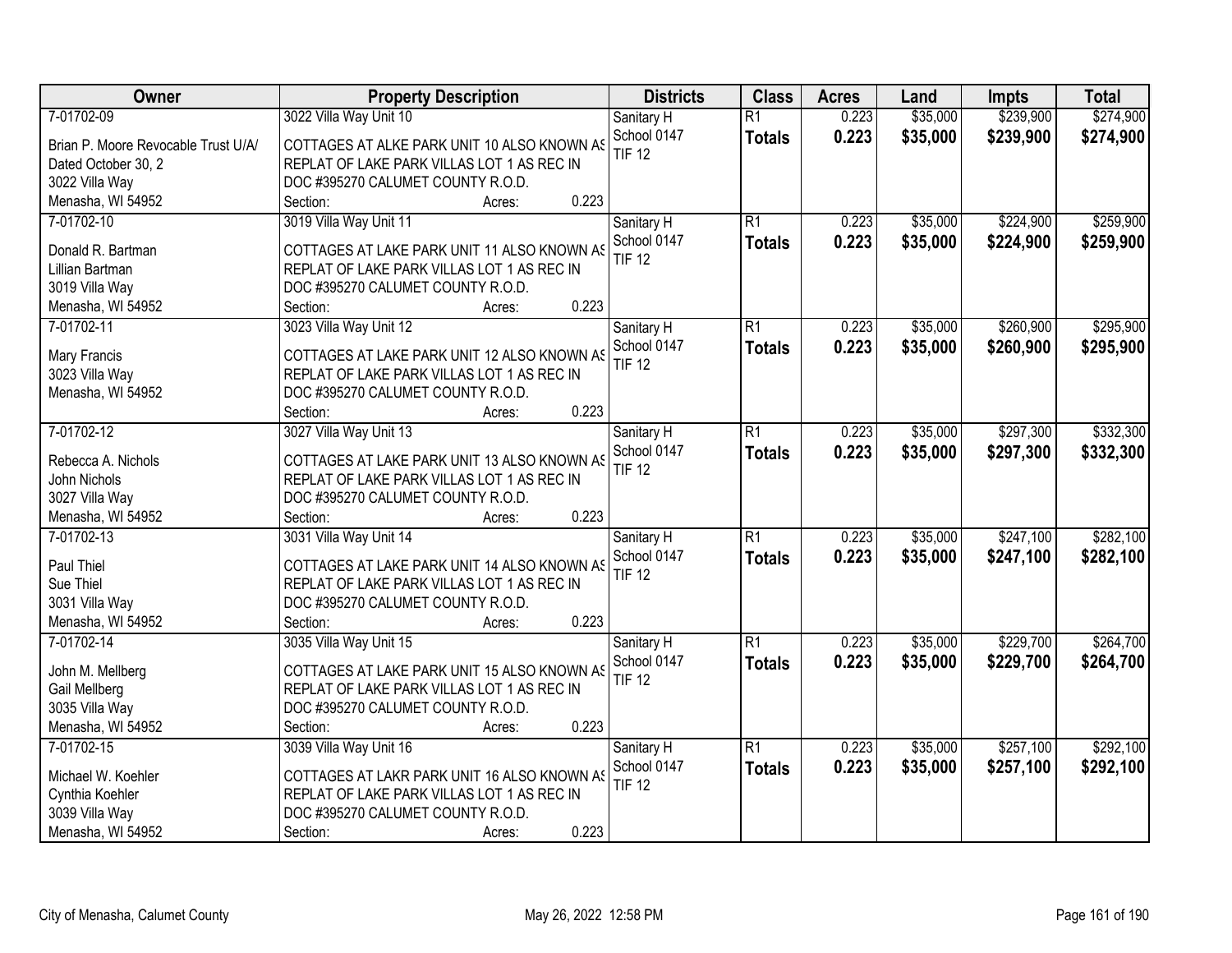| Owner | Property Description | Districts | Class | Acres | Land | Impts | Total |
|---|---|---|---|---|---|---|---|
| 7-01702-09<br>Brian P. Moore Revocable Trust U/A/ Dated October 30, 2<br>3022 Villa Way<br>Menasha, WI 54952 | 3022 Villa Way Unit 10<br>COTTAGES AT ALKE PARK UNIT 10 ALSO KNOWN AS REPLAT OF LAKE PARK VILLAS LOT 1 AS REC IN DOC #395270 CALUMET COUNTY R.O.D.<br>Section: Acres: 0.223 | Sanitary H<br>School 0147<br>TIF 12 | R1<br>**Totals** | 0.223<br>**0.223** | $35,000<br>**$35,000** | $239,900<br>**$239,900** | $274,900<br>**$274,900** |
| 7-01702-10<br>Donald R. Bartman<br>Lillian Bartman<br>3019 Villa Way<br>Menasha, WI 54952 | 3019 Villa Way Unit 11<br>COTTAGES AT LAKE PARK UNIT 11 ALSO KNOWN AS REPLAT OF LAKE PARK VILLAS LOT 1 AS REC IN DOC #395270 CALUMET COUNTY R.O.D.<br>Section: Acres: 0.223 | Sanitary H<br>School 0147<br>TIF 12 | R1<br>**Totals** | 0.223<br>**0.223** | $35,000<br>**$35,000** | $224,900<br>**$224,900** | $259,900<br>**$259,900** |
| 7-01702-11<br>Mary Francis<br>3023 Villa Way<br>Menasha, WI 54952 | 3023 Villa Way Unit 12<br>COTTAGES AT LAKE PARK UNIT 12 ALSO KNOWN AS REPLAT OF LAKE PARK VILLAS LOT 1 AS REC IN DOC #395270 CALUMET COUNTY R.O.D.<br>Section: Acres: 0.223 | Sanitary H<br>School 0147<br>TIF 12 | R1<br>**Totals** | 0.223<br>**0.223** | $35,000<br>**$35,000** | $260,900<br>**$260,900** | $295,900<br>**$295,900** |
| 7-01702-12<br>Rebecca A. Nichols<br>John Nichols<br>3027 Villa Way<br>Menasha, WI 54952 | 3027 Villa Way Unit 13<br>COTTAGES AT LAKE PARK UNIT 13 ALSO KNOWN AS REPLAT OF LAKE PARK VILLAS LOT 1 AS REC IN DOC #395270 CALUMET COUNTY R.O.D.<br>Section: Acres: 0.223 | Sanitary H<br>School 0147<br>TIF 12 | R1<br>**Totals** | 0.223<br>**0.223** | $35,000<br>**$35,000** | $297,300<br>**$297,300** | $332,300<br>**$332,300** |
| 7-01702-13<br>Paul Thiel<br>Sue Thiel<br>3031 Villa Way<br>Menasha, WI 54952 | 3031 Villa Way Unit 14<br>COTTAGES AT LAKE PARK UNIT 14 ALSO KNOWN AS REPLAT OF LAKE PARK VILLAS LOT 1 AS REC IN DOC #395270 CALUMET COUNTY R.O.D.<br>Section: Acres: 0.223 | Sanitary H<br>School 0147<br>TIF 12 | R1<br>**Totals** | 0.223<br>**0.223** | $35,000<br>**$35,000** | $247,100<br>**$247,100** | $282,100<br>**$282,100** |
| 7-01702-14<br>John M. Mellberg<br>Gail Mellberg<br>3035 Villa Way<br>Menasha, WI 54952 | 3035 Villa Way Unit 15<br>COTTAGES AT LAKE PARK UNIT 15 ALSO KNOWN AS REPLAT OF LAKE PARK VILLAS LOT 1 AS REC IN DOC #395270 CALUMET COUNTY R.O.D.<br>Section: Acres: 0.223 | Sanitary H<br>School 0147<br>TIF 12 | R1<br>**Totals** | 0.223<br>**0.223** | $35,000<br>**$35,000** | $229,700<br>**$229,700** | $264,700<br>**$264,700** |
| 7-01702-15<br>Michael W. Koehler<br>Cynthia Koehler<br>3039 Villa Way<br>Menasha, WI 54952 | 3039 Villa Way Unit 16<br>COTTAGES AT LAKR PARK UNIT 16 ALSO KNOWN AS REPLAT OF LAKE PARK VILLAS LOT 1 AS REC IN DOC #395270 CALUMET COUNTY R.O.D.<br>Section: Acres: 0.223 | Sanitary H<br>School 0147<br>TIF 12 | R1<br>**Totals** | 0.223<br>**0.223** | $35,000<br>**$35,000** | $257,100<br>**$257,100** | $292,100<br>**$292,100** |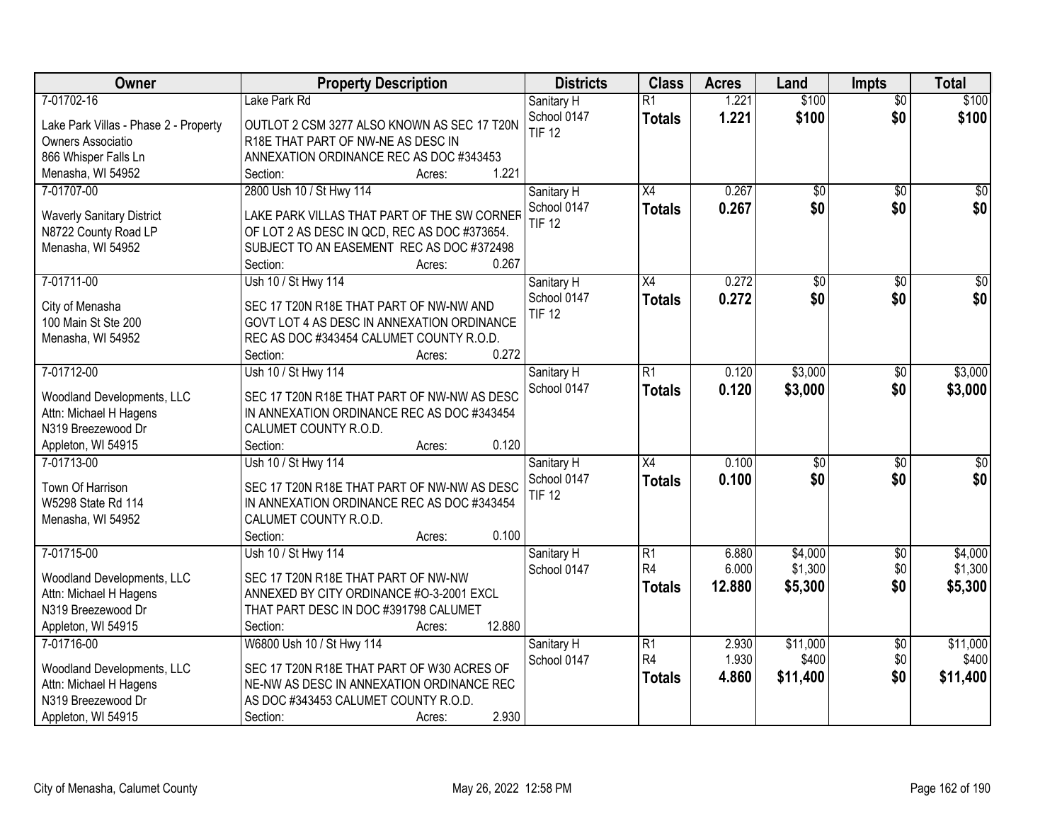| Owner | Property Description | Districts | Class | Acres | Land | Impts | Total |
|---|---|---|---|---|---|---|---|
| 7-01702-16<br>Lake Park Villas - Phase 2 - Property Owners Associatio<br>866 Whisper Falls Ln<br>Menasha, WI 54952 | Lake Park Rd<br>OUTLOT 2 CSM 3277 ALSO KNOWN AS SEC 17 T20N R18E THAT PART OF NW-NE AS DESC IN ANNEXATION ORDINANCE REC AS DOC #343453<br>Section: Acres: 1.221 | Sanitary H<br>School 0147<br>TIF 12 | R1<br>**Totals** | 1.221<br>**1.221** | $100<br>**$100** | $0<br>**$0** | $100<br>**$100** |
| 7-01707-00<br>Waverly Sanitary District<br>N8722 County Road LP<br>Menasha, WI 54952 | 2800 Ush 10 / St Hwy 114<br>LAKE PARK VILLAS THAT PART OF THE SW CORNER OF LOT 2 AS DESC IN QCD, REC AS DOC #373654. SUBJECT TO AN EASEMENT REC AS DOC #372498<br>Section: Acres: 0.267 | Sanitary H<br>School 0147<br>TIF 12 | X4<br>**Totals** | 0.267<br>**0.267** | $0<br>**$0** | $0<br>**$0** | $0<br>**$0** |
| 7-01711-00<br>City of Menasha<br>100 Main St Ste 200<br>Menasha, WI 54952 | Ush 10 / St Hwy 114<br>SEC 17 T20N R18E THAT PART OF NW-NW AND GOVT LOT 4 AS DESC IN ANNEXATION ORDINANCE REC AS DOC #343454 CALUMET COUNTY R.O.D.<br>Section: Acres: 0.272 | Sanitary H<br>School 0147<br>TIF 12 | X4<br>**Totals** | 0.272<br>**0.272** | $0<br>**$0** | $0<br>**$0** | $0<br>**$0** |
| 7-01712-00<br>Woodland Developments, LLC<br>Attn: Michael H Hagens<br>N319 Breezewood Dr<br>Appleton, WI 54915 | Ush 10 / St Hwy 114<br>SEC 17 T20N R18E THAT PART OF NW-NW AS DESC IN ANNEXATION ORDINANCE REC AS DOC #343454 CALUMET COUNTY R.O.D.<br>Section: Acres: 0.120 | Sanitary H<br>School 0147 | R1<br>**Totals** | 0.120<br>**0.120** | $3,000<br>**$3,000** | $0<br>**$0** | $3,000<br>**$3,000** |
| 7-01713-00<br>Town Of Harrison<br>W5298 State Rd 114<br>Menasha, WI 54952 | Ush 10 / St Hwy 114<br>SEC 17 T20N R18E THAT PART OF NW-NW AS DESC IN ANNEXATION ORDINANCE REC AS DOC #343454 CALUMET COUNTY R.O.D.<br>Section: Acres: 0.100 | Sanitary H<br>School 0147<br>TIF 12 | X4<br>**Totals** | 0.100<br>**0.100** | $0<br>**$0** | $0<br>**$0** | $0<br>**$0** |
| 7-01715-00<br>Woodland Developments, LLC<br>Attn: Michael H Hagens<br>N319 Breezewood Dr<br>Appleton, WI 54915 | Ush 10 / St Hwy 114<br>SEC 17 T20N R18E THAT PART OF NW-NW ANNEXED BY CITY ORDINANCE #O-3-2001 EXCL THAT PART DESC IN DOC #391798 CALUMET<br>Section: Acres: 12.880 | Sanitary H<br>School 0147 | R1<br>R4<br>**Totals** | 6.880<br>6.000<br>**12.880** | $4,000<br>$1,300<br>**$5,300** | $0<br>$0<br>**$0** | $4,000<br>$1,300<br>**$5,300** |
| 7-01716-00<br>Woodland Developments, LLC<br>Attn: Michael H Hagens<br>N319 Breezewood Dr<br>Appleton, WI 54915 | W6800 Ush 10 / St Hwy 114<br>SEC 17 T20N R18E THAT PART OF W30 ACRES OF NE-NW AS DESC IN ANNEXATION ORDINANCE REC AS DOC #343453 CALUMET COUNTY R.O.D.<br>Section: Acres: 2.930 | Sanitary H<br>School 0147 | R1<br>R4<br>**Totals** | 2.930<br>1.930<br>**4.860** | $11,000<br>$400<br>**$11,400** | $0<br>$0<br>**$0** | $11,000<br>$400<br>**$11,400** |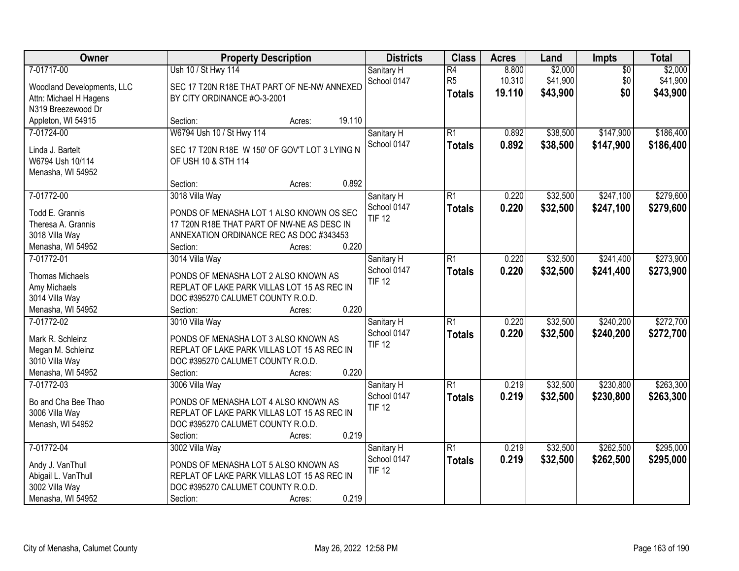| Owner | Property Description | Districts | Class | Acres | Land | Impts | Total |
|---|---|---|---|---|---|---|---|
| 7-01717-00<br><br>Woodland Developments, LLC<br>Attn: Michael H Hagens<br>N319 Breezewood Dr<br>Appleton, WI 54915 | Ush 10 / St Hwy 114<br><br>SEC 17 T20N R18E THAT PART OF NE-NW ANNEXED BY CITY ORDINANCE #O-3-2001<br><br>Section: Acres: 19.110 | Sanitary H<br>School 0147 | R4<br>R5<br>**Totals** | 8.800<br>10.310<br>**19.110** | $2,000<br>$41,900<br>**$43,900** | $0<br>$0<br>**$0** | $2,000<br>$41,900<br>**$43,900** |
| 7-01724-00<br><br>Linda J. Bartelt<br>W6794 Ush 10/114<br>Menasha, WI 54952 | W6794 Ush 10 / St Hwy 114<br><br>SEC 17 T20N R18E W 150' OF GOV'T LOT 3 LYING N OF USH 10 & STH 114<br><br>Section: Acres: 0.892 | Sanitary H<br>School 0147 | R1<br>**Totals** | 0.892<br>**0.892** | $38,500<br>**$38,500** | $147,900<br>**$147,900** | $186,400<br>**$186,400** |
| 7-01772-00<br><br>Todd E. Grannis<br>Theresa A. Grannis<br>3018 Villa Way<br>Menasha, WI 54952 | 3018 Villa Way<br><br>PONDS OF MENASHA LOT 1 ALSO KNOWN OS SEC 17 T20N R18E THAT PART OF NW-NE AS DESC IN ANNEXATION ORDINANCE REC AS DOC #343453<br>Section: Acres: 0.220 | Sanitary H<br>School 0147<br>TIF 12 | R1<br>**Totals** | 0.220<br>**0.220** | $32,500<br>**$32,500** | $247,100<br>**$247,100** | $279,600<br>**$279,600** |
| 7-01772-01<br><br>Thomas Michaels<br>Amy Michaels<br>3014 Villa Way<br>Menasha, WI 54952 | 3014 Villa Way<br><br>PONDS OF MENASHA LOT 2 ALSO KNOWN AS REPLAT OF LAKE PARK VILLAS LOT 15 AS REC IN DOC #395270 CALUMET COUNTY R.O.D.<br>Section: Acres: 0.220 | Sanitary H<br>School 0147<br>TIF 12 | R1<br>**Totals** | 0.220<br>**0.220** | $32,500<br>**$32,500** | $241,400<br>**$241,400** | $273,900<br>**$273,900** |
| 7-01772-02<br><br>Mark R. Schleinz<br>Megan M. Schleinz<br>3010 Villa Way<br>Menasha, WI 54952 | 3010 Villa Way<br><br>PONDS OF MENASHA LOT 3 ALSO KNOWN AS REPLAT OF LAKE PARK VILLAS LOT 15 AS REC IN DOC #395270 CALUMET COUNTY R.O.D.<br>Section: Acres: 0.220 | Sanitary H<br>School 0147<br>TIF 12 | R1<br>**Totals** | 0.220<br>**0.220** | $32,500<br>**$32,500** | $240,200<br>**$240,200** | $272,700<br>**$272,700** |
| 7-01772-03<br><br>Bo and Cha Bee Thao<br>3006 Villa Way<br>Menash, WI 54952 | 3006 Villa Way<br><br>PONDS OF MENASHA LOT 4 ALSO KNOWN AS REPLAT OF LAKE PARK VILLAS LOT 15 AS REC IN DOC #395270 CALUMET COUNTY R.O.D.<br>Section: Acres: 0.219 | Sanitary H<br>School 0147<br>TIF 12 | R1<br>**Totals** | 0.219<br>**0.219** | $32,500<br>**$32,500** | $230,800<br>**$230,800** | $263,300<br>**$263,300** |
| 7-01772-04<br><br>Andy J. VanThull<br>Abigail L. VanThull<br>3002 Villa Way<br>Menasha, WI 54952 | 3002 Villa Way<br><br>PONDS OF MENASHA LOT 5 ALSO KNOWN AS REPLAT OF LAKE PARK VILLAS LOT 15 AS REC IN DOC #395270 CALUMET COUNTY R.O.D.<br>Section: Acres: 0.219 | Sanitary H<br>School 0147<br>TIF 12 | R1<br>**Totals** | 0.219<br>**0.219** | $32,500<br>**$32,500** | $262,500<br>**$262,500** | $295,000<br>**$295,000** |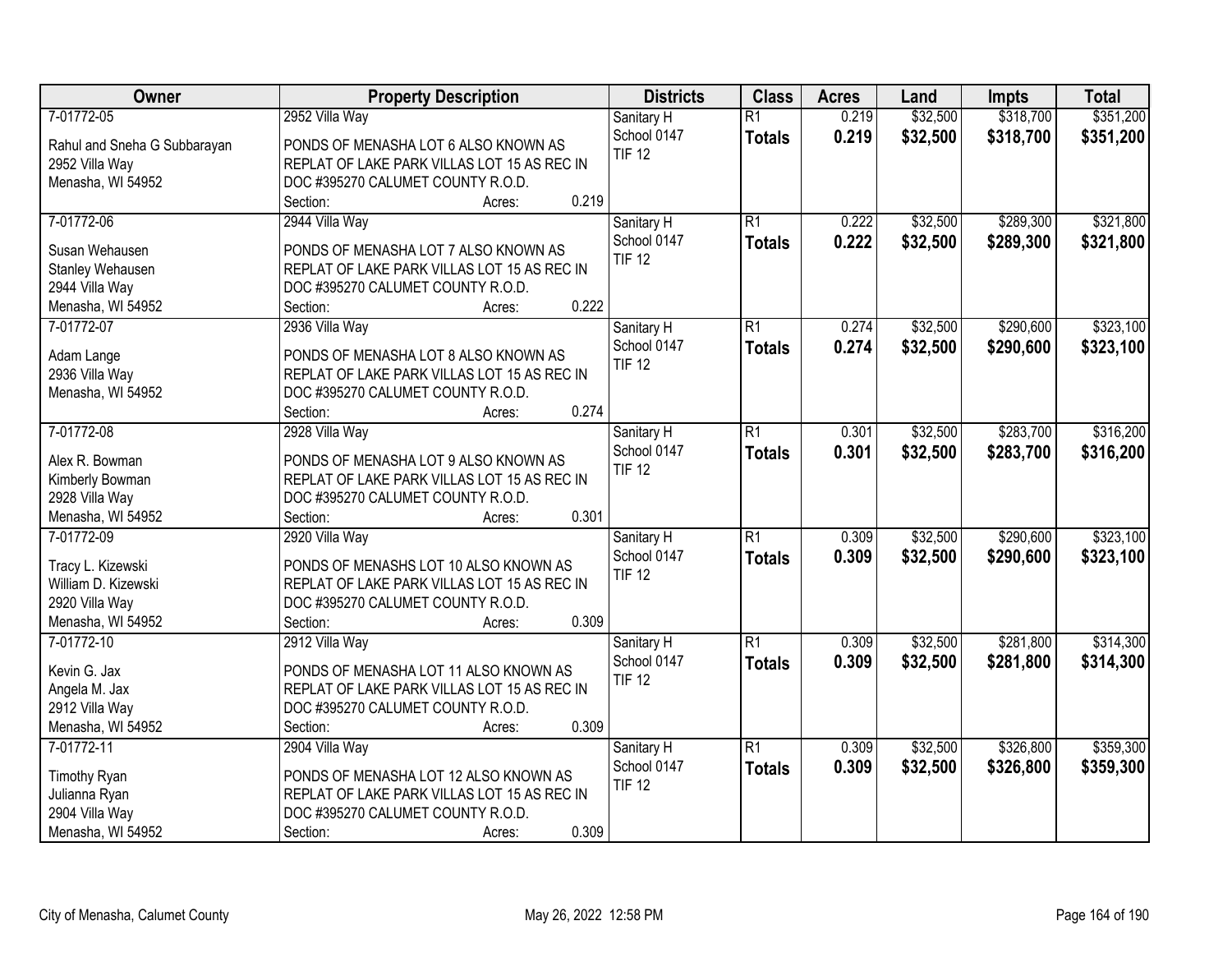| Owner | Property Description | Districts | Class | Acres | Land | Impts | Total |
|---|---|---|---|---|---|---|---|
| 7-01772-05<br>Rahul and Sneha G Subbarayan<br>2952 Villa Way<br>Menasha, WI 54952 | 2952 Villa Way<br>PONDS OF MENASHA LOT 6 ALSO KNOWN AS REPLAT OF LAKE PARK VILLAS LOT 15 AS REC IN DOC #395270 CALUMET COUNTY R.O.D.<br>Section: Acres: 0.219 | Sanitary H<br>School 0147<br>TIF 12 | R1<br>**Totals** | 0.219<br>**0.219** | $32,500<br>**$32,500** | $318,700<br>**$318,700** | $351,200<br>**$351,200** |
| 7-01772-06<br>Susan Wehausen<br>Stanley Wehausen<br>2944 Villa Way<br>Menasha, WI 54952 | 2944 Villa Way<br>PONDS OF MENASHA LOT 7 ALSO KNOWN AS REPLAT OF LAKE PARK VILLAS LOT 15 AS REC IN DOC #395270 CALUMET COUNTY R.O.D.<br>Section: Acres: 0.222 | Sanitary H<br>School 0147<br>TIF 12 | R1<br>**Totals** | 0.222<br>**0.222** | $32,500<br>**$32,500** | $289,300<br>**$289,300** | $321,800<br>**$321,800** |
| 7-01772-07<br>Adam Lange<br>2936 Villa Way<br>Menasha, WI 54952 | 2936 Villa Way<br>PONDS OF MENASHA LOT 8 ALSO KNOWN AS REPLAT OF LAKE PARK VILLAS LOT 15 AS REC IN DOC #395270 CALUMET COUNTY R.O.D.<br>Section: Acres: 0.274 | Sanitary H<br>School 0147<br>TIF 12 | R1<br>**Totals** | 0.274<br>**0.274** | $32,500<br>**$32,500** | $290,600<br>**$290,600** | $323,100<br>**$323,100** |
| 7-01772-08<br>Alex R. Bowman<br>Kimberly Bowman<br>2928 Villa Way<br>Menasha, WI 54952 | 2928 Villa Way<br>PONDS OF MENASHA LOT 9 ALSO KNOWN AS REPLAT OF LAKE PARK VILLAS LOT 15 AS REC IN DOC #395270 CALUMET COUNTY R.O.D.<br>Section: Acres: 0.301 | Sanitary H<br>School 0147<br>TIF 12 | R1<br>**Totals** | 0.301<br>**0.301** | $32,500<br>**$32,500** | $283,700<br>**$283,700** | $316,200<br>**$316,200** |
| 7-01772-09<br>Tracy L. Kizewski<br>William D. Kizewski<br>2920 Villa Way<br>Menasha, WI 54952 | 2920 Villa Way<br>PONDS OF MENASHS LOT 10 ALSO KNOWN AS REPLAT OF LAKE PARK VILLAS LOT 15 AS REC IN DOC #395270 CALUMET COUNTY R.O.D.<br>Section: Acres: 0.309 | Sanitary H<br>School 0147<br>TIF 12 | R1<br>**Totals** | 0.309<br>**0.309** | $32,500<br>**$32,500** | $290,600<br>**$290,600** | $323,100<br>**$323,100** |
| 7-01772-10<br>Kevin G. Jax<br>Angela M. Jax<br>2912 Villa Way<br>Menasha, WI 54952 | 2912 Villa Way<br>PONDS OF MENASHA LOT 11 ALSO KNOWN AS REPLAT OF LAKE PARK VILLAS LOT 15 AS REC IN DOC #395270 CALUMET COUNTY R.O.D.<br>Section: Acres: 0.309 | Sanitary H<br>School 0147<br>TIF 12 | R1<br>**Totals** | 0.309<br>**0.309** | $32,500<br>**$32,500** | $281,800<br>**$281,800** | $314,300<br>**$314,300** |
| 7-01772-11<br>Timothy Ryan<br>Julianna Ryan<br>2904 Villa Way<br>Menasha, WI 54952 | 2904 Villa Way<br>PONDS OF MENASHA LOT 12 ALSO KNOWN AS REPLAT OF LAKE PARK VILLAS LOT 15 AS REC IN DOC #395270 CALUMET COUNTY R.O.D.<br>Section: Acres: 0.309 | Sanitary H<br>School 0147<br>TIF 12 | R1<br>**Totals** | 0.309<br>**0.309** | $32,500<br>**$32,500** | $326,800<br>**$326,800** | $359,300<br>**$359,300** |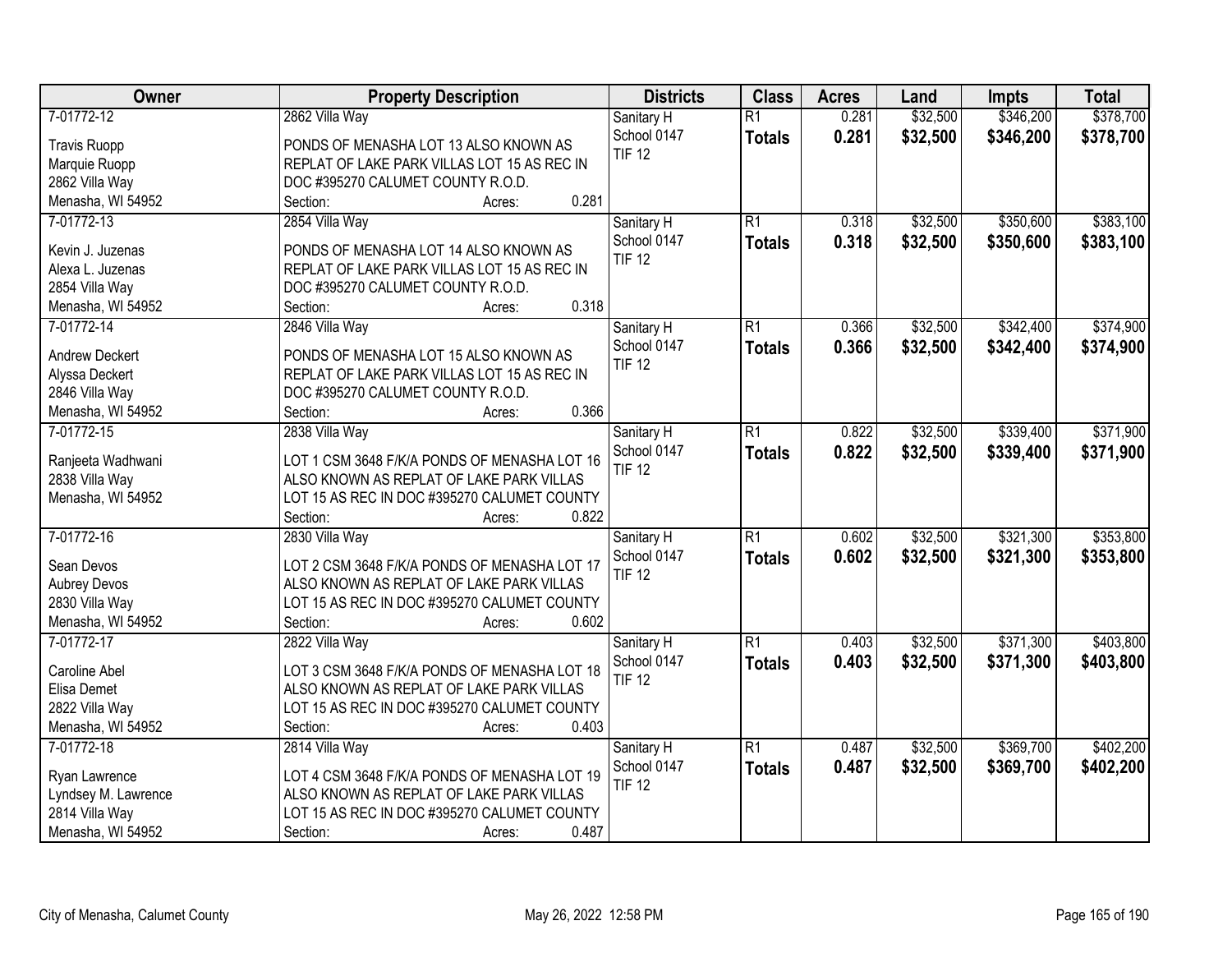| Owner | Property Description | Districts | Class | Acres | Land | Impts | Total |
|---|---|---|---|---|---|---|---|
| 7-01772-12<br>Travis Ruopp<br>Marquie Ruopp<br>2862 Villa Way<br>Menasha, WI 54952 | 2862 Villa Way<br>PONDS OF MENASHA LOT 13 ALSO KNOWN AS REPLAT OF LAKE PARK VILLAS LOT 15 AS REC IN DOC #395270 CALUMET COUNTY R.O.D.<br>Section: Acres: 0.281 | Sanitary H<br>School 0147<br>TIF 12 | R1<br>**Totals** | 0.281<br>**0.281** | $32,500<br>**$32,500** | $346,200<br>**$346,200** | $378,700<br>**$378,700** |
| 7-01772-13<br>Kevin J. Juzenas<br>Alexa L. Juzenas<br>2854 Villa Way<br>Menasha, WI 54952 | 2854 Villa Way<br>PONDS OF MENASHA LOT 14 ALSO KNOWN AS REPLAT OF LAKE PARK VILLAS LOT 15 AS REC IN DOC #395270 CALUMET COUNTY R.O.D.<br>Section: Acres: 0.318 | Sanitary H<br>School 0147<br>TIF 12 | R1<br>**Totals** | 0.318<br>**0.318** | $32,500<br>**$32,500** | $350,600<br>**$350,600** | $383,100<br>**$383,100** |
| 7-01772-14<br>Andrew Deckert<br>Alyssa Deckert<br>2846 Villa Way<br>Menasha, WI 54952 | 2846 Villa Way<br>PONDS OF MENASHA LOT 15 ALSO KNOWN AS REPLAT OF LAKE PARK VILLAS LOT 15 AS REC IN DOC #395270 CALUMET COUNTY R.O.D.<br>Section: Acres: 0.366 | Sanitary H<br>School 0147<br>TIF 12 | R1<br>**Totals** | 0.366<br>**0.366** | $32,500<br>**$32,500** | $342,400<br>**$342,400** | $374,900<br>**$374,900** |
| 7-01772-15<br>Ranjeeta Wadhwani<br>2838 Villa Way<br>Menasha, WI 54952 | 2838 Villa Way<br>LOT 1 CSM 3648 F/K/A PONDS OF MENASHA LOT 16 ALSO KNOWN AS REPLAT OF LAKE PARK VILLAS LOT 15 AS REC IN DOC #395270 CALUMET COUNTY<br>Section: Acres: 0.822 | Sanitary H<br>School 0147<br>TIF 12 | R1<br>**Totals** | 0.822<br>**0.822** | $32,500<br>**$32,500** | $339,400<br>**$339,400** | $371,900<br>**$371,900** |
| 7-01772-16<br>Sean Devos<br>Aubrey Devos<br>2830 Villa Way<br>Menasha, WI 54952 | 2830 Villa Way<br>LOT 2 CSM 3648 F/K/A PONDS OF MENASHA LOT 17 ALSO KNOWN AS REPLAT OF LAKE PARK VILLAS LOT 15 AS REC IN DOC #395270 CALUMET COUNTY<br>Section: Acres: 0.602 | Sanitary H<br>School 0147<br>TIF 12 | R1<br>**Totals** | 0.602<br>**0.602** | $32,500<br>**$32,500** | $321,300<br>**$321,300** | $353,800<br>**$353,800** |
| 7-01772-17<br>Caroline Abel<br>Elisa Demet<br>2822 Villa Way<br>Menasha, WI 54952 | 2822 Villa Way<br>LOT 3 CSM 3648 F/K/A PONDS OF MENASHA LOT 18 ALSO KNOWN AS REPLAT OF LAKE PARK VILLAS LOT 15 AS REC IN DOC #395270 CALUMET COUNTY<br>Section: Acres: 0.403 | Sanitary H<br>School 0147<br>TIF 12 | R1<br>**Totals** | 0.403<br>**0.403** | $32,500<br>**$32,500** | $371,300<br>**$371,300** | $403,800<br>**$403,800** |
| 7-01772-18<br>Ryan Lawrence<br>Lyndsey M. Lawrence<br>2814 Villa Way<br>Menasha, WI 54952 | 2814 Villa Way<br>LOT 4 CSM 3648 F/K/A PONDS OF MENASHA LOT 19 ALSO KNOWN AS REPLAT OF LAKE PARK VILLAS LOT 15 AS REC IN DOC #395270 CALUMET COUNTY<br>Section: Acres: 0.487 | Sanitary H<br>School 0147<br>TIF 12 | R1<br>**Totals** | 0.487<br>**0.487** | $32,500<br>**$32,500** | $369,700<br>**$369,700** | $402,200<br>**$402,200** |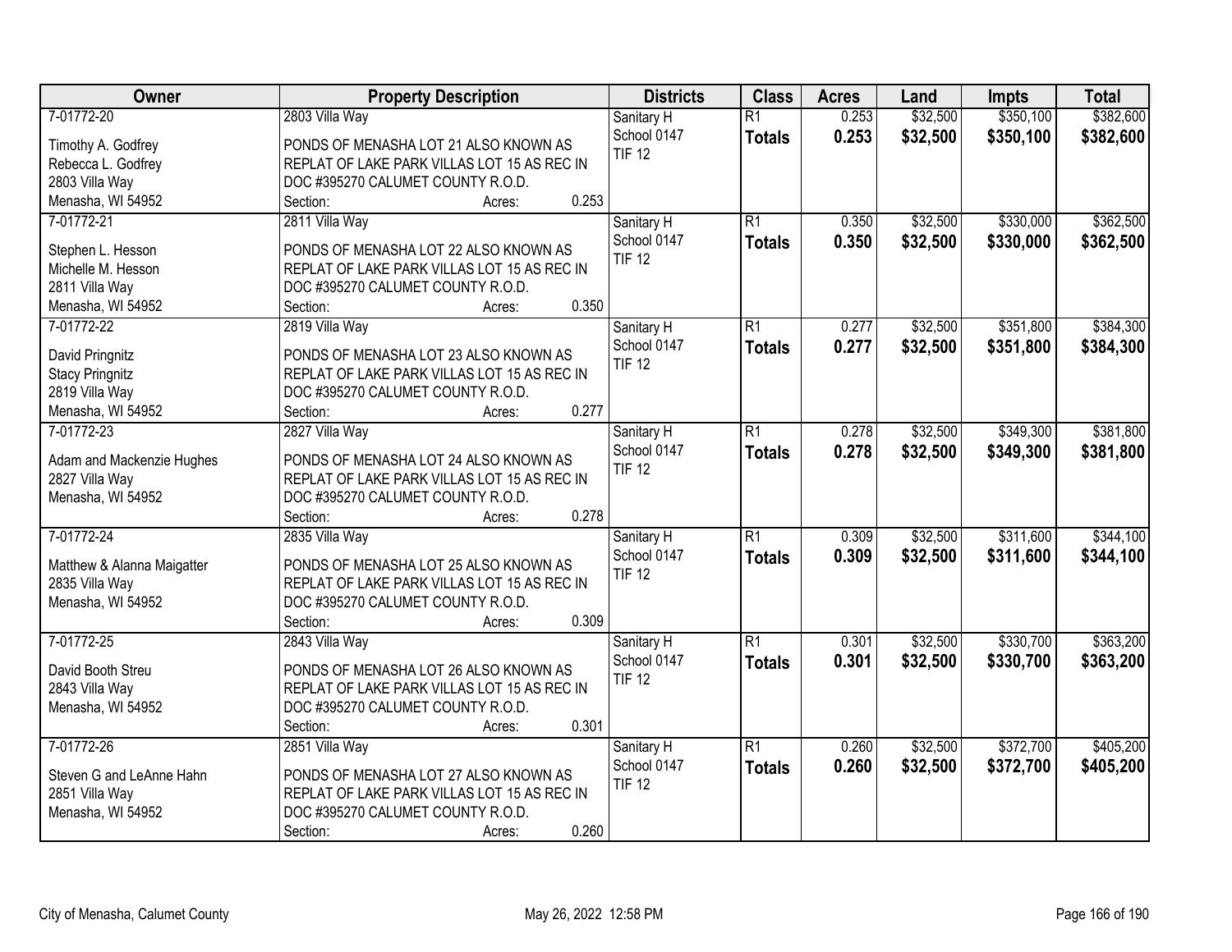| Owner | Property Description | Districts | Class | Acres | Land | Impts | Total |
|---|---|---|---|---|---|---|---|
| 7-01772-20<br>Timothy A. Godfrey<br>Rebecca L. Godfrey<br>2803 Villa Way<br>Menasha, WI 54952 | 2803 Villa Way<br>PONDS OF MENASHA LOT 21 ALSO KNOWN AS REPLAT OF LAKE PARK VILLAS LOT 15 AS REC IN DOC #395270 CALUMET COUNTY R.O.D.<br>Section: Acres: 0.253 | Sanitary H<br>School 0147<br>TIF 12 | R1<br>**Totals** | 0.253<br>**0.253** | $32,500<br>**$32,500** | $350,100<br>**$350,100** | $382,600<br>**$382,600** |
| 7-01772-21<br>Stephen L. Hesson<br>Michelle M. Hesson<br>2811 Villa Way<br>Menasha, WI 54952 | 2811 Villa Way<br>PONDS OF MENASHA LOT 22 ALSO KNOWN AS REPLAT OF LAKE PARK VILLAS LOT 15 AS REC IN DOC #395270 CALUMET COUNTY R.O.D.<br>Section: Acres: 0.350 | Sanitary H<br>School 0147<br>TIF 12 | R1<br>**Totals** | 0.350<br>**0.350** | $32,500<br>**$32,500** | $330,000<br>**$330,000** | $362,500<br>**$362,500** |
| 7-01772-22<br>David Pringnitz<br>Stacy Pringnitz<br>2819 Villa Way<br>Menasha, WI 54952 | 2819 Villa Way<br>PONDS OF MENASHA LOT 23 ALSO KNOWN AS REPLAT OF LAKE PARK VILLAS LOT 15 AS REC IN DOC #395270 CALUMET COUNTY R.O.D.<br>Section: Acres: 0.277 | Sanitary H<br>School 0147<br>TIF 12 | R1<br>**Totals** | 0.277<br>**0.277** | $32,500<br>**$32,500** | $351,800<br>**$351,800** | $384,300<br>**$384,300** |
| 7-01772-23<br>Adam and Mackenzie Hughes<br>2827 Villa Way<br>Menasha, WI 54952 | 2827 Villa Way<br>PONDS OF MENASHA LOT 24 ALSO KNOWN AS REPLAT OF LAKE PARK VILLAS LOT 15 AS REC IN DOC #395270 CALUMET COUNTY R.O.D.<br>Section: Acres: 0.278 | Sanitary H<br>School 0147<br>TIF 12 | R1<br>**Totals** | 0.278<br>**0.278** | $32,500<br>**$32,500** | $349,300<br>**$349,300** | $381,800<br>**$381,800** |
| 7-01772-24<br>Matthew & Alanna Maigatter<br>2835 Villa Way<br>Menasha, WI 54952 | 2835 Villa Way<br>PONDS OF MENASHA LOT 25 ALSO KNOWN AS REPLAT OF LAKE PARK VILLAS LOT 15 AS REC IN DOC #395270 CALUMET COUNTY R.O.D.<br>Section: Acres: 0.309 | Sanitary H<br>School 0147<br>TIF 12 | R1<br>**Totals** | 0.309<br>**0.309** | $32,500<br>**$32,500** | $311,600<br>**$311,600** | $344,100<br>**$344,100** |
| 7-01772-25<br>David Booth Streu<br>2843 Villa Way<br>Menasha, WI 54952 | 2843 Villa Way<br>PONDS OF MENASHA LOT 26 ALSO KNOWN AS REPLAT OF LAKE PARK VILLAS LOT 15 AS REC IN DOC #395270 CALUMET COUNTY R.O.D.<br>Section: Acres: 0.301 | Sanitary H<br>School 0147<br>TIF 12 | R1<br>**Totals** | 0.301<br>**0.301** | $32,500<br>**$32,500** | $330,700<br>**$330,700** | $363,200<br>**$363,200** |
| 7-01772-26<br>Steven G and LeAnne Hahn<br>2851 Villa Way<br>Menasha, WI 54952 | 2851 Villa Way<br>PONDS OF MENASHA LOT 27 ALSO KNOWN AS REPLAT OF LAKE PARK VILLAS LOT 15 AS REC IN DOC #395270 CALUMET COUNTY R.O.D.<br>Section: Acres: 0.260 | Sanitary H<br>School 0147<br>TIF 12 | R1<br>**Totals** | 0.260<br>**0.260** | $32,500<br>**$32,500** | $372,700<br>**$372,700** | $405,200<br>**$405,200** |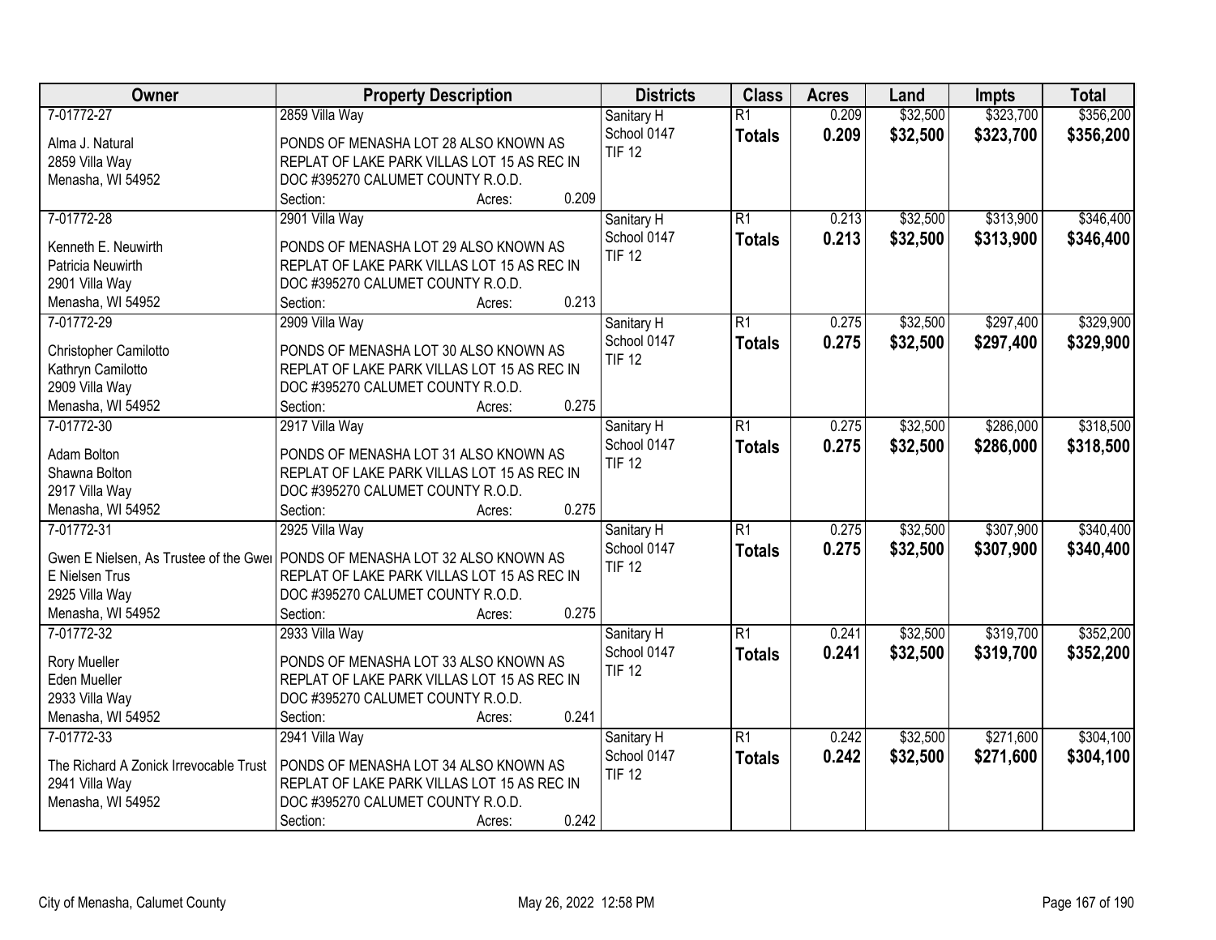| Owner | Property Description | Districts | Class | Acres | Land | Impts | Total |
|---|---|---|---|---|---|---|---|
| 7-01772-27<br>Alma J. Natural<br>2859 Villa Way<br>Menasha, WI 54952 | 2859 Villa Way<br>PONDS OF MENASHA LOT 28 ALSO KNOWN AS REPLAT OF LAKE PARK VILLAS LOT 15 AS REC IN DOC #395270 CALUMET COUNTY R.O.D.<br>Section: Acres: 0.209 | Sanitary H<br>School 0147<br>TIF 12 | R1<br>**Totals** | 0.209<br>**0.209** | $32,500<br>**$32,500** | $323,700<br>**$323,700** | $356,200<br>**$356,200** |
| 7-01772-28<br>Kenneth E. Neuwirth<br>Patricia Neuwirth<br>2901 Villa Way<br>Menasha, WI 54952 | 2901 Villa Way<br>PONDS OF MENASHA LOT 29 ALSO KNOWN AS REPLAT OF LAKE PARK VILLAS LOT 15 AS REC IN DOC #395270 CALUMET COUNTY R.O.D.<br>Section: Acres: 0.213 | Sanitary H<br>School 0147<br>TIF 12 | R1<br>**Totals** | 0.213<br>**0.213** | $32,500<br>**$32,500** | $313,900<br>**$313,900** | $346,400<br>**$346,400** |
| 7-01772-29<br>Christopher Camilotto<br>Kathryn Camilotto<br>2909 Villa Way<br>Menasha, WI 54952 | 2909 Villa Way<br>PONDS OF MENASHA LOT 30 ALSO KNOWN AS REPLAT OF LAKE PARK VILLAS LOT 15 AS REC IN DOC #395270 CALUMET COUNTY R.O.D.<br>Section: Acres: 0.275 | Sanitary H<br>School 0147<br>TIF 12 | R1<br>**Totals** | 0.275<br>**0.275** | $32,500<br>**$32,500** | $297,400<br>**$297,400** | $329,900<br>**$329,900** |
| 7-01772-30<br>Adam Bolton<br>Shawna Bolton<br>2917 Villa Way<br>Menasha, WI 54952 | 2917 Villa Way<br>PONDS OF MENASHA LOT 31 ALSO KNOWN AS REPLAT OF LAKE PARK VILLAS LOT 15 AS REC IN DOC #395270 CALUMET COUNTY R.O.D.<br>Section: Acres: 0.275 | Sanitary H<br>School 0147<br>TIF 12 | R1<br>**Totals** | 0.275<br>**0.275** | $32,500<br>**$32,500** | $286,000<br>**$286,000** | $318,500<br>**$318,500** |
| 7-01772-31<br>Gwen E Nielsen, As Trustee of the Gwei<br>E Nielsen Trus<br>2925 Villa Way<br>Menasha, WI 54952 | 2925 Villa Way<br>PONDS OF MENASHA LOT 32 ALSO KNOWN AS REPLAT OF LAKE PARK VILLAS LOT 15 AS REC IN DOC #395270 CALUMET COUNTY R.O.D.<br>Section: Acres: 0.275 | Sanitary H<br>School 0147<br>TIF 12 | R1<br>**Totals** | 0.275<br>**0.275** | $32,500<br>**$32,500** | $307,900<br>**$307,900** | $340,400<br>**$340,400** |
| 7-01772-32<br>Rory Mueller<br>Eden Mueller<br>2933 Villa Way<br>Menasha, WI 54952 | 2933 Villa Way<br>PONDS OF MENASHA LOT 33 ALSO KNOWN AS REPLAT OF LAKE PARK VILLAS LOT 15 AS REC IN DOC #395270 CALUMET COUNTY R.O.D.<br>Section: Acres: 0.241 | Sanitary H<br>School 0147<br>TIF 12 | R1<br>**Totals** | 0.241<br>**0.241** | $32,500<br>**$32,500** | $319,700<br>**$319,700** | $352,200<br>**$352,200** |
| 7-01772-33<br>The Richard A Zonick Irrevocable Trust<br>2941 Villa Way<br>Menasha, WI 54952 | 2941 Villa Way<br>PONDS OF MENASHA LOT 34 ALSO KNOWN AS REPLAT OF LAKE PARK VILLAS LOT 15 AS REC IN DOC #395270 CALUMET COUNTY R.O.D.<br>Section: Acres: 0.242 | Sanitary H<br>School 0147<br>TIF 12 | R1<br>**Totals** | 0.242<br>**0.242** | $32,500<br>**$32,500** | $271,600<br>**$271,600** | $304,100<br>**$304,100** |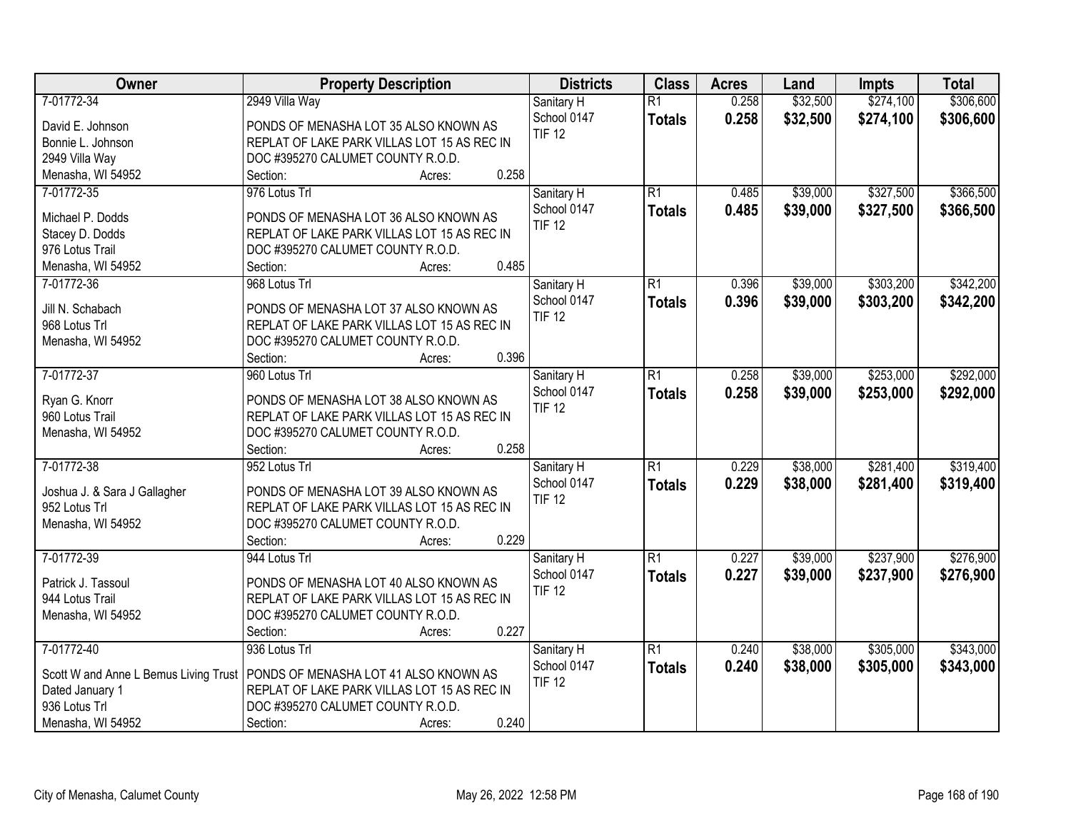| Owner | Property Description | Districts | Class | Acres | Land | Impts | Total |
|---|---|---|---|---|---|---|---|
| 7-01772-34<br>David E. Johnson<br>Bonnie L. Johnson<br>2949 Villa Way<br>Menasha, WI 54952 | 2949 Villa Way<br>PONDS OF MENASHA LOT 35 ALSO KNOWN AS REPLAT OF LAKE PARK VILLAS LOT 15 AS REC IN DOC #395270 CALUMET COUNTY R.O.D.<br>Section: Acres: 0.258 | Sanitary H<br>School 0147<br>TIF 12 | R1<br>**Totals** | 0.258<br>**0.258** | $32,500<br>**$32,500** | $274,100<br>**$274,100** | $306,600<br>**$306,600** |
| 7-01772-35<br>Michael P. Dodds<br>Stacey D. Dodds<br>976 Lotus Trail<br>Menasha, WI 54952 | 976 Lotus Trl<br>PONDS OF MENASHA LOT 36 ALSO KNOWN AS REPLAT OF LAKE PARK VILLAS LOT 15 AS REC IN DOC #395270 CALUMET COUNTY R.O.D.<br>Section: Acres: 0.485 | Sanitary H<br>School 0147<br>TIF 12 | R1<br>**Totals** | 0.485<br>**0.485** | $39,000<br>**$39,000** | $327,500<br>**$327,500** | $366,500<br>**$366,500** |
| 7-01772-36<br>Jill N. Schabach<br>968 Lotus Trl<br>Menasha, WI 54952 | 968 Lotus Trl<br>PONDS OF MENASHA LOT 37 ALSO KNOWN AS REPLAT OF LAKE PARK VILLAS LOT 15 AS REC IN DOC #395270 CALUMET COUNTY R.O.D.<br>Section: Acres: 0.396 | Sanitary H<br>School 0147<br>TIF 12 | R1<br>**Totals** | 0.396<br>**0.396** | $39,000<br>**$39,000** | $303,200<br>**$303,200** | $342,200<br>**$342,200** |
| 7-01772-37<br>Ryan G. Knorr<br>960 Lotus Trail<br>Menasha, WI 54952 | 960 Lotus Trl<br>PONDS OF MENASHA LOT 38 ALSO KNOWN AS REPLAT OF LAKE PARK VILLAS LOT 15 AS REC IN DOC #395270 CALUMET COUNTY R.O.D.<br>Section: Acres: 0.258 | Sanitary H<br>School 0147<br>TIF 12 | R1<br>**Totals** | 0.258<br>**0.258** | $39,000<br>**$39,000** | $253,000<br>**$253,000** | $292,000<br>**$292,000** |
| 7-01772-38<br>Joshua J. & Sara J Gallagher<br>952 Lotus Trl<br>Menasha, WI 54952 | 952 Lotus Trl<br>PONDS OF MENASHA LOT 39 ALSO KNOWN AS REPLAT OF LAKE PARK VILLAS LOT 15 AS REC IN DOC #395270 CALUMET COUNTY R.O.D.<br>Section: Acres: 0.229 | Sanitary H<br>School 0147<br>TIF 12 | R1<br>**Totals** | 0.229<br>**0.229** | $38,000<br>**$38,000** | $281,400<br>**$281,400** | $319,400<br>**$319,400** |
| 7-01772-39<br>Patrick J. Tassoul<br>944 Lotus Trail<br>Menasha, WI 54952 | 944 Lotus Trl<br>PONDS OF MENASHA LOT 40 ALSO KNOWN AS REPLAT OF LAKE PARK VILLAS LOT 15 AS REC IN DOC #395270 CALUMET COUNTY R.O.D.<br>Section: Acres: 0.227 | Sanitary H<br>School 0147<br>TIF 12 | R1<br>**Totals** | 0.227<br>**0.227** | $39,000<br>**$39,000** | $237,900<br>**$237,900** | $276,900<br>**$276,900** |
| 7-01772-40<br>Scott W and Anne L Bemus Living Trust<br>Dated January 1<br>936 Lotus Trl<br>Menasha, WI 54952 | 936 Lotus Trl<br>PONDS OF MENASHA LOT 41 ALSO KNOWN AS REPLAT OF LAKE PARK VILLAS LOT 15 AS REC IN DOC #395270 CALUMET COUNTY R.O.D.<br>Section: Acres: 0.240 | Sanitary H<br>School 0147<br>TIF 12 | R1<br>**Totals** | 0.240<br>**0.240** | $38,000<br>**$38,000** | $305,000<br>**$305,000** | $343,000<br>**$343,000** |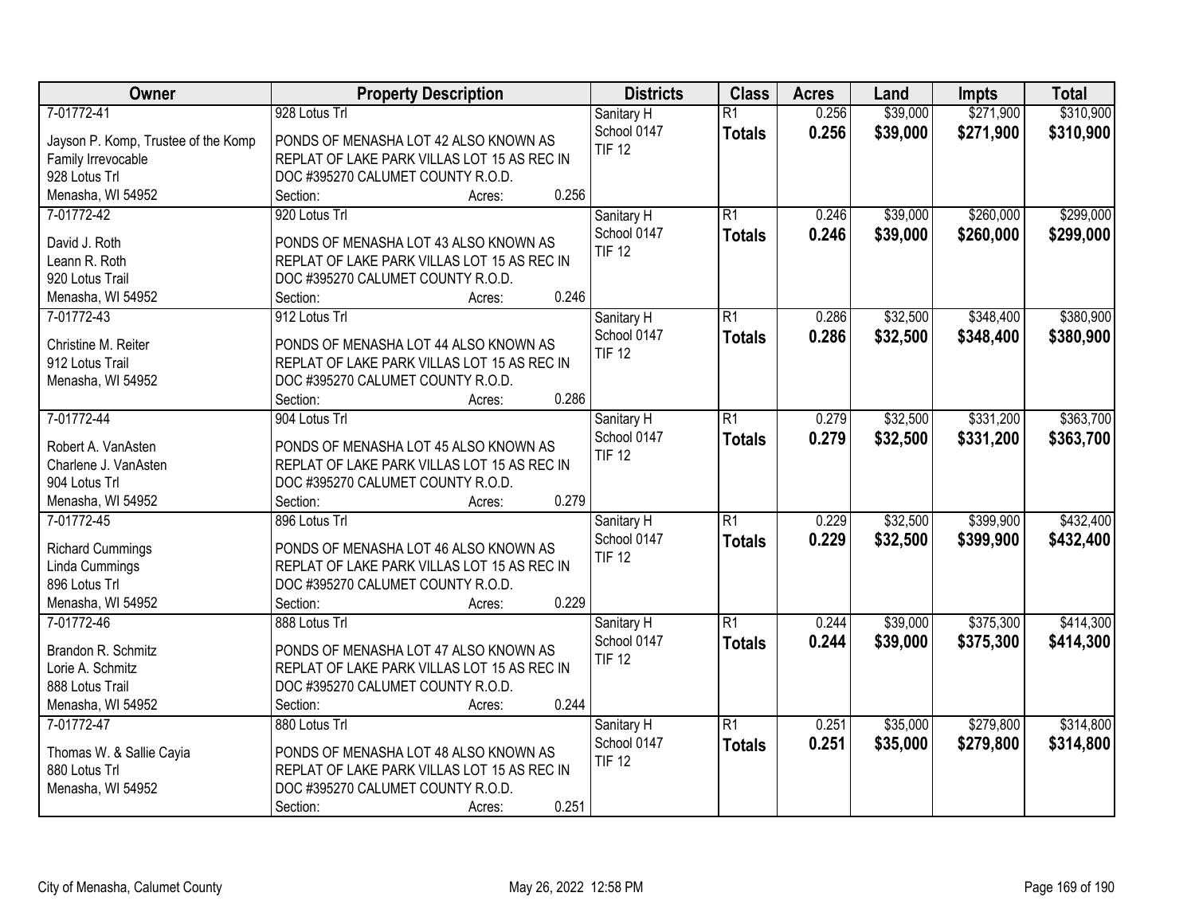| Owner | Property Description | Districts | Class | Acres | Land | Impts | Total |
|---|---|---|---|---|---|---|---|
| 7-01772-41<br>Jayson P. Komp, Trustee of the Komp Family Irrevocable<br>928 Lotus Trl<br>Menasha, WI 54952 | 928 Lotus Trl<br>PONDS OF MENASHA LOT 42 ALSO KNOWN AS REPLAT OF LAKE PARK VILLAS LOT 15 AS REC IN DOC #395270 CALUMET COUNTY R.O.D.<br>Section: Acres: 0.256 | Sanitary H<br>School 0147<br>TIF 12 | R1<br>**Totals** | 0.256<br>**0.256** | $39,000<br>**$39,000** | $271,900<br>**$271,900** | $310,900<br>**$310,900** |
| 7-01772-42<br>David J. Roth<br>Leann R. Roth<br>920 Lotus Trail<br>Menasha, WI 54952 | 920 Lotus Trl<br>PONDS OF MENASHA LOT 43 ALSO KNOWN AS REPLAT OF LAKE PARK VILLAS LOT 15 AS REC IN DOC #395270 CALUMET COUNTY R.O.D.<br>Section: Acres: 0.246 | Sanitary H<br>School 0147<br>TIF 12 | R1<br>**Totals** | 0.246<br>**0.246** | $39,000<br>**$39,000** | $260,000<br>**$260,000** | $299,000<br>**$299,000** |
| 7-01772-43<br>Christine M. Reiter<br>912 Lotus Trail<br>Menasha, WI 54952 | 912 Lotus Trl<br>PONDS OF MENASHA LOT 44 ALSO KNOWN AS REPLAT OF LAKE PARK VILLAS LOT 15 AS REC IN DOC #395270 CALUMET COUNTY R.O.D.<br>Section: Acres: 0.286 | Sanitary H<br>School 0147<br>TIF 12 | R1<br>**Totals** | 0.286<br>**0.286** | $32,500<br>**$32,500** | $348,400<br>**$348,400** | $380,900<br>**$380,900** |
| 7-01772-44<br>Robert A. VanAsten<br>Charlene J. VanAsten<br>904 Lotus Trl<br>Menasha, WI 54952 | 904 Lotus Trl<br>PONDS OF MENASHA LOT 45 ALSO KNOWN AS REPLAT OF LAKE PARK VILLAS LOT 15 AS REC IN DOC #395270 CALUMET COUNTY R.O.D.<br>Section: Acres: 0.279 | Sanitary H<br>School 0147<br>TIF 12 | R1<br>**Totals** | 0.279<br>**0.279** | $32,500<br>**$32,500** | $331,200<br>**$331,200** | $363,700<br>**$363,700** |
| 7-01772-45<br>Richard Cummings<br>Linda Cummings<br>896 Lotus Trl<br>Menasha, WI 54952 | 896 Lotus Trl<br>PONDS OF MENASHA LOT 46 ALSO KNOWN AS REPLAT OF LAKE PARK VILLAS LOT 15 AS REC IN DOC #395270 CALUMET COUNTY R.O.D.<br>Section: Acres: 0.229 | Sanitary H<br>School 0147<br>TIF 12 | R1<br>**Totals** | 0.229<br>**0.229** | $32,500<br>**$32,500** | $399,900<br>**$399,900** | $432,400<br>**$432,400** |
| 7-01772-46<br>Brandon R. Schmitz<br>Lorie A. Schmitz<br>888 Lotus Trail<br>Menasha, WI 54952 | 888 Lotus Trl<br>PONDS OF MENASHA LOT 47 ALSO KNOWN AS REPLAT OF LAKE PARK VILLAS LOT 15 AS REC IN DOC #395270 CALUMET COUNTY R.O.D.<br>Section: Acres: 0.244 | Sanitary H<br>School 0147<br>TIF 12 | R1<br>**Totals** | 0.244<br>**0.244** | $39,000<br>**$39,000** | $375,300<br>**$375,300** | $414,300<br>**$414,300** |
| 7-01772-47<br>Thomas W. & Sallie Cayia<br>880 Lotus Trl<br>Menasha, WI 54952 | 880 Lotus Trl<br>PONDS OF MENASHA LOT 48 ALSO KNOWN AS REPLAT OF LAKE PARK VILLAS LOT 15 AS REC IN DOC #395270 CALUMET COUNTY R.O.D.<br>Section: Acres: 0.251 | Sanitary H<br>School 0147<br>TIF 12 | R1<br>**Totals** | 0.251<br>**0.251** | $35,000<br>**$35,000** | $279,800<br>**$279,800** | $314,800<br>**$314,800** |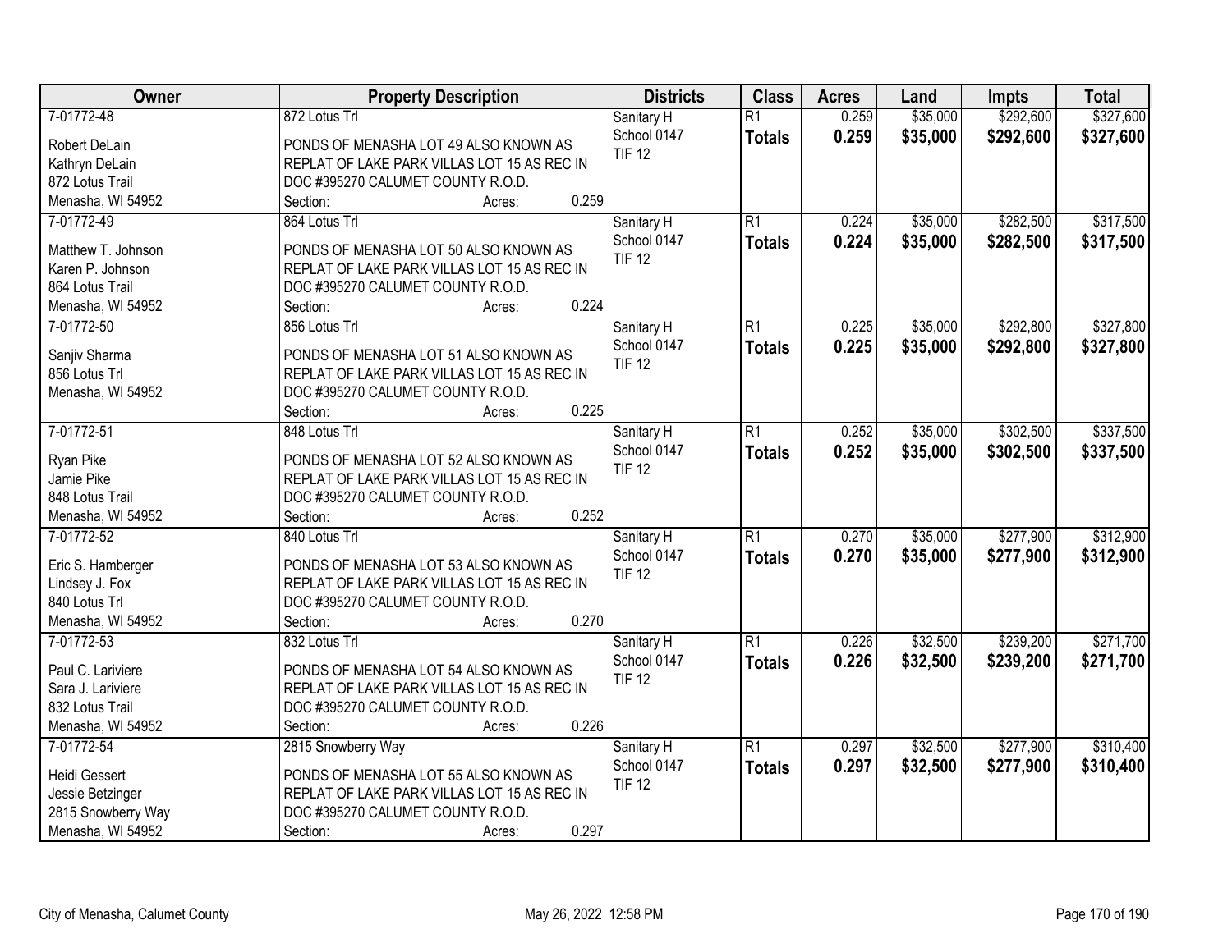| Owner | Property Description | Districts | Class | Acres | Land | Impts | Total |
|---|---|---|---|---|---|---|---|
| 7-01772-48<br>Robert DeLain<br>Kathryn DeLain<br>872 Lotus Trail<br>Menasha, WI 54952 | 872 Lotus Trl<br>PONDS OF MENASHA LOT 49 ALSO KNOWN AS REPLAT OF LAKE PARK VILLAS LOT 15 AS REC IN DOC #395270 CALUMET COUNTY R.O.D.<br>Section: Acres: 0.259 | Sanitary H<br>School 0147<br>TIF 12 | R1<br>**Totals** | 0.259<br>**0.259** | $35,000<br>**$35,000** | $292,600<br>**$292,600** | $327,600<br>**$327,600** |
| 7-01772-49<br>Matthew T. Johnson<br>Karen P. Johnson<br>864 Lotus Trail<br>Menasha, WI 54952 | 864 Lotus Trl<br>PONDS OF MENASHA LOT 50 ALSO KNOWN AS REPLAT OF LAKE PARK VILLAS LOT 15 AS REC IN DOC #395270 CALUMET COUNTY R.O.D.<br>Section: Acres: 0.224 | Sanitary H<br>School 0147<br>TIF 12 | R1<br>**Totals** | 0.224<br>**0.224** | $35,000<br>**$35,000** | $282,500<br>**$282,500** | $317,500<br>**$317,500** |
| 7-01772-50<br>Sanjiv Sharma<br>856 Lotus Trl<br>Menasha, WI 54952 | 856 Lotus Trl<br>PONDS OF MENASHA LOT 51 ALSO KNOWN AS REPLAT OF LAKE PARK VILLAS LOT 15 AS REC IN DOC #395270 CALUMET COUNTY R.O.D.<br>Section: Acres: 0.225 | Sanitary H<br>School 0147<br>TIF 12 | R1<br>**Totals** | 0.225<br>**0.225** | $35,000<br>**$35,000** | $292,800<br>**$292,800** | $327,800<br>**$327,800** |
| 7-01772-51<br>Ryan Pike<br>Jamie Pike<br>848 Lotus Trail<br>Menasha, WI 54952 | 848 Lotus Trl<br>PONDS OF MENASHA LOT 52 ALSO KNOWN AS REPLAT OF LAKE PARK VILLAS LOT 15 AS REC IN DOC #395270 CALUMET COUNTY R.O.D.<br>Section: Acres: 0.252 | Sanitary H<br>School 0147<br>TIF 12 | R1<br>**Totals** | 0.252<br>**0.252** | $35,000<br>**$35,000** | $302,500<br>**$302,500** | $337,500<br>**$337,500** |
| 7-01772-52<br>Eric S. Hamberger<br>Lindsey J. Fox<br>840 Lotus Trl<br>Menasha, WI 54952 | 840 Lotus Trl<br>PONDS OF MENASHA LOT 53 ALSO KNOWN AS REPLAT OF LAKE PARK VILLAS LOT 15 AS REC IN DOC #395270 CALUMET COUNTY R.O.D.<br>Section: Acres: 0.270 | Sanitary H<br>School 0147<br>TIF 12 | R1<br>**Totals** | 0.270<br>**0.270** | $35,000<br>**$35,000** | $277,900<br>**$277,900** | $312,900<br>**$312,900** |
| 7-01772-53<br>Paul C. Lariviere<br>Sara J. Lariviere<br>832 Lotus Trail<br>Menasha, WI 54952 | 832 Lotus Trl<br>PONDS OF MENASHA LOT 54 ALSO KNOWN AS REPLAT OF LAKE PARK VILLAS LOT 15 AS REC IN DOC #395270 CALUMET COUNTY R.O.D.<br>Section: Acres: 0.226 | Sanitary H<br>School 0147<br>TIF 12 | R1<br>**Totals** | 0.226<br>**0.226** | $32,500<br>**$32,500** | $239,200<br>**$239,200** | $271,700<br>**$271,700** |
| 7-01772-54<br>Heidi Gessert<br>Jessie Betzinger<br>2815 Snowberry Way<br>Menasha, WI 54952 | 2815 Snowberry Way<br>PONDS OF MENASHA LOT 55 ALSO KNOWN AS REPLAT OF LAKE PARK VILLAS LOT 15 AS REC IN DOC #395270 CALUMET COUNTY R.O.D.<br>Section: Acres: 0.297 | Sanitary H<br>School 0147<br>TIF 12 | R1<br>**Totals** | 0.297<br>**0.297** | $32,500<br>**$32,500** | $277,900<br>**$277,900** | $310,400<br>**$310,400** |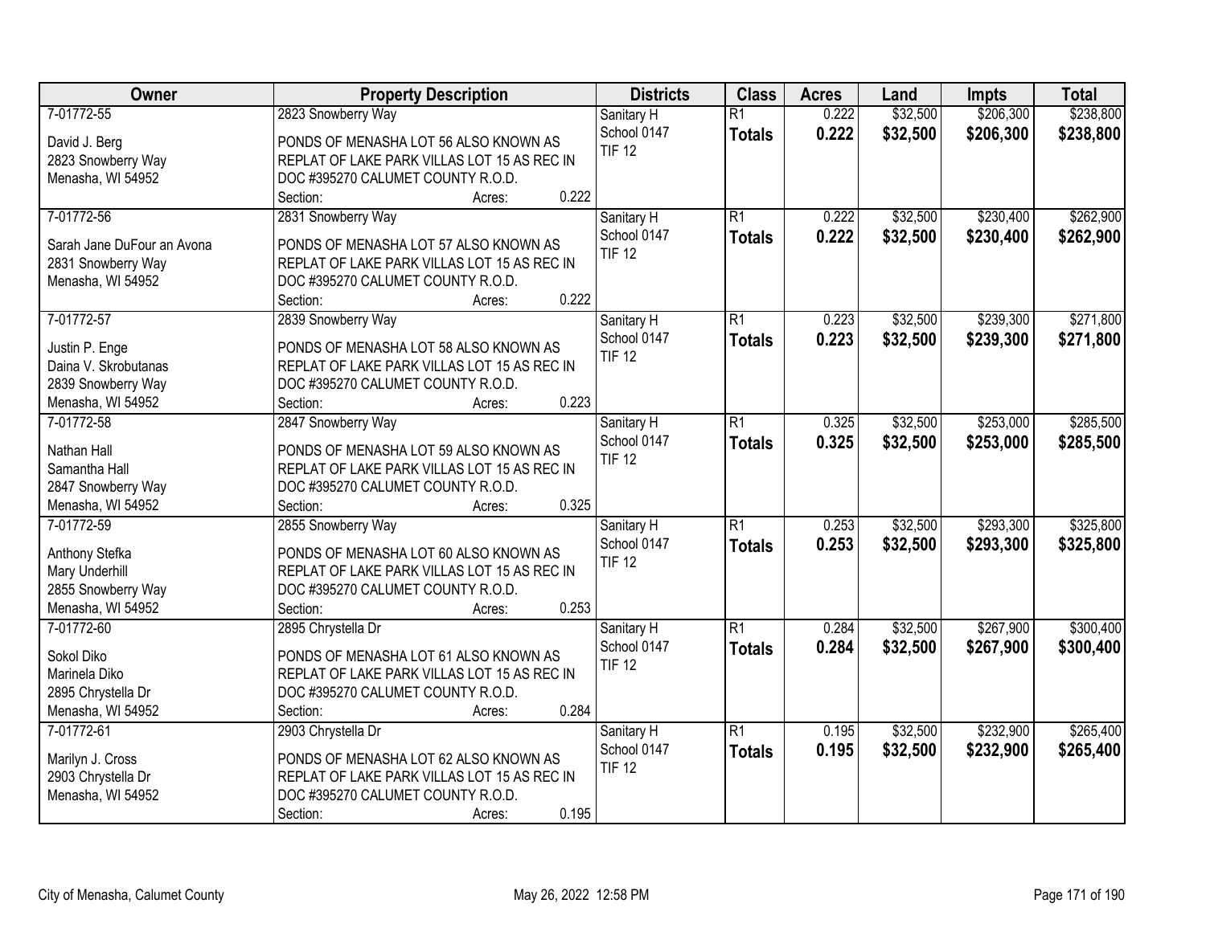| Owner | Property Description | Districts | Class | Acres | Land | Impts | Total |
|---|---|---|---|---|---|---|---|
| 7-01772-55<br><br>David J. Berg<br>2823 Snowberry Way<br>Menasha, WI 54952 | 2823 Snowberry Way<br><br>PONDS OF MENASHA LOT 56 ALSO KNOWN AS REPLAT OF LAKE PARK VILLAS LOT 15 AS REC IN DOC #395270 CALUMET COUNTY R.O.D.<br>Section: Acres: 0.222 | Sanitary H<br>School 0147<br>TIF 12 | R1<br>**Totals** | 0.222<br>**0.222** | $32,500<br>**$32,500** | $206,300<br>**$206,300** | $238,800<br>**$238,800** |
| 7-01772-56<br><br>Sarah Jane DuFour an Avona<br>2831 Snowberry Way<br>Menasha, WI 54952 | 2831 Snowberry Way<br><br>PONDS OF MENASHA LOT 57 ALSO KNOWN AS REPLAT OF LAKE PARK VILLAS LOT 15 AS REC IN DOC #395270 CALUMET COUNTY R.O.D.<br>Section: Acres: 0.222 | Sanitary H<br>School 0147<br>TIF 12 | R1<br>**Totals** | 0.222<br>**0.222** | $32,500<br>**$32,500** | $230,400<br>**$230,400** | $262,900<br>**$262,900** |
| 7-01772-57<br><br>Justin P. Enge<br>Daina V. Skrobutanas<br>2839 Snowberry Way<br>Menasha, WI 54952 | 2839 Snowberry Way<br><br>PONDS OF MENASHA LOT 58 ALSO KNOWN AS REPLAT OF LAKE PARK VILLAS LOT 15 AS REC IN DOC #395270 CALUMET COUNTY R.O.D.<br>Section: Acres: 0.223 | Sanitary H<br>School 0147<br>TIF 12 | R1<br>**Totals** | 0.223<br>**0.223** | $32,500<br>**$32,500** | $239,300<br>**$239,300** | $271,800<br>**$271,800** |
| 7-01772-58<br><br>Nathan Hall<br>Samantha Hall<br>2847 Snowberry Way<br>Menasha, WI 54952 | 2847 Snowberry Way<br><br>PONDS OF MENASHA LOT 59 ALSO KNOWN AS REPLAT OF LAKE PARK VILLAS LOT 15 AS REC IN DOC #395270 CALUMET COUNTY R.O.D.<br>Section: Acres: 0.325 | Sanitary H<br>School 0147<br>TIF 12 | R1<br>**Totals** | 0.325<br>**0.325** | $32,500<br>**$32,500** | $253,000<br>**$253,000** | $285,500<br>**$285,500** |
| 7-01772-59<br><br>Anthony Stefka<br>Mary Underhill<br>2855 Snowberry Way<br>Menasha, WI 54952 | 2855 Snowberry Way<br><br>PONDS OF MENASHA LOT 60 ALSO KNOWN AS REPLAT OF LAKE PARK VILLAS LOT 15 AS REC IN DOC #395270 CALUMET COUNTY R.O.D.<br>Section: Acres: 0.253 | Sanitary H<br>School 0147<br>TIF 12 | R1<br>**Totals** | 0.253<br>**0.253** | $32,500<br>**$32,500** | $293,300<br>**$293,300** | $325,800<br>**$325,800** |
| 7-01772-60<br><br>Sokol Diko<br>Marinela Diko<br>2895 Chrystella Dr<br>Menasha, WI 54952 | 2895 Chrystella Dr<br><br>PONDS OF MENASHA LOT 61 ALSO KNOWN AS REPLAT OF LAKE PARK VILLAS LOT 15 AS REC IN DOC #395270 CALUMET COUNTY R.O.D.<br>Section: Acres: 0.284 | Sanitary H<br>School 0147<br>TIF 12 | R1<br>**Totals** | 0.284<br>**0.284** | $32,500<br>**$32,500** | $267,900<br>**$267,900** | $300,400<br>**$300,400** |
| 7-01772-61<br><br>Marilyn J. Cross<br>2903 Chrystella Dr<br>Menasha, WI 54952 | 2903 Chrystella Dr<br><br>PONDS OF MENASHA LOT 62 ALSO KNOWN AS REPLAT OF LAKE PARK VILLAS LOT 15 AS REC IN DOC #395270 CALUMET COUNTY R.O.D.<br>Section: Acres: 0.195 | Sanitary H<br>School 0147<br>TIF 12 | R1<br>**Totals** | 0.195<br>**0.195** | $32,500<br>**$32,500** | $232,900<br>**$232,900** | $265,400<br>**$265,400** |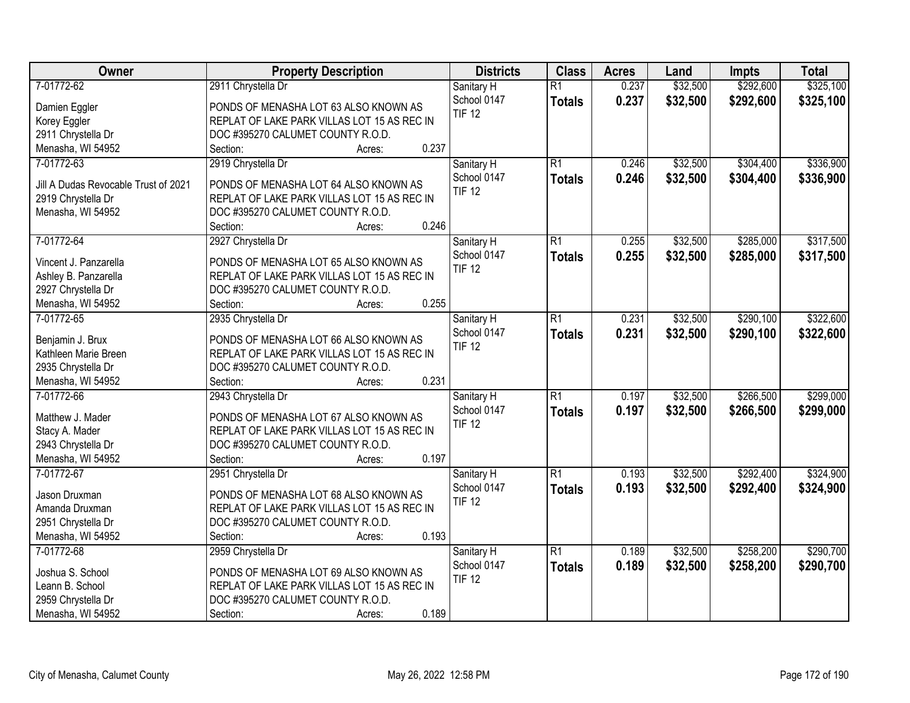| Owner | Property Description | Districts | Class | Acres | Land | Impts | Total |
|---|---|---|---|---|---|---|---|
| 7-01772-62<br>Damien Eggler<br>Korey Eggler<br>2911 Chrystella Dr<br>Menasha, WI 54952 | 2911 Chrystella Dr<br>PONDS OF MENASHA LOT 63 ALSO KNOWN AS REPLAT OF LAKE PARK VILLAS LOT 15 AS REC IN DOC #395270 CALUMET COUNTY R.O.D.<br>Section: Acres: 0.237 | Sanitary H<br>School 0147<br>TIF 12 | R1<br>**Totals** | 0.237<br>**0.237** | $32,500<br>**$32,500** | $292,600<br>**$292,600** | $325,100<br>**$325,100** |
| 7-01772-63<br>Jill A Dudas Revocable Trust of 2021<br>2919 Chrystella Dr<br>Menasha, WI 54952 | 2919 Chrystella Dr<br>PONDS OF MENASHA LOT 64 ALSO KNOWN AS REPLAT OF LAKE PARK VILLAS LOT 15 AS REC IN DOC #395270 CALUMET COUNTY R.O.D.<br>Section: Acres: 0.246 | Sanitary H<br>School 0147<br>TIF 12 | R1<br>**Totals** | 0.246<br>**0.246** | $32,500<br>**$32,500** | $304,400<br>**$304,400** | $336,900<br>**$336,900** |
| 7-01772-64<br>Vincent J. Panzarella<br>Ashley B. Panzarella<br>2927 Chrystella Dr<br>Menasha, WI 54952 | 2927 Chrystella Dr<br>PONDS OF MENASHA LOT 65 ALSO KNOWN AS REPLAT OF LAKE PARK VILLAS LOT 15 AS REC IN DOC #395270 CALUMET COUNTY R.O.D.<br>Section: Acres: 0.255 | Sanitary H<br>School 0147<br>TIF 12 | R1<br>**Totals** | 0.255<br>**0.255** | $32,500<br>**$32,500** | $285,000<br>**$285,000** | $317,500<br>**$317,500** |
| 7-01772-65<br>Benjamin J. Brux<br>Kathleen Marie Breen<br>2935 Chrystella Dr<br>Menasha, WI 54952 | 2935 Chrystella Dr<br>PONDS OF MENASHA LOT 66 ALSO KNOWN AS REPLAT OF LAKE PARK VILLAS LOT 15 AS REC IN DOC #395270 CALUMET COUNTY R.O.D.<br>Section: Acres: 0.231 | Sanitary H<br>School 0147<br>TIF 12 | R1<br>**Totals** | 0.231<br>**0.231** | $32,500<br>**$32,500** | $290,100<br>**$290,100** | $322,600<br>**$322,600** |
| 7-01772-66<br>Matthew J. Mader<br>Stacy A. Mader<br>2943 Chrystella Dr<br>Menasha, WI 54952 | 2943 Chrystella Dr<br>PONDS OF MENASHA LOT 67 ALSO KNOWN AS REPLAT OF LAKE PARK VILLAS LOT 15 AS REC IN DOC #395270 CALUMET COUNTY R.O.D.<br>Section: Acres: 0.197 | Sanitary H<br>School 0147<br>TIF 12 | R1<br>**Totals** | 0.197<br>**0.197** | $32,500<br>**$32,500** | $266,500<br>**$266,500** | $299,000<br>**$299,000** |
| 7-01772-67<br>Jason Druxman<br>Amanda Druxman<br>2951 Chrystella Dr<br>Menasha, WI 54952 | 2951 Chrystella Dr<br>PONDS OF MENASHA LOT 68 ALSO KNOWN AS REPLAT OF LAKE PARK VILLAS LOT 15 AS REC IN DOC #395270 CALUMET COUNTY R.O.D.<br>Section: Acres: 0.193 | Sanitary H<br>School 0147<br>TIF 12 | R1<br>**Totals** | 0.193<br>**0.193** | $32,500<br>**$32,500** | $292,400<br>**$292,400** | $324,900<br>**$324,900** |
| 7-01772-68<br>Joshua S. School<br>Leann B. School<br>2959 Chrystella Dr<br>Menasha, WI 54952 | 2959 Chrystella Dr<br>PONDS OF MENASHA LOT 69 ALSO KNOWN AS REPLAT OF LAKE PARK VILLAS LOT 15 AS REC IN DOC #395270 CALUMET COUNTY R.O.D.<br>Section: Acres: 0.189 | Sanitary H<br>School 0147<br>TIF 12 | R1<br>**Totals** | 0.189<br>**0.189** | $32,500<br>**$32,500** | $258,200<br>**$258,200** | $290,700<br>**$290,700** |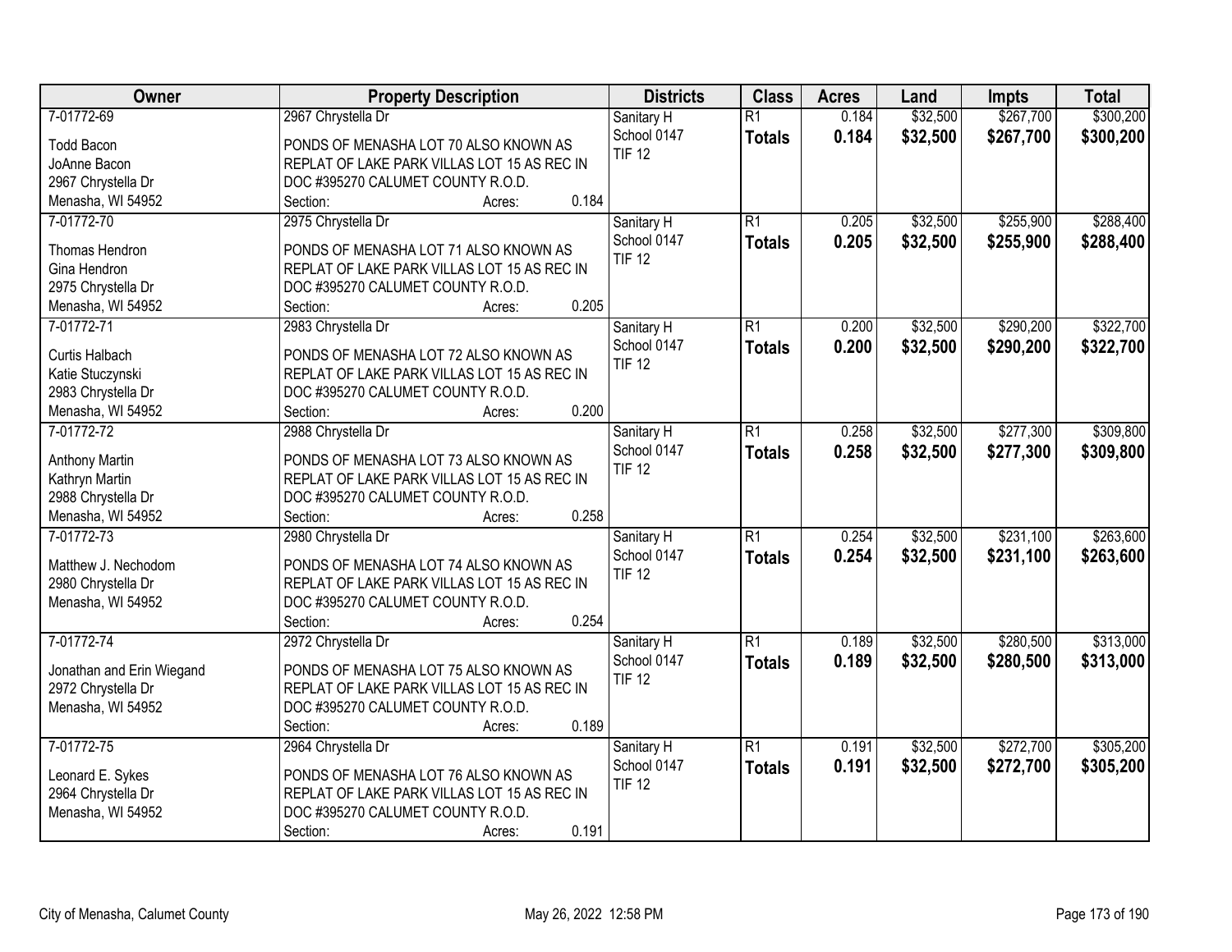| Owner | Property Description | Districts | Class | Acres | Land | Impts | Total |
|---|---|---|---|---|---|---|---|
| 7-01772-69<br>Todd Bacon<br>JoAnne Bacon<br>2967 Chrystella Dr<br>Menasha, WI 54952 | 2967 Chrystella Dr<br>PONDS OF MENASHA LOT 70 ALSO KNOWN AS REPLAT OF LAKE PARK VILLAS LOT 15 AS REC IN DOC #395270 CALUMET COUNTY R.O.D.<br>Section: Acres: 0.184 | Sanitary H<br>School 0147<br>TIF 12 | R1<br>**Totals** | 0.184<br>**0.184** | $32,500<br>**$32,500** | $267,700<br>**$267,700** | $300,200<br>**$300,200** |
| 7-01772-70<br>Thomas Hendron<br>Gina Hendron<br>2975 Chrystella Dr<br>Menasha, WI 54952 | 2975 Chrystella Dr<br>PONDS OF MENASHA LOT 71 ALSO KNOWN AS REPLAT OF LAKE PARK VILLAS LOT 15 AS REC IN DOC #395270 CALUMET COUNTY R.O.D.<br>Section: Acres: 0.205 | Sanitary H<br>School 0147<br>TIF 12 | R1<br>**Totals** | 0.205<br>**0.205** | $32,500<br>**$32,500** | $255,900<br>**$255,900** | $288,400<br>**$288,400** |
| 7-01772-71<br>Curtis Halbach<br>Katie Stuczynski<br>2983 Chrystella Dr<br>Menasha, WI 54952 | 2983 Chrystella Dr<br>PONDS OF MENASHA LOT 72 ALSO KNOWN AS REPLAT OF LAKE PARK VILLAS LOT 15 AS REC IN DOC #395270 CALUMET COUNTY R.O.D.<br>Section: Acres: 0.200 | Sanitary H<br>School 0147<br>TIF 12 | R1<br>**Totals** | 0.200<br>**0.200** | $32,500<br>**$32,500** | $290,200<br>**$290,200** | $322,700<br>**$322,700** |
| 7-01772-72<br>Anthony Martin<br>Kathryn Martin<br>2988 Chrystella Dr<br>Menasha, WI 54952 | 2988 Chrystella Dr<br>PONDS OF MENASHA LOT 73 ALSO KNOWN AS REPLAT OF LAKE PARK VILLAS LOT 15 AS REC IN DOC #395270 CALUMET COUNTY R.O.D.<br>Section: Acres: 0.258 | Sanitary H<br>School 0147<br>TIF 12 | R1<br>**Totals** | 0.258<br>**0.258** | $32,500<br>**$32,500** | $277,300<br>**$277,300** | $309,800<br>**$309,800** |
| 7-01772-73<br>Matthew J. Nechodom<br>2980 Chrystella Dr<br>Menasha, WI 54952 | 2980 Chrystella Dr<br>PONDS OF MENASHA LOT 74 ALSO KNOWN AS REPLAT OF LAKE PARK VILLAS LOT 15 AS REC IN DOC #395270 CALUMET COUNTY R.O.D.<br>Section: Acres: 0.254 | Sanitary H<br>School 0147<br>TIF 12 | R1<br>**Totals** | 0.254<br>**0.254** | $32,500<br>**$32,500** | $231,100<br>**$231,100** | $263,600<br>**$263,600** |
| 7-01772-74<br>Jonathan and Erin Wiegand<br>2972 Chrystella Dr<br>Menasha, WI 54952 | 2972 Chrystella Dr<br>PONDS OF MENASHA LOT 75 ALSO KNOWN AS REPLAT OF LAKE PARK VILLAS LOT 15 AS REC IN DOC #395270 CALUMET COUNTY R.O.D.<br>Section: Acres: 0.189 | Sanitary H<br>School 0147<br>TIF 12 | R1<br>**Totals** | 0.189<br>**0.189** | $32,500<br>**$32,500** | $280,500<br>**$280,500** | $313,000<br>**$313,000** |
| 7-01772-75<br>Leonard E. Sykes<br>2964 Chrystella Dr<br>Menasha, WI 54952 | 2964 Chrystella Dr<br>PONDS OF MENASHA LOT 76 ALSO KNOWN AS REPLAT OF LAKE PARK VILLAS LOT 15 AS REC IN DOC #395270 CALUMET COUNTY R.O.D.<br>Section: Acres: 0.191 | Sanitary H<br>School 0147<br>TIF 12 | R1<br>**Totals** | 0.191<br>**0.191** | $32,500<br>**$32,500** | $272,700<br>**$272,700** | $305,200<br>**$305,200** |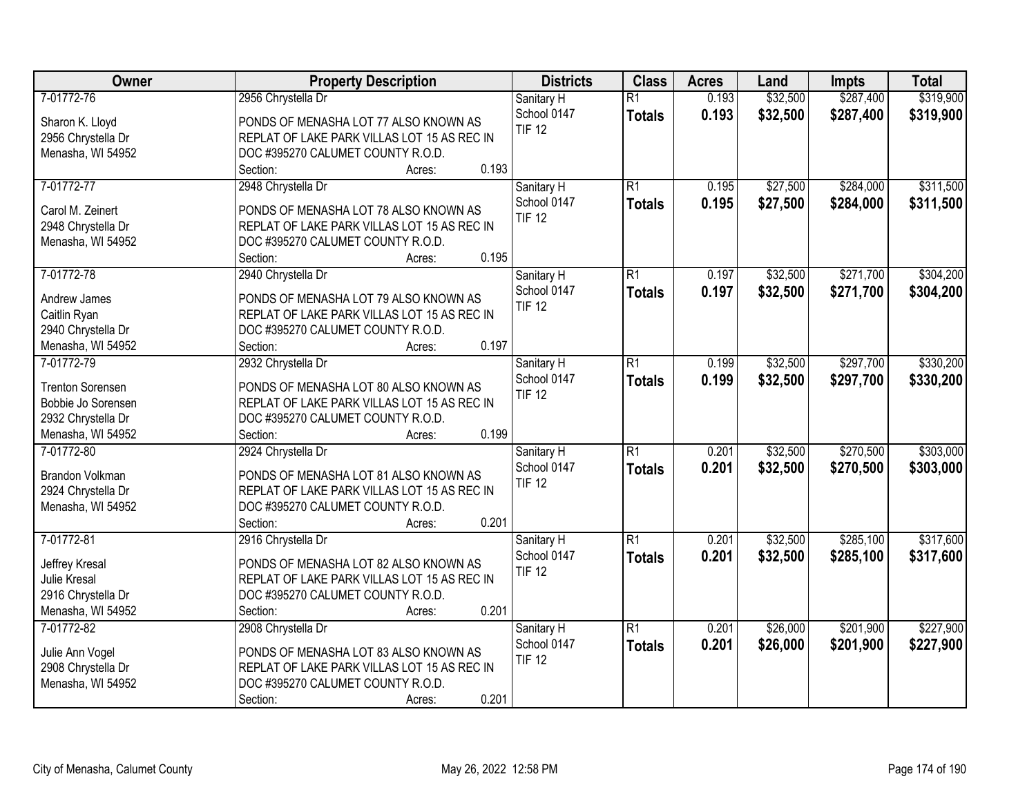| Owner | Property Description | Districts | Class | Acres | Land | Impts | Total |
|---|---|---|---|---|---|---|---|
| 7-01772-76<br><br>Sharon K. Lloyd<br>2956 Chrystella Dr<br>Menasha, WI 54952 | 2956 Chrystella Dr<br><br>PONDS OF MENASHA LOT 77 ALSO KNOWN AS REPLAT OF LAKE PARK VILLAS LOT 15 AS REC IN DOC #395270 CALUMET COUNTY R.O.D.<br>Section: Acres: 0.193 | Sanitary H<br>School 0147<br>TIF 12 | R1<br>**Totals** | 0.193<br>**0.193** | $32,500<br>**$32,500** | $287,400<br>**$287,400** | $319,900<br>**$319,900** |
| 7-01772-77<br><br>Carol M. Zeinert<br>2948 Chrystella Dr<br>Menasha, WI 54952 | 2948 Chrystella Dr<br><br>PONDS OF MENASHA LOT 78 ALSO KNOWN AS REPLAT OF LAKE PARK VILLAS LOT 15 AS REC IN DOC #395270 CALUMET COUNTY R.O.D.<br>Section: Acres: 0.195 | Sanitary H<br>School 0147<br>TIF 12 | R1<br>**Totals** | 0.195<br>**0.195** | $27,500<br>**$27,500** | $284,000<br>**$284,000** | $311,500<br>**$311,500** |
| 7-01772-78<br><br>Andrew James<br>Caitlin Ryan<br>2940 Chrystella Dr<br>Menasha, WI 54952 | 2940 Chrystella Dr<br><br>PONDS OF MENASHA LOT 79 ALSO KNOWN AS REPLAT OF LAKE PARK VILLAS LOT 15 AS REC IN DOC #395270 CALUMET COUNTY R.O.D.<br>Section: Acres: 0.197 | Sanitary H<br>School 0147<br>TIF 12 | R1<br>**Totals** | 0.197<br>**0.197** | $32,500<br>**$32,500** | $271,700<br>**$271,700** | $304,200<br>**$304,200** |
| 7-01772-79<br><br>Trenton Sorensen<br>Bobbie Jo Sorensen<br>2932 Chrystella Dr<br>Menasha, WI 54952 | 2932 Chrystella Dr<br><br>PONDS OF MENASHA LOT 80 ALSO KNOWN AS REPLAT OF LAKE PARK VILLAS LOT 15 AS REC IN DOC #395270 CALUMET COUNTY R.O.D.<br>Section: Acres: 0.199 | Sanitary H<br>School 0147<br>TIF 12 | R1<br>**Totals** | 0.199<br>**0.199** | $32,500<br>**$32,500** | $297,700<br>**$297,700** | $330,200<br>**$330,200** |
| 7-01772-80<br><br>Brandon Volkman<br>2924 Chrystella Dr<br>Menasha, WI 54952 | 2924 Chrystella Dr<br><br>PONDS OF MENASHA LOT 81 ALSO KNOWN AS REPLAT OF LAKE PARK VILLAS LOT 15 AS REC IN DOC #395270 CALUMET COUNTY R.O.D.<br>Section: Acres: 0.201 | Sanitary H<br>School 0147<br>TIF 12 | R1<br>**Totals** | 0.201<br>**0.201** | $32,500<br>**$32,500** | $270,500<br>**$270,500** | $303,000<br>**$303,000** |
| 7-01772-81<br><br>Jeffrey Kresal<br>Julie Kresal<br>2916 Chrystella Dr<br>Menasha, WI 54952 | 2916 Chrystella Dr<br><br>PONDS OF MENASHA LOT 82 ALSO KNOWN AS REPLAT OF LAKE PARK VILLAS LOT 15 AS REC IN DOC #395270 CALUMET COUNTY R.O.D.<br>Section: Acres: 0.201 | Sanitary H<br>School 0147<br>TIF 12 | R1<br>**Totals** | 0.201<br>**0.201** | $32,500<br>**$32,500** | $285,100<br>**$285,100** | $317,600<br>**$317,600** |
| 7-01772-82<br><br>Julie Ann Vogel<br>2908 Chrystella Dr<br>Menasha, WI 54952 | 2908 Chrystella Dr<br><br>PONDS OF MENASHA LOT 83 ALSO KNOWN AS REPLAT OF LAKE PARK VILLAS LOT 15 AS REC IN DOC #395270 CALUMET COUNTY R.O.D.<br>Section: Acres: 0.201 | Sanitary H<br>School 0147<br>TIF 12 | R1<br>**Totals** | 0.201<br>**0.201** | $26,000<br>**$26,000** | $201,900<br>**$201,900** | $227,900<br>**$227,900** |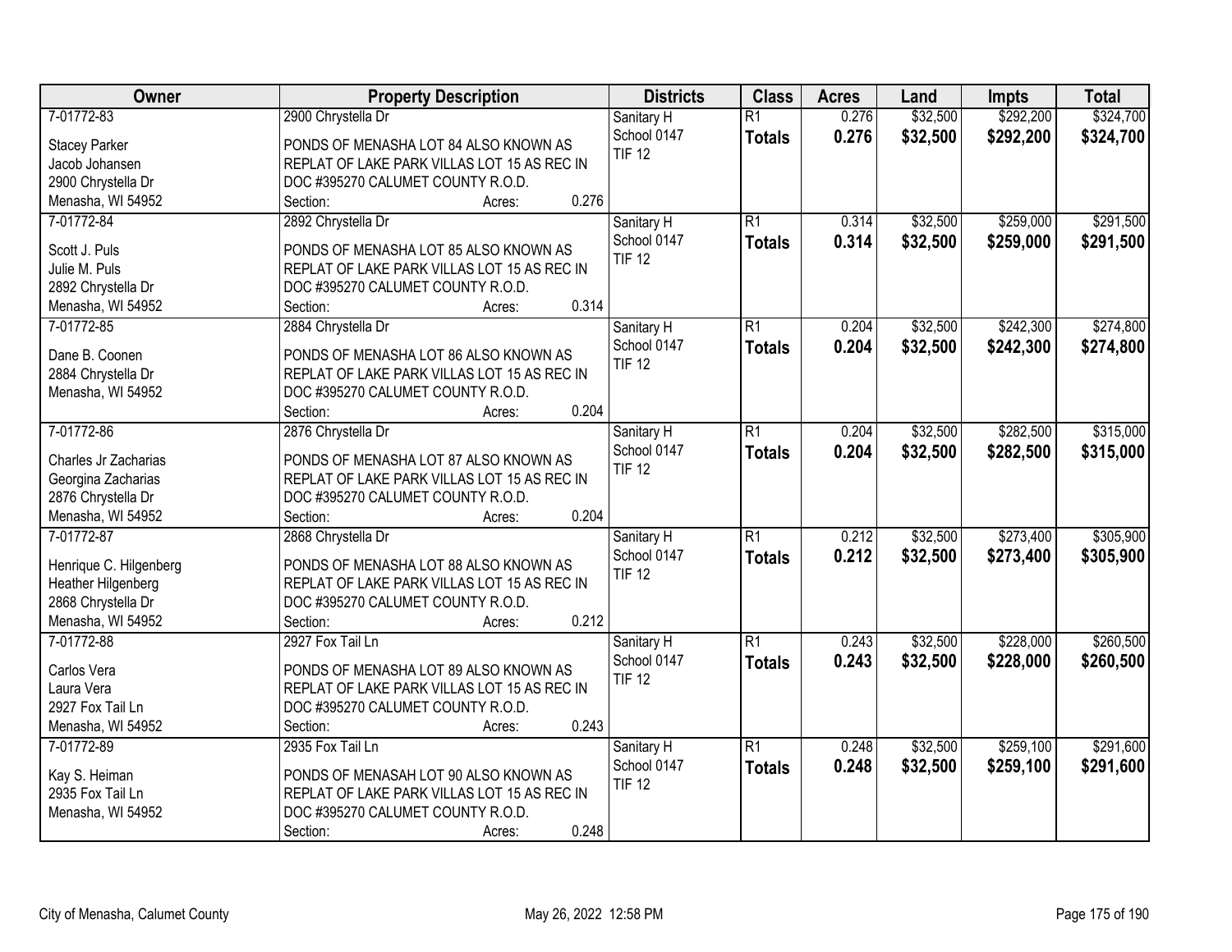| Owner | Property Description | Districts | Class | Acres | Land | Impts | Total |
|---|---|---|---|---|---|---|---|
| 7-01772-83<br>Stacey Parker<br>Jacob Johansen<br>2900 Chrystella Dr<br>Menasha, WI 54952 | 2900 Chrystella Dr<br>PONDS OF MENASHA LOT 84 ALSO KNOWN AS REPLAT OF LAKE PARK VILLAS LOT 15 AS REC IN DOC #395270 CALUMET COUNTY R.O.D.<br>Section: Acres: 0.276 | Sanitary H<br>School 0147<br>TIF 12 | R1<br>**Totals** | 0.276<br>**0.276** | $32,500<br>**$32,500** | $292,200<br>**$292,200** | $324,700<br>**$324,700** |
| 7-01772-84<br>Scott J. Puls<br>Julie M. Puls<br>2892 Chrystella Dr<br>Menasha, WI 54952 | 2892 Chrystella Dr<br>PONDS OF MENASHA LOT 85 ALSO KNOWN AS REPLAT OF LAKE PARK VILLAS LOT 15 AS REC IN DOC #395270 CALUMET COUNTY R.O.D.<br>Section: Acres: 0.314 | Sanitary H<br>School 0147<br>TIF 12 | R1<br>**Totals** | 0.314<br>**0.314** | $32,500<br>**$32,500** | $259,000<br>**$259,000** | $291,500<br>**$291,500** |
| 7-01772-85<br>Dane B. Coonen<br>2884 Chrystella Dr<br>Menasha, WI 54952 | 2884 Chrystella Dr<br>PONDS OF MENASHA LOT 86 ALSO KNOWN AS REPLAT OF LAKE PARK VILLAS LOT 15 AS REC IN DOC #395270 CALUMET COUNTY R.O.D.<br>Section: Acres: 0.204 | Sanitary H<br>School 0147<br>TIF 12 | R1<br>**Totals** | 0.204<br>**0.204** | $32,500<br>**$32,500** | $242,300<br>**$242,300** | $274,800<br>**$274,800** |
| 7-01772-86<br>Charles Jr Zacharias<br>Georgina Zacharias<br>2876 Chrystella Dr<br>Menasha, WI 54952 | 2876 Chrystella Dr<br>PONDS OF MENASHA LOT 87 ALSO KNOWN AS REPLAT OF LAKE PARK VILLAS LOT 15 AS REC IN DOC #395270 CALUMET COUNTY R.O.D.<br>Section: Acres: 0.204 | Sanitary H<br>School 0147<br>TIF 12 | R1<br>**Totals** | 0.204<br>**0.204** | $32,500<br>**$32,500** | $282,500<br>**$282,500** | $315,000<br>**$315,000** |
| 7-01772-87<br>Henrique C. Hilgenberg<br>Heather Hilgenberg<br>2868 Chrystella Dr<br>Menasha, WI 54952 | 2868 Chrystella Dr<br>PONDS OF MENASHA LOT 88 ALSO KNOWN AS REPLAT OF LAKE PARK VILLAS LOT 15 AS REC IN DOC #395270 CALUMET COUNTY R.O.D.<br>Section: Acres: 0.212 | Sanitary H<br>School 0147<br>TIF 12 | R1<br>**Totals** | 0.212<br>**0.212** | $32,500<br>**$32,500** | $273,400<br>**$273,400** | $305,900<br>**$305,900** |
| 7-01772-88<br>Carlos Vera<br>Laura Vera<br>2927 Fox Tail Ln<br>Menasha, WI 54952 | 2927 Fox Tail Ln<br>PONDS OF MENASHA LOT 89 ALSO KNOWN AS REPLAT OF LAKE PARK VILLAS LOT 15 AS REC IN DOC #395270 CALUMET COUNTY R.O.D.<br>Section: Acres: 0.243 | Sanitary H<br>School 0147<br>TIF 12 | R1<br>**Totals** | 0.243<br>**0.243** | $32,500<br>**$32,500** | $228,000<br>**$228,000** | $260,500<br>**$260,500** |
| 7-01772-89<br>Kay S. Heiman<br>2935 Fox Tail Ln<br>Menasha, WI 54952 | 2935 Fox Tail Ln<br>PONDS OF MENASAH LOT 90 ALSO KNOWN AS REPLAT OF LAKE PARK VILLAS LOT 15 AS REC IN DOC #395270 CALUMET COUNTY R.O.D.<br>Section: Acres: 0.248 | Sanitary H<br>School 0147<br>TIF 12 | R1<br>**Totals** | 0.248<br>**0.248** | $32,500<br>**$32,500** | $259,100<br>**$259,100** | $291,600<br>**$291,600** |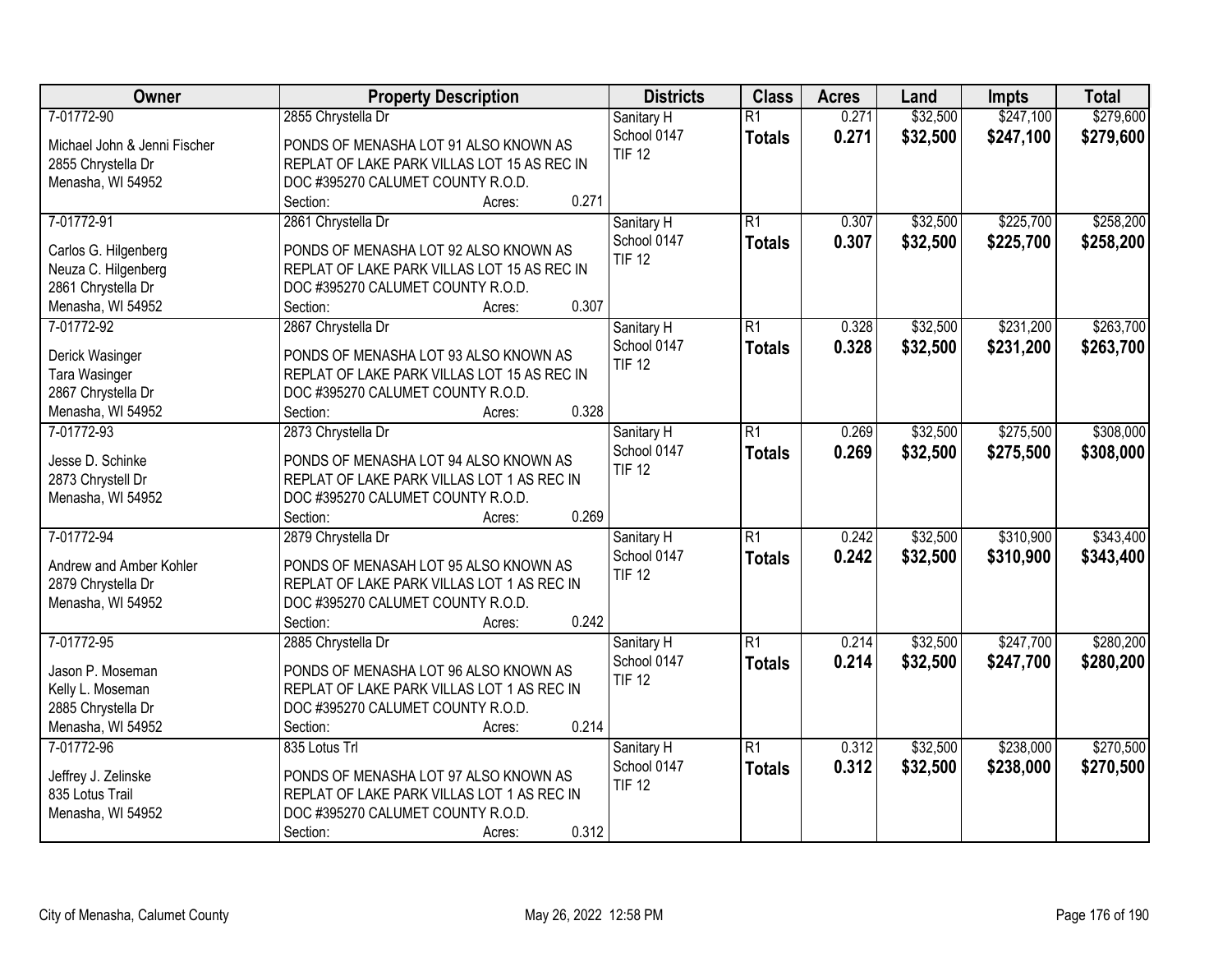| Owner | Property Description | Districts | Class | Acres | Land | Impts | Total |
|---|---|---|---|---|---|---|---|
| 7-01772-90<br>Michael John & Jenni Fischer<br>2855 Chrystella Dr<br>Menasha, WI 54952 | 2855 Chrystella Dr<br>PONDS OF MENASHA LOT 91 ALSO KNOWN AS REPLAT OF LAKE PARK VILLAS LOT 15 AS REC IN DOC #395270 CALUMET COUNTY R.O.D.<br>Section: Acres: 0.271 | Sanitary H<br>School 0147<br>TIF 12 | R1<br>**Totals** | 0.271<br>**0.271** | $32,500<br>**$32,500** | $247,100<br>**$247,100** | $279,600<br>**$279,600** |
| 7-01772-91<br>Carlos G. Hilgenberg<br>Neuza C. Hilgenberg<br>2861 Chrystella Dr<br>Menasha, WI 54952 | 2861 Chrystella Dr<br>PONDS OF MENASHA LOT 92 ALSO KNOWN AS REPLAT OF LAKE PARK VILLAS LOT 15 AS REC IN DOC #395270 CALUMET COUNTY R.O.D.<br>Section: Acres: 0.307 | Sanitary H<br>School 0147<br>TIF 12 | R1<br>**Totals** | 0.307<br>**0.307** | $32,500<br>**$32,500** | $225,700<br>**$225,700** | $258,200<br>**$258,200** |
| 7-01772-92<br>Derick Wasinger<br>Tara Wasinger<br>2867 Chrystella Dr<br>Menasha, WI 54952 | 2867 Chrystella Dr<br>PONDS OF MENASHA LOT 93 ALSO KNOWN AS REPLAT OF LAKE PARK VILLAS LOT 15 AS REC IN DOC #395270 CALUMET COUNTY R.O.D.<br>Section: Acres: 0.328 | Sanitary H<br>School 0147<br>TIF 12 | R1<br>**Totals** | 0.328<br>**0.328** | $32,500<br>**$32,500** | $231,200<br>**$231,200** | $263,700<br>**$263,700** |
| 7-01772-93<br>Jesse D. Schinke<br>2873 Chrystell Dr<br>Menasha, WI 54952 | 2873 Chrystella Dr<br>PONDS OF MENASHA LOT 94 ALSO KNOWN AS REPLAT OF LAKE PARK VILLAS LOT 1 AS REC IN DOC #395270 CALUMET COUNTY R.O.D.<br>Section: Acres: 0.269 | Sanitary H<br>School 0147<br>TIF 12 | R1<br>**Totals** | 0.269<br>**0.269** | $32,500<br>**$32,500** | $275,500<br>**$275,500** | $308,000<br>**$308,000** |
| 7-01772-94<br>Andrew and Amber Kohler<br>2879 Chrystella Dr<br>Menasha, WI 54952 | 2879 Chrystella Dr<br>PONDS OF MENASAH LOT 95 ALSO KNOWN AS REPLAT OF LAKE PARK VILLAS LOT 1 AS REC IN DOC #395270 CALUMET COUNTY R.O.D.<br>Section: Acres: 0.242 | Sanitary H<br>School 0147<br>TIF 12 | R1<br>**Totals** | 0.242<br>**0.242** | $32,500<br>**$32,500** | $310,900<br>**$310,900** | $343,400<br>**$343,400** |
| 7-01772-95<br>Jason P. Moseman<br>Kelly L. Moseman<br>2885 Chrystella Dr<br>Menasha, WI 54952 | 2885 Chrystella Dr<br>PONDS OF MENASHA LOT 96 ALSO KNOWN AS REPLAT OF LAKE PARK VILLAS LOT 1 AS REC IN DOC #395270 CALUMET COUNTY R.O.D.<br>Section: Acres: 0.214 | Sanitary H<br>School 0147<br>TIF 12 | R1<br>**Totals** | 0.214<br>**0.214** | $32,500<br>**$32,500** | $247,700<br>**$247,700** | $280,200<br>**$280,200** |
| 7-01772-96<br>Jeffrey J. Zelinske<br>835 Lotus Trail<br>Menasha, WI 54952 | 835 Lotus Trl<br>PONDS OF MENASHA LOT 97 ALSO KNOWN AS REPLAT OF LAKE PARK VILLAS LOT 1 AS REC IN DOC #395270 CALUMET COUNTY R.O.D.<br>Section: Acres: 0.312 | Sanitary H<br>School 0147<br>TIF 12 | R1<br>**Totals** | 0.312<br>**0.312** | $32,500<br>**$32,500** | $238,000<br>**$238,000** | $270,500<br>**$270,500** |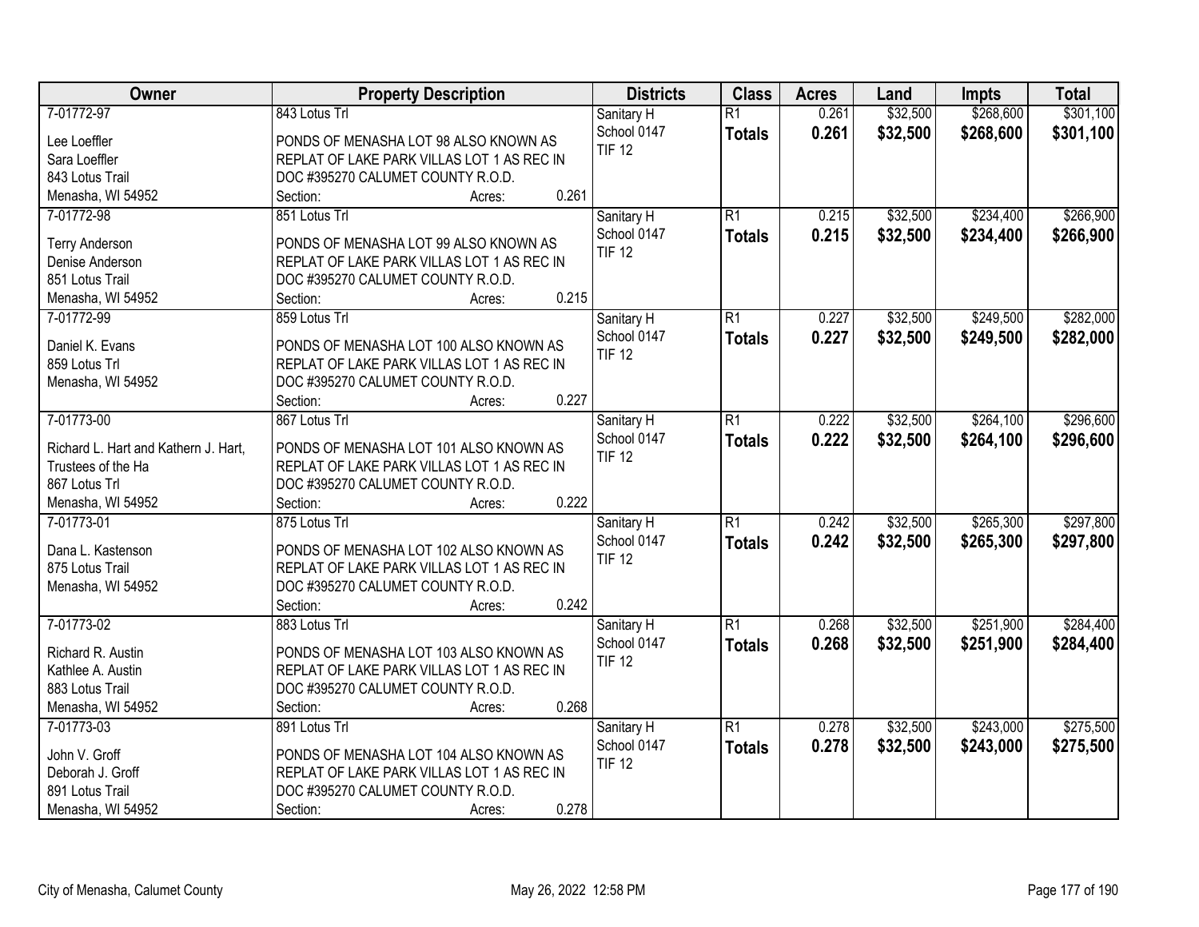| Owner | Property Description | Districts | Class | Acres | Land | Impts | Total |
|---|---|---|---|---|---|---|---|
| 7-01772-97<br>Lee Loeffler<br>Sara Loeffler<br>843 Lotus Trail<br>Menasha, WI 54952 | 843 Lotus Trl<br>PONDS OF MENASHA LOT 98 ALSO KNOWN AS REPLAT OF LAKE PARK VILLAS LOT 1 AS REC IN DOC #395270 CALUMET COUNTY R.O.D.<br>Section: Acres: 0.261 | Sanitary H<br>School 0147<br>TIF 12 | R1<br>**Totals** | 0.261<br>**0.261** | $32,500<br>**$32,500** | $268,600<br>**$268,600** | $301,100<br>**$301,100** |
| 7-01772-98<br>Terry Anderson<br>Denise Anderson<br>851 Lotus Trail<br>Menasha, WI 54952 | 851 Lotus Trl<br>PONDS OF MENASHA LOT 99 ALSO KNOWN AS REPLAT OF LAKE PARK VILLAS LOT 1 AS REC IN DOC #395270 CALUMET COUNTY R.O.D.<br>Section: Acres: 0.215 | Sanitary H<br>School 0147<br>TIF 12 | R1<br>**Totals** | 0.215<br>**0.215** | $32,500<br>**$32,500** | $234,400<br>**$234,400** | $266,900<br>**$266,900** |
| 7-01772-99<br>Daniel K. Evans<br>859 Lotus Trl<br>Menasha, WI 54952 | 859 Lotus Trl<br>PONDS OF MENASHA LOT 100 ALSO KNOWN AS REPLAT OF LAKE PARK VILLAS LOT 1 AS REC IN DOC #395270 CALUMET COUNTY R.O.D.<br>Section: Acres: 0.227 | Sanitary H<br>School 0147<br>TIF 12 | R1<br>**Totals** | 0.227<br>**0.227** | $32,500<br>**$32,500** | $249,500<br>**$249,500** | $282,000<br>**$282,000** |
| 7-01773-00<br>Richard L. Hart and Kathern J. Hart, Trustees of the Ha<br>867 Lotus Trl<br>Menasha, WI 54952 | 867 Lotus Trl<br>PONDS OF MENASHA LOT 101 ALSO KNOWN AS REPLAT OF LAKE PARK VILLAS LOT 1 AS REC IN DOC #395270 CALUMET COUNTY R.O.D.<br>Section: Acres: 0.222 | Sanitary H<br>School 0147<br>TIF 12 | R1<br>**Totals** | 0.222<br>**0.222** | $32,500<br>**$32,500** | $264,100<br>**$264,100** | $296,600<br>**$296,600** |
| 7-01773-01<br>Dana L. Kastenson<br>875 Lotus Trail<br>Menasha, WI 54952 | 875 Lotus Trl<br>PONDS OF MENASHA LOT 102 ALSO KNOWN AS REPLAT OF LAKE PARK VILLAS LOT 1 AS REC IN DOC #395270 CALUMET COUNTY R.O.D.<br>Section: Acres: 0.242 | Sanitary H<br>School 0147<br>TIF 12 | R1<br>**Totals** | 0.242<br>**0.242** | $32,500<br>**$32,500** | $265,300<br>**$265,300** | $297,800<br>**$297,800** |
| 7-01773-02<br>Richard R. Austin<br>Kathlee A. Austin<br>883 Lotus Trail<br>Menasha, WI 54952 | 883 Lotus Trl<br>PONDS OF MENASHA LOT 103 ALSO KNOWN AS REPLAT OF LAKE PARK VILLAS LOT 1 AS REC IN DOC #395270 CALUMET COUNTY R.O.D.<br>Section: Acres: 0.268 | Sanitary H<br>School 0147<br>TIF 12 | R1<br>**Totals** | 0.268<br>**0.268** | $32,500<br>**$32,500** | $251,900<br>**$251,900** | $284,400<br>**$284,400** |
| 7-01773-03<br>John V. Groff<br>Deborah J. Groff<br>891 Lotus Trail<br>Menasha, WI 54952 | 891 Lotus Trl<br>PONDS OF MENASHA LOT 104 ALSO KNOWN AS REPLAT OF LAKE PARK VILLAS LOT 1 AS REC IN DOC #395270 CALUMET COUNTY R.O.D.<br>Section: Acres: 0.278 | Sanitary H<br>School 0147<br>TIF 12 | R1<br>**Totals** | 0.278<br>**0.278** | $32,500<br>**$32,500** | $243,000<br>**$243,000** | $275,500<br>**$275,500** |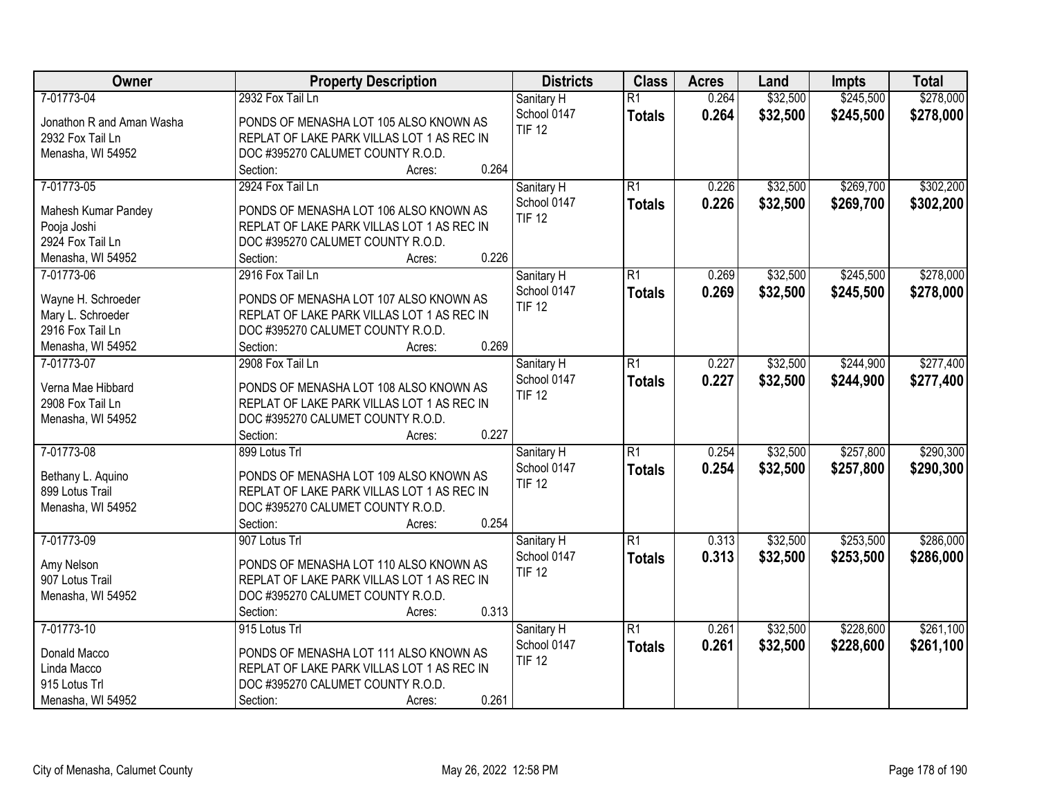| Owner | Property Description | Districts | Class | Acres | Land | Impts | Total |
|---|---|---|---|---|---|---|---|
| 7-01773-04<br>Jonathon R and Aman Washa<br>2932 Fox Tail Ln<br>Menasha, WI 54952 | 2932 Fox Tail Ln<br>PONDS OF MENASHA LOT 105 ALSO KNOWN AS REPLAT OF LAKE PARK VILLAS LOT 1 AS REC IN DOC #395270 CALUMET COUNTY R.O.D.<br>Section: Acres: 0.264 | Sanitary H<br>School 0147<br>TIF 12 | R1<br>**Totals** | 0.264<br>**0.264** | $32,500<br>**$32,500** | $245,500<br>**$245,500** | $278,000<br>**$278,000** |
| 7-01773-05<br>Mahesh Kumar Pandey<br>Pooja Joshi<br>2924 Fox Tail Ln<br>Menasha, WI 54952 | 2924 Fox Tail Ln<br>PONDS OF MENASHA LOT 106 ALSO KNOWN AS REPLAT OF LAKE PARK VILLAS LOT 1 AS REC IN DOC #395270 CALUMET COUNTY R.O.D.<br>Section: Acres: 0.226 | Sanitary H<br>School 0147<br>TIF 12 | R1<br>**Totals** | 0.226<br>**0.226** | $32,500<br>**$32,500** | $269,700<br>**$269,700** | $302,200<br>**$302,200** |
| 7-01773-06<br>Wayne H. Schroeder<br>Mary L. Schroeder<br>2916 Fox Tail Ln<br>Menasha, WI 54952 | 2916 Fox Tail Ln<br>PONDS OF MENASHA LOT 107 ALSO KNOWN AS REPLAT OF LAKE PARK VILLAS LOT 1 AS REC IN DOC #395270 CALUMET COUNTY R.O.D.<br>Section: Acres: 0.269 | Sanitary H<br>School 0147<br>TIF 12 | R1<br>**Totals** | 0.269<br>**0.269** | $32,500<br>**$32,500** | $245,500<br>**$245,500** | $278,000<br>**$278,000** |
| 7-01773-07<br>Verna Mae Hibbard<br>2908 Fox Tail Ln<br>Menasha, WI 54952 | 2908 Fox Tail Ln<br>PONDS OF MENASHA LOT 108 ALSO KNOWN AS REPLAT OF LAKE PARK VILLAS LOT 1 AS REC IN DOC #395270 CALUMET COUNTY R.O.D.<br>Section: Acres: 0.227 | Sanitary H<br>School 0147<br>TIF 12 | R1<br>**Totals** | 0.227<br>**0.227** | $32,500<br>**$32,500** | $244,900<br>**$244,900** | $277,400<br>**$277,400** |
| 7-01773-08<br>Bethany L. Aquino<br>899 Lotus Trail<br>Menasha, WI 54952 | 899 Lotus Trl<br>PONDS OF MENASHA LOT 109 ALSO KNOWN AS REPLAT OF LAKE PARK VILLAS LOT 1 AS REC IN DOC #395270 CALUMET COUNTY R.O.D.<br>Section: Acres: 0.254 | Sanitary H<br>School 0147<br>TIF 12 | R1<br>**Totals** | 0.254<br>**0.254** | $32,500<br>**$32,500** | $257,800<br>**$257,800** | $290,300<br>**$290,300** |
| 7-01773-09<br>Amy Nelson<br>907 Lotus Trail<br>Menasha, WI 54952 | 907 Lotus Trl<br>PONDS OF MENASHA LOT 110 ALSO KNOWN AS REPLAT OF LAKE PARK VILLAS LOT 1 AS REC IN DOC #395270 CALUMET COUNTY R.O.D.<br>Section: Acres: 0.313 | Sanitary H<br>School 0147<br>TIF 12 | R1<br>**Totals** | 0.313<br>**0.313** | $32,500<br>**$32,500** | $253,500<br>**$253,500** | $286,000<br>**$286,000** |
| 7-01773-10<br>Donald Macco<br>Linda Macco<br>915 Lotus Trl<br>Menasha, WI 54952 | 915 Lotus Trl<br>PONDS OF MENASHA LOT 111 ALSO KNOWN AS REPLAT OF LAKE PARK VILLAS LOT 1 AS REC IN DOC #395270 CALUMET COUNTY R.O.D.<br>Section: Acres: 0.261 | Sanitary H<br>School 0147<br>TIF 12 | R1<br>**Totals** | 0.261<br>**0.261** | $32,500<br>**$32,500** | $228,600<br>**$228,600** | $261,100<br>**$261,100** |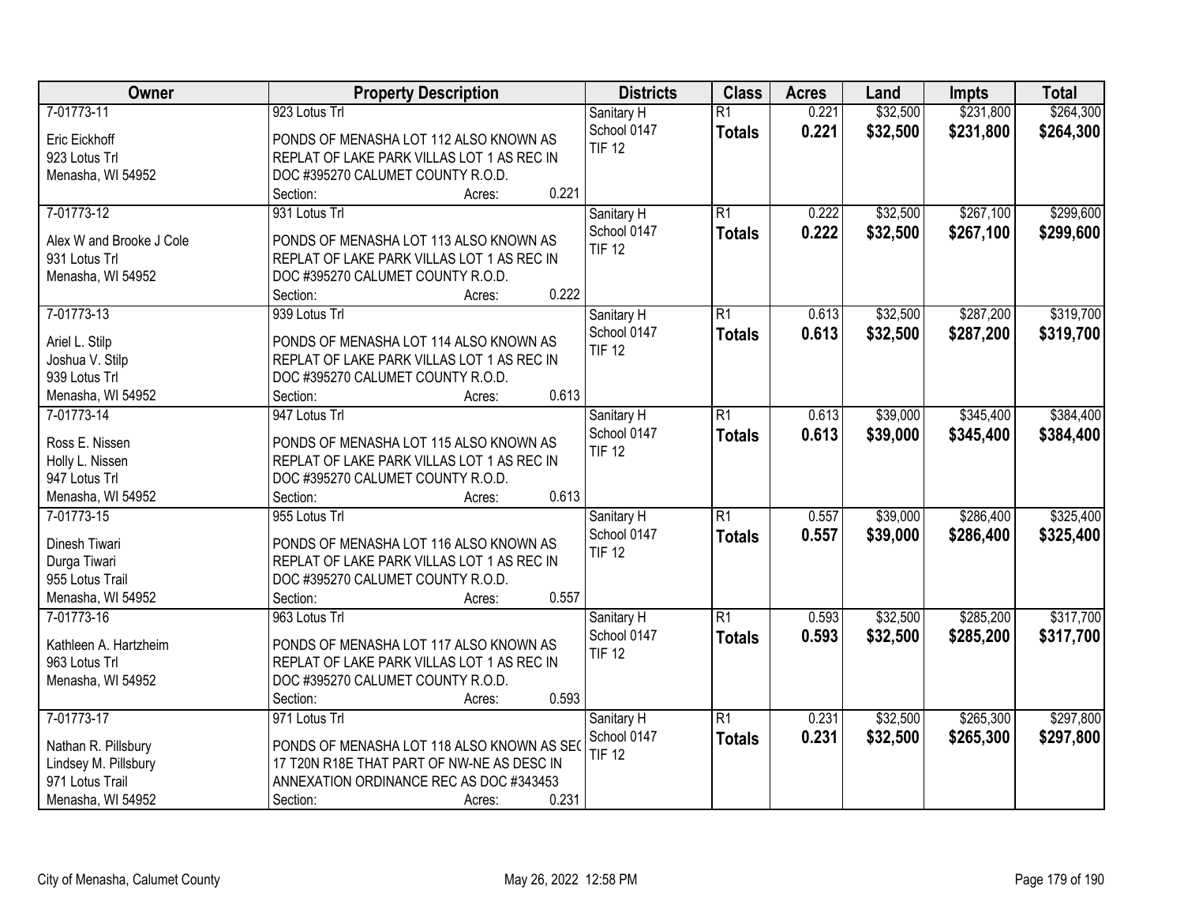| Owner | Property Description | Districts | Class | Acres | Land | Impts | Total |
|---|---|---|---|---|---|---|---|
| 7-01773-11<br><br>Eric Eickhoff<br>923 Lotus Trl<br>Menasha, WI 54952 | 923 Lotus Trl<br><br>PONDS OF MENASHA LOT 112 ALSO KNOWN AS REPLAT OF LAKE PARK VILLAS LOT 1 AS REC IN DOC #395270 CALUMET COUNTY R.O.D.<br>Section: Acres: 0.221 | Sanitary H<br>School 0147<br>TIF 12 | R1<br>**Totals** | 0.221<br>**0.221** | $32,500<br>**$32,500** | $231,800<br>**$231,800** | $264,300<br>**$264,300** |
| 7-01773-12<br><br>Alex W and Brooke J Cole<br>931 Lotus Trl<br>Menasha, WI 54952 | 931 Lotus Trl<br><br>PONDS OF MENASHA LOT 113 ALSO KNOWN AS REPLAT OF LAKE PARK VILLAS LOT 1 AS REC IN DOC #395270 CALUMET COUNTY R.O.D.<br>Section: Acres: 0.222 | Sanitary H<br>School 0147<br>TIF 12 | R1<br>**Totals** | 0.222<br>**0.222** | $32,500<br>**$32,500** | $267,100<br>**$267,100** | $299,600<br>**$299,600** |
| 7-01773-13<br><br>Ariel L. Stilp<br>Joshua V. Stilp<br>939 Lotus Trl<br>Menasha, WI 54952 | 939 Lotus Trl<br><br>PONDS OF MENASHA LOT 114 ALSO KNOWN AS REPLAT OF LAKE PARK VILLAS LOT 1 AS REC IN DOC #395270 CALUMET COUNTY R.O.D.<br>Section: Acres: 0.613 | Sanitary H<br>School 0147<br>TIF 12 | R1<br>**Totals** | 0.613<br>**0.613** | $32,500<br>**$32,500** | $287,200<br>**$287,200** | $319,700<br>**$319,700** |
| 7-01773-14<br><br>Ross E. Nissen<br>Holly L. Nissen<br>947 Lotus Trl<br>Menasha, WI 54952 | 947 Lotus Trl<br><br>PONDS OF MENASHA LOT 115 ALSO KNOWN AS REPLAT OF LAKE PARK VILLAS LOT 1 AS REC IN DOC #395270 CALUMET COUNTY R.O.D.<br>Section: Acres: 0.613 | Sanitary H<br>School 0147<br>TIF 12 | R1<br>**Totals** | 0.613<br>**0.613** | $39,000<br>**$39,000** | $345,400<br>**$345,400** | $384,400<br>**$384,400** |
| 7-01773-15<br><br>Dinesh Tiwari<br>Durga Tiwari<br>955 Lotus Trail<br>Menasha, WI 54952 | 955 Lotus Trl<br><br>PONDS OF MENASHA LOT 116 ALSO KNOWN AS REPLAT OF LAKE PARK VILLAS LOT 1 AS REC IN DOC #395270 CALUMET COUNTY R.O.D.<br>Section: Acres: 0.557 | Sanitary H<br>School 0147<br>TIF 12 | R1<br>**Totals** | 0.557<br>**0.557** | $39,000<br>**$39,000** | $286,400<br>**$286,400** | $325,400<br>**$325,400** |
| 7-01773-16<br><br>Kathleen A. Hartzheim<br>963 Lotus Trl<br>Menasha, WI 54952 | 963 Lotus Trl<br><br>PONDS OF MENASHA LOT 117 ALSO KNOWN AS REPLAT OF LAKE PARK VILLAS LOT 1 AS REC IN DOC #395270 CALUMET COUNTY R.O.D.<br>Section: Acres: 0.593 | Sanitary H<br>School 0147<br>TIF 12 | R1<br>**Totals** | 0.593<br>**0.593** | $32,500<br>**$32,500** | $285,200<br>**$285,200** | $317,700<br>**$317,700** |
| 7-01773-17<br><br>Nathan R. Pillsbury<br>Lindsey M. Pillsbury<br>971 Lotus Trail<br>Menasha, WI 54952 | 971 Lotus Trl<br><br>PONDS OF MENASHA LOT 118 ALSO KNOWN AS SEC 17 T20N R18E THAT PART OF NW-NE AS DESC IN ANNEXATION ORDINANCE REC AS DOC #343453<br>Section: Acres: 0.231 | Sanitary H<br>School 0147<br>TIF 12 | R1<br>**Totals** | 0.231<br>**0.231** | $32,500<br>**$32,500** | $265,300<br>**$265,300** | $297,800<br>**$297,800** |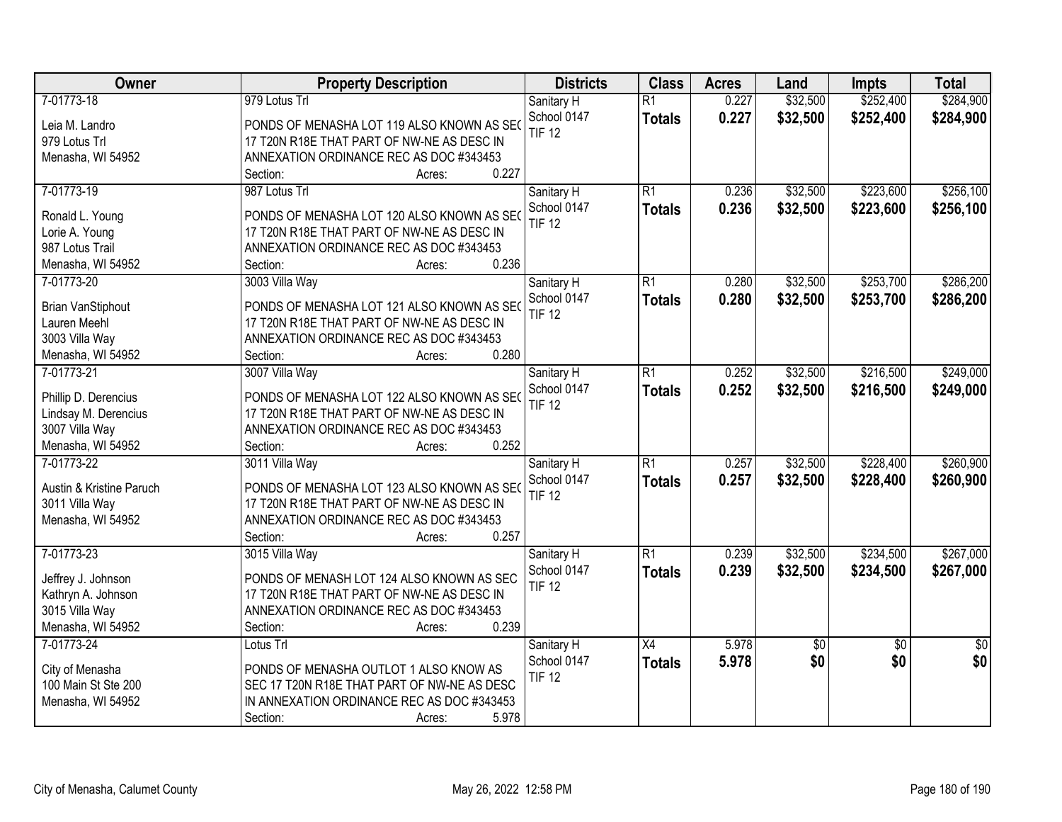| Owner | Property Description | Districts | Class | Acres | Land | Impts | Total |
|---|---|---|---|---|---|---|---|
| 7-01773-18<br>Leia M. Landro<br>979 Lotus Trl<br>Menasha, WI 54952 | 979 Lotus Trl<br>PONDS OF MENASHA LOT 119 ALSO KNOWN AS SEC 17 T20N R18E THAT PART OF NW-NE AS DESC IN ANNEXATION ORDINANCE REC AS DOC #343453<br>Section: Acres: 0.227 | Sanitary H<br>School 0147<br>TIF 12 | R1<br>**Totals** | 0.227<br>**0.227** | $32,500<br>**$32,500** | $252,400<br>**$252,400** | $284,900<br>**$284,900** |
| 7-01773-19<br>Ronald L. Young<br>Lorie A. Young<br>987 Lotus Trail<br>Menasha, WI 54952 | 987 Lotus Trl<br>PONDS OF MENASHA LOT 120 ALSO KNOWN AS SEC 17 T20N R18E THAT PART OF NW-NE AS DESC IN ANNEXATION ORDINANCE REC AS DOC #343453<br>Section: Acres: 0.236 | Sanitary H<br>School 0147<br>TIF 12 | R1<br>**Totals** | 0.236<br>**0.236** | $32,500<br>**$32,500** | $223,600<br>**$223,600** | $256,100<br>**$256,100** |
| 7-01773-20<br>Brian VanStiphout<br>Lauren Meehl<br>3003 Villa Way<br>Menasha, WI 54952 | 3003 Villa Way<br>PONDS OF MENASHA LOT 121 ALSO KNOWN AS SEC 17 T20N R18E THAT PART OF NW-NE AS DESC IN ANNEXATION ORDINANCE REC AS DOC #343453<br>Section: Acres: 0.280 | Sanitary H<br>School 0147<br>TIF 12 | R1<br>**Totals** | 0.280<br>**0.280** | $32,500<br>**$32,500** | $253,700<br>**$253,700** | $286,200<br>**$286,200** |
| 7-01773-21<br>Phillip D. Derencius<br>Lindsay M. Derencius<br>3007 Villa Way<br>Menasha, WI 54952 | 3007 Villa Way<br>PONDS OF MENASHA LOT 122 ALSO KNOWN AS SEC 17 T20N R18E THAT PART OF NW-NE AS DESC IN ANNEXATION ORDINANCE REC AS DOC #343453<br>Section: Acres: 0.252 | Sanitary H<br>School 0147<br>TIF 12 | R1<br>**Totals** | 0.252<br>**0.252** | $32,500<br>**$32,500** | $216,500<br>**$216,500** | $249,000<br>**$249,000** |
| 7-01773-22<br>Austin & Kristine Paruch<br>3011 Villa Way<br>Menasha, WI 54952 | 3011 Villa Way<br>PONDS OF MENASHA LOT 123 ALSO KNOWN AS SEC 17 T20N R18E THAT PART OF NW-NE AS DESC IN ANNEXATION ORDINANCE REC AS DOC #343453<br>Section: Acres: 0.257 | Sanitary H<br>School 0147<br>TIF 12 | R1<br>**Totals** | 0.257<br>**0.257** | $32,500<br>**$32,500** | $228,400<br>**$228,400** | $260,900<br>**$260,900** |
| 7-01773-23<br>Jeffrey J. Johnson<br>Kathryn A. Johnson<br>3015 Villa Way<br>Menasha, WI 54952 | 3015 Villa Way<br>PONDS OF MENASH LOT 124 ALSO KNOWN AS SEC 17 T20N R18E THAT PART OF NW-NE AS DESC IN ANNEXATION ORDINANCE REC AS DOC #343453<br>Section: Acres: 0.239 | Sanitary H<br>School 0147<br>TIF 12 | R1<br>**Totals** | 0.239<br>**0.239** | $32,500<br>**$32,500** | $234,500<br>**$234,500** | $267,000<br>**$267,000** |
| 7-01773-24<br>City of Menasha<br>100 Main St Ste 200<br>Menasha, WI 54952 | Lotus Trl<br>PONDS OF MENASHA OUTLOT 1 ALSO KNOW AS SEC 17 T20N R18E THAT PART OF NW-NE AS DESC IN ANNEXATION ORDINANCE REC AS DOC #343453<br>Section: Acres: 5.978 | Sanitary H<br>School 0147<br>TIF 12 | X4<br>**Totals** | 5.978<br>**5.978** | $0<br>**$0** | $0<br>**$0** | $0<br>**$0** |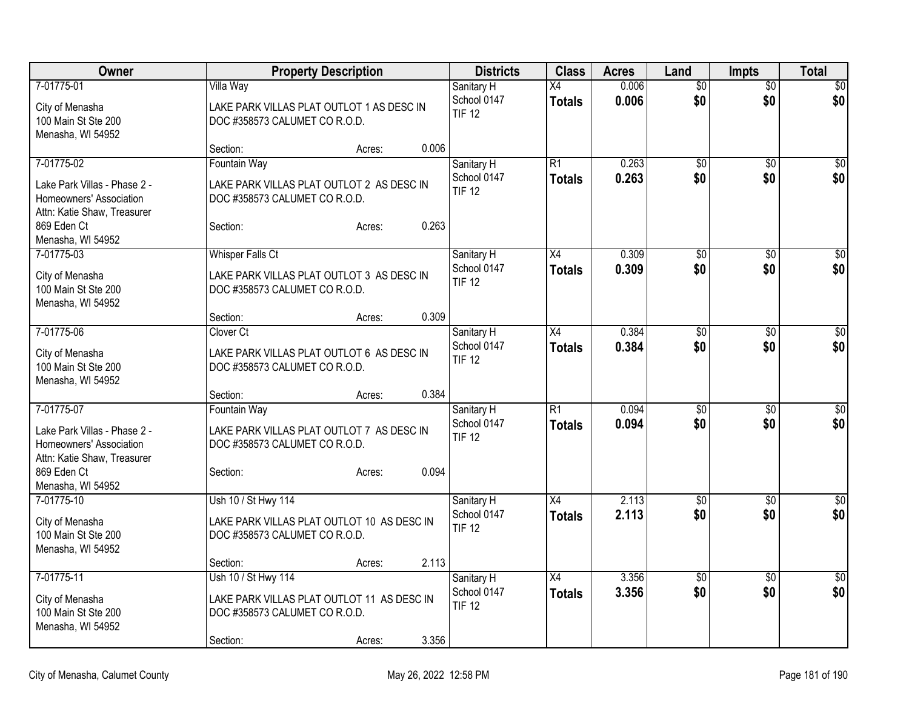| Owner | Property Description | Districts | Class | Acres | Land | Impts | Total |
|---|---|---|---|---|---|---|---|
| 7-01775-01<br>City of Menasha<br>100 Main St Ste 200<br>Menasha, WI 54952 | Villa Way<br>LAKE PARK VILLAS PLAT OUTLOT 1 AS DESC IN DOC #358573 CALUMET CO R.O.D.<br>Section: Acres: 0.006 | Sanitary H<br>School 0147<br>TIF 12 | X4<br>**Totals** | 0.006<br>**0.006** | $0<br>**$0** | $0<br>**$0** | $0<br>**$0** |
| 7-01775-02<br>Lake Park Villas - Phase 2 - Homeowners' Association<br>Attn: Katie Shaw, Treasurer<br>869 Eden Ct<br>Menasha, WI 54952 | Fountain Way<br>LAKE PARK VILLAS PLAT OUTLOT 2 AS DESC IN DOC #358573 CALUMET CO R.O.D.<br>Section: Acres: 0.263 | Sanitary H<br>School 0147<br>TIF 12 | R1<br>**Totals** | 0.263<br>**0.263** | $0<br>**$0** | $0<br>**$0** | $0<br>**$0** |
| 7-01775-03<br>City of Menasha<br>100 Main St Ste 200<br>Menasha, WI 54952 | Whisper Falls Ct<br>LAKE PARK VILLAS PLAT OUTLOT 3 AS DESC IN DOC #358573 CALUMET CO R.O.D.<br>Section: Acres: 0.309 | Sanitary H<br>School 0147<br>TIF 12 | X4<br>**Totals** | 0.309<br>**0.309** | $0<br>**$0** | $0<br>**$0** | $0<br>**$0** |
| 7-01775-06<br>City of Menasha<br>100 Main St Ste 200<br>Menasha, WI 54952 | Clover Ct<br>LAKE PARK VILLAS PLAT OUTLOT 6 AS DESC IN DOC #358573 CALUMET CO R.O.D.<br>Section: Acres: 0.384 | Sanitary H<br>School 0147<br>TIF 12 | X4<br>**Totals** | 0.384<br>**0.384** | $0<br>**$0** | $0<br>**$0** | $0<br>**$0** |
| 7-01775-07<br>Lake Park Villas - Phase 2 - Homeowners' Association<br>Attn: Katie Shaw, Treasurer<br>869 Eden Ct<br>Menasha, WI 54952 | Fountain Way<br>LAKE PARK VILLAS PLAT OUTLOT 7 AS DESC IN DOC #358573 CALUMET CO R.O.D.<br>Section: Acres: 0.094 | Sanitary H<br>School 0147<br>TIF 12 | R1<br>**Totals** | 0.094<br>**0.094** | $0<br>**$0** | $0<br>**$0** | $0<br>**$0** |
| 7-01775-10<br>City of Menasha<br>100 Main St Ste 200<br>Menasha, WI 54952 | Ush 10 / St Hwy 114<br>LAKE PARK VILLAS PLAT OUTLOT 10 AS DESC IN DOC #358573 CALUMET CO R.O.D.<br>Section: Acres: 2.113 | Sanitary H<br>School 0147<br>TIF 12 | X4<br>**Totals** | 2.113<br>**2.113** | $0<br>**$0** | $0<br>**$0** | $0<br>**$0** |
| 7-01775-11<br>City of Menasha<br>100 Main St Ste 200<br>Menasha, WI 54952 | Ush 10 / St Hwy 114<br>LAKE PARK VILLAS PLAT OUTLOT 11 AS DESC IN DOC #358573 CALUMET CO R.O.D.<br>Section: Acres: 3.356 | Sanitary H<br>School 0147<br>TIF 12 | X4<br>**Totals** | 3.356<br>**3.356** | $0<br>**$0** | $0<br>**$0** | $0<br>**$0** |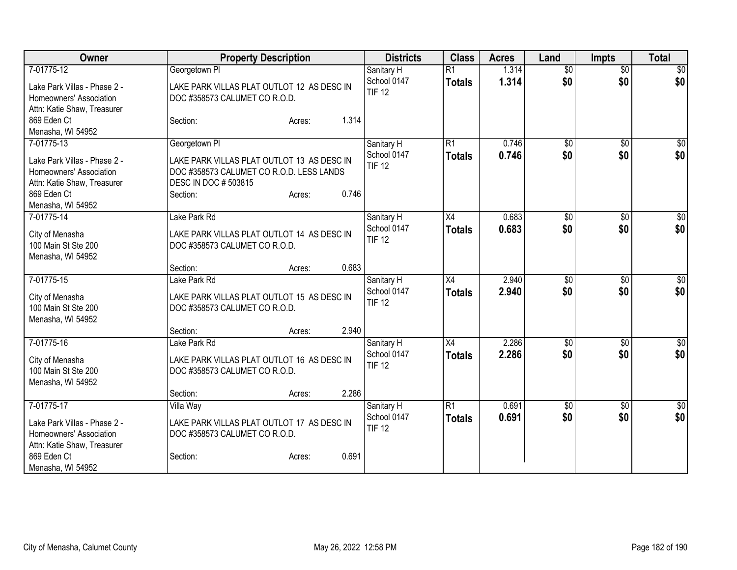| Owner | Property Description | Districts | Class | Acres | Land | Impts | Total |
|---|---|---|---|---|---|---|---|
| 7-01775-12<br>Lake Park Villas - Phase 2 - Homeowners' Association<br>Attn: Katie Shaw, Treasurer<br>869 Eden Ct<br>Menasha, WI 54952 | Georgetown Pl<br>LAKE PARK VILLAS PLAT OUTLOT 12 AS DESC IN DOC #358573 CALUMET CO R.O.D.<br>Section: Acres: 1.314 | Sanitary H<br>School 0147<br>TIF 12 | R1<br>**Totals** | 1.314<br>**1.314** | $0<br>**$0** | $0<br>**$0** | $0<br>**$0** |
| 7-01775-13<br>Lake Park Villas - Phase 2 - Homeowners' Association<br>Attn: Katie Shaw, Treasurer<br>869 Eden Ct<br>Menasha, WI 54952 | Georgetown Pl<br>LAKE PARK VILLAS PLAT OUTLOT 13 AS DESC IN DOC #358573 CALUMET CO R.O.D. LESS LANDS DESC IN DOC # 503815<br>Section: Acres: 0.746 | Sanitary H<br>School 0147<br>TIF 12 | R1<br>**Totals** | 0.746<br>**0.746** | $0<br>**$0** | $0<br>**$0** | $0<br>**$0** |
| 7-01775-14<br>City of Menasha<br>100 Main St Ste 200<br>Menasha, WI 54952 | Lake Park Rd<br>LAKE PARK VILLAS PLAT OUTLOT 14 AS DESC IN DOC #358573 CALUMET CO R.O.D.<br>Section: Acres: 0.683 | Sanitary H<br>School 0147<br>TIF 12 | X4<br>**Totals** | 0.683<br>**0.683** | $0<br>**$0** | $0<br>**$0** | $0<br>**$0** |
| 7-01775-15<br>City of Menasha<br>100 Main St Ste 200<br>Menasha, WI 54952 | Lake Park Rd<br>LAKE PARK VILLAS PLAT OUTLOT 15 AS DESC IN DOC #358573 CALUMET CO R.O.D.<br>Section: Acres: 2.940 | Sanitary H<br>School 0147<br>TIF 12 | X4<br>**Totals** | 2.940<br>**2.940** | $0<br>**$0** | $0<br>**$0** | $0<br>**$0** |
| 7-01775-16<br>City of Menasha<br>100 Main St Ste 200<br>Menasha, WI 54952 | Lake Park Rd<br>LAKE PARK VILLAS PLAT OUTLOT 16 AS DESC IN DOC #358573 CALUMET CO R.O.D.<br>Section: Acres: 2.286 | Sanitary H<br>School 0147<br>TIF 12 | X4<br>**Totals** | 2.286<br>**2.286** | $0<br>**$0** | $0<br>**$0** | $0<br>**$0** |
| 7-01775-17<br>Lake Park Villas - Phase 2 - Homeowners' Association<br>Attn: Katie Shaw, Treasurer<br>869 Eden Ct<br>Menasha, WI 54952 | Villa Way<br>LAKE PARK VILLAS PLAT OUTLOT 17 AS DESC IN DOC #358573 CALUMET CO R.O.D.<br>Section: Acres: 0.691 | Sanitary H<br>School 0147<br>TIF 12 | R1<br>**Totals** | 0.691<br>**0.691** | $0<br>**$0** | $0<br>**$0** | $0<br>**$0** |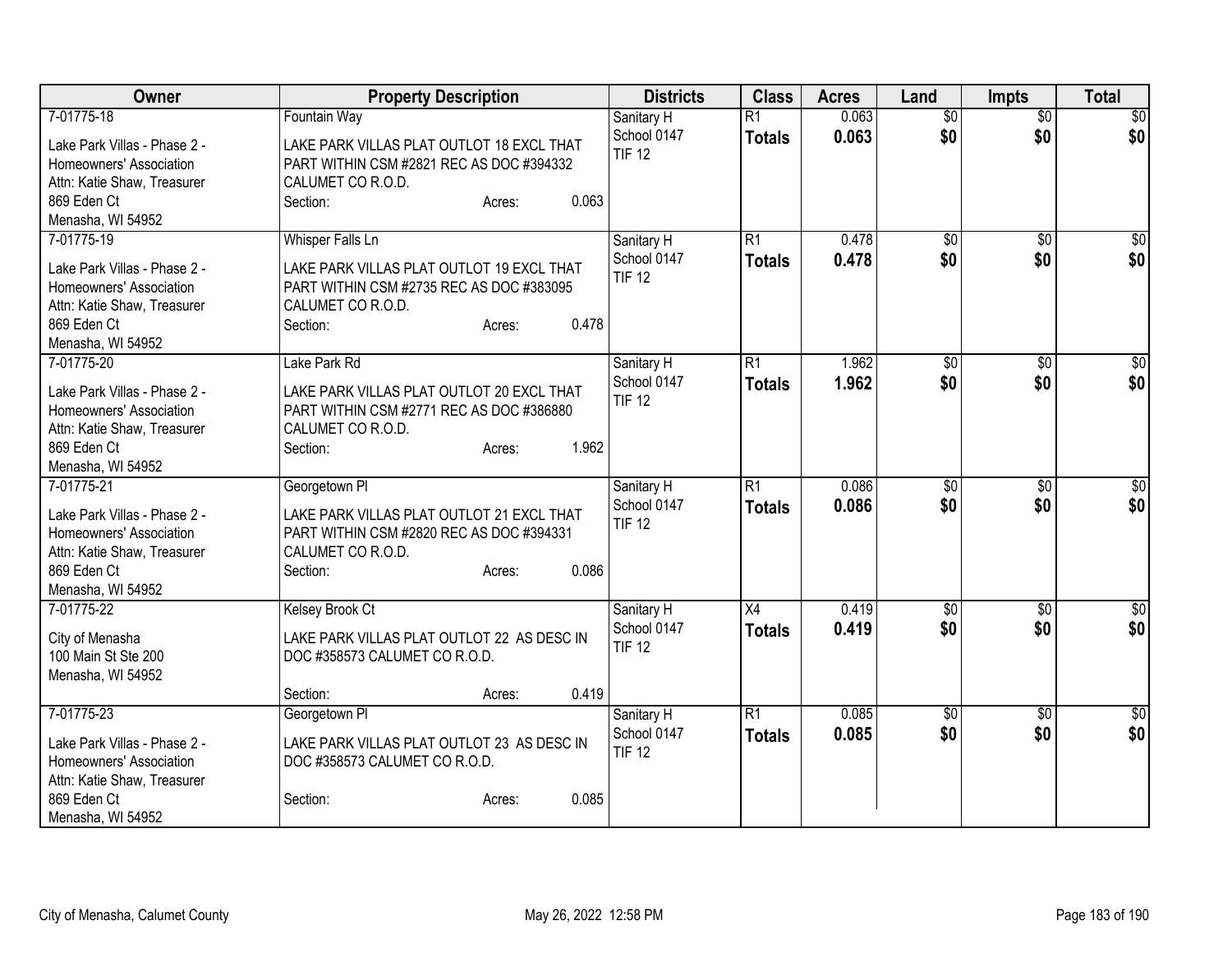| Owner | Property Description | Districts | Class | Acres | Land | Impts | Total |
|---|---|---|---|---|---|---|---|
| 7-01775-18<br>Lake Park Villas - Phase 2 - Homeowners' Association<br>Attn: Katie Shaw, Treasurer<br>869 Eden Ct<br>Menasha, WI 54952 | Fountain Way<br>LAKE PARK VILLAS PLAT OUTLOT 18 EXCL THAT PART WITHIN CSM #2821 REC AS DOC #394332 CALUMET CO R.O.D.<br>Section: Acres: 0.063 | Sanitary H<br>School 0147<br>TIF 12 | R1<br>**Totals** | 0.063<br>**0.063** | $0<br>**$0** | $0<br>**$0** | $0<br>**$0** |
| 7-01775-19<br>Lake Park Villas - Phase 2 - Homeowners' Association<br>Attn: Katie Shaw, Treasurer<br>869 Eden Ct<br>Menasha, WI 54952 | Whisper Falls Ln<br>LAKE PARK VILLAS PLAT OUTLOT 19 EXCL THAT PART WITHIN CSM #2735 REC AS DOC #383095 CALUMET CO R.O.D.<br>Section: Acres: 0.478 | Sanitary H<br>School 0147<br>TIF 12 | R1<br>**Totals** | 0.478<br>**0.478** | $0<br>**$0** | $0<br>**$0** | $0<br>**$0** |
| 7-01775-20<br>Lake Park Villas - Phase 2 - Homeowners' Association<br>Attn: Katie Shaw, Treasurer<br>869 Eden Ct<br>Menasha, WI 54952 | Lake Park Rd<br>LAKE PARK VILLAS PLAT OUTLOT 20 EXCL THAT PART WITHIN CSM #2771 REC AS DOC #386880 CALUMET CO R.O.D.<br>Section: Acres: 1.962 | Sanitary H<br>School 0147<br>TIF 12 | R1<br>**Totals** | 1.962<br>**1.962** | $0<br>**$0** | $0<br>**$0** | $0<br>**$0** |
| 7-01775-21<br>Lake Park Villas - Phase 2 - Homeowners' Association<br>Attn: Katie Shaw, Treasurer<br>869 Eden Ct<br>Menasha, WI 54952 | Georgetown Pl<br>LAKE PARK VILLAS PLAT OUTLOT 21 EXCL THAT PART WITHIN CSM #2820 REC AS DOC #394331 CALUMET CO R.O.D.<br>Section: Acres: 0.086 | Sanitary H<br>School 0147<br>TIF 12 | R1<br>**Totals** | 0.086<br>**0.086** | $0<br>**$0** | $0<br>**$0** | $0<br>**$0** |
| 7-01775-22<br>City of Menasha<br>100 Main St Ste 200<br>Menasha, WI 54952 | Kelsey Brook Ct<br>LAKE PARK VILLAS PLAT OUTLOT 22 AS DESC IN DOC #358573 CALUMET CO R.O.D.<br>Section: Acres: 0.419 | Sanitary H<br>School 0147<br>TIF 12 | X4<br>**Totals** | 0.419<br>**0.419** | $0<br>**$0** | $0<br>**$0** | $0<br>**$0** |
| 7-01775-23<br>Lake Park Villas - Phase 2 - Homeowners' Association<br>Attn: Katie Shaw, Treasurer<br>869 Eden Ct<br>Menasha, WI 54952 | Georgetown Pl<br>LAKE PARK VILLAS PLAT OUTLOT 23 AS DESC IN DOC #358573 CALUMET CO R.O.D.<br>Section: Acres: 0.085 | Sanitary H<br>School 0147<br>TIF 12 | R1<br>**Totals** | 0.085<br>**0.085** | $0<br>**$0** | $0<br>**$0** | $0<br>**$0** |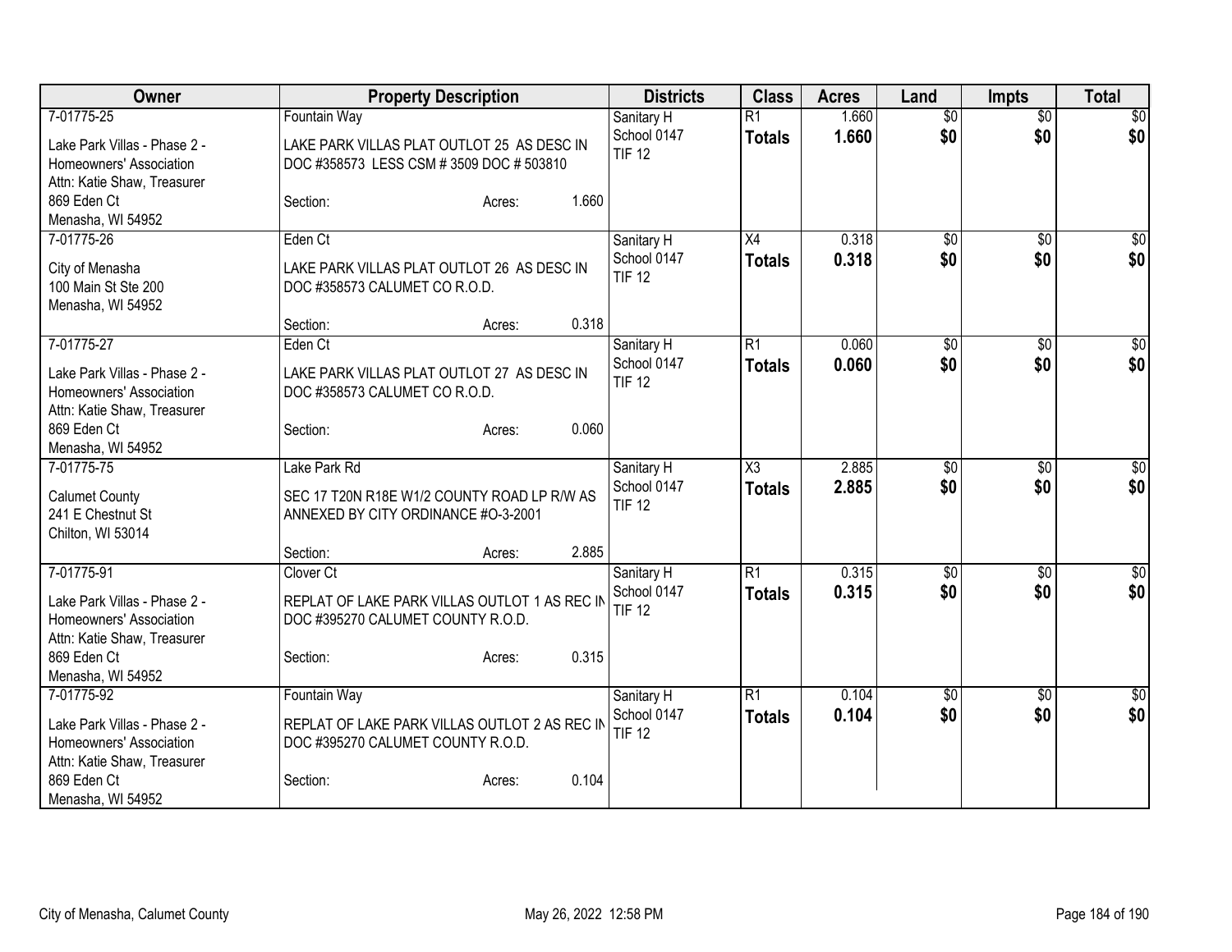| Owner | Property Description | Districts | Class | Acres | Land | Impts | Total |
|---|---|---|---|---|---|---|---|
| 7-01775-25<br><br>Lake Park Villas - Phase 2 - Homeowners' Association<br>Attn: Katie Shaw, Treasurer<br>869 Eden Ct<br>Menasha, WI 54952 | Fountain Way<br><br>LAKE PARK VILLAS PLAT OUTLOT 25 AS DESC IN DOC #358573 LESS CSM # 3509 DOC # 503810<br><br>Section: Acres: 1.660 | Sanitary H<br>School 0147<br>TIF 12 | R1<br>**Totals** | 1.660<br>**1.660** | $0<br>**$0** | $0<br>**$0** | $0<br>**$0** |
| 7-01775-26<br><br>City of Menasha<br>100 Main St Ste 200<br>Menasha, WI 54952 | Eden Ct<br><br>LAKE PARK VILLAS PLAT OUTLOT 26 AS DESC IN DOC #358573 CALUMET CO R.O.D.<br><br>Section: Acres: 0.318 | Sanitary H<br>School 0147<br>TIF 12 | X4<br>**Totals** | 0.318<br>**0.318** | $0<br>**$0** | $0<br>**$0** | $0<br>**$0** |
| 7-01775-27<br><br>Lake Park Villas - Phase 2 - Homeowners' Association<br>Attn: Katie Shaw, Treasurer<br>869 Eden Ct<br>Menasha, WI 54952 | Eden Ct<br><br>LAKE PARK VILLAS PLAT OUTLOT 27 AS DESC IN DOC #358573 CALUMET CO R.O.D.<br><br>Section: Acres: 0.060 | Sanitary H<br>School 0147<br>TIF 12 | R1<br>**Totals** | 0.060<br>**0.060** | $0<br>**$0** | $0<br>**$0** | $0<br>**$0** |
| 7-01775-75<br><br>Calumet County<br>241 E Chestnut St<br>Chilton, WI 53014 | Lake Park Rd<br><br>SEC 17 T20N R18E W1/2 COUNTY ROAD LP R/W AS ANNEXED BY CITY ORDINANCE #O-3-2001<br><br>Section: Acres: 2.885 | Sanitary H<br>School 0147<br>TIF 12 | X3<br>**Totals** | 2.885<br>**2.885** | $0<br>**$0** | $0<br>**$0** | $0<br>**$0** |
| 7-01775-91<br><br>Lake Park Villas - Phase 2 - Homeowners' Association<br>Attn: Katie Shaw, Treasurer<br>869 Eden Ct<br>Menasha, WI 54952 | Clover Ct<br><br>REPLAT OF LAKE PARK VILLAS OUTLOT 1 AS REC IN DOC #395270 CALUMET COUNTY R.O.D.<br><br>Section: Acres: 0.315 | Sanitary H<br>School 0147<br>TIF 12 | R1<br>**Totals** | 0.315<br>**0.315** | $0<br>**$0** | $0<br>**$0** | $0<br>**$0** |
| 7-01775-92<br><br>Lake Park Villas - Phase 2 - Homeowners' Association<br>Attn: Katie Shaw, Treasurer<br>869 Eden Ct<br>Menasha, WI 54952 | Fountain Way<br><br>REPLAT OF LAKE PARK VILLAS OUTLOT 2 AS REC IN DOC #395270 CALUMET COUNTY R.O.D.<br><br>Section: Acres: 0.104 | Sanitary H<br>School 0147<br>TIF 12 | R1<br>**Totals** | 0.104<br>**0.104** | $0<br>**$0** | $0<br>**$0** | $0<br>**$0** |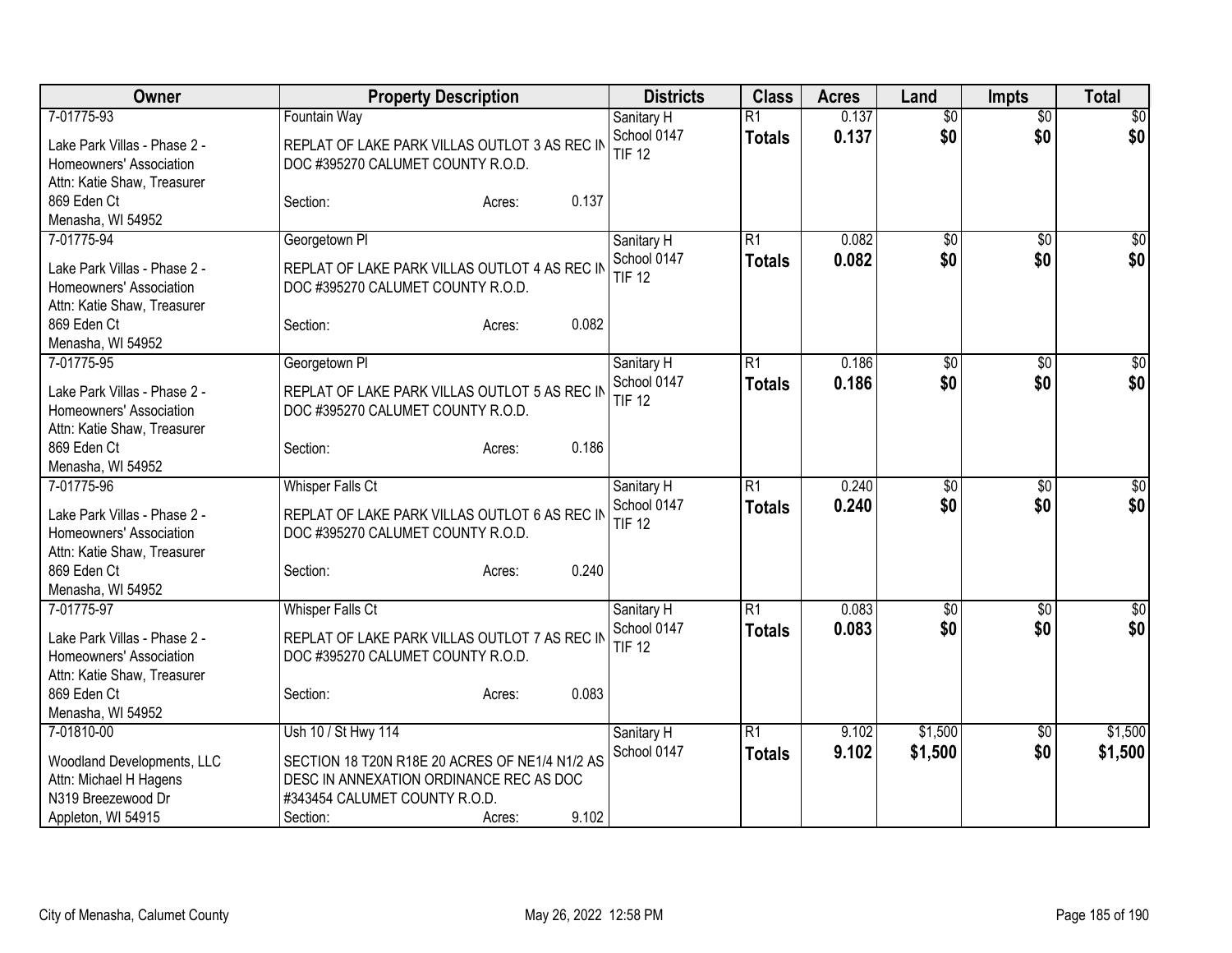| Owner | Property Description | Districts | Class | Acres | Land | Impts | Total |
|---|---|---|---|---|---|---|---|
| 7-01775-93<br>Lake Park Villas - Phase 2 - Homeowners' Association<br>Attn: Katie Shaw, Treasurer<br>869 Eden Ct<br>Menasha, WI 54952 | Fountain Way<br>REPLAT OF LAKE PARK VILLAS OUTLOT 3 AS REC IN DOC #395270 CALUMET COUNTY R.O.D.<br>Section: Acres: 0.137 | Sanitary H<br>School 0147<br>TIF 12 | R1<br>**Totals** | 0.137<br>**0.137** | $0<br>**$0** | $0<br>**$0** | $0<br>**$0** |
| 7-01775-94<br>Lake Park Villas - Phase 2 - Homeowners' Association<br>Attn: Katie Shaw, Treasurer<br>869 Eden Ct<br>Menasha, WI 54952 | Georgetown Pl<br>REPLAT OF LAKE PARK VILLAS OUTLOT 4 AS REC IN DOC #395270 CALUMET COUNTY R.O.D.<br>Section: Acres: 0.082 | Sanitary H<br>School 0147<br>TIF 12 | R1<br>**Totals** | 0.082<br>**0.082** | $0<br>**$0** | $0<br>**$0** | $0<br>**$0** |
| 7-01775-95<br>Lake Park Villas - Phase 2 - Homeowners' Association<br>Attn: Katie Shaw, Treasurer<br>869 Eden Ct<br>Menasha, WI 54952 | Georgetown Pl<br>REPLAT OF LAKE PARK VILLAS OUTLOT 5 AS REC IN DOC #395270 CALUMET COUNTY R.O.D.<br>Section: Acres: 0.186 | Sanitary H<br>School 0147<br>TIF 12 | R1<br>**Totals** | 0.186<br>**0.186** | $0<br>**$0** | $0<br>**$0** | $0<br>**$0** |
| 7-01775-96<br>Lake Park Villas - Phase 2 - Homeowners' Association<br>Attn: Katie Shaw, Treasurer<br>869 Eden Ct<br>Menasha, WI 54952 | Whisper Falls Ct<br>REPLAT OF LAKE PARK VILLAS OUTLOT 6 AS REC IN DOC #395270 CALUMET COUNTY R.O.D.<br>Section: Acres: 0.240 | Sanitary H<br>School 0147<br>TIF 12 | R1<br>**Totals** | 0.240<br>**0.240** | $0<br>**$0** | $0<br>**$0** | $0<br>**$0** |
| 7-01775-97<br>Lake Park Villas - Phase 2 - Homeowners' Association<br>Attn: Katie Shaw, Treasurer<br>869 Eden Ct<br>Menasha, WI 54952 | Whisper Falls Ct<br>REPLAT OF LAKE PARK VILLAS OUTLOT 7 AS REC IN DOC #395270 CALUMET COUNTY R.O.D.<br>Section: Acres: 0.083 | Sanitary H<br>School 0147<br>TIF 12 | R1<br>**Totals** | 0.083<br>**0.083** | $0<br>**$0** | $0<br>**$0** | $0<br>**$0** |
| 7-01810-00<br>Woodland Developments, LLC<br>Attn: Michael H Hagens<br>N319 Breezewood Dr<br>Appleton, WI 54915 | Ush 10 / St Hwy 114<br>SECTION 18 T20N R18E 20 ACRES OF NE1/4 N1/2 AS DESC IN ANNEXATION ORDINANCE REC AS DOC #343454 CALUMET COUNTY R.O.D.<br>Section: Acres: 9.102 | Sanitary H<br>School 0147 | R1<br>**Totals** | 9.102<br>**9.102** | $1,500<br>**$1,500** | $0<br>**$0** | $1,500<br>**$1,500** |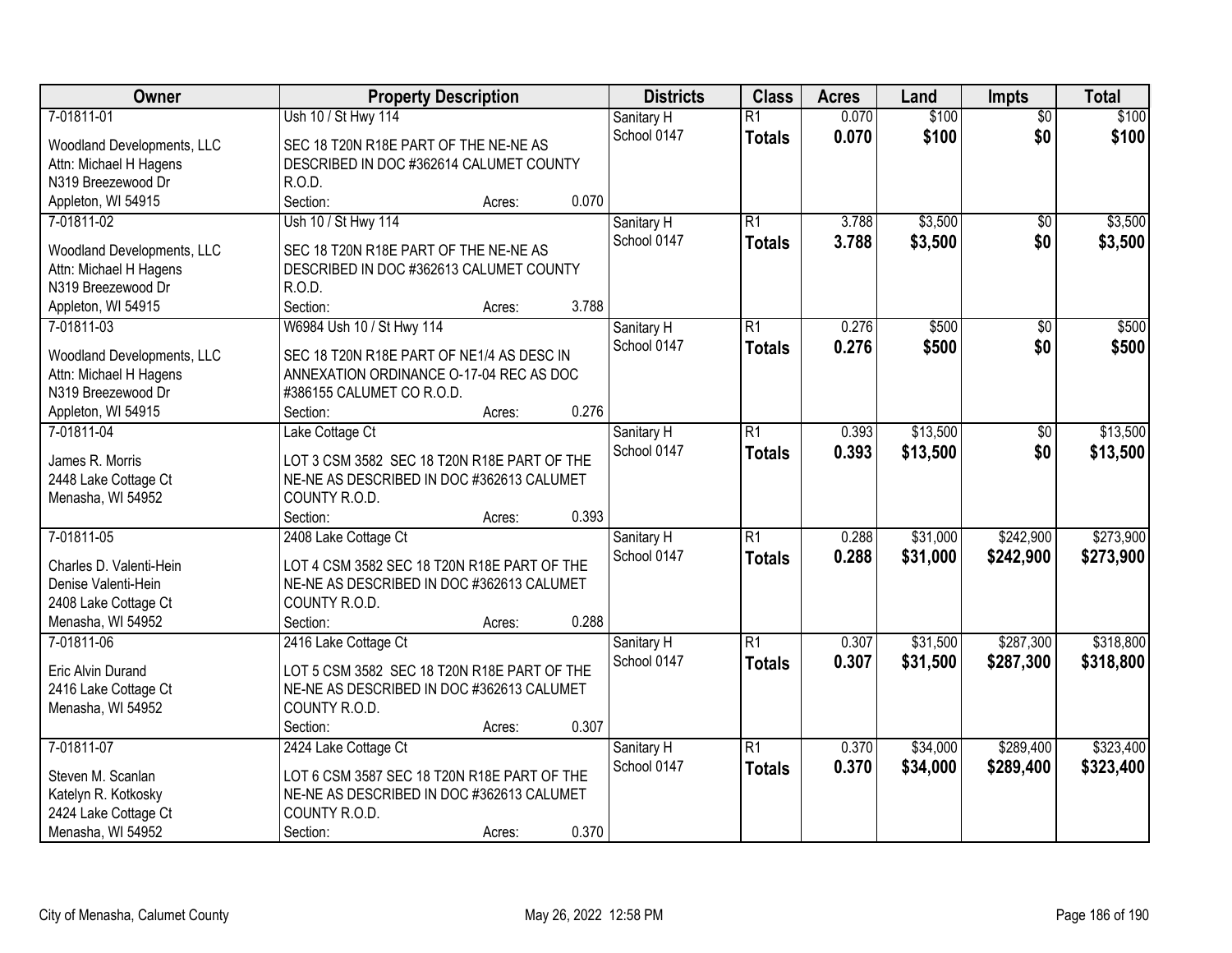| Owner | Property Description | Districts | Class | Acres | Land | Impts | Total |
|---|---|---|---|---|---|---|---|
| 7-01811-01<br>Woodland Developments, LLC<br>Attn: Michael H Hagens<br>N319 Breezewood Dr<br>Appleton, WI 54915 | Ush 10 / St Hwy 114<br>SEC 18 T20N R18E PART OF THE NE-NE AS DESCRIBED IN DOC #362614 CALUMET COUNTY R.O.D.<br>Section: Acres: 0.070 | Sanitary H<br>School 0147 | R1<br>**Totals** | 0.070<br>**0.070** | $100<br>**$100** | $0<br>**$0** | $100<br>**$100** |
| 7-01811-02<br>Woodland Developments, LLC<br>Attn: Michael H Hagens<br>N319 Breezewood Dr<br>Appleton, WI 54915 | Ush 10 / St Hwy 114<br>SEC 18 T20N R18E PART OF THE NE-NE AS DESCRIBED IN DOC #362613 CALUMET COUNTY R.O.D.<br>Section: Acres: 3.788 | Sanitary H<br>School 0147 | R1<br>**Totals** | 3.788<br>**3.788** | $3,500<br>**$3,500** | $0<br>**$0** | $3,500<br>**$3,500** |
| 7-01811-03<br>Woodland Developments, LLC<br>Attn: Michael H Hagens<br>N319 Breezewood Dr<br>Appleton, WI 54915 | W6984 Ush 10 / St Hwy 114<br>SEC 18 T20N R18E PART OF NE1/4 AS DESC IN ANNEXATION ORDINANCE O-17-04 REC AS DOC #386155 CALUMET CO R.O.D.<br>Section: Acres: 0.276 | Sanitary H<br>School 0147 | R1<br>**Totals** | 0.276<br>**0.276** | $500<br>**$500** | $0<br>**$0** | $500<br>**$500** |
| 7-01811-04<br>James R. Morris<br>2448 Lake Cottage Ct<br>Menasha, WI 54952 | Lake Cottage Ct<br>LOT 3 CSM 3582 SEC 18 T20N R18E PART OF THE NE-NE AS DESCRIBED IN DOC #362613 CALUMET COUNTY R.O.D.<br>Section: Acres: 0.393 | Sanitary H<br>School 0147 | R1<br>**Totals** | 0.393<br>**0.393** | $13,500<br>**$13,500** | $0<br>**$0** | $13,500<br>**$13,500** |
| 7-01811-05<br>Charles D. Valenti-Hein<br>Denise Valenti-Hein<br>2408 Lake Cottage Ct<br>Menasha, WI 54952 | 2408 Lake Cottage Ct<br>LOT 4 CSM 3582 SEC 18 T20N R18E PART OF THE NE-NE AS DESCRIBED IN DOC #362613 CALUMET COUNTY R.O.D.<br>Section: Acres: 0.288 | Sanitary H<br>School 0147 | R1<br>**Totals** | 0.288<br>**0.288** | $31,000<br>**$31,000** | $242,900<br>**$242,900** | $273,900<br>**$273,900** |
| 7-01811-06<br>Eric Alvin Durand<br>2416 Lake Cottage Ct<br>Menasha, WI 54952 | 2416 Lake Cottage Ct<br>LOT 5 CSM 3582 SEC 18 T20N R18E PART OF THE NE-NE AS DESCRIBED IN DOC #362613 CALUMET COUNTY R.O.D.<br>Section: Acres: 0.307 | Sanitary H<br>School 0147 | R1<br>**Totals** | 0.307<br>**0.307** | $31,500<br>**$31,500** | $287,300<br>**$287,300** | $318,800<br>**$318,800** |
| 7-01811-07<br>Steven M. Scanlan<br>Katelyn R. Kotkosky<br>2424 Lake Cottage Ct<br>Menasha, WI 54952 | 2424 Lake Cottage Ct<br>LOT 6 CSM 3587 SEC 18 T20N R18E PART OF THE NE-NE AS DESCRIBED IN DOC #362613 CALUMET COUNTY R.O.D.<br>Section: Acres: 0.370 | Sanitary H<br>School 0147 | R1<br>**Totals** | 0.370<br>**0.370** | $34,000<br>**$34,000** | $289,400<br>**$289,400** | $323,400<br>**$323,400** |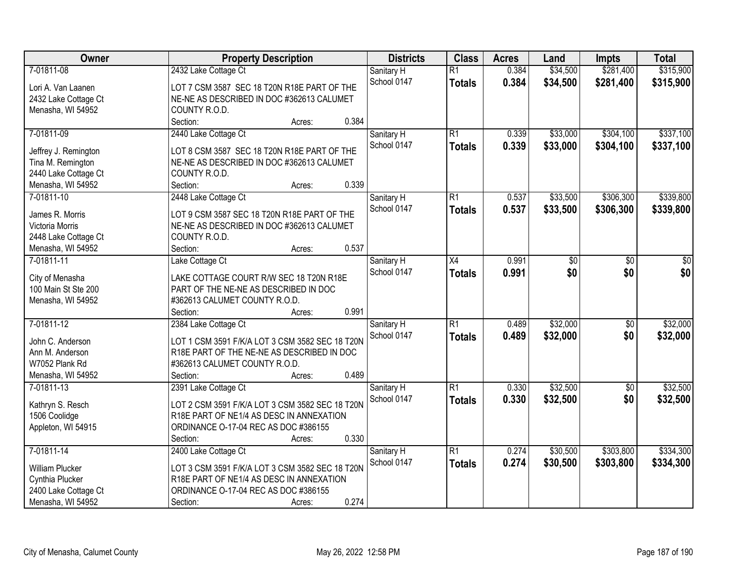| Owner | Property Description | Districts | Class | Acres | Land | Impts | Total |
|---|---|---|---|---|---|---|---|
| 7-01811-08<br>Lori A. Van Laanen<br>2432 Lake Cottage Ct<br>Menasha, WI 54952 | 2432 Lake Cottage Ct<br>LOT 7 CSM 3587 SEC 18 T20N R18E PART OF THE NE-NE AS DESCRIBED IN DOC #362613 CALUMET COUNTY R.O.D.<br>Section: Acres: 0.384 | Sanitary H<br>School 0147 | R1<br>**Totals** | 0.384<br>**0.384** | $34,500<br>**$34,500** | $281,400<br>**$281,400** | $315,900<br>**$315,900** |
| 7-01811-09<br>Jeffrey J. Remington<br>Tina M. Remington<br>2440 Lake Cottage Ct<br>Menasha, WI 54952 | 2440 Lake Cottage Ct<br>LOT 8 CSM 3587 SEC 18 T20N R18E PART OF THE NE-NE AS DESCRIBED IN DOC #362613 CALUMET COUNTY R.O.D.<br>Section: Acres: 0.339 | Sanitary H<br>School 0147 | R1<br>**Totals** | 0.339<br>**0.339** | $33,000<br>**$33,000** | $304,100<br>**$304,100** | $337,100<br>**$337,100** |
| 7-01811-10<br>James R. Morris<br>Victoria Morris<br>2448 Lake Cottage Ct<br>Menasha, WI 54952 | 2448 Lake Cottage Ct<br>LOT 9 CSM 3587 SEC 18 T20N R18E PART OF THE NE-NE AS DESCRIBED IN DOC #362613 CALUMET COUNTY R.O.D.<br>Section: Acres: 0.537 | Sanitary H<br>School 0147 | R1<br>**Totals** | 0.537<br>**0.537** | $33,500<br>**$33,500** | $306,300<br>**$306,300** | $339,800<br>**$339,800** |
| 7-01811-11<br>City of Menasha<br>100 Main St Ste 200<br>Menasha, WI 54952 | Lake Cottage Ct<br>LAKE COTTAGE COURT R/W SEC 18 T20N R18E PART OF THE NE-NE AS DESCRIBED IN DOC #362613 CALUMET COUNTY R.O.D.<br>Section: Acres: 0.991 | Sanitary H<br>School 0147 | X4<br>**Totals** | 0.991<br>**0.991** | $0<br>**$0** | $0<br>**$0** | $0<br>**$0** |
| 7-01811-12<br>John C. Anderson<br>Ann M. Anderson<br>W7052 Plank Rd<br>Menasha, WI 54952 | 2384 Lake Cottage Ct<br>LOT 1 CSM 3591 F/K/A LOT 3 CSM 3582 SEC 18 T20N R18E PART OF THE NE-NE AS DESCRIBED IN DOC #362613 CALUMET COUNTY R.O.D.<br>Section: Acres: 0.489 | Sanitary H<br>School 0147 | R1<br>**Totals** | 0.489<br>**0.489** | $32,000<br>**$32,000** | $0<br>**$0** | $32,000<br>**$32,000** |
| 7-01811-13<br>Kathryn S. Resch<br>1506 Coolidge<br>Appleton, WI 54915 | 2391 Lake Cottage Ct<br>LOT 2 CSM 3591 F/K/A LOT 3 CSM 3582 SEC 18 T20N R18E PART OF NE1/4 AS DESC IN ANNEXATION ORDINANCE O-17-04 REC AS DOC #386155<br>Section: Acres: 0.330 | Sanitary H<br>School 0147 | R1<br>**Totals** | 0.330<br>**0.330** | $32,500<br>**$32,500** | $0<br>**$0** | $32,500<br>**$32,500** |
| 7-01811-14<br>William Plucker<br>Cynthia Plucker<br>2400 Lake Cottage Ct<br>Menasha, WI 54952 | 2400 Lake Cottage Ct<br>LOT 3 CSM 3591 F/K/A LOT 3 CSM 3582 SEC 18 T20N R18E PART OF NE1/4 AS DESC IN ANNEXATION ORDINANCE O-17-04 REC AS DOC #386155<br>Section: Acres: 0.274 | Sanitary H<br>School 0147 | R1<br>**Totals** | 0.274<br>**0.274** | $30,500<br>**$30,500** | $303,800<br>**$303,800** | $334,300<br>**$334,300** |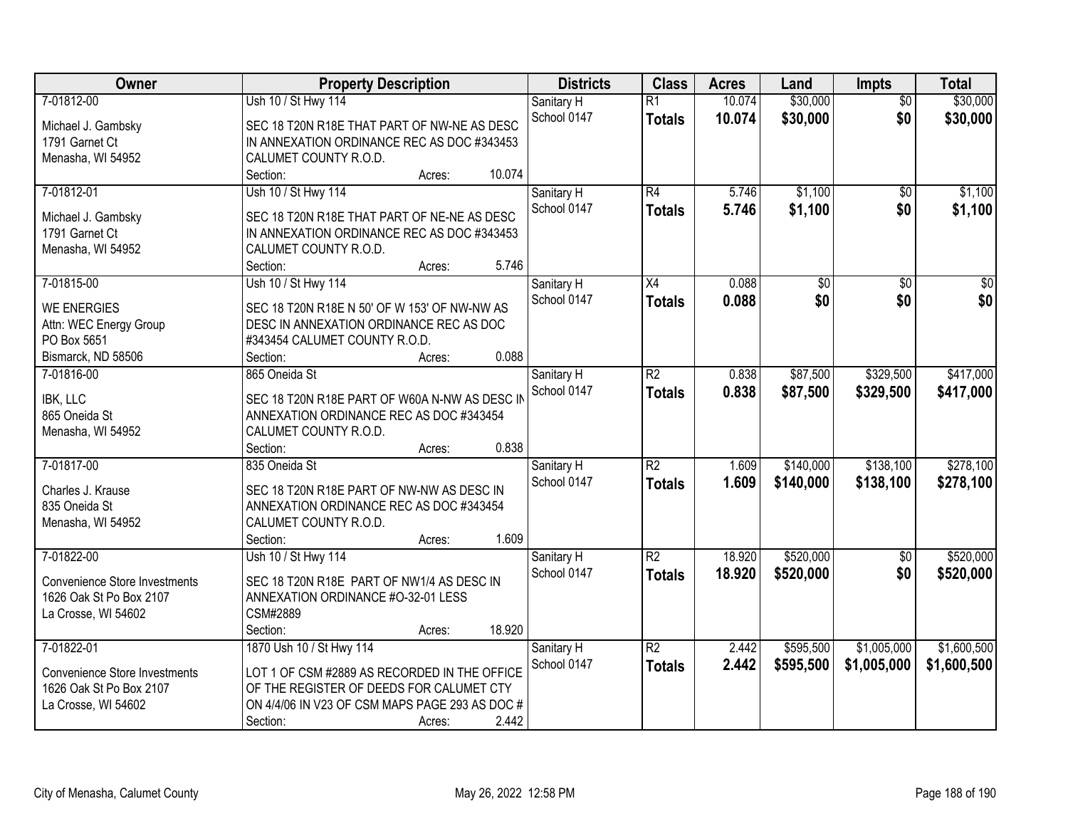| Owner | Property Description | Districts | Class | Acres | Land | Impts | Total |
|---|---|---|---|---|---|---|---|
| 7-01812-00<br><br>Michael J. Gambsky<br>1791 Garnet Ct<br>Menasha, WI 54952 | Ush 10 / St Hwy 114<br><br>SEC 18 T20N R18E THAT PART OF NW-NE AS DESC IN ANNEXATION ORDINANCE REC AS DOC #343453 CALUMET COUNTY R.O.D.<br>Section: Acres: 10.074 | Sanitary H<br>School 0147 | R1<br>**Totals** | 10.074<br>**10.074** | \$30,000<br>**\$30,000** | \$0<br>**\$0** | \$30,000<br>**\$30,000** |
| 7-01812-01<br><br>Michael J. Gambsky<br>1791 Garnet Ct<br>Menasha, WI 54952 | Ush 10 / St Hwy 114<br><br>SEC 18 T20N R18E THAT PART OF NE-NE AS DESC IN ANNEXATION ORDINANCE REC AS DOC #343453 CALUMET COUNTY R.O.D.<br>Section: Acres: 5.746 | Sanitary H<br>School 0147 | R4<br>**Totals** | 5.746<br>**5.746** | \$1,100<br>**\$1,100** | \$0<br>**\$0** | \$1,100<br>**\$1,100** |
| 7-01815-00<br><br>WE ENERGIES<br>Attn: WEC Energy Group<br>PO Box 5651<br>Bismarck, ND 58506 | Ush 10 / St Hwy 114<br><br>SEC 18 T20N R18E N 50' OF W 153' OF NW-NW AS DESC IN ANNEXATION ORDINANCE REC AS DOC #343454 CALUMET COUNTY R.O.D.<br>Section: Acres: 0.088 | Sanitary H<br>School 0147 | X4<br>**Totals** | 0.088<br>**0.088** | \$0<br>**\$0** | \$0<br>**\$0** | \$0<br>**\$0** |
| 7-01816-00<br><br>IBK, LLC<br>865 Oneida St<br>Menasha, WI 54952 | 865 Oneida St<br><br>SEC 18 T20N R18E PART OF W60A N-NW AS DESC IN ANNEXATION ORDINANCE REC AS DOC #343454 CALUMET COUNTY R.O.D.<br>Section: Acres: 0.838 | Sanitary H<br>School 0147 | R2<br>**Totals** | 0.838<br>**0.838** | \$87,500<br>**\$87,500** | \$329,500<br>**\$329,500** | \$417,000<br>**\$417,000** |
| 7-01817-00<br><br>Charles J. Krause<br>835 Oneida St<br>Menasha, WI 54952 | 835 Oneida St<br><br>SEC 18 T20N R18E PART OF NW-NW AS DESC IN ANNEXATION ORDINANCE REC AS DOC #343454 CALUMET COUNTY R.O.D.<br>Section: Acres: 1.609 | Sanitary H<br>School 0147 | R2<br>**Totals** | 1.609<br>**1.609** | \$140,000<br>**\$140,000** | \$138,100<br>**\$138,100** | \$278,100<br>**\$278,100** |
| 7-01822-00<br><br>Convenience Store Investments<br>1626 Oak St Po Box 2107<br>La Crosse, WI 54602 | Ush 10 / St Hwy 114<br><br>SEC 18 T20N R18E PART OF NW1/4 AS DESC IN ANNEXATION ORDINANCE #O-32-01 LESS CSM#2889<br>Section: Acres: 18.920 | Sanitary H<br>School 0147 | R2<br>**Totals** | 18.920<br>**18.920** | \$520,000<br>**\$520,000** | \$0<br>**\$0** | \$520,000<br>**\$520,000** |
| 7-01822-01<br><br>Convenience Store Investments<br>1626 Oak St Po Box 2107<br>La Crosse, WI 54602 | 1870 Ush 10 / St Hwy 114<br><br>LOT 1 OF CSM #2889 AS RECORDED IN THE OFFICE OF THE REGISTER OF DEEDS FOR CALUMET CTY ON 4/4/06 IN V23 OF CSM MAPS PAGE 293 AS DOC #<br>Section: Acres: 2.442 | Sanitary H<br>School 0147 | R2<br>**Totals** | 2.442<br>**2.442** | \$595,500<br>**\$595,500** | \$1,005,000<br>**\$1,005,000** | \$1,600,500<br>**\$1,600,500** |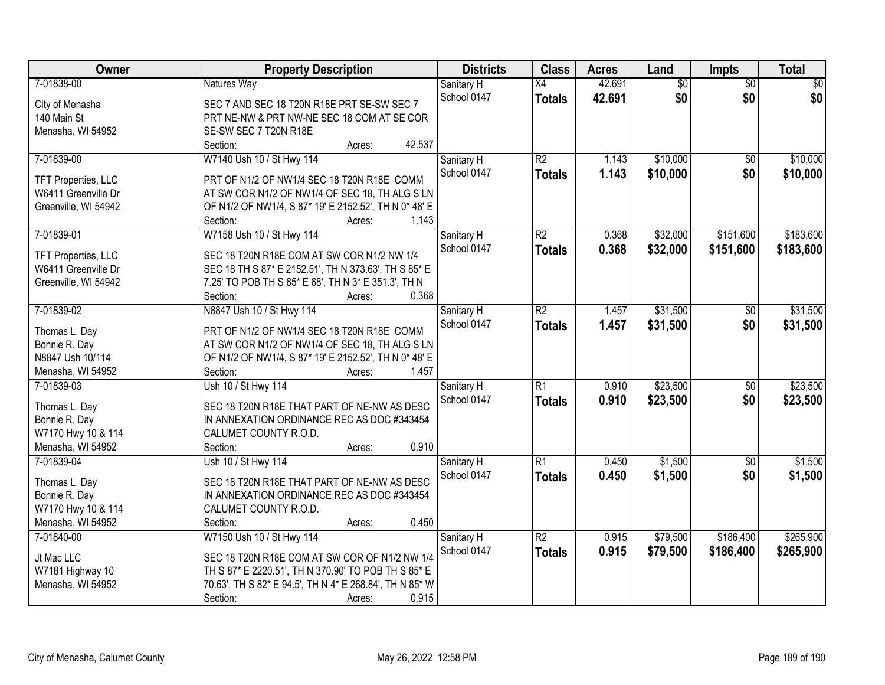| Owner | Property Description | Districts | Class | Acres | Land | Impts | Total |
|---|---|---|---|---|---|---|---|
| 7-01838-00<br>City of Menasha<br>140 Main St<br>Menasha, WI 54952 | Natures Way<br>SEC 7 AND SEC 18 T20N R18E PRT SE-SW SEC 7 PRT NE-NW & PRT NW-NE SEC 18 COM AT SE COR SE-SW SEC 7 T20N R18E<br>Section: Acres: 42.537 | Sanitary H<br>School 0147 | X4<br>**Totals** | 42.691<br>**42.691** | $0<br>**$0** | $0<br>**$0** | $0<br>**$0** |
| 7-01839-00<br>TFT Properties, LLC<br>W6411 Greenville Dr<br>Greenville, WI 54942 | W7140 Ush 10 / St Hwy 114<br>PRT OF N1/2 OF NW1/4 SEC 18 T20N R18E COMM AT SW COR N1/2 OF NW1/4 OF SEC 18, TH ALG S LN OF N1/2 OF NW1/4, S 87* 19' E 2152.52', TH N 0* 48' E<br>Section: Acres: 1.143 | Sanitary H<br>School 0147 | R2<br>**Totals** | 1.143<br>**1.143** | $10,000<br>**$10,000** | $0<br>**$0** | $10,000<br>**$10,000** |
| 7-01839-01<br>TFT Properties, LLC<br>W6411 Greenville Dr<br>Greenville, WI 54942 | W7158 Ush 10 / St Hwy 114<br>SEC 18 T20N R18E COM AT SW COR N1/2 NW 1/4 SEC 18 TH S 87* E 2152.51', TH N 373.63', TH S 85* E 7.25' TO POB TH S 85* E 68', TH N 3* E 351.3', TH N<br>Section: Acres: 0.368 | Sanitary H<br>School 0147 | R2<br>**Totals** | 0.368<br>**0.368** | $32,000<br>**$32,000** | $151,600<br>**$151,600** | $183,600<br>**$183,600** |
| 7-01839-02<br>Thomas L. Day<br>Bonnie R. Day<br>N8847 Ush 10/114<br>Menasha, WI 54952 | N8847 Ush 10 / St Hwy 114<br>PRT OF N1/2 OF NW1/4 SEC 18 T20N R18E COMM AT SW COR N1/2 OF NW1/4 OF SEC 18, TH ALG S LN OF N1/2 OF NW1/4, S 87* 19' E 2152.52', TH N 0* 48' E<br>Section: Acres: 1.457 | Sanitary H<br>School 0147 | R2<br>**Totals** | 1.457<br>**1.457** | $31,500<br>**$31,500** | $0<br>**$0** | $31,500<br>**$31,500** |
| 7-01839-03<br>Thomas L. Day<br>Bonnie R. Day<br>W7170 Hwy 10 & 114<br>Menasha, WI 54952 | Ush 10 / St Hwy 114<br>SEC 18 T20N R18E THAT PART OF NE-NW AS DESC IN ANNEXATION ORDINANCE REC AS DOC #343454 CALUMET COUNTY R.O.D.<br>Section: Acres: 0.910 | Sanitary H<br>School 0147 | R1<br>**Totals** | 0.910<br>**0.910** | $23,500<br>**$23,500** | $0<br>**$0** | $23,500<br>**$23,500** |
| 7-01839-04<br>Thomas L. Day<br>Bonnie R. Day<br>W7170 Hwy 10 & 114<br>Menasha, WI 54952 | Ush 10 / St Hwy 114<br>SEC 18 T20N R18E THAT PART OF NE-NW AS DESC IN ANNEXATION ORDINANCE REC AS DOC #343454 CALUMET COUNTY R.O.D.<br>Section: Acres: 0.450 | Sanitary H<br>School 0147 | R1<br>**Totals** | 0.450<br>**0.450** | $1,500<br>**$1,500** | $0<br>**$0** | $1,500<br>**$1,500** |
| 7-01840-00<br>Jt Mac LLC<br>W7181 Highway 10<br>Menasha, WI 54952 | W7150 Ush 10 / St Hwy 114<br>SEC 18 T20N R18E COM AT SW COR OF N1/2 NW 1/4 TH S 87* E 2220.51', TH N 370.90' TO POB TH S 85* E 70.63', TH S 82* E 94.5', TH N 4* E 268.84', TH N 85* W<br>Section: Acres: 0.915 | Sanitary H<br>School 0147 | R2<br>**Totals** | 0.915<br>**0.915** | $79,500<br>**$79,500** | $186,400<br>**$186,400** | $265,900<br>**$265,900** |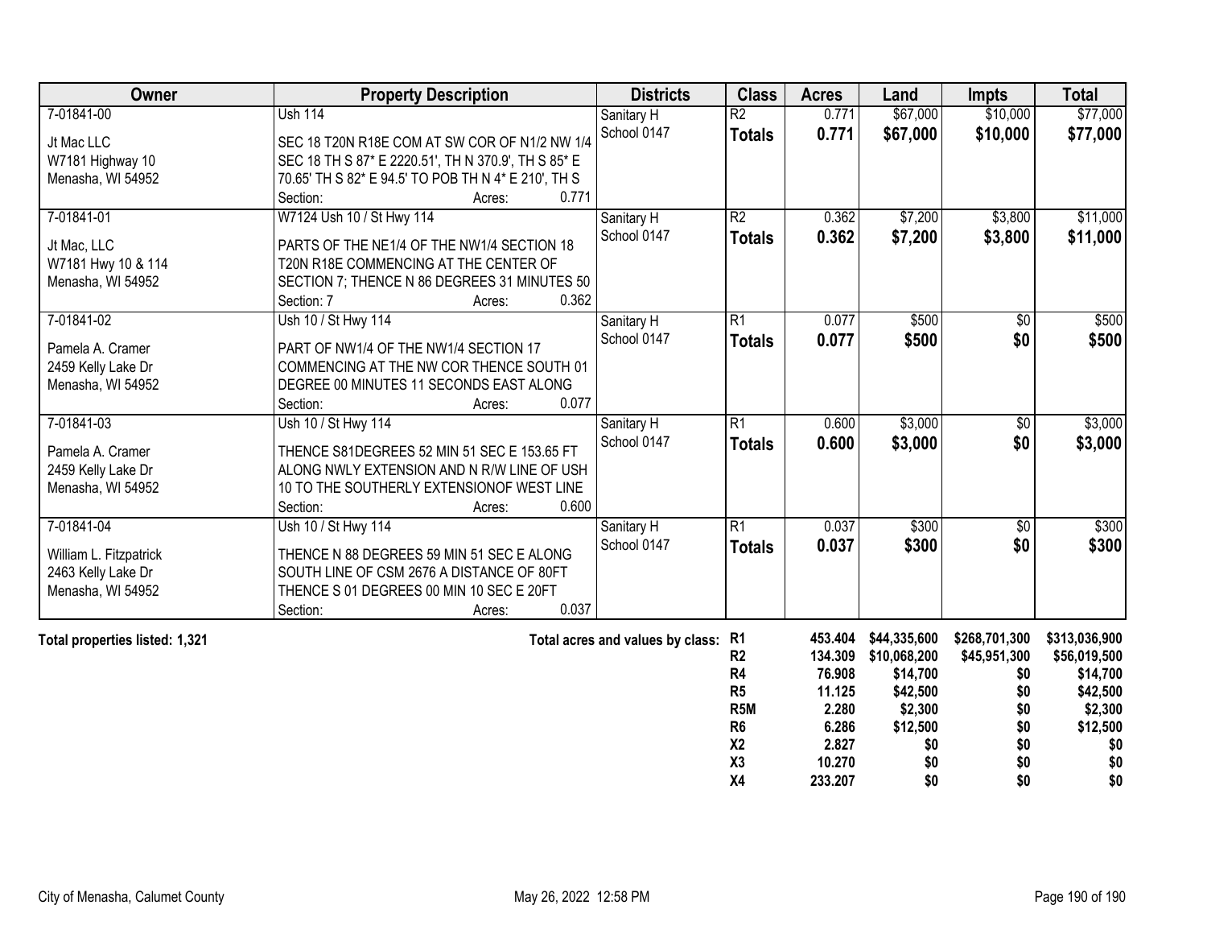| Owner | Property Description | Districts | Class | Acres | Land | Impts | Total |
|---|---|---|---|---|---|---|---|
| 7-01841-00<br>Jt Mac LLC<br>W7181 Highway 10<br>Menasha, WI 54952 | Ush 114<br>SEC 18 T20N R18E COM AT SW COR OF N1/2 NW 1/4 SEC 18 TH S 87* E 2220.51', TH N 370.9', TH S 85* E 70.65' TH S 82* E 94.5' TO POB TH N 4* E 210', TH S<br>Section: Acres: 0.771 | Sanitary H<br>School 0147 | R2<br>**Totals** | 0.771<br>**0.771** | $67,000<br>**$67,000** | $10,000<br>**$10,000** | $77,000<br>**$77,000** |
| 7-01841-01<br>Jt Mac, LLC<br>W7181 Hwy 10 & 114<br>Menasha, WI 54952 | W7124 Ush 10 / St Hwy 114<br>PARTS OF THE NE1/4 OF THE NW1/4 SECTION 18 T20N R18E COMMENCING AT THE CENTER OF SECTION 7; THENCE N 86 DEGREES 31 MINUTES 50<br>Section: 7 Acres: 0.362 | Sanitary H<br>School 0147 | R2<br>**Totals** | 0.362<br>**0.362** | $7,200<br>**$7,200** | $3,800<br>**$3,800** | $11,000<br>**$11,000** |
| 7-01841-02<br>Pamela A. Cramer<br>2459 Kelly Lake Dr<br>Menasha, WI 54952 | Ush 10 / St Hwy 114<br>PART OF NW1/4 OF THE NW1/4 SECTION 17 COMMENCING AT THE NW COR THENCE SOUTH 01 DEGREE 00 MINUTES 11 SECONDS EAST ALONG<br>Section: Acres: 0.077 | Sanitary H<br>School 0147 | R1<br>**Totals** | 0.077<br>**0.077** | $500<br>**$500** | $0<br>**$0** | $500<br>**$500** |
| 7-01841-03<br>Pamela A. Cramer<br>2459 Kelly Lake Dr<br>Menasha, WI 54952 | Ush 10 / St Hwy 114<br>THENCE S81DEGREES 52 MIN 51 SEC E 153.65 FT ALONG NWLY EXTENSION AND N R/W LINE OF USH 10 TO THE SOUTHERLY EXTENSIONOF WEST LINE<br>Section: Acres: 0.600 | Sanitary H<br>School 0147 | R1<br>**Totals** | 0.600<br>**0.600** | $3,000<br>**$3,000** | $0<br>**$0** | $3,000<br>**$3,000** |
| 7-01841-04<br>William L. Fitzpatrick<br>2463 Kelly Lake Dr<br>Menasha, WI 54952 | Ush 10 / St Hwy 114<br>THENCE N 88 DEGREES 59 MIN 51 SEC E ALONG SOUTH LINE OF CSM 2676 A DISTANCE OF 80FT THENCE S 01 DEGREES 00 MIN 10 SEC E 20FT<br>Section: Acres: 0.037 | Sanitary H<br>School 0147 | R1<br>**Totals** | 0.037<br>**0.037** | $300<br>**$300** | $0<br>**$0** | $300<br>**$300** |

**Total properties listed: 1,321**

**Total acres and values by class:**

| Class | Acres | Land | Impts | Total |
|---|---|---|---|---|
| R1 | 453.404 | $44,335,600 | $268,701,300 | $313,036,900 |
| R2 | 134.309 | $10,068,200 | $45,951,300 | $56,019,500 |
| R4 | 76.908 | $14,700 | $0 | $14,700 |
| R5 | 11.125 | $42,500 | $0 | $42,500 |
| R5M | 2.280 | $2,300 | $0 | $2,300 |
| R6 | 6.286 | $12,500 | $0 | $12,500 |
| X2 | 2.827 | $0 | $0 | $0 |
| X3 | 10.270 | $0 | $0 | $0 |
| X4 | 233.207 | $0 | $0 | $0 |